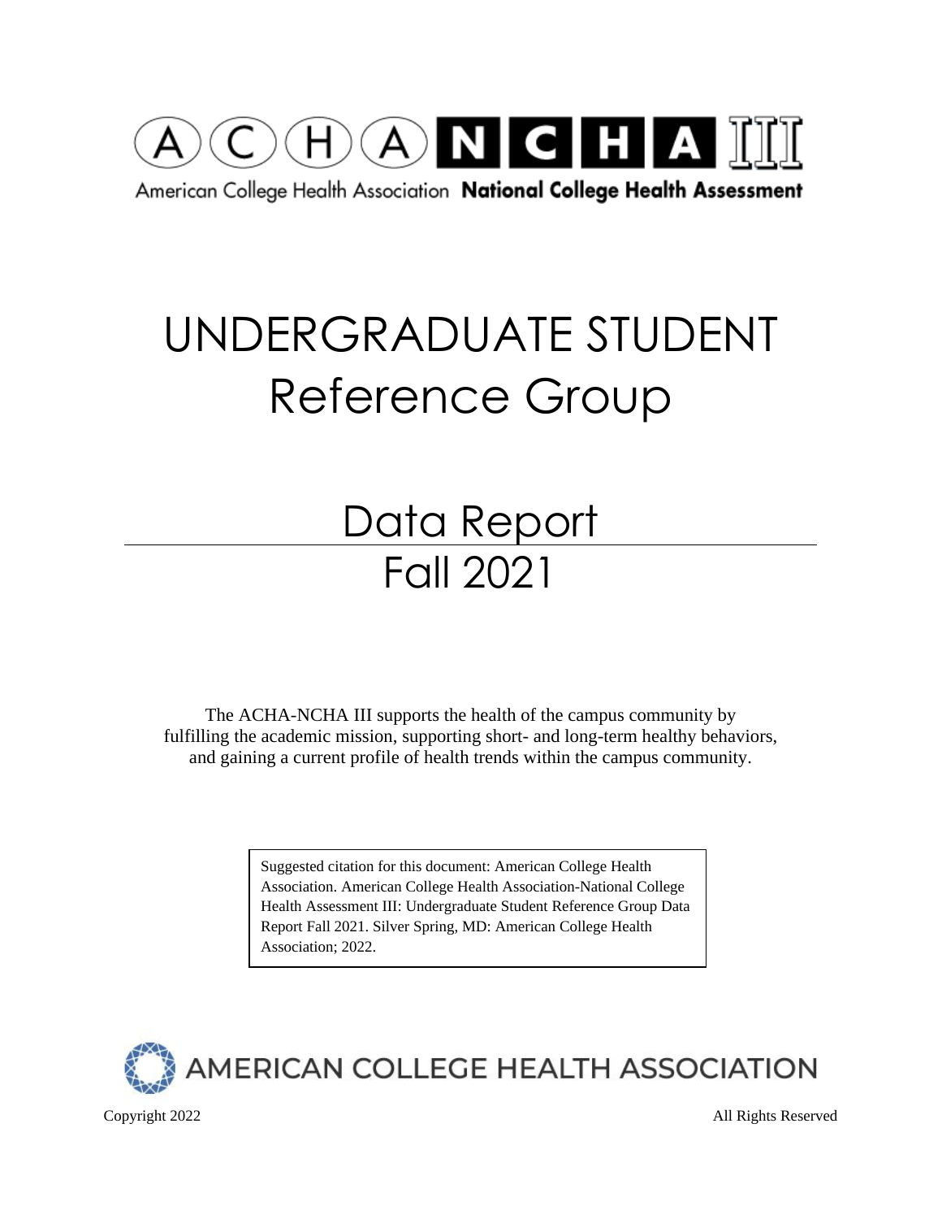ACHA NCHA III

American College Health Association **National College Health Assessment**

# UNDERGRADUATE STUDENT Reference Group

## Data Report

## Fall 2021

The ACHA-NCHA III supports the health of the campus community by fulfilling the academic mission, supporting short- and long-term healthy behaviors, and gaining a current profile of health trends within the campus community.

Suggested citation for this document: American College Health Association. American College Health Association-National College Health Assessment III: Undergraduate Student Reference Group Data Report Fall 2021. Silver Spring, MD: American College Health Association; 2022.

AMERICAN COLLEGE HEALTH ASSOCIATION

Copyright 2022 All Rights Reserved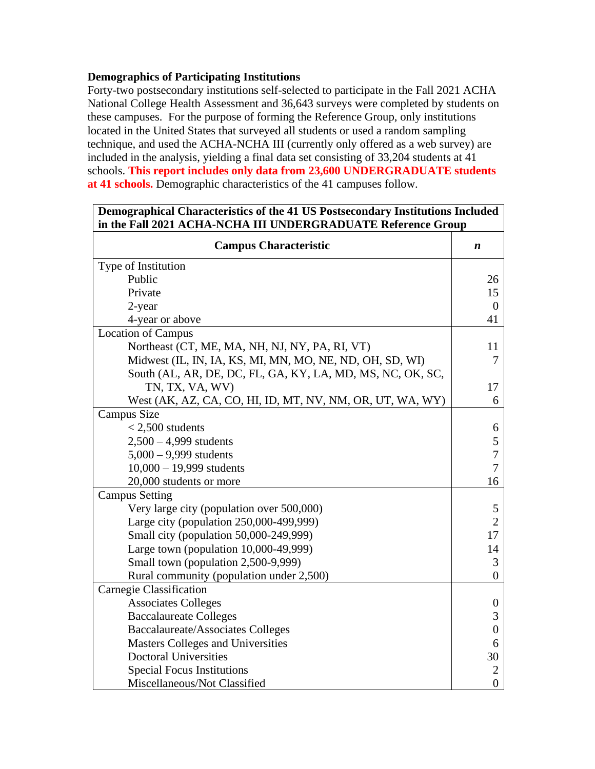**Demographics of Participating Institutions**

Forty-two postsecondary institutions self-selected to participate in the Fall 2021 ACHA National College Health Assessment and 36,643 surveys were completed by students on these campuses. For the purpose of forming the Reference Group, only institutions located in the United States that surveyed all students or used a random sampling technique, and used the ACHA-NCHA III (currently only offered as a web survey) are included in the analysis, yielding a final data set consisting of 33,204 students at 41 schools. **This report includes only data from 23,600 UNDERGRADUATE students at 41 schools.** Demographic characteristics of the 41 campuses follow.

**Demographical Characteristics of the 41 US Postsecondary Institutions Included in the Fall 2021 ACHA-NCHA III UNDERGRADUATE Reference Group**

| Campus Characteristic | *n* |
|---|---|
| Type of Institution | |
| Public | 26 |
| Private | 15 |
| 2-year | 0 |
| 4-year or above | 41 |
| Location of Campus | |
| Northeast (CT, ME, MA, NH, NJ, NY, PA, RI, VT) | 11 |
| Midwest (IL, IN, IA, KS, MI, MN, MO, NE, ND, OH, SD, WI) | 7 |
| South (AL, AR, DE, DC, FL, GA, KY, LA, MD, MS, NC, OK, SC, TN, TX, VA, WV) | 17 |
| West (AK, AZ, CA, CO, HI, ID, MT, NV, NM, OR, UT, WA, WY) | 6 |
| Campus Size | |
| < 2,500 students | 6 |
| 2,500 – 4,999 students | 5 |
| 5,000 – 9,999 students | 7 |
| 10,000 – 19,999 students | 7 |
| 20,000 students or more | 16 |
| Campus Setting | |
| Very large city (population over 500,000) | 5 |
| Large city (population 250,000-499,999) | 2 |
| Small city (population 50,000-249,999) | 17 |
| Large town (population 10,000-49,999) | 14 |
| Small town (population 2,500-9,999) | 3 |
| Rural community (population under 2,500) | 0 |
| Carnegie Classification | |
| Associates Colleges | 0 |
| Baccalaureate Colleges | 3 |
| Baccalaureate/Associates Colleges | 0 |
| Masters Colleges and Universities | 6 |
| Doctoral Universities | 30 |
| Special Focus Institutions | 2 |
| Miscellaneous/Not Classified | 0 |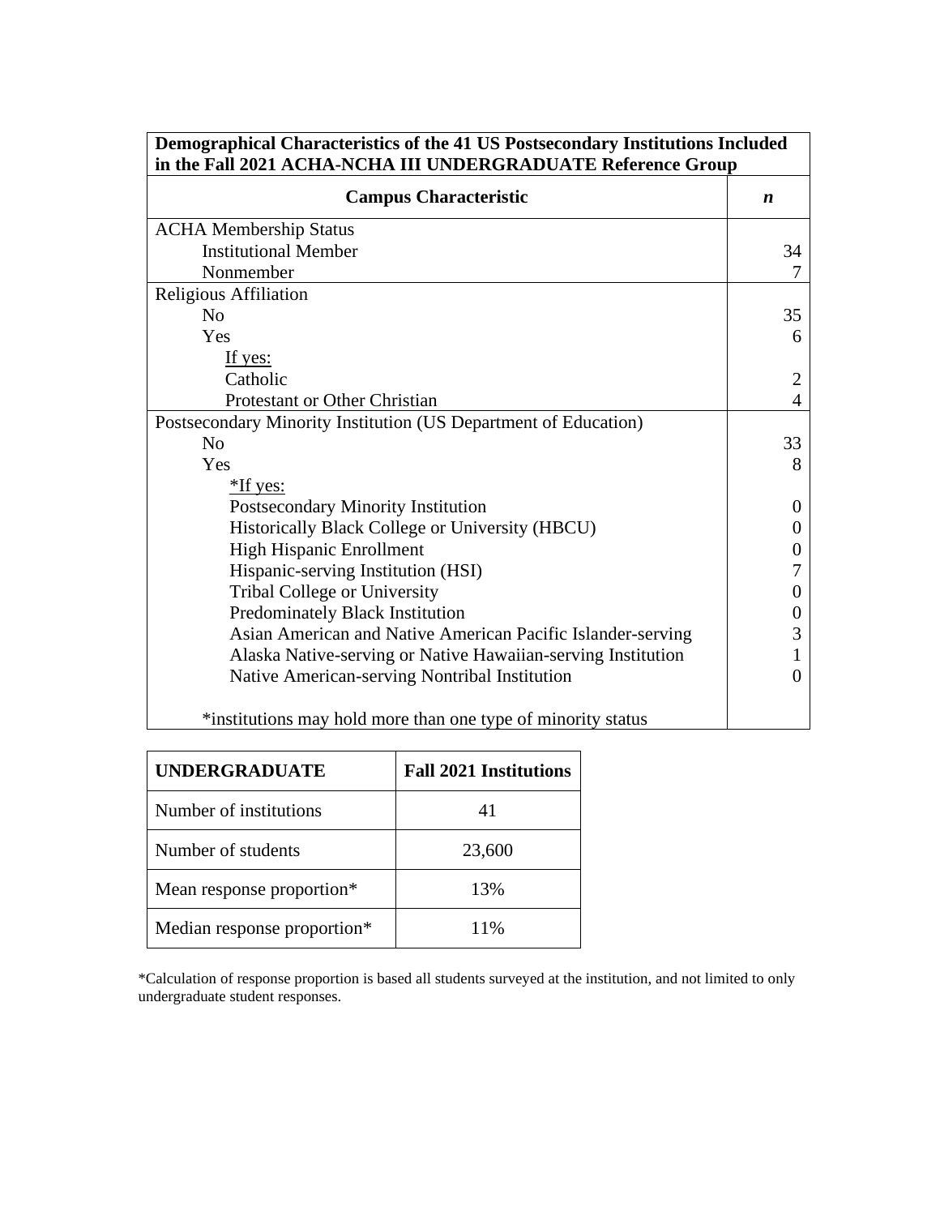| **Demographical Characteristics of the 41 US Postsecondary Institutions Included in the Fall 2021 ACHA-NCHA III UNDERGRADUATE Reference Group** | |
|---|---|
| **Campus Characteristic** | ***n*** |
| ACHA Membership Status | |
| Institutional Member | 34 |
| Nonmember | 7 |
| Religious Affiliation | |
| No | 35 |
| Yes | 6 |
| If yes: | |
| Catholic | 2 |
| Protestant or Other Christian | 4 |
| Postsecondary Minority Institution (US Department of Education) | |
| No | 33 |
| Yes | 8 |
| *If yes: | |
| Postsecondary Minority Institution | 0 |
| Historically Black College or University (HBCU) | 0 |
| High Hispanic Enrollment | 0 |
| Hispanic-serving Institution (HSI) | 7 |
| Tribal College or University | 0 |
| Predominately Black Institution | 0 |
| Asian American and Native American Pacific Islander-serving | 3 |
| Alaska Native-serving or Native Hawaiian-serving Institution | 1 |
| Native American-serving Nontribal Institution | 0 |
| *institutions may hold more than one type of minority status | |

| **UNDERGRADUATE** | **Fall 2021 Institutions** |
|---|---|
| Number of institutions | 41 |
| Number of students | 23,600 |
| Mean response proportion* | 13% |
| Median response proportion* | 11% |

*Calculation of response proportion is based all students surveyed at the institution, and not limited to only undergraduate student responses.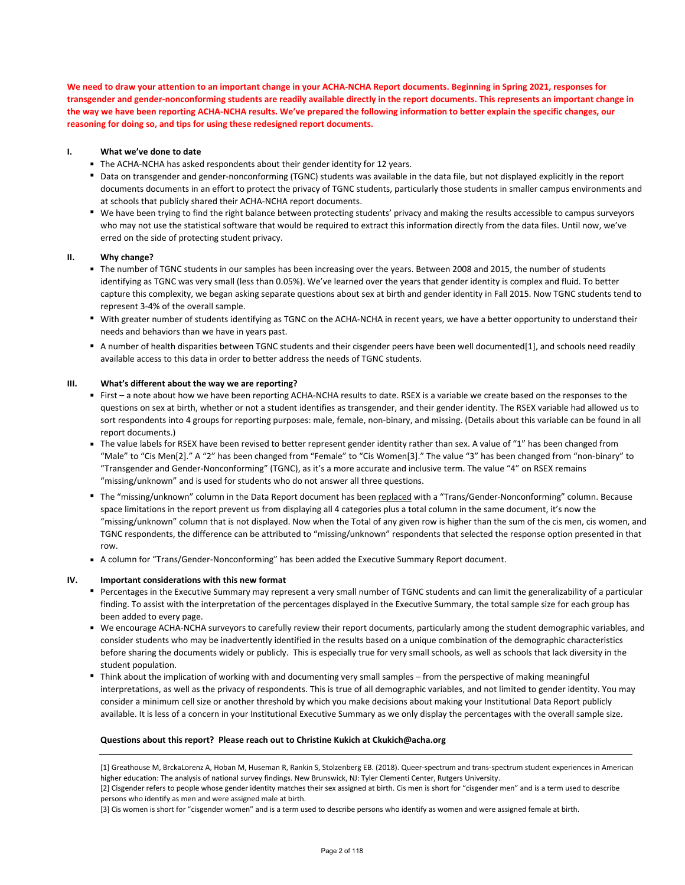**We need to draw your attention to an important change in your ACHA-NCHA Report documents. Beginning in Spring 2021, responses for transgender and gender-nonconforming students are readily available directly in the report documents. This represents an important change in the way we have been reporting ACHA-NCHA results. We've prepared the following information to better explain the specific changes, our reasoning for doing so, and tips for using these redesigned report documents.**

## I. What we've done to date

- The ACHA-NCHA has asked respondents about their gender identity for 12 years.
- Data on transgender and gender-nonconforming (TGNC) students was available in the data file, but not displayed explicitly in the report documents documents in an effort to protect the privacy of TGNC students, particularly those students in smaller campus environments and at schools that publicly shared their ACHA-NCHA report documents.
- We have been trying to find the right balance between protecting students' privacy and making the results accessible to campus surveyors who may not use the statistical software that would be required to extract this information directly from the data files. Until now, we've erred on the side of protecting student privacy.

## II. Why change?

- The number of TGNC students in our samples has been increasing over the years. Between 2008 and 2015, the number of students identifying as TGNC was very small (less than 0.05%). We've learned over the years that gender identity is complex and fluid. To better capture this complexity, we began asking separate questions about sex at birth and gender identity in Fall 2015. Now TGNC students tend to represent 3-4% of the overall sample.
- With greater number of students identifying as TGNC on the ACHA-NCHA in recent years, we have a better opportunity to understand their needs and behaviors than we have in years past.
- A number of health disparities between TGNC students and their cisgender peers have been well documented[1], and schools need readily available access to this data in order to better address the needs of TGNC students.

## III. What's different about the way we are reporting?

- First – a note about how we have been reporting ACHA-NCHA results to date. RSEX is a variable we create based on the responses to the questions on sex at birth, whether or not a student identifies as transgender, and their gender identity. The RSEX variable had allowed us to sort respondents into 4 groups for reporting purposes: male, female, non-binary, and missing. (Details about this variable can be found in all report documents.)
- The value labels for RSEX have been revised to better represent gender identity rather than sex. A value of "1" has been changed from "Male" to "Cis Men[2]." A "2" has been changed from "Female" to "Cis Women[3]." The value "3" has been changed from "non-binary" to "Transgender and Gender-Nonconforming" (TGNC), as it's a more accurate and inclusive term. The value "4" on RSEX remains "missing/unknown" and is used for students who do not answer all three questions.
- The "missing/unknown" column in the Data Report document has been <u>replaced</u> with a "Trans/Gender-Nonconforming" column. Because space limitations in the report prevent us from displaying all 4 categories plus a total column in the same document, it's now the "missing/unknown" column that is not displayed. Now when the Total of any given row is higher than the sum of the cis men, cis women, and TGNC respondents, the difference can be attributed to "missing/unknown" respondents that selected the response option presented in that row.
- A column for "Trans/Gender-Nonconforming" has been added the Executive Summary Report document.

## IV. Important considerations with this new format

- Percentages in the Executive Summary may represent a very small number of TGNC students and can limit the generalizability of a particular finding. To assist with the interpretation of the percentages displayed in the Executive Summary, the total sample size for each group has been added to every page.
- We encourage ACHA-NCHA surveyors to carefully review their report documents, particularly among the student demographic variables, and consider students who may be inadvertently identified in the results based on a unique combination of the demographic characteristics before sharing the documents widely or publicly. This is especially true for very small schools, as well as schools that lack diversity in the student population.
- Think about the implication of working with and documenting very small samples – from the perspective of making meaningful interpretations, as well as the privacy of respondents. This is true of all demographic variables, and not limited to gender identity. You may consider a minimum cell size or another threshold by which you make decisions about making your Institutional Data Report publicly available. It is less of a concern in your Institutional Executive Summary as we only display the percentages with the overall sample size.

**Questions about this report? Please reach out to Christine Kukich at Ckukich@acha.org**

---

[1] Greathouse M, BrckaLorenz A, Hoban M, Huseman R, Rankin S, Stolzenberg EB. (2018). Queer-spectrum and trans-spectrum student experiences in American higher education: The analysis of national survey findings. New Brunswick, NJ: Tyler Clementi Center, Rutgers University.

[2] Cisgender refers to people whose gender identity matches their sex assigned at birth. Cis men is short for "cisgender men" and is a term used to describe persons who identify as men and were assigned male at birth.

[3] Cis women is short for "cisgender women" and is a term used to describe persons who identify as women and were assigned female at birth.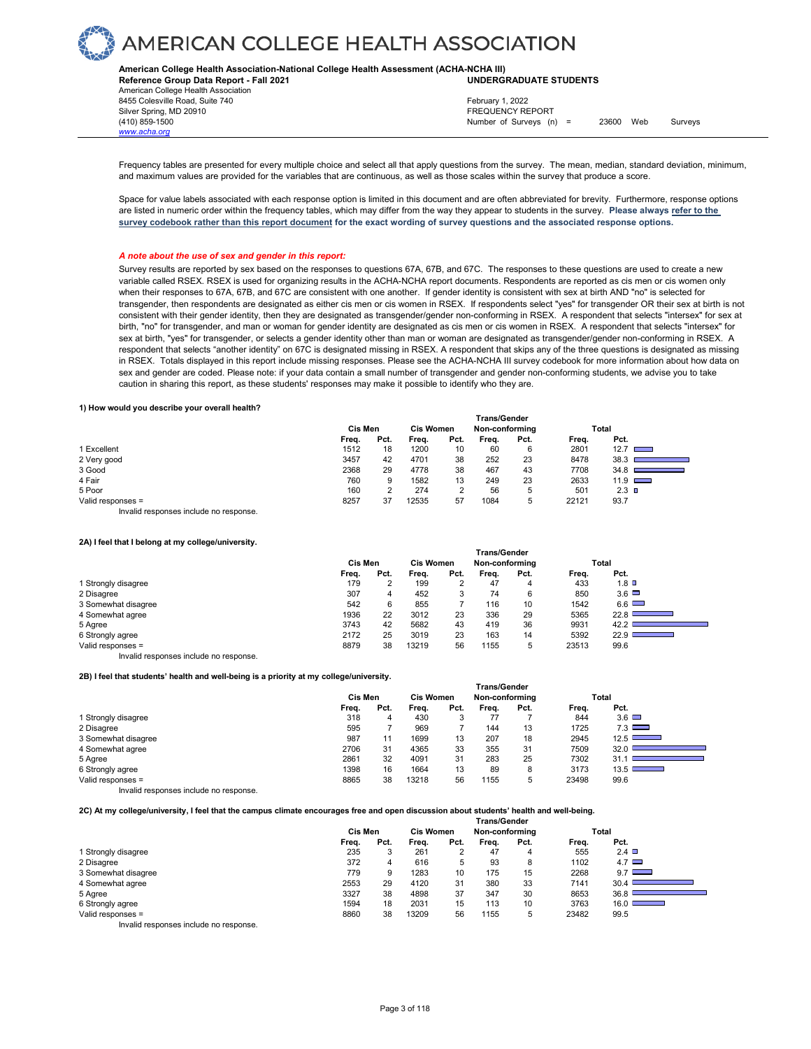# AMERICAN COLLEGE HEALTH ASSOCIATION

**American College Health Association-National College Health Assessment (ACHA-NCHA III)**
**Reference Group Data Report - Fall 2021** — **UNDERGRADUATE STUDENTS**

American College Health Association
8455 Colesville Road, Suite 740
Silver Spring, MD 20910
(410) 859-1500
www.acha.org

February 1, 2022
FREQUENCY REPORT
Number of Surveys (n) = 23600 Web Surveys

Frequency tables are presented for every multiple choice and select all that apply questions from the survey. The mean, median, standard deviation, minimum, and maximum values are provided for the variables that are continuous, as well as those scales within the survey that produce a score.

Space for value labels associated with each response option is limited in this document and are often abbreviated for brevity. Furthermore, response options are listed in numeric order within the frequency tables, which may differ from the way they appear to students in the survey. **Please always refer to the survey codebook rather than this report document for the exact wording of survey questions and the associated response options.**

***A note about the use of sex and gender in this report:***

Survey results are reported by sex based on the responses to questions 67A, 67B, and 67C. The responses to these questions are used to create a new variable called RSEX. RSEX is used for organizing results in the ACHA-NCHA report documents. Respondents are reported as cis men or cis women only when their responses to 67A, 67B, and 67C are consistent with one another. If gender identity is consistent with sex at birth AND "no" is selected for transgender, then respondents are designated as either cis men or cis women in RSEX. If respondents select "yes" for transgender OR their sex at birth is not consistent with their gender identity, then they are designated as transgender/gender non-conforming in RSEX. A respondent that selects "intersex" for sex at birth, "no" for transgender, and man or woman for gender identity are designated as cis men or cis women in RSEX. A respondent that selects "intersex" for sex at birth, "yes" for transgender, or selects a gender identity other than man or woman are designated as transgender/gender non-conforming in RSEX. A respondent that selects "another identity" on 67C is designated missing in RSEX. A respondent that skips any of the three questions is designated as missing in RSEX. Totals displayed in this report include missing responses. Please see the ACHA-NCHA III survey codebook for more information about how data on sex and gender are coded. Please note: if your data contain a small number of transgender and gender non-conforming students, we advise you to take caution in sharing this report, as these students' responses may make it possible to identify who they are.

#### 1) How would you describe your overall health?

| | Cis Men | | Cis Women | | Trans/Gender Non-conforming | | Total | |
|---|---|---|---|---|---|---|---|---|
| | Freq. | Pct. | Freq. | Pct. | Freq. | Pct. | Freq. | Pct. |
| 1 Excellent | 1512 | 18 | 1200 | 10 | 60 | 6 | 2801 | 12.7 |
| 2 Very good | 3457 | 42 | 4701 | 38 | 252 | 23 | 8478 | 38.3 |
| 3 Good | 2368 | 29 | 4778 | 38 | 467 | 43 | 7708 | 34.8 |
| 4 Fair | 760 | 9 | 1582 | 13 | 249 | 23 | 2633 | 11.9 |
| 5 Poor | 160 | 2 | 274 | 2 | 56 | 5 | 501 | 2.3 |
| Valid responses = | 8257 | 37 | 12535 | 57 | 1084 | 5 | 22121 | 93.7 |

Invalid responses include no response.

#### 2A) I feel that I belong at my college/university.

| | Cis Men | | Cis Women | | Trans/Gender Non-conforming | | Total | |
|---|---|---|---|---|---|---|---|---|
| | Freq. | Pct. | Freq. | Pct. | Freq. | Pct. | Freq. | Pct. |
| 1 Strongly disagree | 179 | 2 | 199 | 2 | 47 | 4 | 433 | 1.8 |
| 2 Disagree | 307 | 4 | 452 | 3 | 74 | 6 | 850 | 3.6 |
| 3 Somewhat disagree | 542 | 6 | 855 | 7 | 116 | 10 | 1542 | 6.6 |
| 4 Somewhat agree | 1936 | 22 | 3012 | 23 | 336 | 29 | 5365 | 22.8 |
| 5 Agree | 3743 | 42 | 5682 | 43 | 419 | 36 | 9931 | 42.2 |
| 6 Strongly agree | 2172 | 25 | 3019 | 23 | 163 | 14 | 5392 | 22.9 |
| Valid responses = | 8879 | 38 | 13219 | 56 | 1155 | 5 | 23513 | 99.6 |

Invalid responses include no response.

#### 2B) I feel that students' health and well-being is a priority at my college/university.

| | Cis Men | | Cis Women | | Trans/Gender Non-conforming | | Total | |
|---|---|---|---|---|---|---|---|---|
| | Freq. | Pct. | Freq. | Pct. | Freq. | Pct. | Freq. | Pct. |
| 1 Strongly disagree | 318 | 4 | 430 | 3 | 77 | 7 | 844 | 3.6 |
| 2 Disagree | 595 | 7 | 969 | 7 | 144 | 13 | 1725 | 7.3 |
| 3 Somewhat disagree | 987 | 11 | 1699 | 13 | 207 | 18 | 2945 | 12.5 |
| 4 Somewhat agree | 2706 | 31 | 4365 | 33 | 355 | 31 | 7509 | 32.0 |
| 5 Agree | 2861 | 32 | 4091 | 31 | 283 | 25 | 7302 | 31.1 |
| 6 Strongly agree | 1398 | 16 | 1664 | 13 | 89 | 8 | 3173 | 13.5 |
| Valid responses = | 8865 | 38 | 13218 | 56 | 1155 | 5 | 23498 | 99.6 |

Invalid responses include no response.

#### 2C) At my college/university, I feel that the campus climate encourages free and open discussion about students' health and well-being.

| | Cis Men | | Cis Women | | Trans/Gender Non-conforming | | Total | |
|---|---|---|---|---|---|---|---|---|
| | Freq. | Pct. | Freq. | Pct. | Freq. | Pct. | Freq. | Pct. |
| 1 Strongly disagree | 235 | 3 | 261 | 2 | 47 | 4 | 555 | 2.4 |
| 2 Disagree | 372 | 4 | 616 | 5 | 93 | 8 | 1102 | 4.7 |
| 3 Somewhat disagree | 779 | 9 | 1283 | 10 | 175 | 15 | 2268 | 9.7 |
| 4 Somewhat agree | 2553 | 29 | 4120 | 31 | 380 | 33 | 7141 | 30.4 |
| 5 Agree | 3327 | 38 | 4898 | 37 | 347 | 30 | 8653 | 36.8 |
| 6 Strongly agree | 1594 | 18 | 2031 | 15 | 113 | 10 | 3763 | 16.0 |
| Valid responses = | 8860 | 38 | 13209 | 56 | 1155 | 5 | 23482 | 99.5 |

Invalid responses include no response.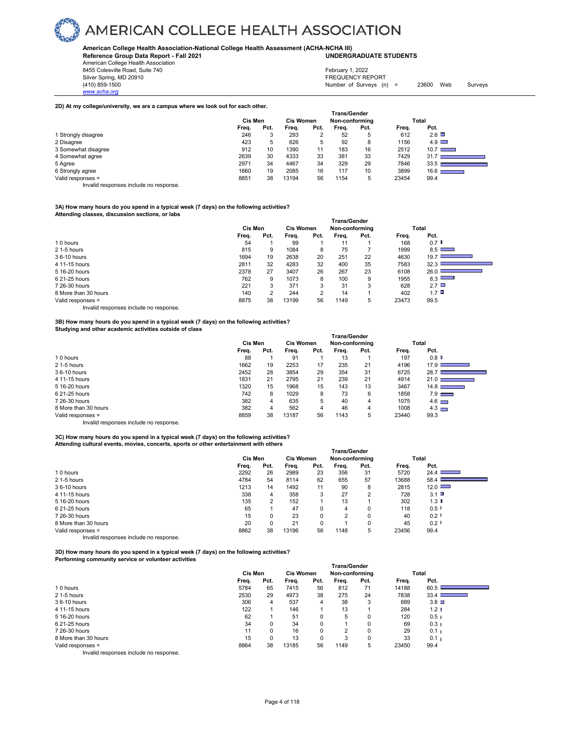# AMERICAN COLLEGE HEALTH ASSOCIATION

**American College Health Association-National College Health Assessment (ACHA-NCHA III)**
**Reference Group Data Report - Fall 2021** **UNDERGRADUATE STUDENTS**

American College Health Association
8455 Colesville Road, Suite 740
Silver Spring, MD 20910
(410) 859-1500
www.acha.org

February 1, 2022
FREQUENCY REPORT
Number of Surveys (n) = 23600 Web Surveys

**2D) At my college/university, we are a campus where we look out for each other.**

| | Cis Men | | Cis Women | | Trans/Gender Non-conforming | | Total | |
|---|---|---|---|---|---|---|---|---|
| | Freq. | Pct. | Freq. | Pct. | Freq. | Pct. | Freq. | Pct. |
| 1 Strongly disagree | 246 | 3 | 293 | 2 | 52 | 5 | 612 | 2.6 |
| 2 Disagree | 423 | 5 | 626 | 5 | 92 | 8 | 1156 | 4.9 |
| 3 Somewhat disagree | 912 | 10 | 1390 | 11 | 183 | 16 | 2512 | 10.7 |
| 4 Somewhat agree | 2639 | 30 | 4333 | 33 | 381 | 33 | 7429 | 31.7 |
| 5 Agree | 2971 | 34 | 4467 | 34 | 329 | 29 | 7846 | 33.5 |
| 6 Strongly agree | 1660 | 19 | 2085 | 16 | 117 | 10 | 3899 | 16.6 |
| Valid responses = | 8851 | 38 | 13194 | 56 | 1154 | 5 | 23454 | 99.4 |

Invalid responses include no response.

**3A) How many hours do you spend in a typical week (7 days) on the following activities?**
**Attending classes, discussion sections, or labs**

| | Cis Men | | Cis Women | | Trans/Gender Non-conforming | | Total | |
|---|---|---|---|---|---|---|---|---|
| | Freq. | Pct. | Freq. | Pct. | Freq. | Pct. | Freq. | Pct. |
| 1 0 hours | 54 | 1 | 99 | 1 | 11 | 1 | 168 | 0.7 |
| 2 1-5 hours | 815 | 9 | 1084 | 8 | 75 | 7 | 1999 | 8.5 |
| 3 6-10 hours | 1694 | 19 | 2638 | 20 | 251 | 22 | 4630 | 19.7 |
| 4 11-15 hours | 2811 | 32 | 4283 | 32 | 400 | 35 | 7583 | 32.3 |
| 5 16-20 hours | 2378 | 27 | 3407 | 26 | 267 | 23 | 6108 | 26.0 |
| 6 21-25 hours | 762 | 9 | 1073 | 8 | 100 | 9 | 1955 | 8.3 |
| 7 26-30 hours | 221 | 3 | 371 | 3 | 31 | 3 | 628 | 2.7 |
| 8 More than 30 hours | 140 | 2 | 244 | 2 | 14 | 1 | 402 | 1.7 |
| Valid responses = | 8875 | 38 | 13199 | 56 | 1149 | 5 | 23473 | 99.5 |

Invalid responses include no response.

**3B) How many hours do you spend in a typical week (7 days) on the following activities?**
**Studying and other academic activities outside of class**

| | Cis Men | | Cis Women | | Trans/Gender Non-conforming | | Total | |
|---|---|---|---|---|---|---|---|---|
| | Freq. | Pct. | Freq. | Pct. | Freq. | Pct. | Freq. | Pct. |
| 1 0 hours | 88 | 1 | 91 | 1 | 13 | 1 | 197 | 0.8 |
| 2 1-5 hours | 1662 | 19 | 2253 | 17 | 235 | 21 | 4196 | 17.9 |
| 3 6-10 hours | 2452 | 28 | 3854 | 29 | 354 | 31 | 6725 | 28.7 |
| 4 11-15 hours | 1831 | 21 | 2795 | 21 | 239 | 21 | 4914 | 21.0 |
| 5 16-20 hours | 1320 | 15 | 1968 | 15 | 143 | 13 | 3467 | 14.8 |
| 6 21-25 hours | 742 | 8 | 1029 | 8 | 73 | 6 | 1858 | 7.9 |
| 7 26-30 hours | 382 | 4 | 635 | 5 | 40 | 4 | 1075 | 4.6 |
| 8 More than 30 hours | 382 | 4 | 562 | 4 | 46 | 4 | 1008 | 4.3 |
| Valid responses = | 8859 | 38 | 13187 | 56 | 1143 | 5 | 23440 | 99.3 |

Invalid responses include no response.

**3C) How many hours do you spend in a typical week (7 days) on the following activities?**
**Attending cultural events, movies, concerts, sports or other entertainment with others**

| | Cis Men | | Cis Women | | Trans/Gender Non-conforming | | Total | |
|---|---|---|---|---|---|---|---|---|
| | Freq. | Pct. | Freq. | Pct. | Freq. | Pct. | Freq. | Pct. |
| 1 0 hours | 2292 | 26 | 2989 | 23 | 356 | 31 | 5720 | 24.4 |
| 2 1-5 hours | 4784 | 54 | 8114 | 62 | 655 | 57 | 13688 | 58.4 |
| 3 6-10 hours | 1213 | 14 | 1492 | 11 | 90 | 8 | 2815 | 12.0 |
| 4 11-15 hours | 338 | 4 | 358 | 3 | 27 | 2 | 728 | 3.1 |
| 5 16-20 hours | 135 | 2 | 152 | 1 | 13 | 1 | 302 | 1.3 |
| 6 21-25 hours | 65 | 1 | 47 | 0 | 4 | 0 | 118 | 0.5 |
| 7 26-30 hours | 15 | 0 | 23 | 0 | 2 | 0 | 40 | 0.2 |
| 8 More than 30 hours | 20 | 0 | 21 | 0 | 1 | 0 | 45 | 0.2 |
| Valid responses = | 8862 | 38 | 13196 | 56 | 1148 | 5 | 23456 | 99.4 |

Invalid responses include no response.

**3D) How many hours do you spend in a typical week (7 days) on the following activities?**
**Performing community service or volunteer activities**

| | Cis Men | | Cis Women | | Trans/Gender Non-conforming | | Total | |
|---|---|---|---|---|---|---|---|---|
| | Freq. | Pct. | Freq. | Pct. | Freq. | Pct. | Freq. | Pct. |
| 1 0 hours | 5784 | 65 | 7415 | 56 | 812 | 71 | 14188 | 60.5 |
| 2 1-5 hours | 2530 | 29 | 4973 | 38 | 275 | 24 | 7838 | 33.4 |
| 3 6-10 hours | 306 | 4 | 537 | 4 | 38 | 3 | 889 | 3.8 |
| 4 11-15 hours | 122 | 1 | 146 | 1 | 13 | 1 | 284 | 1.2 |
| 5 16-20 hours | 62 | 1 | 51 | 0 | 5 | 0 | 120 | 0.5 |
| 6 21-25 hours | 34 | 0 | 34 | 0 | 1 | 0 | 69 | 0.3 |
| 7 26-30 hours | 11 | 0 | 16 | 0 | 2 | 0 | 29 | 0.1 |
| 8 More than 30 hours | 15 | 0 | 13 | 0 | 3 | 0 | 33 | 0.1 |
| Valid responses = | 8864 | 38 | 13185 | 56 | 1149 | 5 | 23450 | 99.4 |

Invalid responses include no response.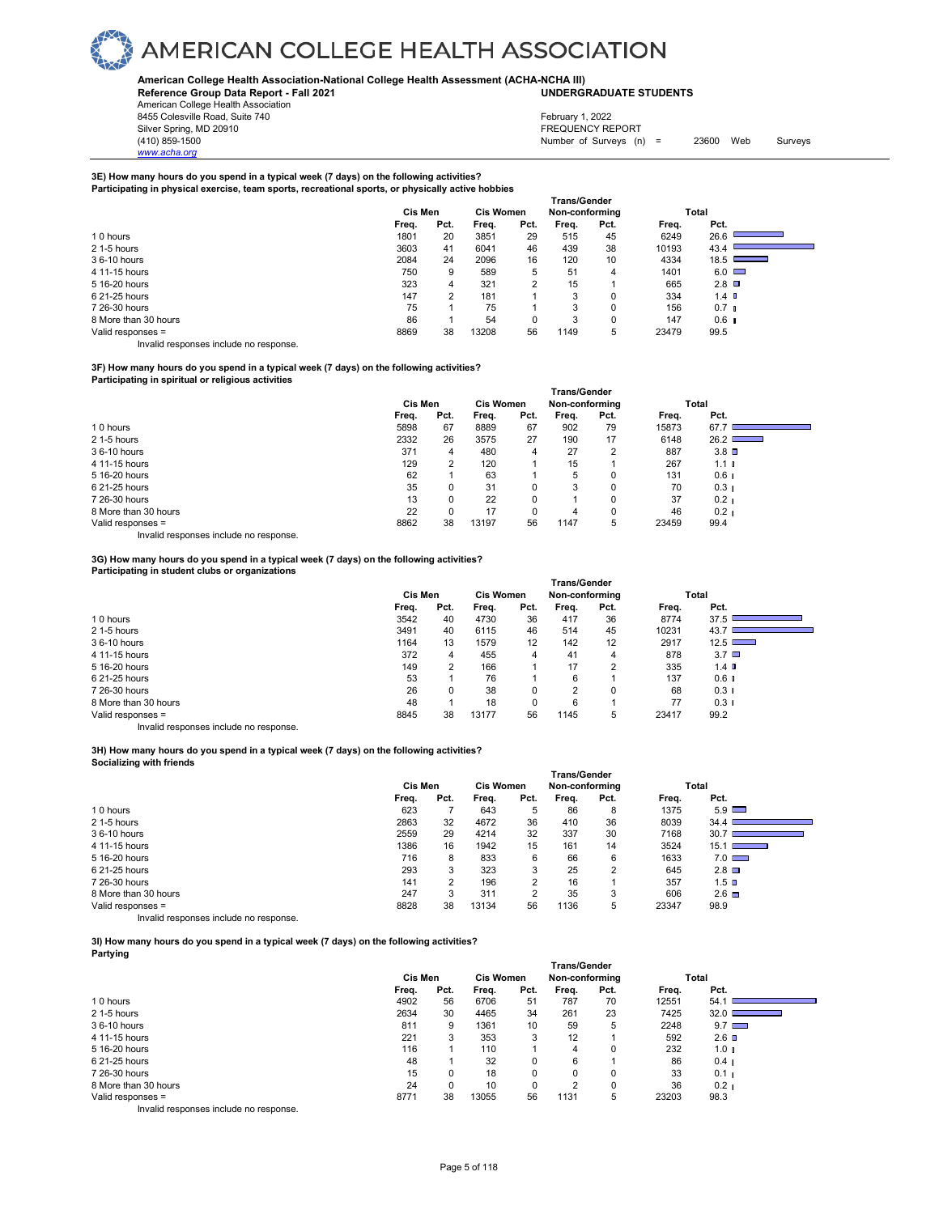# AMERICAN COLLEGE HEALTH ASSOCIATION

**American College Health Association-National College Health Assessment (ACHA-NCHA III)**
**Reference Group Data Report - Fall 2021** **UNDERGRADUATE STUDENTS**

American College Health Association
8455 Colesville Road, Suite 740
Silver Spring, MD 20910
(410) 859-1500
www.acha.org

February 1, 2022
FREQUENCY REPORT
Number of Surveys (n) = 23600 Web Surveys

**3E) How many hours do you spend in a typical week (7 days) on the following activities?**
**Participating in physical exercise, team sports, recreational sports, or physically active hobbies**

| | Cis Men | | Cis Women | | Trans/Gender Non-conforming | | Total | |
|---|---|---|---|---|---|---|---|---|
| | Freq. | Pct. | Freq. | Pct. | Freq. | Pct. | Freq. | Pct. |
| 1 0 hours | 1801 | 20 | 3851 | 29 | 515 | 45 | 6249 | 26.6 |
| 2 1-5 hours | 3603 | 41 | 6041 | 46 | 439 | 38 | 10193 | 43.4 |
| 3 6-10 hours | 2084 | 24 | 2096 | 16 | 120 | 10 | 4334 | 18.5 |
| 4 11-15 hours | 750 | 9 | 589 | 5 | 51 | 4 | 1401 | 6.0 |
| 5 16-20 hours | 323 | 4 | 321 | 2 | 15 | 1 | 665 | 2.8 |
| 6 21-25 hours | 147 | 2 | 181 | 1 | 3 | 0 | 334 | 1.4 |
| 7 26-30 hours | 75 | 1 | 75 | 1 | 3 | 0 | 156 | 0.7 |
| 8 More than 30 hours | 86 | 1 | 54 | 0 | 3 | 0 | 147 | 0.6 |
| Valid responses = | 8869 | 38 | 13208 | 56 | 1149 | 5 | 23479 | 99.5 |

Invalid responses include no response.

**3F) How many hours do you spend in a typical week (7 days) on the following activities?**
**Participating in spiritual or religious activities**

| | Cis Men | | Cis Women | | Trans/Gender Non-conforming | | Total | |
|---|---|---|---|---|---|---|---|---|
| | Freq. | Pct. | Freq. | Pct. | Freq. | Pct. | Freq. | Pct. |
| 1 0 hours | 5898 | 67 | 8889 | 67 | 902 | 79 | 15873 | 67.7 |
| 2 1-5 hours | 2332 | 26 | 3575 | 27 | 190 | 17 | 6148 | 26.2 |
| 3 6-10 hours | 371 | 4 | 480 | 4 | 27 | 2 | 887 | 3.8 |
| 4 11-15 hours | 129 | 2 | 120 | 1 | 15 | 1 | 267 | 1.1 |
| 5 16-20 hours | 62 | 1 | 63 | 1 | 5 | 0 | 131 | 0.6 |
| 6 21-25 hours | 35 | 0 | 31 | 0 | 3 | 0 | 70 | 0.3 |
| 7 26-30 hours | 13 | 0 | 22 | 0 | 1 | 0 | 37 | 0.2 |
| 8 More than 30 hours | 22 | 0 | 17 | 0 | 4 | 0 | 46 | 0.2 |
| Valid responses = | 8862 | 38 | 13197 | 56 | 1147 | 5 | 23459 | 99.4 |

Invalid responses include no response.

**3G) How many hours do you spend in a typical week (7 days) on the following activities?**
**Participating in student clubs or organizations**

| | Cis Men | | Cis Women | | Trans/Gender Non-conforming | | Total | |
|---|---|---|---|---|---|---|---|---|
| | Freq. | Pct. | Freq. | Pct. | Freq. | Pct. | Freq. | Pct. |
| 1 0 hours | 3542 | 40 | 4730 | 36 | 417 | 36 | 8774 | 37.5 |
| 2 1-5 hours | 3491 | 40 | 6115 | 46 | 514 | 45 | 10231 | 43.7 |
| 3 6-10 hours | 1164 | 13 | 1579 | 12 | 142 | 12 | 2917 | 12.5 |
| 4 11-15 hours | 372 | 4 | 455 | 4 | 41 | 4 | 878 | 3.7 |
| 5 16-20 hours | 149 | 2 | 166 | 1 | 17 | 2 | 335 | 1.4 |
| 6 21-25 hours | 53 | 1 | 76 | 1 | 6 | 1 | 137 | 0.6 |
| 7 26-30 hours | 26 | 0 | 38 | 0 | 2 | 0 | 68 | 0.3 |
| 8 More than 30 hours | 48 | 1 | 18 | 0 | 6 | 1 | 77 | 0.3 |
| Valid responses = | 8845 | 38 | 13177 | 56 | 1145 | 5 | 23417 | 99.2 |

Invalid responses include no response.

**3H) How many hours do you spend in a typical week (7 days) on the following activities?**
**Socializing with friends**

| | Cis Men | | Cis Women | | Trans/Gender Non-conforming | | Total | |
|---|---|---|---|---|---|---|---|---|
| | Freq. | Pct. | Freq. | Pct. | Freq. | Pct. | Freq. | Pct. |
| 1 0 hours | 623 | 7 | 643 | 5 | 86 | 8 | 1375 | 5.9 |
| 2 1-5 hours | 2863 | 32 | 4672 | 36 | 410 | 36 | 8039 | 34.4 |
| 3 6-10 hours | 2559 | 29 | 4214 | 32 | 337 | 30 | 7168 | 30.7 |
| 4 11-15 hours | 1386 | 16 | 1942 | 15 | 161 | 14 | 3524 | 15.1 |
| 5 16-20 hours | 716 | 8 | 833 | 6 | 66 | 6 | 1633 | 7.0 |
| 6 21-25 hours | 293 | 3 | 323 | 3 | 25 | 2 | 645 | 2.8 |
| 7 26-30 hours | 141 | 2 | 196 | 2 | 16 | 1 | 357 | 1.5 |
| 8 More than 30 hours | 247 | 3 | 311 | 2 | 35 | 3 | 606 | 2.6 |
| Valid responses = | 8828 | 38 | 13134 | 56 | 1136 | 5 | 23347 | 98.9 |

Invalid responses include no response.

**3I) How many hours do you spend in a typical week (7 days) on the following activities?**
**Partying**

| | Cis Men | | Cis Women | | Trans/Gender Non-conforming | | Total | |
|---|---|---|---|---|---|---|---|---|
| | Freq. | Pct. | Freq. | Pct. | Freq. | Pct. | Freq. | Pct. |
| 1 0 hours | 4902 | 56 | 6706 | 51 | 787 | 70 | 12551 | 54.1 |
| 2 1-5 hours | 2634 | 30 | 4465 | 34 | 261 | 23 | 7425 | 32.0 |
| 3 6-10 hours | 811 | 9 | 1361 | 10 | 59 | 5 | 2248 | 9.7 |
| 4 11-15 hours | 221 | 3 | 353 | 3 | 12 | 1 | 592 | 2.6 |
| 5 16-20 hours | 116 | 1 | 110 | 1 | 4 | 0 | 232 | 1.0 |
| 6 21-25 hours | 48 | 1 | 32 | 0 | 6 | 1 | 86 | 0.4 |
| 7 26-30 hours | 15 | 0 | 18 | 0 | 0 | 0 | 33 | 0.1 |
| 8 More than 30 hours | 24 | 0 | 10 | 0 | 2 | 0 | 36 | 0.2 |
| Valid responses = | 8771 | 38 | 13055 | 56 | 1131 | 5 | 23203 | 98.3 |

Invalid responses include no response.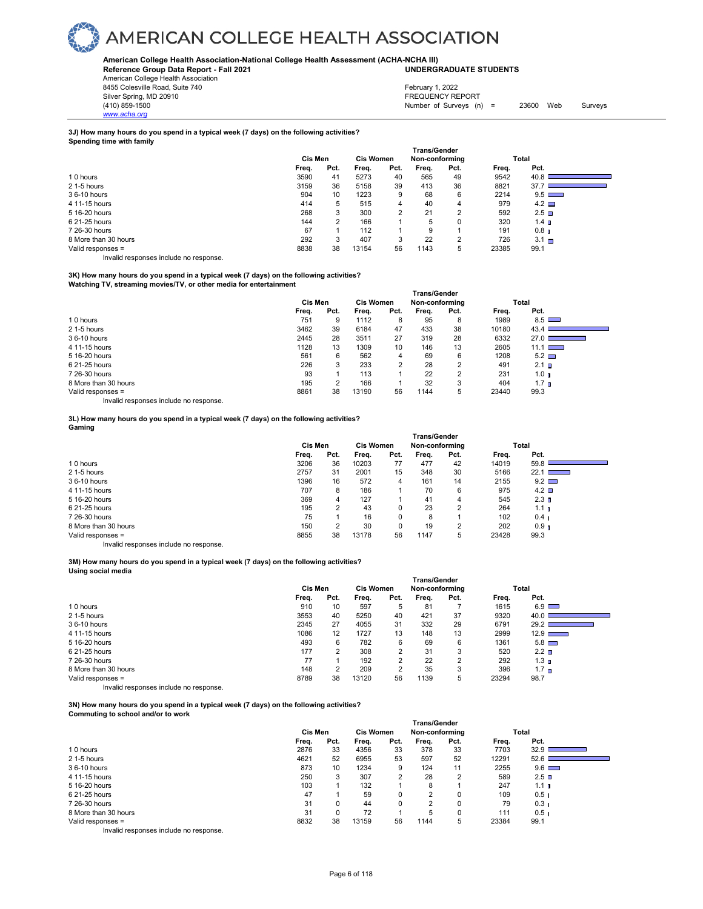# AMERICAN COLLEGE HEALTH ASSOCIATION

**American College Health Association-National College Health Assessment (ACHA-NCHA III)**
**Reference Group Data Report - Fall 2021** **UNDERGRADUATE STUDENTS**

American College Health Association
8455 Colesville Road, Suite 740
Silver Spring, MD 20910
(410) 859-1500
www.acha.org

February 1, 2022
FREQUENCY REPORT
Number of Surveys (n) = 23600 Web Surveys

**3J) How many hours do you spend in a typical week (7 days) on the following activities?**
**Spending time with family**

| | Cis Men | | Cis Women | | Trans/Gender Non-conforming | | Total | |
|---|---|---|---|---|---|---|---|---|
| | Freq. | Pct. | Freq. | Pct. | Freq. | Pct. | Freq. | Pct. |
| 1 0 hours | 3590 | 41 | 5273 | 40 | 565 | 49 | 9542 | 40.8 |
| 2 1-5 hours | 3159 | 36 | 5158 | 39 | 413 | 36 | 8821 | 37.7 |
| 3 6-10 hours | 904 | 10 | 1223 | 9 | 68 | 6 | 2214 | 9.5 |
| 4 11-15 hours | 414 | 5 | 515 | 4 | 40 | 4 | 979 | 4.2 |
| 5 16-20 hours | 268 | 3 | 300 | 2 | 21 | 2 | 592 | 2.5 |
| 6 21-25 hours | 144 | 2 | 166 | 1 | 5 | 0 | 320 | 1.4 |
| 7 26-30 hours | 67 | 1 | 112 | 1 | 9 | 1 | 191 | 0.8 |
| 8 More than 30 hours | 292 | 3 | 407 | 3 | 22 | 2 | 726 | 3.1 |
| Valid responses = | 8838 | 38 | 13154 | 56 | 1143 | 5 | 23385 | 99.1 |

Invalid responses include no response.

**3K) How many hours do you spend in a typical week (7 days) on the following activities?**
**Watching TV, streaming movies/TV, or other media for entertainment**

| | Cis Men | | Cis Women | | Trans/Gender Non-conforming | | Total | |
|---|---|---|---|---|---|---|---|---|
| | Freq. | Pct. | Freq. | Pct. | Freq. | Pct. | Freq. | Pct. |
| 1 0 hours | 751 | 9 | 1112 | 8 | 95 | 8 | 1989 | 8.5 |
| 2 1-5 hours | 3462 | 39 | 6184 | 47 | 433 | 38 | 10180 | 43.4 |
| 3 6-10 hours | 2445 | 28 | 3511 | 27 | 319 | 28 | 6332 | 27.0 |
| 4 11-15 hours | 1128 | 13 | 1309 | 10 | 146 | 13 | 2605 | 11.1 |
| 5 16-20 hours | 561 | 6 | 562 | 4 | 69 | 6 | 1208 | 5.2 |
| 6 21-25 hours | 226 | 3 | 233 | 2 | 28 | 2 | 491 | 2.1 |
| 7 26-30 hours | 93 | 1 | 113 | 1 | 22 | 2 | 231 | 1.0 |
| 8 More than 30 hours | 195 | 2 | 166 | 1 | 32 | 3 | 404 | 1.7 |
| Valid responses = | 8861 | 38 | 13190 | 56 | 1144 | 5 | 23440 | 99.3 |

Invalid responses include no response.

**3L) How many hours do you spend in a typical week (7 days) on the following activities?**
**Gaming**

| | Cis Men | | Cis Women | | Trans/Gender Non-conforming | | Total | |
|---|---|---|---|---|---|---|---|---|
| | Freq. | Pct. | Freq. | Pct. | Freq. | Pct. | Freq. | Pct. |
| 1 0 hours | 3206 | 36 | 10203 | 77 | 477 | 42 | 14019 | 59.8 |
| 2 1-5 hours | 2757 | 31 | 2001 | 15 | 348 | 30 | 5166 | 22.1 |
| 3 6-10 hours | 1396 | 16 | 572 | 4 | 161 | 14 | 2155 | 9.2 |
| 4 11-15 hours | 707 | 8 | 186 | 1 | 70 | 6 | 975 | 4.2 |
| 5 16-20 hours | 369 | 4 | 127 | 1 | 41 | 4 | 545 | 2.3 |
| 6 21-25 hours | 195 | 2 | 43 | 0 | 23 | 2 | 264 | 1.1 |
| 7 26-30 hours | 75 | 1 | 16 | 0 | 8 | 1 | 102 | 0.4 |
| 8 More than 30 hours | 150 | 2 | 30 | 0 | 19 | 2 | 202 | 0.9 |
| Valid responses = | 8855 | 38 | 13178 | 56 | 1147 | 5 | 23428 | 99.3 |

Invalid responses include no response.

**3M) How many hours do you spend in a typical week (7 days) on the following activities?**
**Using social media**

| | Cis Men | | Cis Women | | Trans/Gender Non-conforming | | Total | |
|---|---|---|---|---|---|---|---|---|
| | Freq. | Pct. | Freq. | Pct. | Freq. | Pct. | Freq. | Pct. |
| 1 0 hours | 910 | 10 | 597 | 5 | 81 | 7 | 1615 | 6.9 |
| 2 1-5 hours | 3553 | 40 | 5250 | 40 | 421 | 37 | 9320 | 40.0 |
| 3 6-10 hours | 2345 | 27 | 4055 | 31 | 332 | 29 | 6791 | 29.2 |
| 4 11-15 hours | 1086 | 12 | 1727 | 13 | 148 | 13 | 2999 | 12.9 |
| 5 16-20 hours | 493 | 6 | 782 | 6 | 69 | 6 | 1361 | 5.8 |
| 6 21-25 hours | 177 | 2 | 308 | 2 | 31 | 3 | 520 | 2.2 |
| 7 26-30 hours | 77 | 1 | 192 | 2 | 22 | 2 | 292 | 1.3 |
| 8 More than 30 hours | 148 | 2 | 209 | 2 | 35 | 3 | 396 | 1.7 |
| Valid responses = | 8789 | 38 | 13120 | 56 | 1139 | 5 | 23294 | 98.7 |

Invalid responses include no response.

**3N) How many hours do you spend in a typical week (7 days) on the following activities?**
**Commuting to school and/or to work**

| | Cis Men | | Cis Women | | Trans/Gender Non-conforming | | Total | |
|---|---|---|---|---|---|---|---|---|
| | Freq. | Pct. | Freq. | Pct. | Freq. | Pct. | Freq. | Pct. |
| 1 0 hours | 2876 | 33 | 4356 | 33 | 378 | 33 | 7703 | 32.9 |
| 2 1-5 hours | 4621 | 52 | 6955 | 53 | 597 | 52 | 12291 | 52.6 |
| 3 6-10 hours | 873 | 10 | 1234 | 9 | 124 | 11 | 2255 | 9.6 |
| 4 11-15 hours | 250 | 3 | 307 | 2 | 28 | 2 | 589 | 2.5 |
| 5 16-20 hours | 103 | 1 | 132 | 1 | 8 | 1 | 247 | 1.1 |
| 6 21-25 hours | 47 | 1 | 59 | 0 | 2 | 0 | 109 | 0.5 |
| 7 26-30 hours | 31 | 0 | 44 | 0 | 2 | 0 | 79 | 0.3 |
| 8 More than 30 hours | 31 | 0 | 72 | 1 | 5 | 0 | 111 | 0.5 |
| Valid responses = | 8832 | 38 | 13159 | 56 | 1144 | 5 | 23384 | 99.1 |

Invalid responses include no response.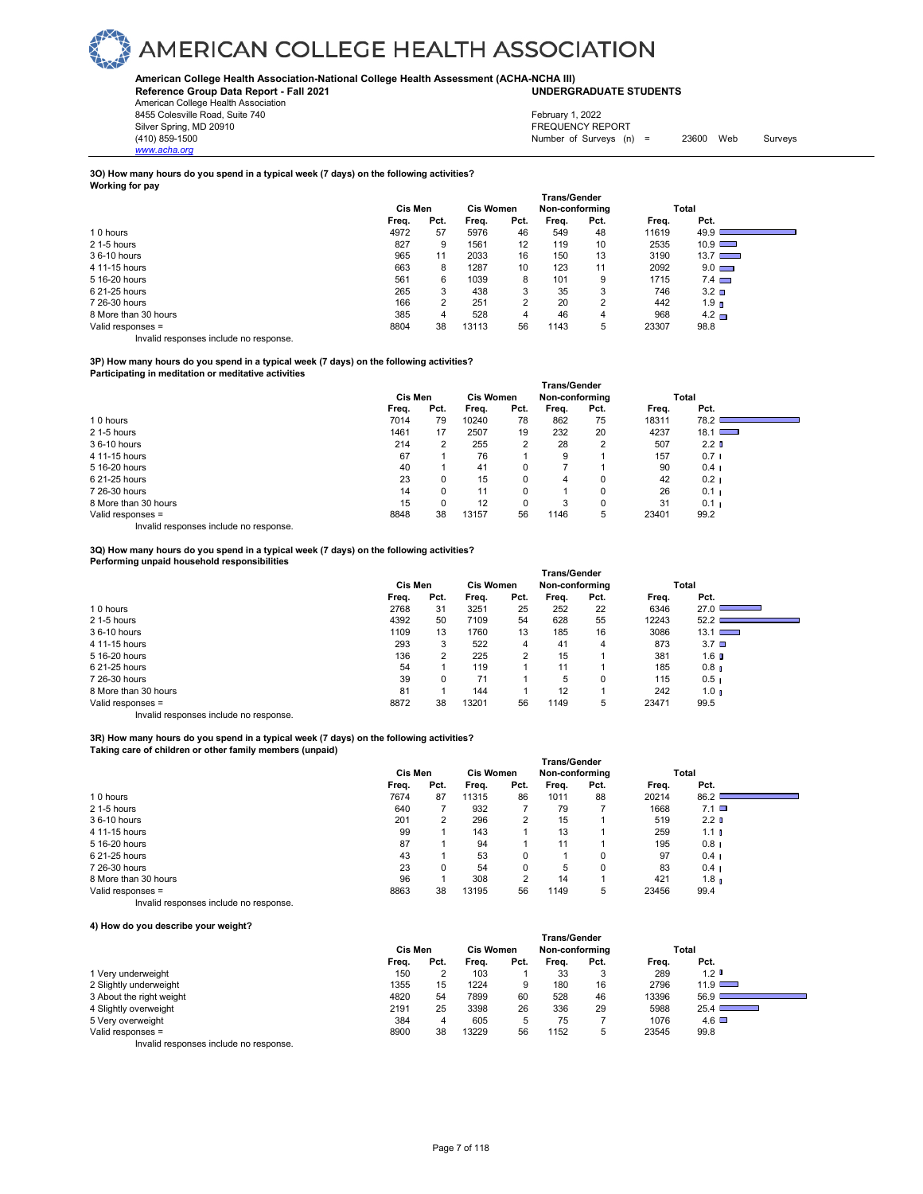### 3O) How many hours do you spend in a typical week (7 days) on the following activities?
**Working for pay**

| | Cis Men | | Cis Women | | Trans/Gender Non-conforming | | Total | |
|---|---|---|---|---|---|---|---|---|
| | Freq. | Pct. | Freq. | Pct. | Freq. | Pct. | Freq. | Pct. |
| 1 0 hours | 4972 | 57 | 5976 | 46 | 549 | 48 | 11619 | 49.9 |
| 2 1-5 hours | 827 | 9 | 1561 | 12 | 119 | 10 | 2535 | 10.9 |
| 3 6-10 hours | 965 | 11 | 2033 | 16 | 150 | 13 | 3190 | 13.7 |
| 4 11-15 hours | 663 | 8 | 1287 | 10 | 123 | 11 | 2092 | 9.0 |
| 5 16-20 hours | 561 | 6 | 1039 | 8 | 101 | 9 | 1715 | 7.4 |
| 6 21-25 hours | 265 | 3 | 438 | 3 | 35 | 3 | 746 | 3.2 |
| 7 26-30 hours | 166 | 2 | 251 | 2 | 20 | 2 | 442 | 1.9 |
| 8 More than 30 hours | 385 | 4 | 528 | 4 | 46 | 4 | 968 | 4.2 |
| Valid responses = | 8804 | 38 | 13113 | 56 | 1143 | 5 | 23307 | 98.8 |

Invalid responses include no response.

### 3P) How many hours do you spend in a typical week (7 days) on the following activities?
**Participating in meditation or meditative activities**

| | Cis Men | | Cis Women | | Trans/Gender Non-conforming | | Total | |
|---|---|---|---|---|---|---|---|---|
| | Freq. | Pct. | Freq. | Pct. | Freq. | Pct. | Freq. | Pct. |
| 1 0 hours | 7014 | 79 | 10240 | 78 | 862 | 75 | 18311 | 78.2 |
| 2 1-5 hours | 1461 | 17 | 2507 | 19 | 232 | 20 | 4237 | 18.1 |
| 3 6-10 hours | 214 | 2 | 255 | 2 | 28 | 2 | 507 | 2.2 |
| 4 11-15 hours | 67 | 1 | 76 | 1 | 9 | 1 | 157 | 0.7 |
| 5 16-20 hours | 40 | 1 | 41 | 0 | 7 | 1 | 90 | 0.4 |
| 6 21-25 hours | 23 | 0 | 15 | 0 | 4 | 0 | 42 | 0.2 |
| 7 26-30 hours | 14 | 0 | 11 | 0 | 1 | 0 | 26 | 0.1 |
| 8 More than 30 hours | 15 | 0 | 12 | 0 | 3 | 0 | 31 | 0.1 |
| Valid responses = | 8848 | 38 | 13157 | 56 | 1146 | 5 | 23401 | 99.2 |

Invalid responses include no response.

### 3Q) How many hours do you spend in a typical week (7 days) on the following activities?
**Performing unpaid household responsibilities**

| | Cis Men | | Cis Women | | Trans/Gender Non-conforming | | Total | |
|---|---|---|---|---|---|---|---|---|
| | Freq. | Pct. | Freq. | Pct. | Freq. | Pct. | Freq. | Pct. |
| 1 0 hours | 2768 | 31 | 3251 | 25 | 252 | 22 | 6346 | 27.0 |
| 2 1-5 hours | 4392 | 50 | 7109 | 54 | 628 | 55 | 12243 | 52.2 |
| 3 6-10 hours | 1109 | 13 | 1760 | 13 | 185 | 16 | 3086 | 13.1 |
| 4 11-15 hours | 293 | 3 | 522 | 4 | 41 | 4 | 873 | 3.7 |
| 5 16-20 hours | 136 | 2 | 225 | 2 | 15 | 1 | 381 | 1.6 |
| 6 21-25 hours | 54 | 1 | 119 | 1 | 11 | 1 | 185 | 0.8 |
| 7 26-30 hours | 39 | 0 | 71 | 1 | 5 | 0 | 115 | 0.5 |
| 8 More than 30 hours | 81 | 1 | 144 | 1 | 12 | 1 | 242 | 1.0 |
| Valid responses = | 8872 | 38 | 13201 | 56 | 1149 | 5 | 23471 | 99.5 |

Invalid responses include no response.

### 3R) How many hours do you spend in a typical week (7 days) on the following activities?
**Taking care of children or other family members (unpaid)**

| | Cis Men | | Cis Women | | Trans/Gender Non-conforming | | Total | |
|---|---|---|---|---|---|---|---|---|
| | Freq. | Pct. | Freq. | Pct. | Freq. | Pct. | Freq. | Pct. |
| 1 0 hours | 7674 | 87 | 11315 | 86 | 1011 | 88 | 20214 | 86.2 |
| 2 1-5 hours | 640 | 7 | 932 | 7 | 79 | 7 | 1668 | 7.1 |
| 3 6-10 hours | 201 | 2 | 296 | 2 | 15 | 1 | 519 | 2.2 |
| 4 11-15 hours | 99 | 1 | 143 | 1 | 13 | 1 | 259 | 1.1 |
| 5 16-20 hours | 87 | 1 | 94 | 1 | 11 | 1 | 195 | 0.8 |
| 6 21-25 hours | 43 | 1 | 53 | 0 | 1 | 0 | 97 | 0.4 |
| 7 26-30 hours | 23 | 0 | 54 | 0 | 5 | 0 | 83 | 0.4 |
| 8 More than 30 hours | 96 | 1 | 308 | 2 | 14 | 1 | 421 | 1.8 |
| Valid responses = | 8863 | 38 | 13195 | 56 | 1149 | 5 | 23456 | 99.4 |

Invalid responses include no response.

### 4) How do you describe your weight?

| | Cis Men | | Cis Women | | Trans/Gender Non-conforming | | Total | |
|---|---|---|---|---|---|---|---|---|
| | Freq. | Pct. | Freq. | Pct. | Freq. | Pct. | Freq. | Pct. |
| 1 Very underweight | 150 | 2 | 103 | 1 | 33 | 3 | 289 | 1.2 |
| 2 Slightly underweight | 1355 | 15 | 1224 | 9 | 180 | 16 | 2796 | 11.9 |
| 3 About the right weight | 4820 | 54 | 7899 | 60 | 528 | 46 | 13396 | 56.9 |
| 4 Slightly overweight | 2191 | 25 | 3398 | 26 | 336 | 29 | 5988 | 25.4 |
| 5 Very overweight | 384 | 4 | 605 | 5 | 75 | 7 | 1076 | 4.6 |
| Valid responses = | 8900 | 38 | 13229 | 56 | 1152 | 5 | 23545 | 99.8 |

Invalid responses include no response.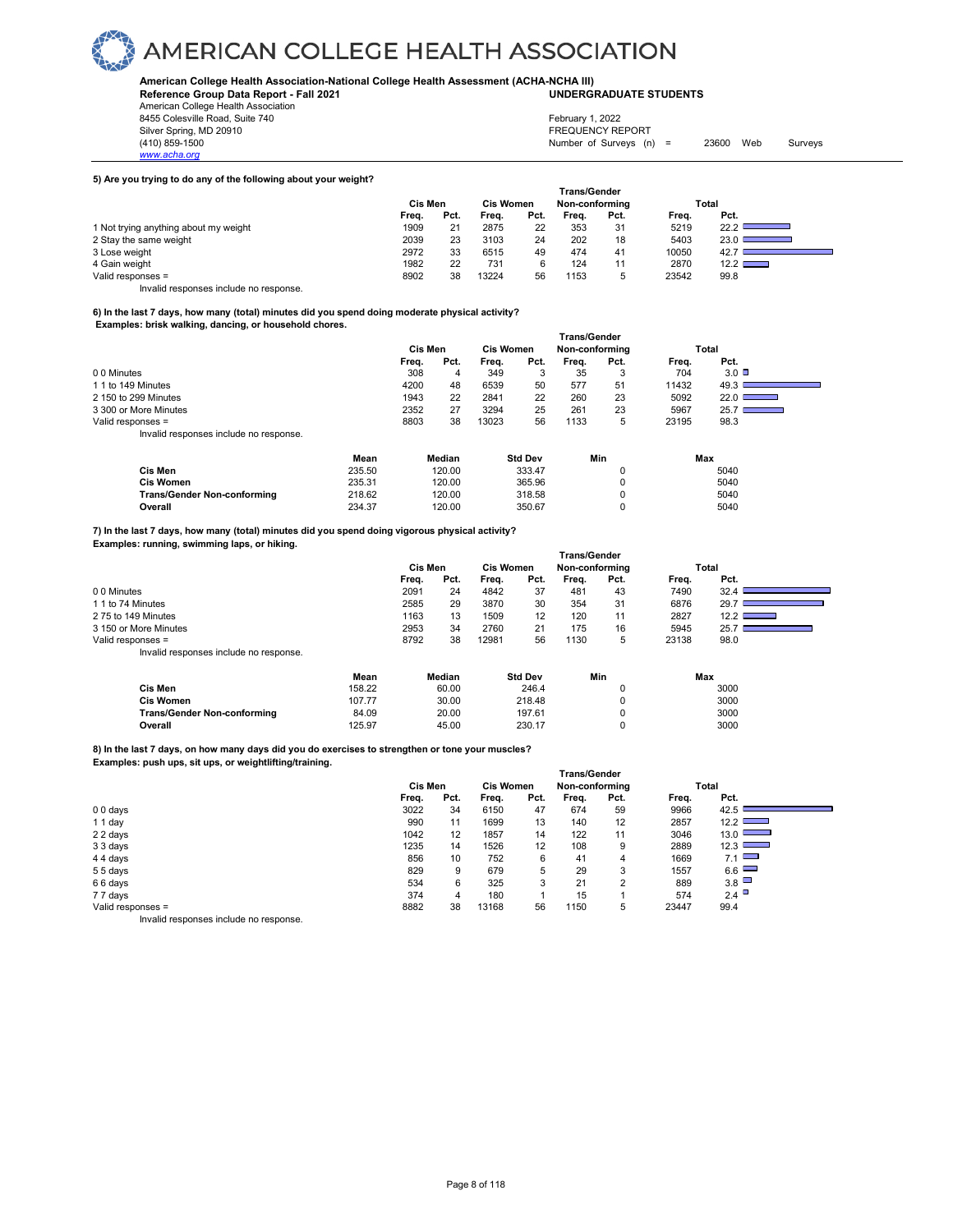# AMERICAN COLLEGE HEALTH ASSOCIATION

**American College Health Association-National College Health Assessment (ACHA-NCHA III)**
**Reference Group Data Report - Fall 2021** — **UNDERGRADUATE STUDENTS**

American College Health Association
8455 Colesville Road, Suite 740
Silver Spring, MD 20910
(410) 859-1500
www.acha.org

February 1, 2022
FREQUENCY REPORT
Number of Surveys (n) = 23600 Web Surveys

**5) Are you trying to do any of the following about your weight?**

| | Cis Men | | Cis Women | | Trans/Gender Non-conforming | | Total | |
|---|---|---|---|---|---|---|---|---|
| | Freq. | Pct. | Freq. | Pct. | Freq. | Pct. | Freq. | Pct. |
| 1 Not trying anything about my weight | 1909 | 21 | 2875 | 22 | 353 | 31 | 5219 | 22.2 |
| 2 Stay the same weight | 2039 | 23 | 3103 | 24 | 202 | 18 | 5403 | 23.0 |
| 3 Lose weight | 2972 | 33 | 6515 | 49 | 474 | 41 | 10050 | 42.7 |
| 4 Gain weight | 1982 | 22 | 731 | 6 | 124 | 11 | 2870 | 12.2 |
| Valid responses = | 8902 | 38 | 13224 | 56 | 1153 | 5 | 23542 | 99.8 |

Invalid responses include no response.

**6) In the last 7 days, how many (total) minutes did you spend doing moderate physical activity?**
**Examples: brisk walking, dancing, or household chores.**

| | Cis Men | | Cis Women | | Trans/Gender Non-conforming | | Total | |
|---|---|---|---|---|---|---|---|---|
| | Freq. | Pct. | Freq. | Pct. | Freq. | Pct. | Freq. | Pct. |
| 0 0 Minutes | 308 | 4 | 349 | 3 | 35 | 3 | 704 | 3.0 |
| 1 1 to 149 Minutes | 4200 | 48 | 6539 | 50 | 577 | 51 | 11432 | 49.3 |
| 2 150 to 299 Minutes | 1943 | 22 | 2841 | 22 | 260 | 23 | 5092 | 22.0 |
| 3 300 or More Minutes | 2352 | 27 | 3294 | 25 | 261 | 23 | 5967 | 25.7 |
| Valid responses = | 8803 | 38 | 13023 | 56 | 1133 | 5 | 23195 | 98.3 |

Invalid responses include no response.

| | Mean | Median | Std Dev | Min | Max |
|---|---|---|---|---|---|
| **Cis Men** | 235.50 | 120.00 | 333.47 | 0 | 5040 |
| **Cis Women** | 235.31 | 120.00 | 365.96 | 0 | 5040 |
| **Trans/Gender Non-conforming** | 218.62 | 120.00 | 318.58 | 0 | 5040 |
| **Overall** | 234.37 | 120.00 | 350.67 | 0 | 5040 |

**7) In the last 7 days, how many (total) minutes did you spend doing vigorous physical activity?**
**Examples: running, swimming laps, or hiking.**

| | Cis Men | | Cis Women | | Trans/Gender Non-conforming | | Total | |
|---|---|---|---|---|---|---|---|---|
| | Freq. | Pct. | Freq. | Pct. | Freq. | Pct. | Freq. | Pct. |
| 0 0 Minutes | 2091 | 24 | 4842 | 37 | 481 | 43 | 7490 | 32.4 |
| 1 1 to 74 Minutes | 2585 | 29 | 3870 | 30 | 354 | 31 | 6876 | 29.7 |
| 2 75 to 149 Minutes | 1163 | 13 | 1509 | 12 | 120 | 11 | 2827 | 12.2 |
| 3 150 or More Minutes | 2953 | 34 | 2760 | 21 | 175 | 16 | 5945 | 25.7 |
| Valid responses = | 8792 | 38 | 12981 | 56 | 1130 | 5 | 23138 | 98.0 |

Invalid responses include no response.

| | Mean | Median | Std Dev | Min | Max |
|---|---|---|---|---|---|
| **Cis Men** | 158.22 | 60.00 | 246.4 | 0 | 3000 |
| **Cis Women** | 107.77 | 30.00 | 218.48 | 0 | 3000 |
| **Trans/Gender Non-conforming** | 84.09 | 20.00 | 197.61 | 0 | 3000 |
| **Overall** | 125.97 | 45.00 | 230.17 | 0 | 3000 |

**8) In the last 7 days, on how many days did you do exercises to strengthen or tone your muscles?**
**Examples: push ups, sit ups, or weightlifting/training.**

| | Cis Men | | Cis Women | | Trans/Gender Non-conforming | | Total | |
|---|---|---|---|---|---|---|---|---|
| | Freq. | Pct. | Freq. | Pct. | Freq. | Pct. | Freq. | Pct. |
| 0 0 days | 3022 | 34 | 6150 | 47 | 674 | 59 | 9966 | 42.5 |
| 1 1 day | 990 | 11 | 1699 | 13 | 140 | 12 | 2857 | 12.2 |
| 2 2 days | 1042 | 12 | 1857 | 14 | 122 | 11 | 3046 | 13.0 |
| 3 3 days | 1235 | 14 | 1526 | 12 | 108 | 9 | 2889 | 12.3 |
| 4 4 days | 856 | 10 | 752 | 6 | 41 | 4 | 1669 | 7.1 |
| 5 5 days | 829 | 9 | 679 | 5 | 29 | 3 | 1557 | 6.6 |
| 6 6 days | 534 | 6 | 325 | 3 | 21 | 2 | 889 | 3.8 |
| 7 7 days | 374 | 4 | 180 | 1 | 15 | 1 | 574 | 2.4 |
| Valid responses = | 8882 | 38 | 13168 | 56 | 1150 | 5 | 23447 | 99.4 |

Invalid responses include no response.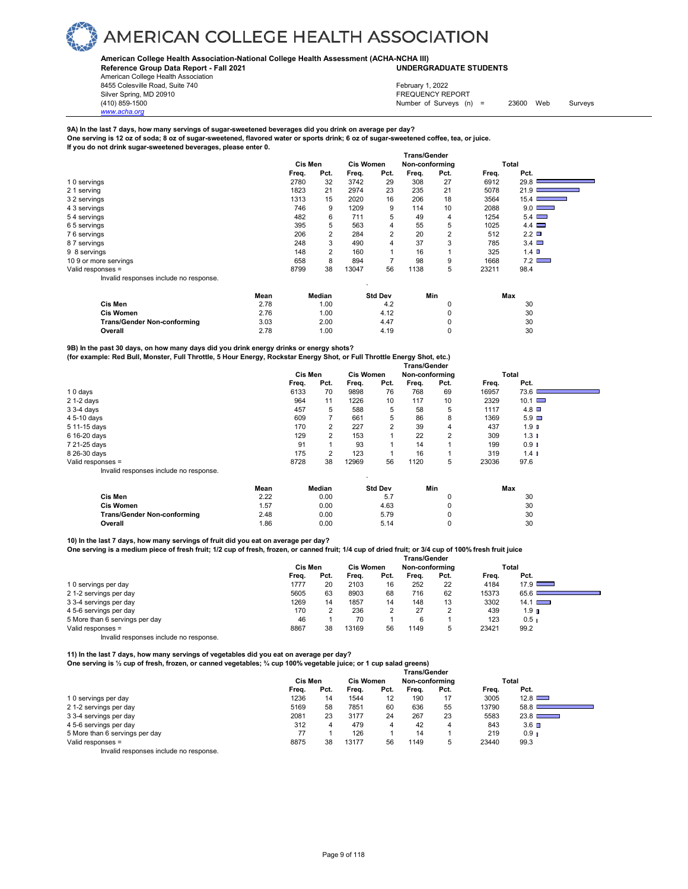**9A) In the last 7 days, how many servings of sugar-sweetened beverages did you drink on average per day?**
**One serving is 12 oz of soda; 8 oz of sugar-sweetened, flavored water or sports drink; 6 oz of sugar-sweetened coffee, tea, or juice.**
**If you do not drink sugar-sweetened beverages, please enter 0.**

| | Cis Men | | Cis Women | | Trans/Gender Non-conforming | | Total | |
|---|---|---|---|---|---|---|---|---|
| | Freq. | Pct. | Freq. | Pct. | Freq. | Pct. | Freq. | Pct. |
| 1 0 servings | 2780 | 32 | 3742 | 29 | 308 | 27 | 6912 | 29.8 |
| 2 1 serving | 1823 | 21 | 2974 | 23 | 235 | 21 | 5078 | 21.9 |
| 3 2 servings | 1313 | 15 | 2020 | 16 | 206 | 18 | 3564 | 15.4 |
| 4 3 servings | 746 | 9 | 1209 | 9 | 114 | 10 | 2088 | 9.0 |
| 5 4 servings | 482 | 6 | 711 | 5 | 49 | 4 | 1254 | 5.4 |
| 6 5 servings | 395 | 5 | 563 | 4 | 55 | 5 | 1025 | 4.4 |
| 7 6 servings | 206 | 2 | 284 | 2 | 20 | 2 | 512 | 2.2 |
| 8 7 servings | 248 | 3 | 490 | 4 | 37 | 3 | 785 | 3.4 |
| 9 8 servings | 148 | 2 | 160 | 1 | 16 | 1 | 325 | 1.4 |
| 10 9 or more servings | 658 | 8 | 894 | 7 | 98 | 9 | 1668 | 7.2 |
| Valid responses = | 8799 | 38 | 13047 | 56 | 1138 | 5 | 23211 | 98.4 |

Invalid responses include no response.

| | Mean | Median | Std Dev | Min | Max |
|---|---|---|---|---|---|
| **Cis Men** | 2.78 | 1.00 | 4.2 | 0 | 30 |
| **Cis Women** | 2.76 | 1.00 | 4.12 | 0 | 30 |
| **Trans/Gender Non-conforming** | 3.03 | 2.00 | 4.47 | 0 | 30 |
| **Overall** | 2.78 | 1.00 | 4.19 | 0 | 30 |

**9B) In the past 30 days, on how many days did you drink energy drinks or energy shots?**
**(for example: Red Bull, Monster, Full Throttle, 5 Hour Energy, Rockstar Energy Shot, or Full Throttle Energy Shot, etc.)**

| | Cis Men | | Cis Women | | Trans/Gender Non-conforming | | Total | |
|---|---|---|---|---|---|---|---|---|
| | Freq. | Pct. | Freq. | Pct. | Freq. | Pct. | Freq. | Pct. |
| 1 0 days | 6133 | 70 | 9898 | 76 | 768 | 69 | 16957 | 73.6 |
| 2 1-2 days | 964 | 11 | 1226 | 10 | 117 | 10 | 2329 | 10.1 |
| 3 3-4 days | 457 | 5 | 588 | 5 | 58 | 5 | 1117 | 4.8 |
| 4 5-10 days | 609 | 7 | 661 | 5 | 86 | 8 | 1369 | 5.9 |
| 5 11-15 days | 170 | 2 | 227 | 2 | 39 | 4 | 437 | 1.9 |
| 6 16-20 days | 129 | 2 | 153 | 1 | 22 | 2 | 309 | 1.3 |
| 7 21-25 days | 91 | 1 | 93 | 1 | 14 | 1 | 199 | 0.9 |
| 8 26-30 days | 175 | 2 | 123 | 1 | 16 | 1 | 319 | 1.4 |
| Valid responses = | 8728 | 38 | 12969 | 56 | 1120 | 5 | 23036 | 97.6 |

Invalid responses include no response.

| | Mean | Median | Std Dev | Min | Max |
|---|---|---|---|---|---|
| **Cis Men** | 2.22 | 0.00 | 5.7 | 0 | 30 |
| **Cis Women** | 1.57 | 0.00 | 4.63 | 0 | 30 |
| **Trans/Gender Non-conforming** | 2.48 | 0.00 | 5.79 | 0 | 30 |
| **Overall** | 1.86 | 0.00 | 5.14 | 0 | 30 |

**10) In the last 7 days, how many servings of fruit did you eat on average per day?**
**One serving is a medium piece of fresh fruit; 1/2 cup of fresh, frozen, or canned fruit; 1/4 cup of dried fruit; or 3/4 cup of 100% fresh fruit juice**

| | Cis Men | | Cis Women | | Trans/Gender Non-conforming | | Total | |
|---|---|---|---|---|---|---|---|---|
| | Freq. | Pct. | Freq. | Pct. | Freq. | Pct. | Freq. | Pct. |
| 1 0 servings per day | 1777 | 20 | 2103 | 16 | 252 | 22 | 4184 | 17.9 |
| 2 1-2 servings per day | 5605 | 63 | 8903 | 68 | 716 | 62 | 15373 | 65.6 |
| 3 3-4 servings per day | 1269 | 14 | 1857 | 14 | 148 | 13 | 3302 | 14.1 |
| 4 5-6 servings per day | 170 | 2 | 236 | 2 | 27 | 2 | 439 | 1.9 |
| 5 More than 6 servings per day | 46 | 1 | 70 | 1 | 6 | 1 | 123 | 0.5 |
| Valid responses = | 8867 | 38 | 13169 | 56 | 1149 | 5 | 23421 | 99.2 |

Invalid responses include no response.

**11) In the last 7 days, how many servings of vegetables did you eat on average per day?**
**One serving is ½ cup of fresh, frozen, or canned vegetables; ¾ cup 100% vegetable juice; or 1 cup salad greens)**

| | Cis Men | | Cis Women | | Trans/Gender Non-conforming | | Total | |
|---|---|---|---|---|---|---|---|---|
| | Freq. | Pct. | Freq. | Pct. | Freq. | Pct. | Freq. | Pct. |
| 1 0 servings per day | 1236 | 14 | 1544 | 12 | 190 | 17 | 3005 | 12.8 |
| 2 1-2 servings per day | 5169 | 58 | 7851 | 60 | 636 | 55 | 13790 | 58.8 |
| 3 3-4 servings per day | 2081 | 23 | 3177 | 24 | 267 | 23 | 5583 | 23.8 |
| 4 5-6 servings per day | 312 | 4 | 479 | 4 | 42 | 4 | 843 | 3.6 |
| 5 More than 6 servings per day | 77 | 1 | 126 | 1 | 14 | 1 | 219 | 0.9 |
| Valid responses = | 8875 | 38 | 13177 | 56 | 1149 | 5 | 23440 | 99.3 |

Invalid responses include no response.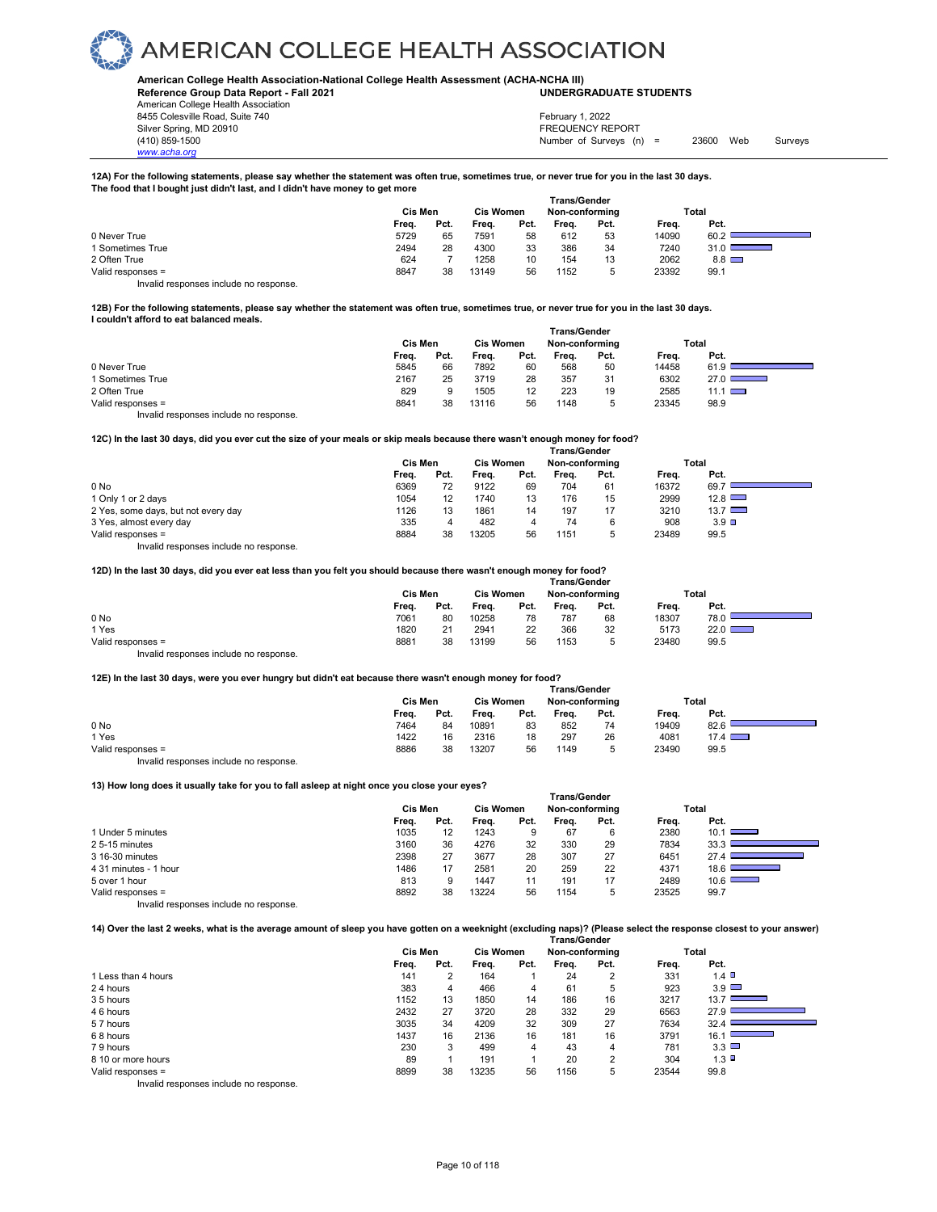# AMERICAN COLLEGE HEALTH ASSOCIATION

**American College Health Association-National College Health Assessment (ACHA-NCHA III)**
**Reference Group Data Report - Fall 2021** **UNDERGRADUATE STUDENTS**

American College Health Association
8455 Colesville Road, Suite 740
Silver Spring, MD 20910
(410) 859-1500
www.acha.org

February 1, 2022
FREQUENCY REPORT
Number of Surveys (n) = 23600 Web Surveys

**12A) For the following statements, please say whether the statement was often true, sometimes true, or never true for you in the last 30 days.**
**The food that I bought just didn't last, and I didn't have money to get more**

| | Cis Men | | Cis Women | | Trans/Gender Non-conforming | | Total | |
|---|---|---|---|---|---|---|---|---|
| | Freq. | Pct. | Freq. | Pct. | Freq. | Pct. | Freq. | Pct. |
| 0 Never True | 5729 | 65 | 7591 | 58 | 612 | 53 | 14090 | 60.2 |
| 1 Sometimes True | 2494 | 28 | 4300 | 33 | 386 | 34 | 7240 | 31.0 |
| 2 Often True | 624 | 7 | 1258 | 10 | 154 | 13 | 2062 | 8.8 |
| Valid responses = | 8847 | 38 | 13149 | 56 | 1152 | 5 | 23392 | 99.1 |

Invalid responses include no response.

**12B) For the following statements, please say whether the statement was often true, sometimes true, or never true for you in the last 30 days.**
**I couldn't afford to eat balanced meals.**

| | Cis Men | | Cis Women | | Trans/Gender Non-conforming | | Total | |
|---|---|---|---|---|---|---|---|---|
| | Freq. | Pct. | Freq. | Pct. | Freq. | Pct. | Freq. | Pct. |
| 0 Never True | 5845 | 66 | 7892 | 60 | 568 | 50 | 14458 | 61.9 |
| 1 Sometimes True | 2167 | 25 | 3719 | 28 | 357 | 31 | 6302 | 27.0 |
| 2 Often True | 829 | 9 | 1505 | 12 | 223 | 19 | 2585 | 11.1 |
| Valid responses = | 8841 | 38 | 13116 | 56 | 1148 | 5 | 23345 | 98.9 |

Invalid responses include no response.

**12C) In the last 30 days, did you ever cut the size of your meals or skip meals because there wasn't enough money for food?**

| | Cis Men | | Cis Women | | Trans/Gender Non-conforming | | Total | |
|---|---|---|---|---|---|---|---|---|
| | Freq. | Pct. | Freq. | Pct. | Freq. | Pct. | Freq. | Pct. |
| 0 No | 6369 | 72 | 9122 | 69 | 704 | 61 | 16372 | 69.7 |
| 1 Only 1 or 2 days | 1054 | 12 | 1740 | 13 | 176 | 15 | 2999 | 12.8 |
| 2 Yes, some days, but not every day | 1126 | 13 | 1861 | 14 | 197 | 17 | 3210 | 13.7 |
| 3 Yes, almost every day | 335 | 4 | 482 | 4 | 74 | 6 | 908 | 3.9 |
| Valid responses = | 8884 | 38 | 13205 | 56 | 1151 | 5 | 23489 | 99.5 |

Invalid responses include no response.

**12D) In the last 30 days, did you ever eat less than you felt you should because there wasn't enough money for food?**

| | Cis Men | | Cis Women | | Trans/Gender Non-conforming | | Total | |
|---|---|---|---|---|---|---|---|---|
| | Freq. | Pct. | Freq. | Pct. | Freq. | Pct. | Freq. | Pct. |
| 0 No | 7061 | 80 | 10258 | 78 | 787 | 68 | 18307 | 78.0 |
| 1 Yes | 1820 | 21 | 2941 | 22 | 366 | 32 | 5173 | 22.0 |
| Valid responses = | 8881 | 38 | 13199 | 56 | 1153 | 5 | 23480 | 99.5 |

Invalid responses include no response.

**12E) In the last 30 days, were you ever hungry but didn't eat because there wasn't enough money for food?**

| | Cis Men | | Cis Women | | Trans/Gender Non-conforming | | Total | |
|---|---|---|---|---|---|---|---|---|
| | Freq. | Pct. | Freq. | Pct. | Freq. | Pct. | Freq. | Pct. |
| 0 No | 7464 | 84 | 10891 | 83 | 852 | 74 | 19409 | 82.6 |
| 1 Yes | 1422 | 16 | 2316 | 18 | 297 | 26 | 4081 | 17.4 |
| Valid responses = | 8886 | 38 | 13207 | 56 | 1149 | 5 | 23490 | 99.5 |

Invalid responses include no response.

**13) How long does it usually take for you to fall asleep at night once you close your eyes?**

| | Cis Men | | Cis Women | | Trans/Gender Non-conforming | | Total | |
|---|---|---|---|---|---|---|---|---|
| | Freq. | Pct. | Freq. | Pct. | Freq. | Pct. | Freq. | Pct. |
| 1 Under 5 minutes | 1035 | 12 | 1243 | 9 | 67 | 6 | 2380 | 10.1 |
| 2 5-15 minutes | 3160 | 36 | 4276 | 32 | 330 | 29 | 7834 | 33.3 |
| 3 16-30 minutes | 2398 | 27 | 3677 | 28 | 307 | 27 | 6451 | 27.4 |
| 4 31 minutes - 1 hour | 1486 | 17 | 2581 | 20 | 259 | 22 | 4371 | 18.6 |
| 5 over 1 hour | 813 | 9 | 1447 | 11 | 191 | 17 | 2489 | 10.6 |
| Valid responses = | 8892 | 38 | 13224 | 56 | 1154 | 5 | 23525 | 99.7 |

Invalid responses include no response.

**14) Over the last 2 weeks, what is the average amount of sleep you have gotten on a weeknight (excluding naps)? (Please select the response closest to your answer)**

| | Cis Men | | Cis Women | | Trans/Gender Non-conforming | | Total | |
|---|---|---|---|---|---|---|---|---|
| | Freq. | Pct. | Freq. | Pct. | Freq. | Pct. | Freq. | Pct. |
| 1 Less than 4 hours | 141 | 2 | 164 | 1 | 24 | 2 | 331 | 1.4 |
| 2 4 hours | 383 | 4 | 466 | 4 | 61 | 5 | 923 | 3.9 |
| 3 5 hours | 1152 | 13 | 1850 | 14 | 186 | 16 | 3217 | 13.7 |
| 4 6 hours | 2432 | 27 | 3720 | 28 | 332 | 29 | 6563 | 27.9 |
| 5 7 hours | 3035 | 34 | 4209 | 32 | 309 | 27 | 7634 | 32.4 |
| 6 8 hours | 1437 | 16 | 2136 | 16 | 181 | 16 | 3791 | 16.1 |
| 7 9 hours | 230 | 3 | 499 | 4 | 43 | 4 | 781 | 3.3 |
| 8 10 or more hours | 89 | 1 | 191 | 1 | 20 | 2 | 304 | 1.3 |
| Valid responses = | 8899 | 38 | 13235 | 56 | 1156 | 5 | 23544 | 99.8 |

Invalid responses include no response.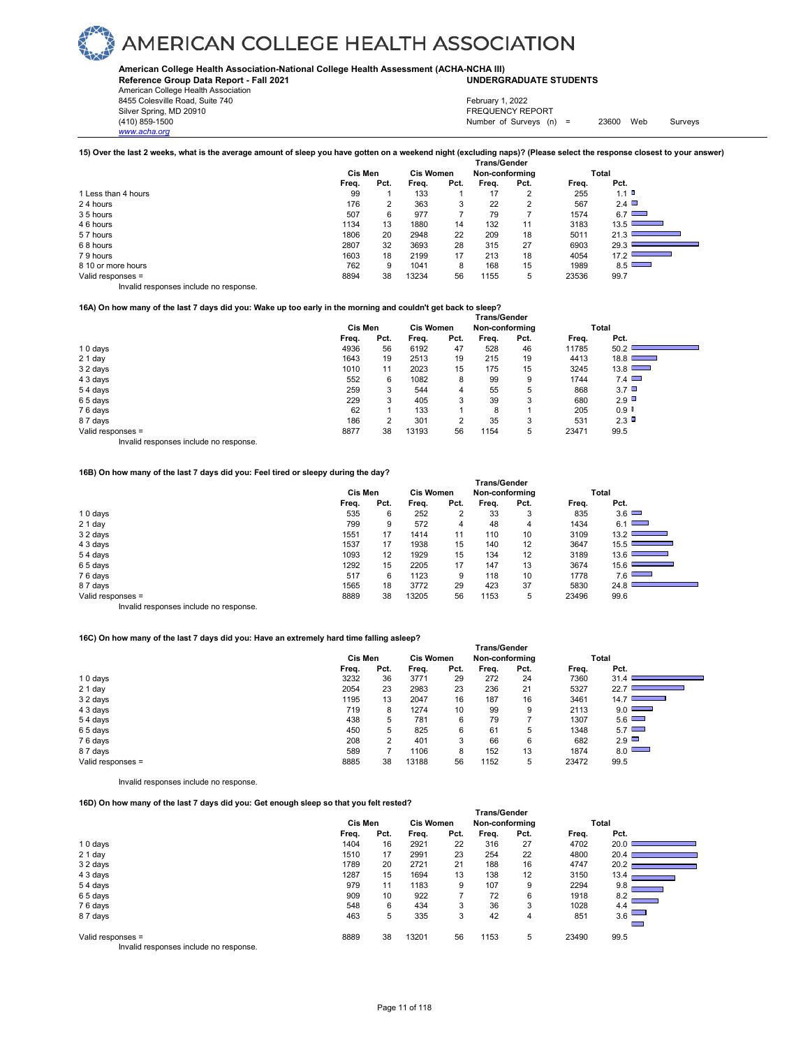# AMERICAN COLLEGE HEALTH ASSOCIATION

**American College Health Association-National College Health Assessment (ACHA-NCHA III)**
**Reference Group Data Report - Fall 2021** **UNDERGRADUATE STUDENTS**

American College Health Association
8455 Colesville Road, Suite 740
Silver Spring, MD 20910
(410) 859-1500
www.acha.org

February 1, 2022
FREQUENCY REPORT
Number of Surveys (n) = 23600 Web Surveys

**15) Over the last 2 weeks, what is the average amount of sleep you have gotten on a weekend night (excluding naps)? (Please select the response closest to your answer)**

| | Cis Men | | Cis Women | | Trans/Gender Non-conforming | | Total | |
|---|---|---|---|---|---|---|---|---|
| | Freq. | Pct. | Freq. | Pct. | Freq. | Pct. | Freq. | Pct. |
| 1 Less than 4 hours | 99 | 1 | 133 | 1 | 17 | 2 | 255 | 1.1 |
| 2 4 hours | 176 | 2 | 363 | 3 | 22 | 2 | 567 | 2.4 |
| 3 5 hours | 507 | 6 | 977 | 7 | 79 | 7 | 1574 | 6.7 |
| 4 6 hours | 1134 | 13 | 1880 | 14 | 132 | 11 | 3183 | 13.5 |
| 5 7 hours | 1806 | 20 | 2948 | 22 | 209 | 18 | 5011 | 21.3 |
| 6 8 hours | 2807 | 32 | 3693 | 28 | 315 | 27 | 6903 | 29.3 |
| 7 9 hours | 1603 | 18 | 2199 | 17 | 213 | 18 | 4054 | 17.2 |
| 8 10 or more hours | 762 | 9 | 1041 | 8 | 168 | 15 | 1989 | 8.5 |
| Valid responses = | 8894 | 38 | 13234 | 56 | 1155 | 5 | 23536 | 99.7 |

Invalid responses include no response.

**16A) On how many of the last 7 days did you: Wake up too early in the morning and couldn't get back to sleep?**

| | Cis Men | | Cis Women | | Trans/Gender Non-conforming | | Total | |
|---|---|---|---|---|---|---|---|---|
| | Freq. | Pct. | Freq. | Pct. | Freq. | Pct. | Freq. | Pct. |
| 1 0 days | 4936 | 56 | 6192 | 47 | 528 | 46 | 11785 | 50.2 |
| 2 1 day | 1643 | 19 | 2513 | 19 | 215 | 19 | 4413 | 18.8 |
| 3 2 days | 1010 | 11 | 2023 | 15 | 175 | 15 | 3245 | 13.8 |
| 4 3 days | 552 | 6 | 1082 | 8 | 99 | 9 | 1744 | 7.4 |
| 5 4 days | 259 | 3 | 544 | 4 | 55 | 5 | 868 | 3.7 |
| 6 5 days | 229 | 3 | 405 | 3 | 39 | 3 | 680 | 2.9 |
| 7 6 days | 62 | 1 | 133 | 1 | 8 | 1 | 205 | 0.9 |
| 8 7 days | 186 | 2 | 301 | 2 | 35 | 3 | 531 | 2.3 |
| Valid responses = | 8877 | 38 | 13193 | 56 | 1154 | 5 | 23471 | 99.5 |

Invalid responses include no response.

**16B) On how many of the last 7 days did you: Feel tired or sleepy during the day?**

| | Cis Men | | Cis Women | | Trans/Gender Non-conforming | | Total | |
|---|---|---|---|---|---|---|---|---|
| | Freq. | Pct. | Freq. | Pct. | Freq. | Pct. | Freq. | Pct. |
| 1 0 days | 535 | 6 | 252 | 2 | 33 | 3 | 835 | 3.6 |
| 2 1 day | 799 | 9 | 572 | 4 | 48 | 4 | 1434 | 6.1 |
| 3 2 days | 1551 | 17 | 1414 | 11 | 110 | 10 | 3109 | 13.2 |
| 4 3 days | 1537 | 17 | 1938 | 15 | 140 | 12 | 3647 | 15.5 |
| 5 4 days | 1093 | 12 | 1929 | 15 | 134 | 12 | 3189 | 13.6 |
| 6 5 days | 1292 | 15 | 2205 | 17 | 147 | 13 | 3674 | 15.6 |
| 7 6 days | 517 | 6 | 1123 | 9 | 118 | 10 | 1778 | 7.6 |
| 8 7 days | 1565 | 18 | 3772 | 29 | 423 | 37 | 5830 | 24.8 |
| Valid responses = | 8889 | 38 | 13205 | 56 | 1153 | 5 | 23496 | 99.6 |

Invalid responses include no response.

**16C) On how many of the last 7 days did you: Have an extremely hard time falling asleep?**

| | Cis Men | | Cis Women | | Trans/Gender Non-conforming | | Total | |
|---|---|---|---|---|---|---|---|---|
| | Freq. | Pct. | Freq. | Pct. | Freq. | Pct. | Freq. | Pct. |
| 1 0 days | 3232 | 36 | 3771 | 29 | 272 | 24 | 7360 | 31.4 |
| 2 1 day | 2054 | 23 | 2983 | 23 | 236 | 21 | 5327 | 22.7 |
| 3 2 days | 1195 | 13 | 2047 | 16 | 187 | 16 | 3461 | 14.7 |
| 4 3 days | 719 | 8 | 1274 | 10 | 99 | 9 | 2113 | 9.0 |
| 5 4 days | 438 | 5 | 781 | 6 | 79 | 7 | 1307 | 5.6 |
| 6 5 days | 450 | 5 | 825 | 6 | 61 | 5 | 1348 | 5.7 |
| 7 6 days | 208 | 2 | 401 | 3 | 66 | 6 | 682 | 2.9 |
| 8 7 days | 589 | 7 | 1106 | 8 | 152 | 13 | 1874 | 8.0 |
| Valid responses = | 8885 | 38 | 13188 | 56 | 1152 | 5 | 23472 | 99.5 |

Invalid responses include no response.

**16D) On how many of the last 7 days did you: Get enough sleep so that you felt rested?**

| | Cis Men | | Cis Women | | Trans/Gender Non-conforming | | Total | |
|---|---|---|---|---|---|---|---|---|
| | Freq. | Pct. | Freq. | Pct. | Freq. | Pct. | Freq. | Pct. |
| 1 0 days | 1404 | 16 | 2921 | 22 | 316 | 27 | 4702 | 20.0 |
| 2 1 day | 1510 | 17 | 2991 | 23 | 254 | 22 | 4800 | 20.4 |
| 3 2 days | 1789 | 20 | 2721 | 21 | 188 | 16 | 4747 | 20.2 |
| 4 3 days | 1287 | 15 | 1694 | 13 | 138 | 12 | 3150 | 13.4 |
| 5 4 days | 979 | 11 | 1183 | 9 | 107 | 9 | 2294 | 9.8 |
| 6 5 days | 909 | 10 | 922 | 7 | 72 | 6 | 1918 | 8.2 |
| 7 6 days | 548 | 6 | 434 | 3 | 36 | 3 | 1028 | 4.4 |
| 8 7 days | 463 | 5 | 335 | 3 | 42 | 4 | 851 | 3.6 |
| Valid responses = | 8889 | 38 | 13201 | 56 | 1153 | 5 | 23490 | 99.5 |

Invalid responses include no response.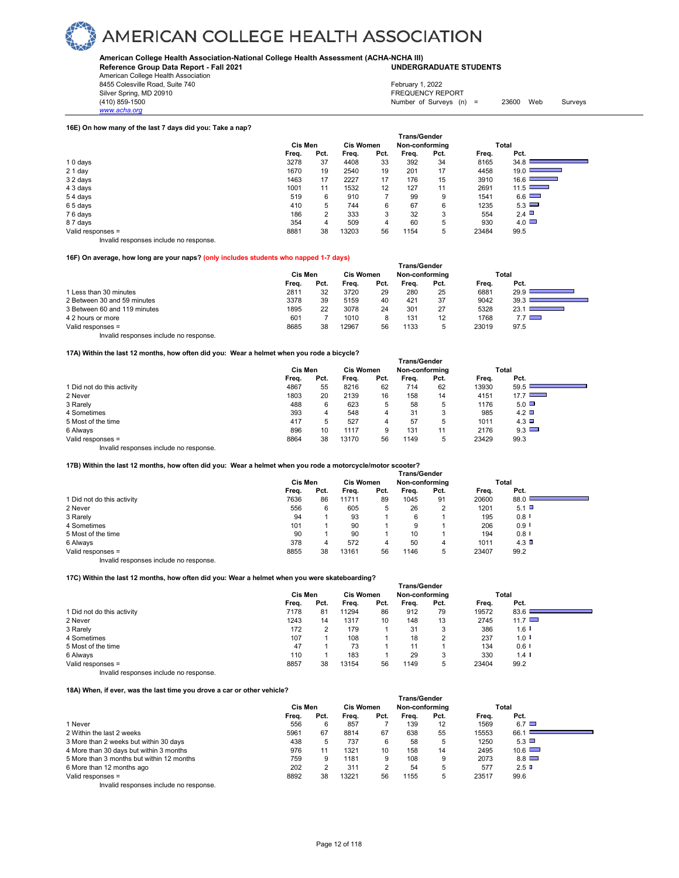# AMERICAN COLLEGE HEALTH ASSOCIATION

**American College Health Association-National College Health Assessment (ACHA-NCHA III)**
**Reference Group Data Report - Fall 2021** **UNDERGRADUATE STUDENTS**

American College Health Association
8455 Colesville Road, Suite 740
Silver Spring, MD 20910
(410) 859-1500
www.acha.org

February 1, 2022
FREQUENCY REPORT
Number of Surveys (n) = 23600 Web Surveys

### 16E) On how many of the last 7 days did you: Take a nap?

| | Cis Men | | Cis Women | | Trans/Gender Non-conforming | | Total | |
|---|---|---|---|---|---|---|---|---|
| | Freq. | Pct. | Freq. | Pct. | Freq. | Pct. | Freq. | Pct. |
| 1 0 days | 3278 | 37 | 4408 | 33 | 392 | 34 | 8165 | 34.8 |
| 2 1 day | 1670 | 19 | 2540 | 19 | 201 | 17 | 4458 | 19.0 |
| 3 2 days | 1463 | 17 | 2227 | 17 | 176 | 15 | 3910 | 16.6 |
| 4 3 days | 1001 | 11 | 1532 | 12 | 127 | 11 | 2691 | 11.5 |
| 5 4 days | 519 | 6 | 910 | 7 | 99 | 9 | 1541 | 6.6 |
| 6 5 days | 410 | 5 | 744 | 6 | 67 | 6 | 1235 | 5.3 |
| 7 6 days | 186 | 2 | 333 | 3 | 32 | 3 | 554 | 2.4 |
| 8 7 days | 354 | 4 | 509 | 4 | 60 | 5 | 930 | 4.0 |
| Valid responses = | 8881 | 38 | 13203 | 56 | 1154 | 5 | 23484 | 99.5 |

Invalid responses include no response.

### 16F) On average, how long are your naps? (only includes students who napped 1-7 days)

| | Cis Men | | Cis Women | | Trans/Gender Non-conforming | | Total | |
|---|---|---|---|---|---|---|---|---|
| | Freq. | Pct. | Freq. | Pct. | Freq. | Pct. | Freq. | Pct. |
| 1 Less than 30 minutes | 2811 | 32 | 3720 | 29 | 280 | 25 | 6881 | 29.9 |
| 2 Between 30 and 59 minutes | 3378 | 39 | 5159 | 40 | 421 | 37 | 9042 | 39.3 |
| 3 Between 60 and 119 minutes | 1895 | 22 | 3078 | 24 | 301 | 27 | 5328 | 23.1 |
| 4 2 hours or more | 601 | 7 | 1010 | 8 | 131 | 12 | 1768 | 7.7 |
| Valid responses = | 8685 | 38 | 12967 | 56 | 1133 | 5 | 23019 | 97.5 |

Invalid responses include no response.

### 17A) Within the last 12 months, how often did you: Wear a helmet when you rode a bicycle?

| | Cis Men | | Cis Women | | Trans/Gender Non-conforming | | Total | |
|---|---|---|---|---|---|---|---|---|
| | Freq. | Pct. | Freq. | Pct. | Freq. | Pct. | Freq. | Pct. |
| 1 Did not do this activity | 4867 | 55 | 8216 | 62 | 714 | 62 | 13930 | 59.5 |
| 2 Never | 1803 | 20 | 2139 | 16 | 158 | 14 | 4151 | 17.7 |
| 3 Rarely | 488 | 6 | 623 | 5 | 58 | 5 | 1176 | 5.0 |
| 4 Sometimes | 393 | 4 | 548 | 4 | 31 | 3 | 985 | 4.2 |
| 5 Most of the time | 417 | 5 | 527 | 4 | 57 | 5 | 1011 | 4.3 |
| 6 Always | 896 | 10 | 1117 | 9 | 131 | 11 | 2176 | 9.3 |
| Valid responses = | 8864 | 38 | 13170 | 56 | 1149 | 5 | 23429 | 99.3 |

Invalid responses include no response.

### 17B) Within the last 12 months, how often did you: Wear a helmet when you rode a motorcycle/motor scooter?

| | Cis Men | | Cis Women | | Trans/Gender Non-conforming | | Total | |
|---|---|---|---|---|---|---|---|---|
| | Freq. | Pct. | Freq. | Pct. | Freq. | Pct. | Freq. | Pct. |
| 1 Did not do this activity | 7636 | 86 | 11711 | 89 | 1045 | 91 | 20600 | 88.0 |
| 2 Never | 556 | 6 | 605 | 5 | 26 | 2 | 1201 | 5.1 |
| 3 Rarely | 94 | 1 | 93 | 1 | 6 | 1 | 195 | 0.8 |
| 4 Sometimes | 101 | 1 | 90 | 1 | 9 | 1 | 206 | 0.9 |
| 5 Most of the time | 90 | 1 | 90 | 1 | 10 | 1 | 194 | 0.8 |
| 6 Always | 378 | 4 | 572 | 4 | 50 | 4 | 1011 | 4.3 |
| Valid responses = | 8855 | 38 | 13161 | 56 | 1146 | 5 | 23407 | 99.2 |

Invalid responses include no response.

### 17C) Within the last 12 months, how often did you: Wear a helmet when you were skateboarding?

| | Cis Men | | Cis Women | | Trans/Gender Non-conforming | | Total | |
|---|---|---|---|---|---|---|---|---|
| | Freq. | Pct. | Freq. | Pct. | Freq. | Pct. | Freq. | Pct. |
| 1 Did not do this activity | 7178 | 81 | 11294 | 86 | 912 | 79 | 19572 | 83.6 |
| 2 Never | 1243 | 14 | 1317 | 10 | 148 | 13 | 2745 | 11.7 |
| 3 Rarely | 172 | 2 | 179 | 1 | 31 | 3 | 386 | 1.6 |
| 4 Sometimes | 107 | 1 | 108 | 1 | 18 | 2 | 237 | 1.0 |
| 5 Most of the time | 47 | 1 | 73 | 1 | 11 | 1 | 134 | 0.6 |
| 6 Always | 110 | 1 | 183 | 1 | 29 | 3 | 330 | 1.4 |
| Valid responses = | 8857 | 38 | 13154 | 56 | 1149 | 5 | 23404 | 99.2 |

Invalid responses include no response.

### 18A) When, if ever, was the last time you drove a car or other vehicle?

| | Cis Men | | Cis Women | | Trans/Gender Non-conforming | | Total | |
|---|---|---|---|---|---|---|---|---|
| | Freq. | Pct. | Freq. | Pct. | Freq. | Pct. | Freq. | Pct. |
| 1 Never | 556 | 6 | 857 | 7 | 139 | 12 | 1569 | 6.7 |
| 2 Within the last 2 weeks | 5961 | 67 | 8814 | 67 | 638 | 55 | 15553 | 66.1 |
| 3 More than 2 weeks but within 30 days | 438 | 5 | 737 | 6 | 58 | 5 | 1250 | 5.3 |
| 4 More than 30 days but within 3 months | 976 | 11 | 1321 | 10 | 158 | 14 | 2495 | 10.6 |
| 5 More than 3 months but within 12 months | 759 | 9 | 1181 | 9 | 108 | 9 | 2073 | 8.8 |
| 6 More than 12 months ago | 202 | 2 | 311 | 2 | 54 | 5 | 577 | 2.5 |
| Valid responses = | 8892 | 38 | 13221 | 56 | 1155 | 5 | 23517 | 99.6 |

Invalid responses include no response.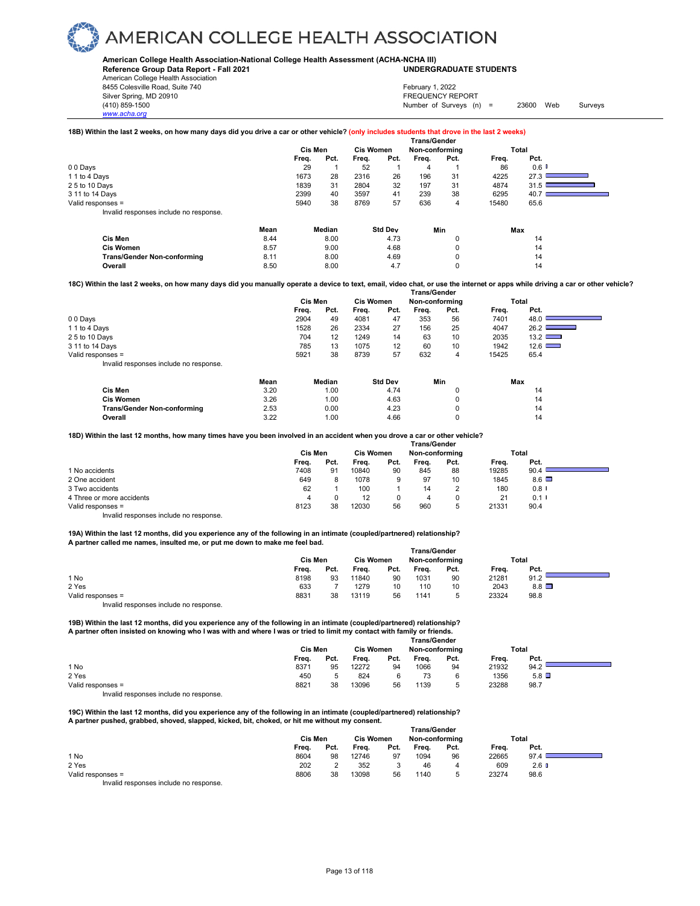**18B) Within the last 2 weeks, on how many days did you drive a car or other vehicle?** (only includes students that drove in the last 2 weeks)

| | Cis Men | | Cis Women | | Trans/Gender Non-conforming | | Total | |
|---|---|---|---|---|---|---|---|---|
| | Freq. | Pct. | Freq. | Pct. | Freq. | Pct. | Freq. | Pct. |
| 0 0 Days | 29 | 1 | 52 | 1 | 4 | 1 | 86 | 0.6 |
| 1 1 to 4 Days | 1673 | 28 | 2316 | 26 | 196 | 31 | 4225 | 27.3 |
| 2 5 to 10 Days | 1839 | 31 | 2804 | 32 | 197 | 31 | 4874 | 31.5 |
| 3 11 to 14 Days | 2399 | 40 | 3597 | 41 | 239 | 38 | 6295 | 40.7 |
| Valid responses = | 5940 | 38 | 8769 | 57 | 636 | 4 | 15480 | 65.6 |

Invalid responses include no response.

| | Mean | Median | Std Dev | Min | Max |
|---|---|---|---|---|---|
| **Cis Men** | 8.44 | 8.00 | 4.73 | 0 | 14 |
| **Cis Women** | 8.57 | 9.00 | 4.68 | 0 | 14 |
| **Trans/Gender Non-conforming** | 8.11 | 8.00 | 4.69 | 0 | 14 |
| **Overall** | 8.50 | 8.00 | 4.7 | 0 | 14 |

**18C) Within the last 2 weeks, on how many days did you manually operate a device to text, email, video chat, or use the internet or apps while driving a car or other vehicle?**

| | Cis Men | | Cis Women | | Trans/Gender Non-conforming | | Total | |
|---|---|---|---|---|---|---|---|---|
| | Freq. | Pct. | Freq. | Pct. | Freq. | Pct. | Freq. | Pct. |
| 0 0 Days | 2904 | 49 | 4081 | 47 | 353 | 56 | 7401 | 48.0 |
| 1 1 to 4 Days | 1528 | 26 | 2334 | 27 | 156 | 25 | 4047 | 26.2 |
| 2 5 to 10 Days | 704 | 12 | 1249 | 14 | 63 | 10 | 2035 | 13.2 |
| 3 11 to 14 Days | 785 | 13 | 1075 | 12 | 60 | 10 | 1942 | 12.6 |
| Valid responses = | 5921 | 38 | 8739 | 57 | 632 | 4 | 15425 | 65.4 |

Invalid responses include no response.

| | Mean | Median | Std Dev | Min | Max |
|---|---|---|---|---|---|
| **Cis Men** | 3.20 | 1.00 | 4.74 | 0 | 14 |
| **Cis Women** | 3.26 | 1.00 | 4.63 | 0 | 14 |
| **Trans/Gender Non-conforming** | 2.53 | 0.00 | 4.23 | 0 | 14 |
| **Overall** | 3.22 | 1.00 | 4.66 | 0 | 14 |

**18D) Within the last 12 months, how many times have you been involved in an accident when you drove a car or other vehicle?**

| | Cis Men | | Cis Women | | Trans/Gender Non-conforming | | Total | |
|---|---|---|---|---|---|---|---|---|
| | Freq. | Pct. | Freq. | Pct. | Freq. | Pct. | Freq. | Pct. |
| 1 No accidents | 7408 | 91 | 10840 | 90 | 845 | 88 | 19285 | 90.4 |
| 2 One accident | 649 | 8 | 1078 | 9 | 97 | 10 | 1845 | 8.6 |
| 3 Two accidents | 62 | 1 | 100 | 1 | 14 | 2 | 180 | 0.8 |
| 4 Three or more accidents | 4 | 0 | 12 | 0 | 4 | 0 | 21 | 0.1 |
| Valid responses = | 8123 | 38 | 12030 | 56 | 960 | 5 | 21331 | 90.4 |

Invalid responses include no response.

**19A) Within the last 12 months, did you experience any of the following in an intimate (coupled/partnered) relationship?**
**A partner called me names, insulted me, or put me down to make me feel bad.**

| | Cis Men | | Cis Women | | Trans/Gender Non-conforming | | Total | |
|---|---|---|---|---|---|---|---|---|
| | Freq. | Pct. | Freq. | Pct. | Freq. | Pct. | Freq. | Pct. |
| 1 No | 8198 | 93 | 11840 | 90 | 1031 | 90 | 21281 | 91.2 |
| 2 Yes | 633 | 7 | 1279 | 10 | 110 | 10 | 2043 | 8.8 |
| Valid responses = | 8831 | 38 | 13119 | 56 | 1141 | 5 | 23324 | 98.8 |

Invalid responses include no response.

**19B) Within the last 12 months, did you experience any of the following in an intimate (coupled/partnered) relationship?**
**A partner often insisted on knowing who I was with and where I was or tried to limit my contact with family or friends.**

| | Cis Men | | Cis Women | | Trans/Gender Non-conforming | | Total | |
|---|---|---|---|---|---|---|---|---|
| | Freq. | Pct. | Freq. | Pct. | Freq. | Pct. | Freq. | Pct. |
| 1 No | 8371 | 95 | 12272 | 94 | 1066 | 94 | 21932 | 94.2 |
| 2 Yes | 450 | 5 | 824 | 6 | 73 | 6 | 1356 | 5.8 |
| Valid responses = | 8821 | 38 | 13096 | 56 | 1139 | 5 | 23288 | 98.7 |

Invalid responses include no response.

**19C) Within the last 12 months, did you experience any of the following in an intimate (coupled/partnered) relationship?**
**A partner pushed, grabbed, shoved, slapped, kicked, bit, choked, or hit me without my consent.**

| | Cis Men | | Cis Women | | Trans/Gender Non-conforming | | Total | |
|---|---|---|---|---|---|---|---|---|
| | Freq. | Pct. | Freq. | Pct. | Freq. | Pct. | Freq. | Pct. |
| 1 No | 8604 | 98 | 12746 | 97 | 1094 | 96 | 22665 | 97.4 |
| 2 Yes | 202 | 2 | 352 | 3 | 46 | 4 | 609 | 2.6 |
| Valid responses = | 8806 | 38 | 13098 | 56 | 1140 | 5 | 23274 | 98.6 |

Invalid responses include no response.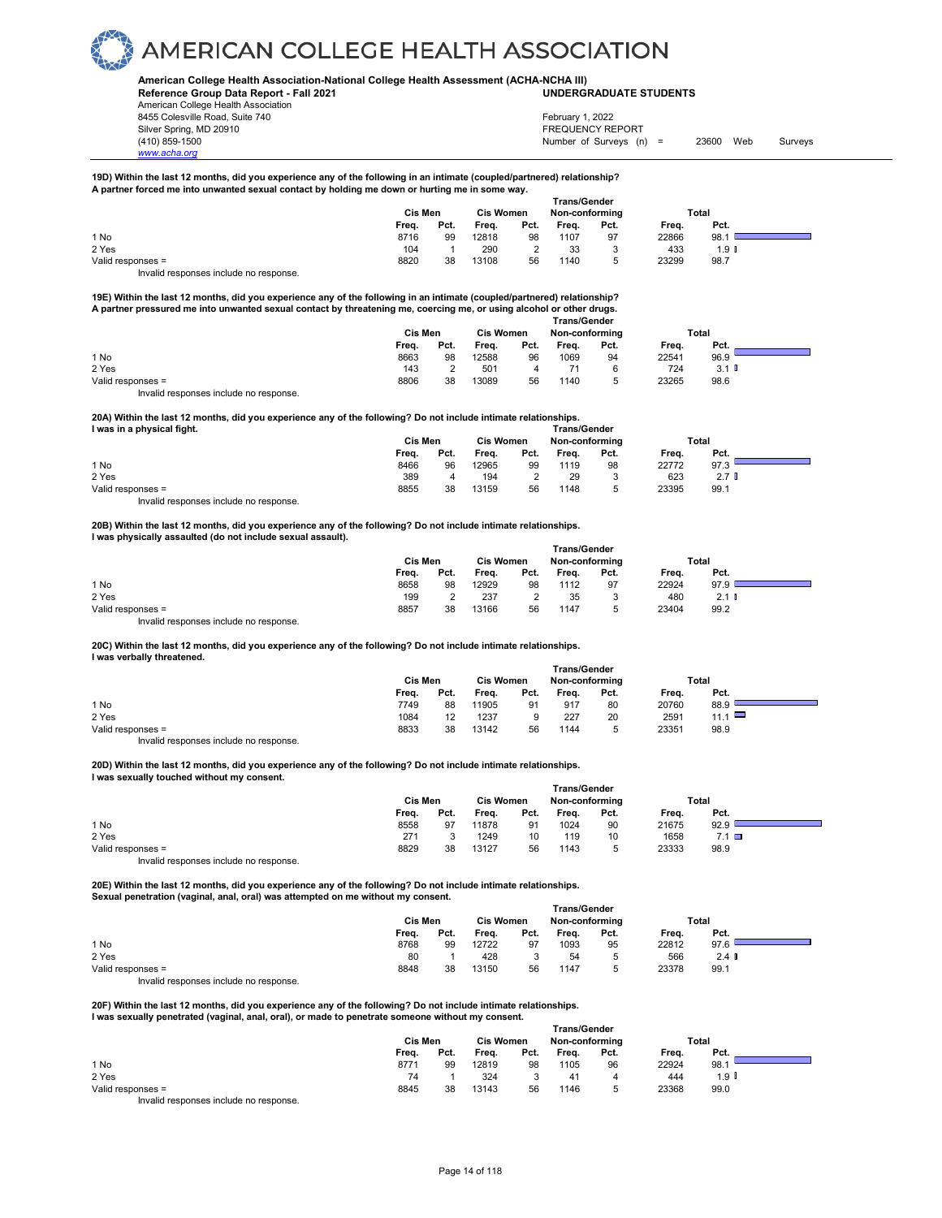**19D) Within the last 12 months, did you experience any of the following in an intimate (coupled/partnered) relationship?**
**A partner forced me into unwanted sexual contact by holding me down or hurting me in some way.**

| | Cis Men | | Cis Women | | Trans/Gender Non-conforming | | Total | |
|---|---|---|---|---|---|---|---|---|
| | Freq. | Pct. | Freq. | Pct. | Freq. | Pct. | Freq. | Pct. |
| 1 No | 8716 | 99 | 12818 | 98 | 1107 | 97 | 22866 | 98.1 |
| 2 Yes | 104 | 1 | 290 | 2 | 33 | 3 | 433 | 1.9 |
| Valid responses = | 8820 | 38 | 13108 | 56 | 1140 | 5 | 23299 | 98.7 |

Invalid responses include no response.

**19E) Within the last 12 months, did you experience any of the following in an intimate (coupled/partnered) relationship?**
**A partner pressured me into unwanted sexual contact by threatening me, coercing me, or using alcohol or other drugs.**

| | Cis Men | | Cis Women | | Trans/Gender Non-conforming | | Total | |
|---|---|---|---|---|---|---|---|---|
| | Freq. | Pct. | Freq. | Pct. | Freq. | Pct. | Freq. | Pct. |
| 1 No | 8663 | 98 | 12588 | 96 | 1069 | 94 | 22541 | 96.9 |
| 2 Yes | 143 | 2 | 501 | 4 | 71 | 6 | 724 | 3.1 |
| Valid responses = | 8806 | 38 | 13089 | 56 | 1140 | 5 | 23265 | 98.6 |

Invalid responses include no response.

**20A) Within the last 12 months, did you experience any of the following? Do not include intimate relationships.**
**I was in a physical fight.**

| | Cis Men | | Cis Women | | Trans/Gender Non-conforming | | Total | |
|---|---|---|---|---|---|---|---|---|
| | Freq. | Pct. | Freq. | Pct. | Freq. | Pct. | Freq. | Pct. |
| 1 No | 8466 | 96 | 12965 | 99 | 1119 | 98 | 22772 | 97.3 |
| 2 Yes | 389 | 4 | 194 | 2 | 29 | 3 | 623 | 2.7 |
| Valid responses = | 8855 | 38 | 13159 | 56 | 1148 | 5 | 23395 | 99.1 |

Invalid responses include no response.

**20B) Within the last 12 months, did you experience any of the following? Do not include intimate relationships.**
**I was physically assaulted (do not include sexual assault).**

| | Cis Men | | Cis Women | | Trans/Gender Non-conforming | | Total | |
|---|---|---|---|---|---|---|---|---|
| | Freq. | Pct. | Freq. | Pct. | Freq. | Pct. | Freq. | Pct. |
| 1 No | 8658 | 98 | 12929 | 98 | 1112 | 97 | 22924 | 97.9 |
| 2 Yes | 199 | 2 | 237 | 2 | 35 | 3 | 480 | 2.1 |
| Valid responses = | 8857 | 38 | 13166 | 56 | 1147 | 5 | 23404 | 99.2 |

Invalid responses include no response.

**20C) Within the last 12 months, did you experience any of the following? Do not include intimate relationships.**
**I was verbally threatened.**

| | Cis Men | | Cis Women | | Trans/Gender Non-conforming | | Total | |
|---|---|---|---|---|---|---|---|---|
| | Freq. | Pct. | Freq. | Pct. | Freq. | Pct. | Freq. | Pct. |
| 1 No | 7749 | 88 | 11905 | 91 | 917 | 80 | 20760 | 88.9 |
| 2 Yes | 1084 | 12 | 1237 | 9 | 227 | 20 | 2591 | 11.1 |
| Valid responses = | 8833 | 38 | 13142 | 56 | 1144 | 5 | 23351 | 98.9 |

Invalid responses include no response.

**20D) Within the last 12 months, did you experience any of the following? Do not include intimate relationships.**
**I was sexually touched without my consent.**

| | Cis Men | | Cis Women | | Trans/Gender Non-conforming | | Total | |
|---|---|---|---|---|---|---|---|---|
| | Freq. | Pct. | Freq. | Pct. | Freq. | Pct. | Freq. | Pct. |
| 1 No | 8558 | 97 | 11878 | 91 | 1024 | 90 | 21675 | 92.9 |
| 2 Yes | 271 | 3 | 1249 | 10 | 119 | 10 | 1658 | 7.1 |
| Valid responses = | 8829 | 38 | 13127 | 56 | 1143 | 5 | 23333 | 98.9 |

Invalid responses include no response.

**20E) Within the last 12 months, did you experience any of the following? Do not include intimate relationships.**
**Sexual penetration (vaginal, anal, oral) was attempted on me without my consent.**

| | Cis Men | | Cis Women | | Trans/Gender Non-conforming | | Total | |
|---|---|---|---|---|---|---|---|---|
| | Freq. | Pct. | Freq. | Pct. | Freq. | Pct. | Freq. | Pct. |
| 1 No | 8768 | 99 | 12722 | 97 | 1093 | 95 | 22812 | 97.6 |
| 2 Yes | 80 | 1 | 428 | 3 | 54 | 5 | 566 | 2.4 |
| Valid responses = | 8848 | 38 | 13150 | 56 | 1147 | 5 | 23378 | 99.1 |

Invalid responses include no response.

**20F) Within the last 12 months, did you experience any of the following? Do not include intimate relationships.**
**I was sexually penetrated (vaginal, anal, oral), or made to penetrate someone without my consent.**

| | Cis Men | | Cis Women | | Trans/Gender Non-conforming | | Total | |
|---|---|---|---|---|---|---|---|---|
| | Freq. | Pct. | Freq. | Pct. | Freq. | Pct. | Freq. | Pct. |
| 1 No | 8771 | 99 | 12819 | 98 | 1105 | 96 | 22924 | 98.1 |
| 2 Yes | 74 | 1 | 324 | 3 | 41 | 4 | 444 | 1.9 |
| Valid responses = | 8845 | 38 | 13143 | 56 | 1146 | 5 | 23368 | 99.0 |

Invalid responses include no response.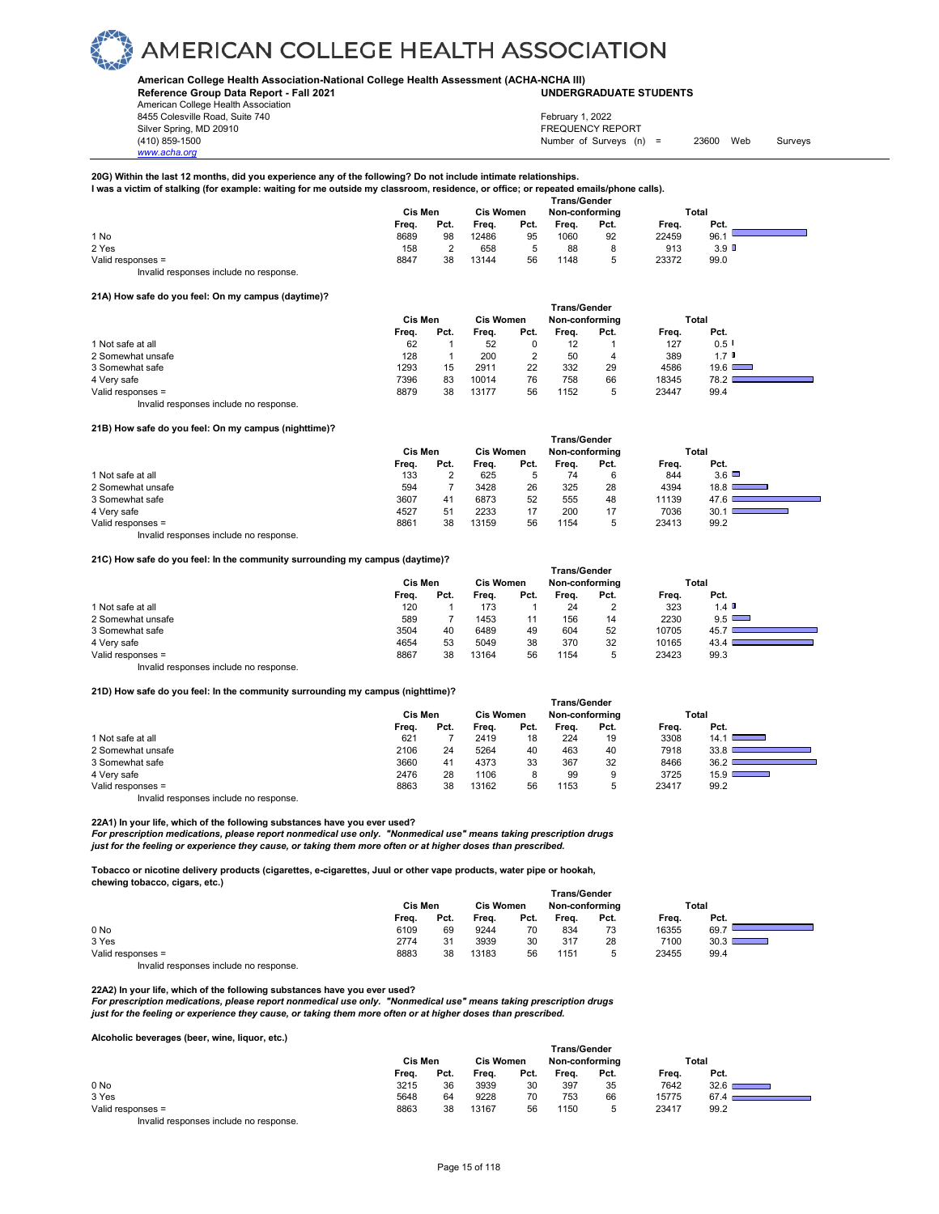# AMERICAN COLLEGE HEALTH ASSOCIATION

**American College Health Association-National College Health Assessment (ACHA-NCHA III)**
**Reference Group Data Report - Fall 2021** **UNDERGRADUATE STUDENTS**

American College Health Association
8455 Colesville Road, Suite 740
Silver Spring, MD 20910
(410) 859-1500
www.acha.org

February 1, 2022
FREQUENCY REPORT
Number of Surveys (n) = 23600 Web Surveys

**20G) Within the last 12 months, did you experience any of the following? Do not include intimate relationships.**
**I was a victim of stalking (for example: waiting for me outside my classroom, residence, or office; or repeated emails/phone calls).**

| | Cis Men | | Cis Women | | Trans/Gender Non-conforming | | Total | |
|---|---|---|---|---|---|---|---|---|
| | Freq. | Pct. | Freq. | Pct. | Freq. | Pct. | Freq. | Pct. |
| 1 No | 8689 | 98 | 12486 | 95 | 1060 | 92 | 22459 | 96.1 |
| 2 Yes | 158 | 2 | 658 | 5 | 88 | 8 | 913 | 3.9 |
| Valid responses = | 8847 | 38 | 13144 | 56 | 1148 | 5 | 23372 | 99.0 |

Invalid responses include no response.

**21A) How safe do you feel: On my campus (daytime)?**

| | Cis Men | | Cis Women | | Trans/Gender Non-conforming | | Total | |
|---|---|---|---|---|---|---|---|---|
| | Freq. | Pct. | Freq. | Pct. | Freq. | Pct. | Freq. | Pct. |
| 1 Not safe at all | 62 | 1 | 52 | 0 | 12 | 1 | 127 | 0.5 |
| 2 Somewhat unsafe | 128 | 1 | 200 | 2 | 50 | 4 | 389 | 1.7 |
| 3 Somewhat safe | 1293 | 15 | 2911 | 22 | 332 | 29 | 4586 | 19.6 |
| 4 Very safe | 7396 | 83 | 10014 | 76 | 758 | 66 | 18345 | 78.2 |
| Valid responses = | 8879 | 38 | 13177 | 56 | 1152 | 5 | 23447 | 99.4 |

Invalid responses include no response.

**21B) How safe do you feel: On my campus (nighttime)?**

| | Cis Men | | Cis Women | | Trans/Gender Non-conforming | | Total | |
|---|---|---|---|---|---|---|---|---|
| | Freq. | Pct. | Freq. | Pct. | Freq. | Pct. | Freq. | Pct. |
| 1 Not safe at all | 133 | 2 | 625 | 5 | 74 | 6 | 844 | 3.6 |
| 2 Somewhat unsafe | 594 | 7 | 3428 | 26 | 325 | 28 | 4394 | 18.8 |
| 3 Somewhat safe | 3607 | 41 | 6873 | 52 | 555 | 48 | 11139 | 47.6 |
| 4 Very safe | 4527 | 51 | 2233 | 17 | 200 | 17 | 7036 | 30.1 |
| Valid responses = | 8861 | 38 | 13159 | 56 | 1154 | 5 | 23413 | 99.2 |

Invalid responses include no response.

**21C) How safe do you feel: In the community surrounding my campus (daytime)?**

| | Cis Men | | Cis Women | | Trans/Gender Non-conforming | | Total | |
|---|---|---|---|---|---|---|---|---|
| | Freq. | Pct. | Freq. | Pct. | Freq. | Pct. | Freq. | Pct. |
| 1 Not safe at all | 120 | 1 | 173 | 1 | 24 | 2 | 323 | 1.4 |
| 2 Somewhat unsafe | 589 | 7 | 1453 | 11 | 156 | 14 | 2230 | 9.5 |
| 3 Somewhat safe | 3504 | 40 | 6489 | 49 | 604 | 52 | 10705 | 45.7 |
| 4 Very safe | 4654 | 53 | 5049 | 38 | 370 | 32 | 10165 | 43.4 |
| Valid responses = | 8867 | 38 | 13164 | 56 | 1154 | 5 | 23423 | 99.3 |

Invalid responses include no response.

**21D) How safe do you feel: In the community surrounding my campus (nighttime)?**

| | Cis Men | | Cis Women | | Trans/Gender Non-conforming | | Total | |
|---|---|---|---|---|---|---|---|---|
| | Freq. | Pct. | Freq. | Pct. | Freq. | Pct. | Freq. | Pct. |
| 1 Not safe at all | 621 | 7 | 2419 | 18 | 224 | 19 | 3308 | 14.1 |
| 2 Somewhat unsafe | 2106 | 24 | 5264 | 40 | 463 | 40 | 7918 | 33.8 |
| 3 Somewhat safe | 3660 | 41 | 4373 | 33 | 367 | 32 | 8466 | 36.2 |
| 4 Very safe | 2476 | 28 | 1106 | 8 | 99 | 9 | 3725 | 15.9 |
| Valid responses = | 8863 | 38 | 13162 | 56 | 1153 | 5 | 23417 | 99.2 |

Invalid responses include no response.

**22A1) In your life, which of the following substances have you ever used?**
***For prescription medications, please report nonmedical use only. "Nonmedical use" means taking prescription drugs just for the feeling or experience they cause, or taking them more often or at higher doses than prescribed.***

**Tobacco or nicotine delivery products (cigarettes, e-cigarettes, Juul or other vape products, water pipe or hookah, chewing tobacco, cigars, etc.)**

| | Cis Men | | Cis Women | | Trans/Gender Non-conforming | | Total | |
|---|---|---|---|---|---|---|---|---|
| | Freq. | Pct. | Freq. | Pct. | Freq. | Pct. | Freq. | Pct. |
| 0 No | 6109 | 69 | 9244 | 70 | 834 | 73 | 16355 | 69.7 |
| 3 Yes | 2774 | 31 | 3939 | 30 | 317 | 28 | 7100 | 30.3 |
| Valid responses = | 8883 | 38 | 13183 | 56 | 1151 | 5 | 23455 | 99.4 |

Invalid responses include no response.

**22A2) In your life, which of the following substances have you ever used?**
***For prescription medications, please report nonmedical use only. "Nonmedical use" means taking prescription drugs just for the feeling or experience they cause, or taking them more often or at higher doses than prescribed.***

**Alcoholic beverages (beer, wine, liquor, etc.)**

| | Cis Men | | Cis Women | | Trans/Gender Non-conforming | | Total | |
|---|---|---|---|---|---|---|---|---|
| | Freq. | Pct. | Freq. | Pct. | Freq. | Pct. | Freq. | Pct. |
| 0 No | 3215 | 36 | 3939 | 30 | 397 | 35 | 7642 | 32.6 |
| 3 Yes | 5648 | 64 | 9228 | 70 | 753 | 66 | 15775 | 67.4 |
| Valid responses = | 8863 | 38 | 13167 | 56 | 1150 | 5 | 23417 | 99.2 |

Invalid responses include no response.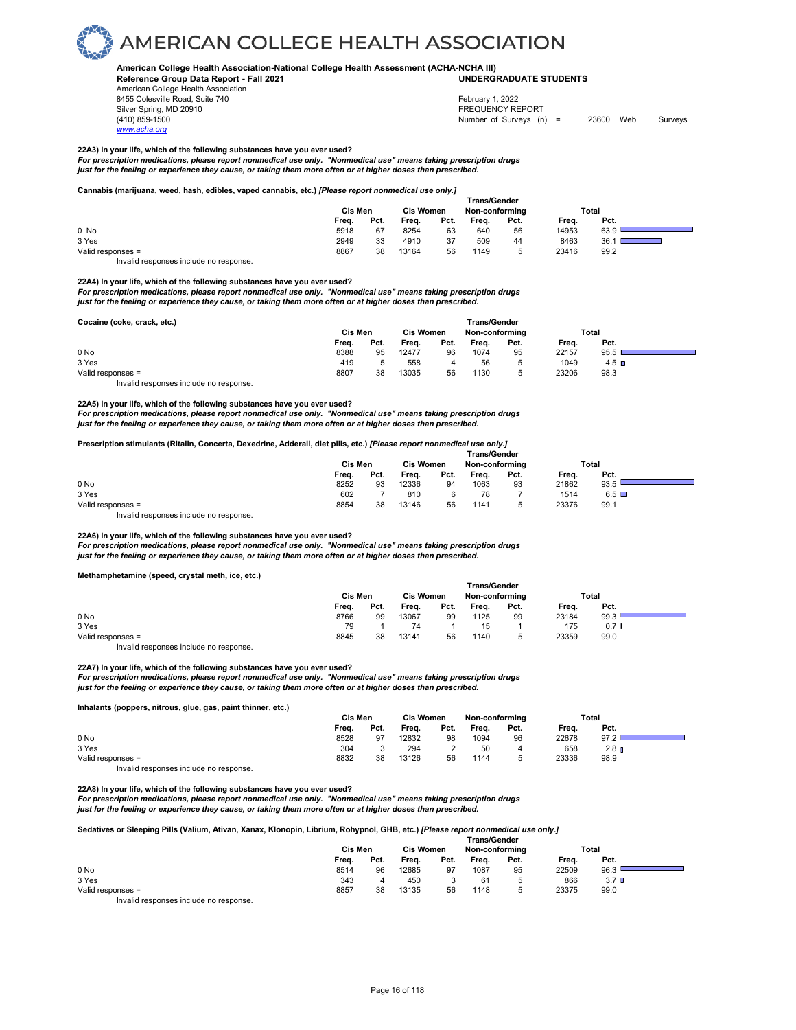# AMERICAN COLLEGE HEALTH ASSOCIATION

**American College Health Association-National College Health Assessment (ACHA-NCHA III)**
**Reference Group Data Report - Fall 2021** **UNDERGRADUATE STUDENTS**
American College Health Association
8455 Colesville Road, Suite 740
Silver Spring, MD 20910
(410) 859-1500
www.acha.org

February 1, 2022
FREQUENCY REPORT
Number of Surveys (n) = 23600 Web Surveys

**22A3) In your life, which of the following substances have you ever used?**
***For prescription medications, please report nonmedical use only. "Nonmedical use" means taking prescription drugs just for the feeling or experience they cause, or taking them more often or at higher doses than prescribed.***

**Cannabis (marijuana, weed, hash, edibles, vaped cannabis, etc.)** ***[Please report nonmedical use only.]***

| | Cis Men | | Cis Women | | Trans/Gender Non-conforming | | Total | |
|---|---|---|---|---|---|---|---|---|
| | Freq. | Pct. | Freq. | Pct. | Freq. | Pct. | Freq. | Pct. |
| 0 No | 5918 | 67 | 8254 | 63 | 640 | 56 | 14953 | 63.9 |
| 3 Yes | 2949 | 33 | 4910 | 37 | 509 | 44 | 8463 | 36.1 |
| Valid responses = | 8867 | 38 | 13164 | 56 | 1149 | 5 | 23416 | 99.2 |

Invalid responses include no response.

**22A4) In your life, which of the following substances have you ever used?**
***For prescription medications, please report nonmedical use only. "Nonmedical use" means taking prescription drugs just for the feeling or experience they cause, or taking them more often or at higher doses than prescribed.***

**Cocaine (coke, crack, etc.)**

| | Cis Men | | Cis Women | | Trans/Gender Non-conforming | | Total | |
|---|---|---|---|---|---|---|---|---|
| | Freq. | Pct. | Freq. | Pct. | Freq. | Pct. | Freq. | Pct. |
| 0 No | 8388 | 95 | 12477 | 96 | 1074 | 95 | 22157 | 95.5 |
| 3 Yes | 419 | 5 | 558 | 4 | 56 | 5 | 1049 | 4.5 |
| Valid responses = | 8807 | 38 | 13035 | 56 | 1130 | 5 | 23206 | 98.3 |

Invalid responses include no response.

**22A5) In your life, which of the following substances have you ever used?**
***For prescription medications, please report nonmedical use only. "Nonmedical use" means taking prescription drugs just for the feeling or experience they cause, or taking them more often or at higher doses than prescribed.***

**Prescription stimulants (Ritalin, Concerta, Dexedrine, Adderall, diet pills, etc.)** ***[Please report nonmedical use only.]***

| | Cis Men | | Cis Women | | Trans/Gender Non-conforming | | Total | |
|---|---|---|---|---|---|---|---|---|
| | Freq. | Pct. | Freq. | Pct. | Freq. | Pct. | Freq. | Pct. |
| 0 No | 8252 | 93 | 12336 | 94 | 1063 | 93 | 21862 | 93.5 |
| 3 Yes | 602 | 7 | 810 | 6 | 78 | 7 | 1514 | 6.5 |
| Valid responses = | 8854 | 38 | 13146 | 56 | 1141 | 5 | 23376 | 99.1 |

Invalid responses include no response.

**22A6) In your life, which of the following substances have you ever used?**
***For prescription medications, please report nonmedical use only. "Nonmedical use" means taking prescription drugs just for the feeling or experience they cause, or taking them more often or at higher doses than prescribed.***

**Methamphetamine (speed, crystal meth, ice, etc.)**

| | Cis Men | | Cis Women | | Trans/Gender Non-conforming | | Total | |
|---|---|---|---|---|---|---|---|---|
| | Freq. | Pct. | Freq. | Pct. | Freq. | Pct. | Freq. | Pct. |
| 0 No | 8766 | 99 | 13067 | 99 | 1125 | 99 | 23184 | 99.3 |
| 3 Yes | 79 | 1 | 74 | 1 | 15 | 1 | 175 | 0.7 |
| Valid responses = | 8845 | 38 | 13141 | 56 | 1140 | 5 | 23359 | 99.0 |

Invalid responses include no response.

**22A7) In your life, which of the following substances have you ever used?**
***For prescription medications, please report nonmedical use only. "Nonmedical use" means taking prescription drugs just for the feeling or experience they cause, or taking them more often or at higher doses than prescribed.***

**Inhalants (poppers, nitrous, glue, gas, paint thinner, etc.)**

| | Cis Men | | Cis Women | | Non-conforming | | Total | |
|---|---|---|---|---|---|---|---|---|
| | Freq. | Pct. | Freq. | Pct. | Freq. | Pct. | Freq. | Pct. |
| 0 No | 8528 | 97 | 12832 | 98 | 1094 | 96 | 22678 | 97.2 |
| 3 Yes | 304 | 3 | 294 | 2 | 50 | 4 | 658 | 2.8 |
| Valid responses = | 8832 | 38 | 13126 | 56 | 1144 | 5 | 23336 | 98.9 |

Invalid responses include no response.

**22A8) In your life, which of the following substances have you ever used?**
***For prescription medications, please report nonmedical use only. "Nonmedical use" means taking prescription drugs just for the feeling or experience they cause, or taking them more often or at higher doses than prescribed.***

**Sedatives or Sleeping Pills (Valium, Ativan, Xanax, Klonopin, Librium, Rohypnol, GHB, etc.)** ***[Please report nonmedical use only.]***

| | Cis Men | | Cis Women | | Trans/Gender Non-conforming | | Total | |
|---|---|---|---|---|---|---|---|---|
| | Freq. | Pct. | Freq. | Pct. | Freq. | Pct. | Freq. | Pct. |
| 0 No | 8514 | 96 | 12685 | 97 | 1087 | 95 | 22509 | 96.3 |
| 3 Yes | 343 | 4 | 450 | 3 | 61 | 5 | 866 | 3.7 |
| Valid responses = | 8857 | 38 | 13135 | 56 | 1148 | 5 | 23375 | 99.0 |

Invalid responses include no response.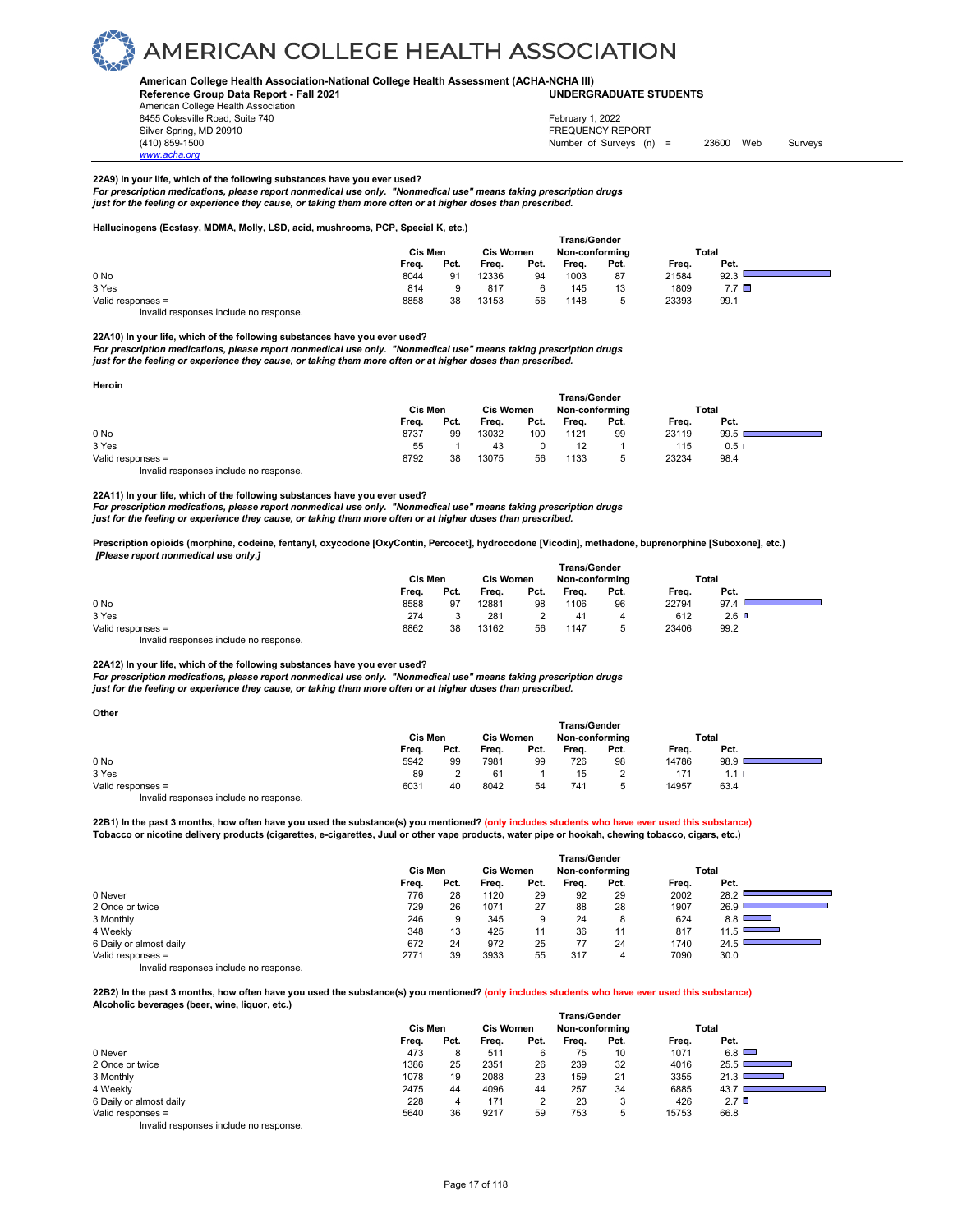**22A9) In your life, which of the following substances have you ever used?**
***For prescription medications, please report nonmedical use only. "Nonmedical use" means taking prescription drugs just for the feeling or experience they cause, or taking them more often or at higher doses than prescribed.***

**Hallucinogens (Ecstasy, MDMA, Molly, LSD, acid, mushrooms, PCP, Special K, etc.)**

| | Cis Men | | Cis Women | | Trans/Gender Non-conforming | | Total | |
|---|---|---|---|---|---|---|---|---|
| | Freq. | Pct. | Freq. | Pct. | Freq. | Pct. | Freq. | Pct. |
| 0 No | 8044 | 91 | 12336 | 94 | 1003 | 87 | 21584 | 92.3 |
| 3 Yes | 814 | 9 | 817 | 6 | 145 | 13 | 1809 | 7.7 |
| Valid responses = | 8858 | 38 | 13153 | 56 | 1148 | 5 | 23393 | 99.1 |

Invalid responses include no response.

**22A10) In your life, which of the following substances have you ever used?**
***For prescription medications, please report nonmedical use only. "Nonmedical use" means taking prescription drugs just for the feeling or experience they cause, or taking them more often or at higher doses than prescribed.***

**Heroin**

| | Cis Men | | Cis Women | | Trans/Gender Non-conforming | | Total | |
|---|---|---|---|---|---|---|---|---|
| | Freq. | Pct. | Freq. | Pct. | Freq. | Pct. | Freq. | Pct. |
| 0 No | 8737 | 99 | 13032 | 100 | 1121 | 99 | 23119 | 99.5 |
| 3 Yes | 55 | 1 | 43 | 0 | 12 | 1 | 115 | 0.5 |
| Valid responses = | 8792 | 38 | 13075 | 56 | 1133 | 5 | 23234 | 98.4 |

Invalid responses include no response.

**22A11) In your life, which of the following substances have you ever used?**
***For prescription medications, please report nonmedical use only. "Nonmedical use" means taking prescription drugs just for the feeling or experience they cause, or taking them more often or at higher doses than prescribed.***

**Prescription opioids (morphine, codeine, fentanyl, oxycodone [OxyContin, Percocet], hydrocodone [Vicodin], methadone, buprenorphine [Suboxone], etc.)**
***[Please report nonmedical use only.]***

| | Cis Men | | Cis Women | | Trans/Gender Non-conforming | | Total | |
|---|---|---|---|---|---|---|---|---|
| | Freq. | Pct. | Freq. | Pct. | Freq. | Pct. | Freq. | Pct. |
| 0 No | 8588 | 97 | 12881 | 98 | 1106 | 96 | 22794 | 97.4 |
| 3 Yes | 274 | 3 | 281 | 2 | 41 | 4 | 612 | 2.6 |
| Valid responses = | 8862 | 38 | 13162 | 56 | 1147 | 5 | 23406 | 99.2 |

Invalid responses include no response.

**22A12) In your life, which of the following substances have you ever used?**
***For prescription medications, please report nonmedical use only. "Nonmedical use" means taking prescription drugs just for the feeling or experience they cause, or taking them more often or at higher doses than prescribed.***

**Other**

| | Cis Men | | Cis Women | | Trans/Gender Non-conforming | | Total | |
|---|---|---|---|---|---|---|---|---|
| | Freq. | Pct. | Freq. | Pct. | Freq. | Pct. | Freq. | Pct. |
| 0 No | 5942 | 99 | 7981 | 99 | 726 | 98 | 14786 | 98.9 |
| 3 Yes | 89 | 2 | 61 | 1 | 15 | 2 | 171 | 1.1 |
| Valid responses = | 6031 | 40 | 8042 | 54 | 741 | 5 | 14957 | 63.4 |

Invalid responses include no response.

**22B1) In the past 3 months, how often have you used the substance(s) you mentioned? (only includes students who have ever used this substance)**
**Tobacco or nicotine delivery products (cigarettes, e-cigarettes, Juul or other vape products, water pipe or hookah, chewing tobacco, cigars, etc.)**

| | Cis Men | | Cis Women | | Trans/Gender Non-conforming | | Total | |
|---|---|---|---|---|---|---|---|---|
| | Freq. | Pct. | Freq. | Pct. | Freq. | Pct. | Freq. | Pct. |
| 0 Never | 776 | 28 | 1120 | 29 | 92 | 29 | 2002 | 28.2 |
| 2 Once or twice | 729 | 26 | 1071 | 27 | 88 | 28 | 1907 | 26.9 |
| 3 Monthly | 246 | 9 | 345 | 9 | 24 | 8 | 624 | 8.8 |
| 4 Weekly | 348 | 13 | 425 | 11 | 36 | 11 | 817 | 11.5 |
| 6 Daily or almost daily | 672 | 24 | 972 | 25 | 77 | 24 | 1740 | 24.5 |
| Valid responses = | 2771 | 39 | 3933 | 55 | 317 | 4 | 7090 | 30.0 |

Invalid responses include no response.

**22B2) In the past 3 months, how often have you used the substance(s) you mentioned? (only includes students who have ever used this substance)**
**Alcoholic beverages (beer, wine, liquor, etc.)**

| | Cis Men | | Cis Women | | Trans/Gender Non-conforming | | Total | |
|---|---|---|---|---|---|---|---|---|
| | Freq. | Pct. | Freq. | Pct. | Freq. | Pct. | Freq. | Pct. |
| 0 Never | 473 | 8 | 511 | 6 | 75 | 10 | 1071 | 6.8 |
| 2 Once or twice | 1386 | 25 | 2351 | 26 | 239 | 32 | 4016 | 25.5 |
| 3 Monthly | 1078 | 19 | 2088 | 23 | 159 | 21 | 3355 | 21.3 |
| 4 Weekly | 2475 | 44 | 4096 | 44 | 257 | 34 | 6885 | 43.7 |
| 6 Daily or almost daily | 228 | 4 | 171 | 2 | 23 | 3 | 426 | 2.7 |
| Valid responses = | 5640 | 36 | 9217 | 59 | 753 | 5 | 15753 | 66.8 |

Invalid responses include no response.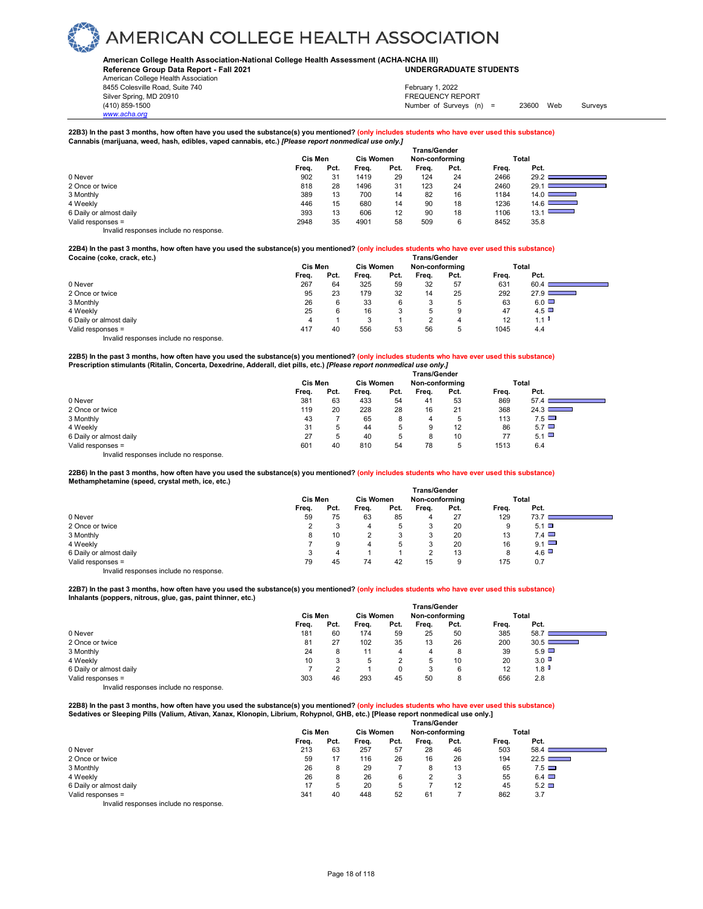# AMERICAN COLLEGE HEALTH ASSOCIATION

**American College Health Association-National College Health Assessment (ACHA-NCHA III)**
**Reference Group Data Report - Fall 2021** **UNDERGRADUATE STUDENTS**
American College Health Association
8455 Colesville Road, Suite 740
Silver Spring, MD 20910
(410) 859-1500
www.acha.org

February 1, 2022
FREQUENCY REPORT
Number of Surveys (n) = 23600 Web Surveys

**22B3) In the past 3 months, how often have you used the substance(s) you mentioned? (only includes students who have ever used this substance)**
**Cannabis (marijuana, weed, hash, edibles, vaped cannabis, etc.) *[Please report nonmedical use only.]***

| | Cis Men | | Cis Women | | Trans/Gender Non-conforming | | Total | |
|---|---|---|---|---|---|---|---|---|
| | Freq. | Pct. | Freq. | Pct. | Freq. | Pct. | Freq. | Pct. |
| 0 Never | 902 | 31 | 1419 | 29 | 124 | 24 | 2466 | 29.2 |
| 2 Once or twice | 818 | 28 | 1496 | 31 | 123 | 24 | 2460 | 29.1 |
| 3 Monthly | 389 | 13 | 700 | 14 | 82 | 16 | 1184 | 14.0 |
| 4 Weekly | 446 | 15 | 680 | 14 | 90 | 18 | 1236 | 14.6 |
| 6 Daily or almost daily | 393 | 13 | 606 | 12 | 90 | 18 | 1106 | 13.1 |
| Valid responses = | 2948 | 35 | 4901 | 58 | 509 | 6 | 8452 | 35.8 |

Invalid responses include no response.

**22B4) In the past 3 months, how often have you used the substance(s) you mentioned? (only includes students who have ever used this substance)**
**Cocaine (coke, crack, etc.)**

| | Cis Men | | Cis Women | | Trans/Gender Non-conforming | | Total | |
|---|---|---|---|---|---|---|---|---|
| | Freq. | Pct. | Freq. | Pct. | Freq. | Pct. | Freq. | Pct. |
| 0 Never | 267 | 64 | 325 | 59 | 32 | 57 | 631 | 60.4 |
| 2 Once or twice | 95 | 23 | 179 | 32 | 14 | 25 | 292 | 27.9 |
| 3 Monthly | 26 | 6 | 33 | 6 | 3 | 5 | 63 | 6.0 |
| 4 Weekly | 25 | 6 | 16 | 3 | 5 | 9 | 47 | 4.5 |
| 6 Daily or almost daily | 4 | 1 | 3 | 1 | 2 | 4 | 12 | 1.1 |
| Valid responses = | 417 | 40 | 556 | 53 | 56 | 5 | 1045 | 4.4 |

Invalid responses include no response.

**22B5) In the past 3 months, how often have you used the substance(s) you mentioned? (only includes students who have ever used this substance)**
**Prescription stimulants (Ritalin, Concerta, Dexedrine, Adderall, diet pills, etc.) *[Please report nonmedical use only.]***

| | Cis Men | | Cis Women | | Trans/Gender Non-conforming | | Total | |
|---|---|---|---|---|---|---|---|---|
| | Freq. | Pct. | Freq. | Pct. | Freq. | Pct. | Freq. | Pct. |
| 0 Never | 381 | 63 | 433 | 54 | 41 | 53 | 869 | 57.4 |
| 2 Once or twice | 119 | 20 | 228 | 28 | 16 | 21 | 368 | 24.3 |
| 3 Monthly | 43 | 7 | 65 | 8 | 4 | 5 | 113 | 7.5 |
| 4 Weekly | 31 | 5 | 44 | 5 | 9 | 12 | 86 | 5.7 |
| 6 Daily or almost daily | 27 | 5 | 40 | 5 | 8 | 10 | 77 | 5.1 |
| Valid responses = | 601 | 40 | 810 | 54 | 78 | 5 | 1513 | 6.4 |

Invalid responses include no response.

**22B6) In the past 3 months, how often have you used the substance(s) you mentioned? (only includes students who have ever used this substance)**
**Methamphetamine (speed, crystal meth, ice, etc.)**

| | Cis Men | | Cis Women | | Trans/Gender Non-conforming | | Total | |
|---|---|---|---|---|---|---|---|---|
| | Freq. | Pct. | Freq. | Pct. | Freq. | Pct. | Freq. | Pct. |
| 0 Never | 59 | 75 | 63 | 85 | 4 | 27 | 129 | 73.7 |
| 2 Once or twice | 2 | 3 | 4 | 5 | 3 | 20 | 9 | 5.1 |
| 3 Monthly | 8 | 10 | 2 | 3 | 3 | 20 | 13 | 7.4 |
| 4 Weekly | 7 | 9 | 4 | 5 | 3 | 20 | 16 | 9.1 |
| 6 Daily or almost daily | 3 | 4 | 1 | 1 | 2 | 13 | 8 | 4.6 |
| Valid responses = | 79 | 45 | 74 | 42 | 15 | 9 | 175 | 0.7 |

Invalid responses include no response.

**22B7) In the past 3 months, how often have you used the substance(s) you mentioned? (only includes students who have ever used this substance)**
**Inhalants (poppers, nitrous, glue, gas, paint thinner, etc.)**

| | Cis Men | | Cis Women | | Trans/Gender Non-conforming | | Total | |
|---|---|---|---|---|---|---|---|---|
| | Freq. | Pct. | Freq. | Pct. | Freq. | Pct. | Freq. | Pct. |
| 0 Never | 181 | 60 | 174 | 59 | 25 | 50 | 385 | 58.7 |
| 2 Once or twice | 81 | 27 | 102 | 35 | 13 | 26 | 200 | 30.5 |
| 3 Monthly | 24 | 8 | 11 | 4 | 4 | 8 | 39 | 5.9 |
| 4 Weekly | 10 | 3 | 5 | 2 | 5 | 10 | 20 | 3.0 |
| 6 Daily or almost daily | 7 | 2 | 1 | 0 | 3 | 6 | 12 | 1.8 |
| Valid responses = | 303 | 46 | 293 | 45 | 50 | 8 | 656 | 2.8 |

Invalid responses include no response.

**22B8) In the past 3 months, how often have you used the substance(s) you mentioned? (only includes students who have ever used this substance)**
**Sedatives or Sleeping Pills (Valium, Ativan, Xanax, Klonopin, Librium, Rohypnol, GHB, etc.) [Please report nonmedical use only.]**

| | Cis Men | | Cis Women | | Trans/Gender Non-conforming | | Total | |
|---|---|---|---|---|---|---|---|---|
| | Freq. | Pct. | Freq. | Pct. | Freq. | Pct. | Freq. | Pct. |
| 0 Never | 213 | 63 | 257 | 57 | 28 | 46 | 503 | 58.4 |
| 2 Once or twice | 59 | 17 | 116 | 26 | 16 | 26 | 194 | 22.5 |
| 3 Monthly | 26 | 8 | 29 | 7 | 8 | 13 | 65 | 7.5 |
| 4 Weekly | 26 | 8 | 26 | 6 | 2 | 3 | 55 | 6.4 |
| 6 Daily or almost daily | 17 | 5 | 20 | 5 | 7 | 12 | 45 | 5.2 |
| Valid responses = | 341 | 40 | 448 | 52 | 61 | 7 | 862 | 3.7 |

Invalid responses include no response.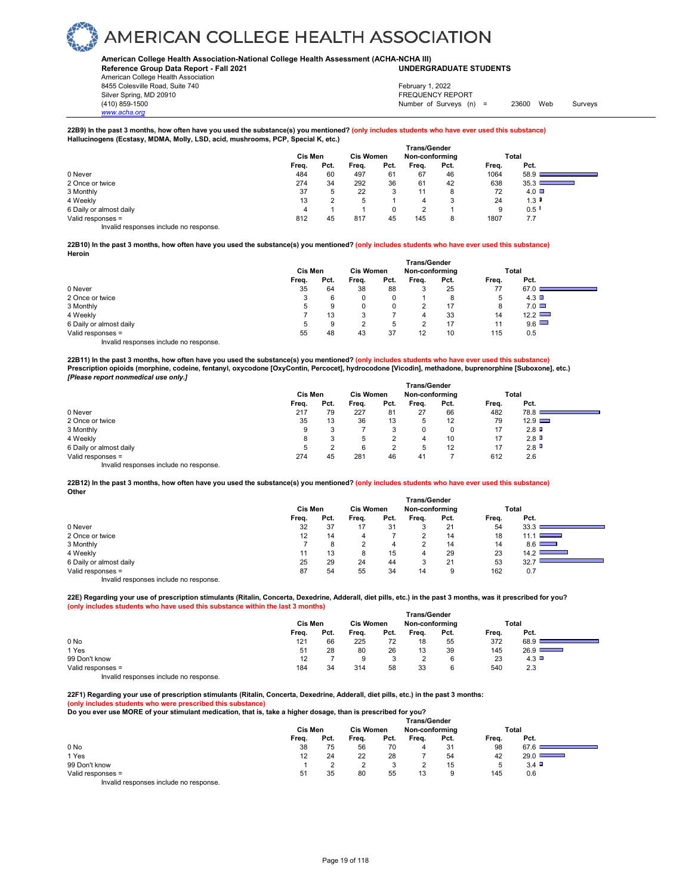# AMERICAN COLLEGE HEALTH ASSOCIATION

**American College Health Association-National College Health Assessment (ACHA-NCHA III)**
**Reference Group Data Report - Fall 2021** **UNDERGRADUATE STUDENTS**
American College Health Association
8455 Colesville Road, Suite 740
Silver Spring, MD 20910
(410) 859-1500
www.acha.org

February 1, 2022
FREQUENCY REPORT
Number of Surveys (n) = 23600 Web Surveys

**22B9) In the past 3 months, how often have you used the substance(s) you mentioned? (only includes students who have ever used this substance)**
**Hallucinogens (Ecstasy, MDMA, Molly, LSD, acid, mushrooms, PCP, Special K, etc.)**

| | Cis Men | | Cis Women | | Trans/Gender Non-conforming | | Total | |
|---|---|---|---|---|---|---|---|---|
| | Freq. | Pct. | Freq. | Pct. | Freq. | Pct. | Freq. | Pct. |
| 0 Never | 484 | 60 | 497 | 61 | 67 | 46 | 1064 | 58.9 |
| 2 Once or twice | 274 | 34 | 292 | 36 | 61 | 42 | 638 | 35.3 |
| 3 Monthly | 37 | 5 | 22 | 3 | 11 | 8 | 72 | 4.0 |
| 4 Weekly | 13 | 2 | 5 | 1 | 4 | 3 | 24 | 1.3 |
| 6 Daily or almost daily | 4 | 1 | 1 | 0 | 2 | 1 | 9 | 0.5 |
| Valid responses = | 812 | 45 | 817 | 45 | 145 | 8 | 1807 | 7.7 |

Invalid responses include no response.

**22B10) In the past 3 months, how often have you used the substance(s) you mentioned? (only includes students who have ever used this substance)**
**Heroin**

| | Cis Men | | Cis Women | | Trans/Gender Non-conforming | | Total | |
|---|---|---|---|---|---|---|---|---|
| | Freq. | Pct. | Freq. | Pct. | Freq. | Pct. | Freq. | Pct. |
| 0 Never | 35 | 64 | 38 | 88 | 3 | 25 | 77 | 67.0 |
| 2 Once or twice | 3 | 6 | 0 | 0 | 1 | 8 | 5 | 4.3 |
| 3 Monthly | 5 | 9 | 0 | 0 | 2 | 17 | 8 | 7.0 |
| 4 Weekly | 7 | 13 | 3 | 7 | 4 | 33 | 14 | 12.2 |
| 6 Daily or almost daily | 5 | 9 | 2 | 5 | 2 | 17 | 11 | 9.6 |
| Valid responses = | 55 | 48 | 43 | 37 | 12 | 10 | 115 | 0.5 |

Invalid responses include no response.

**22B11) In the past 3 months, how often have you used the substance(s) you mentioned? (only includes students who have ever used this substance)**
**Prescription opioids (morphine, codeine, fentanyl, oxycodone [OxyContin, Percocet], hydrocodone [Vicodin], methadone, buprenorphine [Suboxone], etc.)**
***[Please report nonmedical use only.]***

| | Cis Men | | Cis Women | | Trans/Gender Non-conforming | | Total | |
|---|---|---|---|---|---|---|---|---|
| | Freq. | Pct. | Freq. | Pct. | Freq. | Pct. | Freq. | Pct. |
| 0 Never | 217 | 79 | 227 | 81 | 27 | 66 | 482 | 78.8 |
| 2 Once or twice | 35 | 13 | 36 | 13 | 5 | 12 | 79 | 12.9 |
| 3 Monthly | 9 | 3 | 7 | 3 | 0 | 0 | 17 | 2.8 |
| 4 Weekly | 8 | 3 | 5 | 2 | 4 | 10 | 17 | 2.8 |
| 6 Daily or almost daily | 5 | 2 | 6 | 2 | 5 | 12 | 17 | 2.8 |
| Valid responses = | 274 | 45 | 281 | 46 | 41 | 7 | 612 | 2.6 |

Invalid responses include no response.

**22B12) In the past 3 months, how often have you used the substance(s) you mentioned? (only includes students who have ever used this substance)**
**Other**

| | Cis Men | | Cis Women | | Trans/Gender Non-conforming | | Total | |
|---|---|---|---|---|---|---|---|---|
| | Freq. | Pct. | Freq. | Pct. | Freq. | Pct. | Freq. | Pct. |
| 0 Never | 32 | 37 | 17 | 31 | 3 | 21 | 54 | 33.3 |
| 2 Once or twice | 12 | 14 | 4 | 7 | 2 | 14 | 18 | 11.1 |
| 3 Monthly | 7 | 8 | 2 | 4 | 2 | 14 | 14 | 8.6 |
| 4 Weekly | 11 | 13 | 8 | 15 | 4 | 29 | 23 | 14.2 |
| 6 Daily or almost daily | 25 | 29 | 24 | 44 | 3 | 21 | 53 | 32.7 |
| Valid responses = | 87 | 54 | 55 | 34 | 14 | 9 | 162 | 0.7 |

Invalid responses include no response.

**22E) Regarding your use of prescription stimulants (Ritalin, Concerta, Dexedrine, Adderall, diet pills, etc.) in the past 3 months, was it prescribed for you?**
**(only includes students who have used this substance within the last 3 months)**

| | Cis Men | | Cis Women | | Trans/Gender Non-conforming | | Total | |
|---|---|---|---|---|---|---|---|---|
| | Freq. | Pct. | Freq. | Pct. | Freq. | Pct. | Freq. | Pct. |
| 0 No | 121 | 66 | 225 | 72 | 18 | 55 | 372 | 68.9 |
| 1 Yes | 51 | 28 | 80 | 26 | 13 | 39 | 145 | 26.9 |
| 99 Don't know | 12 | 7 | 9 | 3 | 2 | 6 | 23 | 4.3 |
| Valid responses = | 184 | 34 | 314 | 58 | 33 | 6 | 540 | 2.3 |

Invalid responses include no response.

**22F1) Regarding your use of prescription stimulants (Ritalin, Concerta, Dexedrine, Adderall, diet pills, etc.) in the past 3 months:**
**(only includes students who were prescribed this substance)**
**Do you ever use MORE of your stimulant medication, that is, take a higher dosage, than is prescribed for you?**

| | Cis Men | | Cis Women | | Trans/Gender Non-conforming | | Total | |
|---|---|---|---|---|---|---|---|---|
| | Freq. | Pct. | Freq. | Pct. | Freq. | Pct. | Freq. | Pct. |
| 0 No | 38 | 75 | 56 | 70 | 4 | 31 | 98 | 67.6 |
| 1 Yes | 12 | 24 | 22 | 28 | 7 | 54 | 42 | 29.0 |
| 99 Don't know | 1 | 2 | 2 | 3 | 2 | 15 | 5 | 3.4 |
| Valid responses = | 51 | 35 | 80 | 55 | 13 | 9 | 145 | 0.6 |

Invalid responses include no response.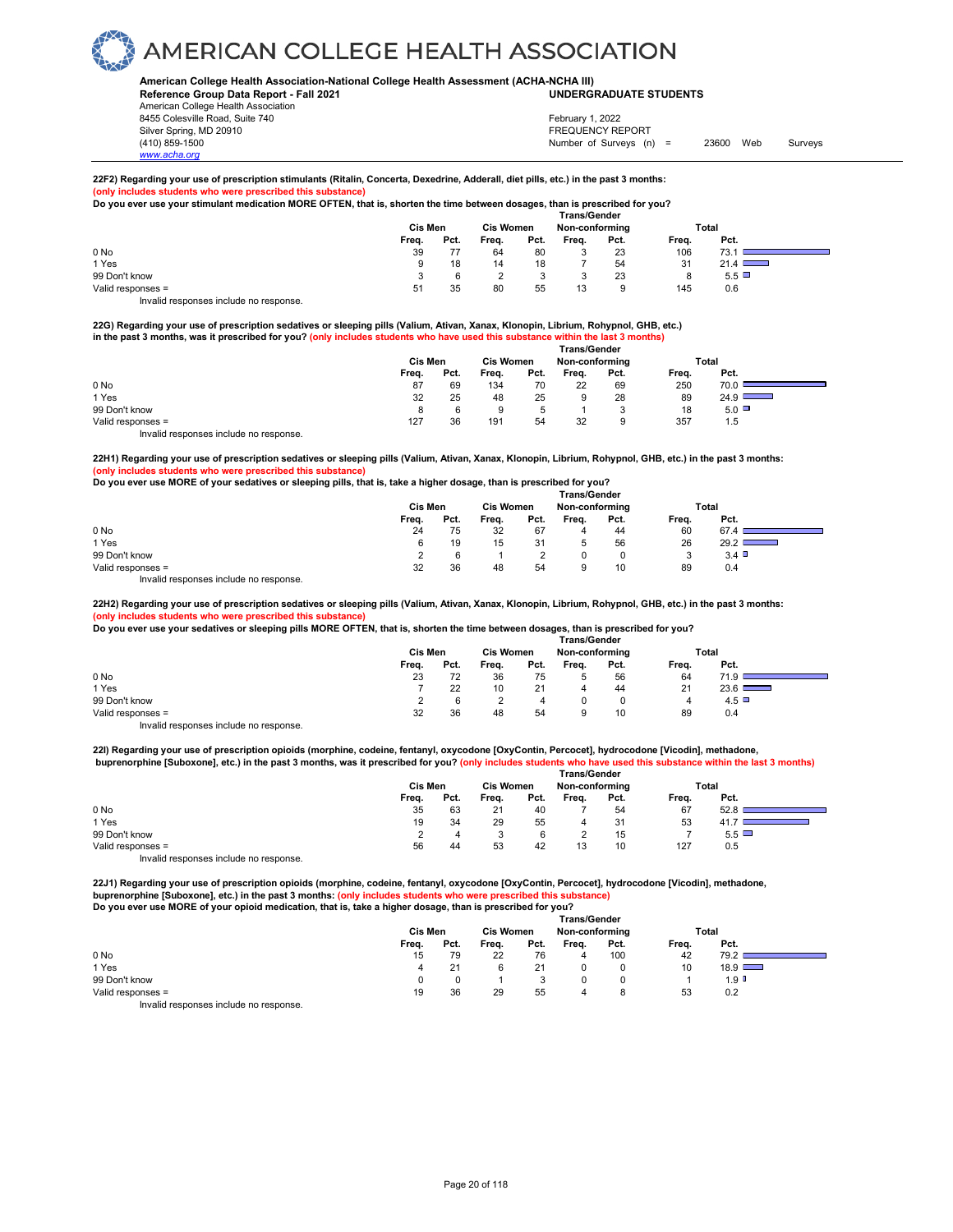# AMERICAN COLLEGE HEALTH ASSOCIATION

**American College Health Association-National College Health Assessment (ACHA-NCHA III)**
**Reference Group Data Report - Fall 2021** **UNDERGRADUATE STUDENTS**

American College Health Association
8455 Colesville Road, Suite 740
Silver Spring, MD 20910
(410) 859-1500
www.acha.org

February 1, 2022
FREQUENCY REPORT
Number of Surveys (n) = 23600 Web Surveys

**22F2) Regarding your use of prescription stimulants (Ritalin, Concerta, Dexedrine, Adderall, diet pills, etc.) in the past 3 months:**
**(only includes students who were prescribed this substance)**
**Do you ever use your stimulant medication MORE OFTEN, that is, shorten the time between dosages, than is prescribed for you?**

| | Cis Men | | Cis Women | | Trans/Gender Non-conforming | | Total | |
|---|---|---|---|---|---|---|---|---|
| | Freq. | Pct. | Freq. | Pct. | Freq. | Pct. | Freq. | Pct. |
| 0 No | 39 | 77 | 64 | 80 | 3 | 23 | 106 | 73.1 |
| 1 Yes | 9 | 18 | 14 | 18 | 7 | 54 | 31 | 21.4 |
| 99 Don't know | 3 | 6 | 2 | 3 | 3 | 23 | 8 | 5.5 |
| Valid responses = | 51 | 35 | 80 | 55 | 13 | 9 | 145 | 0.6 |

Invalid responses include no response.

**22G) Regarding your use of prescription sedatives or sleeping pills (Valium, Ativan, Xanax, Klonopin, Librium, Rohypnol, GHB, etc.) in the past 3 months, was it prescribed for you? (only includes students who have used this substance within the last 3 months)**

| | Cis Men | | Cis Women | | Trans/Gender Non-conforming | | Total | |
|---|---|---|---|---|---|---|---|---|
| | Freq. | Pct. | Freq. | Pct. | Freq. | Pct. | Freq. | Pct. |
| 0 No | 87 | 69 | 134 | 70 | 22 | 69 | 250 | 70.0 |
| 1 Yes | 32 | 25 | 48 | 25 | 9 | 28 | 89 | 24.9 |
| 99 Don't know | 8 | 6 | 9 | 5 | 1 | 3 | 18 | 5.0 |
| Valid responses = | 127 | 36 | 191 | 54 | 32 | 9 | 357 | 1.5 |

Invalid responses include no response.

**22H1) Regarding your use of prescription sedatives or sleeping pills (Valium, Ativan, Xanax, Klonopin, Librium, Rohypnol, GHB, etc.) in the past 3 months:**
**(only includes students who were prescribed this substance)**
**Do you ever use MORE of your sedatives or sleeping pills, that is, take a higher dosage, than is prescribed for you?**

| | Cis Men | | Cis Women | | Trans/Gender Non-conforming | | Total | |
|---|---|---|---|---|---|---|---|---|
| | Freq. | Pct. | Freq. | Pct. | Freq. | Pct. | Freq. | Pct. |
| 0 No | 24 | 75 | 32 | 67 | 4 | 44 | 60 | 67.4 |
| 1 Yes | 6 | 19 | 15 | 31 | 5 | 56 | 26 | 29.2 |
| 99 Don't know | 2 | 6 | 1 | 2 | 0 | 0 | 3 | 3.4 |
| Valid responses = | 32 | 36 | 48 | 54 | 9 | 10 | 89 | 0.4 |

Invalid responses include no response.

**22H2) Regarding your use of prescription sedatives or sleeping pills (Valium, Ativan, Xanax, Klonopin, Librium, Rohypnol, GHB, etc.) in the past 3 months:**
**(only includes students who were prescribed this substance)**
**Do you ever use your sedatives or sleeping pills MORE OFTEN, that is, shorten the time between dosages, than is prescribed for you?**

| | Cis Men | | Cis Women | | Trans/Gender Non-conforming | | Total | |
|---|---|---|---|---|---|---|---|---|
| | Freq. | Pct. | Freq. | Pct. | Freq. | Pct. | Freq. | Pct. |
| 0 No | 23 | 72 | 36 | 75 | 5 | 56 | 64 | 71.9 |
| 1 Yes | 7 | 22 | 10 | 21 | 4 | 44 | 21 | 23.6 |
| 99 Don't know | 2 | 6 | 2 | 4 | 0 | 0 | 4 | 4.5 |
| Valid responses = | 32 | 36 | 48 | 54 | 9 | 10 | 89 | 0.4 |

Invalid responses include no response.

**22I) Regarding your use of prescription opioids (morphine, codeine, fentanyl, oxycodone [OxyContin, Percocet], hydrocodone [Vicodin], methadone, buprenorphine [Suboxone], etc.) in the past 3 months, was it prescribed for you? (only includes students who have used this substance within the last 3 months)**

| | Cis Men | | Cis Women | | Trans/Gender Non-conforming | | Total | |
|---|---|---|---|---|---|---|---|---|
| | Freq. | Pct. | Freq. | Pct. | Freq. | Pct. | Freq. | Pct. |
| 0 No | 35 | 63 | 21 | 40 | 7 | 54 | 67 | 52.8 |
| 1 Yes | 19 | 34 | 29 | 55 | 4 | 31 | 53 | 41.7 |
| 99 Don't know | 2 | 4 | 3 | 6 | 2 | 15 | 7 | 5.5 |
| Valid responses = | 56 | 44 | 53 | 42 | 13 | 10 | 127 | 0.5 |

Invalid responses include no response.

**22J1) Regarding your use of prescription opioids (morphine, codeine, fentanyl, oxycodone [OxyContin, Percocet], hydrocodone [Vicodin], methadone, buprenorphine [Suboxone], etc.) in the past 3 months: (only includes students who were prescribed this substance)**
**Do you ever use MORE of your opioid medication, that is, take a higher dosage, than is prescribed for you?**

| | Cis Men | | Cis Women | | Trans/Gender Non-conforming | | Total | |
|---|---|---|---|---|---|---|---|---|
| | Freq. | Pct. | Freq. | Pct. | Freq. | Pct. | Freq. | Pct. |
| 0 No | 15 | 79 | 22 | 76 | 4 | 100 | 42 | 79.2 |
| 1 Yes | 4 | 21 | 6 | 21 | 0 | 0 | 10 | 18.9 |
| 99 Don't know | 0 | 0 | 1 | 3 | 0 | 0 | 1 | 1.9 |
| Valid responses = | 19 | 36 | 29 | 55 | 4 | 8 | 53 | 0.2 |

Invalid responses include no response.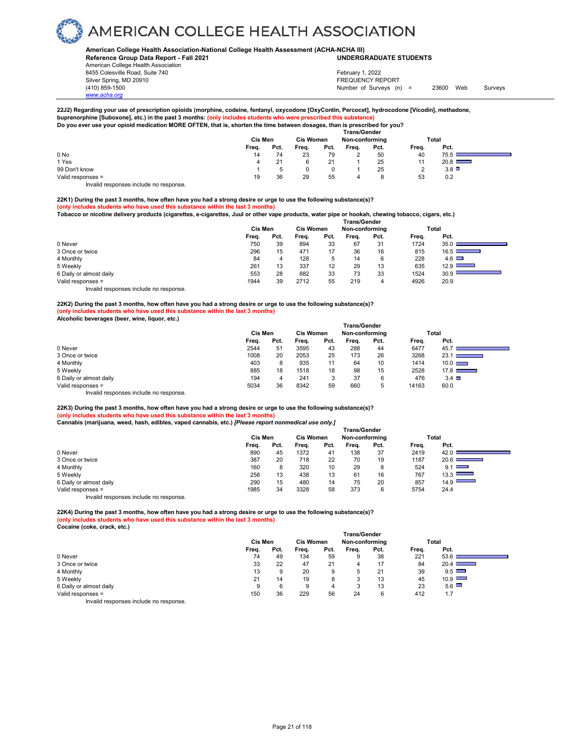**22J2) Regarding your use of prescription opioids (morphine, codeine, fentanyl, oxycodone [OxyContin, Percocet], hydrocodone [Vicodin], methadone, buprenorphine [Suboxone], etc.) in the past 3 months: (only includes students who were prescribed this substance)**
**Do you ever use your opioid medication MORE OFTEN, that is, shorten the time between dosages, than is prescribed for you?**

| | Cis Men | | Cis Women | | Trans/Gender Non-conforming | | Total | |
|---|---|---|---|---|---|---|---|---|
| | Freq. | Pct. | Freq. | Pct. | Freq. | Pct. | Freq. | Pct. |
| 0 No | 14 | 74 | 23 | 79 | 2 | 50 | 40 | 75.5 |
| 1 Yes | 4 | 21 | 6 | 21 | 1 | 25 | 11 | 20.8 |
| 99 Don't know | 1 | 5 | 0 | 0 | 1 | 25 | 2 | 3.8 |
| Valid responses = | 19 | 36 | 29 | 55 | 4 | 8 | 53 | 0.2 |

Invalid responses include no response.

**22K1) During the past 3 months, how often have you had a strong desire or urge to use the following substance(s)?**
**(only includes students who have used this substance within the last 3 months)**
**Tobacco or nicotine delivery products (cigarettes, e-cigarettes, Juul or other vape products, water pipe or hookah, chewing tobacco, cigars, etc.)**

| | Cis Men | | Cis Women | | Trans/Gender Non-conforming | | Total | |
|---|---|---|---|---|---|---|---|---|
| | Freq. | Pct. | Freq. | Pct. | Freq. | Pct. | Freq. | Pct. |
| 0 Never | 750 | 39 | 894 | 33 | 67 | 31 | 1724 | 35.0 |
| 3 Once or twice | 296 | 15 | 471 | 17 | 36 | 16 | 815 | 16.5 |
| 4 Monthly | 84 | 4 | 128 | 5 | 14 | 6 | 228 | 4.6 |
| 5 Weekly | 261 | 13 | 337 | 12 | 29 | 13 | 635 | 12.9 |
| 6 Daily or almost daily | 553 | 28 | 882 | 33 | 73 | 33 | 1524 | 30.9 |
| Valid responses = | 1944 | 39 | 2712 | 55 | 219 | 4 | 4926 | 20.9 |

Invalid responses include no response.

**22K2) During the past 3 months, how often have you had a strong desire or urge to use the following substance(s)?**
**(only includes students who have used this substance within the last 3 months)**
**Alcoholic beverages (beer, wine, liquor, etc.)**

| | Cis Men | | Cis Women | | Trans/Gender Non-conforming | | Total | |
|---|---|---|---|---|---|---|---|---|
| | Freq. | Pct. | Freq. | Pct. | Freq. | Pct. | Freq. | Pct. |
| 0 Never | 2544 | 51 | 3595 | 43 | 288 | 44 | 6477 | 45.7 |
| 3 Once or twice | 1008 | 20 | 2053 | 25 | 173 | 26 | 3268 | 23.1 |
| 4 Monthly | 403 | 8 | 935 | 11 | 64 | 10 | 1414 | 10.0 |
| 5 Weekly | 885 | 18 | 1518 | 18 | 98 | 15 | 2528 | 17.8 |
| 6 Daily or almost daily | 194 | 4 | 241 | 3 | 37 | 6 | 476 | 3.4 |
| Valid responses = | 5034 | 36 | 8342 | 59 | 660 | 5 | 14163 | 60.0 |

Invalid responses include no response.

**22K3) During the past 3 months, how often have you had a strong desire or urge to use the following substance(s)?**
**(only includes students who have used this substance within the last 3 months)**
**Cannabis (marijuana, weed, hash, edibles, vaped cannabis, etc.) *[Please report nonmedical use only.]***

| | Cis Men | | Cis Women | | Trans/Gender Non-conforming | | Total | |
|---|---|---|---|---|---|---|---|---|
| | Freq. | Pct. | Freq. | Pct. | Freq. | Pct. | Freq. | Pct. |
| 0 Never | 890 | 45 | 1372 | 41 | 138 | 37 | 2419 | 42.0 |
| 3 Once or twice | 387 | 20 | 718 | 22 | 70 | 19 | 1187 | 20.6 |
| 4 Monthly | 160 | 8 | 320 | 10 | 29 | 8 | 524 | 9.1 |
| 5 Weekly | 258 | 13 | 438 | 13 | 61 | 16 | 767 | 13.3 |
| 6 Daily or almost daily | 290 | 15 | 480 | 14 | 75 | 20 | 857 | 14.9 |
| Valid responses = | 1985 | 34 | 3328 | 58 | 373 | 6 | 5754 | 24.4 |

Invalid responses include no response.

**22K4) During the past 3 months, how often have you had a strong desire or urge to use the following substance(s)?**
**(only includes students who have used this substance within the last 3 months)**
**Cocaine (coke, crack, etc.)**

| | Cis Men | | Cis Women | | Trans/Gender Non-conforming | | Total | |
|---|---|---|---|---|---|---|---|---|
| | Freq. | Pct. | Freq. | Pct. | Freq. | Pct. | Freq. | Pct. |
| 0 Never | 74 | 49 | 134 | 59 | 9 | 38 | 221 | 53.6 |
| 3 Once or twice | 33 | 22 | 47 | 21 | 4 | 17 | 84 | 20.4 |
| 4 Monthly | 13 | 9 | 20 | 9 | 5 | 21 | 39 | 9.5 |
| 5 Weekly | 21 | 14 | 19 | 8 | 3 | 13 | 45 | 10.9 |
| 6 Daily or almost daily | 9 | 6 | 9 | 4 | 3 | 13 | 23 | 5.6 |
| Valid responses = | 150 | 36 | 229 | 56 | 24 | 6 | 412 | 1.7 |

Invalid responses include no response.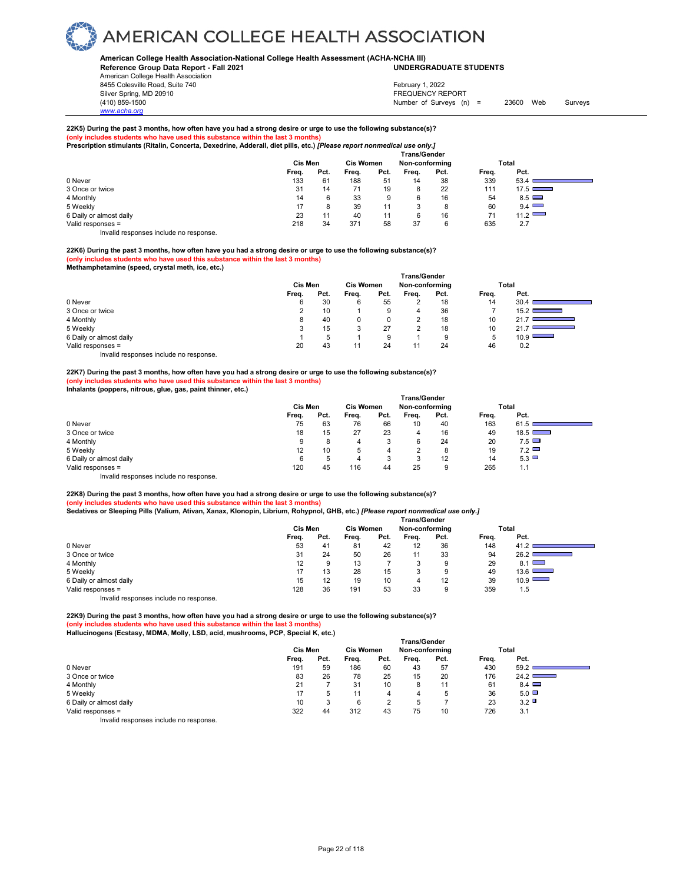# AMERICAN COLLEGE HEALTH ASSOCIATION

**American College Health Association-National College Health Assessment (ACHA-NCHA III)**
**Reference Group Data Report - Fall 2021** **UNDERGRADUATE STUDENTS**

American College Health Association
8455 Colesville Road, Suite 740
Silver Spring, MD 20910
(410) 859-1500
www.acha.org

February 1, 2022
FREQUENCY REPORT
Number of Surveys (n) = 23600 Web Surveys

**22K5) During the past 3 months, how often have you had a strong desire or urge to use the following substance(s)?**
**(only includes students who have used this substance within the last 3 months)**
**Prescription stimulants (Ritalin, Concerta, Dexedrine, Adderall, diet pills, etc.)** ***[Please report nonmedical use only.]***

| | Cis Men | | Cis Women | | Trans/Gender Non-conforming | | Total | |
|---|---|---|---|---|---|---|---|---|
| | Freq. | Pct. | Freq. | Pct. | Freq. | Pct. | Freq. | Pct. |
| 0 Never | 133 | 61 | 188 | 51 | 14 | 38 | 339 | 53.4 |
| 3 Once or twice | 31 | 14 | 71 | 19 | 8 | 22 | 111 | 17.5 |
| 4 Monthly | 14 | 6 | 33 | 9 | 6 | 16 | 54 | 8.5 |
| 5 Weekly | 17 | 8 | 39 | 11 | 3 | 8 | 60 | 9.4 |
| 6 Daily or almost daily | 23 | 11 | 40 | 11 | 6 | 16 | 71 | 11.2 |
| Valid responses = | 218 | 34 | 371 | 58 | 37 | 6 | 635 | 2.7 |

Invalid responses include no response.

**22K6) During the past 3 months, how often have you had a strong desire or urge to use the following substance(s)?**
**(only includes students who have used this substance within the last 3 months)**
**Methamphetamine (speed, crystal meth, ice, etc.)**

| | Cis Men | | Cis Women | | Trans/Gender Non-conforming | | Total | |
|---|---|---|---|---|---|---|---|---|
| | Freq. | Pct. | Freq. | Pct. | Freq. | Pct. | Freq. | Pct. |
| 0 Never | 6 | 30 | 6 | 55 | 2 | 18 | 14 | 30.4 |
| 3 Once or twice | 2 | 10 | 1 | 9 | 4 | 36 | 7 | 15.2 |
| 4 Monthly | 8 | 40 | 0 | 0 | 2 | 18 | 10 | 21.7 |
| 5 Weekly | 3 | 15 | 3 | 27 | 2 | 18 | 10 | 21.7 |
| 6 Daily or almost daily | 1 | 5 | 1 | 9 | 1 | 9 | 5 | 10.9 |
| Valid responses = | 20 | 43 | 11 | 24 | 11 | 24 | 46 | 0.2 |

Invalid responses include no response.

**22K7) During the past 3 months, how often have you had a strong desire or urge to use the following substance(s)?**
**(only includes students who have used this substance within the last 3 months)**
**Inhalants (poppers, nitrous, glue, gas, paint thinner, etc.)**

| | Cis Men | | Cis Women | | Trans/Gender Non-conforming | | Total | |
|---|---|---|---|---|---|---|---|---|
| | Freq. | Pct. | Freq. | Pct. | Freq. | Pct. | Freq. | Pct. |
| 0 Never | 75 | 63 | 76 | 66 | 10 | 40 | 163 | 61.5 |
| 3 Once or twice | 18 | 15 | 27 | 23 | 4 | 16 | 49 | 18.5 |
| 4 Monthly | 9 | 8 | 4 | 3 | 6 | 24 | 20 | 7.5 |
| 5 Weekly | 12 | 10 | 5 | 4 | 2 | 8 | 19 | 7.2 |
| 6 Daily or almost daily | 6 | 5 | 4 | 3 | 3 | 12 | 14 | 5.3 |
| Valid responses = | 120 | 45 | 116 | 44 | 25 | 9 | 265 | 1.1 |

Invalid responses include no response.

**22K8) During the past 3 months, how often have you had a strong desire or urge to use the following substance(s)?**
**(only includes students who have used this substance within the last 3 months)**
**Sedatives or Sleeping Pills (Valium, Ativan, Xanax, Klonopin, Librium, Rohypnol, GHB, etc.)** ***[Please report nonmedical use only.]***

| | Cis Men | | Cis Women | | Trans/Gender Non-conforming | | Total | |
|---|---|---|---|---|---|---|---|---|
| | Freq. | Pct. | Freq. | Pct. | Freq. | Pct. | Freq. | Pct. |
| 0 Never | 53 | 41 | 81 | 42 | 12 | 36 | 148 | 41.2 |
| 3 Once or twice | 31 | 24 | 50 | 26 | 11 | 33 | 94 | 26.2 |
| 4 Monthly | 12 | 9 | 13 | 7 | 3 | 9 | 29 | 8.1 |
| 5 Weekly | 17 | 13 | 28 | 15 | 3 | 9 | 49 | 13.6 |
| 6 Daily or almost daily | 15 | 12 | 19 | 10 | 4 | 12 | 39 | 10.9 |
| Valid responses = | 128 | 36 | 191 | 53 | 33 | 9 | 359 | 1.5 |

Invalid responses include no response.

**22K9) During the past 3 months, how often have you had a strong desire or urge to use the following substance(s)?**
**(only includes students who have used this substance within the last 3 months)**
**Hallucinogens (Ecstasy, MDMA, Molly, LSD, acid, mushrooms, PCP, Special K, etc.)**

| | Cis Men | | Cis Women | | Trans/Gender Non-conforming | | Total | |
|---|---|---|---|---|---|---|---|---|
| | Freq. | Pct. | Freq. | Pct. | Freq. | Pct. | Freq. | Pct. |
| 0 Never | 191 | 59 | 186 | 60 | 43 | 57 | 430 | 59.2 |
| 3 Once or twice | 83 | 26 | 78 | 25 | 15 | 20 | 176 | 24.2 |
| 4 Monthly | 21 | 7 | 31 | 10 | 8 | 11 | 61 | 8.4 |
| 5 Weekly | 17 | 5 | 11 | 4 | 4 | 5 | 36 | 5.0 |
| 6 Daily or almost daily | 10 | 3 | 6 | 2 | 5 | 7 | 23 | 3.2 |
| Valid responses = | 322 | 44 | 312 | 43 | 75 | 10 | 726 | 3.1 |

Invalid responses include no response.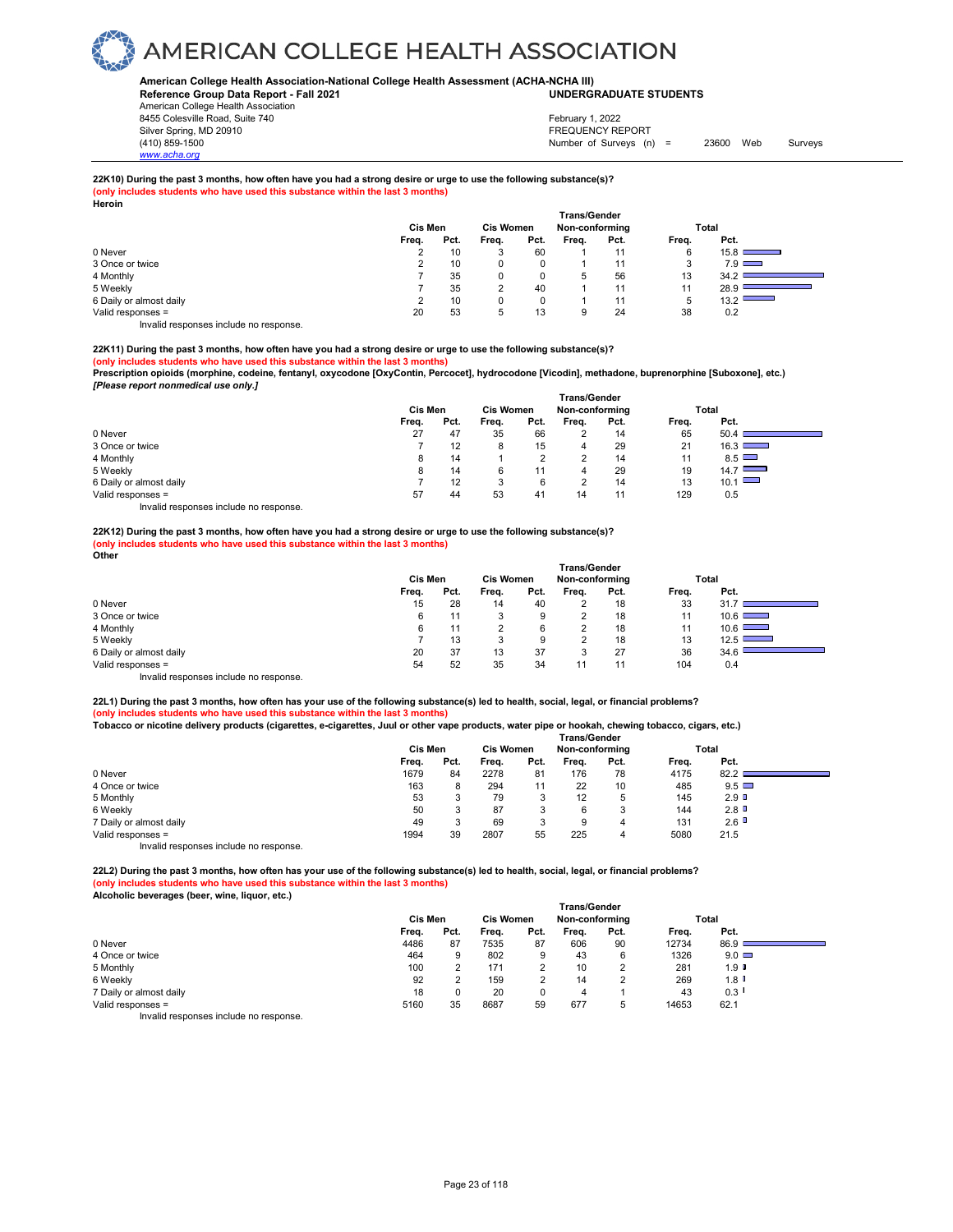**22K10) During the past 3 months, how often have you had a strong desire or urge to use the following substance(s)?**
**(only includes students who have used this substance within the last 3 months)**
**Heroin**

| | Cis Men | | Cis Women | | Trans/Gender Non-conforming | | Total | |
|---|---|---|---|---|---|---|---|---|
| | Freq. | Pct. | Freq. | Pct. | Freq. | Pct. | Freq. | Pct. |
| 0 Never | 2 | 10 | 3 | 60 | 1 | 11 | 6 | 15.8 |
| 3 Once or twice | 2 | 10 | 0 | 0 | 1 | 11 | 3 | 7.9 |
| 4 Monthly | 7 | 35 | 0 | 0 | 5 | 56 | 13 | 34.2 |
| 5 Weekly | 7 | 35 | 2 | 40 | 1 | 11 | 11 | 28.9 |
| 6 Daily or almost daily | 2 | 10 | 0 | 0 | 1 | 11 | 5 | 13.2 |
| Valid responses = | 20 | 53 | 5 | 13 | 9 | 24 | 38 | 0.2 |

Invalid responses include no response.

**22K11) During the past 3 months, how often have you had a strong desire or urge to use the following substance(s)?**
**(only includes students who have used this substance within the last 3 months)**
**Prescription opioids (morphine, codeine, fentanyl, oxycodone [OxyContin, Percocet], hydrocodone [Vicodin], methadone, buprenorphine [Suboxone], etc.)**
***[Please report nonmedical use only.]***

| | Cis Men | | Cis Women | | Trans/Gender Non-conforming | | Total | |
|---|---|---|---|---|---|---|---|---|
| | Freq. | Pct. | Freq. | Pct. | Freq. | Pct. | Freq. | Pct. |
| 0 Never | 27 | 47 | 35 | 66 | 2 | 14 | 65 | 50.4 |
| 3 Once or twice | 7 | 12 | 8 | 15 | 4 | 29 | 21 | 16.3 |
| 4 Monthly | 8 | 14 | 1 | 2 | 2 | 14 | 11 | 8.5 |
| 5 Weekly | 8 | 14 | 6 | 11 | 4 | 29 | 19 | 14.7 |
| 6 Daily or almost daily | 7 | 12 | 3 | 6 | 2 | 14 | 13 | 10.1 |
| Valid responses = | 57 | 44 | 53 | 41 | 14 | 11 | 129 | 0.5 |

Invalid responses include no response.

**22K12) During the past 3 months, how often have you had a strong desire or urge to use the following substance(s)?**
**(only includes students who have used this substance within the last 3 months)**
**Other**

| | Cis Men | | Cis Women | | Trans/Gender Non-conforming | | Total | |
|---|---|---|---|---|---|---|---|---|
| | Freq. | Pct. | Freq. | Pct. | Freq. | Pct. | Freq. | Pct. |
| 0 Never | 15 | 28 | 14 | 40 | 2 | 18 | 33 | 31.7 |
| 3 Once or twice | 6 | 11 | 3 | 9 | 2 | 18 | 11 | 10.6 |
| 4 Monthly | 6 | 11 | 2 | 6 | 2 | 18 | 11 | 10.6 |
| 5 Weekly | 7 | 13 | 3 | 9 | 2 | 18 | 13 | 12.5 |
| 6 Daily or almost daily | 20 | 37 | 13 | 37 | 3 | 27 | 36 | 34.6 |
| Valid responses = | 54 | 52 | 35 | 34 | 11 | 11 | 104 | 0.4 |

Invalid responses include no response.

**22L1) During the past 3 months, how often has your use of the following substance(s) led to health, social, legal, or financial problems?**
**(only includes students who have used this substance within the last 3 months)**
**Tobacco or nicotine delivery products (cigarettes, e-cigarettes, Juul or other vape products, water pipe or hookah, chewing tobacco, cigars, etc.)**

| | Cis Men | | Cis Women | | Trans/Gender Non-conforming | | Total | |
|---|---|---|---|---|---|---|---|---|
| | Freq. | Pct. | Freq. | Pct. | Freq. | Pct. | Freq. | Pct. |
| 0 Never | 1679 | 84 | 2278 | 81 | 176 | 78 | 4175 | 82.2 |
| 4 Once or twice | 163 | 8 | 294 | 11 | 22 | 10 | 485 | 9.5 |
| 5 Monthly | 53 | 3 | 79 | 3 | 12 | 5 | 145 | 2.9 |
| 6 Weekly | 50 | 3 | 87 | 3 | 6 | 3 | 144 | 2.8 |
| 7 Daily or almost daily | 49 | 3 | 69 | 3 | 9 | 4 | 131 | 2.6 |
| Valid responses = | 1994 | 39 | 2807 | 55 | 225 | 4 | 5080 | 21.5 |

Invalid responses include no response.

**22L2) During the past 3 months, how often has your use of the following substance(s) led to health, social, legal, or financial problems?**
**(only includes students who have used this substance within the last 3 months)**
**Alcoholic beverages (beer, wine, liquor, etc.)**

| | Cis Men | | Cis Women | | Trans/Gender Non-conforming | | Total | |
|---|---|---|---|---|---|---|---|---|
| | Freq. | Pct. | Freq. | Pct. | Freq. | Pct. | Freq. | Pct. |
| 0 Never | 4486 | 87 | 7535 | 87 | 606 | 90 | 12734 | 86.9 |
| 4 Once or twice | 464 | 9 | 802 | 9 | 43 | 6 | 1326 | 9.0 |
| 5 Monthly | 100 | 2 | 171 | 2 | 10 | 2 | 281 | 1.9 |
| 6 Weekly | 92 | 2 | 159 | 2 | 14 | 2 | 269 | 1.8 |
| 7 Daily or almost daily | 18 | 0 | 20 | 0 | 4 | 1 | 43 | 0.3 |
| Valid responses = | 5160 | 35 | 8687 | 59 | 677 | 5 | 14653 | 62.1 |

Invalid responses include no response.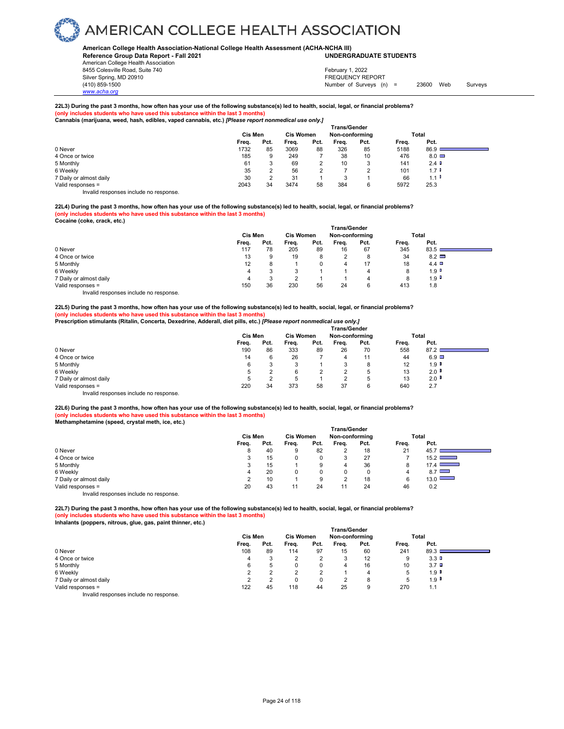# AMERICAN COLLEGE HEALTH ASSOCIATION

**American College Health Association-National College Health Assessment (ACHA-NCHA III)**
**Reference Group Data Report - Fall 2021** **UNDERGRADUATE STUDENTS**
American College Health Association
8455 Colesville Road, Suite 740
Silver Spring, MD 20910
(410) 859-1500
www.acha.org

February 1, 2022
FREQUENCY REPORT
Number of Surveys (n) = 23600 Web Surveys

**22L3) During the past 3 months, how often has your use of the following substance(s) led to health, social, legal, or financial problems?**
**(only includes students who have used this substance within the last 3 months)**
**Cannabis (marijuana, weed, hash, edibles, vaped cannabis, etc.)** ***[Please report nonmedical use only.]***

| | Cis Men | | Cis Women | | Trans/Gender Non-conforming | | Total | |
|---|---|---|---|---|---|---|---|---|
| | Freq. | Pct. | Freq. | Pct. | Freq. | Pct. | Freq. | Pct. |
| 0 Never | 1732 | 85 | 3069 | 88 | 326 | 85 | 5188 | 86.9 |
| 4 Once or twice | 185 | 9 | 249 | 7 | 38 | 10 | 476 | 8.0 |
| 5 Monthly | 61 | 3 | 69 | 2 | 10 | 3 | 141 | 2.4 |
| 6 Weekly | 35 | 2 | 56 | 2 | 7 | 2 | 101 | 1.7 |
| 7 Daily or almost daily | 30 | 2 | 31 | 1 | 3 | 1 | 66 | 1.1 |
| Valid responses = | 2043 | 34 | 3474 | 58 | 384 | 6 | 5972 | 25.3 |

Invalid responses include no response.

**22L4) During the past 3 months, how often has your use of the following substance(s) led to health, social, legal, or financial problems?**
**(only includes students who have used this substance within the last 3 months)**
**Cocaine (coke, crack, etc.)**

| | Cis Men | | Cis Women | | Trans/Gender Non-conforming | | Total | |
|---|---|---|---|---|---|---|---|---|
| | Freq. | Pct. | Freq. | Pct. | Freq. | Pct. | Freq. | Pct. |
| 0 Never | 117 | 78 | 205 | 89 | 16 | 67 | 345 | 83.5 |
| 4 Once or twice | 13 | 9 | 19 | 8 | 2 | 8 | 34 | 8.2 |
| 5 Monthly | 12 | 8 | 1 | 0 | 4 | 17 | 18 | 4.4 |
| 6 Weekly | 4 | 3 | 3 | 1 | 1 | 4 | 8 | 1.9 |
| 7 Daily or almost daily | 4 | 3 | 2 | 1 | 1 | 4 | 8 | 1.9 |
| Valid responses = | 150 | 36 | 230 | 56 | 24 | 6 | 413 | 1.8 |

Invalid responses include no response.

**22L5) During the past 3 months, how often has your use of the following substance(s) led to health, social, legal, or financial problems?**
**(only includes students who have used this substance within the last 3 months)**
**Prescription stimulants (Ritalin, Concerta, Dexedrine, Adderall, diet pills, etc.)** ***[Please report nonmedical use only.]***

| | Cis Men | | Cis Women | | Trans/Gender Non-conforming | | Total | |
|---|---|---|---|---|---|---|---|---|
| | Freq. | Pct. | Freq. | Pct. | Freq. | Pct. | Freq. | Pct. |
| 0 Never | 190 | 86 | 333 | 89 | 26 | 70 | 558 | 87.2 |
| 4 Once or twice | 14 | 6 | 26 | 7 | 4 | 11 | 44 | 6.9 |
| 5 Monthly | 6 | 3 | 3 | 1 | 3 | 8 | 12 | 1.9 |
| 6 Weekly | 5 | 2 | 6 | 2 | 2 | 5 | 13 | 2.0 |
| 7 Daily or almost daily | 5 | 2 | 5 | 1 | 2 | 5 | 13 | 2.0 |
| Valid responses = | 220 | 34 | 373 | 58 | 37 | 6 | 640 | 2.7 |

Invalid responses include no response.

**22L6) During the past 3 months, how often has your use of the following substance(s) led to health, social, legal, or financial problems?**
**(only includes students who have used this substance within the last 3 months)**
**Methamphetamine (speed, crystal meth, ice, etc.)**

| | Cis Men | | Cis Women | | Trans/Gender Non-conforming | | Total | |
|---|---|---|---|---|---|---|---|---|
| | Freq. | Pct. | Freq. | Pct. | Freq. | Pct. | Freq. | Pct. |
| 0 Never | 8 | 40 | 9 | 82 | 2 | 18 | 21 | 45.7 |
| 4 Once or twice | 3 | 15 | 0 | 0 | 3 | 27 | 7 | 15.2 |
| 5 Monthly | 3 | 15 | 1 | 9 | 4 | 36 | 8 | 17.4 |
| 6 Weekly | 4 | 20 | 0 | 0 | 0 | 0 | 4 | 8.7 |
| 7 Daily or almost daily | 2 | 10 | 1 | 9 | 2 | 18 | 6 | 13.0 |
| Valid responses = | 20 | 43 | 11 | 24 | 11 | 24 | 46 | 0.2 |

Invalid responses include no response.

**22L7) During the past 3 months, how often has your use of the following substance(s) led to health, social, legal, or financial problems?**
**(only includes students who have used this substance within the last 3 months)**
**Inhalants (poppers, nitrous, glue, gas, paint thinner, etc.)**

| | Cis Men | | Cis Women | | Trans/Gender Non-conforming | | Total | |
|---|---|---|---|---|---|---|---|---|
| | Freq. | Pct. | Freq. | Pct. | Freq. | Pct. | Freq. | Pct. |
| 0 Never | 108 | 89 | 114 | 97 | 15 | 60 | 241 | 89.3 |
| 4 Once or twice | 4 | 3 | 2 | 2 | 3 | 12 | 9 | 3.3 |
| 5 Monthly | 6 | 5 | 0 | 0 | 4 | 16 | 10 | 3.7 |
| 6 Weekly | 2 | 2 | 2 | 2 | 1 | 4 | 5 | 1.9 |
| 7 Daily or almost daily | 2 | 2 | 0 | 0 | 2 | 8 | 5 | 1.9 |
| Valid responses = | 122 | 45 | 118 | 44 | 25 | 9 | 270 | 1.1 |

Invalid responses include no response.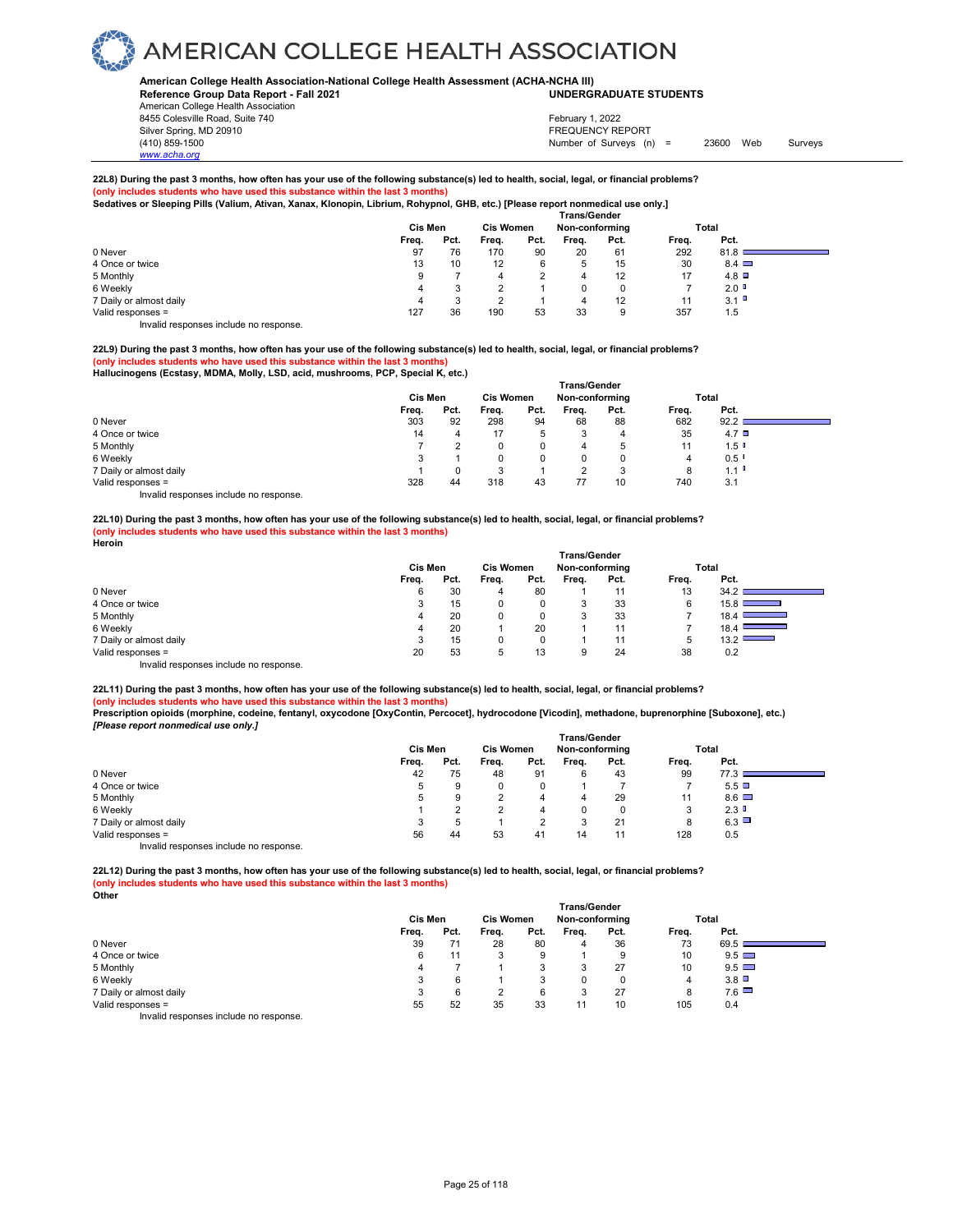**American College Health Association-National College Health Assessment (ACHA-NCHA III)**
**Reference Group Data Report - Fall 2021** — **UNDERGRADUATE STUDENTS**

American College Health Association
8455 Colesville Road, Suite 740
Silver Spring, MD 20910
(410) 859-1500
www.acha.org

February 1, 2022
FREQUENCY REPORT
Number of Surveys (n) = 23600 Web Surveys

**22L8) During the past 3 months, how often has your use of the following substance(s) led to health, social, legal, or financial problems?**
**(only includes students who have used this substance within the last 3 months)**
**Sedatives or Sleeping Pills (Valium, Ativan, Xanax, Klonopin, Librium, Rohypnol, GHB, etc.) [Please report nonmedical use only.]**

| | Cis Men | | Cis Women | | Trans/Gender Non-conforming | | Total | |
|---|---|---|---|---|---|---|---|---|
| | Freq. | Pct. | Freq. | Pct. | Freq. | Pct. | Freq. | Pct. |
| 0 Never | 97 | 76 | 170 | 90 | 20 | 61 | 292 | 81.8 |
| 4 Once or twice | 13 | 10 | 12 | 6 | 5 | 15 | 30 | 8.4 |
| 5 Monthly | 9 | 7 | 4 | 2 | 4 | 12 | 17 | 4.8 |
| 6 Weekly | 4 | 3 | 2 | 1 | 0 | 0 | 7 | 2.0 |
| 7 Daily or almost daily | 4 | 3 | 2 | 1 | 4 | 12 | 11 | 3.1 |
| Valid responses = | 127 | 36 | 190 | 53 | 33 | 9 | 357 | 1.5 |

Invalid responses include no response.

**22L9) During the past 3 months, how often has your use of the following substance(s) led to health, social, legal, or financial problems?**
**(only includes students who have used this substance within the last 3 months)**
**Hallucinogens (Ecstasy, MDMA, Molly, LSD, acid, mushrooms, PCP, Special K, etc.)**

| | Cis Men | | Cis Women | | Trans/Gender Non-conforming | | Total | |
|---|---|---|---|---|---|---|---|---|
| | Freq. | Pct. | Freq. | Pct. | Freq. | Pct. | Freq. | Pct. |
| 0 Never | 303 | 92 | 298 | 94 | 68 | 88 | 682 | 92.2 |
| 4 Once or twice | 14 | 4 | 17 | 5 | 3 | 4 | 35 | 4.7 |
| 5 Monthly | 7 | 2 | 0 | 0 | 4 | 5 | 11 | 1.5 |
| 6 Weekly | 3 | 1 | 0 | 0 | 0 | 0 | 4 | 0.5 |
| 7 Daily or almost daily | 1 | 0 | 3 | 1 | 2 | 3 | 8 | 1.1 |
| Valid responses = | 328 | 44 | 318 | 43 | 77 | 10 | 740 | 3.1 |

Invalid responses include no response.

**22L10) During the past 3 months, how often has your use of the following substance(s) led to health, social, legal, or financial problems?**
**(only includes students who have used this substance within the last 3 months)**
**Heroin**

| | Cis Men | | Cis Women | | Trans/Gender Non-conforming | | Total | |
|---|---|---|---|---|---|---|---|---|
| | Freq. | Pct. | Freq. | Pct. | Freq. | Pct. | Freq. | Pct. |
| 0 Never | 6 | 30 | 4 | 80 | 1 | 11 | 13 | 34.2 |
| 4 Once or twice | 3 | 15 | 0 | 0 | 3 | 33 | 6 | 15.8 |
| 5 Monthly | 4 | 20 | 0 | 0 | 3 | 33 | 7 | 18.4 |
| 6 Weekly | 4 | 20 | 1 | 20 | 1 | 11 | 7 | 18.4 |
| 7 Daily or almost daily | 3 | 15 | 0 | 0 | 1 | 11 | 5 | 13.2 |
| Valid responses = | 20 | 53 | 5 | 13 | 9 | 24 | 38 | 0.2 |

Invalid responses include no response.

**22L11) During the past 3 months, how often has your use of the following substance(s) led to health, social, legal, or financial problems?**
**(only includes students who have used this substance within the last 3 months)**
**Prescription opioids (morphine, codeine, fentanyl, oxycodone [OxyContin, Percocet], hydrocodone [Vicodin], methadone, buprenorphine [Suboxone], etc.)**
***[Please report nonmedical use only.]***

| | Cis Men | | Cis Women | | Trans/Gender Non-conforming | | Total | |
|---|---|---|---|---|---|---|---|---|
| | Freq. | Pct. | Freq. | Pct. | Freq. | Pct. | Freq. | Pct. |
| 0 Never | 42 | 75 | 48 | 91 | 6 | 43 | 99 | 77.3 |
| 4 Once or twice | 5 | 9 | 0 | 0 | 1 | 7 | 7 | 5.5 |
| 5 Monthly | 5 | 9 | 2 | 4 | 4 | 29 | 11 | 8.6 |
| 6 Weekly | 1 | 2 | 2 | 4 | 0 | 0 | 3 | 2.3 |
| 7 Daily or almost daily | 3 | 5 | 1 | 2 | 3 | 21 | 8 | 6.3 |
| Valid responses = | 56 | 44 | 53 | 41 | 14 | 11 | 128 | 0.5 |

Invalid responses include no response.

**22L12) During the past 3 months, how often has your use of the following substance(s) led to health, social, legal, or financial problems?**
**(only includes students who have used this substance within the last 3 months)**
**Other**

| | Cis Men | | Cis Women | | Trans/Gender Non-conforming | | Total | |
|---|---|---|---|---|---|---|---|---|
| | Freq. | Pct. | Freq. | Pct. | Freq. | Pct. | Freq. | Pct. |
| 0 Never | 39 | 71 | 28 | 80 | 4 | 36 | 73 | 69.5 |
| 4 Once or twice | 6 | 11 | 3 | 9 | 1 | 9 | 10 | 9.5 |
| 5 Monthly | 4 | 7 | 1 | 3 | 3 | 27 | 10 | 9.5 |
| 6 Weekly | 3 | 6 | 1 | 3 | 0 | 0 | 4 | 3.8 |
| 7 Daily or almost daily | 3 | 6 | 2 | 6 | 3 | 27 | 8 | 7.6 |
| Valid responses = | 55 | 52 | 35 | 33 | 11 | 10 | 105 | 0.4 |

Invalid responses include no response.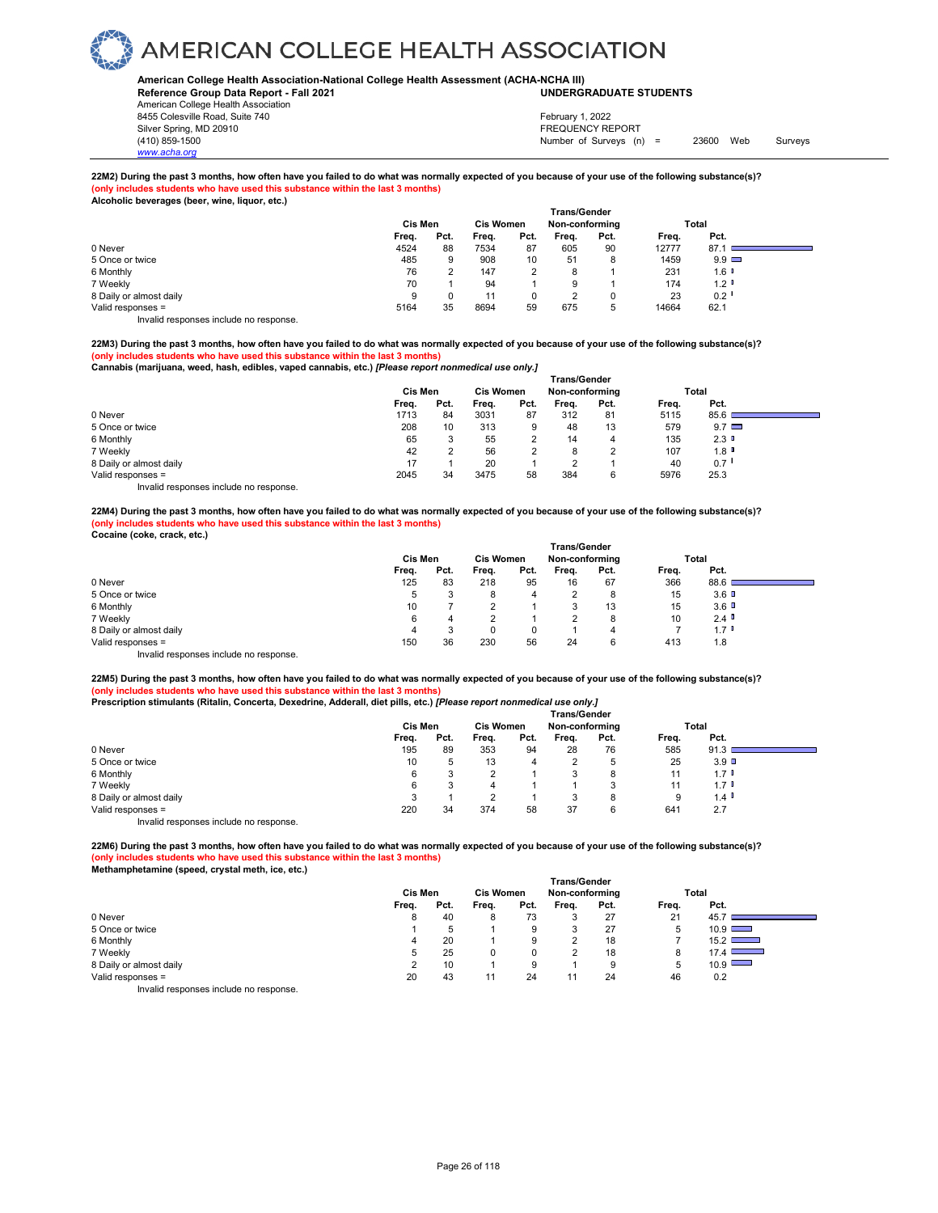# AMERICAN COLLEGE HEALTH ASSOCIATION

**American College Health Association-National College Health Assessment (ACHA-NCHA III)**
**Reference Group Data Report - Fall 2021** **UNDERGRADUATE STUDENTS**
American College Health Association
8455 Colesville Road, Suite 740
Silver Spring, MD 20910
(410) 859-1500
www.acha.org

February 1, 2022
FREQUENCY REPORT
Number of Surveys (n) = 23600 Web Surveys

**22M2) During the past 3 months, how often have you failed to do what was normally expected of you because of your use of the following substance(s)?**
**(only includes students who have used this substance within the last 3 months)**
**Alcoholic beverages (beer, wine, liquor, etc.)**

| | Cis Men | | Cis Women | | Trans/Gender Non-conforming | | Total | |
|---|---|---|---|---|---|---|---|---|
| | Freq. | Pct. | Freq. | Pct. | Freq. | Pct. | Freq. | Pct. |
| 0 Never | 4524 | 88 | 7534 | 87 | 605 | 90 | 12777 | 87.1 |
| 5 Once or twice | 485 | 9 | 908 | 10 | 51 | 8 | 1459 | 9.9 |
| 6 Monthly | 76 | 2 | 147 | 2 | 8 | 1 | 231 | 1.6 |
| 7 Weekly | 70 | 1 | 94 | 1 | 9 | 1 | 174 | 1.2 |
| 8 Daily or almost daily | 9 | 0 | 11 | 0 | 2 | 0 | 23 | 0.2 |
| Valid responses = | 5164 | 35 | 8694 | 59 | 675 | 5 | 14664 | 62.1 |

Invalid responses include no response.

**22M3) During the past 3 months, how often have you failed to do what was normally expected of you because of your use of the following substance(s)?**
**(only includes students who have used this substance within the last 3 months)**
**Cannabis (marijuana, weed, hash, edibles, vaped cannabis, etc.)** ***[Please report nonmedical use only.]***

| | Cis Men | | Cis Women | | Trans/Gender Non-conforming | | Total | |
|---|---|---|---|---|---|---|---|---|
| | Freq. | Pct. | Freq. | Pct. | Freq. | Pct. | Freq. | Pct. |
| 0 Never | 1713 | 84 | 3031 | 87 | 312 | 81 | 5115 | 85.6 |
| 5 Once or twice | 208 | 10 | 313 | 9 | 48 | 13 | 579 | 9.7 |
| 6 Monthly | 65 | 3 | 55 | 2 | 14 | 4 | 135 | 2.3 |
| 7 Weekly | 42 | 2 | 56 | 2 | 8 | 2 | 107 | 1.8 |
| 8 Daily or almost daily | 17 | 1 | 20 | 1 | 2 | 1 | 40 | 0.7 |
| Valid responses = | 2045 | 34 | 3475 | 58 | 384 | 6 | 5976 | 25.3 |

Invalid responses include no response.

**22M4) During the past 3 months, how often have you failed to do what was normally expected of you because of your use of the following substance(s)?**
**(only includes students who have used this substance within the last 3 months)**
**Cocaine (coke, crack, etc.)**

| | Cis Men | | Cis Women | | Trans/Gender Non-conforming | | Total | |
|---|---|---|---|---|---|---|---|---|
| | Freq. | Pct. | Freq. | Pct. | Freq. | Pct. | Freq. | Pct. |
| 0 Never | 125 | 83 | 218 | 95 | 16 | 67 | 366 | 88.6 |
| 5 Once or twice | 5 | 3 | 8 | 4 | 2 | 8 | 15 | 3.6 |
| 6 Monthly | 10 | 7 | 2 | 1 | 3 | 13 | 15 | 3.6 |
| 7 Weekly | 6 | 4 | 2 | 1 | 2 | 8 | 10 | 2.4 |
| 8 Daily or almost daily | 4 | 3 | 0 | 0 | 1 | 4 | 7 | 1.7 |
| Valid responses = | 150 | 36 | 230 | 56 | 24 | 6 | 413 | 1.8 |

Invalid responses include no response.

**22M5) During the past 3 months, how often have you failed to do what was normally expected of you because of your use of the following substance(s)?**
**(only includes students who have used this substance within the last 3 months)**
**Prescription stimulants (Ritalin, Concerta, Dexedrine, Adderall, diet pills, etc.)** ***[Please report nonmedical use only.]***

| | Cis Men | | Cis Women | | Trans/Gender Non-conforming | | Total | |
|---|---|---|---|---|---|---|---|---|
| | Freq. | Pct. | Freq. | Pct. | Freq. | Pct. | Freq. | Pct. |
| 0 Never | 195 | 89 | 353 | 94 | 28 | 76 | 585 | 91.3 |
| 5 Once or twice | 10 | 5 | 13 | 4 | 2 | 5 | 25 | 3.9 |
| 6 Monthly | 6 | 3 | 2 | 1 | 3 | 8 | 11 | 1.7 |
| 7 Weekly | 6 | 3 | 4 | 1 | 1 | 3 | 11 | 1.7 |
| 8 Daily or almost daily | 3 | 1 | 2 | 1 | 3 | 8 | 9 | 1.4 |
| Valid responses = | 220 | 34 | 374 | 58 | 37 | 6 | 641 | 2.7 |

Invalid responses include no response.

**22M6) During the past 3 months, how often have you failed to do what was normally expected of you because of your use of the following substance(s)?**
**(only includes students who have used this substance within the last 3 months)**
**Methamphetamine (speed, crystal meth, ice, etc.)**

| | Cis Men | | Cis Women | | Trans/Gender Non-conforming | | Total | |
|---|---|---|---|---|---|---|---|---|
| | Freq. | Pct. | Freq. | Pct. | Freq. | Pct. | Freq. | Pct. |
| 0 Never | 8 | 40 | 8 | 73 | 3 | 27 | 21 | 45.7 |
| 5 Once or twice | 1 | 5 | 1 | 9 | 3 | 27 | 5 | 10.9 |
| 6 Monthly | 4 | 20 | 1 | 9 | 2 | 18 | 7 | 15.2 |
| 7 Weekly | 5 | 25 | 0 | 0 | 2 | 18 | 8 | 17.4 |
| 8 Daily or almost daily | 2 | 10 | 1 | 9 | 1 | 9 | 5 | 10.9 |
| Valid responses = | 20 | 43 | 11 | 24 | 11 | 24 | 46 | 0.2 |

Invalid responses include no response.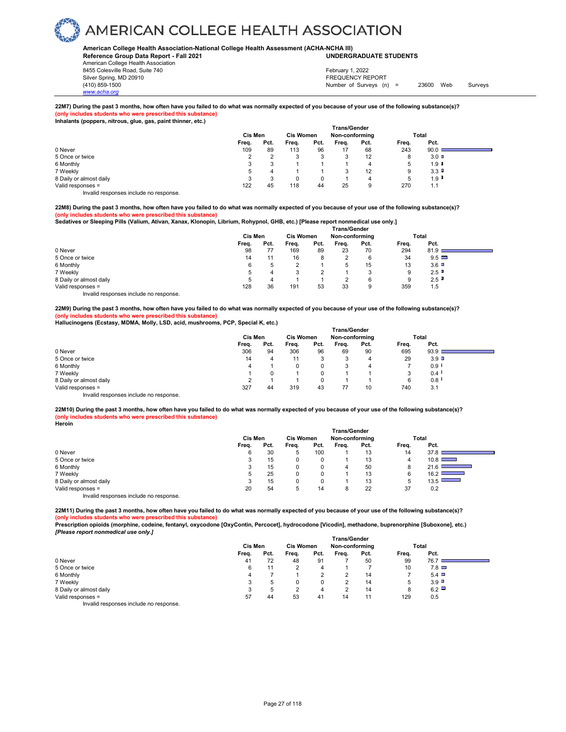**22M7) During the past 3 months, how often have you failed to do what was normally expected of you because of your use of the following substance(s)?**
**(only includes students who were prescribed this substance)**
**Inhalants (poppers, nitrous, glue, gas, paint thinner, etc.)**

| | Cis Men | | Cis Women | | Trans/Gender Non-conforming | | Total | |
|---|---|---|---|---|---|---|---|---|
| | Freq. | Pct. | Freq. | Pct. | Freq. | Pct. | Freq. | Pct. |
| 0 Never | 109 | 89 | 113 | 96 | 17 | 68 | 243 | 90.0 |
| 5 Once or twice | 2 | 2 | 3 | 3 | 3 | 12 | 8 | 3.0 |
| 6 Monthly | 3 | 3 | 1 | 1 | 1 | 4 | 5 | 1.9 |
| 7 Weekly | 5 | 4 | 1 | 1 | 3 | 12 | 9 | 3.3 |
| 8 Daily or almost daily | 3 | 3 | 0 | 0 | 1 | 4 | 5 | 1.9 |
| Valid responses = | 122 | 45 | 118 | 44 | 25 | 9 | 270 | 1.1 |

Invalid responses include no response.

**22M8) During the past 3 months, how often have you failed to do what was normally expected of you because of your use of the following substance(s)?**
**(only includes students who were prescribed this substance)**
**Sedatives or Sleeping Pills (Valium, Ativan, Xanax, Klonopin, Librium, Rohypnol, GHB, etc.) [Please report nonmedical use only.]**

| | Cis Men | | Cis Women | | Trans/Gender Non-conforming | | Total | |
|---|---|---|---|---|---|---|---|---|
| | Freq. | Pct. | Freq. | Pct. | Freq. | Pct. | Freq. | Pct. |
| 0 Never | 98 | 77 | 169 | 89 | 23 | 70 | 294 | 81.9 |
| 5 Once or twice | 14 | 11 | 16 | 8 | 2 | 6 | 34 | 9.5 |
| 6 Monthly | 6 | 5 | 2 | 1 | 5 | 15 | 13 | 3.6 |
| 7 Weekly | 5 | 4 | 3 | 2 | 1 | 3 | 9 | 2.5 |
| 8 Daily or almost daily | 5 | 4 | 1 | 1 | 2 | 6 | 9 | 2.5 |
| Valid responses = | 128 | 36 | 191 | 53 | 33 | 9 | 359 | 1.5 |

Invalid responses include no response.

**22M9) During the past 3 months, how often have you failed to do what was normally expected of you because of your use of the following substance(s)?**
**(only includes students who were prescribed this substance)**
**Hallucinogens (Ecstasy, MDMA, Molly, LSD, acid, mushrooms, PCP, Special K, etc.)**

| | Cis Men | | Cis Women | | Trans/Gender Non-conforming | | Total | |
|---|---|---|---|---|---|---|---|---|
| | Freq. | Pct. | Freq. | Pct. | Freq. | Pct. | Freq. | Pct. |
| 0 Never | 306 | 94 | 306 | 96 | 69 | 90 | 695 | 93.9 |
| 5 Once or twice | 14 | 4 | 11 | 3 | 3 | 4 | 29 | 3.9 |
| 6 Monthly | 4 | 1 | 0 | 0 | 3 | 4 | 7 | 0.9 |
| 7 Weekly | 1 | 0 | 1 | 0 | 1 | 1 | 3 | 0.4 |
| 8 Daily or almost daily | 2 | 1 | 1 | 0 | 1 | 1 | 6 | 0.8 |
| Valid responses = | 327 | 44 | 319 | 43 | 77 | 10 | 740 | 3.1 |

Invalid responses include no response.

**22M10) During the past 3 months, how often have you failed to do what was normally expected of you because of your use of the following substance(s)?**
**(only includes students who were prescribed this substance)**
**Heroin**

| | Cis Men | | Cis Women | | Trans/Gender Non-conforming | | Total | |
|---|---|---|---|---|---|---|---|---|
| | Freq. | Pct. | Freq. | Pct. | Freq. | Pct. | Freq. | Pct. |
| 0 Never | 6 | 30 | 5 | 100 | 1 | 13 | 14 | 37.8 |
| 5 Once or twice | 3 | 15 | 0 | 0 | 1 | 13 | 4 | 10.8 |
| 6 Monthly | 3 | 15 | 0 | 0 | 4 | 50 | 8 | 21.6 |
| 7 Weekly | 5 | 25 | 0 | 0 | 1 | 13 | 6 | 16.2 |
| 8 Daily or almost daily | 3 | 15 | 0 | 0 | 1 | 13 | 5 | 13.5 |
| Valid responses = | 20 | 54 | 5 | 14 | 8 | 22 | 37 | 0.2 |

Invalid responses include no response.

**22M11) During the past 3 months, how often have you failed to do what was normally expected of you because of your use of the following substance(s)?**
**(only includes students who were prescribed this substance)**
**Prescription opioids (morphine, codeine, fentanyl, oxycodone [OxyContin, Percocet], hydrocodone [Vicodin], methadone, buprenorphine [Suboxone], etc.)**
***[Please report nonmedical use only.]***

| | Cis Men | | Cis Women | | Trans/Gender Non-conforming | | Total | |
|---|---|---|---|---|---|---|---|---|
| | Freq. | Pct. | Freq. | Pct. | Freq. | Pct. | Freq. | Pct. |
| 0 Never | 41 | 72 | 48 | 91 | 7 | 50 | 99 | 76.7 |
| 5 Once or twice | 6 | 11 | 2 | 4 | 1 | 7 | 10 | 7.8 |
| 6 Monthly | 4 | 7 | 1 | 2 | 2 | 14 | 7 | 5.4 |
| 7 Weekly | 3 | 5 | 0 | 0 | 2 | 14 | 5 | 3.9 |
| 8 Daily or almost daily | 3 | 5 | 2 | 4 | 2 | 14 | 8 | 6.2 |
| Valid responses = | 57 | 44 | 53 | 41 | 14 | 11 | 129 | 0.5 |

Invalid responses include no response.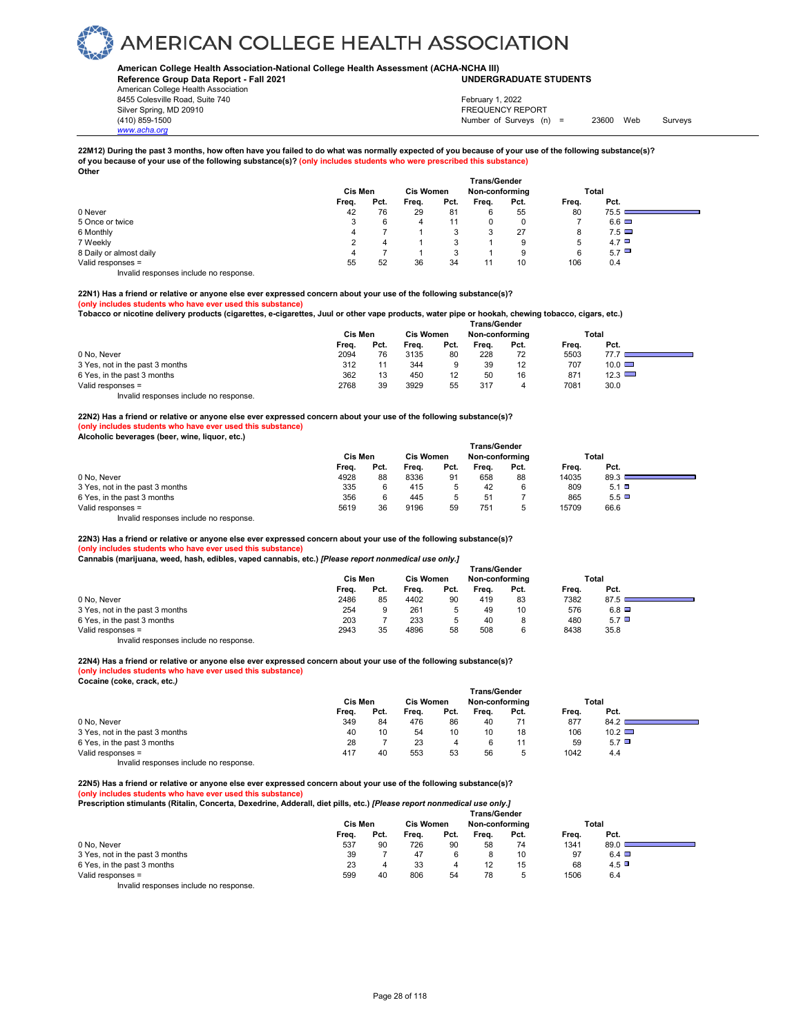# AMERICAN COLLEGE HEALTH ASSOCIATION

**American College Health Association-National College Health Assessment (ACHA-NCHA III)**
**Reference Group Data Report - Fall 2021** **UNDERGRADUATE STUDENTS**
American College Health Association
8455 Colesville Road, Suite 740
Silver Spring, MD 20910
(410) 859-1500
www.acha.org

February 1, 2022
FREQUENCY REPORT
Number of Surveys (n) = 23600 Web Surveys

**22M12) During the past 3 months, how often have you failed to do what was normally expected of you because of your use of the following substance(s)? of you because of your use of the following substance(s)? (only includes students who were prescribed this substance)**
**Other**

| | Cis Men | | Cis Women | | Trans/Gender Non-conforming | | Total | |
|---|---|---|---|---|---|---|---|---|
| | Freq. | Pct. | Freq. | Pct. | Freq. | Pct. | Freq. | Pct. |
| 0 Never | 42 | 76 | 29 | 81 | 6 | 55 | 80 | 75.5 |
| 5 Once or twice | 3 | 6 | 4 | 11 | 0 | 0 | 7 | 6.6 |
| 6 Monthly | 4 | 7 | 1 | 3 | 3 | 27 | 8 | 7.5 |
| 7 Weekly | 2 | 4 | 1 | 3 | 1 | 9 | 5 | 4.7 |
| 8 Daily or almost daily | 4 | 7 | 1 | 3 | 1 | 9 | 6 | 5.7 |
| Valid responses = | 55 | 52 | 36 | 34 | 11 | 10 | 106 | 0.4 |

Invalid responses include no response.

**22N1) Has a friend or relative or anyone else ever expressed concern about your use of the following substance(s)? (only includes students who have ever used this substance)**
**Tobacco or nicotine delivery products (cigarettes, e-cigarettes, Juul or other vape products, water pipe or hookah, chewing tobacco, cigars, etc.)**

| | Cis Men | | Cis Women | | Trans/Gender Non-conforming | | Total | |
|---|---|---|---|---|---|---|---|---|
| | Freq. | Pct. | Freq. | Pct. | Freq. | Pct. | Freq. | Pct. |
| 0 No, Never | 2094 | 76 | 3135 | 80 | 228 | 72 | 5503 | 77.7 |
| 3 Yes, not in the past 3 months | 312 | 11 | 344 | 9 | 39 | 12 | 707 | 10.0 |
| 6 Yes, in the past 3 months | 362 | 13 | 450 | 12 | 50 | 16 | 871 | 12.3 |
| Valid responses = | 2768 | 39 | 3929 | 55 | 317 | 4 | 7081 | 30.0 |

Invalid responses include no response.

**22N2) Has a friend or relative or anyone else ever expressed concern about your use of the following substance(s)? (only includes students who have ever used this substance)**
**Alcoholic beverages (beer, wine, liquor, etc.)**

| | Cis Men | | Cis Women | | Trans/Gender Non-conforming | | Total | |
|---|---|---|---|---|---|---|---|---|
| | Freq. | Pct. | Freq. | Pct. | Freq. | Pct. | Freq. | Pct. |
| 0 No, Never | 4928 | 88 | 8336 | 91 | 658 | 88 | 14035 | 89.3 |
| 3 Yes, not in the past 3 months | 335 | 6 | 415 | 5 | 42 | 6 | 809 | 5.1 |
| 6 Yes, in the past 3 months | 356 | 6 | 445 | 5 | 51 | 7 | 865 | 5.5 |
| Valid responses = | 5619 | 36 | 9196 | 59 | 751 | 5 | 15709 | 66.6 |

Invalid responses include no response.

**22N3) Has a friend or relative or anyone else ever expressed concern about your use of the following substance(s)? (only includes students who have ever used this substance)**
**Cannabis (marijuana, weed, hash, edibles, vaped cannabis, etc.) *[Please report nonmedical use only.]***

| | Cis Men | | Cis Women | | Trans/Gender Non-conforming | | Total | |
|---|---|---|---|---|---|---|---|---|
| | Freq. | Pct. | Freq. | Pct. | Freq. | Pct. | Freq. | Pct. |
| 0 No, Never | 2486 | 85 | 4402 | 90 | 419 | 83 | 7382 | 87.5 |
| 3 Yes, not in the past 3 months | 254 | 9 | 261 | 5 | 49 | 10 | 576 | 6.8 |
| 6 Yes, in the past 3 months | 203 | 7 | 233 | 5 | 40 | 8 | 480 | 5.7 |
| Valid responses = | 2943 | 35 | 4896 | 58 | 508 | 6 | 8438 | 35.8 |

Invalid responses include no response.

**22N4) Has a friend or relative or anyone else ever expressed concern about your use of the following substance(s)? (only includes students who have ever used this substance)**
**Cocaine (coke, crack, etc.)**

| | Cis Men | | Cis Women | | Trans/Gender Non-conforming | | Total | |
|---|---|---|---|---|---|---|---|---|
| | Freq. | Pct. | Freq. | Pct. | Freq. | Pct. | Freq. | Pct. |
| 0 No, Never | 349 | 84 | 476 | 86 | 40 | 71 | 877 | 84.2 |
| 3 Yes, not in the past 3 months | 40 | 10 | 54 | 10 | 10 | 18 | 106 | 10.2 |
| 6 Yes, in the past 3 months | 28 | 7 | 23 | 4 | 6 | 11 | 59 | 5.7 |
| Valid responses = | 417 | 40 | 553 | 53 | 56 | 5 | 1042 | 4.4 |

Invalid responses include no response.

**22N5) Has a friend or relative or anyone else ever expressed concern about your use of the following substance(s)? (only includes students who have ever used this substance)**
**Prescription stimulants (Ritalin, Concerta, Dexedrine, Adderall, diet pills, etc.) *[Please report nonmedical use only.]***

| | Cis Men | | Cis Women | | Trans/Gender Non-conforming | | Total | |
|---|---|---|---|---|---|---|---|---|
| | Freq. | Pct. | Freq. | Pct. | Freq. | Pct. | Freq. | Pct. |
| 0 No, Never | 537 | 90 | 726 | 90 | 58 | 74 | 1341 | 89.0 |
| 3 Yes, not in the past 3 months | 39 | 7 | 47 | 6 | 8 | 10 | 97 | 6.4 |
| 6 Yes, in the past 3 months | 23 | 4 | 33 | 4 | 12 | 15 | 68 | 4.5 |
| Valid responses = | 599 | 40 | 806 | 54 | 78 | 5 | 1506 | 6.4 |

Invalid responses include no response.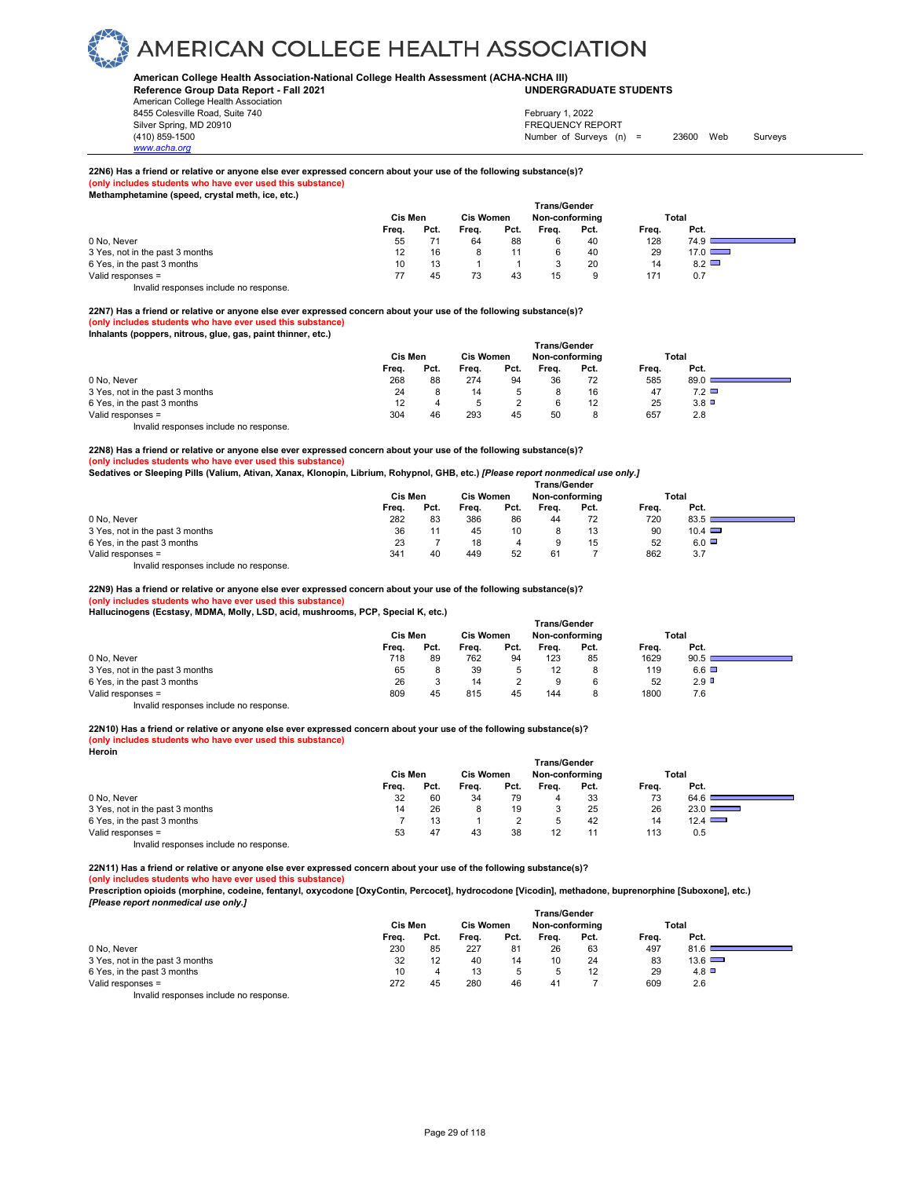**American College Health Association-National College Health Assessment (ACHA-NCHA III)**
**Reference Group Data Report - Fall 2021** **UNDERGRADUATE STUDENTS**
American College Health Association
8455 Colesville Road, Suite 740
Silver Spring, MD 20910
(410) 859-1500
www.acha.org

February 1, 2022
FREQUENCY REPORT
Number of Surveys (n) = 23600 Web Surveys

**22N6) Has a friend or relative or anyone else ever expressed concern about your use of the following substance(s)?**
**(only includes students who have ever used this substance)**
**Methamphetamine (speed, crystal meth, ice, etc.)**

| | Cis Men | | Cis Women | | Trans/Gender Non-conforming | | Total | |
|---|---|---|---|---|---|---|---|---|
| | Freq. | Pct. | Freq. | Pct. | Freq. | Pct. | Freq. | Pct. |
| 0 No, Never | 55 | 71 | 64 | 88 | 6 | 40 | 128 | 74.9 |
| 3 Yes, not in the past 3 months | 12 | 16 | 8 | 11 | 6 | 40 | 29 | 17.0 |
| 6 Yes, in the past 3 months | 10 | 13 | 1 | 1 | 3 | 20 | 14 | 8.2 |
| Valid responses = | 77 | 45 | 73 | 43 | 15 | 9 | 171 | 0.7 |

Invalid responses include no response.

**22N7) Has a friend or relative or anyone else ever expressed concern about your use of the following substance(s)?**
**(only includes students who have ever used this substance)**
**Inhalants (poppers, nitrous, glue, gas, paint thinner, etc.)**

| | Cis Men | | Cis Women | | Trans/Gender Non-conforming | | Total | |
|---|---|---|---|---|---|---|---|---|
| | Freq. | Pct. | Freq. | Pct. | Freq. | Pct. | Freq. | Pct. |
| 0 No, Never | 268 | 88 | 274 | 94 | 36 | 72 | 585 | 89.0 |
| 3 Yes, not in the past 3 months | 24 | 8 | 14 | 5 | 8 | 16 | 47 | 7.2 |
| 6 Yes, in the past 3 months | 12 | 4 | 5 | 2 | 6 | 12 | 25 | 3.8 |
| Valid responses = | 304 | 46 | 293 | 45 | 50 | 8 | 657 | 2.8 |

Invalid responses include no response.

**22N8) Has a friend or relative or anyone else ever expressed concern about your use of the following substance(s)?**
**(only includes students who have ever used this substance)**
**Sedatives or Sleeping Pills (Valium, Ativan, Xanax, Klonopin, Librium, Rohypnol, GHB, etc.)** ***[Please report nonmedical use only.]***

| | Cis Men | | Cis Women | | Trans/Gender Non-conforming | | Total | |
|---|---|---|---|---|---|---|---|---|
| | Freq. | Pct. | Freq. | Pct. | Freq. | Pct. | Freq. | Pct. |
| 0 No, Never | 282 | 83 | 386 | 86 | 44 | 72 | 720 | 83.5 |
| 3 Yes, not in the past 3 months | 36 | 11 | 45 | 10 | 8 | 13 | 90 | 10.4 |
| 6 Yes, in the past 3 months | 23 | 7 | 18 | 4 | 9 | 15 | 52 | 6.0 |
| Valid responses = | 341 | 40 | 449 | 52 | 61 | 7 | 862 | 3.7 |

Invalid responses include no response.

**22N9) Has a friend or relative or anyone else ever expressed concern about your use of the following substance(s)?**
**(only includes students who have ever used this substance)**
**Hallucinogens (Ecstasy, MDMA, Molly, LSD, acid, mushrooms, PCP, Special K, etc.)**

| | Cis Men | | Cis Women | | Trans/Gender Non-conforming | | Total | |
|---|---|---|---|---|---|---|---|---|
| | Freq. | Pct. | Freq. | Pct. | Freq. | Pct. | Freq. | Pct. |
| 0 No, Never | 718 | 89 | 762 | 94 | 123 | 85 | 1629 | 90.5 |
| 3 Yes, not in the past 3 months | 65 | 8 | 39 | 5 | 12 | 8 | 119 | 6.6 |
| 6 Yes, in the past 3 months | 26 | 3 | 14 | 2 | 9 | 6 | 52 | 2.9 |
| Valid responses = | 809 | 45 | 815 | 45 | 144 | 8 | 1800 | 7.6 |

Invalid responses include no response.

**22N10) Has a friend or relative or anyone else ever expressed concern about your use of the following substance(s)?**
**(only includes students who have ever used this substance)**
**Heroin**

| | Cis Men | | Cis Women | | Trans/Gender Non-conforming | | Total | |
|---|---|---|---|---|---|---|---|---|
| | Freq. | Pct. | Freq. | Pct. | Freq. | Pct. | Freq. | Pct. |
| 0 No, Never | 32 | 60 | 34 | 79 | 4 | 33 | 73 | 64.6 |
| 3 Yes, not in the past 3 months | 14 | 26 | 8 | 19 | 3 | 25 | 26 | 23.0 |
| 6 Yes, in the past 3 months | 7 | 13 | 1 | 2 | 5 | 42 | 14 | 12.4 |
| Valid responses = | 53 | 47 | 43 | 38 | 12 | 11 | 113 | 0.5 |

Invalid responses include no response.

**22N11) Has a friend or relative or anyone else ever expressed concern about your use of the following substance(s)?**
**(only includes students who have ever used this substance)**
**Prescription opioids (morphine, codeine, fentanyl, oxycodone [OxyContin, Percocet], hydrocodone [Vicodin], methadone, buprenorphine [Suboxone], etc.)** ***[Please report nonmedical use only.]***

| | Cis Men | | Cis Women | | Trans/Gender Non-conforming | | Total | |
|---|---|---|---|---|---|---|---|---|
| | Freq. | Pct. | Freq. | Pct. | Freq. | Pct. | Freq. | Pct. |
| 0 No, Never | 230 | 85 | 227 | 81 | 26 | 63 | 497 | 81.6 |
| 3 Yes, not in the past 3 months | 32 | 12 | 40 | 14 | 10 | 24 | 83 | 13.6 |
| 6 Yes, in the past 3 months | 10 | 4 | 13 | 5 | 5 | 12 | 29 | 4.8 |
| Valid responses = | 272 | 45 | 280 | 46 | 41 | 7 | 609 | 2.6 |

Invalid responses include no response.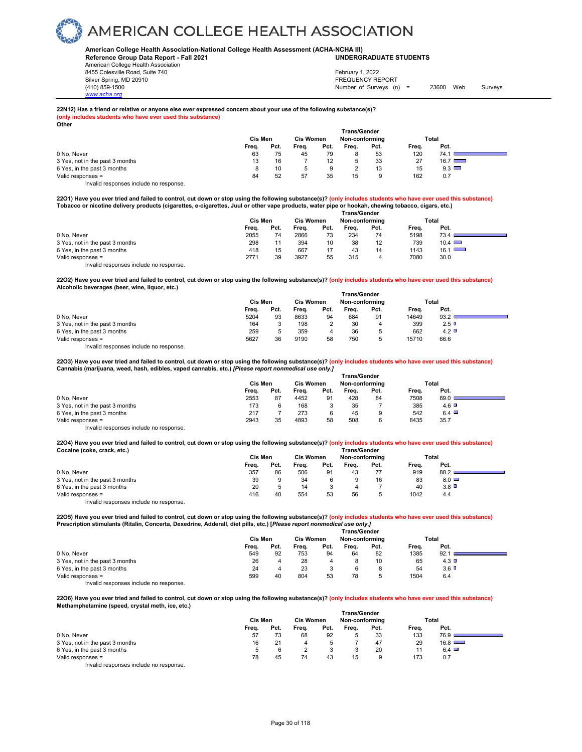# AMERICAN COLLEGE HEALTH ASSOCIATION

**American College Health Association-National College Health Assessment (ACHA-NCHA III)**
**Reference Group Data Report - Fall 2021** **UNDERGRADUATE STUDENTS**
American College Health Association
8455 Colesville Road, Suite 740
Silver Spring, MD 20910
(410) 859-1500
www.acha.org

February 1, 2022
FREQUENCY REPORT
Number of Surveys (n) = 23600 Web Surveys

**22N12) Has a friend or relative or anyone else ever expressed concern about your use of the following substance(s)?**
**(only includes students who have ever used this substance)**
**Other**

| | Cis Men | | Cis Women | | Trans/Gender Non-conforming | | Total | |
|---|---|---|---|---|---|---|---|---|
| | Freq. | Pct. | Freq. | Pct. | Freq. | Pct. | Freq. | Pct. |
| 0 No, Never | 63 | 75 | 45 | 79 | 8 | 53 | 120 | 74.1 |
| 3 Yes, not in the past 3 months | 13 | 16 | 7 | 12 | 5 | 33 | 27 | 16.7 |
| 6 Yes, in the past 3 months | 8 | 10 | 5 | 9 | 2 | 13 | 15 | 9.3 |
| Valid responses = | 84 | 52 | 57 | 35 | 15 | 9 | 162 | 0.7 |

Invalid responses include no response.

**22O1) Have you ever tried and failed to control, cut down or stop using the following substance(s)? (only includes students who have ever used this substance)**
**Tobacco or nicotine delivery products (cigarettes, e-cigarettes, Juul or other vape products, water pipe or hookah, chewing tobacco, cigars, etc.)**

| | Cis Men | | Cis Women | | Trans/Gender Non-conforming | | Total | |
|---|---|---|---|---|---|---|---|---|
| | Freq. | Pct. | Freq. | Pct. | Freq. | Pct. | Freq. | Pct. |
| 0 No, Never | 2055 | 74 | 2866 | 73 | 234 | 74 | 5198 | 73.4 |
| 3 Yes, not in the past 3 months | 298 | 11 | 394 | 10 | 38 | 12 | 739 | 10.4 |
| 6 Yes, in the past 3 months | 418 | 15 | 667 | 17 | 43 | 14 | 1143 | 16.1 |
| Valid responses = | 2771 | 39 | 3927 | 55 | 315 | 4 | 7080 | 30.0 |

Invalid responses include no response.

**22O2) Have you ever tried and failed to control, cut down or stop using the following substance(s)? (only includes students who have ever used this substance)**
**Alcoholic beverages (beer, wine, liquor, etc.)**

| | Cis Men | | Cis Women | | Trans/Gender Non-conforming | | Total | |
|---|---|---|---|---|---|---|---|---|
| | Freq. | Pct. | Freq. | Pct. | Freq. | Pct. | Freq. | Pct. |
| 0 No, Never | 5204 | 93 | 8633 | 94 | 684 | 91 | 14649 | 93.2 |
| 3 Yes, not in the past 3 months | 164 | 3 | 198 | 2 | 30 | 4 | 399 | 2.5 |
| 6 Yes, in the past 3 months | 259 | 5 | 359 | 4 | 36 | 5 | 662 | 4.2 |
| Valid responses = | 5627 | 36 | 9190 | 58 | 750 | 5 | 15710 | 66.6 |

Invalid responses include no response.

**22O3) Have you ever tried and failed to control, cut down or stop using the following substance(s)? (only includes students who have ever used this substance)**
**Cannabis (marijuana, weed, hash, edibles, vaped cannabis, etc.) *[Please report nonmedical use only.]***

| | Cis Men | | Cis Women | | Trans/Gender Non-conforming | | Total | |
|---|---|---|---|---|---|---|---|---|
| | Freq. | Pct. | Freq. | Pct. | Freq. | Pct. | Freq. | Pct. |
| 0 No, Never | 2553 | 87 | 4452 | 91 | 428 | 84 | 7508 | 89.0 |
| 3 Yes, not in the past 3 months | 173 | 6 | 168 | 3 | 35 | 7 | 385 | 4.6 |
| 6 Yes, in the past 3 months | 217 | 7 | 273 | 6 | 45 | 9 | 542 | 6.4 |
| Valid responses = | 2943 | 35 | 4893 | 58 | 508 | 6 | 8435 | 35.7 |

Invalid responses include no response.

**22O4) Have you ever tried and failed to control, cut down or stop using the following substance(s)? (only includes students who have ever used this substance)**
**Cocaine (coke, crack, etc.)**

| | Cis Men | | Cis Women | | Trans/Gender Non-conforming | | Total | |
|---|---|---|---|---|---|---|---|---|
| | Freq. | Pct. | Freq. | Pct. | Freq. | Pct. | Freq. | Pct. |
| 0 No, Never | 357 | 86 | 506 | 91 | 43 | 77 | 919 | 88.2 |
| 3 Yes, not in the past 3 months | 39 | 9 | 34 | 6 | 9 | 16 | 83 | 8.0 |
| 6 Yes, in the past 3 months | 20 | 5 | 14 | 3 | 4 | 7 | 40 | 3.8 |
| Valid responses = | 416 | 40 | 554 | 53 | 56 | 5 | 1042 | 4.4 |

Invalid responses include no response.

**22O5) Have you ever tried and failed to control, cut down or stop using the following substance(s)? (only includes students who have ever used this substance)**
**Prescription stimulants (Ritalin, Concerta, Dexedrine, Adderall, diet pills, etc.) [*Please report nonmedical use only.]***

| | Cis Men | | Cis Women | | Trans/Gender Non-conforming | | Total | |
|---|---|---|---|---|---|---|---|---|
| | Freq. | Pct. | Freq. | Pct. | Freq. | Pct. | Freq. | Pct. |
| 0 No, Never | 549 | 92 | 753 | 94 | 64 | 82 | 1385 | 92.1 |
| 3 Yes, not in the past 3 months | 26 | 4 | 28 | 4 | 8 | 10 | 65 | 4.3 |
| 6 Yes, in the past 3 months | 24 | 4 | 23 | 3 | 6 | 8 | 54 | 3.6 |
| Valid responses = | 599 | 40 | 804 | 53 | 78 | 5 | 1504 | 6.4 |

Invalid responses include no response.

**22O6) Have you ever tried and failed to control, cut down or stop using the following substance(s)? (only includes students who have ever used this substance)**
**Methamphetamine (speed, crystal meth, ice, etc.)**

| | Cis Men | | Cis Women | | Trans/Gender Non-conforming | | Total | |
|---|---|---|---|---|---|---|---|---|
| | Freq. | Pct. | Freq. | Pct. | Freq. | Pct. | Freq. | Pct. |
| 0 No, Never | 57 | 73 | 68 | 92 | 5 | 33 | 133 | 76.9 |
| 3 Yes, not in the past 3 months | 16 | 21 | 4 | 5 | 7 | 47 | 29 | 16.8 |
| 6 Yes, in the past 3 months | 5 | 6 | 2 | 3 | 3 | 20 | 11 | 6.4 |
| Valid responses = | 78 | 45 | 74 | 43 | 15 | 9 | 173 | 0.7 |

Invalid responses include no response.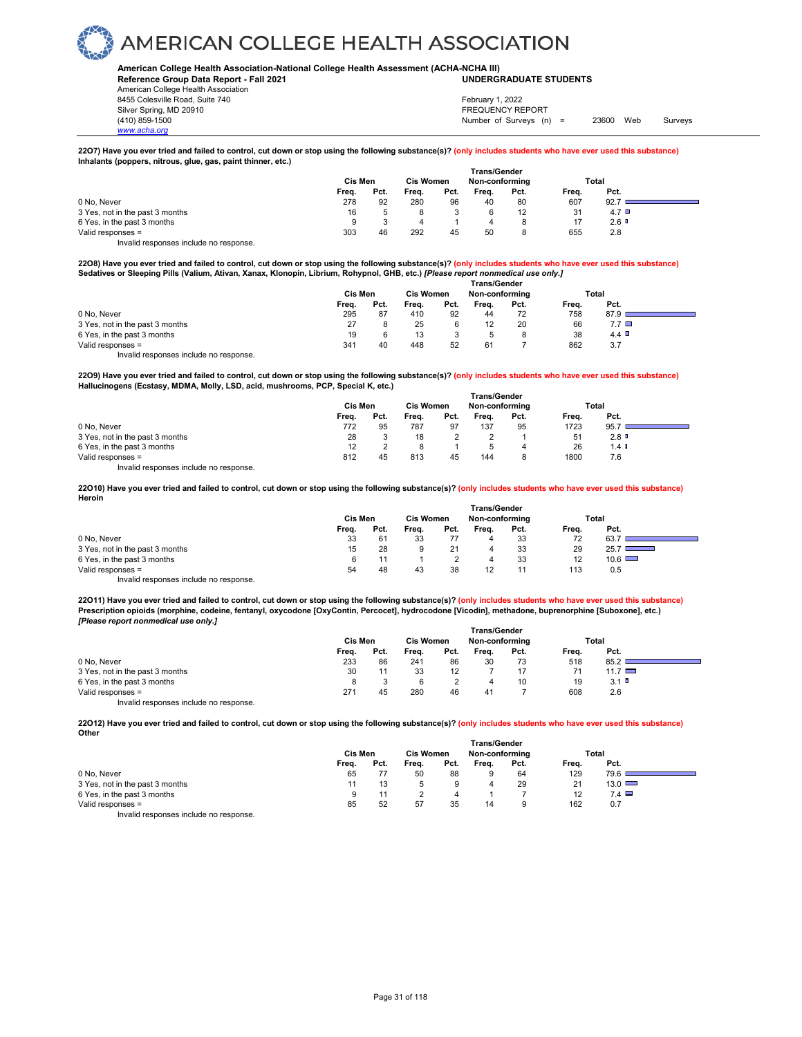# AMERICAN COLLEGE HEALTH ASSOCIATION

**American College Health Association-National College Health Assessment (ACHA-NCHA III)**
**Reference Group Data Report - Fall 2021** **UNDERGRADUATE STUDENTS**
American College Health Association
8455 Colesville Road, Suite 740
Silver Spring, MD 20910
(410) 859-1500
www.acha.org

February 1, 2022
FREQUENCY REPORT
Number of Surveys (n) = 23600 Web Surveys

**22O7) Have you ever tried and failed to control, cut down or stop using the following substance(s)? (only includes students who have ever used this substance)**
**Inhalants (poppers, nitrous, glue, gas, paint thinner, etc.)**

| | Cis Men | | Cis Women | | Trans/Gender Non-conforming | | Total | |
|---|---|---|---|---|---|---|---|---|
| | Freq. | Pct. | Freq. | Pct. | Freq. | Pct. | Freq. | Pct. |
| 0 No, Never | 278 | 92 | 280 | 96 | 40 | 80 | 607 | 92.7 |
| 3 Yes, not in the past 3 months | 16 | 5 | 8 | 3 | 6 | 12 | 31 | 4.7 |
| 6 Yes, in the past 3 months | 9 | 3 | 4 | 1 | 4 | 8 | 17 | 2.6 |
| Valid responses = | 303 | 46 | 292 | 45 | 50 | 8 | 655 | 2.8 |

Invalid responses include no response.

**22O8) Have you ever tried and failed to control, cut down or stop using the following substance(s)? (only includes students who have ever used this substance)**
**Sedatives or Sleeping Pills (Valium, Ativan, Xanax, Klonopin, Librium, Rohypnol, GHB, etc.) *[Please report nonmedical use only.]***

| | Cis Men | | Cis Women | | Trans/Gender Non-conforming | | Total | |
|---|---|---|---|---|---|---|---|---|
| | Freq. | Pct. | Freq. | Pct. | Freq. | Pct. | Freq. | Pct. |
| 0 No, Never | 295 | 87 | 410 | 92 | 44 | 72 | 758 | 87.9 |
| 3 Yes, not in the past 3 months | 27 | 8 | 25 | 6 | 12 | 20 | 66 | 7.7 |
| 6 Yes, in the past 3 months | 19 | 6 | 13 | 3 | 5 | 8 | 38 | 4.4 |
| Valid responses = | 341 | 40 | 448 | 52 | 61 | 7 | 862 | 3.7 |

Invalid responses include no response.

**22O9) Have you ever tried and failed to control, cut down or stop using the following substance(s)? (only includes students who have ever used this substance)**
**Hallucinogens (Ecstasy, MDMA, Molly, LSD, acid, mushrooms, PCP, Special K, etc.)**

| | Cis Men | | Cis Women | | Trans/Gender Non-conforming | | Total | |
|---|---|---|---|---|---|---|---|---|
| | Freq. | Pct. | Freq. | Pct. | Freq. | Pct. | Freq. | Pct. |
| 0 No, Never | 772 | 95 | 787 | 97 | 137 | 95 | 1723 | 95.7 |
| 3 Yes, not in the past 3 months | 28 | 3 | 18 | 2 | 2 | 1 | 51 | 2.8 |
| 6 Yes, in the past 3 months | 12 | 2 | 8 | 1 | 5 | 4 | 26 | 1.4 |
| Valid responses = | 812 | 45 | 813 | 45 | 144 | 8 | 1800 | 7.6 |

Invalid responses include no response.

**22O10) Have you ever tried and failed to control, cut down or stop using the following substance(s)? (only includes students who have ever used this substance)**
**Heroin**

| | Cis Men | | Cis Women | | Trans/Gender Non-conforming | | Total | |
|---|---|---|---|---|---|---|---|---|
| | Freq. | Pct. | Freq. | Pct. | Freq. | Pct. | Freq. | Pct. |
| 0 No, Never | 33 | 61 | 33 | 77 | 4 | 33 | 72 | 63.7 |
| 3 Yes, not in the past 3 months | 15 | 28 | 9 | 21 | 4 | 33 | 29 | 25.7 |
| 6 Yes, in the past 3 months | 6 | 11 | 1 | 2 | 4 | 33 | 12 | 10.6 |
| Valid responses = | 54 | 48 | 43 | 38 | 12 | 11 | 113 | 0.5 |

Invalid responses include no response.

**22O11) Have you ever tried and failed to control, cut down or stop using the following substance(s)? (only includes students who have ever used this substance)**
**Prescription opioids (morphine, codeine, fentanyl, oxycodone [OxyContin, Percocet], hydrocodone [Vicodin], methadone, buprenorphine [Suboxone], etc.) *[Please report nonmedical use only.]***

| | Cis Men | | Cis Women | | Trans/Gender Non-conforming | | Total | |
|---|---|---|---|---|---|---|---|---|
| | Freq. | Pct. | Freq. | Pct. | Freq. | Pct. | Freq. | Pct. |
| 0 No, Never | 233 | 86 | 241 | 86 | 30 | 73 | 518 | 85.2 |
| 3 Yes, not in the past 3 months | 30 | 11 | 33 | 12 | 7 | 17 | 71 | 11.7 |
| 6 Yes, in the past 3 months | 8 | 3 | 6 | 2 | 4 | 10 | 19 | 3.1 |
| Valid responses = | 271 | 45 | 280 | 46 | 41 | 7 | 608 | 2.6 |

Invalid responses include no response.

**22O12) Have you ever tried and failed to control, cut down or stop using the following substance(s)? (only includes students who have ever used this substance)**
**Other**

| | Cis Men | | Cis Women | | Trans/Gender Non-conforming | | Total | |
|---|---|---|---|---|---|---|---|---|
| | Freq. | Pct. | Freq. | Pct. | Freq. | Pct. | Freq. | Pct. |
| 0 No, Never | 65 | 77 | 50 | 88 | 9 | 64 | 129 | 79.6 |
| 3 Yes, not in the past 3 months | 11 | 13 | 5 | 9 | 4 | 29 | 21 | 13.0 |
| 6 Yes, in the past 3 months | 9 | 11 | 2 | 4 | 1 | 7 | 12 | 7.4 |
| Valid responses = | 85 | 52 | 57 | 35 | 14 | 9 | 162 | 0.7 |

Invalid responses include no response.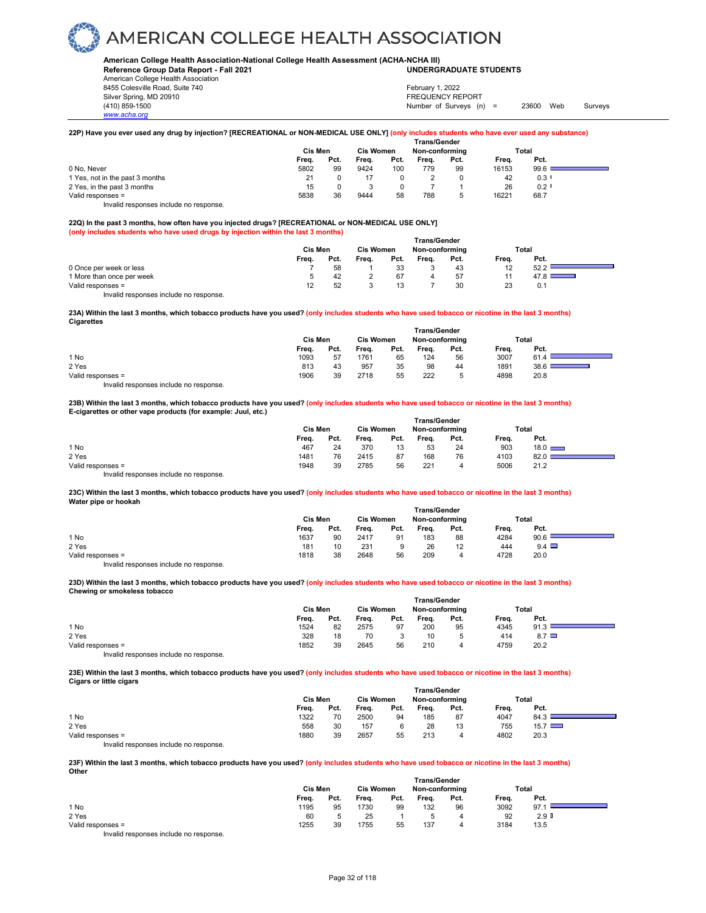# AMERICAN COLLEGE HEALTH ASSOCIATION

**American College Health Association-National College Health Assessment (ACHA-NCHA III)**
**Reference Group Data Report - Fall 2021** **UNDERGRADUATE STUDENTS**
American College Health Association
8455 Colesville Road, Suite 740
Silver Spring, MD 20910
(410) 859-1500
www.acha.org

February 1, 2022
FREQUENCY REPORT
Number of Surveys (n) = 23600 Web Surveys

**22P) Have you ever used any drug by injection? [RECREATIONAL or NON-MEDICAL USE ONLY]** (only includes students who have ever used any substance)

| | Cis Men | | Cis Women | | Trans/Gender Non-conforming | | Total | |
|---|---|---|---|---|---|---|---|---|
| | Freq. | Pct. | Freq. | Pct. | Freq. | Pct. | Freq. | Pct. |
| 0 No, Never | 5802 | 99 | 9424 | 100 | 779 | 99 | 16153 | 99.6 |
| 1 Yes, not in the past 3 months | 21 | 0 | 17 | 0 | 2 | 0 | 42 | 0.3 |
| 2 Yes, in the past 3 months | 15 | 0 | 3 | 0 | 7 | 1 | 26 | 0.2 |
| Valid responses = | 5838 | 36 | 9444 | 58 | 788 | 5 | 16221 | 68.7 |

Invalid responses include no response.

**22Q) In the past 3 months, how often have you injected drugs? [RECREATIONAL or NON-MEDICAL USE ONLY]**
(only includes students who have used drugs by injection within the last 3 months)

| | Cis Men | | Cis Women | | Trans/Gender Non-conforming | | Total | |
|---|---|---|---|---|---|---|---|---|
| | Freq. | Pct. | Freq. | Pct. | Freq. | Pct. | Freq. | Pct. |
| 0 Once per week or less | 7 | 58 | 1 | 33 | 3 | 43 | 12 | 52.2 |
| 1 More than once per week | 5 | 42 | 2 | 67 | 4 | 57 | 11 | 47.8 |
| Valid responses = | 12 | 52 | 3 | 13 | 7 | 30 | 23 | 0.1 |

Invalid responses include no response.

**23A) Within the last 3 months, which tobacco products have you used?** (only includes students who have used tobacco or nicotine in the last 3 months)
**Cigarettes**

| | Cis Men | | Cis Women | | Trans/Gender Non-conforming | | Total | |
|---|---|---|---|---|---|---|---|---|
| | Freq. | Pct. | Freq. | Pct. | Freq. | Pct. | Freq. | Pct. |
| 1 No | 1093 | 57 | 1761 | 65 | 124 | 56 | 3007 | 61.4 |
| 2 Yes | 813 | 43 | 957 | 35 | 98 | 44 | 1891 | 38.6 |
| Valid responses = | 1906 | 39 | 2718 | 55 | 222 | 5 | 4898 | 20.8 |

Invalid responses include no response.

**23B) Within the last 3 months, which tobacco products have you used?** (only includes students who have used tobacco or nicotine in the last 3 months)
**E-cigarettes or other vape products (for example: Juul, etc.)**

| | Cis Men | | Cis Women | | Trans/Gender Non-conforming | | Total | |
|---|---|---|---|---|---|---|---|---|
| | Freq. | Pct. | Freq. | Pct. | Freq. | Pct. | Freq. | Pct. |
| 1 No | 467 | 24 | 370 | 13 | 53 | 24 | 903 | 18.0 |
| 2 Yes | 1481 | 76 | 2415 | 87 | 168 | 76 | 4103 | 82.0 |
| Valid responses = | 1948 | 39 | 2785 | 56 | 221 | 4 | 5006 | 21.2 |

Invalid responses include no response.

**23C) Within the last 3 months, which tobacco products have you used?** (only includes students who have used tobacco or nicotine in the last 3 months)
**Water pipe or hookah**

| | Cis Men | | Cis Women | | Trans/Gender Non-conforming | | Total | |
|---|---|---|---|---|---|---|---|---|
| | Freq. | Pct. | Freq. | Pct. | Freq. | Pct. | Freq. | Pct. |
| 1 No | 1637 | 90 | 2417 | 91 | 183 | 88 | 4284 | 90.6 |
| 2 Yes | 181 | 10 | 231 | 9 | 26 | 12 | 444 | 9.4 |
| Valid responses = | 1818 | 38 | 2648 | 56 | 209 | 4 | 4728 | 20.0 |

Invalid responses include no response.

**23D) Within the last 3 months, which tobacco products have you used?** (only includes students who have used tobacco or nicotine in the last 3 months)
**Chewing or smokeless tobacco**

| | Cis Men | | Cis Women | | Trans/Gender Non-conforming | | Total | |
|---|---|---|---|---|---|---|---|---|
| | Freq. | Pct. | Freq. | Pct. | Freq. | Pct. | Freq. | Pct. |
| 1 No | 1524 | 82 | 2575 | 97 | 200 | 95 | 4345 | 91.3 |
| 2 Yes | 328 | 18 | 70 | 3 | 10 | 5 | 414 | 8.7 |
| Valid responses = | 1852 | 39 | 2645 | 56 | 210 | 4 | 4759 | 20.2 |

Invalid responses include no response.

**23E) Within the last 3 months, which tobacco products have you used?** (only includes students who have used tobacco or nicotine in the last 3 months)
**Cigars or little cigars**

| | Cis Men | | Cis Women | | Trans/Gender Non-conforming | | Total | |
|---|---|---|---|---|---|---|---|---|
| | Freq. | Pct. | Freq. | Pct. | Freq. | Pct. | Freq. | Pct. |
| 1 No | 1322 | 70 | 2500 | 94 | 185 | 87 | 4047 | 84.3 |
| 2 Yes | 558 | 30 | 157 | 6 | 28 | 13 | 755 | 15.7 |
| Valid responses = | 1880 | 39 | 2657 | 55 | 213 | 4 | 4802 | 20.3 |

Invalid responses include no response.

**23F) Within the last 3 months, which tobacco products have you used?** (only includes students who have used tobacco or nicotine in the last 3 months)
**Other**

| | Cis Men | | Cis Women | | Trans/Gender Non-conforming | | Total | |
|---|---|---|---|---|---|---|---|---|
| | Freq. | Pct. | Freq. | Pct. | Freq. | Pct. | Freq. | Pct. |
| 1 No | 1195 | 95 | 1730 | 99 | 132 | 96 | 3092 | 97.1 |
| 2 Yes | 60 | 5 | 25 | 1 | 5 | 4 | 92 | 2.9 |
| Valid responses = | 1255 | 39 | 1755 | 55 | 137 | 4 | 3184 | 13.5 |

Invalid responses include no response.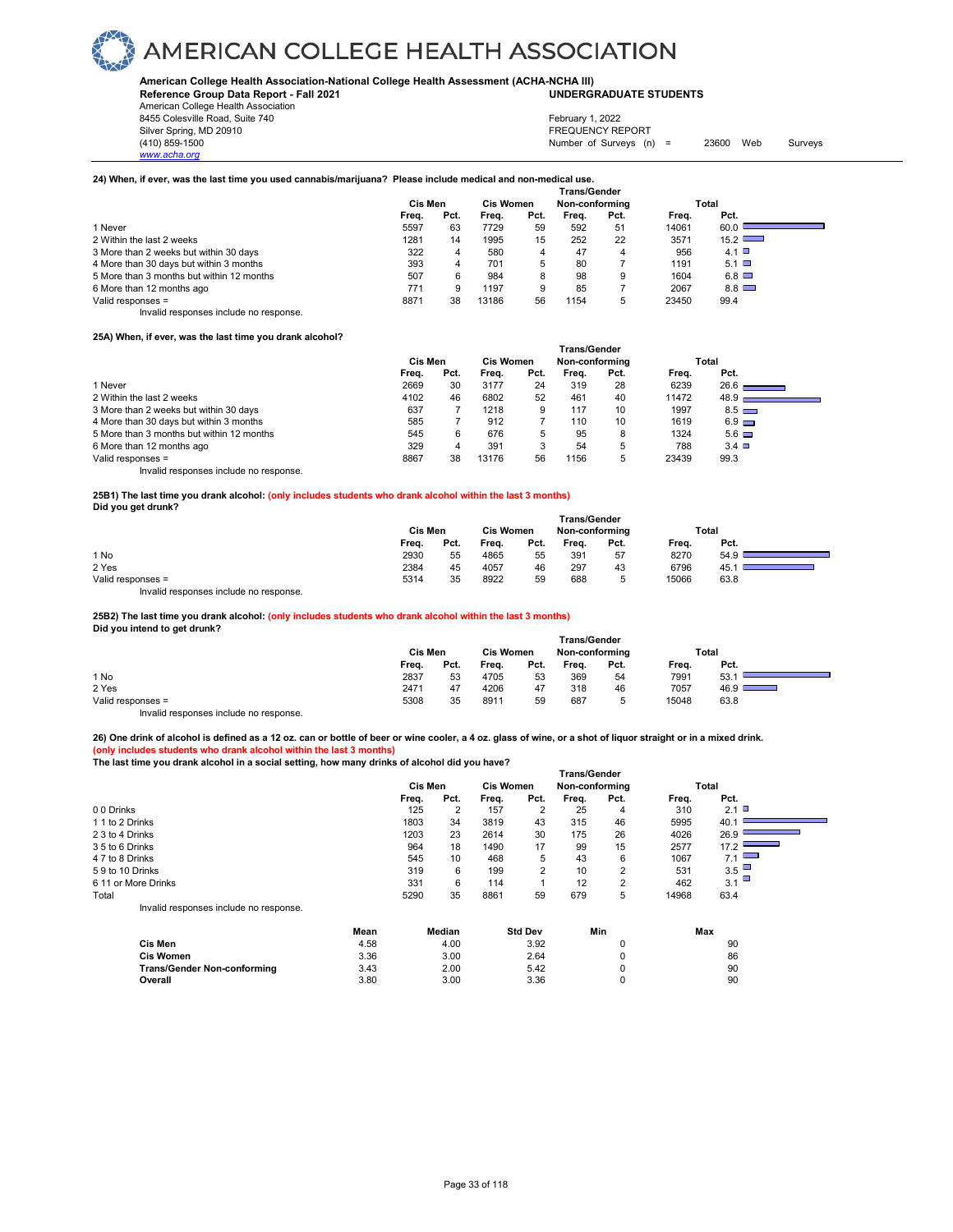# AMERICAN COLLEGE HEALTH ASSOCIATION

**American College Health Association-National College Health Assessment (ACHA-NCHA III)**
**Reference Group Data Report - Fall 2021** **UNDERGRADUATE STUDENTS**
American College Health Association
8455 Colesville Road, Suite 740
Silver Spring, MD 20910
(410) 859-1500
www.acha.org

February 1, 2022
FREQUENCY REPORT
Number of Surveys (n) = 23600 Web Surveys

**24) When, if ever, was the last time you used cannabis/marijuana? Please include medical and non-medical use.**

| | Cis Men | | Cis Women | | Trans/Gender Non-conforming | | Total | |
|---|---|---|---|---|---|---|---|---|
| | Freq. | Pct. | Freq. | Pct. | Freq. | Pct. | Freq. | Pct. |
| 1 Never | 5597 | 63 | 7729 | 59 | 592 | 51 | 14061 | 60.0 |
| 2 Within the last 2 weeks | 1281 | 14 | 1995 | 15 | 252 | 22 | 3571 | 15.2 |
| 3 More than 2 weeks but within 30 days | 322 | 4 | 580 | 4 | 47 | 4 | 956 | 4.1 |
| 4 More than 30 days but within 3 months | 393 | 4 | 701 | 5 | 80 | 7 | 1191 | 5.1 |
| 5 More than 3 months but within 12 months | 507 | 6 | 984 | 8 | 98 | 9 | 1604 | 6.8 |
| 6 More than 12 months ago | 771 | 9 | 1197 | 9 | 85 | 7 | 2067 | 8.8 |
| Valid responses = | 8871 | 38 | 13186 | 56 | 1154 | 5 | 23450 | 99.4 |

Invalid responses include no response.

**25A) When, if ever, was the last time you drank alcohol?**

| | Cis Men | | Cis Women | | Trans/Gender Non-conforming | | Total | |
|---|---|---|---|---|---|---|---|---|
| | Freq. | Pct. | Freq. | Pct. | Freq. | Pct. | Freq. | Pct. |
| 1 Never | 2669 | 30 | 3177 | 24 | 319 | 28 | 6239 | 26.6 |
| 2 Within the last 2 weeks | 4102 | 46 | 6802 | 52 | 461 | 40 | 11472 | 48.9 |
| 3 More than 2 weeks but within 30 days | 637 | 7 | 1218 | 9 | 117 | 10 | 1997 | 8.5 |
| 4 More than 30 days but within 3 months | 585 | 7 | 912 | 7 | 110 | 10 | 1619 | 6.9 |
| 5 More than 3 months but within 12 months | 545 | 6 | 676 | 5 | 95 | 8 | 1324 | 5.6 |
| 6 More than 12 months ago | 329 | 4 | 391 | 3 | 54 | 5 | 788 | 3.4 |
| Valid responses = | 8867 | 38 | 13176 | 56 | 1156 | 5 | 23439 | 99.3 |

Invalid responses include no response.

**25B1) The last time you drank alcohol: (only includes students who drank alcohol within the last 3 months)**
**Did you get drunk?**

| | Cis Men | | Cis Women | | Trans/Gender Non-conforming | | Total | |
|---|---|---|---|---|---|---|---|---|
| | Freq. | Pct. | Freq. | Pct. | Freq. | Pct. | Freq. | Pct. |
| 1 No | 2930 | 55 | 4865 | 55 | 391 | 57 | 8270 | 54.9 |
| 2 Yes | 2384 | 45 | 4057 | 46 | 297 | 43 | 6796 | 45.1 |
| Valid responses = | 5314 | 35 | 8922 | 59 | 688 | 5 | 15066 | 63.8 |

Invalid responses include no response.

**25B2) The last time you drank alcohol: (only includes students who drank alcohol within the last 3 months)**
**Did you intend to get drunk?**

| | Cis Men | | Cis Women | | Trans/Gender Non-conforming | | Total | |
|---|---|---|---|---|---|---|---|---|
| | Freq. | Pct. | Freq. | Pct. | Freq. | Pct. | Freq. | Pct. |
| 1 No | 2837 | 53 | 4705 | 53 | 369 | 54 | 7991 | 53.1 |
| 2 Yes | 2471 | 47 | 4206 | 47 | 318 | 46 | 7057 | 46.9 |
| Valid responses = | 5308 | 35 | 8911 | 59 | 687 | 5 | 15048 | 63.8 |

Invalid responses include no response.

**26) One drink of alcohol is defined as a 12 oz. can or bottle of beer or wine cooler, a 4 oz. glass of wine, or a shot of liquor straight or in a mixed drink.**
**(only includes students who drank alcohol within the last 3 months)**
**The last time you drank alcohol in a social setting, how many drinks of alcohol did you have?**

| | Cis Men | | Cis Women | | Trans/Gender Non-conforming | | Total | |
|---|---|---|---|---|---|---|---|---|
| | Freq. | Pct. | Freq. | Pct. | Freq. | Pct. | Freq. | Pct. |
| 0 0 Drinks | 125 | 2 | 157 | 2 | 25 | 4 | 310 | 2.1 |
| 1 1 to 2 Drinks | 1803 | 34 | 3819 | 43 | 315 | 46 | 5995 | 40.1 |
| 2 3 to 4 Drinks | 1203 | 23 | 2614 | 30 | 175 | 26 | 4026 | 26.9 |
| 3 5 to 6 Drinks | 964 | 18 | 1490 | 17 | 99 | 15 | 2577 | 17.2 |
| 4 7 to 8 Drinks | 545 | 10 | 468 | 5 | 43 | 6 | 1067 | 7.1 |
| 5 9 to 10 Drinks | 319 | 6 | 199 | 2 | 10 | 2 | 531 | 3.5 |
| 6 11 or More Drinks | 331 | 6 | 114 | 1 | 12 | 2 | 462 | 3.1 |
| Total | 5290 | 35 | 8861 | 59 | 679 | 5 | 14968 | 63.4 |

Invalid responses include no response.

| | Mean | Median | Std Dev | Min | Max |
|---|---|---|---|---|---|
| **Cis Men** | 4.58 | 4.00 | 3.92 | 0 | 90 |
| **Cis Women** | 3.36 | 3.00 | 2.64 | 0 | 86 |
| **Trans/Gender Non-conforming** | 3.43 | 2.00 | 5.42 | 0 | 90 |
| **Overall** | 3.80 | 3.00 | 3.36 | 0 | 90 |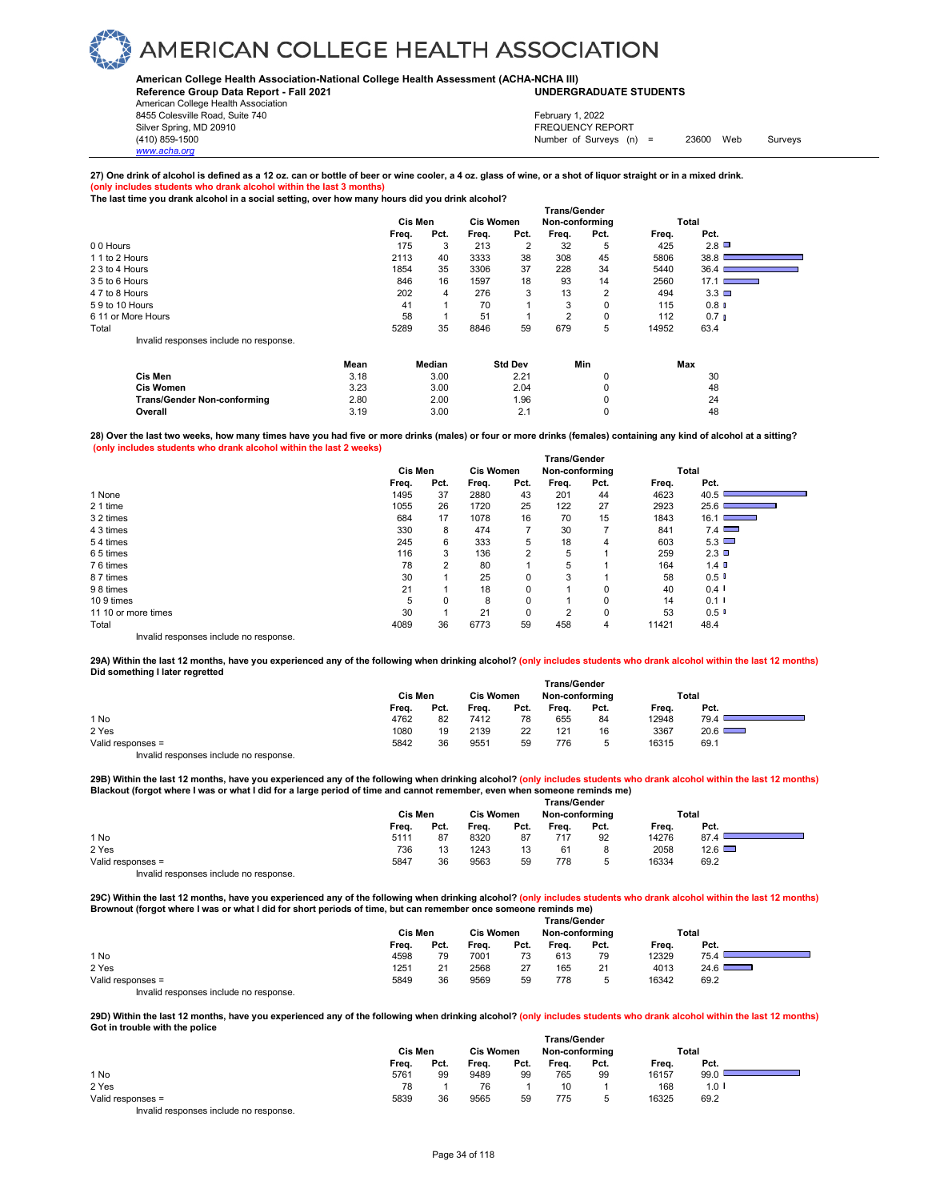# AMERICAN COLLEGE HEALTH ASSOCIATION

**American College Health Association-National College Health Assessment (ACHA-NCHA III)**
**Reference Group Data Report - Fall 2021** **UNDERGRADUATE STUDENTS**

American College Health Association
8455 Colesville Road, Suite 740
Silver Spring, MD 20910
(410) 859-1500
www.acha.org

February 1, 2022
FREQUENCY REPORT
Number of Surveys (n) = 23600 Web Surveys

**27) One drink of alcohol is defined as a 12 oz. can or bottle of beer or wine cooler, a 4 oz. glass of wine, or a shot of liquor straight or in a mixed drink.**
**(only includes students who drank alcohol within the last 3 months)**
**The last time you drank alcohol in a social setting, over how many hours did you drink alcohol?**

| | Cis Men | | Cis Women | | Trans/Gender Non-conforming | | Total | |
|---|---|---|---|---|---|---|---|---|
| | Freq. | Pct. | Freq. | Pct. | Freq. | Pct. | Freq. | Pct. |
| 0 0 Hours | 175 | 3 | 213 | 2 | 32 | 5 | 425 | 2.8 |
| 1 1 to 2 Hours | 2113 | 40 | 3333 | 38 | 308 | 45 | 5806 | 38.8 |
| 2 3 to 4 Hours | 1854 | 35 | 3306 | 37 | 228 | 34 | 5440 | 36.4 |
| 3 5 to 6 Hours | 846 | 16 | 1597 | 18 | 93 | 14 | 2560 | 17.1 |
| 4 7 to 8 Hours | 202 | 4 | 276 | 3 | 13 | 2 | 494 | 3.3 |
| 5 9 to 10 Hours | 41 | 1 | 70 | 1 | 3 | 0 | 115 | 0.8 |
| 6 11 or More Hours | 58 | 1 | 51 | 1 | 2 | 0 | 112 | 0.7 |
| Total | 5289 | 35 | 8846 | 59 | 679 | 5 | 14952 | 63.4 |

Invalid responses include no response.

| | Mean | Median | Std Dev | Min | Max |
|---|---|---|---|---|---|
| **Cis Men** | 3.18 | 3.00 | 2.21 | 0 | 30 |
| **Cis Women** | 3.23 | 3.00 | 2.04 | 0 | 48 |
| **Trans/Gender Non-conforming** | 2.80 | 2.00 | 1.96 | 0 | 24 |
| **Overall** | 3.19 | 3.00 | 2.1 | 0 | 48 |

**28) Over the last two weeks, how many times have you had five or more drinks (males) or four or more drinks (females) containing any kind of alcohol at a sitting?**
**(only includes students who drank alcohol within the last 2 weeks)**

| | Cis Men | | Cis Women | | Trans/Gender Non-conforming | | Total | |
|---|---|---|---|---|---|---|---|---|
| | Freq. | Pct. | Freq. | Pct. | Freq. | Pct. | Freq. | Pct. |
| 1 None | 1495 | 37 | 2880 | 43 | 201 | 44 | 4623 | 40.5 |
| 2 1 time | 1055 | 26 | 1720 | 25 | 122 | 27 | 2923 | 25.6 |
| 3 2 times | 684 | 17 | 1078 | 16 | 70 | 15 | 1843 | 16.1 |
| 4 3 times | 330 | 8 | 474 | 7 | 30 | 7 | 841 | 7.4 |
| 5 4 times | 245 | 6 | 333 | 5 | 18 | 4 | 603 | 5.3 |
| 6 5 times | 116 | 3 | 136 | 2 | 5 | 1 | 259 | 2.3 |
| 7 6 times | 78 | 2 | 80 | 1 | 5 | 1 | 164 | 1.4 |
| 8 7 times | 30 | 1 | 25 | 0 | 3 | 1 | 58 | 0.5 |
| 9 8 times | 21 | 1 | 18 | 0 | 1 | 0 | 40 | 0.4 |
| 10 9 times | 5 | 0 | 8 | 0 | 1 | 0 | 14 | 0.1 |
| 11 10 or more times | 30 | 1 | 21 | 0 | 2 | 0 | 53 | 0.5 |
| Total | 4089 | 36 | 6773 | 59 | 458 | 4 | 11421 | 48.4 |

Invalid responses include no response.

**29A) Within the last 12 months, have you experienced any of the following when drinking alcohol? (only includes students who drank alcohol within the last 12 months)**
**Did something I later regretted**

| | Cis Men | | Cis Women | | Trans/Gender Non-conforming | | Total | |
|---|---|---|---|---|---|---|---|---|
| | Freq. | Pct. | Freq. | Pct. | Freq. | Pct. | Freq. | Pct. |
| 1 No | 4762 | 82 | 7412 | 78 | 655 | 84 | 12948 | 79.4 |
| 2 Yes | 1080 | 19 | 2139 | 22 | 121 | 16 | 3367 | 20.6 |
| Valid responses = | 5842 | 36 | 9551 | 59 | 776 | 5 | 16315 | 69.1 |

Invalid responses include no response.

**29B) Within the last 12 months, have you experienced any of the following when drinking alcohol? (only includes students who drank alcohol within the last 12 months)**
**Blackout (forgot where I was or what I did for a large period of time and cannot remember, even when someone reminds me)**

| | Cis Men | | Cis Women | | Trans/Gender Non-conforming | | Total | |
|---|---|---|---|---|---|---|---|---|
| | Freq. | Pct. | Freq. | Pct. | Freq. | Pct. | Freq. | Pct. |
| 1 No | 5111 | 87 | 8320 | 87 | 717 | 92 | 14276 | 87.4 |
| 2 Yes | 736 | 13 | 1243 | 13 | 61 | 8 | 2058 | 12.6 |
| Valid responses = | 5847 | 36 | 9563 | 59 | 778 | 5 | 16334 | 69.2 |

Invalid responses include no response.

**29C) Within the last 12 months, have you experienced any of the following when drinking alcohol? (only includes students who drank alcohol within the last 12 months)**
**Brownout (forgot where I was or what I did for short periods of time, but can remember once someone reminds me)**

| | Cis Men | | Cis Women | | Trans/Gender Non-conforming | | Total | |
|---|---|---|---|---|---|---|---|---|
| | Freq. | Pct. | Freq. | Pct. | Freq. | Pct. | Freq. | Pct. |
| 1 No | 4598 | 79 | 7001 | 73 | 613 | 79 | 12329 | 75.4 |
| 2 Yes | 1251 | 21 | 2568 | 27 | 165 | 21 | 4013 | 24.6 |
| Valid responses = | 5849 | 36 | 9569 | 59 | 778 | 5 | 16342 | 69.2 |

Invalid responses include no response.

**29D) Within the last 12 months, have you experienced any of the following when drinking alcohol? (only includes students who drank alcohol within the last 12 months)**
**Got in trouble with the police**

| | Cis Men | | Cis Women | | Trans/Gender Non-conforming | | Total | |
|---|---|---|---|---|---|---|---|---|
| | Freq. | Pct. | Freq. | Pct. | Freq. | Pct. | Freq. | Pct. |
| 1 No | 5761 | 99 | 9489 | 99 | 765 | 99 | 16157 | 99.0 |
| 2 Yes | 78 | 1 | 76 | 1 | 10 | 1 | 168 | 1.0 |
| Valid responses = | 5839 | 36 | 9565 | 59 | 775 | 5 | 16325 | 69.2 |

Invalid responses include no response.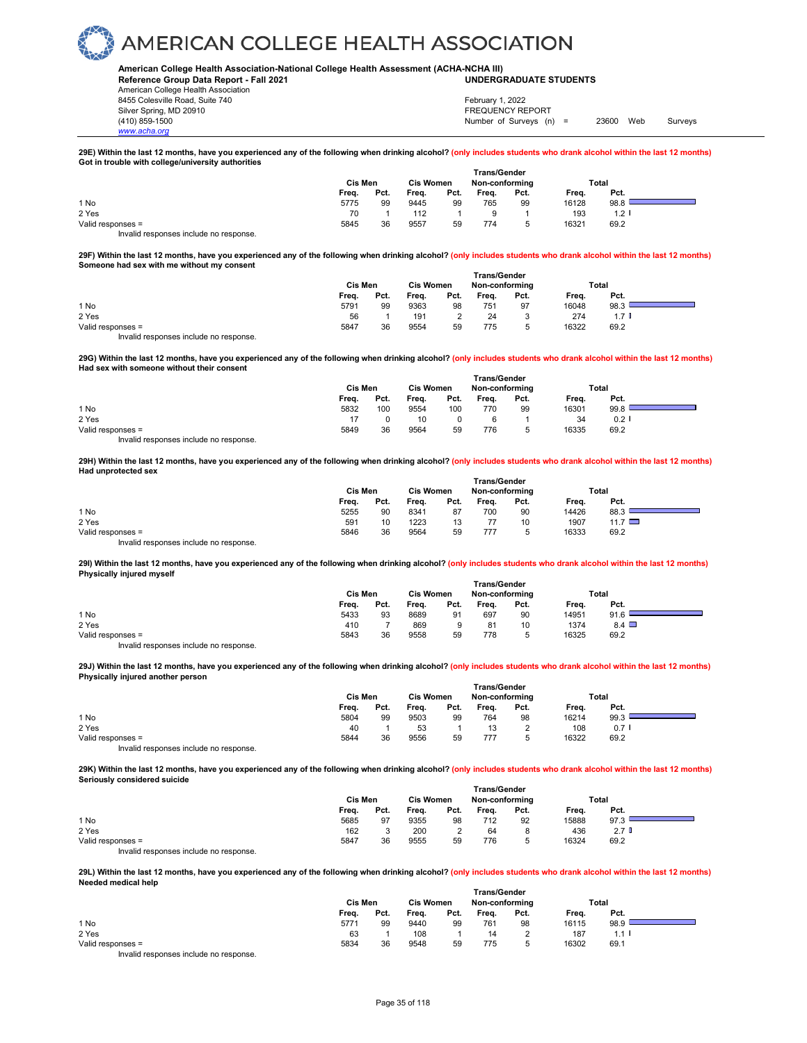# AMERICAN COLLEGE HEALTH ASSOCIATION

**American College Health Association-National College Health Assessment (ACHA-NCHA III)**
**Reference Group Data Report - Fall 2021** **UNDERGRADUATE STUDENTS**
American College Health Association
8455 Colesville Road, Suite 740
Silver Spring, MD 20910
(410) 859-1500
www.acha.org

February 1, 2022
FREQUENCY REPORT
Number of Surveys (n) = 23600 Web Surveys

**29E) Within the last 12 months, have you experienced any of the following when drinking alcohol? (only includes students who drank alcohol within the last 12 months)**
**Got in trouble with college/university authorities**

| | Cis Men | | Cis Women | | Trans/Gender Non-conforming | | Total | |
|---|---|---|---|---|---|---|---|---|
| | Freq. | Pct. | Freq. | Pct. | Freq. | Pct. | Freq. | Pct. |
| 1 No | 5775 | 99 | 9445 | 99 | 765 | 99 | 16128 | 98.8 |
| 2 Yes | 70 | 1 | 112 | 1 | 9 | 1 | 193 | 1.2 |
| Valid responses = | 5845 | 36 | 9557 | 59 | 774 | 5 | 16321 | 69.2 |

Invalid responses include no response.

**29F) Within the last 12 months, have you experienced any of the following when drinking alcohol? (only includes students who drank alcohol within the last 12 months)**
**Someone had sex with me without my consent**

| | Cis Men | | Cis Women | | Trans/Gender Non-conforming | | Total | |
|---|---|---|---|---|---|---|---|---|
| | Freq. | Pct. | Freq. | Pct. | Freq. | Pct. | Freq. | Pct. |
| 1 No | 5791 | 99 | 9363 | 98 | 751 | 97 | 16048 | 98.3 |
| 2 Yes | 56 | 1 | 191 | 2 | 24 | 3 | 274 | 1.7 |
| Valid responses = | 5847 | 36 | 9554 | 59 | 775 | 5 | 16322 | 69.2 |

Invalid responses include no response.

**29G) Within the last 12 months, have you experienced any of the following when drinking alcohol? (only includes students who drank alcohol within the last 12 months)**
**Had sex with someone without their consent**

| | Cis Men | | Cis Women | | Trans/Gender Non-conforming | | Total | |
|---|---|---|---|---|---|---|---|---|
| | Freq. | Pct. | Freq. | Pct. | Freq. | Pct. | Freq. | Pct. |
| 1 No | 5832 | 100 | 9554 | 100 | 770 | 99 | 16301 | 99.8 |
| 2 Yes | 17 | 0 | 10 | 0 | 6 | 1 | 34 | 0.2 |
| Valid responses = | 5849 | 36 | 9564 | 59 | 776 | 5 | 16335 | 69.2 |

Invalid responses include no response.

**29H) Within the last 12 months, have you experienced any of the following when drinking alcohol? (only includes students who drank alcohol within the last 12 months)**
**Had unprotected sex**

| | Cis Men | | Cis Women | | Trans/Gender Non-conforming | | Total | |
|---|---|---|---|---|---|---|---|---|
| | Freq. | Pct. | Freq. | Pct. | Freq. | Pct. | Freq. | Pct. |
| 1 No | 5255 | 90 | 8341 | 87 | 700 | 90 | 14426 | 88.3 |
| 2 Yes | 591 | 10 | 1223 | 13 | 77 | 10 | 1907 | 11.7 |
| Valid responses = | 5846 | 36 | 9564 | 59 | 777 | 5 | 16333 | 69.2 |

Invalid responses include no response.

**29I) Within the last 12 months, have you experienced any of the following when drinking alcohol? (only includes students who drank alcohol within the last 12 months)**
**Physically injured myself**

| | Cis Men | | Cis Women | | Trans/Gender Non-conforming | | Total | |
|---|---|---|---|---|---|---|---|---|
| | Freq. | Pct. | Freq. | Pct. | Freq. | Pct. | Freq. | Pct. |
| 1 No | 5433 | 93 | 8689 | 91 | 697 | 90 | 14951 | 91.6 |
| 2 Yes | 410 | 7 | 869 | 9 | 81 | 10 | 1374 | 8.4 |
| Valid responses = | 5843 | 36 | 9558 | 59 | 778 | 5 | 16325 | 69.2 |

Invalid responses include no response.

**29J) Within the last 12 months, have you experienced any of the following when drinking alcohol? (only includes students who drank alcohol within the last 12 months)**
**Physically injured another person**

| | Cis Men | | Cis Women | | Trans/Gender Non-conforming | | Total | |
|---|---|---|---|---|---|---|---|---|
| | Freq. | Pct. | Freq. | Pct. | Freq. | Pct. | Freq. | Pct. |
| 1 No | 5804 | 99 | 9503 | 99 | 764 | 98 | 16214 | 99.3 |
| 2 Yes | 40 | 1 | 53 | 1 | 13 | 2 | 108 | 0.7 |
| Valid responses = | 5844 | 36 | 9556 | 59 | 777 | 5 | 16322 | 69.2 |

Invalid responses include no response.

**29K) Within the last 12 months, have you experienced any of the following when drinking alcohol? (only includes students who drank alcohol within the last 12 months)**
**Seriously considered suicide**

| | Cis Men | | Cis Women | | Trans/Gender Non-conforming | | Total | |
|---|---|---|---|---|---|---|---|---|
| | Freq. | Pct. | Freq. | Pct. | Freq. | Pct. | Freq. | Pct. |
| 1 No | 5685 | 97 | 9355 | 98 | 712 | 92 | 15888 | 97.3 |
| 2 Yes | 162 | 3 | 200 | 2 | 64 | 8 | 436 | 2.7 |
| Valid responses = | 5847 | 36 | 9555 | 59 | 776 | 5 | 16324 | 69.2 |

Invalid responses include no response.

**29L) Within the last 12 months, have you experienced any of the following when drinking alcohol? (only includes students who drank alcohol within the last 12 months)**
**Needed medical help**

| | Cis Men | | Cis Women | | Trans/Gender Non-conforming | | Total | |
|---|---|---|---|---|---|---|---|---|
| | Freq. | Pct. | Freq. | Pct. | Freq. | Pct. | Freq. | Pct. |
| 1 No | 5771 | 99 | 9440 | 99 | 761 | 98 | 16115 | 98.9 |
| 2 Yes | 63 | 1 | 108 | 1 | 14 | 2 | 187 | 1.1 |
| Valid responses = | 5834 | 36 | 9548 | 59 | 775 | 5 | 16302 | 69.1 |

Invalid responses include no response.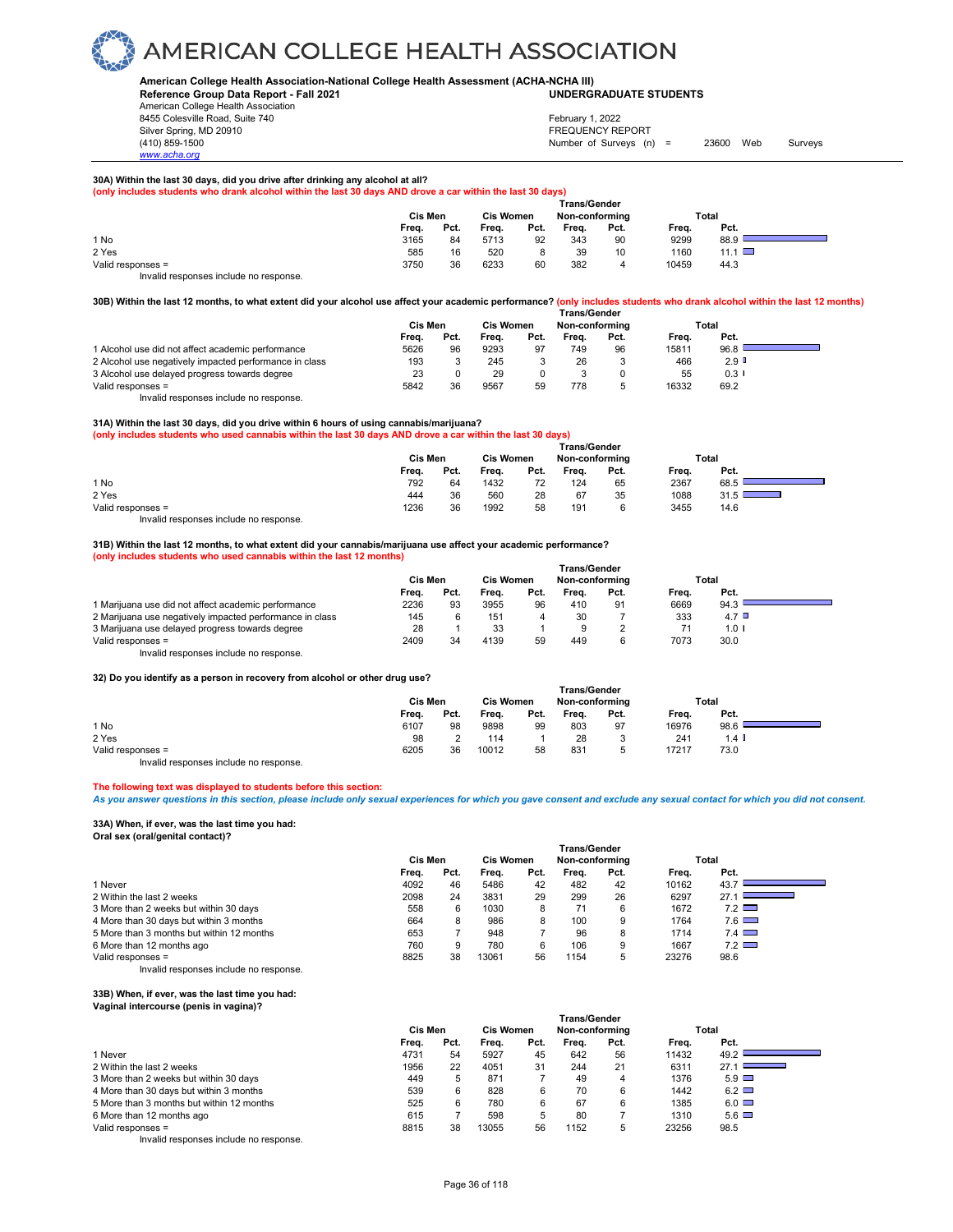# AMERICAN COLLEGE HEALTH ASSOCIATION

**American College Health Association-National College Health Assessment (ACHA-NCHA III)**
**Reference Group Data Report - Fall 2021** **UNDERGRADUATE STUDENTS**
American College Health Association
8455 Colesville Road, Suite 740
Silver Spring, MD 20910
(410) 859-1500
www.acha.org

February 1, 2022
FREQUENCY REPORT
Number of Surveys (n) = 23600 Web Surveys

**30A) Within the last 30 days, did you drive after drinking any alcohol at all?**
**(only includes students who drank alcohol within the last 30 days AND drove a car within the last 30 days)**

| | Cis Men | | Cis Women | | Trans/Gender Non-conforming | | Total | |
|---|---|---|---|---|---|---|---|---|
| | Freq. | Pct. | Freq. | Pct. | Freq. | Pct. | Freq. | Pct. |
| 1 No | 3165 | 84 | 5713 | 92 | 343 | 90 | 9299 | 88.9 |
| 2 Yes | 585 | 16 | 520 | 8 | 39 | 10 | 1160 | 11.1 |
| Valid responses = | 3750 | 36 | 6233 | 60 | 382 | 4 | 10459 | 44.3 |

Invalid responses include no response.

**30B) Within the last 12 months, to what extent did your alcohol use affect your academic performance?** **(only includes students who drank alcohol within the last 12 months)**

| | Cis Men | | Cis Women | | Trans/Gender Non-conforming | | Total | |
|---|---|---|---|---|---|---|---|---|
| | Freq. | Pct. | Freq. | Pct. | Freq. | Pct. | Freq. | Pct. |
| 1 Alcohol use did not affect academic performance | 5626 | 96 | 9293 | 97 | 749 | 96 | 15811 | 96.8 |
| 2 Alcohol use negatively impacted performance in class | 193 | 3 | 245 | 3 | 26 | 3 | 466 | 2.9 |
| 3 Alcohol use delayed progress towards degree | 23 | 0 | 29 | 0 | 3 | 0 | 55 | 0.3 |
| Valid responses = | 5842 | 36 | 9567 | 59 | 778 | 5 | 16332 | 69.2 |

Invalid responses include no response.

**31A) Within the last 30 days, did you drive within 6 hours of using cannabis/marijuana?**
**(only includes students who used cannabis within the last 30 days AND drove a car within the last 30 days)**

| | Cis Men | | Cis Women | | Trans/Gender Non-conforming | | Total | |
|---|---|---|---|---|---|---|---|---|
| | Freq. | Pct. | Freq. | Pct. | Freq. | Pct. | Freq. | Pct. |
| 1 No | 792 | 64 | 1432 | 72 | 124 | 65 | 2367 | 68.5 |
| 2 Yes | 444 | 36 | 560 | 28 | 67 | 35 | 1088 | 31.5 |
| Valid responses = | 1236 | 36 | 1992 | 58 | 191 | 6 | 3455 | 14.6 |

Invalid responses include no response.

**31B) Within the last 12 months, to what extent did your cannabis/marijuana use affect your academic performance?**
**(only includes students who used cannabis within the last 12 months)**

| | Cis Men | | Cis Women | | Trans/Gender Non-conforming | | Total | |
|---|---|---|---|---|---|---|---|---|
| | Freq. | Pct. | Freq. | Pct. | Freq. | Pct. | Freq. | Pct. |
| 1 Marijuana use did not affect academic performance | 2236 | 93 | 3955 | 96 | 410 | 91 | 6669 | 94.3 |
| 2 Marijuana use negatively impacted performance in class | 145 | 6 | 151 | 4 | 30 | 7 | 333 | 4.7 |
| 3 Marijuana use delayed progress towards degree | 28 | 1 | 33 | 1 | 9 | 2 | 71 | 1.0 |
| Valid responses = | 2409 | 34 | 4139 | 59 | 449 | 6 | 7073 | 30.0 |

Invalid responses include no response.

**32) Do you identify as a person in recovery from alcohol or other drug use?**

| | Cis Men | | Cis Women | | Trans/Gender Non-conforming | | Total | |
|---|---|---|---|---|---|---|---|---|
| | Freq. | Pct. | Freq. | Pct. | Freq. | Pct. | Freq. | Pct. |
| 1 No | 6107 | 98 | 9898 | 99 | 803 | 97 | 16976 | 98.6 |
| 2 Yes | 98 | 2 | 114 | 1 | 28 | 3 | 241 | 1.4 |
| Valid responses = | 6205 | 36 | 10012 | 58 | 831 | 5 | 17217 | 73.0 |

Invalid responses include no response.

**The following text was displayed to students before this section:**
***As you answer questions in this section, please include only sexual experiences for which you gave consent and exclude any sexual contact for which you did not consent.***

**33A) When, if ever, was the last time you had:**
**Oral sex (oral/genital contact)?**

| | Cis Men | | Cis Women | | Trans/Gender Non-conforming | | Total | |
|---|---|---|---|---|---|---|---|---|
| | Freq. | Pct. | Freq. | Pct. | Freq. | Pct. | Freq. | Pct. |
| 1 Never | 4092 | 46 | 5486 | 42 | 482 | 42 | 10162 | 43.7 |
| 2 Within the last 2 weeks | 2098 | 24 | 3831 | 29 | 299 | 26 | 6297 | 27.1 |
| 3 More than 2 weeks but within 30 days | 558 | 6 | 1030 | 8 | 71 | 6 | 1672 | 7.2 |
| 4 More than 30 days but within 3 months | 664 | 8 | 986 | 8 | 100 | 9 | 1764 | 7.6 |
| 5 More than 3 months but within 12 months | 653 | 7 | 948 | 7 | 96 | 8 | 1714 | 7.4 |
| 6 More than 12 months ago | 760 | 9 | 780 | 6 | 106 | 9 | 1667 | 7.2 |
| Valid responses = | 8825 | 38 | 13061 | 56 | 1154 | 5 | 23276 | 98.6 |

Invalid responses include no response.

**33B) When, if ever, was the last time you had:**
**Vaginal intercourse (penis in vagina)?**

| | Cis Men | | Cis Women | | Trans/Gender Non-conforming | | Total | |
|---|---|---|---|---|---|---|---|---|
| | Freq. | Pct. | Freq. | Pct. | Freq. | Pct. | Freq. | Pct. |
| 1 Never | 4731 | 54 | 5927 | 45 | 642 | 56 | 11432 | 49.2 |
| 2 Within the last 2 weeks | 1956 | 22 | 4051 | 31 | 244 | 21 | 6311 | 27.1 |
| 3 More than 2 weeks but within 30 days | 449 | 5 | 871 | 7 | 49 | 4 | 1376 | 5.9 |
| 4 More than 30 days but within 3 months | 539 | 6 | 828 | 6 | 70 | 6 | 1442 | 6.2 |
| 5 More than 3 months but within 12 months | 525 | 6 | 780 | 6 | 67 | 6 | 1385 | 6.0 |
| 6 More than 12 months ago | 615 | 7 | 598 | 5 | 80 | 7 | 1310 | 5.6 |
| Valid responses = | 8815 | 38 | 13055 | 56 | 1152 | 5 | 23256 | 98.5 |

Invalid responses include no response.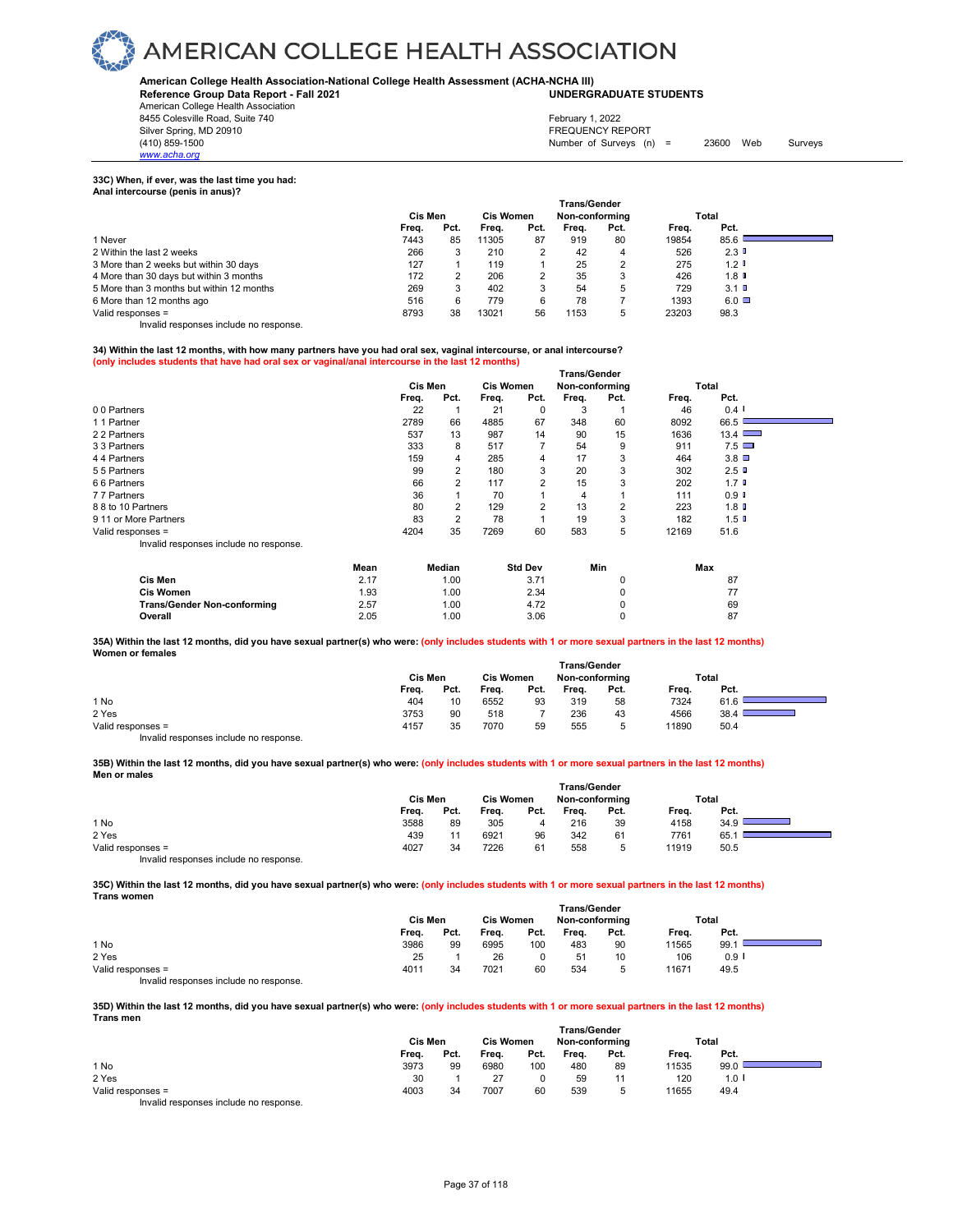**American College Health Association-National College Health Assessment (ACHA-NCHA III)**
**Reference Group Data Report - Fall 2021** **UNDERGRADUATE STUDENTS**

American College Health Association
8455 Colesville Road, Suite 740
Silver Spring, MD 20910
(410) 859-1500
www.acha.org

February 1, 2022
FREQUENCY REPORT
Number of Surveys (n) = 23600 Web Surveys

**33C) When, if ever, was the last time you had:**
**Anal intercourse (penis in anus)?**

| | Cis Men | | Cis Women | | Trans/Gender Non-conforming | | Total | |
|---|---|---|---|---|---|---|---|---|
| | Freq. | Pct. | Freq. | Pct. | Freq. | Pct. | Freq. | Pct. |
| 1 Never | 7443 | 85 | 11305 | 87 | 919 | 80 | 19854 | 85.6 |
| 2 Within the last 2 weeks | 266 | 3 | 210 | 2 | 42 | 4 | 526 | 2.3 |
| 3 More than 2 weeks but within 30 days | 127 | 1 | 119 | 1 | 25 | 2 | 275 | 1.2 |
| 4 More than 30 days but within 3 months | 172 | 2 | 206 | 2 | 35 | 3 | 426 | 1.8 |
| 5 More than 3 months but within 12 months | 269 | 3 | 402 | 3 | 54 | 5 | 729 | 3.1 |
| 6 More than 12 months ago | 516 | 6 | 779 | 6 | 78 | 7 | 1393 | 6.0 |
| Valid responses = | 8793 | 38 | 13021 | 56 | 1153 | 5 | 23203 | 98.3 |

Invalid responses include no response.

**34) Within the last 12 months, with how many partners have you had oral sex, vaginal intercourse, or anal intercourse?**
**(only includes students that have had oral sex or vaginal/anal intercourse in the last 12 months)**

| | Cis Men | | Cis Women | | Trans/Gender Non-conforming | | Total | |
|---|---|---|---|---|---|---|---|---|
| | Freq. | Pct. | Freq. | Pct. | Freq. | Pct. | Freq. | Pct. |
| 0 0 Partners | 22 | 1 | 21 | 0 | 3 | 1 | 46 | 0.4 |
| 1 1 Partner | 2789 | 66 | 4885 | 67 | 348 | 60 | 8092 | 66.5 |
| 2 2 Partners | 537 | 13 | 987 | 14 | 90 | 15 | 1636 | 13.4 |
| 3 3 Partners | 333 | 8 | 517 | 7 | 54 | 9 | 911 | 7.5 |
| 4 4 Partners | 159 | 4 | 285 | 4 | 17 | 3 | 464 | 3.8 |
| 5 5 Partners | 99 | 2 | 180 | 3 | 20 | 3 | 302 | 2.5 |
| 6 6 Partners | 66 | 2 | 117 | 2 | 15 | 3 | 202 | 1.7 |
| 7 7 Partners | 36 | 1 | 70 | 1 | 4 | 1 | 111 | 0.9 |
| 8 8 to 10 Partners | 80 | 2 | 129 | 2 | 13 | 2 | 223 | 1.8 |
| 9 11 or More Partners | 83 | 2 | 78 | 1 | 19 | 3 | 182 | 1.5 |
| Valid responses = | 4204 | 35 | 7269 | 60 | 583 | 5 | 12169 | 51.6 |

Invalid responses include no response.

| | Mean | Median | Std Dev | Min | Max |
|---|---|---|---|---|---|
| **Cis Men** | 2.17 | 1.00 | 3.71 | 0 | 87 |
| **Cis Women** | 1.93 | 1.00 | 2.34 | 0 | 77 |
| **Trans/Gender Non-conforming** | 2.57 | 1.00 | 4.72 | 0 | 69 |
| **Overall** | 2.05 | 1.00 | 3.06 | 0 | 87 |

**35A) Within the last 12 months, did you have sexual partner(s) who were: (only includes students with 1 or more sexual partners in the last 12 months)**
**Women or females**

| | Cis Men | | Cis Women | | Trans/Gender Non-conforming | | Total | |
|---|---|---|---|---|---|---|---|---|
| | Freq. | Pct. | Freq. | Pct. | Freq. | Pct. | Freq. | Pct. |
| 1 No | 404 | 10 | 6552 | 93 | 319 | 58 | 7324 | 61.6 |
| 2 Yes | 3753 | 90 | 518 | 7 | 236 | 43 | 4566 | 38.4 |
| Valid responses = | 4157 | 35 | 7070 | 59 | 555 | 5 | 11890 | 50.4 |

Invalid responses include no response.

**35B) Within the last 12 months, did you have sexual partner(s) who were: (only includes students with 1 or more sexual partners in the last 12 months)**
**Men or males**

| | Cis Men | | Cis Women | | Trans/Gender Non-conforming | | Total | |
|---|---|---|---|---|---|---|---|---|
| | Freq. | Pct. | Freq. | Pct. | Freq. | Pct. | Freq. | Pct. |
| 1 No | 3588 | 89 | 305 | 4 | 216 | 39 | 4158 | 34.9 |
| 2 Yes | 439 | 11 | 6921 | 96 | 342 | 61 | 7761 | 65.1 |
| Valid responses = | 4027 | 34 | 7226 | 61 | 558 | 5 | 11919 | 50.5 |

Invalid responses include no response.

**35C) Within the last 12 months, did you have sexual partner(s) who were: (only includes students with 1 or more sexual partners in the last 12 months)**
**Trans women**

| | Cis Men | | Cis Women | | Trans/Gender Non-conforming | | Total | |
|---|---|---|---|---|---|---|---|---|
| | Freq. | Pct. | Freq. | Pct. | Freq. | Pct. | Freq. | Pct. |
| 1 No | 3986 | 99 | 6995 | 100 | 483 | 90 | 11565 | 99.1 |
| 2 Yes | 25 | 1 | 26 | 0 | 51 | 10 | 106 | 0.9 |
| Valid responses = | 4011 | 34 | 7021 | 60 | 534 | 5 | 11671 | 49.5 |

Invalid responses include no response.

**35D) Within the last 12 months, did you have sexual partner(s) who were: (only includes students with 1 or more sexual partners in the last 12 months)**
**Trans men**

| | Cis Men | | Cis Women | | Trans/Gender Non-conforming | | Total | |
|---|---|---|---|---|---|---|---|---|
| | Freq. | Pct. | Freq. | Pct. | Freq. | Pct. | Freq. | Pct. |
| 1 No | 3973 | 99 | 6980 | 100 | 480 | 89 | 11535 | 99.0 |
| 2 Yes | 30 | 1 | 27 | 0 | 59 | 11 | 120 | 1.0 |
| Valid responses = | 4003 | 34 | 7007 | 60 | 539 | 5 | 11655 | 49.4 |

Invalid responses include no response.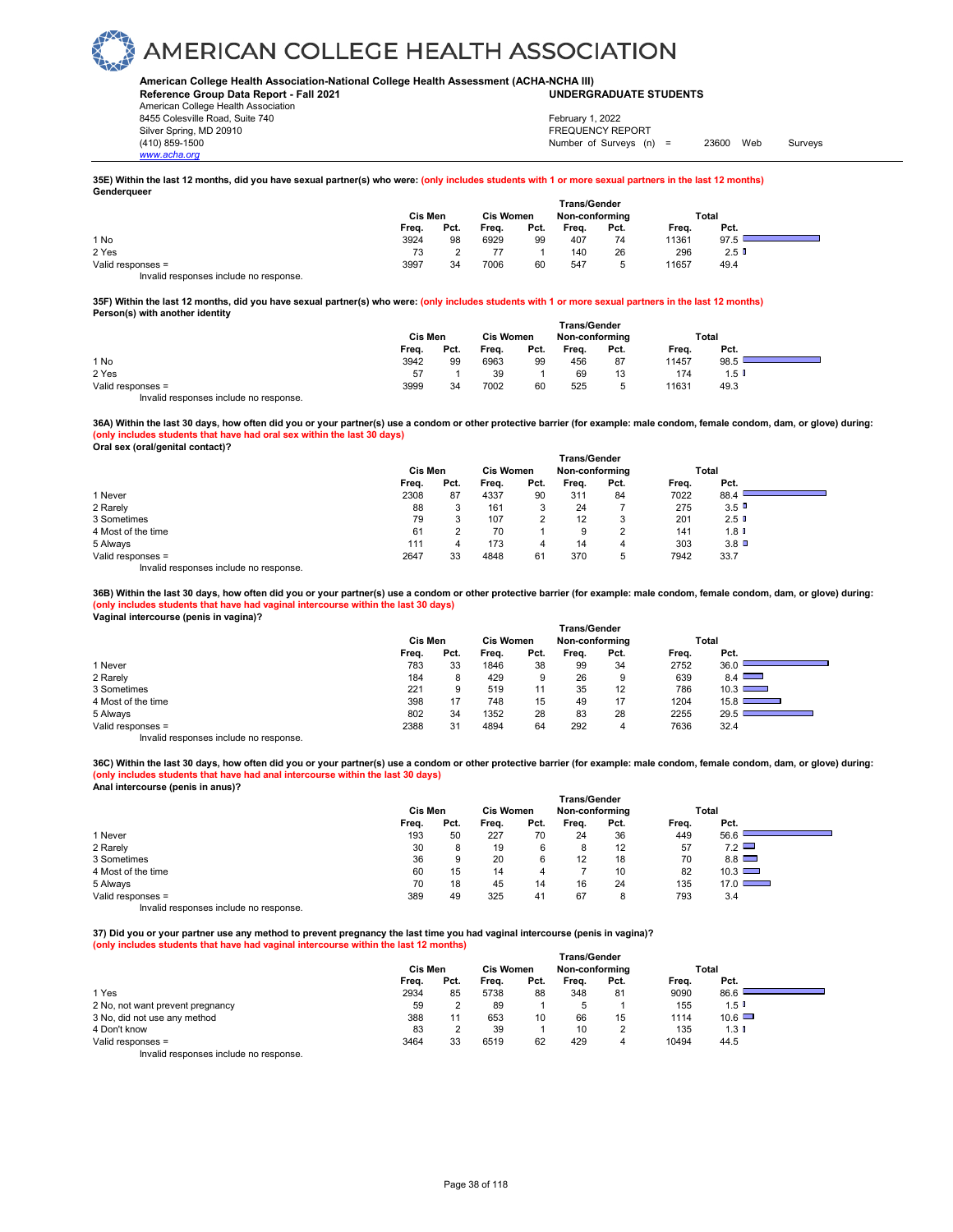**35E) Within the last 12 months, did you have sexual partner(s) who were: (only includes students with 1 or more sexual partners in the last 12 months)**
**Genderqueer**

| | Cis Men | | Cis Women | | Trans/Gender Non-conforming | | Total | |
|---|---|---|---|---|---|---|---|---|
| | Freq. | Pct. | Freq. | Pct. | Freq. | Pct. | Freq. | Pct. |
| 1 No | 3924 | 98 | 6929 | 99 | 407 | 74 | 11361 | 97.5 |
| 2 Yes | 73 | 2 | 77 | 1 | 140 | 26 | 296 | 2.5 |
| Valid responses = | 3997 | 34 | 7006 | 60 | 547 | 5 | 11657 | 49.4 |

Invalid responses include no response.

**35F) Within the last 12 months, did you have sexual partner(s) who were: (only includes students with 1 or more sexual partners in the last 12 months)**
**Person(s) with another identity**

| | Cis Men | | Cis Women | | Trans/Gender Non-conforming | | Total | |
|---|---|---|---|---|---|---|---|---|
| | Freq. | Pct. | Freq. | Pct. | Freq. | Pct. | Freq. | Pct. |
| 1 No | 3942 | 99 | 6963 | 99 | 456 | 87 | 11457 | 98.5 |
| 2 Yes | 57 | 1 | 39 | 1 | 69 | 13 | 174 | 1.5 |
| Valid responses = | 3999 | 34 | 7002 | 60 | 525 | 5 | 11631 | 49.3 |

Invalid responses include no response.

**36A) Within the last 30 days, how often did you or your partner(s) use a condom or other protective barrier (for example: male condom, female condom, dam, or glove) during: (only includes students that have had oral sex within the last 30 days)**
**Oral sex (oral/genital contact)?**

| | Cis Men | | Cis Women | | Trans/Gender Non-conforming | | Total | |
|---|---|---|---|---|---|---|---|---|
| | Freq. | Pct. | Freq. | Pct. | Freq. | Pct. | Freq. | Pct. |
| 1 Never | 2308 | 87 | 4337 | 90 | 311 | 84 | 7022 | 88.4 |
| 2 Rarely | 88 | 3 | 161 | 3 | 24 | 7 | 275 | 3.5 |
| 3 Sometimes | 79 | 3 | 107 | 2 | 12 | 3 | 201 | 2.5 |
| 4 Most of the time | 61 | 2 | 70 | 1 | 9 | 2 | 141 | 1.8 |
| 5 Always | 111 | 4 | 173 | 4 | 14 | 4 | 303 | 3.8 |
| Valid responses = | 2647 | 33 | 4848 | 61 | 370 | 5 | 7942 | 33.7 |

Invalid responses include no response.

**36B) Within the last 30 days, how often did you or your partner(s) use a condom or other protective barrier (for example: male condom, female condom, dam, or glove) during: (only includes students that have had vaginal intercourse within the last 30 days)**
**Vaginal intercourse (penis in vagina)?**

| | Cis Men | | Cis Women | | Trans/Gender Non-conforming | | Total | |
|---|---|---|---|---|---|---|---|---|
| | Freq. | Pct. | Freq. | Pct. | Freq. | Pct. | Freq. | Pct. |
| 1 Never | 783 | 33 | 1846 | 38 | 99 | 34 | 2752 | 36.0 |
| 2 Rarely | 184 | 8 | 429 | 9 | 26 | 9 | 639 | 8.4 |
| 3 Sometimes | 221 | 9 | 519 | 11 | 35 | 12 | 786 | 10.3 |
| 4 Most of the time | 398 | 17 | 748 | 15 | 49 | 17 | 1204 | 15.8 |
| 5 Always | 802 | 34 | 1352 | 28 | 83 | 28 | 2255 | 29.5 |
| Valid responses = | 2388 | 31 | 4894 | 64 | 292 | 4 | 7636 | 32.4 |

Invalid responses include no response.

**36C) Within the last 30 days, how often did you or your partner(s) use a condom or other protective barrier (for example: male condom, female condom, dam, or glove) during: (only includes students that have had anal intercourse within the last 30 days)**
**Anal intercourse (penis in anus)?**

| | Cis Men | | Cis Women | | Trans/Gender Non-conforming | | Total | |
|---|---|---|---|---|---|---|---|---|
| | Freq. | Pct. | Freq. | Pct. | Freq. | Pct. | Freq. | Pct. |
| 1 Never | 193 | 50 | 227 | 70 | 24 | 36 | 449 | 56.6 |
| 2 Rarely | 30 | 8 | 19 | 6 | 8 | 12 | 57 | 7.2 |
| 3 Sometimes | 36 | 9 | 20 | 6 | 12 | 18 | 70 | 8.8 |
| 4 Most of the time | 60 | 15 | 14 | 4 | 7 | 10 | 82 | 10.3 |
| 5 Always | 70 | 18 | 45 | 14 | 16 | 24 | 135 | 17.0 |
| Valid responses = | 389 | 49 | 325 | 41 | 67 | 8 | 793 | 3.4 |

Invalid responses include no response.

**37) Did you or your partner use any method to prevent pregnancy the last time you had vaginal intercourse (penis in vagina)?**
**(only includes students that have had vaginal intercourse within the last 12 months)**

| | Cis Men | | Cis Women | | Trans/Gender Non-conforming | | Total | |
|---|---|---|---|---|---|---|---|---|
| | Freq. | Pct. | Freq. | Pct. | Freq. | Pct. | Freq. | Pct. |
| 1 Yes | 2934 | 85 | 5738 | 88 | 348 | 81 | 9090 | 86.6 |
| 2 No, not want prevent pregnancy | 59 | 2 | 89 | 1 | 5 | 1 | 155 | 1.5 |
| 3 No, did not use any method | 388 | 11 | 653 | 10 | 66 | 15 | 1114 | 10.6 |
| 4 Don't know | 83 | 2 | 39 | 1 | 10 | 2 | 135 | 1.3 |
| Valid responses = | 3464 | 33 | 6519 | 62 | 429 | 4 | 10494 | 44.5 |

Invalid responses include no response.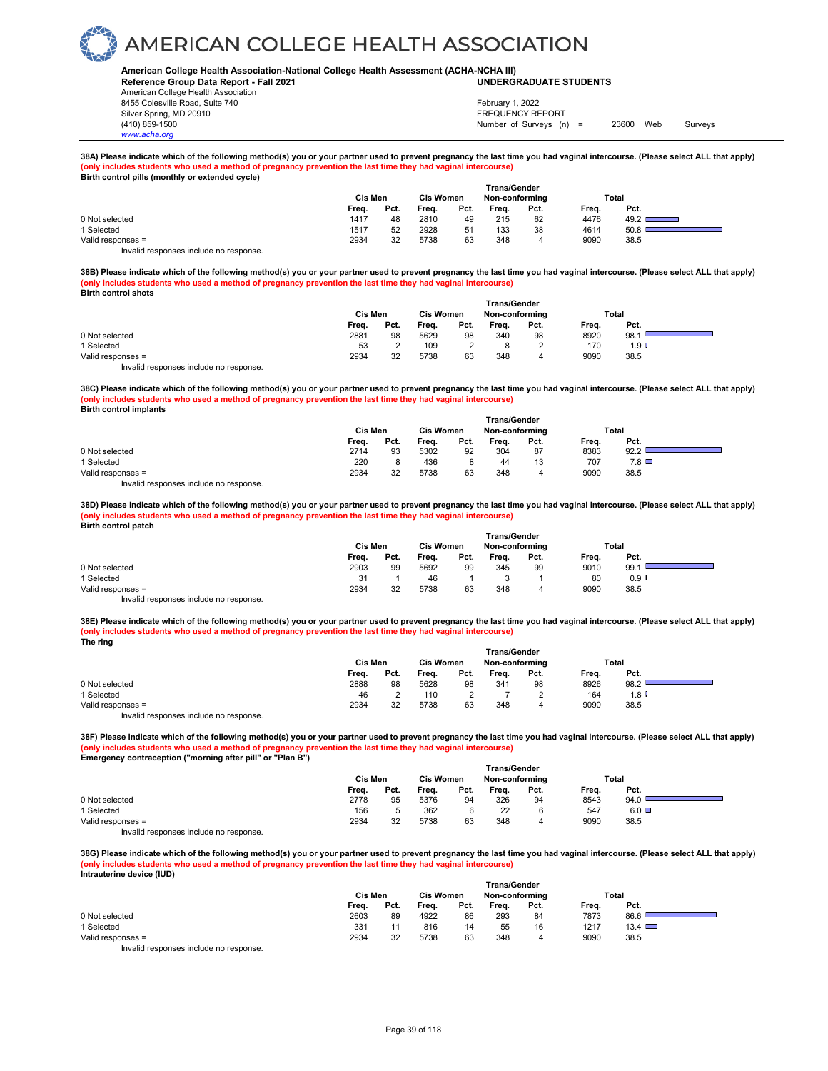# AMERICAN COLLEGE HEALTH ASSOCIATION

**American College Health Association-National College Health Assessment (ACHA-NCHA III)**
**Reference Group Data Report - Fall 2021** **UNDERGRADUATE STUDENTS**
American College Health Association
8455 Colesville Road, Suite 740
Silver Spring, MD 20910
(410) 859-1500
www.acha.org

February 1, 2022
FREQUENCY REPORT
Number of Surveys (n) = 23600 Web Surveys

**38A) Please indicate which of the following method(s) you or your partner used to prevent pregnancy the last time you had vaginal intercourse. (Please select ALL that apply)**
**(only includes students who used a method of pregnancy prevention the last time they had vaginal intercourse)**
**Birth control pills (monthly or extended cycle)**

| | Cis Men | | Cis Women | | Trans/Gender Non-conforming | | Total | |
|---|---|---|---|---|---|---|---|---|
| | Freq. | Pct. | Freq. | Pct. | Freq. | Pct. | Freq. | Pct. |
| 0 Not selected | 1417 | 48 | 2810 | 49 | 215 | 62 | 4476 | 49.2 |
| 1 Selected | 1517 | 52 | 2928 | 51 | 133 | 38 | 4614 | 50.8 |
| Valid responses = | 2934 | 32 | 5738 | 63 | 348 | 4 | 9090 | 38.5 |

Invalid responses include no response.

**38B) Please indicate which of the following method(s) you or your partner used to prevent pregnancy the last time you had vaginal intercourse. (Please select ALL that apply)**
**(only includes students who used a method of pregnancy prevention the last time they had vaginal intercourse)**
**Birth control shots**

| | Cis Men | | Cis Women | | Trans/Gender Non-conforming | | Total | |
|---|---|---|---|---|---|---|---|---|
| | Freq. | Pct. | Freq. | Pct. | Freq. | Pct. | Freq. | Pct. |
| 0 Not selected | 2881 | 98 | 5629 | 98 | 340 | 98 | 8920 | 98.1 |
| 1 Selected | 53 | 2 | 109 | 2 | 8 | 2 | 170 | 1.9 |
| Valid responses = | 2934 | 32 | 5738 | 63 | 348 | 4 | 9090 | 38.5 |

Invalid responses include no response.

**38C) Please indicate which of the following method(s) you or your partner used to prevent pregnancy the last time you had vaginal intercourse. (Please select ALL that apply)**
**(only includes students who used a method of pregnancy prevention the last time they had vaginal intercourse)**
**Birth control implants**

| | Cis Men | | Cis Women | | Trans/Gender Non-conforming | | Total | |
|---|---|---|---|---|---|---|---|---|
| | Freq. | Pct. | Freq. | Pct. | Freq. | Pct. | Freq. | Pct. |
| 0 Not selected | 2714 | 93 | 5302 | 92 | 304 | 87 | 8383 | 92.2 |
| 1 Selected | 220 | 8 | 436 | 8 | 44 | 13 | 707 | 7.8 |
| Valid responses = | 2934 | 32 | 5738 | 63 | 348 | 4 | 9090 | 38.5 |

Invalid responses include no response.

**38D) Please indicate which of the following method(s) you or your partner used to prevent pregnancy the last time you had vaginal intercourse. (Please select ALL that apply)**
**(only includes students who used a method of pregnancy prevention the last time they had vaginal intercourse)**
**Birth control patch**

| | Cis Men | | Cis Women | | Trans/Gender Non-conforming | | Total | |
|---|---|---|---|---|---|---|---|---|
| | Freq. | Pct. | Freq. | Pct. | Freq. | Pct. | Freq. | Pct. |
| 0 Not selected | 2903 | 99 | 5692 | 99 | 345 | 99 | 9010 | 99.1 |
| 1 Selected | 31 | 1 | 46 | 1 | 3 | 1 | 80 | 0.9 |
| Valid responses = | 2934 | 32 | 5738 | 63 | 348 | 4 | 9090 | 38.5 |

Invalid responses include no response.

**38E) Please indicate which of the following method(s) you or your partner used to prevent pregnancy the last time you had vaginal intercourse. (Please select ALL that apply)**
**(only includes students who used a method of pregnancy prevention the last time they had vaginal intercourse)**
**The ring**

| | Cis Men | | Cis Women | | Trans/Gender Non-conforming | | Total | |
|---|---|---|---|---|---|---|---|---|
| | Freq. | Pct. | Freq. | Pct. | Freq. | Pct. | Freq. | Pct. |
| 0 Not selected | 2888 | 98 | 5628 | 98 | 341 | 98 | 8926 | 98.2 |
| 1 Selected | 46 | 2 | 110 | 2 | 7 | 2 | 164 | 1.8 |
| Valid responses = | 2934 | 32 | 5738 | 63 | 348 | 4 | 9090 | 38.5 |

Invalid responses include no response.

**38F) Please indicate which of the following method(s) you or your partner used to prevent pregnancy the last time you had vaginal intercourse. (Please select ALL that apply)**
**(only includes students who used a method of pregnancy prevention the last time they had vaginal intercourse)**
**Emergency contraception ("morning after pill" or "Plan B")**

| | Cis Men | | Cis Women | | Trans/Gender Non-conforming | | Total | |
|---|---|---|---|---|---|---|---|---|
| | Freq. | Pct. | Freq. | Pct. | Freq. | Pct. | Freq. | Pct. |
| 0 Not selected | 2778 | 95 | 5376 | 94 | 326 | 94 | 8543 | 94.0 |
| 1 Selected | 156 | 5 | 362 | 6 | 22 | 6 | 547 | 6.0 |
| Valid responses = | 2934 | 32 | 5738 | 63 | 348 | 4 | 9090 | 38.5 |

Invalid responses include no response.

**38G) Please indicate which of the following method(s) you or your partner used to prevent pregnancy the last time you had vaginal intercourse. (Please select ALL that apply)**
**(only includes students who used a method of pregnancy prevention the last time they had vaginal intercourse)**
**Intrauterine device (IUD)**

| | Cis Men | | Cis Women | | Trans/Gender Non-conforming | | Total | |
|---|---|---|---|---|---|---|---|---|
| | Freq. | Pct. | Freq. | Pct. | Freq. | Pct. | Freq. | Pct. |
| 0 Not selected | 2603 | 89 | 4922 | 86 | 293 | 84 | 7873 | 86.6 |
| 1 Selected | 331 | 11 | 816 | 14 | 55 | 16 | 1217 | 13.4 |
| Valid responses = | 2934 | 32 | 5738 | 63 | 348 | 4 | 9090 | 38.5 |

Invalid responses include no response.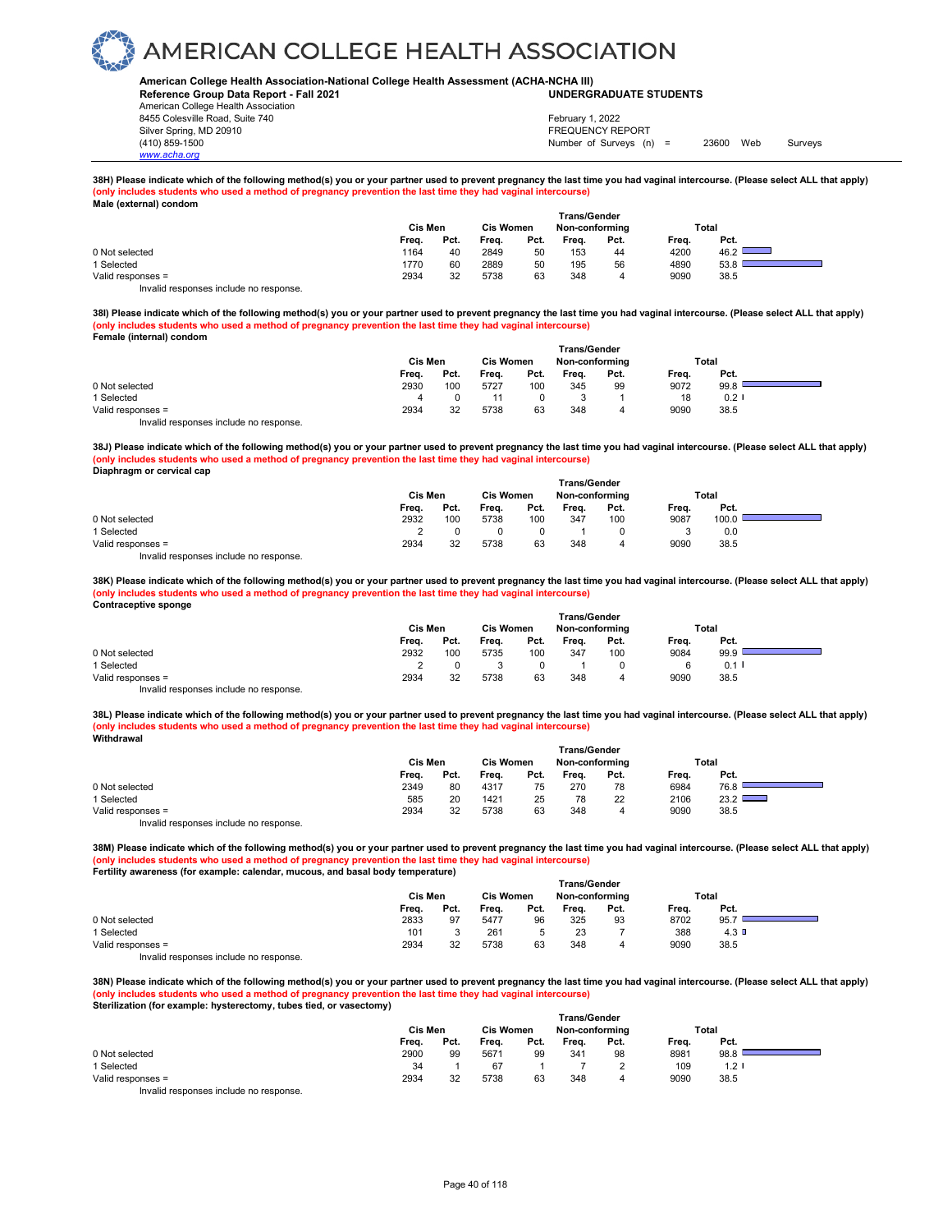**38H) Please indicate which of the following method(s) you or your partner used to prevent pregnancy the last time you had vaginal intercourse. (Please select ALL that apply)**
**(only includes students who used a method of pregnancy prevention the last time they had vaginal intercourse)**
**Male (external) condom**

| | Cis Men | | Cis Women | | Trans/Gender Non-conforming | | Total | |
|---|---|---|---|---|---|---|---|---|
| | Freq. | Pct. | Freq. | Pct. | Freq. | Pct. | Freq. | Pct. |
| 0 Not selected | 1164 | 40 | 2849 | 50 | 153 | 44 | 4200 | 46.2 |
| 1 Selected | 1770 | 60 | 2889 | 50 | 195 | 56 | 4890 | 53.8 |
| Valid responses = | 2934 | 32 | 5738 | 63 | 348 | 4 | 9090 | 38.5 |

Invalid responses include no response.

**38I) Please indicate which of the following method(s) you or your partner used to prevent pregnancy the last time you had vaginal intercourse. (Please select ALL that apply)**
**(only includes students who used a method of pregnancy prevention the last time they had vaginal intercourse)**
**Female (internal) condom**

| | Cis Men | | Cis Women | | Trans/Gender Non-conforming | | Total | |
|---|---|---|---|---|---|---|---|---|
| | Freq. | Pct. | Freq. | Pct. | Freq. | Pct. | Freq. | Pct. |
| 0 Not selected | 2930 | 100 | 5727 | 100 | 345 | 99 | 9072 | 99.8 |
| 1 Selected | 4 | 0 | 11 | 0 | 3 | 1 | 18 | 0.2 |
| Valid responses = | 2934 | 32 | 5738 | 63 | 348 | 4 | 9090 | 38.5 |

Invalid responses include no response.

**38J) Please indicate which of the following method(s) you or your partner used to prevent pregnancy the last time you had vaginal intercourse. (Please select ALL that apply)**
**(only includes students who used a method of pregnancy prevention the last time they had vaginal intercourse)**
**Diaphragm or cervical cap**

| | Cis Men | | Cis Women | | Trans/Gender Non-conforming | | Total | |
|---|---|---|---|---|---|---|---|---|
| | Freq. | Pct. | Freq. | Pct. | Freq. | Pct. | Freq. | Pct. |
| 0 Not selected | 2932 | 100 | 5738 | 100 | 347 | 100 | 9087 | 100.0 |
| 1 Selected | 2 | 0 | 0 | 0 | 1 | 0 | 3 | 0.0 |
| Valid responses = | 2934 | 32 | 5738 | 63 | 348 | 4 | 9090 | 38.5 |

Invalid responses include no response.

**38K) Please indicate which of the following method(s) you or your partner used to prevent pregnancy the last time you had vaginal intercourse. (Please select ALL that apply)**
**(only includes students who used a method of pregnancy prevention the last time they had vaginal intercourse)**
**Contraceptive sponge**

| | Cis Men | | Cis Women | | Trans/Gender Non-conforming | | Total | |
|---|---|---|---|---|---|---|---|---|
| | Freq. | Pct. | Freq. | Pct. | Freq. | Pct. | Freq. | Pct. |
| 0 Not selected | 2932 | 100 | 5735 | 100 | 347 | 100 | 9084 | 99.9 |
| 1 Selected | 2 | 0 | 3 | 0 | 1 | 0 | 6 | 0.1 |
| Valid responses = | 2934 | 32 | 5738 | 63 | 348 | 4 | 9090 | 38.5 |

Invalid responses include no response.

**38L) Please indicate which of the following method(s) you or your partner used to prevent pregnancy the last time you had vaginal intercourse. (Please select ALL that apply)**
**(only includes students who used a method of pregnancy prevention the last time they had vaginal intercourse)**
**Withdrawal**

| | Cis Men | | Cis Women | | Trans/Gender Non-conforming | | Total | |
|---|---|---|---|---|---|---|---|---|
| | Freq. | Pct. | Freq. | Pct. | Freq. | Pct. | Freq. | Pct. |
| 0 Not selected | 2349 | 80 | 4317 | 75 | 270 | 78 | 6984 | 76.8 |
| 1 Selected | 585 | 20 | 1421 | 25 | 78 | 22 | 2106 | 23.2 |
| Valid responses = | 2934 | 32 | 5738 | 63 | 348 | 4 | 9090 | 38.5 |

Invalid responses include no response.

**38M) Please indicate which of the following method(s) you or your partner used to prevent pregnancy the last time you had vaginal intercourse. (Please select ALL that apply)**
**(only includes students who used a method of pregnancy prevention the last time they had vaginal intercourse)**
**Fertility awareness (for example: calendar, mucous, and basal body temperature)**

| | Cis Men | | Cis Women | | Trans/Gender Non-conforming | | Total | |
|---|---|---|---|---|---|---|---|---|
| | Freq. | Pct. | Freq. | Pct. | Freq. | Pct. | Freq. | Pct. |
| 0 Not selected | 2833 | 97 | 5477 | 96 | 325 | 93 | 8702 | 95.7 |
| 1 Selected | 101 | 3 | 261 | 5 | 23 | 7 | 388 | 4.3 |
| Valid responses = | 2934 | 32 | 5738 | 63 | 348 | 4 | 9090 | 38.5 |

Invalid responses include no response.

**38N) Please indicate which of the following method(s) you or your partner used to prevent pregnancy the last time you had vaginal intercourse. (Please select ALL that apply)**
**(only includes students who used a method of pregnancy prevention the last time they had vaginal intercourse)**
**Sterilization (for example: hysterectomy, tubes tied, or vasectomy)**

| | Cis Men | | Cis Women | | Trans/Gender Non-conforming | | Total | |
|---|---|---|---|---|---|---|---|---|
| | Freq. | Pct. | Freq. | Pct. | Freq. | Pct. | Freq. | Pct. |
| 0 Not selected | 2900 | 99 | 5671 | 99 | 341 | 98 | 8981 | 98.8 |
| 1 Selected | 34 | 1 | 67 | 1 | 7 | 2 | 109 | 1.2 |
| Valid responses = | 2934 | 32 | 5738 | 63 | 348 | 4 | 9090 | 38.5 |

Invalid responses include no response.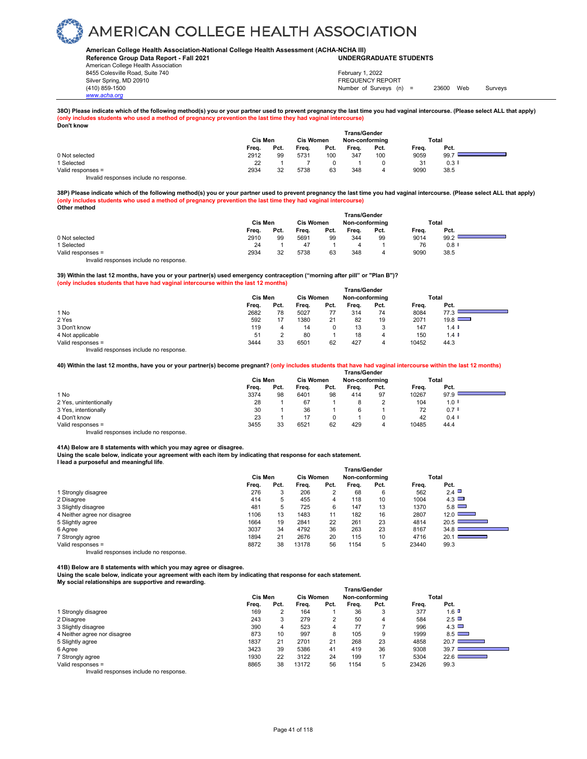# AMERICAN COLLEGE HEALTH ASSOCIATION

**American College Health Association-National College Health Assessment (ACHA-NCHA III)**
**Reference Group Data Report - Fall 2021** — **UNDERGRADUATE STUDENTS**

American College Health Association
8455 Colesville Road, Suite 740
Silver Spring, MD 20910
(410) 859-1500
www.acha.org

February 1, 2022
FREQUENCY REPORT
Number of Surveys (n) = 23600 Web Surveys

**38O) Please indicate which of the following method(s) you or your partner used to prevent pregnancy the last time you had vaginal intercourse. (Please select ALL that apply)**
**(only includes students who used a method of pregnancy prevention the last time they had vaginal intercourse)**
**Don't know**

| | Cis Men | | Cis Women | | Trans/Gender Non-conforming | | Total | |
|---|---|---|---|---|---|---|---|---|
| | Freq. | Pct. | Freq. | Pct. | Freq. | Pct. | Freq. | Pct. |
| 0 Not selected | 2912 | 99 | 5731 | 100 | 347 | 100 | 9059 | 99.7 |
| 1 Selected | 22 | 1 | 7 | 0 | 1 | 0 | 31 | 0.3 |
| Valid responses = | 2934 | 32 | 5738 | 63 | 348 | 4 | 9090 | 38.5 |

Invalid responses include no response.

**38P) Please indicate which of the following method(s) you or your partner used to prevent pregnancy the last time you had vaginal intercourse. (Please select ALL that apply)**
**(only includes students who used a method of pregnancy prevention the last time they had vaginal intercourse)**
**Other method**

| | Cis Men | | Cis Women | | Trans/Gender Non-conforming | | Total | |
|---|---|---|---|---|---|---|---|---|
| | Freq. | Pct. | Freq. | Pct. | Freq. | Pct. | Freq. | Pct. |
| 0 Not selected | 2910 | 99 | 5691 | 99 | 344 | 99 | 9014 | 99.2 |
| 1 Selected | 24 | 1 | 47 | 1 | 4 | 1 | 76 | 0.8 |
| Valid responses = | 2934 | 32 | 5738 | 63 | 348 | 4 | 9090 | 38.5 |

Invalid responses include no response.

**39) Within the last 12 months, have you or your partner(s) used emergency contraception ("morning after pill" or "Plan B")?**
**(only includes students that have had vaginal intercourse within the last 12 months)**

| | Cis Men | | Cis Women | | Trans/Gender Non-conforming | | Total | |
|---|---|---|---|---|---|---|---|---|
| | Freq. | Pct. | Freq. | Pct. | Freq. | Pct. | Freq. | Pct. |
| 1 No | 2682 | 78 | 5027 | 77 | 314 | 74 | 8084 | 77.3 |
| 2 Yes | 592 | 17 | 1380 | 21 | 82 | 19 | 2071 | 19.8 |
| 3 Don't know | 119 | 4 | 14 | 0 | 13 | 3 | 147 | 1.4 |
| 4 Not applicable | 51 | 2 | 80 | 1 | 18 | 4 | 150 | 1.4 |
| Valid responses = | 3444 | 33 | 6501 | 62 | 427 | 4 | 10452 | 44.3 |

Invalid responses include no response.

**40) Within the last 12 months, have you or your partner(s) become pregnant? (only includes students that have had vaginal intercourse within the last 12 months)**

| | Cis Men | | Cis Women | | Trans/Gender Non-conforming | | Total | |
|---|---|---|---|---|---|---|---|---|
| | Freq. | Pct. | Freq. | Pct. | Freq. | Pct. | Freq. | Pct. |
| 1 No | 3374 | 98 | 6401 | 98 | 414 | 97 | 10267 | 97.9 |
| 2 Yes, unintentionally | 28 | 1 | 67 | 1 | 8 | 2 | 104 | 1.0 |
| 3 Yes, intentionally | 30 | 1 | 36 | 1 | 6 | 1 | 72 | 0.7 |
| 4 Don't know | 23 | 1 | 17 | 0 | 1 | 0 | 42 | 0.4 |
| Valid responses = | 3455 | 33 | 6521 | 62 | 429 | 4 | 10485 | 44.4 |

Invalid responses include no response.

**41A) Below are 8 statements with which you may agree or disagree.**
**Using the scale below, indicate your agreement with each item by indicating that response for each statement.**
**I lead a purposeful and meaningful life.**

| | Cis Men | | Cis Women | | Trans/Gender Non-conforming | | Total | |
|---|---|---|---|---|---|---|---|---|
| | Freq. | Pct. | Freq. | Pct. | Freq. | Pct. | Freq. | Pct. |
| 1 Strongly disagree | 276 | 3 | 206 | 2 | 68 | 6 | 562 | 2.4 |
| 2 Disagree | 414 | 5 | 455 | 4 | 118 | 10 | 1004 | 4.3 |
| 3 Slightly disagree | 481 | 5 | 725 | 6 | 147 | 13 | 1370 | 5.8 |
| 4 Neither agree nor disagree | 1106 | 13 | 1483 | 11 | 182 | 16 | 2807 | 12.0 |
| 5 Slightly agree | 1664 | 19 | 2841 | 22 | 261 | 23 | 4814 | 20.5 |
| 6 Agree | 3037 | 34 | 4792 | 36 | 263 | 23 | 8167 | 34.8 |
| 7 Strongly agree | 1894 | 21 | 2676 | 20 | 115 | 10 | 4716 | 20.1 |
| Valid responses = | 8872 | 38 | 13178 | 56 | 1154 | 5 | 23440 | 99.3 |

Invalid responses include no response.

**41B) Below are 8 statements with which you may agree or disagree.**
**Using the scale below, indicate your agreement with each item by indicating that response for each statement.**
**My social relationships are supportive and rewarding.**

| | Cis Men | | Cis Women | | Trans/Gender Non-conforming | | Total | |
|---|---|---|---|---|---|---|---|---|
| | Freq. | Pct. | Freq. | Pct. | Freq. | Pct. | Freq. | Pct. |
| 1 Strongly disagree | 169 | 2 | 164 | 1 | 36 | 3 | 377 | 1.6 |
| 2 Disagree | 243 | 3 | 279 | 2 | 50 | 4 | 584 | 2.5 |
| 3 Slightly disagree | 390 | 4 | 523 | 4 | 77 | 7 | 996 | 4.3 |
| 4 Neither agree nor disagree | 873 | 10 | 997 | 8 | 105 | 9 | 1999 | 8.5 |
| 5 Slightly agree | 1837 | 21 | 2701 | 21 | 268 | 23 | 4858 | 20.7 |
| 6 Agree | 3423 | 39 | 5386 | 41 | 419 | 36 | 9308 | 39.7 |
| 7 Strongly agree | 1930 | 22 | 3122 | 24 | 199 | 17 | 5304 | 22.6 |
| Valid responses = | 8865 | 38 | 13172 | 56 | 1154 | 5 | 23426 | 99.3 |

Invalid responses include no response.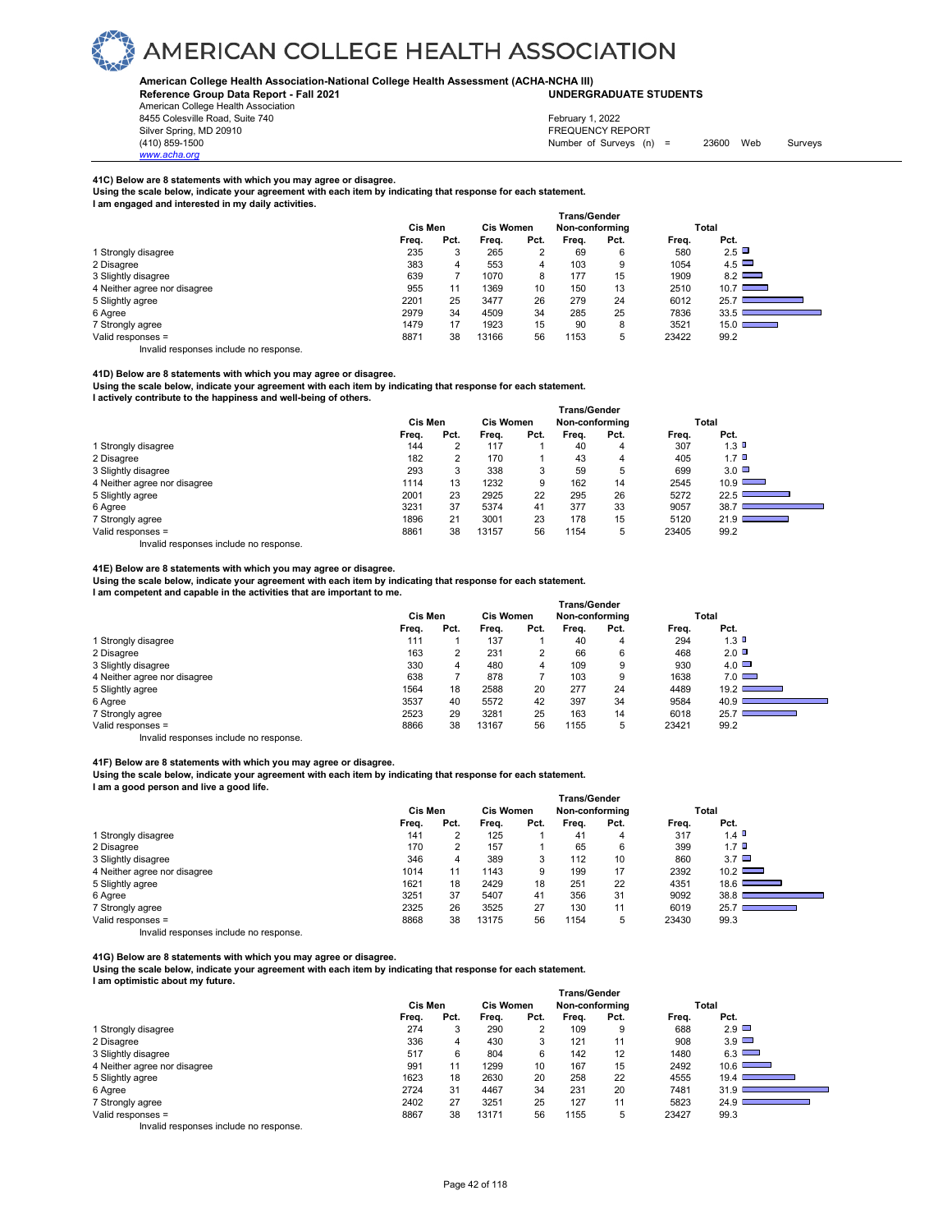# AMERICAN COLLEGE HEALTH ASSOCIATION

**American College Health Association-National College Health Assessment (ACHA-NCHA III)**
**Reference Group Data Report - Fall 2021** **UNDERGRADUATE STUDENTS**

American College Health Association
8455 Colesville Road, Suite 740
Silver Spring, MD 20910
(410) 859-1500
www.acha.org

February 1, 2022
FREQUENCY REPORT
Number of Surveys (n) = 23600 Web Surveys

**41C) Below are 8 statements with which you may agree or disagree.**
**Using the scale below, indicate your agreement with each item by indicating that response for each statement.**
**I am engaged and interested in my daily activities.**

| | Cis Men | | Cis Women | | Trans/Gender Non-conforming | | Total | |
|---|---|---|---|---|---|---|---|---|
| | Freq. | Pct. | Freq. | Pct. | Freq. | Pct. | Freq. | Pct. |
| 1 Strongly disagree | 235 | 3 | 265 | 2 | 69 | 6 | 580 | 2.5 |
| 2 Disagree | 383 | 4 | 553 | 4 | 103 | 9 | 1054 | 4.5 |
| 3 Slightly disagree | 639 | 7 | 1070 | 8 | 177 | 15 | 1909 | 8.2 |
| 4 Neither agree nor disagree | 955 | 11 | 1369 | 10 | 150 | 13 | 2510 | 10.7 |
| 5 Slightly agree | 2201 | 25 | 3477 | 26 | 279 | 24 | 6012 | 25.7 |
| 6 Agree | 2979 | 34 | 4509 | 34 | 285 | 25 | 7836 | 33.5 |
| 7 Strongly agree | 1479 | 17 | 1923 | 15 | 90 | 8 | 3521 | 15.0 |
| Valid responses = | 8871 | 38 | 13166 | 56 | 1153 | 5 | 23422 | 99.2 |

Invalid responses include no response.

**41D) Below are 8 statements with which you may agree or disagree.**
**Using the scale below, indicate your agreement with each item by indicating that response for each statement.**
**I actively contribute to the happiness and well-being of others.**

| | Cis Men | | Cis Women | | Trans/Gender Non-conforming | | Total | |
|---|---|---|---|---|---|---|---|---|
| | Freq. | Pct. | Freq. | Pct. | Freq. | Pct. | Freq. | Pct. |
| 1 Strongly disagree | 144 | 2 | 117 | 1 | 40 | 4 | 307 | 1.3 |
| 2 Disagree | 182 | 2 | 170 | 1 | 43 | 4 | 405 | 1.7 |
| 3 Slightly disagree | 293 | 3 | 338 | 3 | 59 | 5 | 699 | 3.0 |
| 4 Neither agree nor disagree | 1114 | 13 | 1232 | 9 | 162 | 14 | 2545 | 10.9 |
| 5 Slightly agree | 2001 | 23 | 2925 | 22 | 295 | 26 | 5272 | 22.5 |
| 6 Agree | 3231 | 37 | 5374 | 41 | 377 | 33 | 9057 | 38.7 |
| 7 Strongly agree | 1896 | 21 | 3001 | 23 | 178 | 15 | 5120 | 21.9 |
| Valid responses = | 8861 | 38 | 13157 | 56 | 1154 | 5 | 23405 | 99.2 |

Invalid responses include no response.

**41E) Below are 8 statements with which you may agree or disagree.**
**Using the scale below, indicate your agreement with each item by indicating that response for each statement.**
**I am competent and capable in the activities that are important to me.**

| | Cis Men | | Cis Women | | Trans/Gender Non-conforming | | Total | |
|---|---|---|---|---|---|---|---|---|
| | Freq. | Pct. | Freq. | Pct. | Freq. | Pct. | Freq. | Pct. |
| 1 Strongly disagree | 111 | 1 | 137 | 1 | 40 | 4 | 294 | 1.3 |
| 2 Disagree | 163 | 2 | 231 | 2 | 66 | 6 | 468 | 2.0 |
| 3 Slightly disagree | 330 | 4 | 480 | 4 | 109 | 9 | 930 | 4.0 |
| 4 Neither agree nor disagree | 638 | 7 | 878 | 7 | 103 | 9 | 1638 | 7.0 |
| 5 Slightly agree | 1564 | 18 | 2588 | 20 | 277 | 24 | 4489 | 19.2 |
| 6 Agree | 3537 | 40 | 5572 | 42 | 397 | 34 | 9584 | 40.9 |
| 7 Strongly agree | 2523 | 29 | 3281 | 25 | 163 | 14 | 6018 | 25.7 |
| Valid responses = | 8866 | 38 | 13167 | 56 | 1155 | 5 | 23421 | 99.2 |

Invalid responses include no response.

**41F) Below are 8 statements with which you may agree or disagree.**
**Using the scale below, indicate your agreement with each item by indicating that response for each statement.**
**I am a good person and live a good life.**

| | Cis Men | | Cis Women | | Trans/Gender Non-conforming | | Total | |
|---|---|---|---|---|---|---|---|---|
| | Freq. | Pct. | Freq. | Pct. | Freq. | Pct. | Freq. | Pct. |
| 1 Strongly disagree | 141 | 2 | 125 | 1 | 41 | 4 | 317 | 1.4 |
| 2 Disagree | 170 | 2 | 157 | 1 | 65 | 6 | 399 | 1.7 |
| 3 Slightly disagree | 346 | 4 | 389 | 3 | 112 | 10 | 860 | 3.7 |
| 4 Neither agree nor disagree | 1014 | 11 | 1143 | 9 | 199 | 17 | 2392 | 10.2 |
| 5 Slightly agree | 1621 | 18 | 2429 | 18 | 251 | 22 | 4351 | 18.6 |
| 6 Agree | 3251 | 37 | 5407 | 41 | 356 | 31 | 9092 | 38.8 |
| 7 Strongly agree | 2325 | 26 | 3525 | 27 | 130 | 11 | 6019 | 25.7 |
| Valid responses = | 8868 | 38 | 13175 | 56 | 1154 | 5 | 23430 | 99.3 |

Invalid responses include no response.

**41G) Below are 8 statements with which you may agree or disagree.**
**Using the scale below, indicate your agreement with each item by indicating that response for each statement.**
**I am optimistic about my future.**

| | Cis Men | | Cis Women | | Trans/Gender Non-conforming | | Total | |
|---|---|---|---|---|---|---|---|---|
| | Freq. | Pct. | Freq. | Pct. | Freq. | Pct. | Freq. | Pct. |
| 1 Strongly disagree | 274 | 3 | 290 | 2 | 109 | 9 | 688 | 2.9 |
| 2 Disagree | 336 | 4 | 430 | 3 | 121 | 11 | 908 | 3.9 |
| 3 Slightly disagree | 517 | 6 | 804 | 6 | 142 | 12 | 1480 | 6.3 |
| 4 Neither agree nor disagree | 991 | 11 | 1299 | 10 | 167 | 15 | 2492 | 10.6 |
| 5 Slightly agree | 1623 | 18 | 2630 | 20 | 258 | 22 | 4555 | 19.4 |
| 6 Agree | 2724 | 31 | 4467 | 34 | 231 | 20 | 7481 | 31.9 |
| 7 Strongly agree | 2402 | 27 | 3251 | 25 | 127 | 11 | 5823 | 24.9 |
| Valid responses = | 8867 | 38 | 13171 | 56 | 1155 | 5 | 23427 | 99.3 |

Invalid responses include no response.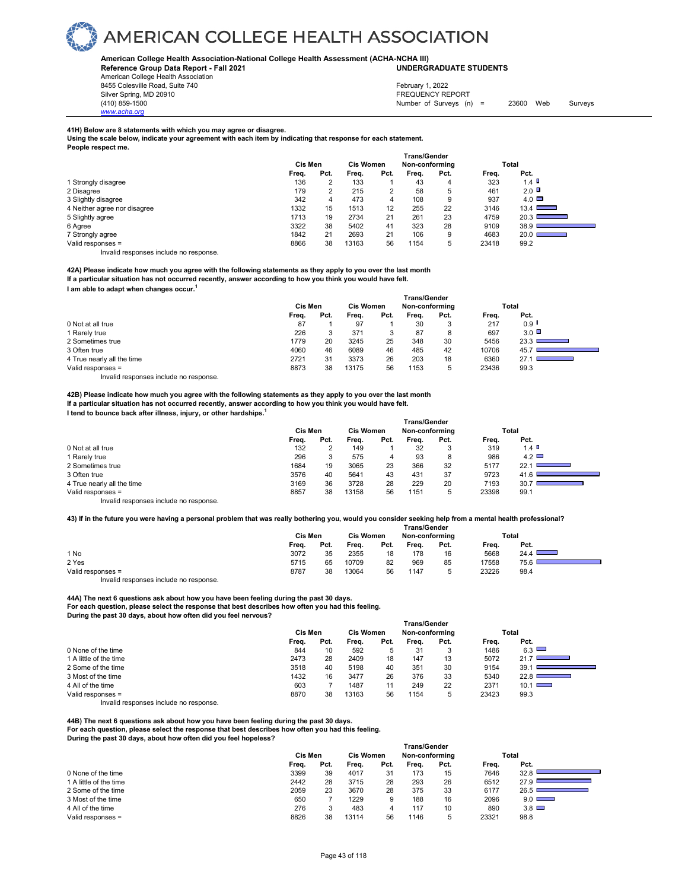**41H) Below are 8 statements with which you may agree or disagree.**
**Using the scale below, indicate your agreement with each item by indicating that response for each statement.**
**People respect me.**

| | Cis Men | | Cis Women | | Trans/Gender Non-conforming | | Total | |
|---|---|---|---|---|---|---|---|---|
| | Freq. | Pct. | Freq. | Pct. | Freq. | Pct. | Freq. | Pct. |
| 1 Strongly disagree | 136 | 2 | 133 | 1 | 43 | 4 | 323 | 1.4 |
| 2 Disagree | 179 | 2 | 215 | 2 | 58 | 5 | 461 | 2.0 |
| 3 Slightly disagree | 342 | 4 | 473 | 4 | 108 | 9 | 937 | 4.0 |
| 4 Neither agree nor disagree | 1332 | 15 | 1513 | 12 | 255 | 22 | 3146 | 13.4 |
| 5 Slightly agree | 1713 | 19 | 2734 | 21 | 261 | 23 | 4759 | 20.3 |
| 6 Agree | 3322 | 38 | 5402 | 41 | 323 | 28 | 9109 | 38.9 |
| 7 Strongly agree | 1842 | 21 | 2693 | 21 | 106 | 9 | 4683 | 20.0 |
| Valid responses = | 8866 | 38 | 13163 | 56 | 1154 | 5 | 23418 | 99.2 |

Invalid responses include no response.

**42A) Please indicate how much you agree with the following statements as they apply to you over the last month**
**If a particular situation has not occurred recently, answer according to how you think you would have felt.**
**I am able to adapt when changes occur.[1]**

| | Cis Men | | Cis Women | | Trans/Gender Non-conforming | | Total | |
|---|---|---|---|---|---|---|---|---|
| | Freq. | Pct. | Freq. | Pct. | Freq. | Pct. | Freq. | Pct. |
| 0 Not at all true | 87 | 1 | 97 | 1 | 30 | 3 | 217 | 0.9 |
| 1 Rarely true | 226 | 3 | 371 | 3 | 87 | 8 | 697 | 3.0 |
| 2 Sometimes true | 1779 | 20 | 3245 | 25 | 348 | 30 | 5456 | 23.3 |
| 3 Often true | 4060 | 46 | 6089 | 46 | 485 | 42 | 10706 | 45.7 |
| 4 True nearly all the time | 2721 | 31 | 3373 | 26 | 203 | 18 | 6360 | 27.1 |
| Valid responses = | 8873 | 38 | 13175 | 56 | 1153 | 5 | 23436 | 99.3 |

Invalid responses include no response.

**42B) Please indicate how much you agree with the following statements as they apply to you over the last month**
**If a particular situation has not occurred recently, answer according to how you think you would have felt.**
**I tend to bounce back after illness, injury, or other hardships.[1]**

| | Cis Men | | Cis Women | | Trans/Gender Non-conforming | | Total | |
|---|---|---|---|---|---|---|---|---|
| | Freq. | Pct. | Freq. | Pct. | Freq. | Pct. | Freq. | Pct. |
| 0 Not at all true | 132 | 2 | 149 | 1 | 32 | 3 | 319 | 1.4 |
| 1 Rarely true | 296 | 3 | 575 | 4 | 93 | 8 | 986 | 4.2 |
| 2 Sometimes true | 1684 | 19 | 3065 | 23 | 366 | 32 | 5177 | 22.1 |
| 3 Often true | 3576 | 40 | 5641 | 43 | 431 | 37 | 9723 | 41.6 |
| 4 True nearly all the time | 3169 | 36 | 3728 | 28 | 229 | 20 | 7193 | 30.7 |
| Valid responses = | 8857 | 38 | 13158 | 56 | 1151 | 5 | 23398 | 99.1 |

Invalid responses include no response.

**43) If in the future you were having a personal problem that was really bothering you, would you consider seeking help from a mental health professional?**

| | Cis Men | | Cis Women | | Trans/Gender Non-conforming | | Total | |
|---|---|---|---|---|---|---|---|---|
| | Freq. | Pct. | Freq. | Pct. | Freq. | Pct. | Freq. | Pct. |
| 1 No | 3072 | 35 | 2355 | 18 | 178 | 16 | 5668 | 24.4 |
| 2 Yes | 5715 | 65 | 10709 | 82 | 969 | 85 | 17558 | 75.6 |
| Valid responses = | 8787 | 38 | 13064 | 56 | 1147 | 5 | 23226 | 98.4 |

Invalid responses include no response.

**44A) The next 6 questions ask about how you have been feeling during the past 30 days.**
**For each question, please select the response that best describes how often you had this feeling.**
**During the past 30 days, about how often did you feel nervous?**

| | Cis Men | | Cis Women | | Trans/Gender Non-conforming | | Total | |
|---|---|---|---|---|---|---|---|---|
| | Freq. | Pct. | Freq. | Pct. | Freq. | Pct. | Freq. | Pct. |
| 0 None of the time | 844 | 10 | 592 | 5 | 31 | 3 | 1486 | 6.3 |
| 1 A little of the time | 2473 | 28 | 2409 | 18 | 147 | 13 | 5072 | 21.7 |
| 2 Some of the time | 3518 | 40 | 5198 | 40 | 351 | 30 | 9154 | 39.1 |
| 3 Most of the time | 1432 | 16 | 3477 | 26 | 376 | 33 | 5340 | 22.8 |
| 4 All of the time | 603 | 7 | 1487 | 11 | 249 | 22 | 2371 | 10.1 |
| Valid responses = | 8870 | 38 | 13163 | 56 | 1154 | 5 | 23423 | 99.3 |

Invalid responses include no response.

**44B) The next 6 questions ask about how you have been feeling during the past 30 days.**
**For each question, please select the response that best describes how often you had this feeling.**
**During the past 30 days, about how often did you feel hopeless?**

| | Cis Men | | Cis Women | | Trans/Gender Non-conforming | | Total | |
|---|---|---|---|---|---|---|---|---|
| | Freq. | Pct. | Freq. | Pct. | Freq. | Pct. | Freq. | Pct. |
| 0 None of the time | 3399 | 39 | 4017 | 31 | 173 | 15 | 7646 | 32.8 |
| 1 A little of the time | 2442 | 28 | 3715 | 28 | 293 | 26 | 6512 | 27.9 |
| 2 Some of the time | 2059 | 23 | 3670 | 28 | 375 | 33 | 6177 | 26.5 |
| 3 Most of the time | 650 | 7 | 1229 | 9 | 188 | 16 | 2096 | 9.0 |
| 4 All of the time | 276 | 3 | 483 | 4 | 117 | 10 | 890 | 3.8 |
| Valid responses = | 8826 | 38 | 13114 | 56 | 1146 | 5 | 23321 | 98.8 |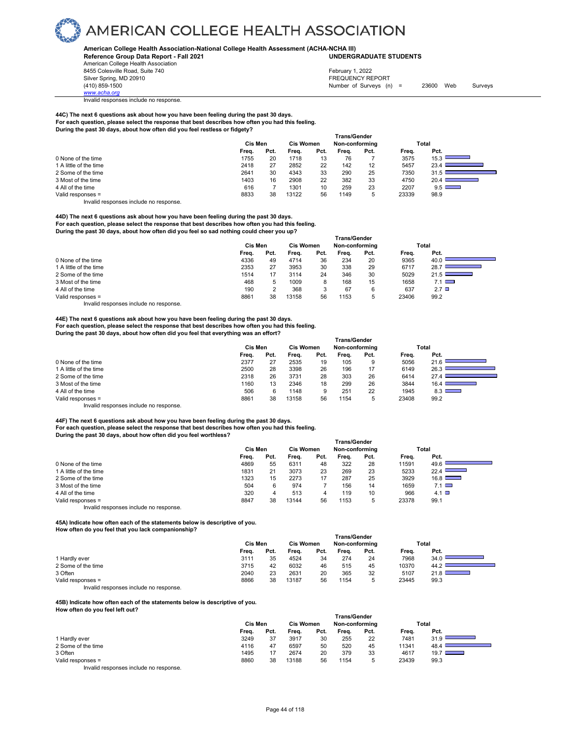**American College Health Association-National College Health Assessment (ACHA-NCHA III)**
**Reference Group Data Report - Fall 2021** **UNDERGRADUATE STUDENTS**

American College Health Association
8455 Colesville Road, Suite 740
Silver Spring, MD 20910
(410) 859-1500
www.acha.org

February 1, 2022
FREQUENCY REPORT
Number of Surveys (n) = 23600 Web Surveys

Invalid responses include no response.

**44C) The next 6 questions ask about how you have been feeling during the past 30 days.**
**For each question, please select the response that best describes how often you had this feeling.**
**During the past 30 days, about how often did you feel restless or fidgety?**

| | Cis Men | | Cis Women | | Trans/Gender Non-conforming | | Total | |
|---|---|---|---|---|---|---|---|---|
| | Freq. | Pct. | Freq. | Pct. | Freq. | Pct. | Freq. | Pct. |
| 0 None of the time | 1755 | 20 | 1718 | 13 | 76 | 7 | 3575 | 15.3 |
| 1 A little of the time | 2418 | 27 | 2852 | 22 | 142 | 12 | 5457 | 23.4 |
| 2 Some of the time | 2641 | 30 | 4343 | 33 | 290 | 25 | 7350 | 31.5 |
| 3 Most of the time | 1403 | 16 | 2908 | 22 | 382 | 33 | 4750 | 20.4 |
| 4 All of the time | 616 | 7 | 1301 | 10 | 259 | 23 | 2207 | 9.5 |
| Valid responses = | 8833 | 38 | 13122 | 56 | 1149 | 5 | 23339 | 98.9 |

Invalid responses include no response.

**44D) The next 6 questions ask about how you have been feeling during the past 30 days.**
**For each question, please select the response that best describes how often you had this feeling.**
**During the past 30 days, about how often did you feel so sad nothing could cheer you up?**

| | Cis Men | | Cis Women | | Trans/Gender Non-conforming | | Total | |
|---|---|---|---|---|---|---|---|---|
| | Freq. | Pct. | Freq. | Pct. | Freq. | Pct. | Freq. | Pct. |
| 0 None of the time | 4336 | 49 | 4714 | 36 | 234 | 20 | 9365 | 40.0 |
| 1 A little of the time | 2353 | 27 | 3953 | 30 | 338 | 29 | 6717 | 28.7 |
| 2 Some of the time | 1514 | 17 | 3114 | 24 | 346 | 30 | 5029 | 21.5 |
| 3 Most of the time | 468 | 5 | 1009 | 8 | 168 | 15 | 1658 | 7.1 |
| 4 All of the time | 190 | 2 | 368 | 3 | 67 | 6 | 637 | 2.7 |
| Valid responses = | 8861 | 38 | 13158 | 56 | 1153 | 5 | 23406 | 99.2 |

Invalid responses include no response.

**44E) The next 6 questions ask about how you have been feeling during the past 30 days.**
**For each question, please select the response that best describes how often you had this feeling.**
**During the past 30 days, about how often did you feel that everything was an effort?**

| | Cis Men | | Cis Women | | Trans/Gender Non-conforming | | Total | |
|---|---|---|---|---|---|---|---|---|
| | Freq. | Pct. | Freq. | Pct. | Freq. | Pct. | Freq. | Pct. |
| 0 None of the time | 2377 | 27 | 2535 | 19 | 105 | 9 | 5056 | 21.6 |
| 1 A little of the time | 2500 | 28 | 3398 | 26 | 196 | 17 | 6149 | 26.3 |
| 2 Some of the time | 2318 | 26 | 3731 | 28 | 303 | 26 | 6414 | 27.4 |
| 3 Most of the time | 1160 | 13 | 2346 | 18 | 299 | 26 | 3844 | 16.4 |
| 4 All of the time | 506 | 6 | 1148 | 9 | 251 | 22 | 1945 | 8.3 |
| Valid responses = | 8861 | 38 | 13158 | 56 | 1154 | 5 | 23408 | 99.2 |

Invalid responses include no response.

**44F) The next 6 questions ask about how you have been feeling during the past 30 days.**
**For each question, please select the response that best describes how often you had this feeling.**
**During the past 30 days, about how often did you feel worthless?**

| | Cis Men | | Cis Women | | Trans/Gender Non-conforming | | Total | |
|---|---|---|---|---|---|---|---|---|
| | Freq. | Pct. | Freq. | Pct. | Freq. | Pct. | Freq. | Pct. |
| 0 None of the time | 4869 | 55 | 6311 | 48 | 322 | 28 | 11591 | 49.6 |
| 1 A little of the time | 1831 | 21 | 3073 | 23 | 269 | 23 | 5233 | 22.4 |
| 2 Some of the time | 1323 | 15 | 2273 | 17 | 287 | 25 | 3929 | 16.8 |
| 3 Most of the time | 504 | 6 | 974 | 7 | 156 | 14 | 1659 | 7.1 |
| 4 All of the time | 320 | 4 | 513 | 4 | 119 | 10 | 966 | 4.1 |
| Valid responses = | 8847 | 38 | 13144 | 56 | 1153 | 5 | 23378 | 99.1 |

Invalid responses include no response.

**45A) Indicate how often each of the statements below is descriptive of you.**
**How often do you feel that you lack companionship?**

| | Cis Men | | Cis Women | | Trans/Gender Non-conforming | | Total | |
|---|---|---|---|---|---|---|---|---|
| | Freq. | Pct. | Freq. | Pct. | Freq. | Pct. | Freq. | Pct. |
| 1 Hardly ever | 3111 | 35 | 4524 | 34 | 274 | 24 | 7968 | 34.0 |
| 2 Some of the time | 3715 | 42 | 6032 | 46 | 515 | 45 | 10370 | 44.2 |
| 3 Often | 2040 | 23 | 2631 | 20 | 365 | 32 | 5107 | 21.8 |
| Valid responses = | 8866 | 38 | 13187 | 56 | 1154 | 5 | 23445 | 99.3 |

Invalid responses include no response.

**45B) Indicate how often each of the statements below is descriptive of you.**
**How often do you feel left out?**

| | Cis Men | | Cis Women | | Trans/Gender Non-conforming | | Total | |
|---|---|---|---|---|---|---|---|---|
| | Freq. | Pct. | Freq. | Pct. | Freq. | Pct. | Freq. | Pct. |
| 1 Hardly ever | 3249 | 37 | 3917 | 30 | 255 | 22 | 7481 | 31.9 |
| 2 Some of the time | 4116 | 47 | 6597 | 50 | 520 | 45 | 11341 | 48.4 |
| 3 Often | 1495 | 17 | 2674 | 20 | 379 | 33 | 4617 | 19.7 |
| Valid responses = | 8860 | 38 | 13188 | 56 | 1154 | 5 | 23439 | 99.3 |

Invalid responses include no response.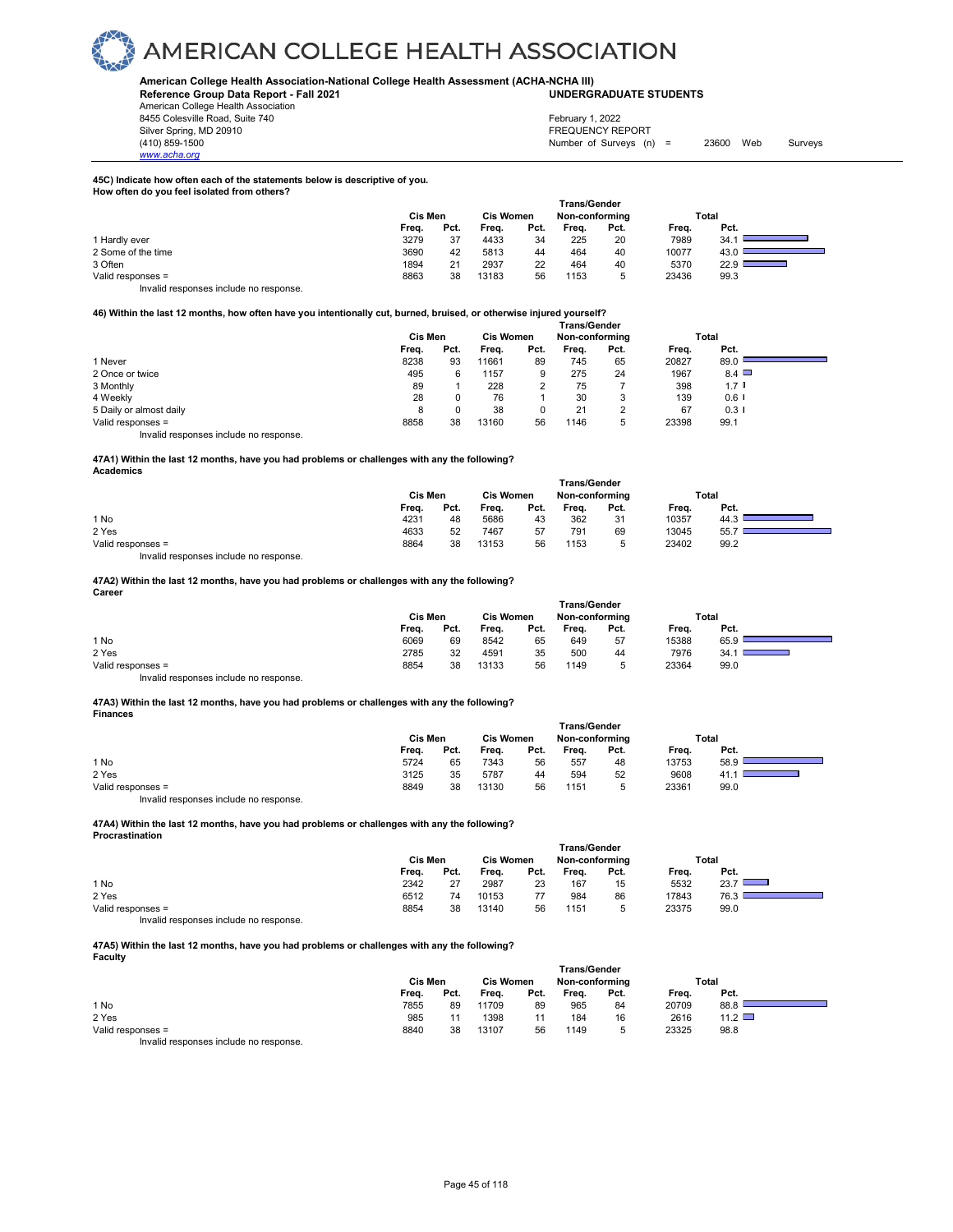# AMERICAN COLLEGE HEALTH ASSOCIATION

**American College Health Association-National College Health Assessment (ACHA-NCHA III)**
**Reference Group Data Report - Fall 2021** **UNDERGRADUATE STUDENTS**

American College Health Association
8455 Colesville Road, Suite 740
Silver Spring, MD 20910
(410) 859-1500
www.acha.org

February 1, 2022
FREQUENCY REPORT
Number of Surveys (n) = 23600 Web Surveys

**45C) Indicate how often each of the statements below is descriptive of you.**
**How often do you feel isolated from others?**

| | Cis Men | | Cis Women | | Trans/Gender Non-conforming | | Total | |
|---|---|---|---|---|---|---|---|---|
| | Freq. | Pct. | Freq. | Pct. | Freq. | Pct. | Freq. | Pct. |
| 1 Hardly ever | 3279 | 37 | 4433 | 34 | 225 | 20 | 7989 | 34.1 |
| 2 Some of the time | 3690 | 42 | 5813 | 44 | 464 | 40 | 10077 | 43.0 |
| 3 Often | 1894 | 21 | 2937 | 22 | 464 | 40 | 5370 | 22.9 |
| Valid responses = | 8863 | 38 | 13183 | 56 | 1153 | 5 | 23436 | 99.3 |

Invalid responses include no response.

**46) Within the last 12 months, how often have you intentionally cut, burned, bruised, or otherwise injured yourself?**

| | Cis Men | | Cis Women | | Trans/Gender Non-conforming | | Total | |
|---|---|---|---|---|---|---|---|---|
| | Freq. | Pct. | Freq. | Pct. | Freq. | Pct. | Freq. | Pct. |
| 1 Never | 8238 | 93 | 11661 | 89 | 745 | 65 | 20827 | 89.0 |
| 2 Once or twice | 495 | 6 | 1157 | 9 | 275 | 24 | 1967 | 8.4 |
| 3 Monthly | 89 | 1 | 228 | 2 | 75 | 7 | 398 | 1.7 |
| 4 Weekly | 28 | 0 | 76 | 1 | 30 | 3 | 139 | 0.6 |
| 5 Daily or almost daily | 8 | 0 | 38 | 0 | 21 | 2 | 67 | 0.3 |
| Valid responses = | 8858 | 38 | 13160 | 56 | 1146 | 5 | 23398 | 99.1 |

Invalid responses include no response.

**47A1) Within the last 12 months, have you had problems or challenges with any the following?**
**Academics**

| | Cis Men | | Cis Women | | Trans/Gender Non-conforming | | Total | |
|---|---|---|---|---|---|---|---|---|
| | Freq. | Pct. | Freq. | Pct. | Freq. | Pct. | Freq. | Pct. |
| 1 No | 4231 | 48 | 5686 | 43 | 362 | 31 | 10357 | 44.3 |
| 2 Yes | 4633 | 52 | 7467 | 57 | 791 | 69 | 13045 | 55.7 |
| Valid responses = | 8864 | 38 | 13153 | 56 | 1153 | 5 | 23402 | 99.2 |

Invalid responses include no response.

**47A2) Within the last 12 months, have you had problems or challenges with any the following?**
**Career**

| | Cis Men | | Cis Women | | Trans/Gender Non-conforming | | Total | |
|---|---|---|---|---|---|---|---|---|
| | Freq. | Pct. | Freq. | Pct. | Freq. | Pct. | Freq. | Pct. |
| 1 No | 6069 | 69 | 8542 | 65 | 649 | 57 | 15388 | 65.9 |
| 2 Yes | 2785 | 32 | 4591 | 35 | 500 | 44 | 7976 | 34.1 |
| Valid responses = | 8854 | 38 | 13133 | 56 | 1149 | 5 | 23364 | 99.0 |

Invalid responses include no response.

**47A3) Within the last 12 months, have you had problems or challenges with any the following?**
**Finances**

| | Cis Men | | Cis Women | | Trans/Gender Non-conforming | | Total | |
|---|---|---|---|---|---|---|---|---|
| | Freq. | Pct. | Freq. | Pct. | Freq. | Pct. | Freq. | Pct. |
| 1 No | 5724 | 65 | 7343 | 56 | 557 | 48 | 13753 | 58.9 |
| 2 Yes | 3125 | 35 | 5787 | 44 | 594 | 52 | 9608 | 41.1 |
| Valid responses = | 8849 | 38 | 13130 | 56 | 1151 | 5 | 23361 | 99.0 |

Invalid responses include no response.

**47A4) Within the last 12 months, have you had problems or challenges with any the following?**
**Procrastination**

| | Cis Men | | Cis Women | | Trans/Gender Non-conforming | | Total | |
|---|---|---|---|---|---|---|---|---|
| | Freq. | Pct. | Freq. | Pct. | Freq. | Pct. | Freq. | Pct. |
| 1 No | 2342 | 27 | 2987 | 23 | 167 | 15 | 5532 | 23.7 |
| 2 Yes | 6512 | 74 | 10153 | 77 | 984 | 86 | 17843 | 76.3 |
| Valid responses = | 8854 | 38 | 13140 | 56 | 1151 | 5 | 23375 | 99.0 |

Invalid responses include no response.

**47A5) Within the last 12 months, have you had problems or challenges with any the following?**
**Faculty**

| | Cis Men | | Cis Women | | Trans/Gender Non-conforming | | Total | |
|---|---|---|---|---|---|---|---|---|
| | Freq. | Pct. | Freq. | Pct. | Freq. | Pct. | Freq. | Pct. |
| 1 No | 7855 | 89 | 11709 | 89 | 965 | 84 | 20709 | 88.8 |
| 2 Yes | 985 | 11 | 1398 | 11 | 184 | 16 | 2616 | 11.2 |
| Valid responses = | 8840 | 38 | 13107 | 56 | 1149 | 5 | 23325 | 98.8 |

Invalid responses include no response.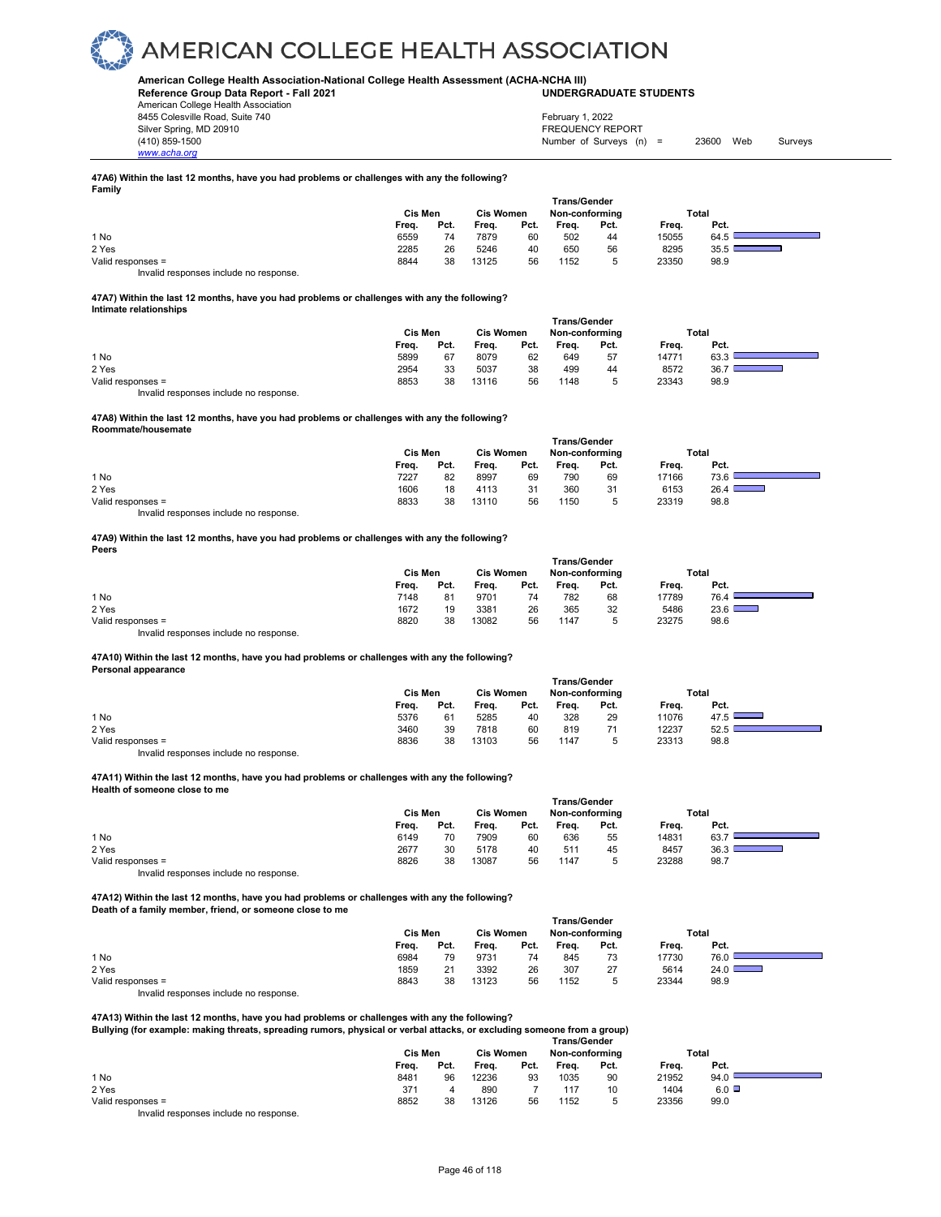# AMERICAN COLLEGE HEALTH ASSOCIATION

**American College Health Association-National College Health Assessment (ACHA-NCHA III)**
**Reference Group Data Report - Fall 2021** — **UNDERGRADUATE STUDENTS**

American College Health Association
8455 Colesville Road, Suite 740
Silver Spring, MD 20910
(410) 859-1500
www.acha.org

February 1, 2022
FREQUENCY REPORT
Number of Surveys (n) = 23600 Web Surveys

**47A6) Within the last 12 months, have you had problems or challenges with any the following?**
**Family**

| | Cis Men | | Cis Women | | Trans/Gender Non-conforming | | Total | |
|---|---|---|---|---|---|---|---|---|
| | Freq. | Pct. | Freq. | Pct. | Freq. | Pct. | Freq. | Pct. |
| 1 No | 6559 | 74 | 7879 | 60 | 502 | 44 | 15055 | 64.5 |
| 2 Yes | 2285 | 26 | 5246 | 40 | 650 | 56 | 8295 | 35.5 |
| Valid responses = | 8844 | 38 | 13125 | 56 | 1152 | 5 | 23350 | 98.9 |

Invalid responses include no response.

**47A7) Within the last 12 months, have you had problems or challenges with any the following?**
**Intimate relationships**

| | Cis Men | | Cis Women | | Trans/Gender Non-conforming | | Total | |
|---|---|---|---|---|---|---|---|---|
| | Freq. | Pct. | Freq. | Pct. | Freq. | Pct. | Freq. | Pct. |
| 1 No | 5899 | 67 | 8079 | 62 | 649 | 57 | 14771 | 63.3 |
| 2 Yes | 2954 | 33 | 5037 | 38 | 499 | 44 | 8572 | 36.7 |
| Valid responses = | 8853 | 38 | 13116 | 56 | 1148 | 5 | 23343 | 98.9 |

Invalid responses include no response.

**47A8) Within the last 12 months, have you had problems or challenges with any the following?**
**Roommate/housemate**

| | Cis Men | | Cis Women | | Trans/Gender Non-conforming | | Total | |
|---|---|---|---|---|---|---|---|---|
| | Freq. | Pct. | Freq. | Pct. | Freq. | Pct. | Freq. | Pct. |
| 1 No | 7227 | 82 | 8997 | 69 | 790 | 69 | 17166 | 73.6 |
| 2 Yes | 1606 | 18 | 4113 | 31 | 360 | 31 | 6153 | 26.4 |
| Valid responses = | 8833 | 38 | 13110 | 56 | 1150 | 5 | 23319 | 98.8 |

Invalid responses include no response.

**47A9) Within the last 12 months, have you had problems or challenges with any the following?**
**Peers**

| | Cis Men | | Cis Women | | Trans/Gender Non-conforming | | Total | |
|---|---|---|---|---|---|---|---|---|
| | Freq. | Pct. | Freq. | Pct. | Freq. | Pct. | Freq. | Pct. |
| 1 No | 7148 | 81 | 9701 | 74 | 782 | 68 | 17789 | 76.4 |
| 2 Yes | 1672 | 19 | 3381 | 26 | 365 | 32 | 5486 | 23.6 |
| Valid responses = | 8820 | 38 | 13082 | 56 | 1147 | 5 | 23275 | 98.6 |

Invalid responses include no response.

**47A10) Within the last 12 months, have you had problems or challenges with any the following?**
**Personal appearance**

| | Cis Men | | Cis Women | | Trans/Gender Non-conforming | | Total | |
|---|---|---|---|---|---|---|---|---|
| | Freq. | Pct. | Freq. | Pct. | Freq. | Pct. | Freq. | Pct. |
| 1 No | 5376 | 61 | 5285 | 40 | 328 | 29 | 11076 | 47.5 |
| 2 Yes | 3460 | 39 | 7818 | 60 | 819 | 71 | 12237 | 52.5 |
| Valid responses = | 8836 | 38 | 13103 | 56 | 1147 | 5 | 23313 | 98.8 |

Invalid responses include no response.

**47A11) Within the last 12 months, have you had problems or challenges with any the following?**
**Health of someone close to me**

| | Cis Men | | Cis Women | | Trans/Gender Non-conforming | | Total | |
|---|---|---|---|---|---|---|---|---|
| | Freq. | Pct. | Freq. | Pct. | Freq. | Pct. | Freq. | Pct. |
| 1 No | 6149 | 70 | 7909 | 60 | 636 | 55 | 14831 | 63.7 |
| 2 Yes | 2677 | 30 | 5178 | 40 | 511 | 45 | 8457 | 36.3 |
| Valid responses = | 8826 | 38 | 13087 | 56 | 1147 | 5 | 23288 | 98.7 |

Invalid responses include no response.

**47A12) Within the last 12 months, have you had problems or challenges with any the following?**
**Death of a family member, friend, or someone close to me**

| | Cis Men | | Cis Women | | Trans/Gender Non-conforming | | Total | |
|---|---|---|---|---|---|---|---|---|
| | Freq. | Pct. | Freq. | Pct. | Freq. | Pct. | Freq. | Pct. |
| 1 No | 6984 | 79 | 9731 | 74 | 845 | 73 | 17730 | 76.0 |
| 2 Yes | 1859 | 21 | 3392 | 26 | 307 | 27 | 5614 | 24.0 |
| Valid responses = | 8843 | 38 | 13123 | 56 | 1152 | 5 | 23344 | 98.9 |

Invalid responses include no response.

**47A13) Within the last 12 months, have you had problems or challenges with any the following?**
**Bullying (for example: making threats, spreading rumors, physical or verbal attacks, or excluding someone from a group)**

| | Cis Men | | Cis Women | | Trans/Gender Non-conforming | | Total | |
|---|---|---|---|---|---|---|---|---|
| | Freq. | Pct. | Freq. | Pct. | Freq. | Pct. | Freq. | Pct. |
| 1 No | 8481 | 96 | 12236 | 93 | 1035 | 90 | 21952 | 94.0 |
| 2 Yes | 371 | 4 | 890 | 7 | 117 | 10 | 1404 | 6.0 |
| Valid responses = | 8852 | 38 | 13126 | 56 | 1152 | 5 | 23356 | 99.0 |

Invalid responses include no response.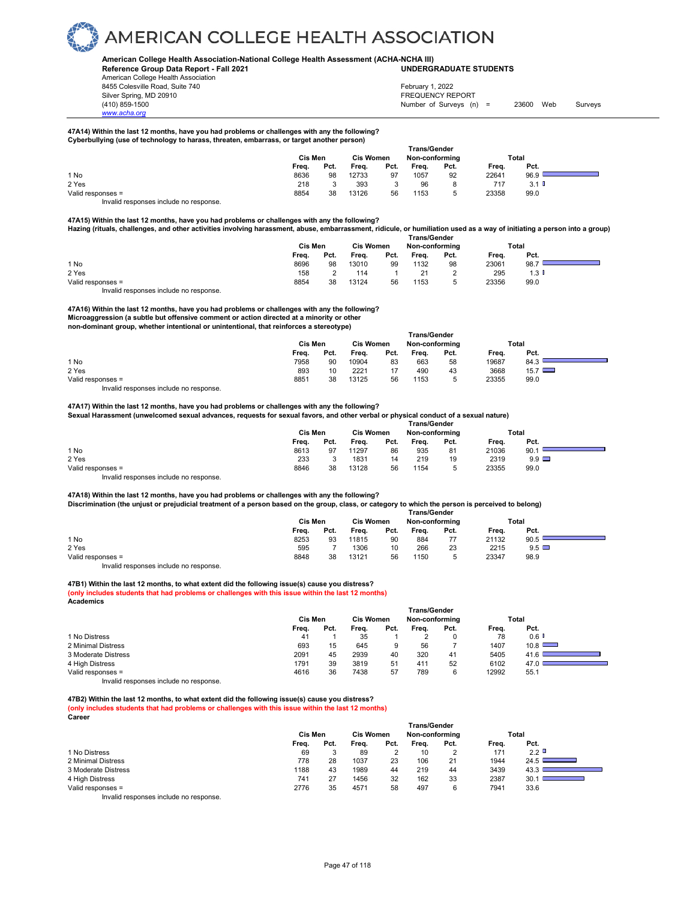**47A14) Within the last 12 months, have you had problems or challenges with any the following?**
**Cyberbullying (use of technology to harass, threaten, embarrass, or target another person)**

| | Cis Men | | Cis Women | | Trans/Gender Non-conforming | | Total | |
|---|---|---|---|---|---|---|---|---|
| | Freq. | Pct. | Freq. | Pct. | Freq. | Pct. | Freq. | Pct. |
| 1 No | 8636 | 98 | 12733 | 97 | 1057 | 92 | 22641 | 96.9 |
| 2 Yes | 218 | 3 | 393 | 3 | 96 | 8 | 717 | 3.1 |
| Valid responses = | 8854 | 38 | 13126 | 56 | 1153 | 5 | 23358 | 99.0 |

Invalid responses include no response.

**47A15) Within the last 12 months, have you had problems or challenges with any the following?**
**Hazing (rituals, challenges, and other activities involving harassment, abuse, embarrassment, ridicule, or humiliation used as a way of initiating a person into a group)**

| | Cis Men | | Cis Women | | Trans/Gender Non-conforming | | Total | |
|---|---|---|---|---|---|---|---|---|
| | Freq. | Pct. | Freq. | Pct. | Freq. | Pct. | Freq. | Pct. |
| 1 No | 8696 | 98 | 13010 | 99 | 1132 | 98 | 23061 | 98.7 |
| 2 Yes | 158 | 2 | 114 | 1 | 21 | 2 | 295 | 1.3 |
| Valid responses = | 8854 | 38 | 13124 | 56 | 1153 | 5 | 23356 | 99.0 |

Invalid responses include no response.

**47A16) Within the last 12 months, have you had problems or challenges with any the following?**
**Microaggression (a subtle but offensive comment or action directed at a minority or other non-dominant group, whether intentional or unintentional, that reinforces a stereotype)**

| | Cis Men | | Cis Women | | Trans/Gender Non-conforming | | Total | |
|---|---|---|---|---|---|---|---|---|
| | Freq. | Pct. | Freq. | Pct. | Freq. | Pct. | Freq. | Pct. |
| 1 No | 7958 | 90 | 10904 | 83 | 663 | 58 | 19687 | 84.3 |
| 2 Yes | 893 | 10 | 2221 | 17 | 490 | 43 | 3668 | 15.7 |
| Valid responses = | 8851 | 38 | 13125 | 56 | 1153 | 5 | 23355 | 99.0 |

Invalid responses include no response.

**47A17) Within the last 12 months, have you had problems or challenges with any the following?**
**Sexual Harassment (unwelcomed sexual advances, requests for sexual favors, and other verbal or physical conduct of a sexual nature)**

| | Cis Men | | Cis Women | | Trans/Gender Non-conforming | | Total | |
|---|---|---|---|---|---|---|---|---|
| | Freq. | Pct. | Freq. | Pct. | Freq. | Pct. | Freq. | Pct. |
| 1 No | 8613 | 97 | 11297 | 86 | 935 | 81 | 21036 | 90.1 |
| 2 Yes | 233 | 3 | 1831 | 14 | 219 | 19 | 2319 | 9.9 |
| Valid responses = | 8846 | 38 | 13128 | 56 | 1154 | 5 | 23355 | 99.0 |

Invalid responses include no response.

**47A18) Within the last 12 months, have you had problems or challenges with any the following?**
**Discrimination (the unjust or prejudicial treatment of a person based on the group, class, or category to which the person is perceived to belong)**

| | Cis Men | | Cis Women | | Trans/Gender Non-conforming | | Total | |
|---|---|---|---|---|---|---|---|---|
| | Freq. | Pct. | Freq. | Pct. | Freq. | Pct. | Freq. | Pct. |
| 1 No | 8253 | 93 | 11815 | 90 | 884 | 77 | 21132 | 90.5 |
| 2 Yes | 595 | 7 | 1306 | 10 | 266 | 23 | 2215 | 9.5 |
| Valid responses = | 8848 | 38 | 13121 | 56 | 1150 | 5 | 23347 | 98.9 |

Invalid responses include no response.

**47B1) Within the last 12 months, to what extent did the following issue(s) cause you distress?**
**(only includes students that had problems or challenges with this issue within the last 12 months)**
**Academics**

| | Cis Men | | Cis Women | | Trans/Gender Non-conforming | | Total | |
|---|---|---|---|---|---|---|---|---|
| | Freq. | Pct. | Freq. | Pct. | Freq. | Pct. | Freq. | Pct. |
| 1 No Distress | 41 | 1 | 35 | 1 | 2 | 0 | 78 | 0.6 |
| 2 Minimal Distress | 693 | 15 | 645 | 9 | 56 | 7 | 1407 | 10.8 |
| 3 Moderate Distress | 2091 | 45 | 2939 | 40 | 320 | 41 | 5405 | 41.6 |
| 4 High Distress | 1791 | 39 | 3819 | 51 | 411 | 52 | 6102 | 47.0 |
| Valid responses = | 4616 | 36 | 7438 | 57 | 789 | 6 | 12992 | 55.1 |

Invalid responses include no response.

**47B2) Within the last 12 months, to what extent did the following issue(s) cause you distress?**
**(only includes students that had problems or challenges with this issue within the last 12 months)**
**Career**

| | Cis Men | | Cis Women | | Trans/Gender Non-conforming | | Total | |
|---|---|---|---|---|---|---|---|---|
| | Freq. | Pct. | Freq. | Pct. | Freq. | Pct. | Freq. | Pct. |
| 1 No Distress | 69 | 3 | 89 | 2 | 10 | 2 | 171 | 2.2 |
| 2 Minimal Distress | 778 | 28 | 1037 | 23 | 106 | 21 | 1944 | 24.5 |
| 3 Moderate Distress | 1188 | 43 | 1989 | 44 | 219 | 44 | 3439 | 43.3 |
| 4 High Distress | 741 | 27 | 1456 | 32 | 162 | 33 | 2387 | 30.1 |
| Valid responses = | 2776 | 35 | 4571 | 58 | 497 | 6 | 7941 | 33.6 |

Invalid responses include no response.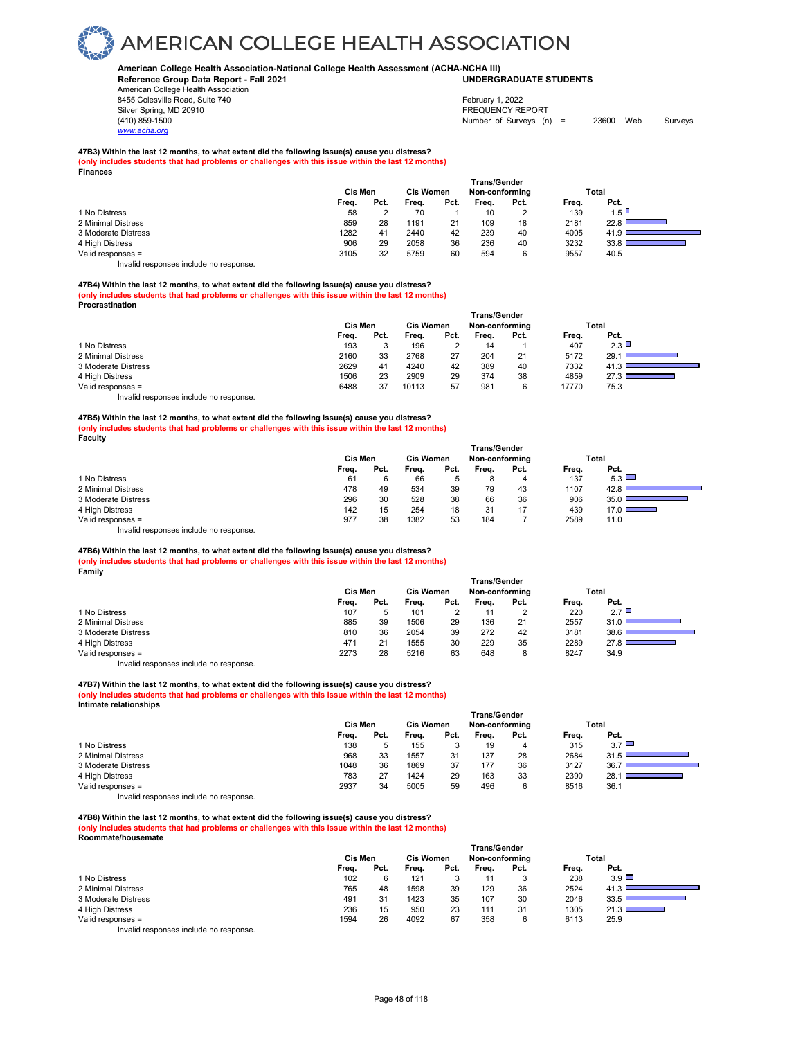# AMERICAN COLLEGE HEALTH ASSOCIATION

**American College Health Association-National College Health Assessment (ACHA-NCHA III)**
**Reference Group Data Report - Fall 2021** — **UNDERGRADUATE STUDENTS**

American College Health Association
8455 Colesville Road, Suite 740
Silver Spring, MD 20910
(410) 859-1500
www.acha.org

February 1, 2022
FREQUENCY REPORT
Number of Surveys (n) = 23600 Web Surveys

**47B3) Within the last 12 months, to what extent did the following issue(s) cause you distress?**
**(only includes students that had problems or challenges with this issue within the last 12 months)**
**Finances**

| | Cis Men | | Cis Women | | Trans/Gender Non-conforming | | Total | |
|---|---|---|---|---|---|---|---|---|
| | Freq. | Pct. | Freq. | Pct. | Freq. | Pct. | Freq. | Pct. |
| 1 No Distress | 58 | 2 | 70 | 1 | 10 | 2 | 139 | 1.5 |
| 2 Minimal Distress | 859 | 28 | 1191 | 21 | 109 | 18 | 2181 | 22.8 |
| 3 Moderate Distress | 1282 | 41 | 2440 | 42 | 239 | 40 | 4005 | 41.9 |
| 4 High Distress | 906 | 29 | 2058 | 36 | 236 | 40 | 3232 | 33.8 |
| Valid responses = | 3105 | 32 | 5759 | 60 | 594 | 6 | 9557 | 40.5 |

Invalid responses include no response.

**47B4) Within the last 12 months, to what extent did the following issue(s) cause you distress?**
**(only includes students that had problems or challenges with this issue within the last 12 months)**
**Procrastination**

| | Cis Men | | Cis Women | | Trans/Gender Non-conforming | | Total | |
|---|---|---|---|---|---|---|---|---|
| | Freq. | Pct. | Freq. | Pct. | Freq. | Pct. | Freq. | Pct. |
| 1 No Distress | 193 | 3 | 196 | 2 | 14 | 1 | 407 | 2.3 |
| 2 Minimal Distress | 2160 | 33 | 2768 | 27 | 204 | 21 | 5172 | 29.1 |
| 3 Moderate Distress | 2629 | 41 | 4240 | 42 | 389 | 40 | 7332 | 41.3 |
| 4 High Distress | 1506 | 23 | 2909 | 29 | 374 | 38 | 4859 | 27.3 |
| Valid responses = | 6488 | 37 | 10113 | 57 | 981 | 6 | 17770 | 75.3 |

Invalid responses include no response.

**47B5) Within the last 12 months, to what extent did the following issue(s) cause you distress?**
**(only includes students that had problems or challenges with this issue within the last 12 months)**
**Faculty**

| | Cis Men | | Cis Women | | Trans/Gender Non-conforming | | Total | |
|---|---|---|---|---|---|---|---|---|
| | Freq. | Pct. | Freq. | Pct. | Freq. | Pct. | Freq. | Pct. |
| 1 No Distress | 61 | 6 | 66 | 5 | 8 | 4 | 137 | 5.3 |
| 2 Minimal Distress | 478 | 49 | 534 | 39 | 79 | 43 | 1107 | 42.8 |
| 3 Moderate Distress | 296 | 30 | 528 | 38 | 66 | 36 | 906 | 35.0 |
| 4 High Distress | 142 | 15 | 254 | 18 | 31 | 17 | 439 | 17.0 |
| Valid responses = | 977 | 38 | 1382 | 53 | 184 | 7 | 2589 | 11.0 |

Invalid responses include no response.

**47B6) Within the last 12 months, to what extent did the following issue(s) cause you distress?**
**(only includes students that had problems or challenges with this issue within the last 12 months)**
**Family**

| | Cis Men | | Cis Women | | Trans/Gender Non-conforming | | Total | |
|---|---|---|---|---|---|---|---|---|
| | Freq. | Pct. | Freq. | Pct. | Freq. | Pct. | Freq. | Pct. |
| 1 No Distress | 107 | 5 | 101 | 2 | 11 | 2 | 220 | 2.7 |
| 2 Minimal Distress | 885 | 39 | 1506 | 29 | 136 | 21 | 2557 | 31.0 |
| 3 Moderate Distress | 810 | 36 | 2054 | 39 | 272 | 42 | 3181 | 38.6 |
| 4 High Distress | 471 | 21 | 1555 | 30 | 229 | 35 | 2289 | 27.8 |
| Valid responses = | 2273 | 28 | 5216 | 63 | 648 | 8 | 8247 | 34.9 |

Invalid responses include no response.

**47B7) Within the last 12 months, to what extent did the following issue(s) cause you distress?**
**(only includes students that had problems or challenges with this issue within the last 12 months)**
**Intimate relationships**

| | Cis Men | | Cis Women | | Trans/Gender Non-conforming | | Total | |
|---|---|---|---|---|---|---|---|---|
| | Freq. | Pct. | Freq. | Pct. | Freq. | Pct. | Freq. | Pct. |
| 1 No Distress | 138 | 5 | 155 | 3 | 19 | 4 | 315 | 3.7 |
| 2 Minimal Distress | 968 | 33 | 1557 | 31 | 137 | 28 | 2684 | 31.5 |
| 3 Moderate Distress | 1048 | 36 | 1869 | 37 | 177 | 36 | 3127 | 36.7 |
| 4 High Distress | 783 | 27 | 1424 | 29 | 163 | 33 | 2390 | 28.1 |
| Valid responses = | 2937 | 34 | 5005 | 59 | 496 | 6 | 8516 | 36.1 |

Invalid responses include no response.

**47B8) Within the last 12 months, to what extent did the following issue(s) cause you distress?**
**(only includes students that had problems or challenges with this issue within the last 12 months)**
**Roommate/housemate**

| | Cis Men | | Cis Women | | Trans/Gender Non-conforming | | Total | |
|---|---|---|---|---|---|---|---|---|
| | Freq. | Pct. | Freq. | Pct. | Freq. | Pct. | Freq. | Pct. |
| 1 No Distress | 102 | 6 | 121 | 3 | 11 | 3 | 238 | 3.9 |
| 2 Minimal Distress | 765 | 48 | 1598 | 39 | 129 | 36 | 2524 | 41.3 |
| 3 Moderate Distress | 491 | 31 | 1423 | 35 | 107 | 30 | 2046 | 33.5 |
| 4 High Distress | 236 | 15 | 950 | 23 | 111 | 31 | 1305 | 21.3 |
| Valid responses = | 1594 | 26 | 4092 | 67 | 358 | 6 | 6113 | 25.9 |

Invalid responses include no response.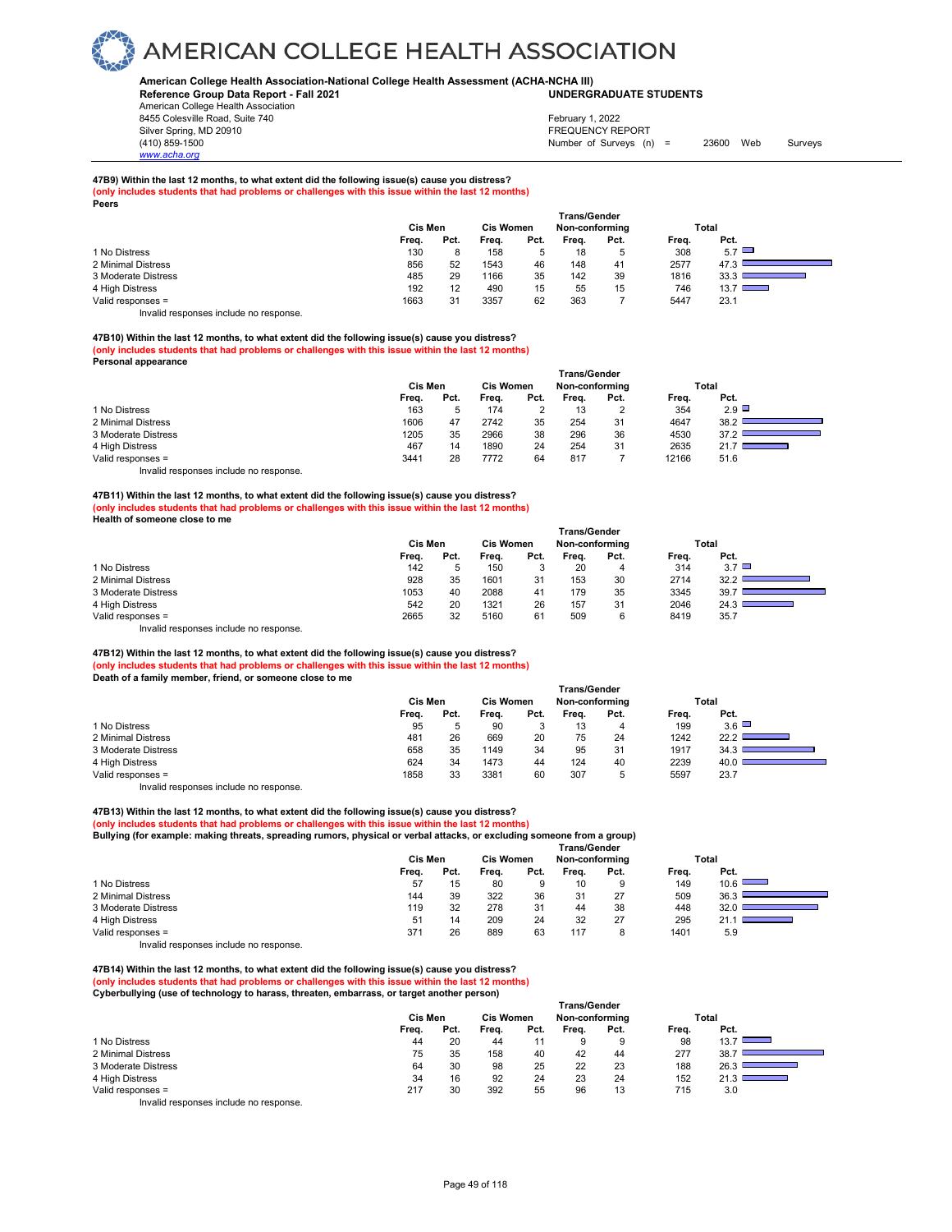# AMERICAN COLLEGE HEALTH ASSOCIATION

**American College Health Association-National College Health Assessment (ACHA-NCHA III)**
**Reference Group Data Report - Fall 2021** **UNDERGRADUATE STUDENTS**

American College Health Association
8455 Colesville Road, Suite 740
Silver Spring, MD 20910
(410) 859-1500
www.acha.org

February 1, 2022
FREQUENCY REPORT
Number of Surveys (n) = 23600 Web Surveys

**47B9) Within the last 12 months, to what extent did the following issue(s) cause you distress?**
**(only includes students that had problems or challenges with this issue within the last 12 months)**
**Peers**

| | Cis Men | | Cis Women | | Trans/Gender Non-conforming | | Total | |
|---|---|---|---|---|---|---|---|---|
| | Freq. | Pct. | Freq. | Pct. | Freq. | Pct. | Freq. | Pct. |
| 1 No Distress | 130 | 8 | 158 | 5 | 18 | 5 | 308 | 5.7 |
| 2 Minimal Distress | 856 | 52 | 1543 | 46 | 148 | 41 | 2577 | 47.3 |
| 3 Moderate Distress | 485 | 29 | 1166 | 35 | 142 | 39 | 1816 | 33.3 |
| 4 High Distress | 192 | 12 | 490 | 15 | 55 | 15 | 746 | 13.7 |
| Valid responses = | 1663 | 31 | 3357 | 62 | 363 | 7 | 5447 | 23.1 |

Invalid responses include no response.

**47B10) Within the last 12 months, to what extent did the following issue(s) cause you distress?**
**(only includes students that had problems or challenges with this issue within the last 12 months)**
**Personal appearance**

| | Cis Men | | Cis Women | | Trans/Gender Non-conforming | | Total | |
|---|---|---|---|---|---|---|---|---|
| | Freq. | Pct. | Freq. | Pct. | Freq. | Pct. | Freq. | Pct. |
| 1 No Distress | 163 | 5 | 174 | 2 | 13 | 2 | 354 | 2.9 |
| 2 Minimal Distress | 1606 | 47 | 2742 | 35 | 254 | 31 | 4647 | 38.2 |
| 3 Moderate Distress | 1205 | 35 | 2966 | 38 | 296 | 36 | 4530 | 37.2 |
| 4 High Distress | 467 | 14 | 1890 | 24 | 254 | 31 | 2635 | 21.7 |
| Valid responses = | 3441 | 28 | 7772 | 64 | 817 | 7 | 12166 | 51.6 |

Invalid responses include no response.

**47B11) Within the last 12 months, to what extent did the following issue(s) cause you distress?**
**(only includes students that had problems or challenges with this issue within the last 12 months)**
**Health of someone close to me**

| | Cis Men | | Cis Women | | Trans/Gender Non-conforming | | Total | |
|---|---|---|---|---|---|---|---|---|
| | Freq. | Pct. | Freq. | Pct. | Freq. | Pct. | Freq. | Pct. |
| 1 No Distress | 142 | 5 | 150 | 3 | 20 | 4 | 314 | 3.7 |
| 2 Minimal Distress | 928 | 35 | 1601 | 31 | 153 | 30 | 2714 | 32.2 |
| 3 Moderate Distress | 1053 | 40 | 2088 | 41 | 179 | 35 | 3345 | 39.7 |
| 4 High Distress | 542 | 20 | 1321 | 26 | 157 | 31 | 2046 | 24.3 |
| Valid responses = | 2665 | 32 | 5160 | 61 | 509 | 6 | 8419 | 35.7 |

Invalid responses include no response.

**47B12) Within the last 12 months, to what extent did the following issue(s) cause you distress?**
**(only includes students that had problems or challenges with this issue within the last 12 months)**
**Death of a family member, friend, or someone close to me**

| | Cis Men | | Cis Women | | Trans/Gender Non-conforming | | Total | |
|---|---|---|---|---|---|---|---|---|
| | Freq. | Pct. | Freq. | Pct. | Freq. | Pct. | Freq. | Pct. |
| 1 No Distress | 95 | 5 | 90 | 3 | 13 | 4 | 199 | 3.6 |
| 2 Minimal Distress | 481 | 26 | 669 | 20 | 75 | 24 | 1242 | 22.2 |
| 3 Moderate Distress | 658 | 35 | 1149 | 34 | 95 | 31 | 1917 | 34.3 |
| 4 High Distress | 624 | 34 | 1473 | 44 | 124 | 40 | 2239 | 40.0 |
| Valid responses = | 1858 | 33 | 3381 | 60 | 307 | 5 | 5597 | 23.7 |

Invalid responses include no response.

**47B13) Within the last 12 months, to what extent did the following issue(s) cause you distress?**
**(only includes students that had problems or challenges with this issue within the last 12 months)**
**Bullying (for example: making threats, spreading rumors, physical or verbal attacks, or excluding someone from a group)**

| | Cis Men | | Cis Women | | Trans/Gender Non-conforming | | Total | |
|---|---|---|---|---|---|---|---|---|
| | Freq. | Pct. | Freq. | Pct. | Freq. | Pct. | Freq. | Pct. |
| 1 No Distress | 57 | 15 | 80 | 9 | 10 | 9 | 149 | 10.6 |
| 2 Minimal Distress | 144 | 39 | 322 | 36 | 31 | 27 | 509 | 36.3 |
| 3 Moderate Distress | 119 | 32 | 278 | 31 | 44 | 38 | 448 | 32.0 |
| 4 High Distress | 51 | 14 | 209 | 24 | 32 | 27 | 295 | 21.1 |
| Valid responses = | 371 | 26 | 889 | 63 | 117 | 8 | 1401 | 5.9 |

Invalid responses include no response.

**47B14) Within the last 12 months, to what extent did the following issue(s) cause you distress?**
**(only includes students that had problems or challenges with this issue within the last 12 months)**
**Cyberbullying (use of technology to harass, threaten, embarrass, or target another person)**

| | Cis Men | | Cis Women | | Trans/Gender Non-conforming | | Total | |
|---|---|---|---|---|---|---|---|---|
| | Freq. | Pct. | Freq. | Pct. | Freq. | Pct. | Freq. | Pct. |
| 1 No Distress | 44 | 20 | 44 | 11 | 9 | 9 | 98 | 13.7 |
| 2 Minimal Distress | 75 | 35 | 158 | 40 | 42 | 44 | 277 | 38.7 |
| 3 Moderate Distress | 64 | 30 | 98 | 25 | 22 | 23 | 188 | 26.3 |
| 4 High Distress | 34 | 16 | 92 | 24 | 23 | 24 | 152 | 21.3 |
| Valid responses = | 217 | 30 | 392 | 55 | 96 | 13 | 715 | 3.0 |

Invalid responses include no response.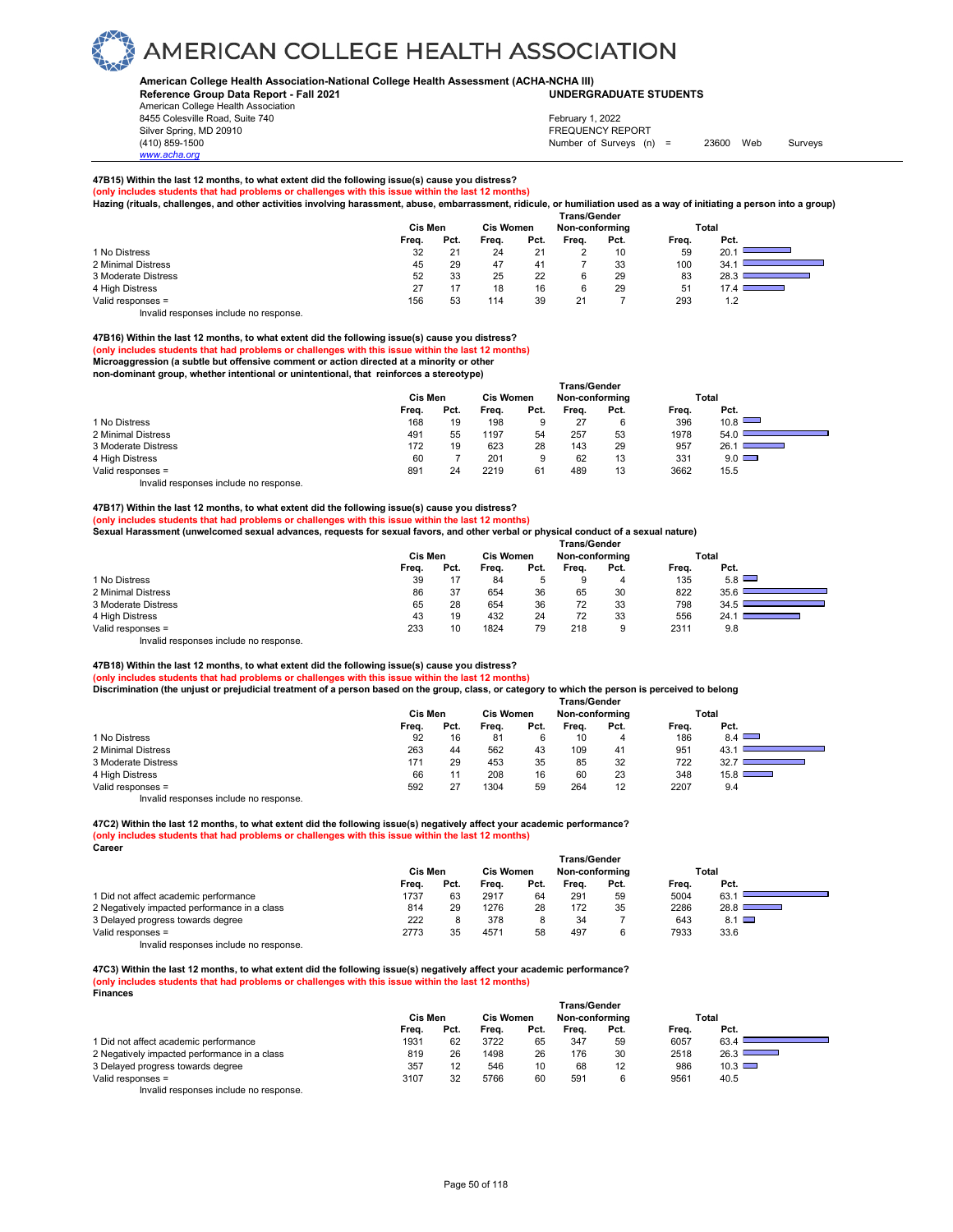# AMERICAN COLLEGE HEALTH ASSOCIATION

**American College Health Association-National College Health Assessment (ACHA-NCHA III)**
**Reference Group Data Report - Fall 2021** **UNDERGRADUATE STUDENTS**
American College Health Association
8455 Colesville Road, Suite 740
Silver Spring, MD 20910
(410) 859-1500
www.acha.org

February 1, 2022
FREQUENCY REPORT
Number of Surveys (n) = 23600 Web Surveys

**47B15) Within the last 12 months, to what extent did the following issue(s) cause you distress?**
**(only includes students that had problems or challenges with this issue within the last 12 months)**
**Hazing (rituals, challenges, and other activities involving harassment, abuse, embarrassment, ridicule, or humiliation used as a way of initiating a person into a group)**

| | Cis Men | | Cis Women | | Trans/Gender Non-conforming | | Total | |
|---|---|---|---|---|---|---|---|---|
| | Freq. | Pct. | Freq. | Pct. | Freq. | Pct. | Freq. | Pct. |
| 1 No Distress | 32 | 21 | 24 | 21 | 2 | 10 | 59 | 20.1 |
| 2 Minimal Distress | 45 | 29 | 47 | 41 | 7 | 33 | 100 | 34.1 |
| 3 Moderate Distress | 52 | 33 | 25 | 22 | 6 | 29 | 83 | 28.3 |
| 4 High Distress | 27 | 17 | 18 | 16 | 6 | 29 | 51 | 17.4 |
| Valid responses = | 156 | 53 | 114 | 39 | 21 | 7 | 293 | 1.2 |

Invalid responses include no response.

**47B16) Within the last 12 months, to what extent did the following issue(s) cause you distress?**
**(only includes students that had problems or challenges with this issue within the last 12 months)**
**Microaggression (a subtle but offensive comment or action directed at a minority or other non-dominant group, whether intentional or unintentional, that reinforces a stereotype)**

| | Cis Men | | Cis Women | | Trans/Gender Non-conforming | | Total | |
|---|---|---|---|---|---|---|---|---|
| | Freq. | Pct. | Freq. | Pct. | Freq. | Pct. | Freq. | Pct. |
| 1 No Distress | 168 | 19 | 198 | 9 | 27 | 6 | 396 | 10.8 |
| 2 Minimal Distress | 491 | 55 | 1197 | 54 | 257 | 53 | 1978 | 54.0 |
| 3 Moderate Distress | 172 | 19 | 623 | 28 | 143 | 29 | 957 | 26.1 |
| 4 High Distress | 60 | 7 | 201 | 9 | 62 | 13 | 331 | 9.0 |
| Valid responses = | 891 | 24 | 2219 | 61 | 489 | 13 | 3662 | 15.5 |

Invalid responses include no response.

**47B17) Within the last 12 months, to what extent did the following issue(s) cause you distress?**
**(only includes students that had problems or challenges with this issue within the last 12 months)**
**Sexual Harassment (unwelcomed sexual advances, requests for sexual favors, and other verbal or physical conduct of a sexual nature)**

| | Cis Men | | Cis Women | | Trans/Gender Non-conforming | | Total | |
|---|---|---|---|---|---|---|---|---|
| | Freq. | Pct. | Freq. | Pct. | Freq. | Pct. | Freq. | Pct. |
| 1 No Distress | 39 | 17 | 84 | 5 | 9 | 4 | 135 | 5.8 |
| 2 Minimal Distress | 86 | 37 | 654 | 36 | 65 | 30 | 822 | 35.6 |
| 3 Moderate Distress | 65 | 28 | 654 | 36 | 72 | 33 | 798 | 34.5 |
| 4 High Distress | 43 | 19 | 432 | 24 | 72 | 33 | 556 | 24.1 |
| Valid responses = | 233 | 10 | 1824 | 79 | 218 | 9 | 2311 | 9.8 |

Invalid responses include no response.

**47B18) Within the last 12 months, to what extent did the following issue(s) cause you distress?**
**(only includes students that had problems or challenges with this issue within the last 12 months)**
**Discrimination (the unjust or prejudicial treatment of a person based on the group, class, or category to which the person is perceived to belong**

| | Cis Men | | Cis Women | | Trans/Gender Non-conforming | | Total | |
|---|---|---|---|---|---|---|---|---|
| | Freq. | Pct. | Freq. | Pct. | Freq. | Pct. | Freq. | Pct. |
| 1 No Distress | 92 | 16 | 81 | 6 | 10 | 4 | 186 | 8.4 |
| 2 Minimal Distress | 263 | 44 | 562 | 43 | 109 | 41 | 951 | 43.1 |
| 3 Moderate Distress | 171 | 29 | 453 | 35 | 85 | 32 | 722 | 32.7 |
| 4 High Distress | 66 | 11 | 208 | 16 | 60 | 23 | 348 | 15.8 |
| Valid responses = | 592 | 27 | 1304 | 59 | 264 | 12 | 2207 | 9.4 |

Invalid responses include no response.

**47C2) Within the last 12 months, to what extent did the following issue(s) negatively affect your academic performance?**
**(only includes students that had problems or challenges with this issue within the last 12 months)**
**Career**

| | Cis Men | | Cis Women | | Trans/Gender Non-conforming | | Total | |
|---|---|---|---|---|---|---|---|---|
| | Freq. | Pct. | Freq. | Pct. | Freq. | Pct. | Freq. | Pct. |
| 1 Did not affect academic performance | 1737 | 63 | 2917 | 64 | 291 | 59 | 5004 | 63.1 |
| 2 Negatively impacted performance in a class | 814 | 29 | 1276 | 28 | 172 | 35 | 2286 | 28.8 |
| 3 Delayed progress towards degree | 222 | 8 | 378 | 8 | 34 | 7 | 643 | 8.1 |
| Valid responses = | 2773 | 35 | 4571 | 58 | 497 | 6 | 7933 | 33.6 |

Invalid responses include no response.

**47C3) Within the last 12 months, to what extent did the following issue(s) negatively affect your academic performance?**
**(only includes students that had problems or challenges with this issue within the last 12 months)**
**Finances**

| | Cis Men | | Cis Women | | Trans/Gender Non-conforming | | Total | |
|---|---|---|---|---|---|---|---|---|
| | Freq. | Pct. | Freq. | Pct. | Freq. | Pct. | Freq. | Pct. |
| 1 Did not affect academic performance | 1931 | 62 | 3722 | 65 | 347 | 59 | 6057 | 63.4 |
| 2 Negatively impacted performance in a class | 819 | 26 | 1498 | 26 | 176 | 30 | 2518 | 26.3 |
| 3 Delayed progress towards degree | 357 | 12 | 546 | 10 | 68 | 12 | 986 | 10.3 |
| Valid responses = | 3107 | 32 | 5766 | 60 | 591 | 6 | 9561 | 40.5 |

Invalid responses include no response.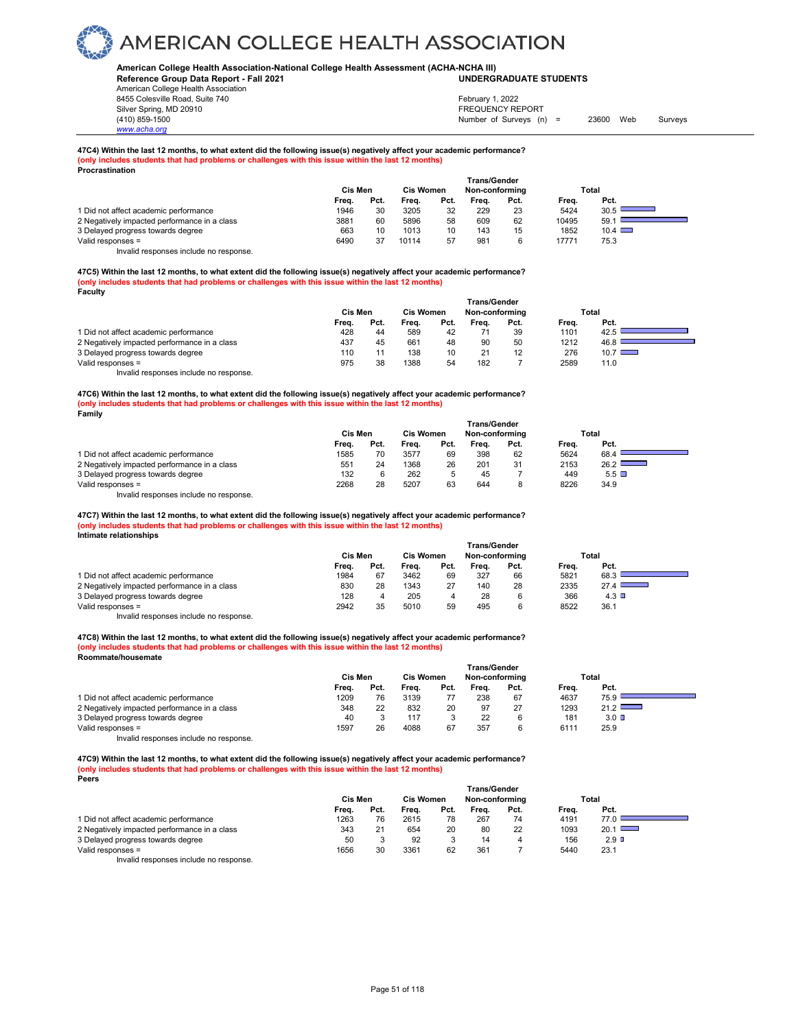# AMERICAN COLLEGE HEALTH ASSOCIATION

**American College Health Association-National College Health Assessment (ACHA-NCHA III)**
**Reference Group Data Report - Fall 2021** **UNDERGRADUATE STUDENTS**
American College Health Association
8455 Colesville Road, Suite 740
Silver Spring, MD 20910
(410) 859-1500
www.acha.org

February 1, 2022
FREQUENCY REPORT
Number of Surveys (n) = 23600 Web Surveys

**47C4) Within the last 12 months, to what extent did the following issue(s) negatively affect your academic performance?**
**(only includes students that had problems or challenges with this issue within the last 12 months)**
**Procrastination**

| | Cis Men | | Cis Women | | Trans/Gender Non-conforming | | Total | |
|---|---|---|---|---|---|---|---|---|
| | Freq. | Pct. | Freq. | Pct. | Freq. | Pct. | Freq. | Pct. |
| 1 Did not affect academic performance | 1946 | 30 | 3205 | 32 | 229 | 23 | 5424 | 30.5 |
| 2 Negatively impacted performance in a class | 3881 | 60 | 5896 | 58 | 609 | 62 | 10495 | 59.1 |
| 3 Delayed progress towards degree | 663 | 10 | 1013 | 10 | 143 | 15 | 1852 | 10.4 |
| Valid responses = | 6490 | 37 | 10114 | 57 | 981 | 6 | 17771 | 75.3 |

Invalid responses include no response.

**47C5) Within the last 12 months, to what extent did the following issue(s) negatively affect your academic performance?**
**(only includes students that had problems or challenges with this issue within the last 12 months)**
**Faculty**

| | Cis Men | | Cis Women | | Trans/Gender Non-conforming | | Total | |
|---|---|---|---|---|---|---|---|---|
| | Freq. | Pct. | Freq. | Pct. | Freq. | Pct. | Freq. | Pct. |
| 1 Did not affect academic performance | 428 | 44 | 589 | 42 | 71 | 39 | 1101 | 42.5 |
| 2 Negatively impacted performance in a class | 437 | 45 | 661 | 48 | 90 | 50 | 1212 | 46.8 |
| 3 Delayed progress towards degree | 110 | 11 | 138 | 10 | 21 | 12 | 276 | 10.7 |
| Valid responses = | 975 | 38 | 1388 | 54 | 182 | 7 | 2589 | 11.0 |

Invalid responses include no response.

**47C6) Within the last 12 months, to what extent did the following issue(s) negatively affect your academic performance?**
**(only includes students that had problems or challenges with this issue within the last 12 months)**
**Family**

| | Cis Men | | Cis Women | | Trans/Gender Non-conforming | | Total | |
|---|---|---|---|---|---|---|---|---|
| | Freq. | Pct. | Freq. | Pct. | Freq. | Pct. | Freq. | Pct. |
| 1 Did not affect academic performance | 1585 | 70 | 3577 | 69 | 398 | 62 | 5624 | 68.4 |
| 2 Negatively impacted performance in a class | 551 | 24 | 1368 | 26 | 201 | 31 | 2153 | 26.2 |
| 3 Delayed progress towards degree | 132 | 6 | 262 | 5 | 45 | 7 | 449 | 5.5 |
| Valid responses = | 2268 | 28 | 5207 | 63 | 644 | 8 | 8226 | 34.9 |

Invalid responses include no response.

**47C7) Within the last 12 months, to what extent did the following issue(s) negatively affect your academic performance?**
**(only includes students that had problems or challenges with this issue within the last 12 months)**
**Intimate relationships**

| | Cis Men | | Cis Women | | Trans/Gender Non-conforming | | Total | |
|---|---|---|---|---|---|---|---|---|
| | Freq. | Pct. | Freq. | Pct. | Freq. | Pct. | Freq. | Pct. |
| 1 Did not affect academic performance | 1984 | 67 | 3462 | 69 | 327 | 66 | 5821 | 68.3 |
| 2 Negatively impacted performance in a class | 830 | 28 | 1343 | 27 | 140 | 28 | 2335 | 27.4 |
| 3 Delayed progress towards degree | 128 | 4 | 205 | 4 | 28 | 6 | 366 | 4.3 |
| Valid responses = | 2942 | 35 | 5010 | 59 | 495 | 6 | 8522 | 36.1 |

Invalid responses include no response.

**47C8) Within the last 12 months, to what extent did the following issue(s) negatively affect your academic performance?**
**(only includes students that had problems or challenges with this issue within the last 12 months)**
**Roommate/housemate**

| | Cis Men | | Cis Women | | Trans/Gender Non-conforming | | Total | |
|---|---|---|---|---|---|---|---|---|
| | Freq. | Pct. | Freq. | Pct. | Freq. | Pct. | Freq. | Pct. |
| 1 Did not affect academic performance | 1209 | 76 | 3139 | 77 | 238 | 67 | 4637 | 75.9 |
| 2 Negatively impacted performance in a class | 348 | 22 | 832 | 20 | 97 | 27 | 1293 | 21.2 |
| 3 Delayed progress towards degree | 40 | 3 | 117 | 3 | 22 | 6 | 181 | 3.0 |
| Valid responses = | 1597 | 26 | 4088 | 67 | 357 | 6 | 6111 | 25.9 |

Invalid responses include no response.

**47C9) Within the last 12 months, to what extent did the following issue(s) negatively affect your academic performance?**
**(only includes students that had problems or challenges with this issue within the last 12 months)**
**Peers**

| | Cis Men | | Cis Women | | Trans/Gender Non-conforming | | Total | |
|---|---|---|---|---|---|---|---|---|
| | Freq. | Pct. | Freq. | Pct. | Freq. | Pct. | Freq. | Pct. |
| 1 Did not affect academic performance | 1263 | 76 | 2615 | 78 | 267 | 74 | 4191 | 77.0 |
| 2 Negatively impacted performance in a class | 343 | 21 | 654 | 20 | 80 | 22 | 1093 | 20.1 |
| 3 Delayed progress towards degree | 50 | 3 | 92 | 3 | 14 | 4 | 156 | 2.9 |
| Valid responses = | 1656 | 30 | 3361 | 62 | 361 | 7 | 5440 | 23.1 |

Invalid responses include no response.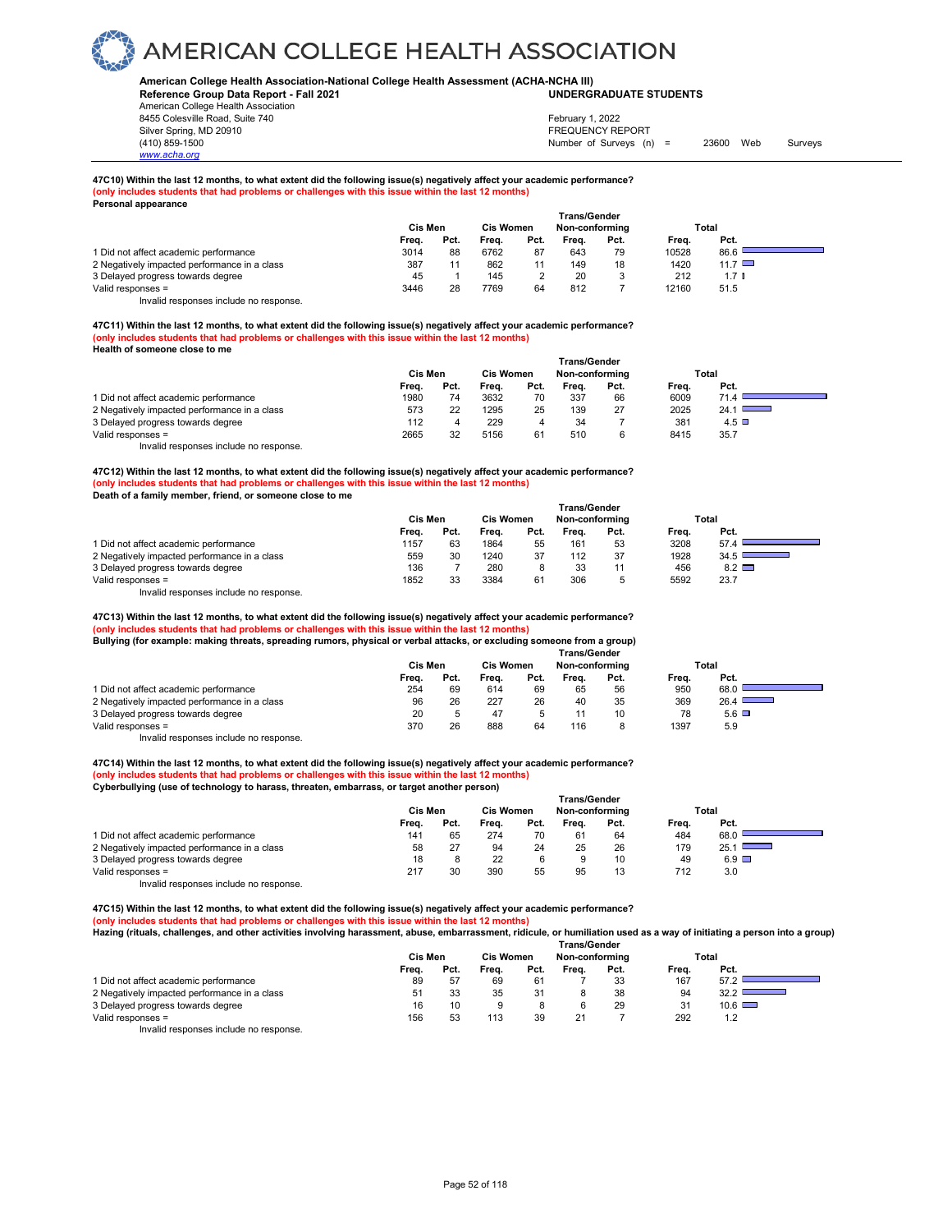# AMERICAN COLLEGE HEALTH ASSOCIATION

**American College Health Association-National College Health Assessment (ACHA-NCHA III)**
**Reference Group Data Report - Fall 2021** **UNDERGRADUATE STUDENTS**

American College Health Association
8455 Colesville Road, Suite 740
Silver Spring, MD 20910
(410) 859-1500
www.acha.org

February 1, 2022
FREQUENCY REPORT
Number of Surveys (n) = 23600 Web Surveys

**47C10) Within the last 12 months, to what extent did the following issue(s) negatively affect your academic performance?**
**(only includes students that had problems or challenges with this issue within the last 12 months)**
**Personal appearance**

| | Cis Men | | Cis Women | | Trans/Gender Non-conforming | | Total | |
|---|---|---|---|---|---|---|---|---|
| | Freq. | Pct. | Freq. | Pct. | Freq. | Pct. | Freq. | Pct. |
| 1 Did not affect academic performance | 3014 | 88 | 6762 | 87 | 643 | 79 | 10528 | 86.6 |
| 2 Negatively impacted performance in a class | 387 | 11 | 862 | 11 | 149 | 18 | 1420 | 11.7 |
| 3 Delayed progress towards degree | 45 | 1 | 145 | 2 | 20 | 3 | 212 | 1.7 |
| Valid responses = | 3446 | 28 | 7769 | 64 | 812 | 7 | 12160 | 51.5 |

Invalid responses include no response.

**47C11) Within the last 12 months, to what extent did the following issue(s) negatively affect your academic performance?**
**(only includes students that had problems or challenges with this issue within the last 12 months)**
**Health of someone close to me**

| | Cis Men | | Cis Women | | Trans/Gender Non-conforming | | Total | |
|---|---|---|---|---|---|---|---|---|
| | Freq. | Pct. | Freq. | Pct. | Freq. | Pct. | Freq. | Pct. |
| 1 Did not affect academic performance | 1980 | 74 | 3632 | 70 | 337 | 66 | 6009 | 71.4 |
| 2 Negatively impacted performance in a class | 573 | 22 | 1295 | 25 | 139 | 27 | 2025 | 24.1 |
| 3 Delayed progress towards degree | 112 | 4 | 229 | 4 | 34 | 7 | 381 | 4.5 |
| Valid responses = | 2665 | 32 | 5156 | 61 | 510 | 6 | 8415 | 35.7 |

Invalid responses include no response.

**47C12) Within the last 12 months, to what extent did the following issue(s) negatively affect your academic performance?**
**(only includes students that had problems or challenges with this issue within the last 12 months)**
**Death of a family member, friend, or someone close to me**

| | Cis Men | | Cis Women | | Trans/Gender Non-conforming | | Total | |
|---|---|---|---|---|---|---|---|---|
| | Freq. | Pct. | Freq. | Pct. | Freq. | Pct. | Freq. | Pct. |
| 1 Did not affect academic performance | 1157 | 63 | 1864 | 55 | 161 | 53 | 3208 | 57.4 |
| 2 Negatively impacted performance in a class | 559 | 30 | 1240 | 37 | 112 | 37 | 1928 | 34.5 |
| 3 Delayed progress towards degree | 136 | 7 | 280 | 8 | 33 | 11 | 456 | 8.2 |
| Valid responses = | 1852 | 33 | 3384 | 61 | 306 | 5 | 5592 | 23.7 |

Invalid responses include no response.

**47C13) Within the last 12 months, to what extent did the following issue(s) negatively affect your academic performance?**
**(only includes students that had problems or challenges with this issue within the last 12 months)**
**Bullying (for example: making threats, spreading rumors, physical or verbal attacks, or excluding someone from a group)**

| | Cis Men | | Cis Women | | Trans/Gender Non-conforming | | Total | |
|---|---|---|---|---|---|---|---|---|
| | Freq. | Pct. | Freq. | Pct. | Freq. | Pct. | Freq. | Pct. |
| 1 Did not affect academic performance | 254 | 69 | 614 | 69 | 65 | 56 | 950 | 68.0 |
| 2 Negatively impacted performance in a class | 96 | 26 | 227 | 26 | 40 | 35 | 369 | 26.4 |
| 3 Delayed progress towards degree | 20 | 5 | 47 | 5 | 11 | 10 | 78 | 5.6 |
| Valid responses = | 370 | 26 | 888 | 64 | 116 | 8 | 1397 | 5.9 |

Invalid responses include no response.

**47C14) Within the last 12 months, to what extent did the following issue(s) negatively affect your academic performance?**
**(only includes students that had problems or challenges with this issue within the last 12 months)**
**Cyberbullying (use of technology to harass, threaten, embarrass, or target another person)**

| | Cis Men | | Cis Women | | Trans/Gender Non-conforming | | Total | |
|---|---|---|---|---|---|---|---|---|
| | Freq. | Pct. | Freq. | Pct. | Freq. | Pct. | Freq. | Pct. |
| 1 Did not affect academic performance | 141 | 65 | 274 | 70 | 61 | 64 | 484 | 68.0 |
| 2 Negatively impacted performance in a class | 58 | 27 | 94 | 24 | 25 | 26 | 179 | 25.1 |
| 3 Delayed progress towards degree | 18 | 8 | 22 | 6 | 9 | 10 | 49 | 6.9 |
| Valid responses = | 217 | 30 | 390 | 55 | 95 | 13 | 712 | 3.0 |

Invalid responses include no response.

**47C15) Within the last 12 months, to what extent did the following issue(s) negatively affect your academic performance?**
**(only includes students that had problems or challenges with this issue within the last 12 months)**
**Hazing (rituals, challenges, and other activities involving harassment, abuse, embarrassment, ridicule, or humiliation used as a way of initiating a person into a group)**

| | Cis Men | | Cis Women | | Trans/Gender Non-conforming | | Total | |
|---|---|---|---|---|---|---|---|---|
| | Freq. | Pct. | Freq. | Pct. | Freq. | Pct. | Freq. | Pct. |
| 1 Did not affect academic performance | 89 | 57 | 69 | 61 | 7 | 33 | 167 | 57.2 |
| 2 Negatively impacted performance in a class | 51 | 33 | 35 | 31 | 8 | 38 | 94 | 32.2 |
| 3 Delayed progress towards degree | 16 | 10 | 9 | 8 | 6 | 29 | 31 | 10.6 |
| Valid responses = | 156 | 53 | 113 | 39 | 21 | 7 | 292 | 1.2 |

Invalid responses include no response.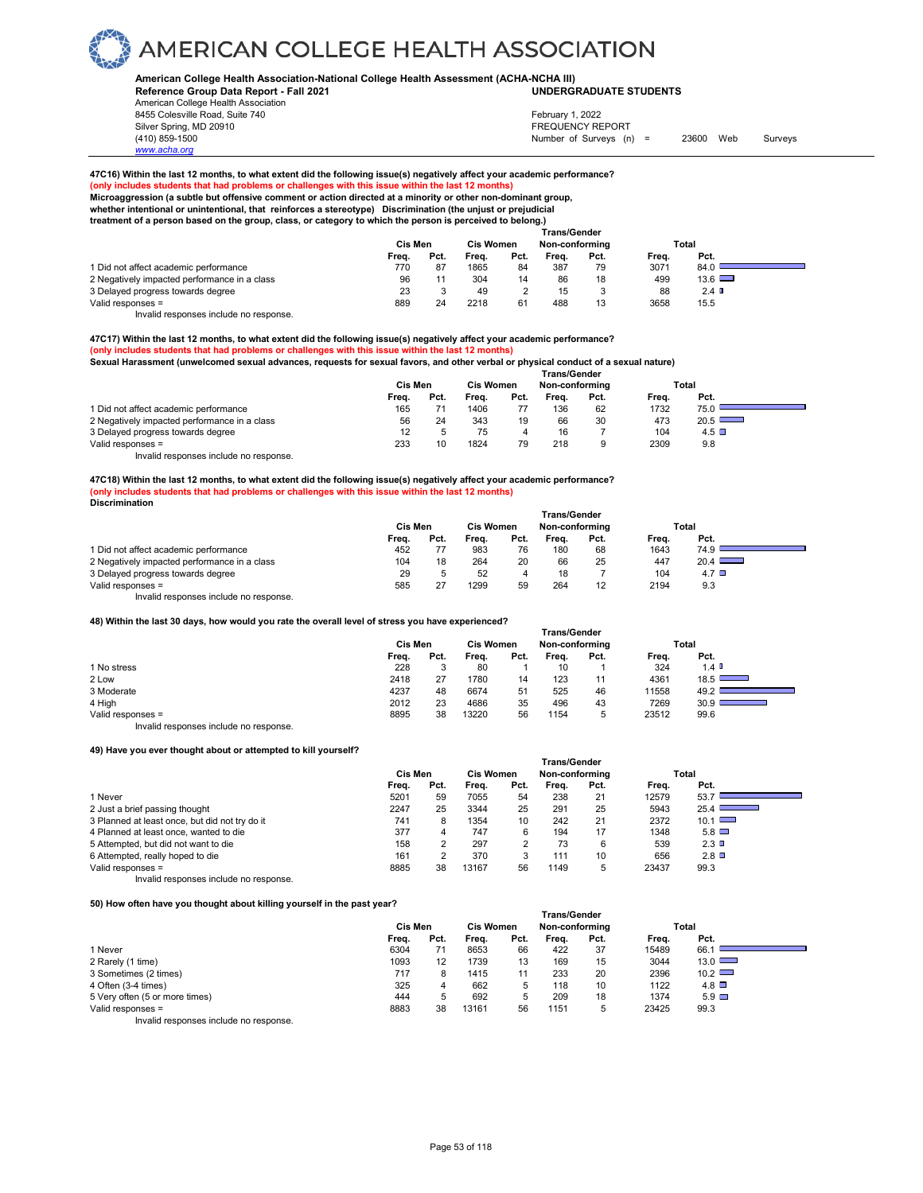**American College Health Association-National College Health Assessment (ACHA-NCHA III)**
**Reference Group Data Report - Fall 2021**
**UNDERGRADUATE STUDENTS**

American College Health Association
8455 Colesville Road, Suite 740
Silver Spring, MD 20910
(410) 859-1500
www.acha.org

February 1, 2022
FREQUENCY REPORT
Number of Surveys (n) = 23600 Web Surveys

**47C16) Within the last 12 months, to what extent did the following issue(s) negatively affect your academic performance?**
**(only includes students that had problems or challenges with this issue within the last 12 months)**
**Microaggression (a subtle but offensive comment or action directed at a minority or other non-dominant group, whether intentional or unintentional, that reinforces a stereotype) Discrimination (the unjust or prejudicial treatment of a person based on the group, class, or category to which the person is perceived to belong.)**

| | Cis Men | | Cis Women | | Trans/Gender Non-conforming | | Total | |
|---|---|---|---|---|---|---|---|---|
| | Freq. | Pct. | Freq. | Pct. | Freq. | Pct. | Freq. | Pct. |
| 1 Did not affect academic performance | 770 | 87 | 1865 | 84 | 387 | 79 | 3071 | 84.0 |
| 2 Negatively impacted performance in a class | 96 | 11 | 304 | 14 | 86 | 18 | 499 | 13.6 |
| 3 Delayed progress towards degree | 23 | 3 | 49 | 2 | 15 | 3 | 88 | 2.4 |
| Valid responses = | 889 | 24 | 2218 | 61 | 488 | 13 | 3658 | 15.5 |

Invalid responses include no response.

**47C17) Within the last 12 months, to what extent did the following issue(s) negatively affect your academic performance?**
**(only includes students that had problems or challenges with this issue within the last 12 months)**
**Sexual Harassment (unwelcomed sexual advances, requests for sexual favors, and other verbal or physical conduct of a sexual nature)**

| | Cis Men | | Cis Women | | Trans/Gender Non-conforming | | Total | |
|---|---|---|---|---|---|---|---|---|
| | Freq. | Pct. | Freq. | Pct. | Freq. | Pct. | Freq. | Pct. |
| 1 Did not affect academic performance | 165 | 71 | 1406 | 77 | 136 | 62 | 1732 | 75.0 |
| 2 Negatively impacted performance in a class | 56 | 24 | 343 | 19 | 66 | 30 | 473 | 20.5 |
| 3 Delayed progress towards degree | 12 | 5 | 75 | 4 | 16 | 7 | 104 | 4.5 |
| Valid responses = | 233 | 10 | 1824 | 79 | 218 | 9 | 2309 | 9.8 |

Invalid responses include no response.

**47C18) Within the last 12 months, to what extent did the following issue(s) negatively affect your academic performance?**
**(only includes students that had problems or challenges with this issue within the last 12 months)**
**Discrimination**

| | Cis Men | | Cis Women | | Trans/Gender Non-conforming | | Total | |
|---|---|---|---|---|---|---|---|---|
| | Freq. | Pct. | Freq. | Pct. | Freq. | Pct. | Freq. | Pct. |
| 1 Did not affect academic performance | 452 | 77 | 983 | 76 | 180 | 68 | 1643 | 74.9 |
| 2 Negatively impacted performance in a class | 104 | 18 | 264 | 20 | 66 | 25 | 447 | 20.4 |
| 3 Delayed progress towards degree | 29 | 5 | 52 | 4 | 18 | 7 | 104 | 4.7 |
| Valid responses = | 585 | 27 | 1299 | 59 | 264 | 12 | 2194 | 9.3 |

Invalid responses include no response.

**48) Within the last 30 days, how would you rate the overall level of stress you have experienced?**

| | Cis Men | | Cis Women | | Trans/Gender Non-conforming | | Total | |
|---|---|---|---|---|---|---|---|---|
| | Freq. | Pct. | Freq. | Pct. | Freq. | Pct. | Freq. | Pct. |
| 1 No stress | 228 | 3 | 80 | 1 | 10 | 1 | 324 | 1.4 |
| 2 Low | 2418 | 27 | 1780 | 14 | 123 | 11 | 4361 | 18.5 |
| 3 Moderate | 4237 | 48 | 6674 | 51 | 525 | 46 | 11558 | 49.2 |
| 4 High | 2012 | 23 | 4686 | 35 | 496 | 43 | 7269 | 30.9 |
| Valid responses = | 8895 | 38 | 13220 | 56 | 1154 | 5 | 23512 | 99.6 |

Invalid responses include no response.

**49) Have you ever thought about or attempted to kill yourself?**

| | Cis Men | | Cis Women | | Trans/Gender Non-conforming | | Total | |
|---|---|---|---|---|---|---|---|---|
| | Freq. | Pct. | Freq. | Pct. | Freq. | Pct. | Freq. | Pct. |
| 1 Never | 5201 | 59 | 7055 | 54 | 238 | 21 | 12579 | 53.7 |
| 2 Just a brief passing thought | 2247 | 25 | 3344 | 25 | 291 | 25 | 5943 | 25.4 |
| 3 Planned at least once, but did not try do it | 741 | 8 | 1354 | 10 | 242 | 21 | 2372 | 10.1 |
| 4 Planned at least once, wanted to die | 377 | 4 | 747 | 6 | 194 | 17 | 1348 | 5.8 |
| 5 Attempted, but did not want to die | 158 | 2 | 297 | 2 | 73 | 6 | 539 | 2.3 |
| 6 Attempted, really hoped to die | 161 | 2 | 370 | 3 | 111 | 10 | 656 | 2.8 |
| Valid responses = | 8885 | 38 | 13167 | 56 | 1149 | 5 | 23437 | 99.3 |

Invalid responses include no response.

**50) How often have you thought about killing yourself in the past year?**

| | Cis Men | | Cis Women | | Trans/Gender Non-conforming | | Total | |
|---|---|---|---|---|---|---|---|---|
| | Freq. | Pct. | Freq. | Pct. | Freq. | Pct. | Freq. | Pct. |
| 1 Never | 6304 | 71 | 8653 | 66 | 422 | 37 | 15489 | 66.1 |
| 2 Rarely (1 time) | 1093 | 12 | 1739 | 13 | 169 | 15 | 3044 | 13.0 |
| 3 Sometimes (2 times) | 717 | 8 | 1415 | 11 | 233 | 20 | 2396 | 10.2 |
| 4 Often (3-4 times) | 325 | 4 | 662 | 5 | 118 | 10 | 1122 | 4.8 |
| 5 Very often (5 or more times) | 444 | 5 | 692 | 5 | 209 | 18 | 1374 | 5.9 |
| Valid responses = | 8883 | 38 | 13161 | 56 | 1151 | 5 | 23425 | 99.3 |

Invalid responses include no response.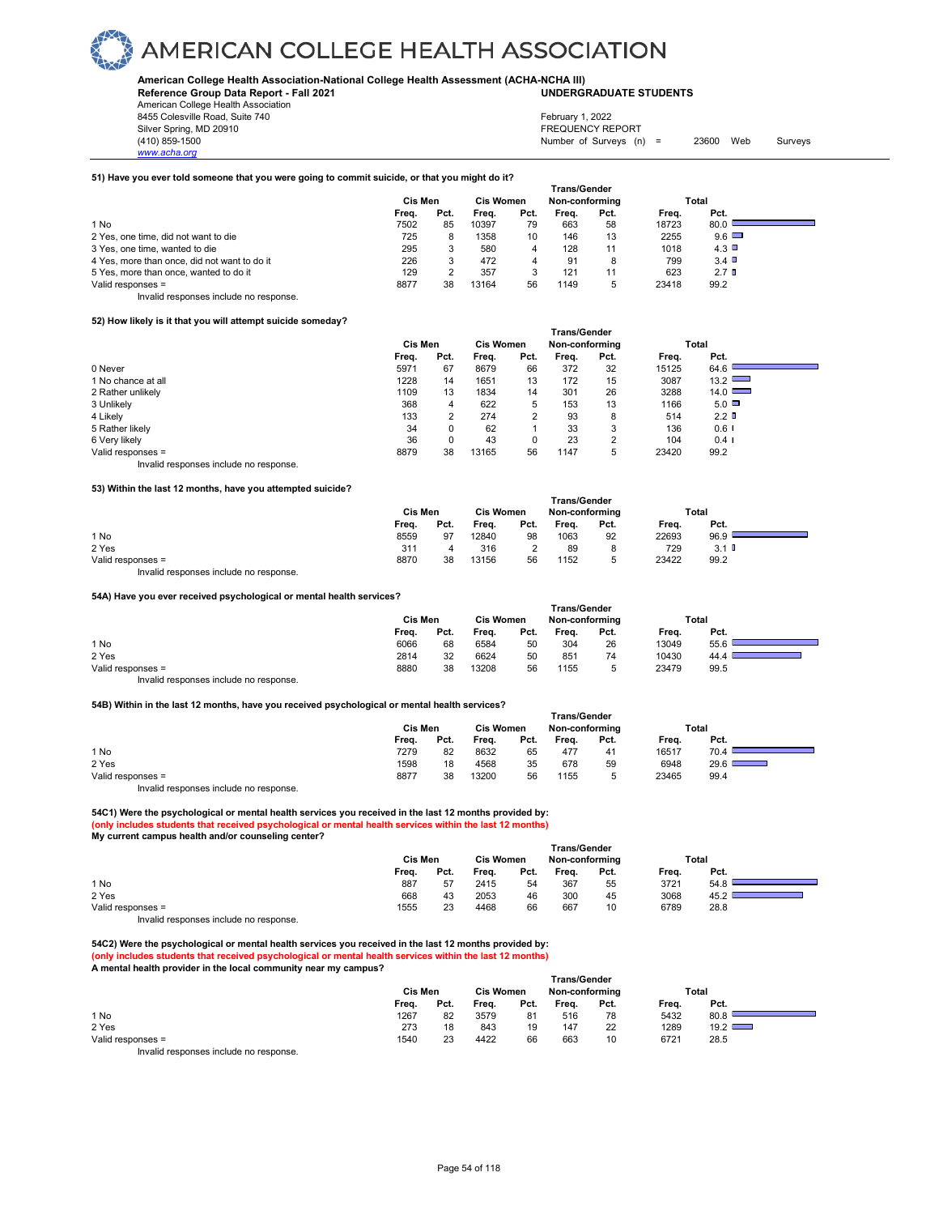# AMERICAN COLLEGE HEALTH ASSOCIATION

**American College Health Association-National College Health Assessment (ACHA-NCHA III)**
**Reference Group Data Report - Fall 2021** — **UNDERGRADUATE STUDENTS**

American College Health Association
8455 Colesville Road, Suite 740
Silver Spring, MD 20910
(410) 859-1500
www.acha.org

February 1, 2022
FREQUENCY REPORT
Number of Surveys (n) = 23600 Web Surveys

**51) Have you ever told someone that you were going to commit suicide, or that you might do it?**

| | Cis Men | | Cis Women | | Trans/Gender Non-conforming | | Total | |
|---|---|---|---|---|---|---|---|---|
| | Freq. | Pct. | Freq. | Pct. | Freq. | Pct. | Freq. | Pct. |
| 1 No | 7502 | 85 | 10397 | 79 | 663 | 58 | 18723 | 80.0 |
| 2 Yes, one time, did not want to die | 725 | 8 | 1358 | 10 | 146 | 13 | 2255 | 9.6 |
| 3 Yes, one time, wanted to die | 295 | 3 | 580 | 4 | 128 | 11 | 1018 | 4.3 |
| 4 Yes, more than once, did not want to do it | 226 | 3 | 472 | 4 | 91 | 8 | 799 | 3.4 |
| 5 Yes, more than once, wanted to do it | 129 | 2 | 357 | 3 | 121 | 11 | 623 | 2.7 |
| Valid responses = | 8877 | 38 | 13164 | 56 | 1149 | 5 | 23418 | 99.2 |

Invalid responses include no response.

**52) How likely is it that you will attempt suicide someday?**

| | Cis Men | | Cis Women | | Trans/Gender Non-conforming | | Total | |
|---|---|---|---|---|---|---|---|---|
| | Freq. | Pct. | Freq. | Pct. | Freq. | Pct. | Freq. | Pct. |
| 0 Never | 5971 | 67 | 8679 | 66 | 372 | 32 | 15125 | 64.6 |
| 1 No chance at all | 1228 | 14 | 1651 | 13 | 172 | 15 | 3087 | 13.2 |
| 2 Rather unlikely | 1109 | 13 | 1834 | 14 | 301 | 26 | 3288 | 14.0 |
| 3 Unlikely | 368 | 4 | 622 | 5 | 153 | 13 | 1166 | 5.0 |
| 4 Likely | 133 | 2 | 274 | 2 | 93 | 8 | 514 | 2.2 |
| 5 Rather likely | 34 | 0 | 62 | 1 | 33 | 3 | 136 | 0.6 |
| 6 Very likely | 36 | 0 | 43 | 0 | 23 | 2 | 104 | 0.4 |
| Valid responses = | 8879 | 38 | 13165 | 56 | 1147 | 5 | 23420 | 99.2 |

Invalid responses include no response.

**53) Within the last 12 months, have you attempted suicide?**

| | Cis Men | | Cis Women | | Trans/Gender Non-conforming | | Total | |
|---|---|---|---|---|---|---|---|---|
| | Freq. | Pct. | Freq. | Pct. | Freq. | Pct. | Freq. | Pct. |
| 1 No | 8559 | 97 | 12840 | 98 | 1063 | 92 | 22693 | 96.9 |
| 2 Yes | 311 | 4 | 316 | 2 | 89 | 8 | 729 | 3.1 |
| Valid responses = | 8870 | 38 | 13156 | 56 | 1152 | 5 | 23422 | 99.2 |

Invalid responses include no response.

**54A) Have you ever received psychological or mental health services?**

| | Cis Men | | Cis Women | | Trans/Gender Non-conforming | | Total | |
|---|---|---|---|---|---|---|---|---|
| | Freq. | Pct. | Freq. | Pct. | Freq. | Pct. | Freq. | Pct. |
| 1 No | 6066 | 68 | 6584 | 50 | 304 | 26 | 13049 | 55.6 |
| 2 Yes | 2814 | 32 | 6624 | 50 | 851 | 74 | 10430 | 44.4 |
| Valid responses = | 8880 | 38 | 13208 | 56 | 1155 | 5 | 23479 | 99.5 |

Invalid responses include no response.

**54B) Within in the last 12 months, have you received psychological or mental health services?**

| | Cis Men | | Cis Women | | Trans/Gender Non-conforming | | Total | |
|---|---|---|---|---|---|---|---|---|
| | Freq. | Pct. | Freq. | Pct. | Freq. | Pct. | Freq. | Pct. |
| 1 No | 7279 | 82 | 8632 | 65 | 477 | 41 | 16517 | 70.4 |
| 2 Yes | 1598 | 18 | 4568 | 35 | 678 | 59 | 6948 | 29.6 |
| Valid responses = | 8877 | 38 | 13200 | 56 | 1155 | 5 | 23465 | 99.4 |

Invalid responses include no response.

**54C1) Were the psychological or mental health services you received in the last 12 months provided by:**
**(only includes students that received psychological or mental health services within the last 12 months)**
**My current campus health and/or counseling center?**

| | Cis Men | | Cis Women | | Trans/Gender Non-conforming | | Total | |
|---|---|---|---|---|---|---|---|---|
| | Freq. | Pct. | Freq. | Pct. | Freq. | Pct. | Freq. | Pct. |
| 1 No | 887 | 57 | 2415 | 54 | 367 | 55 | 3721 | 54.8 |
| 2 Yes | 668 | 43 | 2053 | 46 | 300 | 45 | 3068 | 45.2 |
| Valid responses = | 1555 | 23 | 4468 | 66 | 667 | 10 | 6789 | 28.8 |

Invalid responses include no response.

**54C2) Were the psychological or mental health services you received in the last 12 months provided by:**
**(only includes students that received psychological or mental health services within the last 12 months)**
**A mental health provider in the local community near my campus?**

| | Cis Men | | Cis Women | | Trans/Gender Non-conforming | | Total | |
|---|---|---|---|---|---|---|---|---|
| | Freq. | Pct. | Freq. | Pct. | Freq. | Pct. | Freq. | Pct. |
| 1 No | 1267 | 82 | 3579 | 81 | 516 | 78 | 5432 | 80.8 |
| 2 Yes | 273 | 18 | 843 | 19 | 147 | 22 | 1289 | 19.2 |
| Valid responses = | 1540 | 23 | 4422 | 66 | 663 | 10 | 6721 | 28.5 |

Invalid responses include no response.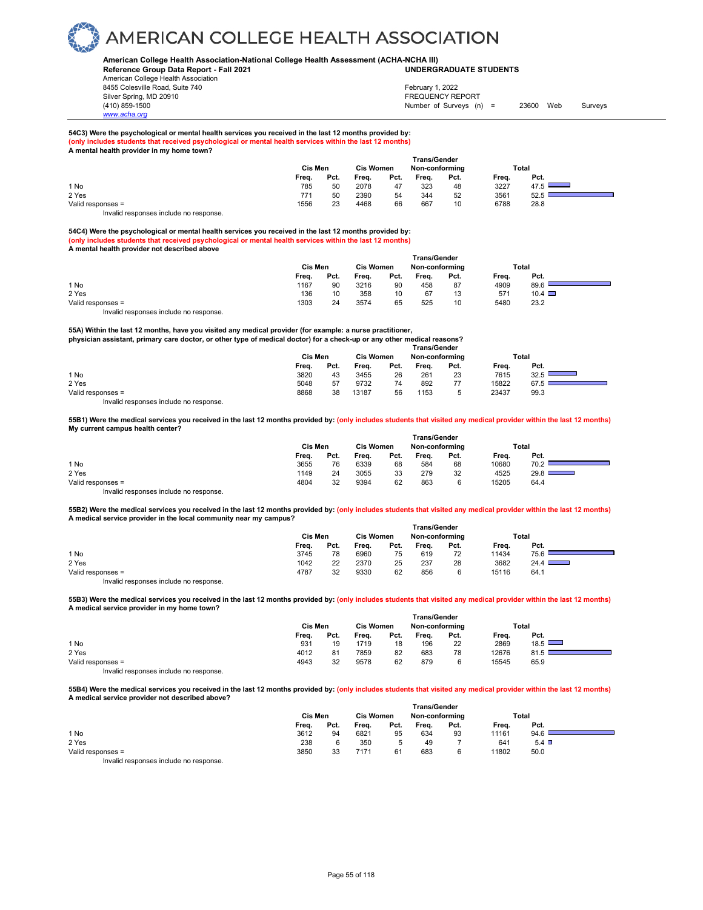**American College Health Association-National College Health Assessment (ACHA-NCHA III)**
**Reference Group Data Report - Fall 2021** — **UNDERGRADUATE STUDENTS**
American College Health Association
8455 Colesville Road, Suite 740
Silver Spring, MD 20910
(410) 859-1500
www.acha.org

February 1, 2022
FREQUENCY REPORT
Number of Surveys (n) = 23600 Web Surveys

**54C3) Were the psychological or mental health services you received in the last 12 months provided by:**
**(only includes students that received psychological or mental health services within the last 12 months)**
**A mental health provider in my home town?**

| | Cis Men | | Cis Women | | Trans/Gender Non-conforming | | Total | |
|---|---|---|---|---|---|---|---|---|
| | Freq. | Pct. | Freq. | Pct. | Freq. | Pct. | Freq. | Pct. |
| 1 No | 785 | 50 | 2078 | 47 | 323 | 48 | 3227 | 47.5 |
| 2 Yes | 771 | 50 | 2390 | 54 | 344 | 52 | 3561 | 52.5 |
| Valid responses = | 1556 | 23 | 4468 | 66 | 667 | 10 | 6788 | 28.8 |

Invalid responses include no response.

**54C4) Were the psychological or mental health services you received in the last 12 months provided by:**
**(only includes students that received psychological or mental health services within the last 12 months)**
**A mental health provider not described above**

| | Cis Men | | Cis Women | | Trans/Gender Non-conforming | | Total | |
|---|---|---|---|---|---|---|---|---|
| | Freq. | Pct. | Freq. | Pct. | Freq. | Pct. | Freq. | Pct. |
| 1 No | 1167 | 90 | 3216 | 90 | 458 | 87 | 4909 | 89.6 |
| 2 Yes | 136 | 10 | 358 | 10 | 67 | 13 | 571 | 10.4 |
| Valid responses = | 1303 | 24 | 3574 | 65 | 525 | 10 | 5480 | 23.2 |

Invalid responses include no response.

**55A) Within the last 12 months, have you visited any medical provider (for example: a nurse practitioner, physician assistant, primary care doctor, or other type of medical doctor) for a check-up or any other medical reasons?**

| | Cis Men | | Cis Women | | Trans/Gender Non-conforming | | Total | |
|---|---|---|---|---|---|---|---|---|
| | Freq. | Pct. | Freq. | Pct. | Freq. | Pct. | Freq. | Pct. |
| 1 No | 3820 | 43 | 3455 | 26 | 261 | 23 | 7615 | 32.5 |
| 2 Yes | 5048 | 57 | 9732 | 74 | 892 | 77 | 15822 | 67.5 |
| Valid responses = | 8868 | 38 | 13187 | 56 | 1153 | 5 | 23437 | 99.3 |

Invalid responses include no response.

**55B1) Were the medical services you received in the last 12 months provided by: (only includes students that visited any medical provider within the last 12 months)**
**My current campus health center?**

| | Cis Men | | Cis Women | | Trans/Gender Non-conforming | | Total | |
|---|---|---|---|---|---|---|---|---|
| | Freq. | Pct. | Freq. | Pct. | Freq. | Pct. | Freq. | Pct. |
| 1 No | 3655 | 76 | 6339 | 68 | 584 | 68 | 10680 | 70.2 |
| 2 Yes | 1149 | 24 | 3055 | 33 | 279 | 32 | 4525 | 29.8 |
| Valid responses = | 4804 | 32 | 9394 | 62 | 863 | 6 | 15205 | 64.4 |

Invalid responses include no response.

**55B2) Were the medical services you received in the last 12 months provided by: (only includes students that visited any medical provider within the last 12 months)**
**A medical service provider in the local community near my campus?**

| | Cis Men | | Cis Women | | Trans/Gender Non-conforming | | Total | |
|---|---|---|---|---|---|---|---|---|
| | Freq. | Pct. | Freq. | Pct. | Freq. | Pct. | Freq. | Pct. |
| 1 No | 3745 | 78 | 6960 | 75 | 619 | 72 | 11434 | 75.6 |
| 2 Yes | 1042 | 22 | 2370 | 25 | 237 | 28 | 3682 | 24.4 |
| Valid responses = | 4787 | 32 | 9330 | 62 | 856 | 6 | 15116 | 64.1 |

Invalid responses include no response.

**55B3) Were the medical services you received in the last 12 months provided by: (only includes students that visited any medical provider within the last 12 months)**
**A medical service provider in my home town?**

| | Cis Men | | Cis Women | | Trans/Gender Non-conforming | | Total | |
|---|---|---|---|---|---|---|---|---|
| | Freq. | Pct. | Freq. | Pct. | Freq. | Pct. | Freq. | Pct. |
| 1 No | 931 | 19 | 1719 | 18 | 196 | 22 | 2869 | 18.5 |
| 2 Yes | 4012 | 81 | 7859 | 82 | 683 | 78 | 12676 | 81.5 |
| Valid responses = | 4943 | 32 | 9578 | 62 | 879 | 6 | 15545 | 65.9 |

Invalid responses include no response.

**55B4) Were the medical services you received in the last 12 months provided by: (only includes students that visited any medical provider within the last 12 months)**
**A medical service provider not described above?**

| | Cis Men | | Cis Women | | Trans/Gender Non-conforming | | Total | |
|---|---|---|---|---|---|---|---|---|
| | Freq. | Pct. | Freq. | Pct. | Freq. | Pct. | Freq. | Pct. |
| 1 No | 3612 | 94 | 6821 | 95 | 634 | 93 | 11161 | 94.6 |
| 2 Yes | 238 | 6 | 350 | 5 | 49 | 7 | 641 | 5.4 |
| Valid responses = | 3850 | 33 | 7171 | 61 | 683 | 6 | 11802 | 50.0 |

Invalid responses include no response.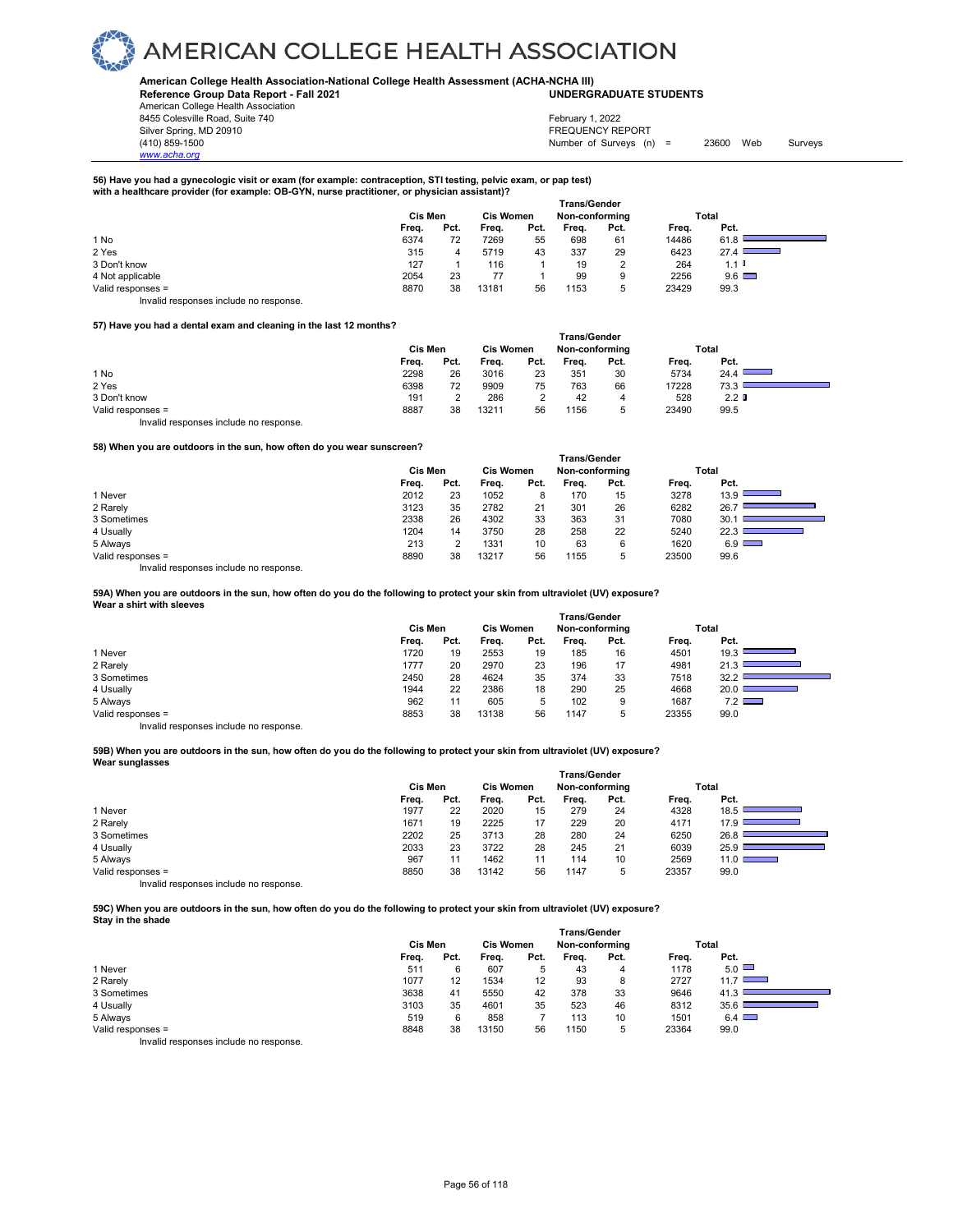# AMERICAN COLLEGE HEALTH ASSOCIATION

**American College Health Association-National College Health Assessment (ACHA-NCHA III)**
**Reference Group Data Report - Fall 2021** — **UNDERGRADUATE STUDENTS**

American College Health Association
8455 Colesville Road, Suite 740
Silver Spring, MD 20910
(410) 859-1500
www.acha.org

February 1, 2022
FREQUENCY REPORT
Number of Surveys (n) = 23600 Web Surveys

**56) Have you had a gynecologic visit or exam (for example: contraception, STI testing, pelvic exam, or pap test) with a healthcare provider (for example: OB-GYN, nurse practitioner, or physician assistant)?**

| | Cis Men | | Cis Women | | Trans/Gender Non-conforming | | Total | |
|---|---|---|---|---|---|---|---|---|
| | Freq. | Pct. | Freq. | Pct. | Freq. | Pct. | Freq. | Pct. |
| 1 No | 6374 | 72 | 7269 | 55 | 698 | 61 | 14486 | 61.8 |
| 2 Yes | 315 | 4 | 5719 | 43 | 337 | 29 | 6423 | 27.4 |
| 3 Don't know | 127 | 1 | 116 | 1 | 19 | 2 | 264 | 1.1 |
| 4 Not applicable | 2054 | 23 | 77 | 1 | 99 | 9 | 2256 | 9.6 |
| Valid responses = | 8870 | 38 | 13181 | 56 | 1153 | 5 | 23429 | 99.3 |

Invalid responses include no response.

**57) Have you had a dental exam and cleaning in the last 12 months?**

| | Cis Men | | Cis Women | | Trans/Gender Non-conforming | | Total | |
|---|---|---|---|---|---|---|---|---|
| | Freq. | Pct. | Freq. | Pct. | Freq. | Pct. | Freq. | Pct. |
| 1 No | 2298 | 26 | 3016 | 23 | 351 | 30 | 5734 | 24.4 |
| 2 Yes | 6398 | 72 | 9909 | 75 | 763 | 66 | 17228 | 73.3 |
| 3 Don't know | 191 | 2 | 286 | 2 | 42 | 4 | 528 | 2.2 |
| Valid responses = | 8887 | 38 | 13211 | 56 | 1156 | 5 | 23490 | 99.5 |

Invalid responses include no response.

**58) When you are outdoors in the sun, how often do you wear sunscreen?**

| | Cis Men | | Cis Women | | Trans/Gender Non-conforming | | Total | |
|---|---|---|---|---|---|---|---|---|
| | Freq. | Pct. | Freq. | Pct. | Freq. | Pct. | Freq. | Pct. |
| 1 Never | 2012 | 23 | 1052 | 8 | 170 | 15 | 3278 | 13.9 |
| 2 Rarely | 3123 | 35 | 2782 | 21 | 301 | 26 | 6282 | 26.7 |
| 3 Sometimes | 2338 | 26 | 4302 | 33 | 363 | 31 | 7080 | 30.1 |
| 4 Usually | 1204 | 14 | 3750 | 28 | 258 | 22 | 5240 | 22.3 |
| 5 Always | 213 | 2 | 1331 | 10 | 63 | 6 | 1620 | 6.9 |
| Valid responses = | 8890 | 38 | 13217 | 56 | 1155 | 5 | 23500 | 99.6 |

Invalid responses include no response.

**59A) When you are outdoors in the sun, how often do you do the following to protect your skin from ultraviolet (UV) exposure? Wear a shirt with sleeves**

| | Cis Men | | Cis Women | | Trans/Gender Non-conforming | | Total | |
|---|---|---|---|---|---|---|---|---|
| | Freq. | Pct. | Freq. | Pct. | Freq. | Pct. | Freq. | Pct. |
| 1 Never | 1720 | 19 | 2553 | 19 | 185 | 16 | 4501 | 19.3 |
| 2 Rarely | 1777 | 20 | 2970 | 23 | 196 | 17 | 4981 | 21.3 |
| 3 Sometimes | 2450 | 28 | 4624 | 35 | 374 | 33 | 7518 | 32.2 |
| 4 Usually | 1944 | 22 | 2386 | 18 | 290 | 25 | 4668 | 20.0 |
| 5 Always | 962 | 11 | 605 | 5 | 102 | 9 | 1687 | 7.2 |
| Valid responses = | 8853 | 38 | 13138 | 56 | 1147 | 5 | 23355 | 99.0 |

Invalid responses include no response.

**59B) When you are outdoors in the sun, how often do you do the following to protect your skin from ultraviolet (UV) exposure? Wear sunglasses**

| | Cis Men | | Cis Women | | Trans/Gender Non-conforming | | Total | |
|---|---|---|---|---|---|---|---|---|
| | Freq. | Pct. | Freq. | Pct. | Freq. | Pct. | Freq. | Pct. |
| 1 Never | 1977 | 22 | 2020 | 15 | 279 | 24 | 4328 | 18.5 |
| 2 Rarely | 1671 | 19 | 2225 | 17 | 229 | 20 | 4171 | 17.9 |
| 3 Sometimes | 2202 | 25 | 3713 | 28 | 280 | 24 | 6250 | 26.8 |
| 4 Usually | 2033 | 23 | 3722 | 28 | 245 | 21 | 6039 | 25.9 |
| 5 Always | 967 | 11 | 1462 | 11 | 114 | 10 | 2569 | 11.0 |
| Valid responses = | 8850 | 38 | 13142 | 56 | 1147 | 5 | 23357 | 99.0 |

Invalid responses include no response.

**59C) When you are outdoors in the sun, how often do you do the following to protect your skin from ultraviolet (UV) exposure? Stay in the shade**

| | Cis Men | | Cis Women | | Trans/Gender Non-conforming | | Total | |
|---|---|---|---|---|---|---|---|---|
| | Freq. | Pct. | Freq. | Pct. | Freq. | Pct. | Freq. | Pct. |
| 1 Never | 511 | 6 | 607 | 5 | 43 | 4 | 1178 | 5.0 |
| 2 Rarely | 1077 | 12 | 1534 | 12 | 93 | 8 | 2727 | 11.7 |
| 3 Sometimes | 3638 | 41 | 5550 | 42 | 378 | 33 | 9646 | 41.3 |
| 4 Usually | 3103 | 35 | 4601 | 35 | 523 | 46 | 8312 | 35.6 |
| 5 Always | 519 | 6 | 858 | 7 | 113 | 10 | 1501 | 6.4 |
| Valid responses = | 8848 | 38 | 13150 | 56 | 1150 | 5 | 23364 | 99.0 |

Invalid responses include no response.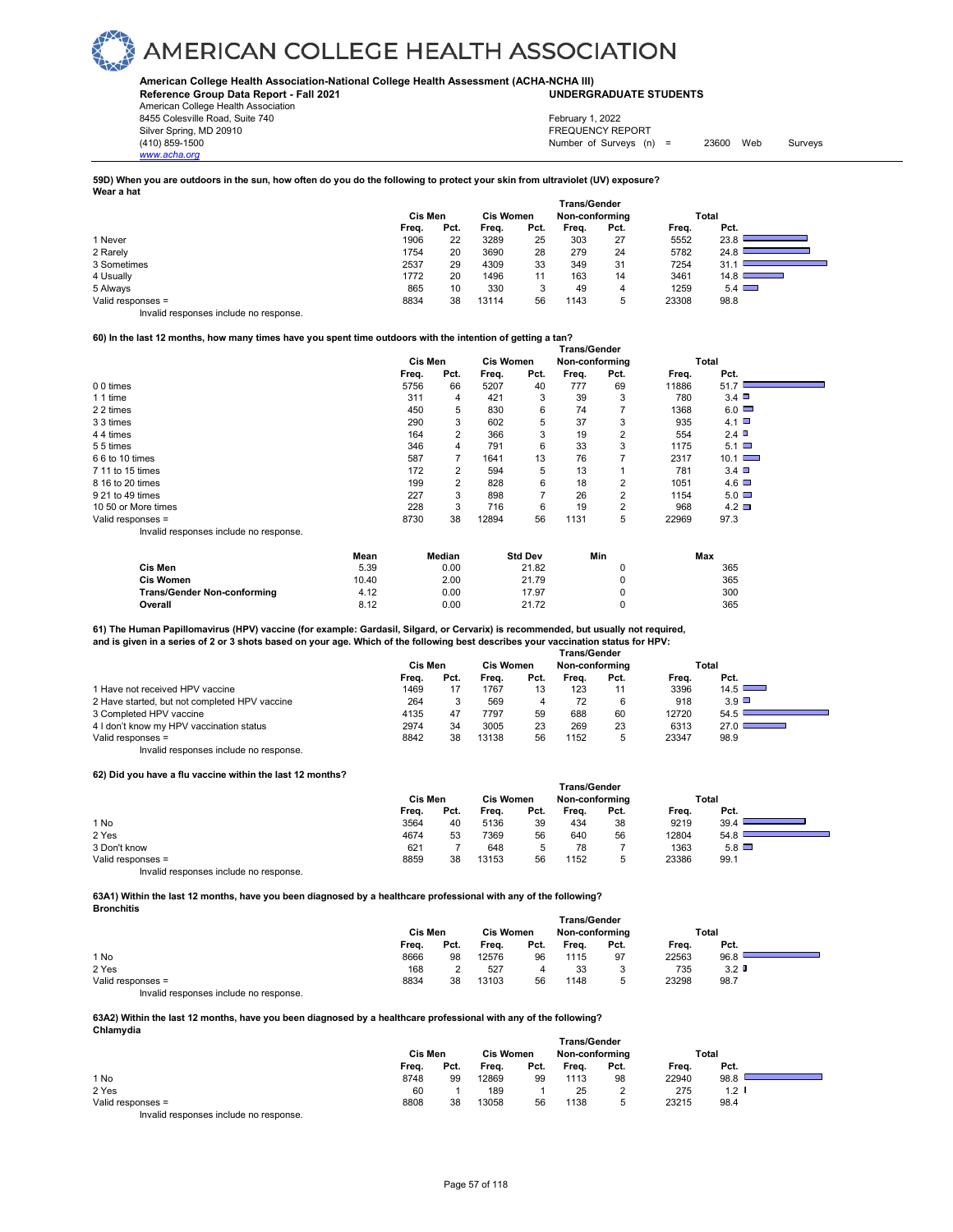# AMERICAN COLLEGE HEALTH ASSOCIATION

**American College Health Association-National College Health Assessment (ACHA-NCHA III)**
**Reference Group Data Report - Fall 2021** **UNDERGRADUATE STUDENTS**

American College Health Association
8455 Colesville Road, Suite 740
Silver Spring, MD 20910
(410) 859-1500
www.acha.org

February 1, 2022
FREQUENCY REPORT
Number of Surveys (n) = 23600 Web Surveys

**59D) When you are outdoors in the sun, how often do you do the following to protect your skin from ultraviolet (UV) exposure?**
**Wear a hat**

| | Cis Men | | Cis Women | | Trans/Gender Non-conforming | | Total | |
|---|---|---|---|---|---|---|---|---|
| | Freq. | Pct. | Freq. | Pct. | Freq. | Pct. | Freq. | Pct. |
| 1 Never | 1906 | 22 | 3289 | 25 | 303 | 27 | 5552 | 23.8 |
| 2 Rarely | 1754 | 20 | 3690 | 28 | 279 | 24 | 5782 | 24.8 |
| 3 Sometimes | 2537 | 29 | 4309 | 33 | 349 | 31 | 7254 | 31.1 |
| 4 Usually | 1772 | 20 | 1496 | 11 | 163 | 14 | 3461 | 14.8 |
| 5 Always | 865 | 10 | 330 | 3 | 49 | 4 | 1259 | 5.4 |
| Valid responses = | 8834 | 38 | 13114 | 56 | 1143 | 5 | 23308 | 98.8 |

Invalid responses include no response.

**60) In the last 12 months, how many times have you spent time outdoors with the intention of getting a tan?**

| | Cis Men | | Cis Women | | Trans/Gender Non-conforming | | Total | |
|---|---|---|---|---|---|---|---|---|
| | Freq. | Pct. | Freq. | Pct. | Freq. | Pct. | Freq. | Pct. |
| 0 0 times | 5756 | 66 | 5207 | 40 | 777 | 69 | 11886 | 51.7 |
| 1 1 time | 311 | 4 | 421 | 3 | 39 | 3 | 780 | 3.4 |
| 2 2 times | 450 | 5 | 830 | 6 | 74 | 7 | 1368 | 6.0 |
| 3 3 times | 290 | 3 | 602 | 5 | 37 | 3 | 935 | 4.1 |
| 4 4 times | 164 | 2 | 366 | 3 | 19 | 2 | 554 | 2.4 |
| 5 5 times | 346 | 4 | 791 | 6 | 33 | 3 | 1175 | 5.1 |
| 6 6 to 10 times | 587 | 7 | 1641 | 13 | 76 | 7 | 2317 | 10.1 |
| 7 11 to 15 times | 172 | 2 | 594 | 5 | 13 | 1 | 781 | 3.4 |
| 8 16 to 20 times | 199 | 2 | 828 | 6 | 18 | 2 | 1051 | 4.6 |
| 9 21 to 49 times | 227 | 3 | 898 | 7 | 26 | 2 | 1154 | 5.0 |
| 10 50 or More times | 228 | 3 | 716 | 6 | 19 | 2 | 968 | 4.2 |
| Valid responses = | 8730 | 38 | 12894 | 56 | 1131 | 5 | 22969 | 97.3 |

Invalid responses include no response.

| | Mean | Median | Std Dev | Min | Max |
|---|---|---|---|---|---|
| Cis Men | 5.39 | 0.00 | 21.82 | 0 | 365 |
| Cis Women | 10.40 | 2.00 | 21.79 | 0 | 365 |
| Trans/Gender Non-conforming | 4.12 | 0.00 | 17.97 | 0 | 300 |
| Overall | 8.12 | 0.00 | 21.72 | 0 | 365 |

**61) The Human Papillomavirus (HPV) vaccine (for example: Gardasil, Silgard, or Cervarix) is recommended, but usually not required, and is given in a series of 2 or 3 shots based on your age. Which of the following best describes your vaccination status for HPV:**

| | Cis Men | | Cis Women | | Trans/Gender Non-conforming | | Total | |
|---|---|---|---|---|---|---|---|---|
| | Freq. | Pct. | Freq. | Pct. | Freq. | Pct. | Freq. | Pct. |
| 1 Have not received HPV vaccine | 1469 | 17 | 1767 | 13 | 123 | 11 | 3396 | 14.5 |
| 2 Have started, but not completed HPV vaccine | 264 | 3 | 569 | 4 | 72 | 6 | 918 | 3.9 |
| 3 Completed HPV vaccine | 4135 | 47 | 7797 | 59 | 688 | 60 | 12720 | 54.5 |
| 4 I don't know my HPV vaccination status | 2974 | 34 | 3005 | 23 | 269 | 23 | 6313 | 27.0 |
| Valid responses = | 8842 | 38 | 13138 | 56 | 1152 | 5 | 23347 | 98.9 |

Invalid responses include no response.

**62) Did you have a flu vaccine within the last 12 months?**

| | Cis Men | | Cis Women | | Trans/Gender Non-conforming | | Total | |
|---|---|---|---|---|---|---|---|---|
| | Freq. | Pct. | Freq. | Pct. | Freq. | Pct. | Freq. | Pct. |
| 1 No | 3564 | 40 | 5136 | 39 | 434 | 38 | 9219 | 39.4 |
| 2 Yes | 4674 | 53 | 7369 | 56 | 640 | 56 | 12804 | 54.8 |
| 3 Don't know | 621 | 7 | 648 | 5 | 78 | 7 | 1363 | 5.8 |
| Valid responses = | 8859 | 38 | 13153 | 56 | 1152 | 5 | 23386 | 99.1 |

Invalid responses include no response.

**63A1) Within the last 12 months, have you been diagnosed by a healthcare professional with any of the following?**
**Bronchitis**

| | Cis Men | | Cis Women | | Trans/Gender Non-conforming | | Total | |
|---|---|---|---|---|---|---|---|---|
| | Freq. | Pct. | Freq. | Pct. | Freq. | Pct. | Freq. | Pct. |
| 1 No | 8666 | 98 | 12576 | 96 | 1115 | 97 | 22563 | 96.8 |
| 2 Yes | 168 | 2 | 527 | 4 | 33 | 3 | 735 | 3.2 |
| Valid responses = | 8834 | 38 | 13103 | 56 | 1148 | 5 | 23298 | 98.7 |

Invalid responses include no response.

**63A2) Within the last 12 months, have you been diagnosed by a healthcare professional with any of the following?**
**Chlamydia**

| | Cis Men | | Cis Women | | Trans/Gender Non-conforming | | Total | |
|---|---|---|---|---|---|---|---|---|
| | Freq. | Pct. | Freq. | Pct. | Freq. | Pct. | Freq. | Pct. |
| 1 No | 8748 | 99 | 12869 | 99 | 1113 | 98 | 22940 | 98.8 |
| 2 Yes | 60 | 1 | 189 | 1 | 25 | 2 | 275 | 1.2 |
| Valid responses = | 8808 | 38 | 13058 | 56 | 1138 | 5 | 23215 | 98.4 |

Invalid responses include no response.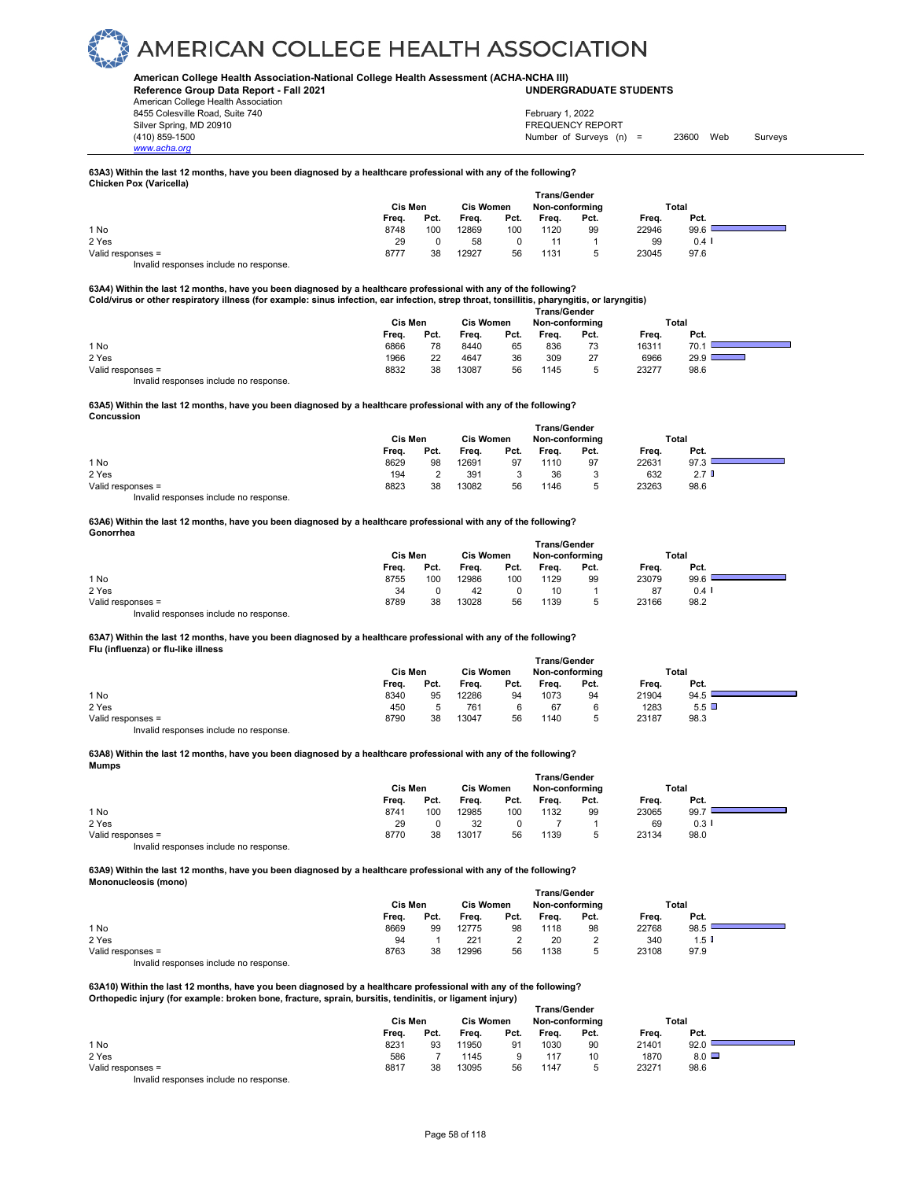# AMERICAN COLLEGE HEALTH ASSOCIATION

**American College Health Association-National College Health Assessment (ACHA-NCHA III)**
**Reference Group Data Report - Fall 2021** — **UNDERGRADUATE STUDENTS**

American College Health Association
8455 Colesville Road, Suite 740
Silver Spring, MD 20910
(410) 859-1500
www.acha.org

February 1, 2022
FREQUENCY REPORT
Number of Surveys (n) = 23600 Web Surveys

**63A3) Within the last 12 months, have you been diagnosed by a healthcare professional with any of the following?**
**Chicken Pox (Varicella)**

| | Cis Men | | Cis Women | | Trans/Gender Non-conforming | | Total | |
|---|---|---|---|---|---|---|---|---|
| | Freq. | Pct. | Freq. | Pct. | Freq. | Pct. | Freq. | Pct. |
| 1 No | 8748 | 100 | 12869 | 100 | 1120 | 99 | 22946 | 99.6 |
| 2 Yes | 29 | 0 | 58 | 0 | 11 | 1 | 99 | 0.4 |
| Valid responses = | 8777 | 38 | 12927 | 56 | 1131 | 5 | 23045 | 97.6 |

Invalid responses include no response.

**63A4) Within the last 12 months, have you been diagnosed by a healthcare professional with any of the following?**
**Cold/virus or other respiratory illness (for example: sinus infection, ear infection, strep throat, tonsillitis, pharyngitis, or laryngitis)**

| | Cis Men | | Cis Women | | Trans/Gender Non-conforming | | Total | |
|---|---|---|---|---|---|---|---|---|
| | Freq. | Pct. | Freq. | Pct. | Freq. | Pct. | Freq. | Pct. |
| 1 No | 6866 | 78 | 8440 | 65 | 836 | 73 | 16311 | 70.1 |
| 2 Yes | 1966 | 22 | 4647 | 36 | 309 | 27 | 6966 | 29.9 |
| Valid responses = | 8832 | 38 | 13087 | 56 | 1145 | 5 | 23277 | 98.6 |

Invalid responses include no response.

**63A5) Within the last 12 months, have you been diagnosed by a healthcare professional with any of the following?**
**Concussion**

| | Cis Men | | Cis Women | | Trans/Gender Non-conforming | | Total | |
|---|---|---|---|---|---|---|---|---|
| | Freq. | Pct. | Freq. | Pct. | Freq. | Pct. | Freq. | Pct. |
| 1 No | 8629 | 98 | 12691 | 97 | 1110 | 97 | 22631 | 97.3 |
| 2 Yes | 194 | 2 | 391 | 3 | 36 | 3 | 632 | 2.7 |
| Valid responses = | 8823 | 38 | 13082 | 56 | 1146 | 5 | 23263 | 98.6 |

Invalid responses include no response.

**63A6) Within the last 12 months, have you been diagnosed by a healthcare professional with any of the following?**
**Gonorrhea**

| | Cis Men | | Cis Women | | Trans/Gender Non-conforming | | Total | |
|---|---|---|---|---|---|---|---|---|
| | Freq. | Pct. | Freq. | Pct. | Freq. | Pct. | Freq. | Pct. |
| 1 No | 8755 | 100 | 12986 | 100 | 1129 | 99 | 23079 | 99.6 |
| 2 Yes | 34 | 0 | 42 | 0 | 10 | 1 | 87 | 0.4 |
| Valid responses = | 8789 | 38 | 13028 | 56 | 1139 | 5 | 23166 | 98.2 |

Invalid responses include no response.

**63A7) Within the last 12 months, have you been diagnosed by a healthcare professional with any of the following?**
**Flu (influenza) or flu-like illness**

| | Cis Men | | Cis Women | | Trans/Gender Non-conforming | | Total | |
|---|---|---|---|---|---|---|---|---|
| | Freq. | Pct. | Freq. | Pct. | Freq. | Pct. | Freq. | Pct. |
| 1 No | 8340 | 95 | 12286 | 94 | 1073 | 94 | 21904 | 94.5 |
| 2 Yes | 450 | 5 | 761 | 6 | 67 | 6 | 1283 | 5.5 |
| Valid responses = | 8790 | 38 | 13047 | 56 | 1140 | 5 | 23187 | 98.3 |

Invalid responses include no response.

**63A8) Within the last 12 months, have you been diagnosed by a healthcare professional with any of the following?**
**Mumps**

| | Cis Men | | Cis Women | | Trans/Gender Non-conforming | | Total | |
|---|---|---|---|---|---|---|---|---|
| | Freq. | Pct. | Freq. | Pct. | Freq. | Pct. | Freq. | Pct. |
| 1 No | 8741 | 100 | 12985 | 100 | 1132 | 99 | 23065 | 99.7 |
| 2 Yes | 29 | 0 | 32 | 0 | 7 | 1 | 69 | 0.3 |
| Valid responses = | 8770 | 38 | 13017 | 56 | 1139 | 5 | 23134 | 98.0 |

Invalid responses include no response.

**63A9) Within the last 12 months, have you been diagnosed by a healthcare professional with any of the following?**
**Mononucleosis (mono)**

| | Cis Men | | Cis Women | | Trans/Gender Non-conforming | | Total | |
|---|---|---|---|---|---|---|---|---|
| | Freq. | Pct. | Freq. | Pct. | Freq. | Pct. | Freq. | Pct. |
| 1 No | 8669 | 99 | 12775 | 98 | 1118 | 98 | 22768 | 98.5 |
| 2 Yes | 94 | 1 | 221 | 2 | 20 | 2 | 340 | 1.5 |
| Valid responses = | 8763 | 38 | 12996 | 56 | 1138 | 5 | 23108 | 97.9 |

Invalid responses include no response.

**63A10) Within the last 12 months, have you been diagnosed by a healthcare professional with any of the following?**
**Orthopedic injury (for example: broken bone, fracture, sprain, bursitis, tendinitis, or ligament injury)**

| | Cis Men | | Cis Women | | Trans/Gender Non-conforming | | Total | |
|---|---|---|---|---|---|---|---|---|
| | Freq. | Pct. | Freq. | Pct. | Freq. | Pct. | Freq. | Pct. |
| 1 No | 8231 | 93 | 11950 | 91 | 1030 | 90 | 21401 | 92.0 |
| 2 Yes | 586 | 7 | 1145 | 9 | 117 | 10 | 1870 | 8.0 |
| Valid responses = | 8817 | 38 | 13095 | 56 | 1147 | 5 | 23271 | 98.6 |

Invalid responses include no response.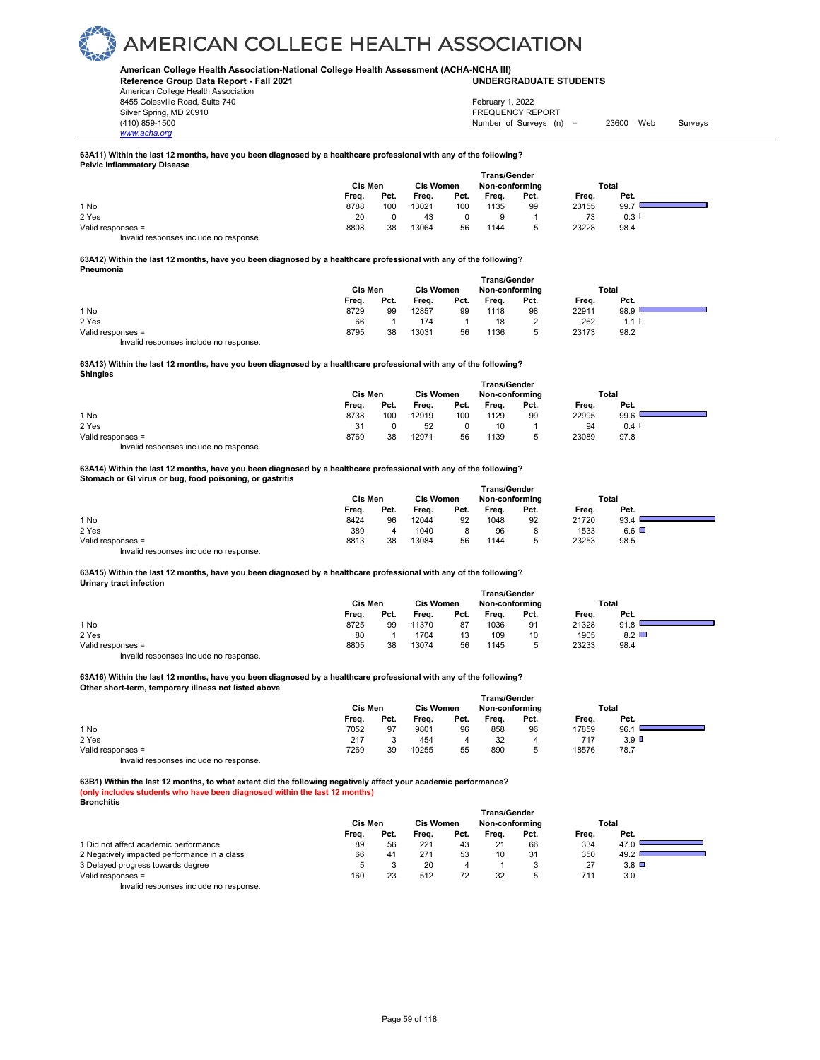# AMERICAN COLLEGE HEALTH ASSOCIATION

**American College Health Association-National College Health Assessment (ACHA-NCHA III)**
**Reference Group Data Report - Fall 2021** **UNDERGRADUATE STUDENTS**
American College Health Association
8455 Colesville Road, Suite 740
Silver Spring, MD 20910
(410) 859-1500
www.acha.org

February 1, 2022
FREQUENCY REPORT
Number of Surveys (n) = 23600 Web Surveys

**63A11) Within the last 12 months, have you been diagnosed by a healthcare professional with any of the following?**
**Pelvic Inflammatory Disease**

| | Cis Men | | Cis Women | | Trans/Gender Non-conforming | | Total | |
|---|---|---|---|---|---|---|---|---|
| | Freq. | Pct. | Freq. | Pct. | Freq. | Pct. | Freq. | Pct. |
| 1 No | 8788 | 100 | 13021 | 100 | 1135 | 99 | 23155 | 99.7 |
| 2 Yes | 20 | 0 | 43 | 0 | 9 | 1 | 73 | 0.3 |
| Valid responses = | 8808 | 38 | 13064 | 56 | 1144 | 5 | 23228 | 98.4 |

Invalid responses include no response.

**63A12) Within the last 12 months, have you been diagnosed by a healthcare professional with any of the following?**
**Pneumonia**

| | Cis Men | | Cis Women | | Trans/Gender Non-conforming | | Total | |
|---|---|---|---|---|---|---|---|---|
| | Freq. | Pct. | Freq. | Pct. | Freq. | Pct. | Freq. | Pct. |
| 1 No | 8729 | 99 | 12857 | 99 | 1118 | 98 | 22911 | 98.9 |
| 2 Yes | 66 | 1 | 174 | 1 | 18 | 2 | 262 | 1.1 |
| Valid responses = | 8795 | 38 | 13031 | 56 | 1136 | 5 | 23173 | 98.2 |

Invalid responses include no response.

**63A13) Within the last 12 months, have you been diagnosed by a healthcare professional with any of the following?**
**Shingles**

| | Cis Men | | Cis Women | | Trans/Gender Non-conforming | | Total | |
|---|---|---|---|---|---|---|---|---|
| | Freq. | Pct. | Freq. | Pct. | Freq. | Pct. | Freq. | Pct. |
| 1 No | 8738 | 100 | 12919 | 100 | 1129 | 99 | 22995 | 99.6 |
| 2 Yes | 31 | 0 | 52 | 0 | 10 | 1 | 94 | 0.4 |
| Valid responses = | 8769 | 38 | 12971 | 56 | 1139 | 5 | 23089 | 97.8 |

Invalid responses include no response.

**63A14) Within the last 12 months, have you been diagnosed by a healthcare professional with any of the following?**
**Stomach or GI virus or bug, food poisoning, or gastritis**

| | Cis Men | | Cis Women | | Trans/Gender Non-conforming | | Total | |
|---|---|---|---|---|---|---|---|---|
| | Freq. | Pct. | Freq. | Pct. | Freq. | Pct. | Freq. | Pct. |
| 1 No | 8424 | 96 | 12044 | 92 | 1048 | 92 | 21720 | 93.4 |
| 2 Yes | 389 | 4 | 1040 | 8 | 96 | 8 | 1533 | 6.6 |
| Valid responses = | 8813 | 38 | 13084 | 56 | 1144 | 5 | 23253 | 98.5 |

Invalid responses include no response.

**63A15) Within the last 12 months, have you been diagnosed by a healthcare professional with any of the following?**
**Urinary tract infection**

| | Cis Men | | Cis Women | | Trans/Gender Non-conforming | | Total | |
|---|---|---|---|---|---|---|---|---|
| | Freq. | Pct. | Freq. | Pct. | Freq. | Pct. | Freq. | Pct. |
| 1 No | 8725 | 99 | 11370 | 87 | 1036 | 91 | 21328 | 91.8 |
| 2 Yes | 80 | 1 | 1704 | 13 | 109 | 10 | 1905 | 8.2 |
| Valid responses = | 8805 | 38 | 13074 | 56 | 1145 | 5 | 23233 | 98.4 |

Invalid responses include no response.

**63A16) Within the last 12 months, have you been diagnosed by a healthcare professional with any of the following?**
**Other short-term, temporary illness not listed above**

| | Cis Men | | Cis Women | | Trans/Gender Non-conforming | | Total | |
|---|---|---|---|---|---|---|---|---|
| | Freq. | Pct. | Freq. | Pct. | Freq. | Pct. | Freq. | Pct. |
| 1 No | 7052 | 97 | 9801 | 96 | 858 | 96 | 17859 | 96.1 |
| 2 Yes | 217 | 3 | 454 | 4 | 32 | 4 | 717 | 3.9 |
| Valid responses = | 7269 | 39 | 10255 | 55 | 890 | 5 | 18576 | 78.7 |

Invalid responses include no response.

**63B1) Within the last 12 months, to what extent did the following negatively affect your academic performance?**
**(only includes students who have been diagnosed within the last 12 months)**
**Bronchitis**

| | Cis Men | | Cis Women | | Trans/Gender Non-conforming | | Total | |
|---|---|---|---|---|---|---|---|---|
| | Freq. | Pct. | Freq. | Pct. | Freq. | Pct. | Freq. | Pct. |
| 1 Did not affect academic performance | 89 | 56 | 221 | 43 | 21 | 66 | 334 | 47.0 |
| 2 Negatively impacted performance in a class | 66 | 41 | 271 | 53 | 10 | 31 | 350 | 49.2 |
| 3 Delayed progress towards degree | 5 | 3 | 20 | 4 | 1 | 3 | 27 | 3.8 |
| Valid responses = | 160 | 23 | 512 | 72 | 32 | 5 | 711 | 3.0 |

Invalid responses include no response.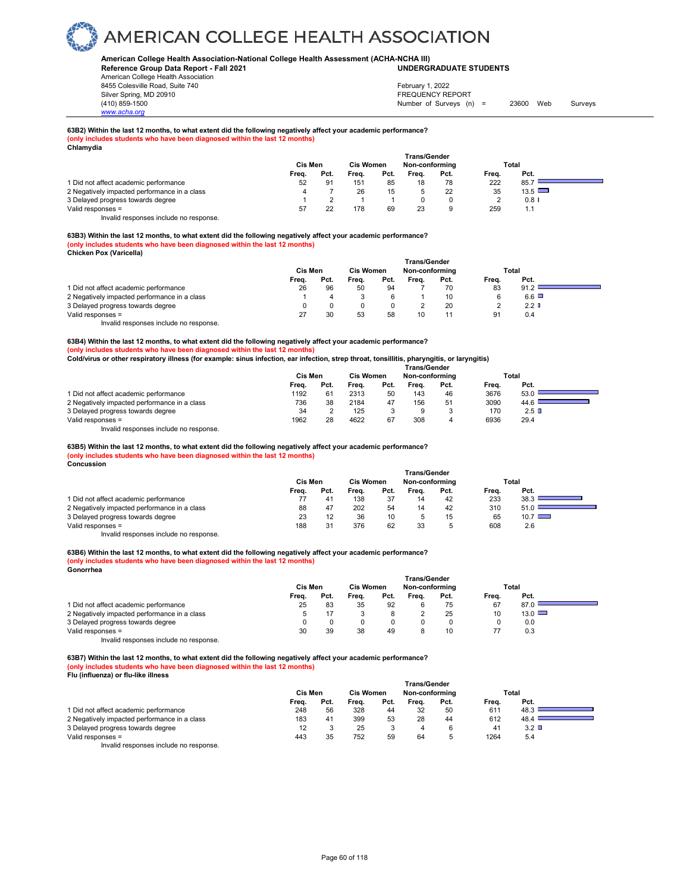# AMERICAN COLLEGE HEALTH ASSOCIATION

**American College Health Association-National College Health Assessment (ACHA-NCHA III)**
**Reference Group Data Report - Fall 2021** **UNDERGRADUATE STUDENTS**

American College Health Association
8455 Colesville Road, Suite 740
Silver Spring, MD 20910
(410) 859-1500
www.acha.org

February 1, 2022
FREQUENCY REPORT
Number of Surveys (n) = 23600 Web Surveys

**63B2) Within the last 12 months, to what extent did the following negatively affect your academic performance?**
**(only includes students who have been diagnosed within the last 12 months)**
**Chlamydia**

| | Cis Men | | Cis Women | | Trans/Gender Non-conforming | | Total | |
|---|---|---|---|---|---|---|---|---|
| | Freq. | Pct. | Freq. | Pct. | Freq. | Pct. | Freq. | Pct. |
| 1 Did not affect academic performance | 52 | 91 | 151 | 85 | 18 | 78 | 222 | 85.7 |
| 2 Negatively impacted performance in a class | 4 | 7 | 26 | 15 | 5 | 22 | 35 | 13.5 |
| 3 Delayed progress towards degree | 1 | 2 | 1 | 1 | 0 | 0 | 2 | 0.8 |
| Valid responses = | 57 | 22 | 178 | 69 | 23 | 9 | 259 | 1.1 |

Invalid responses include no response.

**63B3) Within the last 12 months, to what extent did the following negatively affect your academic performance?**
**(only includes students who have been diagnosed within the last 12 months)**
**Chicken Pox (Varicella)**

| | Cis Men | | Cis Women | | Trans/Gender Non-conforming | | Total | |
|---|---|---|---|---|---|---|---|---|
| | Freq. | Pct. | Freq. | Pct. | Freq. | Pct. | Freq. | Pct. |
| 1 Did not affect academic performance | 26 | 96 | 50 | 94 | 7 | 70 | 83 | 91.2 |
| 2 Negatively impacted performance in a class | 1 | 4 | 3 | 6 | 1 | 10 | 6 | 6.6 |
| 3 Delayed progress towards degree | 0 | 0 | 0 | 0 | 2 | 20 | 2 | 2.2 |
| Valid responses = | 27 | 30 | 53 | 58 | 10 | 11 | 91 | 0.4 |

Invalid responses include no response.

**63B4) Within the last 12 months, to what extent did the following negatively affect your academic performance?**
**(only includes students who have been diagnosed within the last 12 months)**
**Cold/virus or other respiratory illness (for example: sinus infection, ear infection, strep throat, tonsillitis, pharyngitis, or laryngitis)**

| | Cis Men | | Cis Women | | Trans/Gender Non-conforming | | Total | |
|---|---|---|---|---|---|---|---|---|
| | Freq. | Pct. | Freq. | Pct. | Freq. | Pct. | Freq. | Pct. |
| 1 Did not affect academic performance | 1192 | 61 | 2313 | 50 | 143 | 46 | 3676 | 53.0 |
| 2 Negatively impacted performance in a class | 736 | 38 | 2184 | 47 | 156 | 51 | 3090 | 44.6 |
| 3 Delayed progress towards degree | 34 | 2 | 125 | 3 | 9 | 3 | 170 | 2.5 |
| Valid responses = | 1962 | 28 | 4622 | 67 | 308 | 4 | 6936 | 29.4 |

Invalid responses include no response.

**63B5) Within the last 12 months, to what extent did the following negatively affect your academic performance?**
**(only includes students who have been diagnosed within the last 12 months)**
**Concussion**

| | Cis Men | | Cis Women | | Trans/Gender Non-conforming | | Total | |
|---|---|---|---|---|---|---|---|---|
| | Freq. | Pct. | Freq. | Pct. | Freq. | Pct. | Freq. | Pct. |
| 1 Did not affect academic performance | 77 | 41 | 138 | 37 | 14 | 42 | 233 | 38.3 |
| 2 Negatively impacted performance in a class | 88 | 47 | 202 | 54 | 14 | 42 | 310 | 51.0 |
| 3 Delayed progress towards degree | 23 | 12 | 36 | 10 | 5 | 15 | 65 | 10.7 |
| Valid responses = | 188 | 31 | 376 | 62 | 33 | 5 | 608 | 2.6 |

Invalid responses include no response.

**63B6) Within the last 12 months, to what extent did the following negatively affect your academic performance?**
**(only includes students who have been diagnosed within the last 12 months)**
**Gonorrhea**

| | Cis Men | | Cis Women | | Trans/Gender Non-conforming | | Total | |
|---|---|---|---|---|---|---|---|---|
| | Freq. | Pct. | Freq. | Pct. | Freq. | Pct. | Freq. | Pct. |
| 1 Did not affect academic performance | 25 | 83 | 35 | 92 | 6 | 75 | 67 | 87.0 |
| 2 Negatively impacted performance in a class | 5 | 17 | 3 | 8 | 2 | 25 | 10 | 13.0 |
| 3 Delayed progress towards degree | 0 | 0 | 0 | 0 | 0 | 0 | 0 | 0.0 |
| Valid responses = | 30 | 39 | 38 | 49 | 8 | 10 | 77 | 0.3 |

Invalid responses include no response.

**63B7) Within the last 12 months, to what extent did the following negatively affect your academic performance?**
**(only includes students who have been diagnosed within the last 12 months)**
**Flu (influenza) or flu-like illness**

| | Cis Men | | Cis Women | | Trans/Gender Non-conforming | | Total | |
|---|---|---|---|---|---|---|---|---|
| | Freq. | Pct. | Freq. | Pct. | Freq. | Pct. | Freq. | Pct. |
| 1 Did not affect academic performance | 248 | 56 | 328 | 44 | 32 | 50 | 611 | 48.3 |
| 2 Negatively impacted performance in a class | 183 | 41 | 399 | 53 | 28 | 44 | 612 | 48.4 |
| 3 Delayed progress towards degree | 12 | 3 | 25 | 3 | 4 | 6 | 41 | 3.2 |
| Valid responses = | 443 | 35 | 752 | 59 | 64 | 5 | 1264 | 5.4 |

Invalid responses include no response.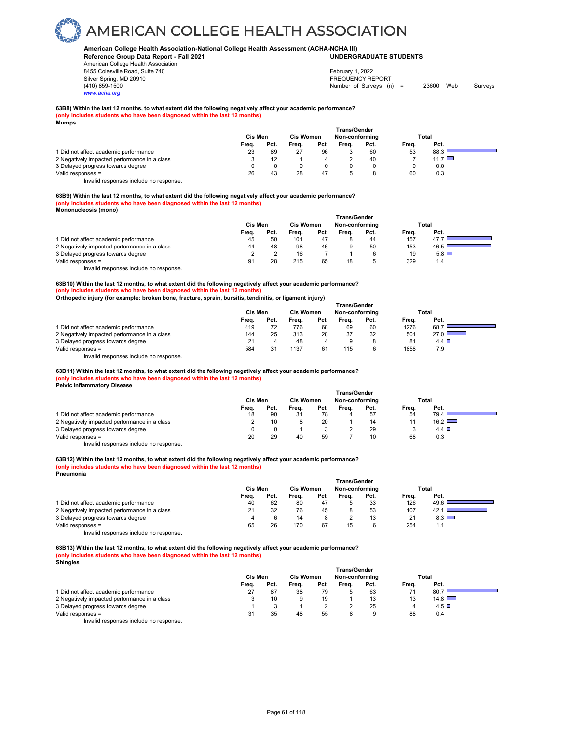**American College Health Association-National College Health Assessment (ACHA-NCHA III)**
**Reference Group Data Report - Fall 2021** **UNDERGRADUATE STUDENTS**
American College Health Association
8455 Colesville Road, Suite 740
Silver Spring, MD 20910
(410) 859-1500
www.acha.org

February 1, 2022
FREQUENCY REPORT
Number of Surveys (n) = 23600 Web Surveys

**63B8) Within the last 12 months, to what extent did the following negatively affect your academic performance?**
**(only includes students who have been diagnosed within the last 12 months)**
**Mumps**

| | Cis Men | | Cis Women | | Trans/Gender Non-conforming | | Total | |
|---|---|---|---|---|---|---|---|---|
| | Freq. | Pct. | Freq. | Pct. | Freq. | Pct. | Freq. | Pct. |
| 1 Did not affect academic performance | 23 | 89 | 27 | 96 | 3 | 60 | 53 | 88.3 |
| 2 Negatively impacted performance in a class | 3 | 12 | 1 | 4 | 2 | 40 | 7 | 11.7 |
| 3 Delayed progress towards degree | 0 | 0 | 0 | 0 | 0 | 0 | 0 | 0.0 |
| Valid responses = | 26 | 43 | 28 | 47 | 5 | 8 | 60 | 0.3 |

Invalid responses include no response.

**63B9) Within the last 12 months, to what extent did the following negatively affect your academic performance?**
**(only includes students who have been diagnosed within the last 12 months)**
**Mononucleosis (mono)**

| | Cis Men | | Cis Women | | Trans/Gender Non-conforming | | Total | |
|---|---|---|---|---|---|---|---|---|
| | Freq. | Pct. | Freq. | Pct. | Freq. | Pct. | Freq. | Pct. |
| 1 Did not affect academic performance | 45 | 50 | 101 | 47 | 8 | 44 | 157 | 47.7 |
| 2 Negatively impacted performance in a class | 44 | 48 | 98 | 46 | 9 | 50 | 153 | 46.5 |
| 3 Delayed progress towards degree | 2 | 2 | 16 | 7 | 1 | 6 | 19 | 5.8 |
| Valid responses = | 91 | 28 | 215 | 65 | 18 | 5 | 329 | 1.4 |

Invalid responses include no response.

**63B10) Within the last 12 months, to what extent did the following negatively affect your academic performance?**
**(only includes students who have been diagnosed within the last 12 months)**
**Orthopedic injury (for example: broken bone, fracture, sprain, bursitis, tendinitis, or ligament injury)**

| | Cis Men | | Cis Women | | Trans/Gender Non-conforming | | Total | |
|---|---|---|---|---|---|---|---|---|
| | Freq. | Pct. | Freq. | Pct. | Freq. | Pct. | Freq. | Pct. |
| 1 Did not affect academic performance | 419 | 72 | 776 | 68 | 69 | 60 | 1276 | 68.7 |
| 2 Negatively impacted performance in a class | 144 | 25 | 313 | 28 | 37 | 32 | 501 | 27.0 |
| 3 Delayed progress towards degree | 21 | 4 | 48 | 4 | 9 | 8 | 81 | 4.4 |
| Valid responses = | 584 | 31 | 1137 | 61 | 115 | 6 | 1858 | 7.9 |

Invalid responses include no response.

**63B11) Within the last 12 months, to what extent did the following negatively affect your academic performance?**
**(only includes students who have been diagnosed within the last 12 months)**
**Pelvic Inflammatory Disease**

| | Cis Men | | Cis Women | | Trans/Gender Non-conforming | | Total | |
|---|---|---|---|---|---|---|---|---|
| | Freq. | Pct. | Freq. | Pct. | Freq. | Pct. | Freq. | Pct. |
| 1 Did not affect academic performance | 18 | 90 | 31 | 78 | 4 | 57 | 54 | 79.4 |
| 2 Negatively impacted performance in a class | 2 | 10 | 8 | 20 | 1 | 14 | 11 | 16.2 |
| 3 Delayed progress towards degree | 0 | 0 | 1 | 3 | 2 | 29 | 3 | 4.4 |
| Valid responses = | 20 | 29 | 40 | 59 | 7 | 10 | 68 | 0.3 |

Invalid responses include no response.

**63B12) Within the last 12 months, to what extent did the following negatively affect your academic performance?**
**(only includes students who have been diagnosed within the last 12 months)**
**Pneumonia**

| | Cis Men | | Cis Women | | Trans/Gender Non-conforming | | Total | |
|---|---|---|---|---|---|---|---|---|
| | Freq. | Pct. | Freq. | Pct. | Freq. | Pct. | Freq. | Pct. |
| 1 Did not affect academic performance | 40 | 62 | 80 | 47 | 5 | 33 | 126 | 49.6 |
| 2 Negatively impacted performance in a class | 21 | 32 | 76 | 45 | 8 | 53 | 107 | 42.1 |
| 3 Delayed progress towards degree | 4 | 6 | 14 | 8 | 2 | 13 | 21 | 8.3 |
| Valid responses = | 65 | 26 | 170 | 67 | 15 | 6 | 254 | 1.1 |

Invalid responses include no response.

**63B13) Within the last 12 months, to what extent did the following negatively affect your academic performance?**
**(only includes students who have been diagnosed within the last 12 months)**
**Shingles**

| | Cis Men | | Cis Women | | Trans/Gender Non-conforming | | Total | |
|---|---|---|---|---|---|---|---|---|
| | Freq. | Pct. | Freq. | Pct. | Freq. | Pct. | Freq. | Pct. |
| 1 Did not affect academic performance | 27 | 87 | 38 | 79 | 5 | 63 | 71 | 80.7 |
| 2 Negatively impacted performance in a class | 3 | 10 | 9 | 19 | 1 | 13 | 13 | 14.8 |
| 3 Delayed progress towards degree | 1 | 3 | 1 | 2 | 2 | 25 | 4 | 4.5 |
| Valid responses = | 31 | 35 | 48 | 55 | 8 | 9 | 88 | 0.4 |

Invalid responses include no response.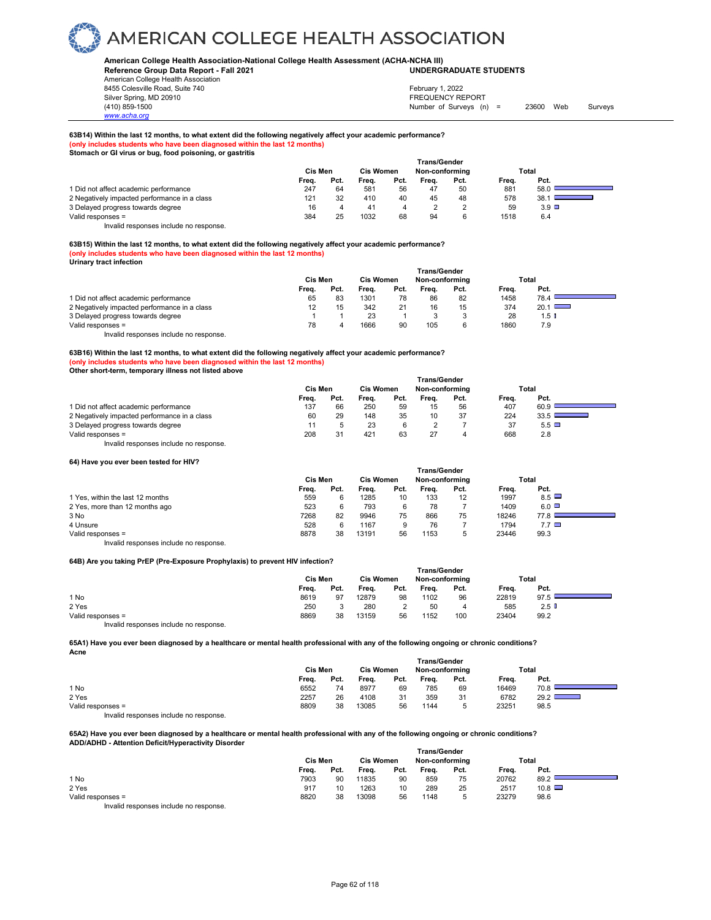# AMERICAN COLLEGE HEALTH ASSOCIATION

**American College Health Association-National College Health Assessment (ACHA-NCHA III)**
**Reference Group Data Report - Fall 2021** — **UNDERGRADUATE STUDENTS**

American College Health Association
8455 Colesville Road, Suite 740
Silver Spring, MD 20910
(410) 859-1500
www.acha.org

February 1, 2022
FREQUENCY REPORT
Number of Surveys (n) = 23600 Web Surveys

**63B14) Within the last 12 months, to what extent did the following negatively affect your academic performance?**
**(only includes students who have been diagnosed within the last 12 months)**
**Stomach or GI virus or bug, food poisoning, or gastritis**

| | Cis Men | | Cis Women | | Trans/Gender Non-conforming | | Total | |
|---|---|---|---|---|---|---|---|---|
| | Freq. | Pct. | Freq. | Pct. | Freq. | Pct. | Freq. | Pct. |
| 1 Did not affect academic performance | 247 | 64 | 581 | 56 | 47 | 50 | 881 | 58.0 |
| 2 Negatively impacted performance in a class | 121 | 32 | 410 | 40 | 45 | 48 | 578 | 38.1 |
| 3 Delayed progress towards degree | 16 | 4 | 41 | 4 | 2 | 2 | 59 | 3.9 |
| Valid responses = | 384 | 25 | 1032 | 68 | 94 | 6 | 1518 | 6.4 |

Invalid responses include no response.

**63B15) Within the last 12 months, to what extent did the following negatively affect your academic performance?**
**(only includes students who have been diagnosed within the last 12 months)**
**Urinary tract infection**

| | Cis Men | | Cis Women | | Trans/Gender Non-conforming | | Total | |
|---|---|---|---|---|---|---|---|---|
| | Freq. | Pct. | Freq. | Pct. | Freq. | Pct. | Freq. | Pct. |
| 1 Did not affect academic performance | 65 | 83 | 1301 | 78 | 86 | 82 | 1458 | 78.4 |
| 2 Negatively impacted performance in a class | 12 | 15 | 342 | 21 | 16 | 15 | 374 | 20.1 |
| 3 Delayed progress towards degree | 1 | 1 | 23 | 1 | 3 | 3 | 28 | 1.5 |
| Valid responses = | 78 | 4 | 1666 | 90 | 105 | 6 | 1860 | 7.9 |

Invalid responses include no response.

**63B16) Within the last 12 months, to what extent did the following negatively affect your academic performance?**
**(only includes students who have been diagnosed within the last 12 months)**
**Other short-term, temporary illness not listed above**

| | Cis Men | | Cis Women | | Trans/Gender Non-conforming | | Total | |
|---|---|---|---|---|---|---|---|---|
| | Freq. | Pct. | Freq. | Pct. | Freq. | Pct. | Freq. | Pct. |
| 1 Did not affect academic performance | 137 | 66 | 250 | 59 | 15 | 56 | 407 | 60.9 |
| 2 Negatively impacted performance in a class | 60 | 29 | 148 | 35 | 10 | 37 | 224 | 33.5 |
| 3 Delayed progress towards degree | 11 | 5 | 23 | 6 | 2 | 7 | 37 | 5.5 |
| Valid responses = | 208 | 31 | 421 | 63 | 27 | 4 | 668 | 2.8 |

Invalid responses include no response.

**64) Have you ever been tested for HIV?**

| | Cis Men | | Cis Women | | Trans/Gender Non-conforming | | Total | |
|---|---|---|---|---|---|---|---|---|
| | Freq. | Pct. | Freq. | Pct. | Freq. | Pct. | Freq. | Pct. |
| 1 Yes, within the last 12 months | 559 | 6 | 1285 | 10 | 133 | 12 | 1997 | 8.5 |
| 2 Yes, more than 12 months ago | 523 | 6 | 793 | 6 | 78 | 7 | 1409 | 6.0 |
| 3 No | 7268 | 82 | 9946 | 75 | 866 | 75 | 18246 | 77.8 |
| 4 Unsure | 528 | 6 | 1167 | 9 | 76 | 7 | 1794 | 7.7 |
| Valid responses = | 8878 | 38 | 13191 | 56 | 1153 | 5 | 23446 | 99.3 |

Invalid responses include no response.

**64B) Are you taking PrEP (Pre-Exposure Prophylaxis) to prevent HIV infection?**

| | Cis Men | | Cis Women | | Trans/Gender Non-conforming | | Total | |
|---|---|---|---|---|---|---|---|---|
| | Freq. | Pct. | Freq. | Pct. | Freq. | Pct. | Freq. | Pct. |
| 1 No | 8619 | 97 | 12879 | 98 | 1102 | 96 | 22819 | 97.5 |
| 2 Yes | 250 | 3 | 280 | 2 | 50 | 4 | 585 | 2.5 |
| Valid responses = | 8869 | 38 | 13159 | 56 | 1152 | 100 | 23404 | 99.2 |

Invalid responses include no response.

**65A1) Have you ever been diagnosed by a healthcare or mental health professional with any of the following ongoing or chronic conditions?**
**Acne**

| | Cis Men | | Cis Women | | Trans/Gender Non-conforming | | Total | |
|---|---|---|---|---|---|---|---|---|
| | Freq. | Pct. | Freq. | Pct. | Freq. | Pct. | Freq. | Pct. |
| 1 No | 6552 | 74 | 8977 | 69 | 785 | 69 | 16469 | 70.8 |
| 2 Yes | 2257 | 26 | 4108 | 31 | 359 | 31 | 6782 | 29.2 |
| Valid responses = | 8809 | 38 | 13085 | 56 | 1144 | 5 | 23251 | 98.5 |

Invalid responses include no response.

**65A2) Have you ever been diagnosed by a healthcare or mental health professional with any of the following ongoing or chronic conditions?**
**ADD/ADHD - Attention Deficit/Hyperactivity Disorder**

| | Cis Men | | Cis Women | | Trans/Gender Non-conforming | | Total | |
|---|---|---|---|---|---|---|---|---|
| | Freq. | Pct. | Freq. | Pct. | Freq. | Pct. | Freq. | Pct. |
| 1 No | 7903 | 90 | 11835 | 90 | 859 | 75 | 20762 | 89.2 |
| 2 Yes | 917 | 10 | 1263 | 10 | 289 | 25 | 2517 | 10.8 |
| Valid responses = | 8820 | 38 | 13098 | 56 | 1148 | 5 | 23279 | 98.6 |

Invalid responses include no response.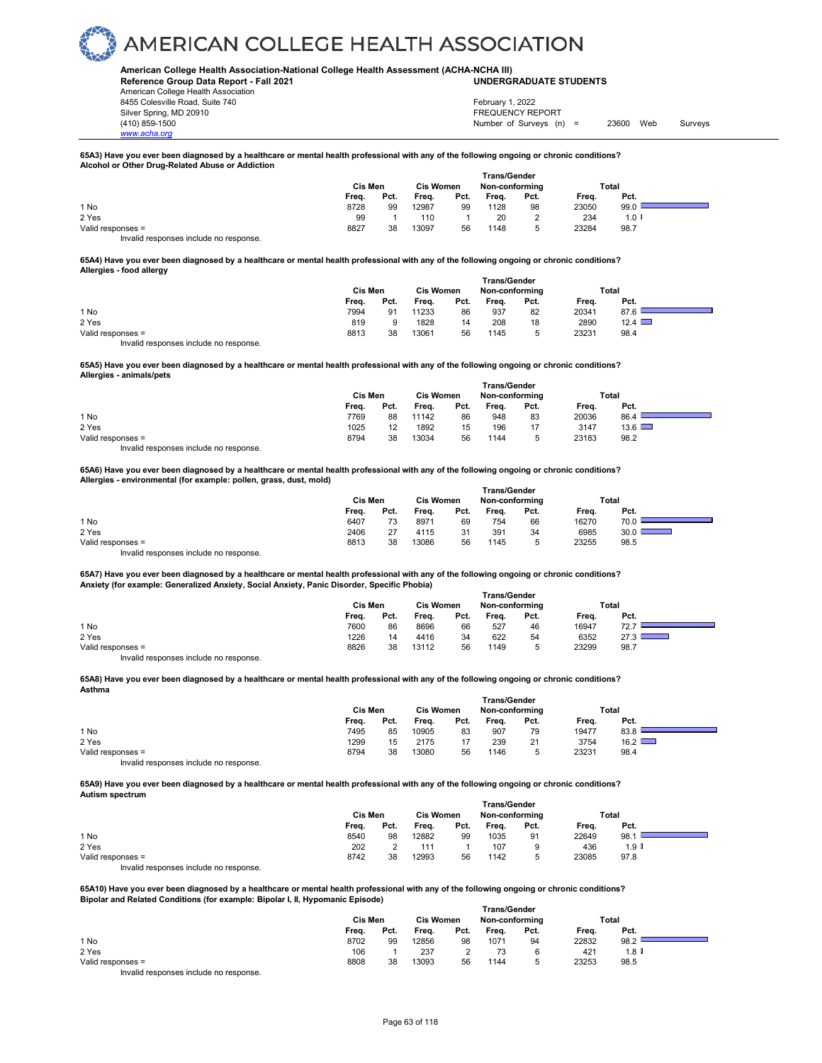# AMERICAN COLLEGE HEALTH ASSOCIATION

**American College Health Association-National College Health Assessment (ACHA-NCHA III)**
**Reference Group Data Report - Fall 2021** **UNDERGRADUATE STUDENTS**

American College Health Association
8455 Colesville Road, Suite 740
Silver Spring, MD 20910
(410) 859-1500
www.acha.org

February 1, 2022
FREQUENCY REPORT
Number of Surveys (n) = 23600 Web Surveys

**65A3) Have you ever been diagnosed by a healthcare or mental health professional with any of the following ongoing or chronic conditions?**
**Alcohol or Other Drug-Related Abuse or Addiction**

| | Cis Men | | Cis Women | | Trans/Gender Non-conforming | | Total | |
|---|---|---|---|---|---|---|---|---|
| | Freq. | Pct. | Freq. | Pct. | Freq. | Pct. | Freq. | Pct. |
| 1 No | 8728 | 99 | 12987 | 99 | 1128 | 98 | 23050 | 99.0 |
| 2 Yes | 99 | 1 | 110 | 1 | 20 | 2 | 234 | 1.0 |
| Valid responses = | 8827 | 38 | 13097 | 56 | 1148 | 5 | 23284 | 98.7 |

Invalid responses include no response.

**65A4) Have you ever been diagnosed by a healthcare or mental health professional with any of the following ongoing or chronic conditions?**
**Allergies - food allergy**

| | Cis Men | | Cis Women | | Trans/Gender Non-conforming | | Total | |
|---|---|---|---|---|---|---|---|---|
| | Freq. | Pct. | Freq. | Pct. | Freq. | Pct. | Freq. | Pct. |
| 1 No | 7994 | 91 | 11233 | 86 | 937 | 82 | 20341 | 87.6 |
| 2 Yes | 819 | 9 | 1828 | 14 | 208 | 18 | 2890 | 12.4 |
| Valid responses = | 8813 | 38 | 13061 | 56 | 1145 | 5 | 23231 | 98.4 |

Invalid responses include no response.

**65A5) Have you ever been diagnosed by a healthcare or mental health professional with any of the following ongoing or chronic conditions?**
**Allergies - animals/pets**

| | Cis Men | | Cis Women | | Trans/Gender Non-conforming | | Total | |
|---|---|---|---|---|---|---|---|---|
| | Freq. | Pct. | Freq. | Pct. | Freq. | Pct. | Freq. | Pct. |
| 1 No | 7769 | 88 | 11142 | 86 | 948 | 83 | 20036 | 86.4 |
| 2 Yes | 1025 | 12 | 1892 | 15 | 196 | 17 | 3147 | 13.6 |
| Valid responses = | 8794 | 38 | 13034 | 56 | 1144 | 5 | 23183 | 98.2 |

Invalid responses include no response.

**65A6) Have you ever been diagnosed by a healthcare or mental health professional with any of the following ongoing or chronic conditions?**
**Allergies - environmental (for example: pollen, grass, dust, mold)**

| | Cis Men | | Cis Women | | Trans/Gender Non-conforming | | Total | |
|---|---|---|---|---|---|---|---|---|
| | Freq. | Pct. | Freq. | Pct. | Freq. | Pct. | Freq. | Pct. |
| 1 No | 6407 | 73 | 8971 | 69 | 754 | 66 | 16270 | 70.0 |
| 2 Yes | 2406 | 27 | 4115 | 31 | 391 | 34 | 6985 | 30.0 |
| Valid responses = | 8813 | 38 | 13086 | 56 | 1145 | 5 | 23255 | 98.5 |

Invalid responses include no response.

**65A7) Have you ever been diagnosed by a healthcare or mental health professional with any of the following ongoing or chronic conditions?**
**Anxiety (for example: Generalized Anxiety, Social Anxiety, Panic Disorder, Specific Phobia)**

| | Cis Men | | Cis Women | | Trans/Gender Non-conforming | | Total | |
|---|---|---|---|---|---|---|---|---|
| | Freq. | Pct. | Freq. | Pct. | Freq. | Pct. | Freq. | Pct. |
| 1 No | 7600 | 86 | 8696 | 66 | 527 | 46 | 16947 | 72.7 |
| 2 Yes | 1226 | 14 | 4416 | 34 | 622 | 54 | 6352 | 27.3 |
| Valid responses = | 8826 | 38 | 13112 | 56 | 1149 | 5 | 23299 | 98.7 |

Invalid responses include no response.

**65A8) Have you ever been diagnosed by a healthcare or mental health professional with any of the following ongoing or chronic conditions?**
**Asthma**

| | Cis Men | | Cis Women | | Trans/Gender Non-conforming | | Total | |
|---|---|---|---|---|---|---|---|---|
| | Freq. | Pct. | Freq. | Pct. | Freq. | Pct. | Freq. | Pct. |
| 1 No | 7495 | 85 | 10905 | 83 | 907 | 79 | 19477 | 83.8 |
| 2 Yes | 1299 | 15 | 2175 | 17 | 239 | 21 | 3754 | 16.2 |
| Valid responses = | 8794 | 38 | 13080 | 56 | 1146 | 5 | 23231 | 98.4 |

Invalid responses include no response.

**65A9) Have you ever been diagnosed by a healthcare or mental health professional with any of the following ongoing or chronic conditions?**
**Autism spectrum**

| | Cis Men | | Cis Women | | Trans/Gender Non-conforming | | Total | |
|---|---|---|---|---|---|---|---|---|
| | Freq. | Pct. | Freq. | Pct. | Freq. | Pct. | Freq. | Pct. |
| 1 No | 8540 | 98 | 12882 | 99 | 1035 | 91 | 22649 | 98.1 |
| 2 Yes | 202 | 2 | 111 | 1 | 107 | 9 | 436 | 1.9 |
| Valid responses = | 8742 | 38 | 12993 | 56 | 1142 | 5 | 23085 | 97.8 |

Invalid responses include no response.

**65A10) Have you ever been diagnosed by a healthcare or mental health professional with any of the following ongoing or chronic conditions?**
**Bipolar and Related Conditions (for example: Bipolar I, II, Hypomanic Episode)**

| | Cis Men | | Cis Women | | Trans/Gender Non-conforming | | Total | |
|---|---|---|---|---|---|---|---|---|
| | Freq. | Pct. | Freq. | Pct. | Freq. | Pct. | Freq. | Pct. |
| 1 No | 8702 | 99 | 12856 | 98 | 1071 | 94 | 22832 | 98.2 |
| 2 Yes | 106 | 1 | 237 | 2 | 73 | 6 | 421 | 1.8 |
| Valid responses = | 8808 | 38 | 13093 | 56 | 1144 | 5 | 23253 | 98.5 |

Invalid responses include no response.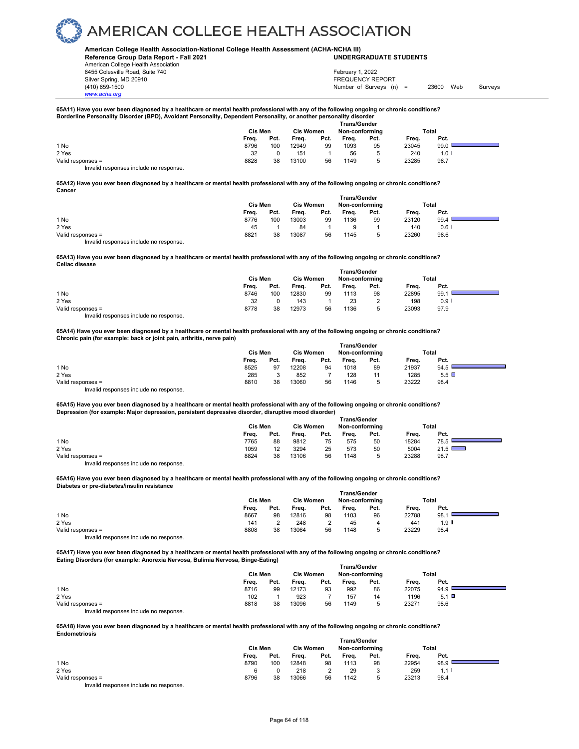# AMERICAN COLLEGE HEALTH ASSOCIATION

**American College Health Association-National College Health Assessment (ACHA-NCHA III)**
**Reference Group Data Report - Fall 2021** — **UNDERGRADUATE STUDENTS**

American College Health Association
8455 Colesville Road, Suite 740
Silver Spring, MD 20910
(410) 859-1500
www.acha.org

February 1, 2022
FREQUENCY REPORT
Number of Surveys (n) = 23600 Web Surveys

**65A11) Have you ever been diagnosed by a healthcare or mental health professional with any of the following ongoing or chronic conditions?**
**Borderline Personality Disorder (BPD), Avoidant Personality, Dependent Personality, or another personality disorder**

| | Cis Men | | Cis Women | | Trans/Gender Non-conforming | | Total | |
|---|---|---|---|---|---|---|---|---|
| | Freq. | Pct. | Freq. | Pct. | Freq. | Pct. | Freq. | Pct. |
| 1 No | 8796 | 100 | 12949 | 99 | 1093 | 95 | 23045 | 99.0 |
| 2 Yes | 32 | 0 | 151 | 1 | 56 | 5 | 240 | 1.0 |
| Valid responses = | 8828 | 38 | 13100 | 56 | 1149 | 5 | 23285 | 98.7 |

Invalid responses include no response.

**65A12) Have you ever been diagnosed by a healthcare or mental health professional with any of the following ongoing or chronic conditions?**
**Cancer**

| | Cis Men | | Cis Women | | Trans/Gender Non-conforming | | Total | |
|---|---|---|---|---|---|---|---|---|
| | Freq. | Pct. | Freq. | Pct. | Freq. | Pct. | Freq. | Pct. |
| 1 No | 8776 | 100 | 13003 | 99 | 1136 | 99 | 23120 | 99.4 |
| 2 Yes | 45 | 1 | 84 | 1 | 9 | 1 | 140 | 0.6 |
| Valid responses = | 8821 | 38 | 13087 | 56 | 1145 | 5 | 23260 | 98.6 |

Invalid responses include no response.

**65A13) Have you ever been diagnosed by a healthcare or mental health professional with any of the following ongoing or chronic conditions?**
**Celiac disease**

| | Cis Men | | Cis Women | | Trans/Gender Non-conforming | | Total | |
|---|---|---|---|---|---|---|---|---|
| | Freq. | Pct. | Freq. | Pct. | Freq. | Pct. | Freq. | Pct. |
| 1 No | 8746 | 100 | 12830 | 99 | 1113 | 98 | 22895 | 99.1 |
| 2 Yes | 32 | 0 | 143 | 1 | 23 | 2 | 198 | 0.9 |
| Valid responses = | 8778 | 38 | 12973 | 56 | 1136 | 5 | 23093 | 97.9 |

Invalid responses include no response.

**65A14) Have you ever been diagnosed by a healthcare or mental health professional with any of the following ongoing or chronic conditions?**
**Chronic pain (for example: back or joint pain, arthritis, nerve pain)**

| | Cis Men | | Cis Women | | Trans/Gender Non-conforming | | Total | |
|---|---|---|---|---|---|---|---|---|
| | Freq. | Pct. | Freq. | Pct. | Freq. | Pct. | Freq. | Pct. |
| 1 No | 8525 | 97 | 12208 | 94 | 1018 | 89 | 21937 | 94.5 |
| 2 Yes | 285 | 3 | 852 | 7 | 128 | 11 | 1285 | 5.5 |
| Valid responses = | 8810 | 38 | 13060 | 56 | 1146 | 5 | 23222 | 98.4 |

Invalid responses include no response.

**65A15) Have you ever been diagnosed by a healthcare or mental health professional with any of the following ongoing or chronic conditions?**
**Depression (for example: Major depression, persistent depressive disorder, disruptive mood disorder)**

| | Cis Men | | Cis Women | | Trans/Gender Non-conforming | | Total | |
|---|---|---|---|---|---|---|---|---|
| | Freq. | Pct. | Freq. | Pct. | Freq. | Pct. | Freq. | Pct. |
| 1 No | 7765 | 88 | 9812 | 75 | 575 | 50 | 18284 | 78.5 |
| 2 Yes | 1059 | 12 | 3294 | 25 | 573 | 50 | 5004 | 21.5 |
| Valid responses = | 8824 | 38 | 13106 | 56 | 1148 | 5 | 23288 | 98.7 |

Invalid responses include no response.

**65A16) Have you ever been diagnosed by a healthcare or mental health professional with any of the following ongoing or chronic conditions?**
**Diabetes or pre-diabetes/insulin resistance**

| | Cis Men | | Cis Women | | Trans/Gender Non-conforming | | Total | |
|---|---|---|---|---|---|---|---|---|
| | Freq. | Pct. | Freq. | Pct. | Freq. | Pct. | Freq. | Pct. |
| 1 No | 8667 | 98 | 12816 | 98 | 1103 | 96 | 22788 | 98.1 |
| 2 Yes | 141 | 2 | 248 | 2 | 45 | 4 | 441 | 1.9 |
| Valid responses = | 8808 | 38 | 13064 | 56 | 1148 | 5 | 23229 | 98.4 |

Invalid responses include no response.

**65A17) Have you ever been diagnosed by a healthcare or mental health professional with any of the following ongoing or chronic conditions?**
**Eating Disorders (for example: Anorexia Nervosa, Bulimia Nervosa, Binge-Eating)**

| | Cis Men | | Cis Women | | Trans/Gender Non-conforming | | Total | |
|---|---|---|---|---|---|---|---|---|
| | Freq. | Pct. | Freq. | Pct. | Freq. | Pct. | Freq. | Pct. |
| 1 No | 8716 | 99 | 12173 | 93 | 992 | 86 | 22075 | 94.9 |
| 2 Yes | 102 | 1 | 923 | 7 | 157 | 14 | 1196 | 5.1 |
| Valid responses = | 8818 | 38 | 13096 | 56 | 1149 | 5 | 23271 | 98.6 |

Invalid responses include no response.

**65A18) Have you ever been diagnosed by a healthcare or mental health professional with any of the following ongoing or chronic conditions?**
**Endometriosis**

| | Cis Men | | Cis Women | | Trans/Gender Non-conforming | | Total | |
|---|---|---|---|---|---|---|---|---|
| | Freq. | Pct. | Freq. | Pct. | Freq. | Pct. | Freq. | Pct. |
| 1 No | 8790 | 100 | 12848 | 98 | 1113 | 98 | 22954 | 98.9 |
| 2 Yes | 6 | 0 | 218 | 2 | 29 | 3 | 259 | 1.1 |
| Valid responses = | 8796 | 38 | 13066 | 56 | 1142 | 5 | 23213 | 98.4 |

Invalid responses include no response.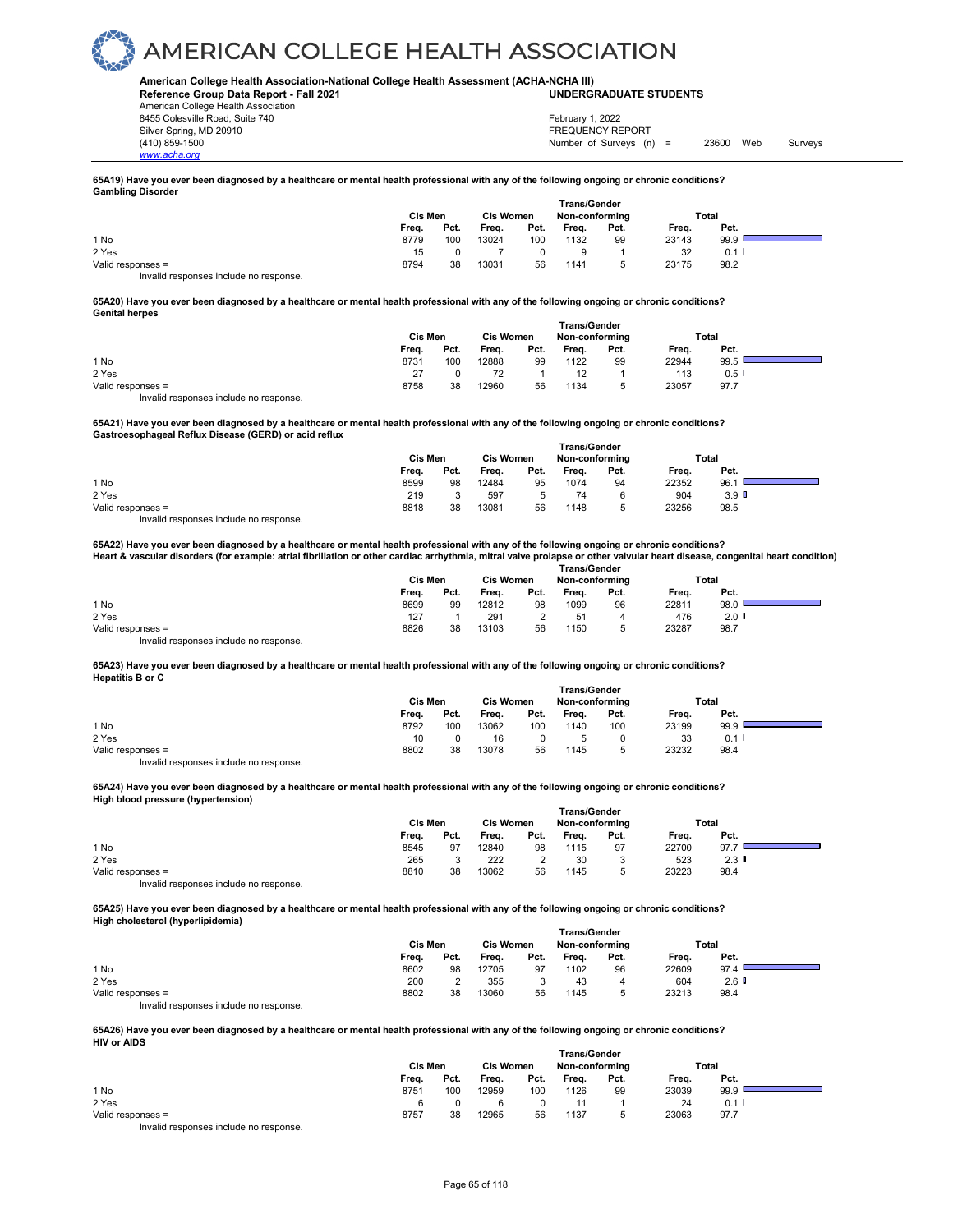# AMERICAN COLLEGE HEALTH ASSOCIATION

**American College Health Association-National College Health Assessment (ACHA-NCHA III)**
**Reference Group Data Report - Fall 2021** **UNDERGRADUATE STUDENTS**

American College Health Association
8455 Colesville Road, Suite 740
Silver Spring, MD 20910
(410) 859-1500
www.acha.org

February 1, 2022
FREQUENCY REPORT
Number of Surveys (n) = 23600 Web Surveys

**65A19) Have you ever been diagnosed by a healthcare or mental health professional with any of the following ongoing or chronic conditions?**
**Gambling Disorder**

| | Cis Men | | Cis Women | | Trans/Gender Non-conforming | | Total | |
|---|---|---|---|---|---|---|---|---|
| | Freq. | Pct. | Freq. | Pct. | Freq. | Pct. | Freq. | Pct. |
| 1 No | 8779 | 100 | 13024 | 100 | 1132 | 99 | 23143 | 99.9 |
| 2 Yes | 15 | 0 | 7 | 0 | 9 | 1 | 32 | 0.1 |
| Valid responses = | 8794 | 38 | 13031 | 56 | 1141 | 5 | 23175 | 98.2 |

Invalid responses include no response.

**65A20) Have you ever been diagnosed by a healthcare or mental health professional with any of the following ongoing or chronic conditions?**
**Genital herpes**

| | Cis Men | | Cis Women | | Trans/Gender Non-conforming | | Total | |
|---|---|---|---|---|---|---|---|---|
| | Freq. | Pct. | Freq. | Pct. | Freq. | Pct. | Freq. | Pct. |
| 1 No | 8731 | 100 | 12888 | 99 | 1122 | 99 | 22944 | 99.5 |
| 2 Yes | 27 | 0 | 72 | 1 | 12 | 1 | 113 | 0.5 |
| Valid responses = | 8758 | 38 | 12960 | 56 | 1134 | 5 | 23057 | 97.7 |

Invalid responses include no response.

**65A21) Have you ever been diagnosed by a healthcare or mental health professional with any of the following ongoing or chronic conditions?**
**Gastroesophageal Reflux Disease (GERD) or acid reflux**

| | Cis Men | | Cis Women | | Trans/Gender Non-conforming | | Total | |
|---|---|---|---|---|---|---|---|---|
| | Freq. | Pct. | Freq. | Pct. | Freq. | Pct. | Freq. | Pct. |
| 1 No | 8599 | 98 | 12484 | 95 | 1074 | 94 | 22352 | 96.1 |
| 2 Yes | 219 | 3 | 597 | 5 | 74 | 6 | 904 | 3.9 |
| Valid responses = | 8818 | 38 | 13081 | 56 | 1148 | 5 | 23256 | 98.5 |

Invalid responses include no response.

**65A22) Have you ever been diagnosed by a healthcare or mental health professional with any of the following ongoing or chronic conditions?**
**Heart & vascular disorders (for example: atrial fibrillation or other cardiac arrhythmia, mitral valve prolapse or other valvular heart disease, congenital heart condition)**

| | Cis Men | | Cis Women | | Trans/Gender Non-conforming | | Total | |
|---|---|---|---|---|---|---|---|---|
| | Freq. | Pct. | Freq. | Pct. | Freq. | Pct. | Freq. | Pct. |
| 1 No | 8699 | 99 | 12812 | 98 | 1099 | 96 | 22811 | 98.0 |
| 2 Yes | 127 | 1 | 291 | 2 | 51 | 4 | 476 | 2.0 |
| Valid responses = | 8826 | 38 | 13103 | 56 | 1150 | 5 | 23287 | 98.7 |

Invalid responses include no response.

**65A23) Have you ever been diagnosed by a healthcare or mental health professional with any of the following ongoing or chronic conditions?**
**Hepatitis B or C**

| | Cis Men | | Cis Women | | Trans/Gender Non-conforming | | Total | |
|---|---|---|---|---|---|---|---|---|
| | Freq. | Pct. | Freq. | Pct. | Freq. | Pct. | Freq. | Pct. |
| 1 No | 8792 | 100 | 13062 | 100 | 1140 | 100 | 23199 | 99.9 |
| 2 Yes | 10 | 0 | 16 | 0 | 5 | 0 | 33 | 0.1 |
| Valid responses = | 8802 | 38 | 13078 | 56 | 1145 | 5 | 23232 | 98.4 |

Invalid responses include no response.

**65A24) Have you ever been diagnosed by a healthcare or mental health professional with any of the following ongoing or chronic conditions?**
**High blood pressure (hypertension)**

| | Cis Men | | Cis Women | | Trans/Gender Non-conforming | | Total | |
|---|---|---|---|---|---|---|---|---|
| | Freq. | Pct. | Freq. | Pct. | Freq. | Pct. | Freq. | Pct. |
| 1 No | 8545 | 97 | 12840 | 98 | 1115 | 97 | 22700 | 97.7 |
| 2 Yes | 265 | 3 | 222 | 2 | 30 | 3 | 523 | 2.3 |
| Valid responses = | 8810 | 38 | 13062 | 56 | 1145 | 5 | 23223 | 98.4 |

Invalid responses include no response.

**65A25) Have you ever been diagnosed by a healthcare or mental health professional with any of the following ongoing or chronic conditions?**
**High cholesterol (hyperlipidemia)**

| | Cis Men | | Cis Women | | Trans/Gender Non-conforming | | Total | |
|---|---|---|---|---|---|---|---|---|
| | Freq. | Pct. | Freq. | Pct. | Freq. | Pct. | Freq. | Pct. |
| 1 No | 8602 | 98 | 12705 | 97 | 1102 | 96 | 22609 | 97.4 |
| 2 Yes | 200 | 2 | 355 | 3 | 43 | 4 | 604 | 2.6 |
| Valid responses = | 8802 | 38 | 13060 | 56 | 1145 | 5 | 23213 | 98.4 |

Invalid responses include no response.

**65A26) Have you ever been diagnosed by a healthcare or mental health professional with any of the following ongoing or chronic conditions?**
**HIV or AIDS**

| | Cis Men | | Cis Women | | Trans/Gender Non-conforming | | Total | |
|---|---|---|---|---|---|---|---|---|
| | Freq. | Pct. | Freq. | Pct. | Freq. | Pct. | Freq. | Pct. |
| 1 No | 8751 | 100 | 12959 | 100 | 1126 | 99 | 23039 | 99.9 |
| 2 Yes | 6 | 0 | 6 | 0 | 11 | 1 | 24 | 0.1 |
| Valid responses = | 8757 | 38 | 12965 | 56 | 1137 | 5 | 23063 | 97.7 |

Invalid responses include no response.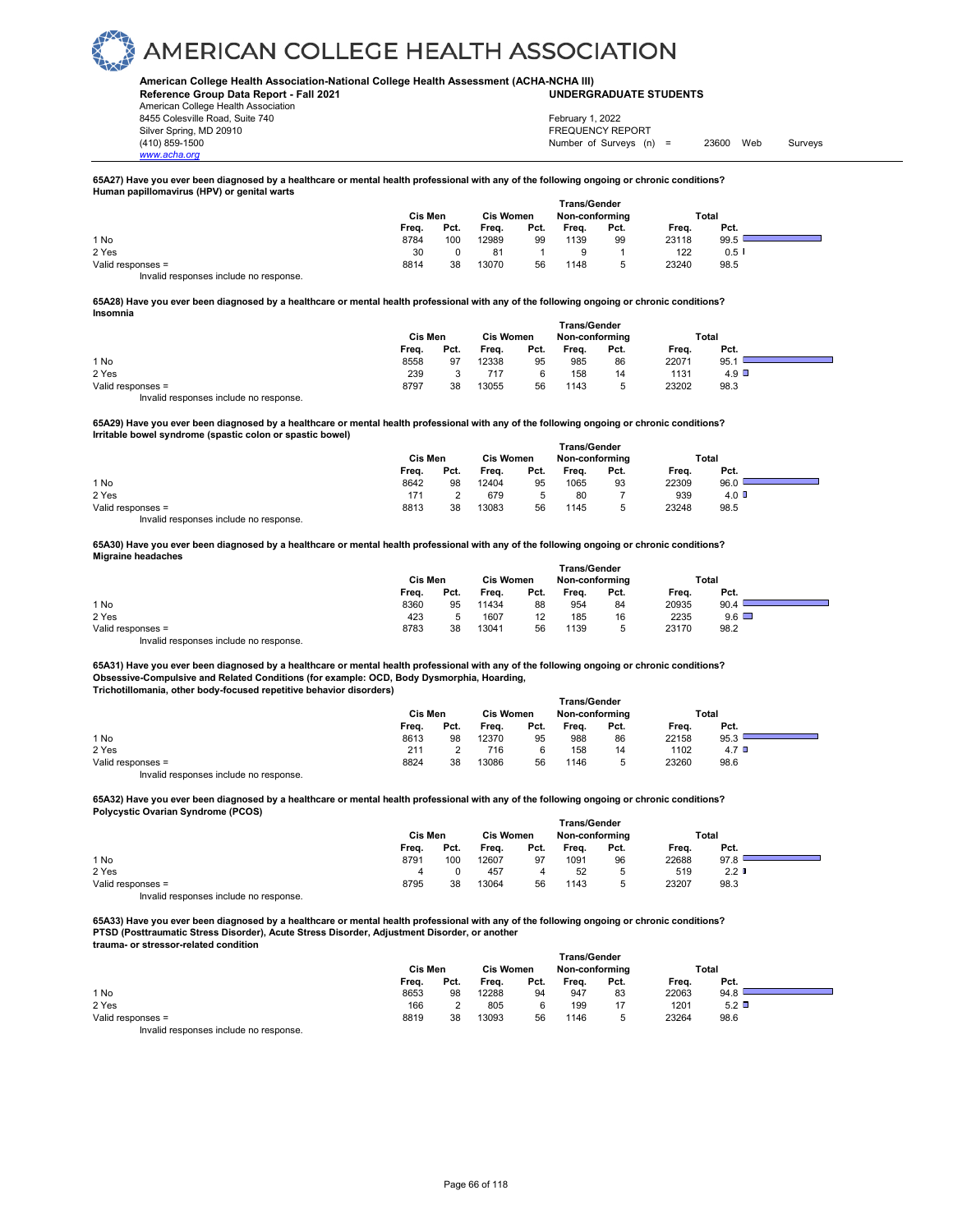**65A27) Have you ever been diagnosed by a healthcare or mental health professional with any of the following ongoing or chronic conditions? Human papillomavirus (HPV) or genital warts**

| | Cis Men | | Cis Women | | Trans/Gender Non-conforming | | Total | |
|---|---|---|---|---|---|---|---|---|
| | Freq. | Pct. | Freq. | Pct. | Freq. | Pct. | Freq. | Pct. |
| 1 No | 8784 | 100 | 12989 | 99 | 1139 | 99 | 23118 | 99.5 |
| 2 Yes | 30 | 0 | 81 | 1 | 9 | 1 | 122 | 0.5 |
| Valid responses = | 8814 | 38 | 13070 | 56 | 1148 | 5 | 23240 | 98.5 |

Invalid responses include no response.

**65A28) Have you ever been diagnosed by a healthcare or mental health professional with any of the following ongoing or chronic conditions? Insomnia**

| | Cis Men | | Cis Women | | Trans/Gender Non-conforming | | Total | |
|---|---|---|---|---|---|---|---|---|
| | Freq. | Pct. | Freq. | Pct. | Freq. | Pct. | Freq. | Pct. |
| 1 No | 8558 | 97 | 12338 | 95 | 985 | 86 | 22071 | 95.1 |
| 2 Yes | 239 | 3 | 717 | 6 | 158 | 14 | 1131 | 4.9 |
| Valid responses = | 8797 | 38 | 13055 | 56 | 1143 | 5 | 23202 | 98.3 |

Invalid responses include no response.

**65A29) Have you ever been diagnosed by a healthcare or mental health professional with any of the following ongoing or chronic conditions? Irritable bowel syndrome (spastic colon or spastic bowel)**

| | Cis Men | | Cis Women | | Trans/Gender Non-conforming | | Total | |
|---|---|---|---|---|---|---|---|---|
| | Freq. | Pct. | Freq. | Pct. | Freq. | Pct. | Freq. | Pct. |
| 1 No | 8642 | 98 | 12404 | 95 | 1065 | 93 | 22309 | 96.0 |
| 2 Yes | 171 | 2 | 679 | 5 | 80 | 7 | 939 | 4.0 |
| Valid responses = | 8813 | 38 | 13083 | 56 | 1145 | 5 | 23248 | 98.5 |

Invalid responses include no response.

**65A30) Have you ever been diagnosed by a healthcare or mental health professional with any of the following ongoing or chronic conditions? Migraine headaches**

| | Cis Men | | Cis Women | | Trans/Gender Non-conforming | | Total | |
|---|---|---|---|---|---|---|---|---|
| | Freq. | Pct. | Freq. | Pct. | Freq. | Pct. | Freq. | Pct. |
| 1 No | 8360 | 95 | 11434 | 88 | 954 | 84 | 20935 | 90.4 |
| 2 Yes | 423 | 5 | 1607 | 12 | 185 | 16 | 2235 | 9.6 |
| Valid responses = | 8783 | 38 | 13041 | 56 | 1139 | 5 | 23170 | 98.2 |

Invalid responses include no response.

**65A31) Have you ever been diagnosed by a healthcare or mental health professional with any of the following ongoing or chronic conditions? Obsessive-Compulsive and Related Conditions (for example: OCD, Body Dysmorphia, Hoarding, Trichotillomania, other body-focused repetitive behavior disorders)**

| | Cis Men | | Cis Women | | Trans/Gender Non-conforming | | Total | |
|---|---|---|---|---|---|---|---|---|
| | Freq. | Pct. | Freq. | Pct. | Freq. | Pct. | Freq. | Pct. |
| 1 No | 8613 | 98 | 12370 | 95 | 988 | 86 | 22158 | 95.3 |
| 2 Yes | 211 | 2 | 716 | 6 | 158 | 14 | 1102 | 4.7 |
| Valid responses = | 8824 | 38 | 13086 | 56 | 1146 | 5 | 23260 | 98.6 |

Invalid responses include no response.

**65A32) Have you ever been diagnosed by a healthcare or mental health professional with any of the following ongoing or chronic conditions? Polycystic Ovarian Syndrome (PCOS)**

| | Cis Men | | Cis Women | | Trans/Gender Non-conforming | | Total | |
|---|---|---|---|---|---|---|---|---|
| | Freq. | Pct. | Freq. | Pct. | Freq. | Pct. | Freq. | Pct. |
| 1 No | 8791 | 100 | 12607 | 97 | 1091 | 96 | 22688 | 97.8 |
| 2 Yes | 4 | 0 | 457 | 4 | 52 | 5 | 519 | 2.2 |
| Valid responses = | 8795 | 38 | 13064 | 56 | 1143 | 5 | 23207 | 98.3 |

Invalid responses include no response.

**65A33) Have you ever been diagnosed by a healthcare or mental health professional with any of the following ongoing or chronic conditions? PTSD (Posttraumatic Stress Disorder), Acute Stress Disorder, Adjustment Disorder, or another trauma- or stressor-related condition**

| | Cis Men | | Cis Women | | Trans/Gender Non-conforming | | Total | |
|---|---|---|---|---|---|---|---|---|
| | Freq. | Pct. | Freq. | Pct. | Freq. | Pct. | Freq. | Pct. |
| 1 No | 8653 | 98 | 12288 | 94 | 947 | 83 | 22063 | 94.8 |
| 2 Yes | 166 | 2 | 805 | 6 | 199 | 17 | 1201 | 5.2 |
| Valid responses = | 8819 | 38 | 13093 | 56 | 1146 | 5 | 23264 | 98.6 |

Invalid responses include no response.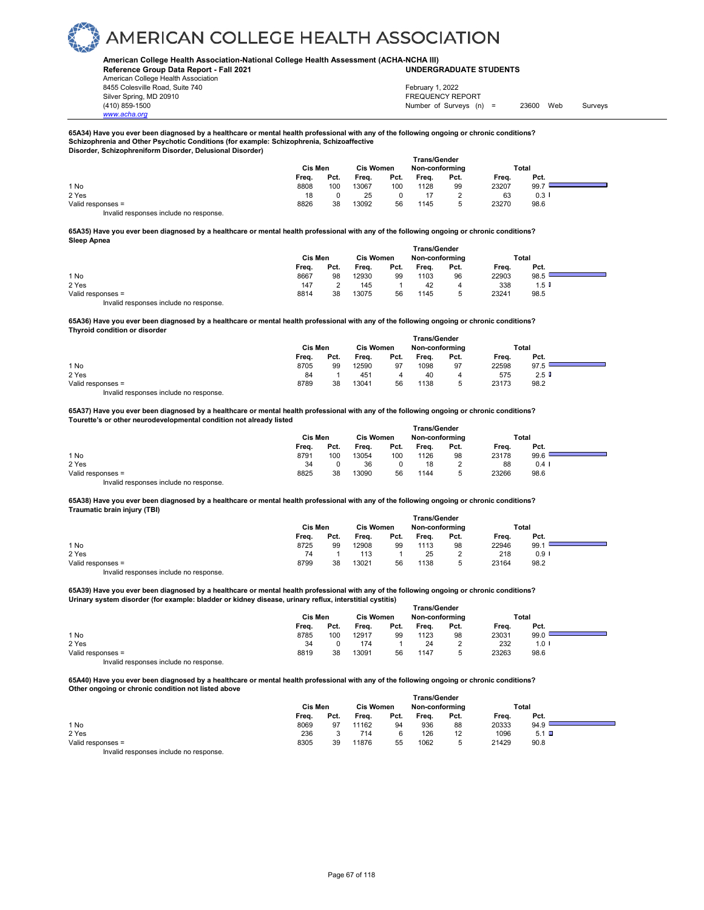# AMERICAN COLLEGE HEALTH ASSOCIATION

**American College Health Association-National College Health Assessment (ACHA-NCHA III)**
**Reference Group Data Report - Fall 2021** **UNDERGRADUATE STUDENTS**

American College Health Association
8455 Colesville Road, Suite 740
Silver Spring, MD 20910
(410) 859-1500
www.acha.org

February 1, 2022
FREQUENCY REPORT
Number of Surveys (n) = 23600 Web Surveys

**65A34) Have you ever been diagnosed by a healthcare or mental health professional with any of the following ongoing or chronic conditions? Schizophrenia and Other Psychotic Conditions (for example: Schizophrenia, Schizoaffective Disorder, Schizophreniform Disorder, Delusional Disorder)**

| | Cis Men | | Cis Women | | Trans/Gender Non-conforming | | Total | |
|---|---|---|---|---|---|---|---|---|
| | Freq. | Pct. | Freq. | Pct. | Freq. | Pct. | Freq. | Pct. |
| 1 No | 8808 | 100 | 13067 | 100 | 1128 | 99 | 23207 | 99.7 |
| 2 Yes | 18 | 0 | 25 | 0 | 17 | 2 | 63 | 0.3 |
| Valid responses = | 8826 | 38 | 13092 | 56 | 1145 | 5 | 23270 | 98.6 |

Invalid responses include no response.

**65A35) Have you ever been diagnosed by a healthcare or mental health professional with any of the following ongoing or chronic conditions? Sleep Apnea**

| | Cis Men | | Cis Women | | Trans/Gender Non-conforming | | Total | |
|---|---|---|---|---|---|---|---|---|
| | Freq. | Pct. | Freq. | Pct. | Freq. | Pct. | Freq. | Pct. |
| 1 No | 8667 | 98 | 12930 | 99 | 1103 | 96 | 22903 | 98.5 |
| 2 Yes | 147 | 2 | 145 | 1 | 42 | 4 | 338 | 1.5 |
| Valid responses = | 8814 | 38 | 13075 | 56 | 1145 | 5 | 23241 | 98.5 |

Invalid responses include no response.

**65A36) Have you ever been diagnosed by a healthcare or mental health professional with any of the following ongoing or chronic conditions? Thyroid condition or disorder**

| | Cis Men | | Cis Women | | Trans/Gender Non-conforming | | Total | |
|---|---|---|---|---|---|---|---|---|
| | Freq. | Pct. | Freq. | Pct. | Freq. | Pct. | Freq. | Pct. |
| 1 No | 8705 | 99 | 12590 | 97 | 1098 | 97 | 22598 | 97.5 |
| 2 Yes | 84 | 1 | 451 | 4 | 40 | 4 | 575 | 2.5 |
| Valid responses = | 8789 | 38 | 13041 | 56 | 1138 | 5 | 23173 | 98.2 |

Invalid responses include no response.

**65A37) Have you ever been diagnosed by a healthcare or mental health professional with any of the following ongoing or chronic conditions? Tourette's or other neurodevelopmental condition not already listed**

| | Cis Men | | Cis Women | | Trans/Gender Non-conforming | | Total | |
|---|---|---|---|---|---|---|---|---|
| | Freq. | Pct. | Freq. | Pct. | Freq. | Pct. | Freq. | Pct. |
| 1 No | 8791 | 100 | 13054 | 100 | 1126 | 98 | 23178 | 99.6 |
| 2 Yes | 34 | 0 | 36 | 0 | 18 | 2 | 88 | 0.4 |
| Valid responses = | 8825 | 38 | 13090 | 56 | 1144 | 5 | 23266 | 98.6 |

Invalid responses include no response.

**65A38) Have you ever been diagnosed by a healthcare or mental health professional with any of the following ongoing or chronic conditions? Traumatic brain injury (TBI)**

| | Cis Men | | Cis Women | | Trans/Gender Non-conforming | | Total | |
|---|---|---|---|---|---|---|---|---|
| | Freq. | Pct. | Freq. | Pct. | Freq. | Pct. | Freq. | Pct. |
| 1 No | 8725 | 99 | 12908 | 99 | 1113 | 98 | 22946 | 99.1 |
| 2 Yes | 74 | 1 | 113 | 1 | 25 | 2 | 218 | 0.9 |
| Valid responses = | 8799 | 38 | 13021 | 56 | 1138 | 5 | 23164 | 98.2 |

Invalid responses include no response.

**65A39) Have you ever been diagnosed by a healthcare or mental health professional with any of the following ongoing or chronic conditions? Urinary system disorder (for example: bladder or kidney disease, urinary reflux, interstitial cystitis)**

| | Cis Men | | Cis Women | | Trans/Gender Non-conforming | | Total | |
|---|---|---|---|---|---|---|---|---|
| | Freq. | Pct. | Freq. | Pct. | Freq. | Pct. | Freq. | Pct. |
| 1 No | 8785 | 100 | 12917 | 99 | 1123 | 98 | 23031 | 99.0 |
| 2 Yes | 34 | 0 | 174 | 1 | 24 | 2 | 232 | 1.0 |
| Valid responses = | 8819 | 38 | 13091 | 56 | 1147 | 5 | 23263 | 98.6 |

Invalid responses include no response.

**65A40) Have you ever been diagnosed by a healthcare or mental health professional with any of the following ongoing or chronic conditions? Other ongoing or chronic condition not listed above**

| | Cis Men | | Cis Women | | Trans/Gender Non-conforming | | Total | |
|---|---|---|---|---|---|---|---|---|
| | Freq. | Pct. | Freq. | Pct. | Freq. | Pct. | Freq. | Pct. |
| 1 No | 8069 | 97 | 11162 | 94 | 936 | 88 | 20333 | 94.9 |
| 2 Yes | 236 | 3 | 714 | 6 | 126 | 12 | 1096 | 5.1 |
| Valid responses = | 8305 | 39 | 11876 | 55 | 1062 | 5 | 21429 | 90.8 |

Invalid responses include no response.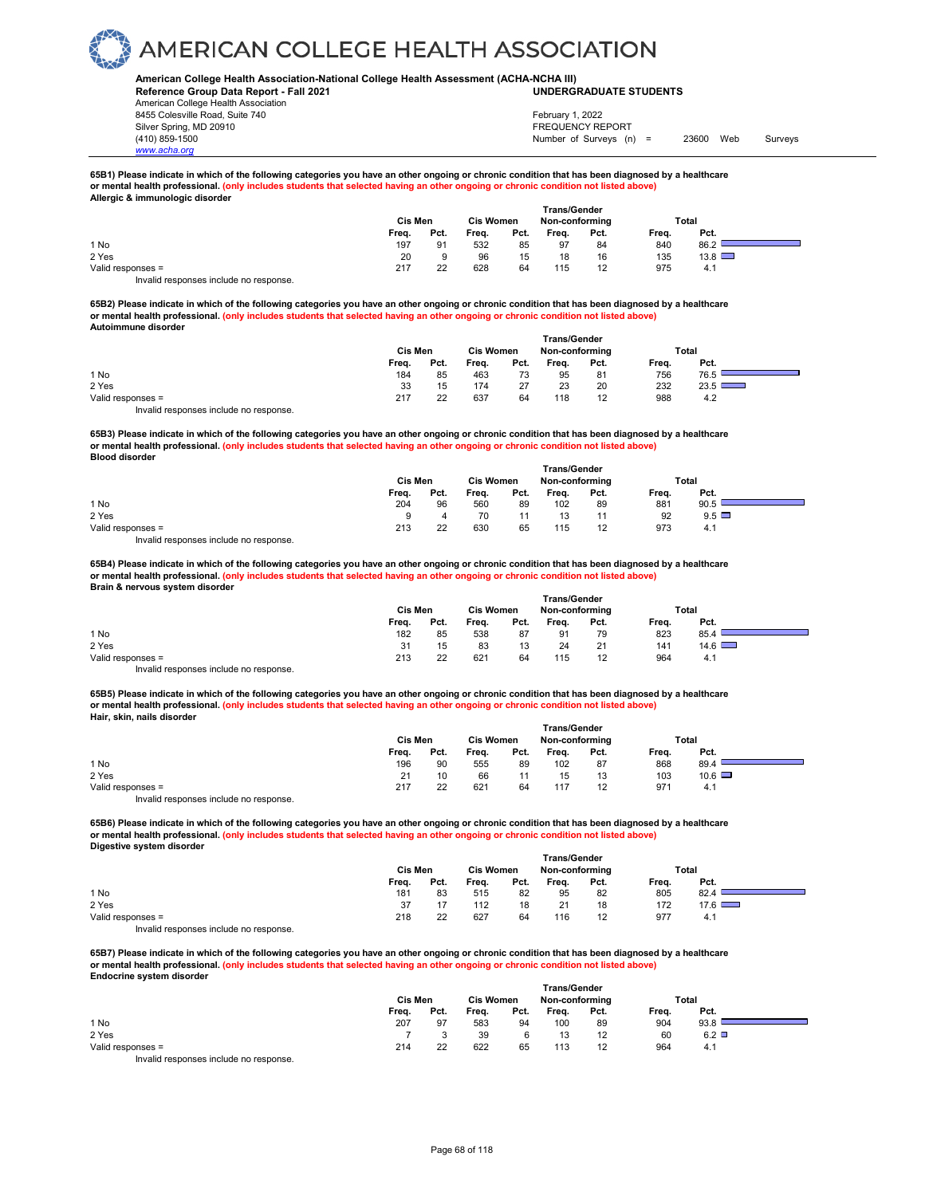# AMERICAN COLLEGE HEALTH ASSOCIATION

**American College Health Association-National College Health Assessment (ACHA-NCHA III)**
**Reference Group Data Report - Fall 2021** **UNDERGRADUATE STUDENTS**
American College Health Association
8455 Colesville Road, Suite 740
Silver Spring, MD 20910
(410) 859-1500
www.acha.org

February 1, 2022
FREQUENCY REPORT
Number of Surveys (n) = 23600 Web Surveys

**65B1) Please indicate in which of the following categories you have an other ongoing or chronic condition that has been diagnosed by a healthcare or mental health professional. (only includes students that selected having an other ongoing or chronic condition not listed above)**
**Allergic & immunologic disorder**

| | Cis Men | | Cis Women | | Trans/Gender Non-conforming | | Total | |
|---|---|---|---|---|---|---|---|---|
| | Freq. | Pct. | Freq. | Pct. | Freq. | Pct. | Freq. | Pct. |
| 1 No | 197 | 91 | 532 | 85 | 97 | 84 | 840 | 86.2 |
| 2 Yes | 20 | 9 | 96 | 15 | 18 | 16 | 135 | 13.8 |
| Valid responses = | 217 | 22 | 628 | 64 | 115 | 12 | 975 | 4.1 |

Invalid responses include no response.

**65B2) Please indicate in which of the following categories you have an other ongoing or chronic condition that has been diagnosed by a healthcare or mental health professional. (only includes students that selected having an other ongoing or chronic condition not listed above)**
**Autoimmune disorder**

| | Cis Men | | Cis Women | | Trans/Gender Non-conforming | | Total | |
|---|---|---|---|---|---|---|---|---|
| | Freq. | Pct. | Freq. | Pct. | Freq. | Pct. | Freq. | Pct. |
| 1 No | 184 | 85 | 463 | 73 | 95 | 81 | 756 | 76.5 |
| 2 Yes | 33 | 15 | 174 | 27 | 23 | 20 | 232 | 23.5 |
| Valid responses = | 217 | 22 | 637 | 64 | 118 | 12 | 988 | 4.2 |

Invalid responses include no response.

**65B3) Please indicate in which of the following categories you have an other ongoing or chronic condition that has been diagnosed by a healthcare or mental health professional. (only includes students that selected having an other ongoing or chronic condition not listed above)**
**Blood disorder**

| | Cis Men | | Cis Women | | Trans/Gender Non-conforming | | Total | |
|---|---|---|---|---|---|---|---|---|
| | Freq. | Pct. | Freq. | Pct. | Freq. | Pct. | Freq. | Pct. |
| 1 No | 204 | 96 | 560 | 89 | 102 | 89 | 881 | 90.5 |
| 2 Yes | 9 | 4 | 70 | 11 | 13 | 11 | 92 | 9.5 |
| Valid responses = | 213 | 22 | 630 | 65 | 115 | 12 | 973 | 4.1 |

Invalid responses include no response.

**65B4) Please indicate in which of the following categories you have an other ongoing or chronic condition that has been diagnosed by a healthcare or mental health professional. (only includes students that selected having an other ongoing or chronic condition not listed above)**
**Brain & nervous system disorder**

| | Cis Men | | Cis Women | | Trans/Gender Non-conforming | | Total | |
|---|---|---|---|---|---|---|---|---|
| | Freq. | Pct. | Freq. | Pct. | Freq. | Pct. | Freq. | Pct. |
| 1 No | 182 | 85 | 538 | 87 | 91 | 79 | 823 | 85.4 |
| 2 Yes | 31 | 15 | 83 | 13 | 24 | 21 | 141 | 14.6 |
| Valid responses = | 213 | 22 | 621 | 64 | 115 | 12 | 964 | 4.1 |

Invalid responses include no response.

**65B5) Please indicate in which of the following categories you have an other ongoing or chronic condition that has been diagnosed by a healthcare or mental health professional. (only includes students that selected having an other ongoing or chronic condition not listed above)**
**Hair, skin, nails disorder**

| | Cis Men | | Cis Women | | Trans/Gender Non-conforming | | Total | |
|---|---|---|---|---|---|---|---|---|
| | Freq. | Pct. | Freq. | Pct. | Freq. | Pct. | Freq. | Pct. |
| 1 No | 196 | 90 | 555 | 89 | 102 | 87 | 868 | 89.4 |
| 2 Yes | 21 | 10 | 66 | 11 | 15 | 13 | 103 | 10.6 |
| Valid responses = | 217 | 22 | 621 | 64 | 117 | 12 | 971 | 4.1 |

Invalid responses include no response.

**65B6) Please indicate in which of the following categories you have an other ongoing or chronic condition that has been diagnosed by a healthcare or mental health professional. (only includes students that selected having an other ongoing or chronic condition not listed above)**
**Digestive system disorder**

| | Cis Men | | Cis Women | | Trans/Gender Non-conforming | | Total | |
|---|---|---|---|---|---|---|---|---|
| | Freq. | Pct. | Freq. | Pct. | Freq. | Pct. | Freq. | Pct. |
| 1 No | 181 | 83 | 515 | 82 | 95 | 82 | 805 | 82.4 |
| 2 Yes | 37 | 17 | 112 | 18 | 21 | 18 | 172 | 17.6 |
| Valid responses = | 218 | 22 | 627 | 64 | 116 | 12 | 977 | 4.1 |

Invalid responses include no response.

**65B7) Please indicate in which of the following categories you have an other ongoing or chronic condition that has been diagnosed by a healthcare or mental health professional. (only includes students that selected having an other ongoing or chronic condition not listed above)**
**Endocrine system disorder**

| | Cis Men | | Cis Women | | Trans/Gender Non-conforming | | Total | |
|---|---|---|---|---|---|---|---|---|
| | Freq. | Pct. | Freq. | Pct. | Freq. | Pct. | Freq. | Pct. |
| 1 No | 207 | 97 | 583 | 94 | 100 | 89 | 904 | 93.8 |
| 2 Yes | 7 | 3 | 39 | 6 | 13 | 12 | 60 | 6.2 |
| Valid responses = | 214 | 22 | 622 | 65 | 113 | 12 | 964 | 4.1 |

Invalid responses include no response.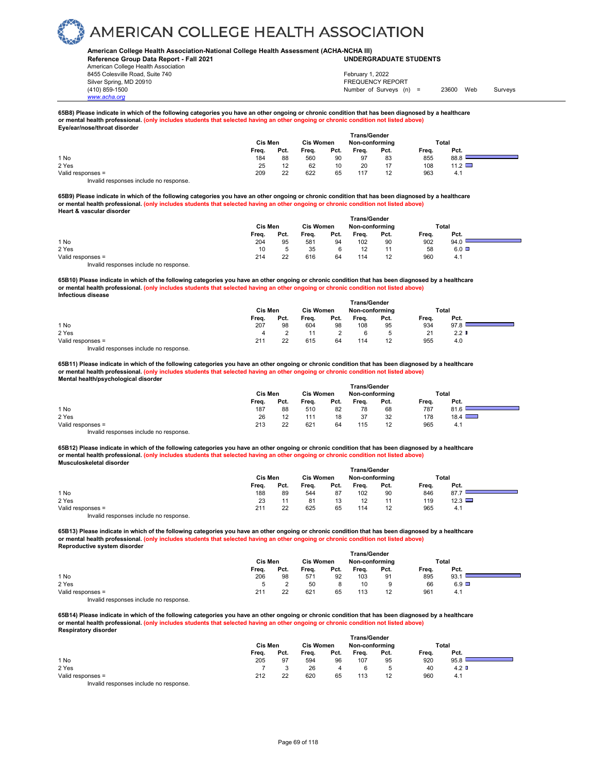# AMERICAN COLLEGE HEALTH ASSOCIATION

**American College Health Association-National College Health Assessment (ACHA-NCHA III)**
**Reference Group Data Report - Fall 2021** **UNDERGRADUATE STUDENTS**

American College Health Association
8455 Colesville Road, Suite 740
Silver Spring, MD 20910
(410) 859-1500
www.acha.org

February 1, 2022
FREQUENCY REPORT
Number of Surveys (n) = 23600 Web Surveys

**65B8) Please indicate in which of the following categories you have an other ongoing or chronic condition that has been diagnosed by a healthcare or mental health professional. (only includes students that selected having an other ongoing or chronic condition not listed above)**
**Eye/ear/nose/throat disorder**

| | Cis Men | | Cis Women | | Trans/Gender Non-conforming | | Total | |
|---|---|---|---|---|---|---|---|---|
| | Freq. | Pct. | Freq. | Pct. | Freq. | Pct. | Freq. | Pct. |
| 1 No | 184 | 88 | 560 | 90 | 97 | 83 | 855 | 88.8 |
| 2 Yes | 25 | 12 | 62 | 10 | 20 | 17 | 108 | 11.2 |
| Valid responses = | 209 | 22 | 622 | 65 | 117 | 12 | 963 | 4.1 |

Invalid responses include no response.

**65B9) Please indicate in which of the following categories you have an other ongoing or chronic condition that has been diagnosed by a healthcare or mental health professional. (only includes students that selected having an other ongoing or chronic condition not listed above)**
**Heart & vascular disorder**

| | Cis Men | | Cis Women | | Trans/Gender Non-conforming | | Total | |
|---|---|---|---|---|---|---|---|---|
| | Freq. | Pct. | Freq. | Pct. | Freq. | Pct. | Freq. | Pct. |
| 1 No | 204 | 95 | 581 | 94 | 102 | 90 | 902 | 94.0 |
| 2 Yes | 10 | 5 | 35 | 6 | 12 | 11 | 58 | 6.0 |
| Valid responses = | 214 | 22 | 616 | 64 | 114 | 12 | 960 | 4.1 |

Invalid responses include no response.

**65B10) Please indicate in which of the following categories you have an other ongoing or chronic condition that has been diagnosed by a healthcare or mental health professional. (only includes students that selected having an other ongoing or chronic condition not listed above)**
**Infectious disease**

| | Cis Men | | Cis Women | | Trans/Gender Non-conforming | | Total | |
|---|---|---|---|---|---|---|---|---|
| | Freq. | Pct. | Freq. | Pct. | Freq. | Pct. | Freq. | Pct. |
| 1 No | 207 | 98 | 604 | 98 | 108 | 95 | 934 | 97.8 |
| 2 Yes | 4 | 2 | 11 | 2 | 6 | 5 | 21 | 2.2 |
| Valid responses = | 211 | 22 | 615 | 64 | 114 | 12 | 955 | 4.0 |

Invalid responses include no response.

**65B11) Please indicate in which of the following categories you have an other ongoing or chronic condition that has been diagnosed by a healthcare or mental health professional. (only includes students that selected having an other ongoing or chronic condition not listed above)**
**Mental health/psychological disorder**

| | Cis Men | | Cis Women | | Trans/Gender Non-conforming | | Total | |
|---|---|---|---|---|---|---|---|---|
| | Freq. | Pct. | Freq. | Pct. | Freq. | Pct. | Freq. | Pct. |
| 1 No | 187 | 88 | 510 | 82 | 78 | 68 | 787 | 81.6 |
| 2 Yes | 26 | 12 | 111 | 18 | 37 | 32 | 178 | 18.4 |
| Valid responses = | 213 | 22 | 621 | 64 | 115 | 12 | 965 | 4.1 |

Invalid responses include no response.

**65B12) Please indicate in which of the following categories you have an other ongoing or chronic condition that has been diagnosed by a healthcare or mental health professional. (only includes students that selected having an other ongoing or chronic condition not listed above)**
**Musculoskeletal disorder**

| | Cis Men | | Cis Women | | Trans/Gender Non-conforming | | Total | |
|---|---|---|---|---|---|---|---|---|
| | Freq. | Pct. | Freq. | Pct. | Freq. | Pct. | Freq. | Pct. |
| 1 No | 188 | 89 | 544 | 87 | 102 | 90 | 846 | 87.7 |
| 2 Yes | 23 | 11 | 81 | 13 | 12 | 11 | 119 | 12.3 |
| Valid responses = | 211 | 22 | 625 | 65 | 114 | 12 | 965 | 4.1 |

Invalid responses include no response.

**65B13) Please indicate in which of the following categories you have an other ongoing or chronic condition that has been diagnosed by a healthcare or mental health professional. (only includes students that selected having an other ongoing or chronic condition not listed above)**
**Reproductive system disorder**

| | Cis Men | | Cis Women | | Trans/Gender Non-conforming | | Total | |
|---|---|---|---|---|---|---|---|---|
| | Freq. | Pct. | Freq. | Pct. | Freq. | Pct. | Freq. | Pct. |
| 1 No | 206 | 98 | 571 | 92 | 103 | 91 | 895 | 93.1 |
| 2 Yes | 5 | 2 | 50 | 8 | 10 | 9 | 66 | 6.9 |
| Valid responses = | 211 | 22 | 621 | 65 | 113 | 12 | 961 | 4.1 |

Invalid responses include no response.

**65B14) Please indicate in which of the following categories you have an other ongoing or chronic condition that has been diagnosed by a healthcare or mental health professional. (only includes students that selected having an other ongoing or chronic condition not listed above)**
**Respiratory disorder**

| | Cis Men | | Cis Women | | Trans/Gender Non-conforming | | Total | |
|---|---|---|---|---|---|---|---|---|
| | Freq. | Pct. | Freq. | Pct. | Freq. | Pct. | Freq. | Pct. |
| 1 No | 205 | 97 | 594 | 96 | 107 | 95 | 920 | 95.8 |
| 2 Yes | 7 | 3 | 26 | 4 | 6 | 5 | 40 | 4.2 |
| Valid responses = | 212 | 22 | 620 | 65 | 113 | 12 | 960 | 4.1 |

Invalid responses include no response.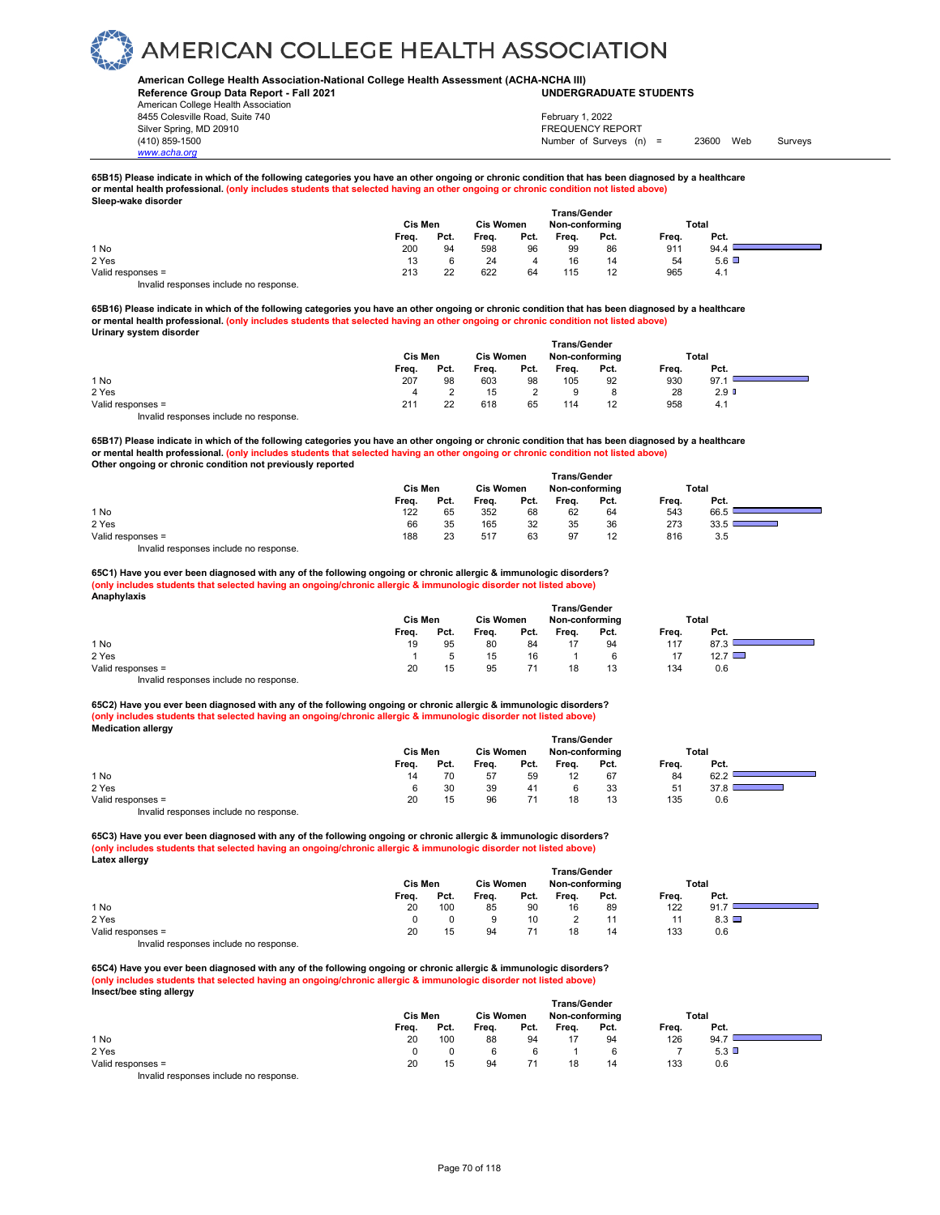# AMERICAN COLLEGE HEALTH ASSOCIATION

**American College Health Association-National College Health Assessment (ACHA-NCHA III)**
**Reference Group Data Report - Fall 2021** — **UNDERGRADUATE STUDENTS**

American College Health Association
8455 Colesville Road, Suite 740
Silver Spring, MD 20910
(410) 859-1500
www.acha.org

February 1, 2022
FREQUENCY REPORT
Number of Surveys (n) = 23600 Web Surveys

**65B15) Please indicate in which of the following categories you have an other ongoing or chronic condition that has been diagnosed by a healthcare or mental health professional. (only includes students that selected having an other ongoing or chronic condition not listed above)**
**Sleep-wake disorder**

| | Cis Men | | Cis Women | | Trans/Gender Non-conforming | | Total | |
|---|---|---|---|---|---|---|---|---|
| | Freq. | Pct. | Freq. | Pct. | Freq. | Pct. | Freq. | Pct. |
| 1 No | 200 | 94 | 598 | 96 | 99 | 86 | 911 | 94.4 |
| 2 Yes | 13 | 6 | 24 | 4 | 16 | 14 | 54 | 5.6 |
| Valid responses = | 213 | 22 | 622 | 64 | 115 | 12 | 965 | 4.1 |

Invalid responses include no response.

**65B16) Please indicate in which of the following categories you have an other ongoing or chronic condition that has been diagnosed by a healthcare or mental health professional. (only includes students that selected having an other ongoing or chronic condition not listed above)**
**Urinary system disorder**

| | Cis Men | | Cis Women | | Trans/Gender Non-conforming | | Total | |
|---|---|---|---|---|---|---|---|---|
| | Freq. | Pct. | Freq. | Pct. | Freq. | Pct. | Freq. | Pct. |
| 1 No | 207 | 98 | 603 | 98 | 105 | 92 | 930 | 97.1 |
| 2 Yes | 4 | 2 | 15 | 2 | 9 | 8 | 28 | 2.9 |
| Valid responses = | 211 | 22 | 618 | 65 | 114 | 12 | 958 | 4.1 |

Invalid responses include no response.

**65B17) Please indicate in which of the following categories you have an other ongoing or chronic condition that has been diagnosed by a healthcare or mental health professional. (only includes students that selected having an other ongoing or chronic condition not listed above)**
**Other ongoing or chronic condition not previously reported**

| | Cis Men | | Cis Women | | Trans/Gender Non-conforming | | Total | |
|---|---|---|---|---|---|---|---|---|
| | Freq. | Pct. | Freq. | Pct. | Freq. | Pct. | Freq. | Pct. |
| 1 No | 122 | 65 | 352 | 68 | 62 | 64 | 543 | 66.5 |
| 2 Yes | 66 | 35 | 165 | 32 | 35 | 36 | 273 | 33.5 |
| Valid responses = | 188 | 23 | 517 | 63 | 97 | 12 | 816 | 3.5 |

Invalid responses include no response.

**65C1) Have you ever been diagnosed with any of the following ongoing or chronic allergic & immunologic disorders? (only includes students that selected having an ongoing/chronic allergic & immunologic disorder not listed above)**
**Anaphylaxis**

| | Cis Men | | Cis Women | | Trans/Gender Non-conforming | | Total | |
|---|---|---|---|---|---|---|---|---|
| | Freq. | Pct. | Freq. | Pct. | Freq. | Pct. | Freq. | Pct. |
| 1 No | 19 | 95 | 80 | 84 | 17 | 94 | 117 | 87.3 |
| 2 Yes | 1 | 5 | 15 | 16 | 1 | 6 | 17 | 12.7 |
| Valid responses = | 20 | 15 | 95 | 71 | 18 | 13 | 134 | 0.6 |

Invalid responses include no response.

**65C2) Have you ever been diagnosed with any of the following ongoing or chronic allergic & immunologic disorders? (only includes students that selected having an ongoing/chronic allergic & immunologic disorder not listed above)**
**Medication allergy**

| | Cis Men | | Cis Women | | Trans/Gender Non-conforming | | Total | |
|---|---|---|---|---|---|---|---|---|
| | Freq. | Pct. | Freq. | Pct. | Freq. | Pct. | Freq. | Pct. |
| 1 No | 14 | 70 | 57 | 59 | 12 | 67 | 84 | 62.2 |
| 2 Yes | 6 | 30 | 39 | 41 | 6 | 33 | 51 | 37.8 |
| Valid responses = | 20 | 15 | 96 | 71 | 18 | 13 | 135 | 0.6 |

Invalid responses include no response.

**65C3) Have you ever been diagnosed with any of the following ongoing or chronic allergic & immunologic disorders? (only includes students that selected having an ongoing/chronic allergic & immunologic disorder not listed above)**
**Latex allergy**

| | Cis Men | | Cis Women | | Trans/Gender Non-conforming | | Total | |
|---|---|---|---|---|---|---|---|---|
| | Freq. | Pct. | Freq. | Pct. | Freq. | Pct. | Freq. | Pct. |
| 1 No | 20 | 100 | 85 | 90 | 16 | 89 | 122 | 91.7 |
| 2 Yes | 0 | 0 | 9 | 10 | 2 | 11 | 11 | 8.3 |
| Valid responses = | 20 | 15 | 94 | 71 | 18 | 14 | 133 | 0.6 |

Invalid responses include no response.

**65C4) Have you ever been diagnosed with any of the following ongoing or chronic allergic & immunologic disorders? (only includes students that selected having an ongoing/chronic allergic & immunologic disorder not listed above)**
**Insect/bee sting allergy**

| | Cis Men | | Cis Women | | Trans/Gender Non-conforming | | Total | |
|---|---|---|---|---|---|---|---|---|
| | Freq. | Pct. | Freq. | Pct. | Freq. | Pct. | Freq. | Pct. |
| 1 No | 20 | 100 | 88 | 94 | 17 | 94 | 126 | 94.7 |
| 2 Yes | 0 | 0 | 6 | 6 | 1 | 6 | 7 | 5.3 |
| Valid responses = | 20 | 15 | 94 | 71 | 18 | 14 | 133 | 0.6 |

Invalid responses include no response.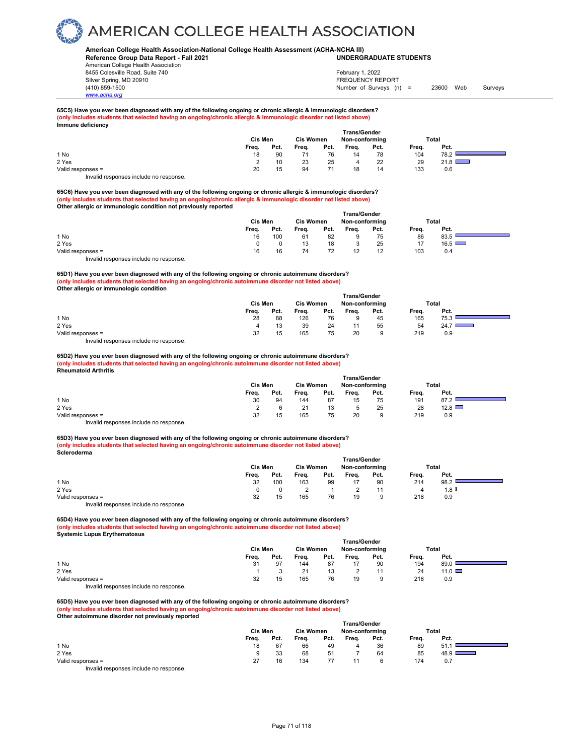# AMERICAN COLLEGE HEALTH ASSOCIATION

**American College Health Association-National College Health Assessment (ACHA-NCHA III)**
**Reference Group Data Report - Fall 2021** **UNDERGRADUATE STUDENTS**

American College Health Association
8455 Colesville Road, Suite 740
Silver Spring, MD 20910
(410) 859-1500
www.acha.org

February 1, 2022
FREQUENCY REPORT
Number of Surveys (n) = 23600 Web Surveys

**65C5) Have you ever been diagnosed with any of the following ongoing or chronic allergic & immunologic disorders?**
**(only includes students that selected having an ongoing/chronic allergic & immunologic disorder not listed above)**
**Immune deficiency**

| | Cis Men | | Cis Women | | Trans/Gender Non-conforming | | Total | |
|---|---|---|---|---|---|---|---|---|
| | Freq. | Pct. | Freq. | Pct. | Freq. | Pct. | Freq. | Pct. |
| 1 No | 18 | 90 | 71 | 76 | 14 | 78 | 104 | 78.2 |
| 2 Yes | 2 | 10 | 23 | 25 | 4 | 22 | 29 | 21.8 |
| Valid responses = | 20 | 15 | 94 | 71 | 18 | 14 | 133 | 0.6 |

Invalid responses include no response.

**65C6) Have you ever been diagnosed with any of the following ongoing or chronic allergic & immunologic disorders?**
**(only includes students that selected having an ongoing/chronic allergic & immunologic disorder not listed above)**
**Other allergic or immunologic condition not previously reported**

| | Cis Men | | Cis Women | | Trans/Gender Non-conforming | | Total | |
|---|---|---|---|---|---|---|---|---|
| | Freq. | Pct. | Freq. | Pct. | Freq. | Pct. | Freq. | Pct. |
| 1 No | 16 | 100 | 61 | 82 | 9 | 75 | 86 | 83.5 |
| 2 Yes | 0 | 0 | 13 | 18 | 3 | 25 | 17 | 16.5 |
| Valid responses = | 16 | 16 | 74 | 72 | 12 | 12 | 103 | 0.4 |

Invalid responses include no response.

**65D1) Have you ever been diagnosed with any of the following ongoing or chronic autoimmune disorders?**
**(only includes students that selected having an ongoing/chronic autoimmune disorder not listed above)**
**Other allergic or immunologic condition**

| | Cis Men | | Cis Women | | Trans/Gender Non-conforming | | Total | |
|---|---|---|---|---|---|---|---|---|
| | Freq. | Pct. | Freq. | Pct. | Freq. | Pct. | Freq. | Pct. |
| 1 No | 28 | 88 | 126 | 76 | 9 | 45 | 165 | 75.3 |
| 2 Yes | 4 | 13 | 39 | 24 | 11 | 55 | 54 | 24.7 |
| Valid responses = | 32 | 15 | 165 | 75 | 20 | 9 | 219 | 0.9 |

Invalid responses include no response.

**65D2) Have you ever been diagnosed with any of the following ongoing or chronic autoimmune disorders?**
**(only includes students that selected having an ongoing/chronic autoimmune disorder not listed above)**
**Rheumatoid Arthritis**

| | Cis Men | | Cis Women | | Trans/Gender Non-conforming | | Total | |
|---|---|---|---|---|---|---|---|---|
| | Freq. | Pct. | Freq. | Pct. | Freq. | Pct. | Freq. | Pct. |
| 1 No | 30 | 94 | 144 | 87 | 15 | 75 | 191 | 87.2 |
| 2 Yes | 2 | 6 | 21 | 13 | 5 | 25 | 28 | 12.8 |
| Valid responses = | 32 | 15 | 165 | 75 | 20 | 9 | 219 | 0.9 |

Invalid responses include no response.

**65D3) Have you ever been diagnosed with any of the following ongoing or chronic autoimmune disorders?**
**(only includes students that selected having an ongoing/chronic autoimmune disorder not listed above)**
**Scleroderma**

| | Cis Men | | Cis Women | | Trans/Gender Non-conforming | | Total | |
|---|---|---|---|---|---|---|---|---|
| | Freq. | Pct. | Freq. | Pct. | Freq. | Pct. | Freq. | Pct. |
| 1 No | 32 | 100 | 163 | 99 | 17 | 90 | 214 | 98.2 |
| 2 Yes | 0 | 0 | 2 | 1 | 2 | 11 | 4 | 1.8 |
| Valid responses = | 32 | 15 | 165 | 76 | 19 | 9 | 218 | 0.9 |

Invalid responses include no response.

**65D4) Have you ever been diagnosed with any of the following ongoing or chronic autoimmune disorders?**
**(only includes students that selected having an ongoing/chronic autoimmune disorder not listed above)**
**Systemic Lupus Erythematosus**

| | Cis Men | | Cis Women | | Trans/Gender Non-conforming | | Total | |
|---|---|---|---|---|---|---|---|---|
| | Freq. | Pct. | Freq. | Pct. | Freq. | Pct. | Freq. | Pct. |
| 1 No | 31 | 97 | 144 | 87 | 17 | 90 | 194 | 89.0 |
| 2 Yes | 1 | 3 | 21 | 13 | 2 | 11 | 24 | 11.0 |
| Valid responses = | 32 | 15 | 165 | 76 | 19 | 9 | 218 | 0.9 |

Invalid responses include no response.

**65D5) Have you ever been diagnosed with any of the following ongoing or chronic autoimmune disorders?**
**(only includes students that selected having an ongoing/chronic autoimmune disorder not listed above)**
**Other autoimmune disorder not previously reported**

| | Cis Men | | Cis Women | | Trans/Gender Non-conforming | | Total | |
|---|---|---|---|---|---|---|---|---|
| | Freq. | Pct. | Freq. | Pct. | Freq. | Pct. | Freq. | Pct. |
| 1 No | 18 | 67 | 66 | 49 | 4 | 36 | 89 | 51.1 |
| 2 Yes | 9 | 33 | 68 | 51 | 7 | 64 | 85 | 48.9 |
| Valid responses = | 27 | 16 | 134 | 77 | 11 | 6 | 174 | 0.7 |

Invalid responses include no response.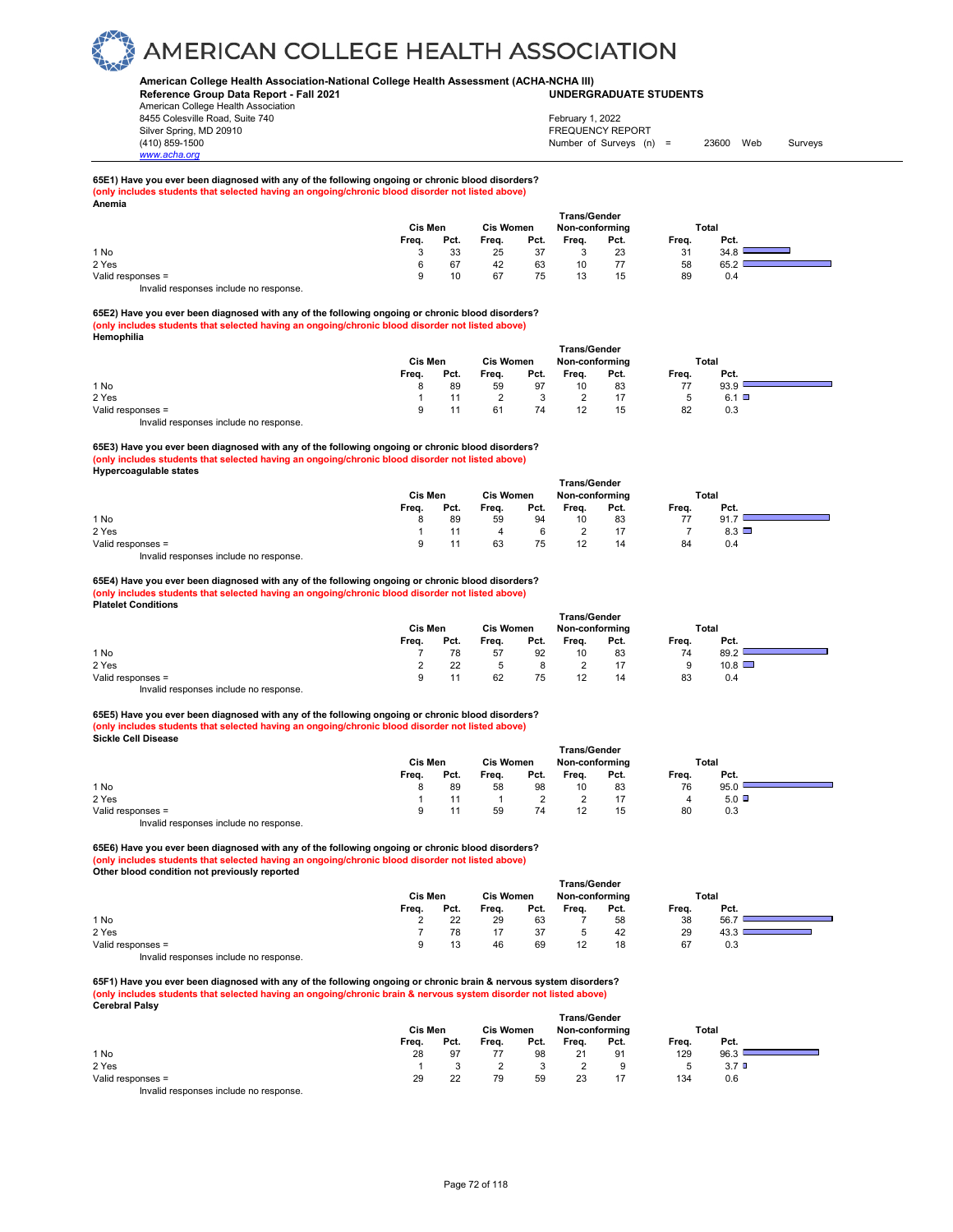# AMERICAN COLLEGE HEALTH ASSOCIATION

**American College Health Association-National College Health Assessment (ACHA-NCHA III)**
**Reference Group Data Report - Fall 2021** **UNDERGRADUATE STUDENTS**
American College Health Association
8455 Colesville Road, Suite 740
Silver Spring, MD 20910
(410) 859-1500
www.acha.org

February 1, 2022
FREQUENCY REPORT
Number of Surveys (n) = 23600 Web Surveys

**65E1) Have you ever been diagnosed with any of the following ongoing or chronic blood disorders?**
**(only includes students that selected having an ongoing/chronic blood disorder not listed above)**
**Anemia**

| | Cis Men | | Cis Women | | Trans/Gender Non-conforming | | Total | |
|---|---|---|---|---|---|---|---|---|
| | Freq. | Pct. | Freq. | Pct. | Freq. | Pct. | Freq. | Pct. |
| 1 No | 3 | 33 | 25 | 37 | 3 | 23 | 31 | 34.8 |
| 2 Yes | 6 | 67 | 42 | 63 | 10 | 77 | 58 | 65.2 |
| Valid responses = | 9 | 10 | 67 | 75 | 13 | 15 | 89 | 0.4 |

Invalid responses include no response.

**65E2) Have you ever been diagnosed with any of the following ongoing or chronic blood disorders?**
**(only includes students that selected having an ongoing/chronic blood disorder not listed above)**
**Hemophilia**

| | Cis Men | | Cis Women | | Trans/Gender Non-conforming | | Total | |
|---|---|---|---|---|---|---|---|---|
| | Freq. | Pct. | Freq. | Pct. | Freq. | Pct. | Freq. | Pct. |
| 1 No | 8 | 89 | 59 | 97 | 10 | 83 | 77 | 93.9 |
| 2 Yes | 1 | 11 | 2 | 3 | 2 | 17 | 5 | 6.1 |
| Valid responses = | 9 | 11 | 61 | 74 | 12 | 15 | 82 | 0.3 |

Invalid responses include no response.

**65E3) Have you ever been diagnosed with any of the following ongoing or chronic blood disorders?**
**(only includes students that selected having an ongoing/chronic blood disorder not listed above)**
**Hypercoagulable states**

| | Cis Men | | Cis Women | | Trans/Gender Non-conforming | | Total | |
|---|---|---|---|---|---|---|---|---|
| | Freq. | Pct. | Freq. | Pct. | Freq. | Pct. | Freq. | Pct. |
| 1 No | 8 | 89 | 59 | 94 | 10 | 83 | 77 | 91.7 |
| 2 Yes | 1 | 11 | 4 | 6 | 2 | 17 | 7 | 8.3 |
| Valid responses = | 9 | 11 | 63 | 75 | 12 | 14 | 84 | 0.4 |

Invalid responses include no response.

**65E4) Have you ever been diagnosed with any of the following ongoing or chronic blood disorders?**
**(only includes students that selected having an ongoing/chronic blood disorder not listed above)**
**Platelet Conditions**

| | Cis Men | | Cis Women | | Trans/Gender Non-conforming | | Total | |
|---|---|---|---|---|---|---|---|---|
| | Freq. | Pct. | Freq. | Pct. | Freq. | Pct. | Freq. | Pct. |
| 1 No | 7 | 78 | 57 | 92 | 10 | 83 | 74 | 89.2 |
| 2 Yes | 2 | 22 | 5 | 8 | 2 | 17 | 9 | 10.8 |
| Valid responses = | 9 | 11 | 62 | 75 | 12 | 14 | 83 | 0.4 |

Invalid responses include no response.

**65E5) Have you ever been diagnosed with any of the following ongoing or chronic blood disorders?**
**(only includes students that selected having an ongoing/chronic blood disorder not listed above)**
**Sickle Cell Disease**

| | Cis Men | | Cis Women | | Trans/Gender Non-conforming | | Total | |
|---|---|---|---|---|---|---|---|---|
| | Freq. | Pct. | Freq. | Pct. | Freq. | Pct. | Freq. | Pct. |
| 1 No | 8 | 89 | 58 | 98 | 10 | 83 | 76 | 95.0 |
| 2 Yes | 1 | 11 | 1 | 2 | 2 | 17 | 4 | 5.0 |
| Valid responses = | 9 | 11 | 59 | 74 | 12 | 15 | 80 | 0.3 |

Invalid responses include no response.

**65E6) Have you ever been diagnosed with any of the following ongoing or chronic blood disorders?**
**(only includes students that selected having an ongoing/chronic blood disorder not listed above)**
**Other blood condition not previously reported**

| | Cis Men | | Cis Women | | Trans/Gender Non-conforming | | Total | |
|---|---|---|---|---|---|---|---|---|
| | Freq. | Pct. | Freq. | Pct. | Freq. | Pct. | Freq. | Pct. |
| 1 No | 2 | 22 | 29 | 63 | 7 | 58 | 38 | 56.7 |
| 2 Yes | 7 | 78 | 17 | 37 | 5 | 42 | 29 | 43.3 |
| Valid responses = | 9 | 13 | 46 | 69 | 12 | 18 | 67 | 0.3 |

Invalid responses include no response.

**65F1) Have you ever been diagnosed with any of the following ongoing or chronic brain & nervous system disorders?**
**(only includes students that selected having an ongoing/chronic brain & nervous system disorder not listed above)**
**Cerebral Palsy**

| | Cis Men | | Cis Women | | Trans/Gender Non-conforming | | Total | |
|---|---|---|---|---|---|---|---|---|
| | Freq. | Pct. | Freq. | Pct. | Freq. | Pct. | Freq. | Pct. |
| 1 No | 28 | 97 | 77 | 98 | 21 | 91 | 129 | 96.3 |
| 2 Yes | 1 | 3 | 2 | 3 | 2 | 9 | 5 | 3.7 |
| Valid responses = | 29 | 22 | 79 | 59 | 23 | 17 | 134 | 0.6 |

Invalid responses include no response.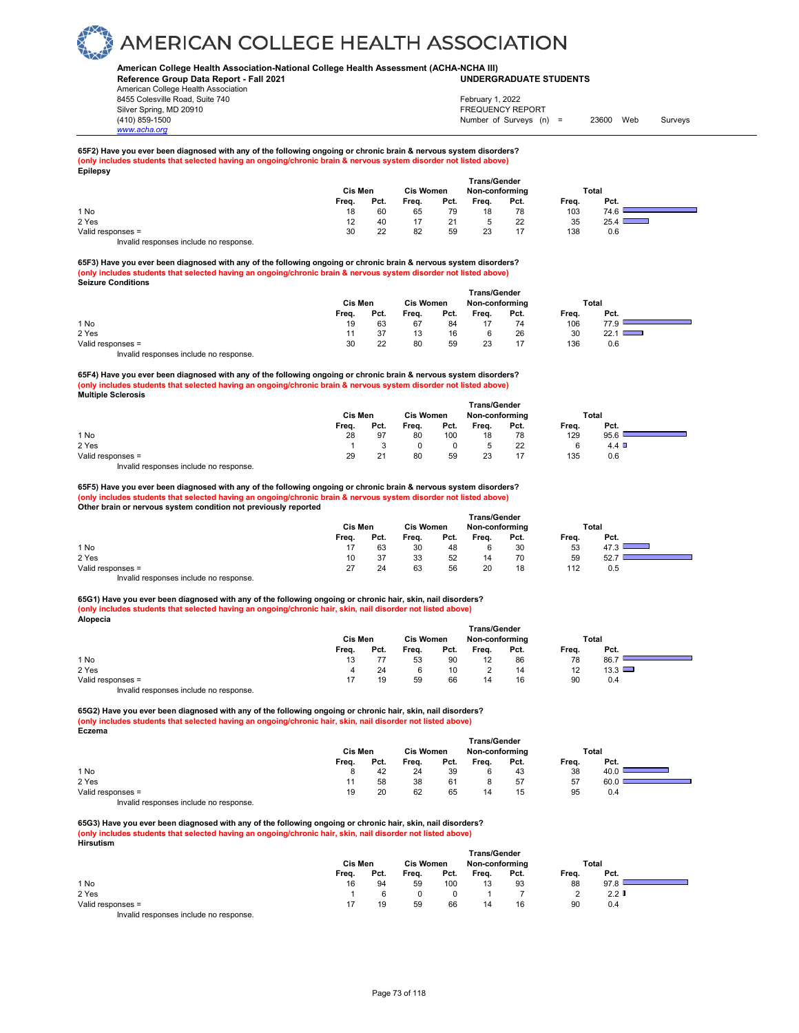# AMERICAN COLLEGE HEALTH ASSOCIATION

**American College Health Association-National College Health Assessment (ACHA-NCHA III)**
**Reference Group Data Report - Fall 2021** **UNDERGRADUATE STUDENTS**
American College Health Association
8455 Colesville Road, Suite 740
Silver Spring, MD 20910
(410) 859-1500
www.acha.org

February 1, 2022
FREQUENCY REPORT
Number of Surveys (n) = 23600 Web Surveys

**65F2) Have you ever been diagnosed with any of the following ongoing or chronic brain & nervous system disorders?**
**(only includes students that selected having an ongoing/chronic brain & nervous system disorder not listed above)**
**Epilepsy**

| | Cis Men | | Cis Women | | Trans/Gender Non-conforming | | Total | |
|---|---|---|---|---|---|---|---|---|
| | Freq. | Pct. | Freq. | Pct. | Freq. | Pct. | Freq. | Pct. |
| 1 No | 18 | 60 | 65 | 79 | 18 | 78 | 103 | 74.6 |
| 2 Yes | 12 | 40 | 17 | 21 | 5 | 22 | 35 | 25.4 |
| Valid responses = | 30 | 22 | 82 | 59 | 23 | 17 | 138 | 0.6 |

Invalid responses include no response.

**65F3) Have you ever been diagnosed with any of the following ongoing or chronic brain & nervous system disorders?**
**(only includes students that selected having an ongoing/chronic brain & nervous system disorder not listed above)**
**Seizure Conditions**

| | Cis Men | | Cis Women | | Trans/Gender Non-conforming | | Total | |
|---|---|---|---|---|---|---|---|---|
| | Freq. | Pct. | Freq. | Pct. | Freq. | Pct. | Freq. | Pct. |
| 1 No | 19 | 63 | 67 | 84 | 17 | 74 | 106 | 77.9 |
| 2 Yes | 11 | 37 | 13 | 16 | 6 | 26 | 30 | 22.1 |
| Valid responses = | 30 | 22 | 80 | 59 | 23 | 17 | 136 | 0.6 |

Invalid responses include no response.

**65F4) Have you ever been diagnosed with any of the following ongoing or chronic brain & nervous system disorders?**
**(only includes students that selected having an ongoing/chronic brain & nervous system disorder not listed above)**
**Multiple Sclerosis**

| | Cis Men | | Cis Women | | Trans/Gender Non-conforming | | Total | |
|---|---|---|---|---|---|---|---|---|
| | Freq. | Pct. | Freq. | Pct. | Freq. | Pct. | Freq. | Pct. |
| 1 No | 28 | 97 | 80 | 100 | 18 | 78 | 129 | 95.6 |
| 2 Yes | 1 | 3 | 0 | 0 | 5 | 22 | 6 | 4.4 |
| Valid responses = | 29 | 21 | 80 | 59 | 23 | 17 | 135 | 0.6 |

Invalid responses include no response.

**65F5) Have you ever been diagnosed with any of the following ongoing or chronic brain & nervous system disorders?**
**(only includes students that selected having an ongoing/chronic brain & nervous system disorder not listed above)**
**Other brain or nervous system condition not previously reported**

| | Cis Men | | Cis Women | | Trans/Gender Non-conforming | | Total | |
|---|---|---|---|---|---|---|---|---|
| | Freq. | Pct. | Freq. | Pct. | Freq. | Pct. | Freq. | Pct. |
| 1 No | 17 | 63 | 30 | 48 | 6 | 30 | 53 | 47.3 |
| 2 Yes | 10 | 37 | 33 | 52 | 14 | 70 | 59 | 52.7 |
| Valid responses = | 27 | 24 | 63 | 56 | 20 | 18 | 112 | 0.5 |

Invalid responses include no response.

**65G1) Have you ever been diagnosed with any of the following ongoing or chronic hair, skin, nail disorders?**
**(only includes students that selected having an ongoing/chronic hair, skin, nail disorder not listed above)**
**Alopecia**

| | Cis Men | | Cis Women | | Trans/Gender Non-conforming | | Total | |
|---|---|---|---|---|---|---|---|---|
| | Freq. | Pct. | Freq. | Pct. | Freq. | Pct. | Freq. | Pct. |
| 1 No | 13 | 77 | 53 | 90 | 12 | 86 | 78 | 86.7 |
| 2 Yes | 4 | 24 | 6 | 10 | 2 | 14 | 12 | 13.3 |
| Valid responses = | 17 | 19 | 59 | 66 | 14 | 16 | 90 | 0.4 |

Invalid responses include no response.

**65G2) Have you ever been diagnosed with any of the following ongoing or chronic hair, skin, nail disorders?**
**(only includes students that selected having an ongoing/chronic hair, skin, nail disorder not listed above)**
**Eczema**

| | Cis Men | | Cis Women | | Trans/Gender Non-conforming | | Total | |
|---|---|---|---|---|---|---|---|---|
| | Freq. | Pct. | Freq. | Pct. | Freq. | Pct. | Freq. | Pct. |
| 1 No | 8 | 42 | 24 | 39 | 6 | 43 | 38 | 40.0 |
| 2 Yes | 11 | 58 | 38 | 61 | 8 | 57 | 57 | 60.0 |
| Valid responses = | 19 | 20 | 62 | 65 | 14 | 15 | 95 | 0.4 |

Invalid responses include no response.

**65G3) Have you ever been diagnosed with any of the following ongoing or chronic hair, skin, nail disorders?**
**(only includes students that selected having an ongoing/chronic hair, skin, nail disorder not listed above)**
**Hirsutism**

| | Cis Men | | Cis Women | | Trans/Gender Non-conforming | | Total | |
|---|---|---|---|---|---|---|---|---|
| | Freq. | Pct. | Freq. | Pct. | Freq. | Pct. | Freq. | Pct. |
| 1 No | 16 | 94 | 59 | 100 | 13 | 93 | 88 | 97.8 |
| 2 Yes | 1 | 6 | 0 | 0 | 1 | 7 | 2 | 2.2 |
| Valid responses = | 17 | 19 | 59 | 66 | 14 | 16 | 90 | 0.4 |

Invalid responses include no response.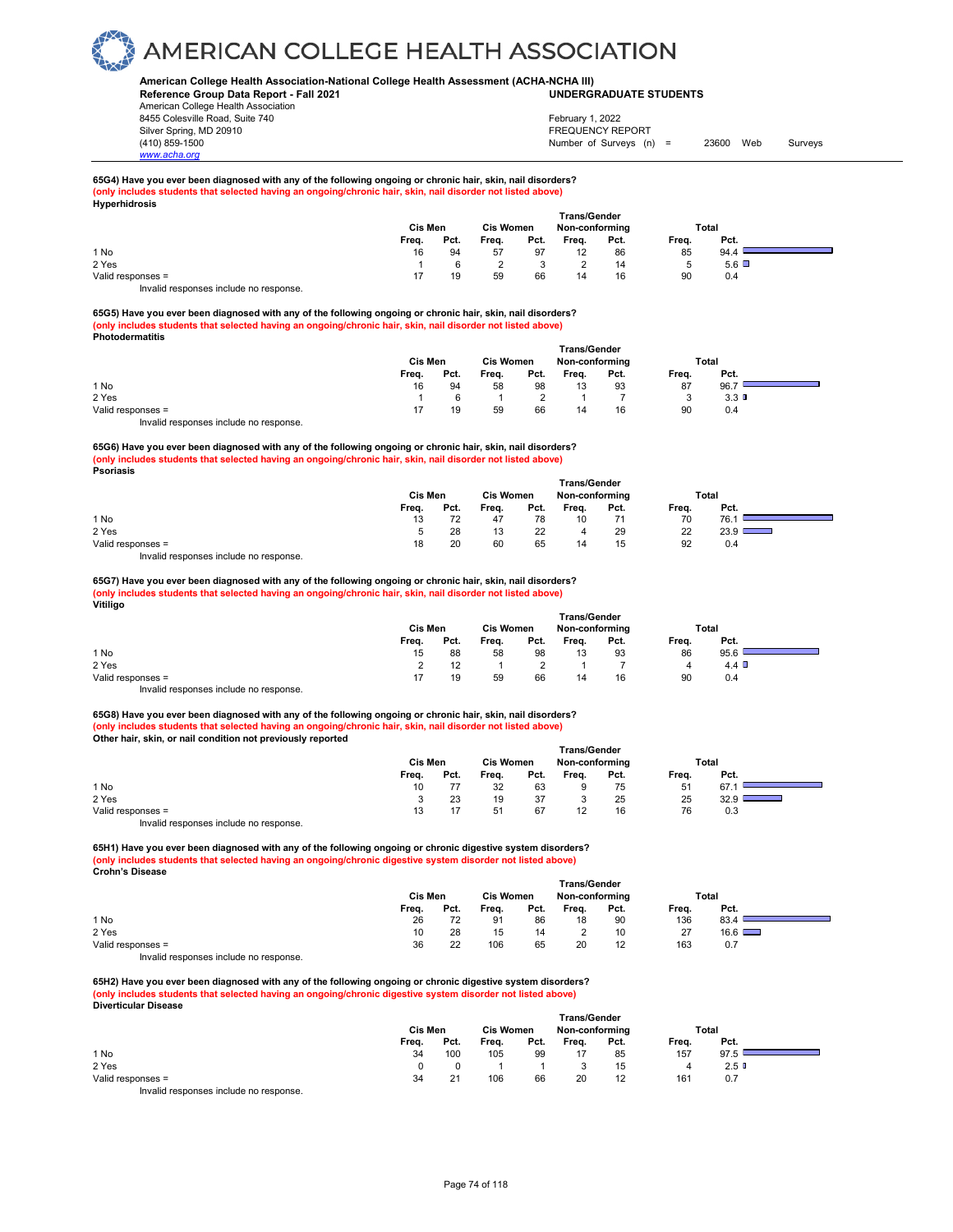# AMERICAN COLLEGE HEALTH ASSOCIATION

**American College Health Association-National College Health Assessment (ACHA-NCHA III)**
**Reference Group Data Report - Fall 2021** **UNDERGRADUATE STUDENTS**
American College Health Association
8455 Colesville Road, Suite 740
Silver Spring, MD 20910
(410) 859-1500
www.acha.org

February 1, 2022
FREQUENCY REPORT
Number of Surveys (n) = 23600 Web Surveys

**65G4) Have you ever been diagnosed with any of the following ongoing or chronic hair, skin, nail disorders?**
**(only includes students that selected having an ongoing/chronic hair, skin, nail disorder not listed above)**
**Hyperhidrosis**

| | Cis Men | | Cis Women | | Trans/Gender Non-conforming | | Total | |
|---|---|---|---|---|---|---|---|---|
| | Freq. | Pct. | Freq. | Pct. | Freq. | Pct. | Freq. | Pct. |
| 1 No | 16 | 94 | 57 | 97 | 12 | 86 | 85 | 94.4 |
| 2 Yes | 1 | 6 | 2 | 3 | 2 | 14 | 5 | 5.6 |
| Valid responses = | 17 | 19 | 59 | 66 | 14 | 16 | 90 | 0.4 |

Invalid responses include no response.

**65G5) Have you ever been diagnosed with any of the following ongoing or chronic hair, skin, nail disorders?**
**(only includes students that selected having an ongoing/chronic hair, skin, nail disorder not listed above)**
**Photodermatitis**

| | Cis Men | | Cis Women | | Trans/Gender Non-conforming | | Total | |
|---|---|---|---|---|---|---|---|---|
| | Freq. | Pct. | Freq. | Pct. | Freq. | Pct. | Freq. | Pct. |
| 1 No | 16 | 94 | 58 | 98 | 13 | 93 | 87 | 96.7 |
| 2 Yes | 1 | 6 | 1 | 2 | 1 | 7 | 3 | 3.3 |
| Valid responses = | 17 | 19 | 59 | 66 | 14 | 16 | 90 | 0.4 |

Invalid responses include no response.

**65G6) Have you ever been diagnosed with any of the following ongoing or chronic hair, skin, nail disorders?**
**(only includes students that selected having an ongoing/chronic hair, skin, nail disorder not listed above)**
**Psoriasis**

| | Cis Men | | Cis Women | | Trans/Gender Non-conforming | | Total | |
|---|---|---|---|---|---|---|---|---|
| | Freq. | Pct. | Freq. | Pct. | Freq. | Pct. | Freq. | Pct. |
| 1 No | 13 | 72 | 47 | 78 | 10 | 71 | 70 | 76.1 |
| 2 Yes | 5 | 28 | 13 | 22 | 4 | 29 | 22 | 23.9 |
| Valid responses = | 18 | 20 | 60 | 65 | 14 | 15 | 92 | 0.4 |

Invalid responses include no response.

**65G7) Have you ever been diagnosed with any of the following ongoing or chronic hair, skin, nail disorders?**
**(only includes students that selected having an ongoing/chronic hair, skin, nail disorder not listed above)**
**Vitiligo**

| | Cis Men | | Cis Women | | Trans/Gender Non-conforming | | Total | |
|---|---|---|---|---|---|---|---|---|
| | Freq. | Pct. | Freq. | Pct. | Freq. | Pct. | Freq. | Pct. |
| 1 No | 15 | 88 | 58 | 98 | 13 | 93 | 86 | 95.6 |
| 2 Yes | 2 | 12 | 1 | 2 | 1 | 7 | 4 | 4.4 |
| Valid responses = | 17 | 19 | 59 | 66 | 14 | 16 | 90 | 0.4 |

Invalid responses include no response.

**65G8) Have you ever been diagnosed with any of the following ongoing or chronic hair, skin, nail disorders?**
**(only includes students that selected having an ongoing/chronic hair, skin, nail disorder not listed above)**
**Other hair, skin, or nail condition not previously reported**

| | Cis Men | | Cis Women | | Trans/Gender Non-conforming | | Total | |
|---|---|---|---|---|---|---|---|---|
| | Freq. | Pct. | Freq. | Pct. | Freq. | Pct. | Freq. | Pct. |
| 1 No | 10 | 77 | 32 | 63 | 9 | 75 | 51 | 67.1 |
| 2 Yes | 3 | 23 | 19 | 37 | 3 | 25 | 25 | 32.9 |
| Valid responses = | 13 | 17 | 51 | 67 | 12 | 16 | 76 | 0.3 |

Invalid responses include no response.

**65H1) Have you ever been diagnosed with any of the following ongoing or chronic digestive system disorders?**
**(only includes students that selected having an ongoing/chronic digestive system disorder not listed above)**
**Crohn's Disease**

| | Cis Men | | Cis Women | | Trans/Gender Non-conforming | | Total | |
|---|---|---|---|---|---|---|---|---|
| | Freq. | Pct. | Freq. | Pct. | Freq. | Pct. | Freq. | Pct. |
| 1 No | 26 | 72 | 91 | 86 | 18 | 90 | 136 | 83.4 |
| 2 Yes | 10 | 28 | 15 | 14 | 2 | 10 | 27 | 16.6 |
| Valid responses = | 36 | 22 | 106 | 65 | 20 | 12 | 163 | 0.7 |

Invalid responses include no response.

**65H2) Have you ever been diagnosed with any of the following ongoing or chronic digestive system disorders?**
**(only includes students that selected having an ongoing/chronic digestive system disorder not listed above)**
**Diverticular Disease**

| | Cis Men | | Cis Women | | Trans/Gender Non-conforming | | Total | |
|---|---|---|---|---|---|---|---|---|
| | Freq. | Pct. | Freq. | Pct. | Freq. | Pct. | Freq. | Pct. |
| 1 No | 34 | 100 | 105 | 99 | 17 | 85 | 157 | 97.5 |
| 2 Yes | 0 | 0 | 1 | 1 | 3 | 15 | 4 | 2.5 |
| Valid responses = | 34 | 21 | 106 | 66 | 20 | 12 | 161 | 0.7 |

Invalid responses include no response.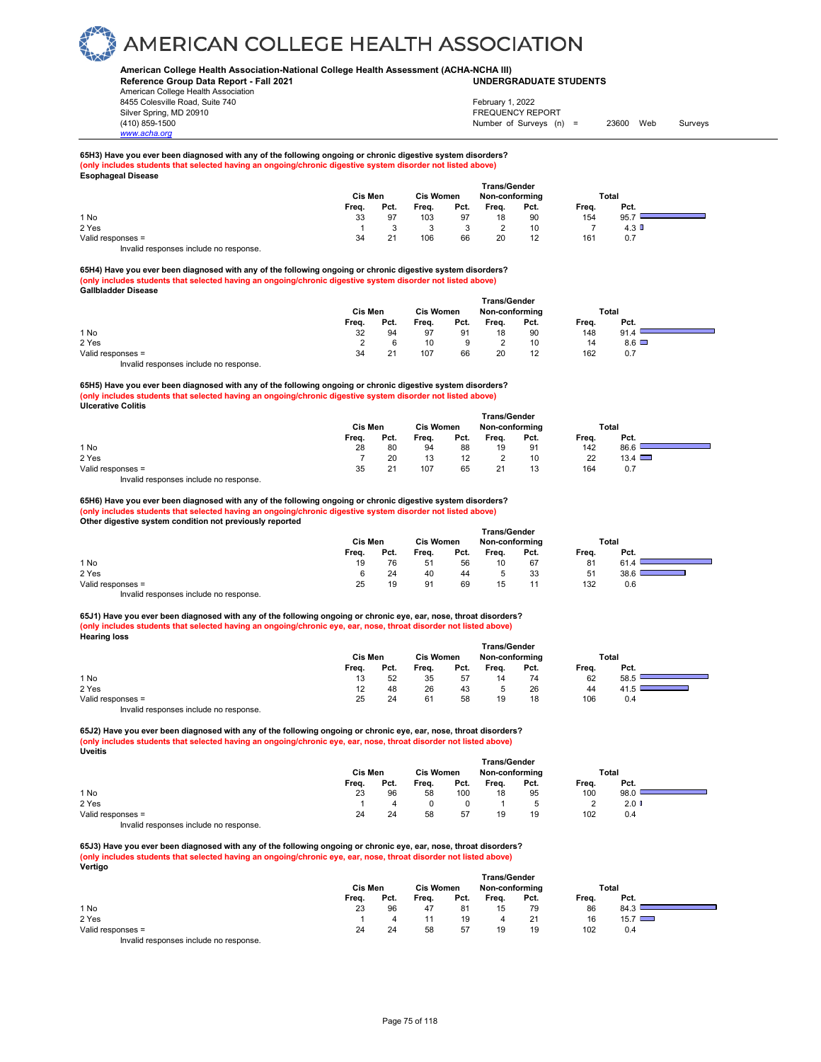# AMERICAN COLLEGE HEALTH ASSOCIATION

**American College Health Association-National College Health Assessment (ACHA-NCHA III)**
**Reference Group Data Report - Fall 2021** **UNDERGRADUATE STUDENTS**
American College Health Association
8455 Colesville Road, Suite 740
Silver Spring, MD 20910
(410) 859-1500
www.acha.org

February 1, 2022
FREQUENCY REPORT
Number of Surveys (n) = 23600 Web Surveys

**65H3) Have you ever been diagnosed with any of the following ongoing or chronic digestive system disorders?**
**(only includes students that selected having an ongoing/chronic digestive system disorder not listed above)**
**Esophageal Disease**

| | Cis Men | | Cis Women | | Trans/Gender Non-conforming | | Total | |
|---|---|---|---|---|---|---|---|---|
| | Freq. | Pct. | Freq. | Pct. | Freq. | Pct. | Freq. | Pct. |
| 1 No | 33 | 97 | 103 | 97 | 18 | 90 | 154 | 95.7 |
| 2 Yes | 1 | 3 | 3 | 3 | 2 | 10 | 7 | 4.3 |
| Valid responses = | 34 | 21 | 106 | 66 | 20 | 12 | 161 | 0.7 |

Invalid responses include no response.

**65H4) Have you ever been diagnosed with any of the following ongoing or chronic digestive system disorders?**
**(only includes students that selected having an ongoing/chronic digestive system disorder not listed above)**
**Gallbladder Disease**

| | Cis Men | | Cis Women | | Trans/Gender Non-conforming | | Total | |
|---|---|---|---|---|---|---|---|---|
| | Freq. | Pct. | Freq. | Pct. | Freq. | Pct. | Freq. | Pct. |
| 1 No | 32 | 94 | 97 | 91 | 18 | 90 | 148 | 91.4 |
| 2 Yes | 2 | 6 | 10 | 9 | 2 | 10 | 14 | 8.6 |
| Valid responses = | 34 | 21 | 107 | 66 | 20 | 12 | 162 | 0.7 |

Invalid responses include no response.

**65H5) Have you ever been diagnosed with any of the following ongoing or chronic digestive system disorders?**
**(only includes students that selected having an ongoing/chronic digestive system disorder not listed above)**
**Ulcerative Colitis**

| | Cis Men | | Cis Women | | Trans/Gender Non-conforming | | Total | |
|---|---|---|---|---|---|---|---|---|
| | Freq. | Pct. | Freq. | Pct. | Freq. | Pct. | Freq. | Pct. |
| 1 No | 28 | 80 | 94 | 88 | 19 | 91 | 142 | 86.6 |
| 2 Yes | 7 | 20 | 13 | 12 | 2 | 10 | 22 | 13.4 |
| Valid responses = | 35 | 21 | 107 | 65 | 21 | 13 | 164 | 0.7 |

Invalid responses include no response.

**65H6) Have you ever been diagnosed with any of the following ongoing or chronic digestive system disorders?**
**(only includes students that selected having an ongoing/chronic digestive system disorder not listed above)**
**Other digestive system condition not previously reported**

| | Cis Men | | Cis Women | | Trans/Gender Non-conforming | | Total | |
|---|---|---|---|---|---|---|---|---|
| | Freq. | Pct. | Freq. | Pct. | Freq. | Pct. | Freq. | Pct. |
| 1 No | 19 | 76 | 51 | 56 | 10 | 67 | 81 | 61.4 |
| 2 Yes | 6 | 24 | 40 | 44 | 5 | 33 | 51 | 38.6 |
| Valid responses = | 25 | 19 | 91 | 69 | 15 | 11 | 132 | 0.6 |

Invalid responses include no response.

**65J1) Have you ever been diagnosed with any of the following ongoing or chronic eye, ear, nose, throat disorders?**
**(only includes students that selected having an ongoing/chronic eye, ear, nose, throat disorder not listed above)**
**Hearing loss**

| | Cis Men | | Cis Women | | Trans/Gender Non-conforming | | Total | |
|---|---|---|---|---|---|---|---|---|
| | Freq. | Pct. | Freq. | Pct. | Freq. | Pct. | Freq. | Pct. |
| 1 No | 13 | 52 | 35 | 57 | 14 | 74 | 62 | 58.5 |
| 2 Yes | 12 | 48 | 26 | 43 | 5 | 26 | 44 | 41.5 |
| Valid responses = | 25 | 24 | 61 | 58 | 19 | 18 | 106 | 0.4 |

Invalid responses include no response.

**65J2) Have you ever been diagnosed with any of the following ongoing or chronic eye, ear, nose, throat disorders?**
**(only includes students that selected having an ongoing/chronic eye, ear, nose, throat disorder not listed above)**
**Uveitis**

| | Cis Men | | Cis Women | | Trans/Gender Non-conforming | | Total | |
|---|---|---|---|---|---|---|---|---|
| | Freq. | Pct. | Freq. | Pct. | Freq. | Pct. | Freq. | Pct. |
| 1 No | 23 | 96 | 58 | 100 | 18 | 95 | 100 | 98.0 |
| 2 Yes | 1 | 4 | 0 | 0 | 1 | 5 | 2 | 2.0 |
| Valid responses = | 24 | 24 | 58 | 57 | 19 | 19 | 102 | 0.4 |

Invalid responses include no response.

**65J3) Have you ever been diagnosed with any of the following ongoing or chronic eye, ear, nose, throat disorders?**
**(only includes students that selected having an ongoing/chronic eye, ear, nose, throat disorder not listed above)**
**Vertigo**

| | Cis Men | | Cis Women | | Trans/Gender Non-conforming | | Total | |
|---|---|---|---|---|---|---|---|---|
| | Freq. | Pct. | Freq. | Pct. | Freq. | Pct. | Freq. | Pct. |
| 1 No | 23 | 96 | 47 | 81 | 15 | 79 | 86 | 84.3 |
| 2 Yes | 1 | 4 | 11 | 19 | 4 | 21 | 16 | 15.7 |
| Valid responses = | 24 | 24 | 58 | 57 | 19 | 19 | 102 | 0.4 |

Invalid responses include no response.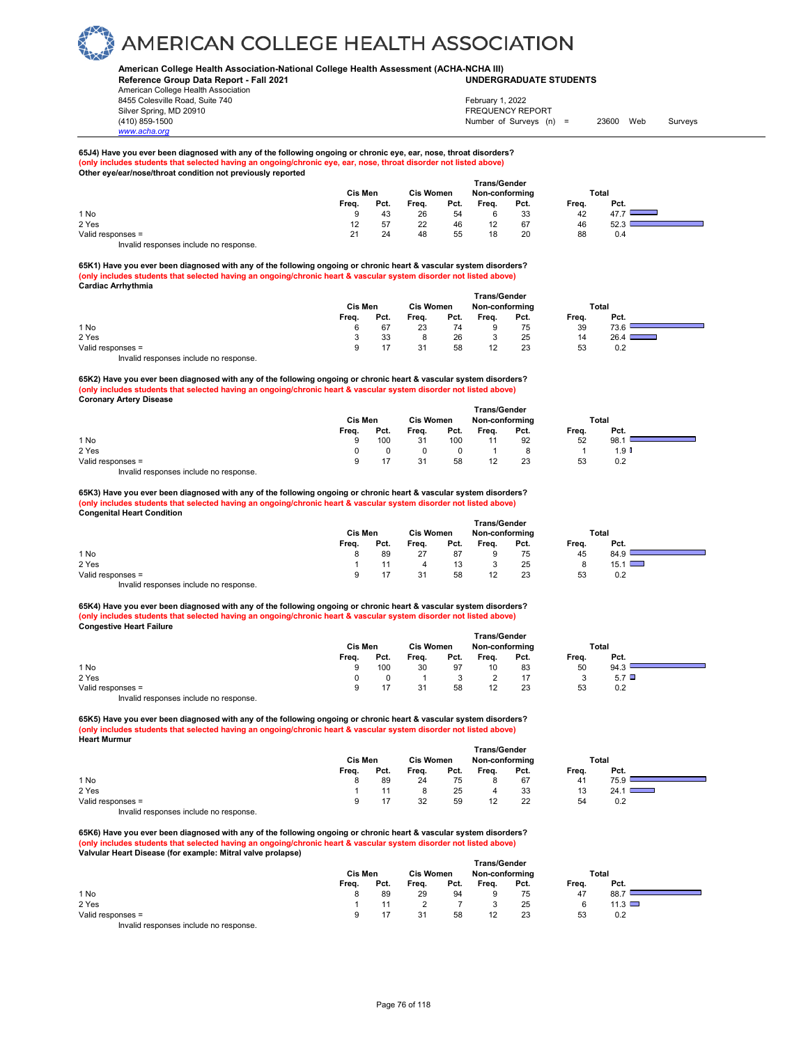# AMERICAN COLLEGE HEALTH ASSOCIATION

**American College Health Association-National College Health Assessment (ACHA-NCHA III)**
**Reference Group Data Report - Fall 2021** **UNDERGRADUATE STUDENTS**
American College Health Association
8455 Colesville Road, Suite 740
Silver Spring, MD 20910
(410) 859-1500
www.acha.org

February 1, 2022
FREQUENCY REPORT
Number of Surveys (n) = 23600 Web Surveys

**65J4) Have you ever been diagnosed with any of the following ongoing or chronic eye, ear, nose, throat disorders?**
**(only includes students that selected having an ongoing/chronic eye, ear, nose, throat disorder not listed above)**
**Other eye/ear/nose/throat condition not previously reported**

| | Cis Men | | Cis Women | | Trans/Gender Non-conforming | | Total | |
|---|---|---|---|---|---|---|---|---|
| | Freq. | Pct. | Freq. | Pct. | Freq. | Pct. | Freq. | Pct. |
| 1 No | 9 | 43 | 26 | 54 | 6 | 33 | 42 | 47.7 |
| 2 Yes | 12 | 57 | 22 | 46 | 12 | 67 | 46 | 52.3 |
| Valid responses = | 21 | 24 | 48 | 55 | 18 | 20 | 88 | 0.4 |

Invalid responses include no response.

**65K1) Have you ever been diagnosed with any of the following ongoing or chronic heart & vascular system disorders?**
**(only includes students that selected having an ongoing/chronic heart & vascular system disorder not listed above)**
**Cardiac Arrhythmia**

| | Cis Men | | Cis Women | | Trans/Gender Non-conforming | | Total | |
|---|---|---|---|---|---|---|---|---|
| | Freq. | Pct. | Freq. | Pct. | Freq. | Pct. | Freq. | Pct. |
| 1 No | 6 | 67 | 23 | 74 | 9 | 75 | 39 | 73.6 |
| 2 Yes | 3 | 33 | 8 | 26 | 3 | 25 | 14 | 26.4 |
| Valid responses = | 9 | 17 | 31 | 58 | 12 | 23 | 53 | 0.2 |

Invalid responses include no response.

**65K2) Have you ever been diagnosed with any of the following ongoing or chronic heart & vascular system disorders?**
**(only includes students that selected having an ongoing/chronic heart & vascular system disorder not listed above)**
**Coronary Artery Disease**

| | Cis Men | | Cis Women | | Trans/Gender Non-conforming | | Total | |
|---|---|---|---|---|---|---|---|---|
| | Freq. | Pct. | Freq. | Pct. | Freq. | Pct. | Freq. | Pct. |
| 1 No | 9 | 100 | 31 | 100 | 11 | 92 | 52 | 98.1 |
| 2 Yes | 0 | 0 | 0 | 0 | 1 | 8 | 1 | 1.9 |
| Valid responses = | 9 | 17 | 31 | 58 | 12 | 23 | 53 | 0.2 |

Invalid responses include no response.

**65K3) Have you ever been diagnosed with any of the following ongoing or chronic heart & vascular system disorders?**
**(only includes students that selected having an ongoing/chronic heart & vascular system disorder not listed above)**
**Congenital Heart Condition**

| | Cis Men | | Cis Women | | Trans/Gender Non-conforming | | Total | |
|---|---|---|---|---|---|---|---|---|
| | Freq. | Pct. | Freq. | Pct. | Freq. | Pct. | Freq. | Pct. |
| 1 No | 8 | 89 | 27 | 87 | 9 | 75 | 45 | 84.9 |
| 2 Yes | 1 | 11 | 4 | 13 | 3 | 25 | 8 | 15.1 |
| Valid responses = | 9 | 17 | 31 | 58 | 12 | 23 | 53 | 0.2 |

Invalid responses include no response.

**65K4) Have you ever been diagnosed with any of the following ongoing or chronic heart & vascular system disorders?**
**(only includes students that selected having an ongoing/chronic heart & vascular system disorder not listed above)**
**Congestive Heart Failure**

| | Cis Men | | Cis Women | | Trans/Gender Non-conforming | | Total | |
|---|---|---|---|---|---|---|---|---|
| | Freq. | Pct. | Freq. | Pct. | Freq. | Pct. | Freq. | Pct. |
| 1 No | 9 | 100 | 30 | 97 | 10 | 83 | 50 | 94.3 |
| 2 Yes | 0 | 0 | 1 | 3 | 2 | 17 | 3 | 5.7 |
| Valid responses = | 9 | 17 | 31 | 58 | 12 | 23 | 53 | 0.2 |

Invalid responses include no response.

**65K5) Have you ever been diagnosed with any of the following ongoing or chronic heart & vascular system disorders?**
**(only includes students that selected having an ongoing/chronic heart & vascular system disorder not listed above)**
**Heart Murmur**

| | Cis Men | | Cis Women | | Trans/Gender Non-conforming | | Total | |
|---|---|---|---|---|---|---|---|---|
| | Freq. | Pct. | Freq. | Pct. | Freq. | Pct. | Freq. | Pct. |
| 1 No | 8 | 89 | 24 | 75 | 8 | 67 | 41 | 75.9 |
| 2 Yes | 1 | 11 | 8 | 25 | 4 | 33 | 13 | 24.1 |
| Valid responses = | 9 | 17 | 32 | 59 | 12 | 22 | 54 | 0.2 |

Invalid responses include no response.

**65K6) Have you ever been diagnosed with any of the following ongoing or chronic heart & vascular system disorders?**
**(only includes students that selected having an ongoing/chronic heart & vascular system disorder not listed above)**
**Valvular Heart Disease (for example: Mitral valve prolapse)**

| | Cis Men | | Cis Women | | Trans/Gender Non-conforming | | Total | |
|---|---|---|---|---|---|---|---|---|
| | Freq. | Pct. | Freq. | Pct. | Freq. | Pct. | Freq. | Pct. |
| 1 No | 8 | 89 | 29 | 94 | 9 | 75 | 47 | 88.7 |
| 2 Yes | 1 | 11 | 2 | 7 | 3 | 25 | 6 | 11.3 |
| Valid responses = | 9 | 17 | 31 | 58 | 12 | 23 | 53 | 0.2 |

Invalid responses include no response.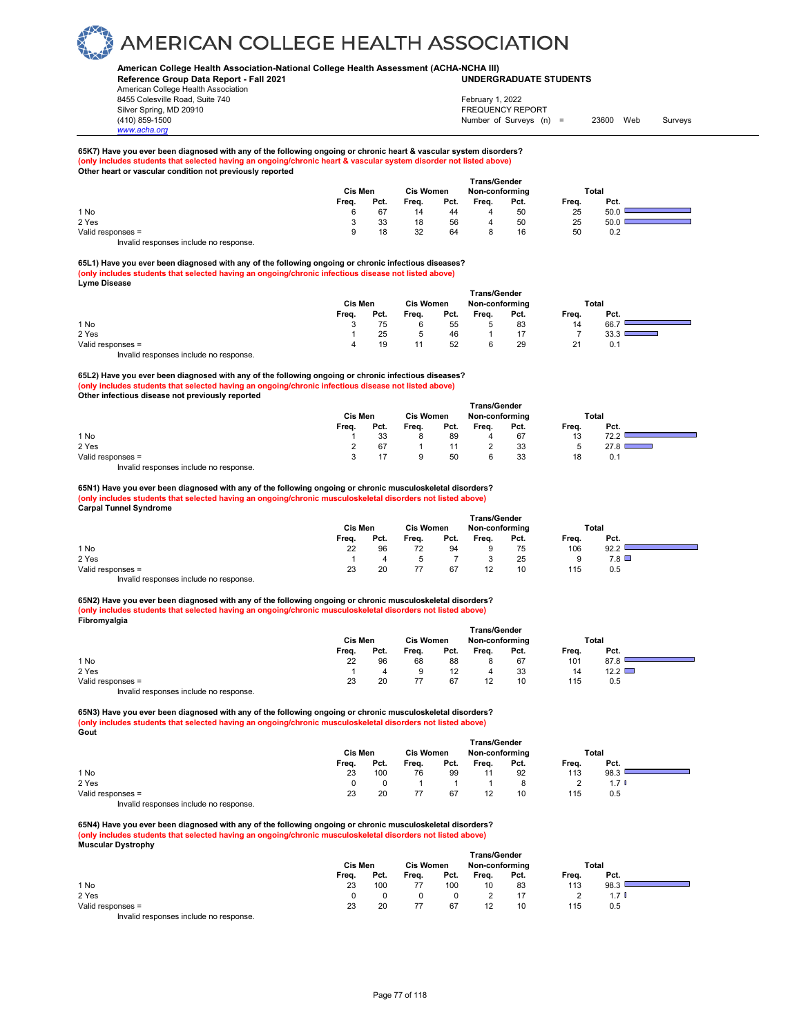**65K7) Have you ever been diagnosed with any of the following ongoing or chronic heart & vascular system disorders?**
**(only includes students that selected having an ongoing/chronic heart & vascular system disorder not listed above)**
**Other heart or vascular condition not previously reported**

| | Cis Men | | Cis Women | | Trans/Gender Non-conforming | | Total | |
|---|---|---|---|---|---|---|---|---|
| | Freq. | Pct. | Freq. | Pct. | Freq. | Pct. | Freq. | Pct. |
| 1 No | 6 | 67 | 14 | 44 | 4 | 50 | 25 | 50.0 |
| 2 Yes | 3 | 33 | 18 | 56 | 4 | 50 | 25 | 50.0 |
| Valid responses = | 9 | 18 | 32 | 64 | 8 | 16 | 50 | 0.2 |

Invalid responses include no response.

**65L1) Have you ever been diagnosed with any of the following ongoing or chronic infectious diseases?**
**(only includes students that selected having an ongoing/chronic infectious disease not listed above)**
**Lyme Disease**

| | Cis Men | | Cis Women | | Trans/Gender Non-conforming | | Total | |
|---|---|---|---|---|---|---|---|---|
| | Freq. | Pct. | Freq. | Pct. | Freq. | Pct. | Freq. | Pct. |
| 1 No | 3 | 75 | 6 | 55 | 5 | 83 | 14 | 66.7 |
| 2 Yes | 1 | 25 | 5 | 46 | 1 | 17 | 7 | 33.3 |
| Valid responses = | 4 | 19 | 11 | 52 | 6 | 29 | 21 | 0.1 |

Invalid responses include no response.

**65L2) Have you ever been diagnosed with any of the following ongoing or chronic infectious diseases?**
**(only includes students that selected having an ongoing/chronic infectious disease not listed above)**
**Other infectious disease not previously reported**

| | Cis Men | | Cis Women | | Trans/Gender Non-conforming | | Total | |
|---|---|---|---|---|---|---|---|---|
| | Freq. | Pct. | Freq. | Pct. | Freq. | Pct. | Freq. | Pct. |
| 1 No | 1 | 33 | 8 | 89 | 4 | 67 | 13 | 72.2 |
| 2 Yes | 2 | 67 | 1 | 11 | 2 | 33 | 5 | 27.8 |
| Valid responses = | 3 | 17 | 9 | 50 | 6 | 33 | 18 | 0.1 |

Invalid responses include no response.

**65N1) Have you ever been diagnosed with any of the following ongoing or chronic musculoskeletal disorders?**
**(only includes students that selected having an ongoing/chronic musculoskeletal disorders not listed above)**
**Carpal Tunnel Syndrome**

| | Cis Men | | Cis Women | | Trans/Gender Non-conforming | | Total | |
|---|---|---|---|---|---|---|---|---|
| | Freq. | Pct. | Freq. | Pct. | Freq. | Pct. | Freq. | Pct. |
| 1 No | 22 | 96 | 72 | 94 | 9 | 75 | 106 | 92.2 |
| 2 Yes | 1 | 4 | 5 | 7 | 3 | 25 | 9 | 7.8 |
| Valid responses = | 23 | 20 | 77 | 67 | 12 | 10 | 115 | 0.5 |

Invalid responses include no response.

**65N2) Have you ever been diagnosed with any of the following ongoing or chronic musculoskeletal disorders?**
**(only includes students that selected having an ongoing/chronic musculoskeletal disorders not listed above)**
**Fibromyalgia**

| | Cis Men | | Cis Women | | Trans/Gender Non-conforming | | Total | |
|---|---|---|---|---|---|---|---|---|
| | Freq. | Pct. | Freq. | Pct. | Freq. | Pct. | Freq. | Pct. |
| 1 No | 22 | 96 | 68 | 88 | 8 | 67 | 101 | 87.8 |
| 2 Yes | 1 | 4 | 9 | 12 | 4 | 33 | 14 | 12.2 |
| Valid responses = | 23 | 20 | 77 | 67 | 12 | 10 | 115 | 0.5 |

Invalid responses include no response.

**65N3) Have you ever been diagnosed with any of the following ongoing or chronic musculoskeletal disorders?**
**(only includes students that selected having an ongoing/chronic musculoskeletal disorders not listed above)**
**Gout**

| | Cis Men | | Cis Women | | Trans/Gender Non-conforming | | Total | |
|---|---|---|---|---|---|---|---|---|
| | Freq. | Pct. | Freq. | Pct. | Freq. | Pct. | Freq. | Pct. |
| 1 No | 23 | 100 | 76 | 99 | 11 | 92 | 113 | 98.3 |
| 2 Yes | 0 | 0 | 1 | 1 | 1 | 8 | 2 | 1.7 |
| Valid responses = | 23 | 20 | 77 | 67 | 12 | 10 | 115 | 0.5 |

Invalid responses include no response.

**65N4) Have you ever been diagnosed with any of the following ongoing or chronic musculoskeletal disorders?**
**(only includes students that selected having an ongoing/chronic musculoskeletal disorders not listed above)**
**Muscular Dystrophy**

| | Cis Men | | Cis Women | | Trans/Gender Non-conforming | | Total | |
|---|---|---|---|---|---|---|---|---|
| | Freq. | Pct. | Freq. | Pct. | Freq. | Pct. | Freq. | Pct. |
| 1 No | 23 | 100 | 77 | 100 | 10 | 83 | 113 | 98.3 |
| 2 Yes | 0 | 0 | 0 | 0 | 2 | 17 | 2 | 1.7 |
| Valid responses = | 23 | 20 | 77 | 67 | 12 | 10 | 115 | 0.5 |

Invalid responses include no response.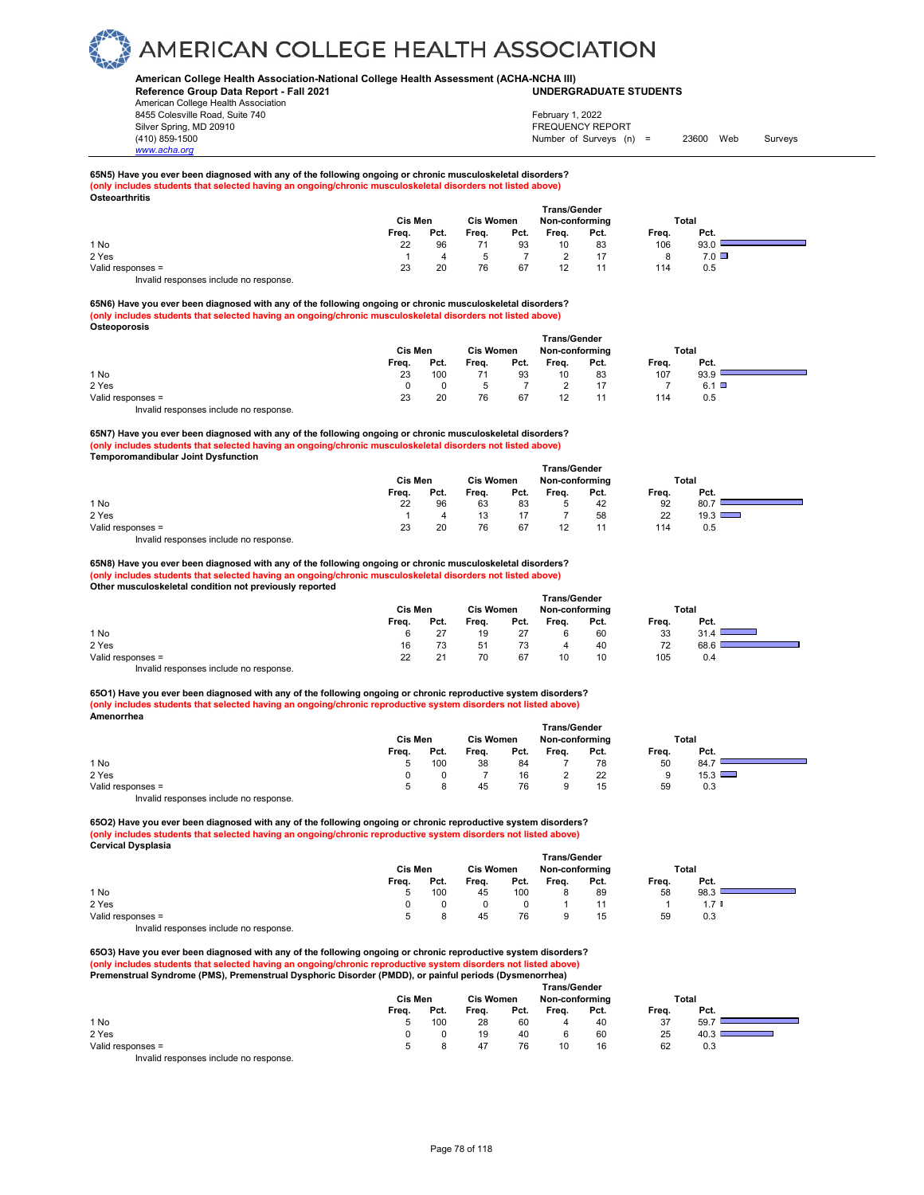# AMERICAN COLLEGE HEALTH ASSOCIATION

**American College Health Association-National College Health Assessment (ACHA-NCHA III)**
**Reference Group Data Report - Fall 2021** **UNDERGRADUATE STUDENTS**
American College Health Association
8455 Colesville Road, Suite 740
Silver Spring, MD 20910
(410) 859-1500
www.acha.org

February 1, 2022
FREQUENCY REPORT
Number of Surveys (n) = 23600 Web Surveys

**65N5) Have you ever been diagnosed with any of the following ongoing or chronic musculoskeletal disorders?**
**(only includes students that selected having an ongoing/chronic musculoskeletal disorders not listed above)**
**Osteoarthritis**

| | Cis Men | | Cis Women | | Trans/Gender Non-conforming | | Total | |
|---|---|---|---|---|---|---|---|---|
| | Freq. | Pct. | Freq. | Pct. | Freq. | Pct. | Freq. | Pct. |
| 1 No | 22 | 96 | 71 | 93 | 10 | 83 | 106 | 93.0 |
| 2 Yes | 1 | 4 | 5 | 7 | 2 | 17 | 8 | 7.0 |
| Valid responses = | 23 | 20 | 76 | 67 | 12 | 11 | 114 | 0.5 |

Invalid responses include no response.

**65N6) Have you ever been diagnosed with any of the following ongoing or chronic musculoskeletal disorders?**
**(only includes students that selected having an ongoing/chronic musculoskeletal disorders not listed above)**
**Osteoporosis**

| | Cis Men | | Cis Women | | Trans/Gender Non-conforming | | Total | |
|---|---|---|---|---|---|---|---|---|
| | Freq. | Pct. | Freq. | Pct. | Freq. | Pct. | Freq. | Pct. |
| 1 No | 23 | 100 | 71 | 93 | 10 | 83 | 107 | 93.9 |
| 2 Yes | 0 | 0 | 5 | 7 | 2 | 17 | 7 | 6.1 |
| Valid responses = | 23 | 20 | 76 | 67 | 12 | 11 | 114 | 0.5 |

Invalid responses include no response.

**65N7) Have you ever been diagnosed with any of the following ongoing or chronic musculoskeletal disorders?**
**(only includes students that selected having an ongoing/chronic musculoskeletal disorders not listed above)**
**Temporomandibular Joint Dysfunction**

| | Cis Men | | Cis Women | | Trans/Gender Non-conforming | | Total | |
|---|---|---|---|---|---|---|---|---|
| | Freq. | Pct. | Freq. | Pct. | Freq. | Pct. | Freq. | Pct. |
| 1 No | 22 | 96 | 63 | 83 | 5 | 42 | 92 | 80.7 |
| 2 Yes | 1 | 4 | 13 | 17 | 7 | 58 | 22 | 19.3 |
| Valid responses = | 23 | 20 | 76 | 67 | 12 | 11 | 114 | 0.5 |

Invalid responses include no response.

**65N8) Have you ever been diagnosed with any of the following ongoing or chronic musculoskeletal disorders?**
**(only includes students that selected having an ongoing/chronic musculoskeletal disorders not listed above)**
**Other musculoskeletal condition not previously reported**

| | Cis Men | | Cis Women | | Trans/Gender Non-conforming | | Total | |
|---|---|---|---|---|---|---|---|---|
| | Freq. | Pct. | Freq. | Pct. | Freq. | Pct. | Freq. | Pct. |
| 1 No | 6 | 27 | 19 | 27 | 6 | 60 | 33 | 31.4 |
| 2 Yes | 16 | 73 | 51 | 73 | 4 | 40 | 72 | 68.6 |
| Valid responses = | 22 | 21 | 70 | 67 | 10 | 10 | 105 | 0.4 |

Invalid responses include no response.

**65O1) Have you ever been diagnosed with any of the following ongoing or chronic reproductive system disorders?**
**(only includes students that selected having an ongoing/chronic reproductive system disorders not listed above)**
**Amenorrhea**

| | Cis Men | | Cis Women | | Trans/Gender Non-conforming | | Total | |
|---|---|---|---|---|---|---|---|---|
| | Freq. | Pct. | Freq. | Pct. | Freq. | Pct. | Freq. | Pct. |
| 1 No | 5 | 100 | 38 | 84 | 7 | 78 | 50 | 84.7 |
| 2 Yes | 0 | 0 | 7 | 16 | 2 | 22 | 9 | 15.3 |
| Valid responses = | 5 | 8 | 45 | 76 | 9 | 15 | 59 | 0.3 |

Invalid responses include no response.

**65O2) Have you ever been diagnosed with any of the following ongoing or chronic reproductive system disorders?**
**(only includes students that selected having an ongoing/chronic reproductive system disorders not listed above)**
**Cervical Dysplasia**

| | Cis Men | | Cis Women | | Trans/Gender Non-conforming | | Total | |
|---|---|---|---|---|---|---|---|---|
| | Freq. | Pct. | Freq. | Pct. | Freq. | Pct. | Freq. | Pct. |
| 1 No | 5 | 100 | 45 | 100 | 8 | 89 | 58 | 98.3 |
| 2 Yes | 0 | 0 | 0 | 0 | 1 | 11 | 1 | 1.7 |
| Valid responses = | 5 | 8 | 45 | 76 | 9 | 15 | 59 | 0.3 |

Invalid responses include no response.

**65O3) Have you ever been diagnosed with any of the following ongoing or chronic reproductive system disorders?**
**(only includes students that selected having an ongoing/chronic reproductive system disorders not listed above)**
**Premenstrual Syndrome (PMS), Premenstrual Dysphoric Disorder (PMDD), or painful periods (Dysmenorrhea)**

| | Cis Men | | Cis Women | | Trans/Gender Non-conforming | | Total | |
|---|---|---|---|---|---|---|---|---|
| | Freq. | Pct. | Freq. | Pct. | Freq. | Pct. | Freq. | Pct. |
| 1 No | 5 | 100 | 28 | 60 | 4 | 40 | 37 | 59.7 |
| 2 Yes | 0 | 0 | 19 | 40 | 6 | 60 | 25 | 40.3 |
| Valid responses = | 5 | 8 | 47 | 76 | 10 | 16 | 62 | 0.3 |

Invalid responses include no response.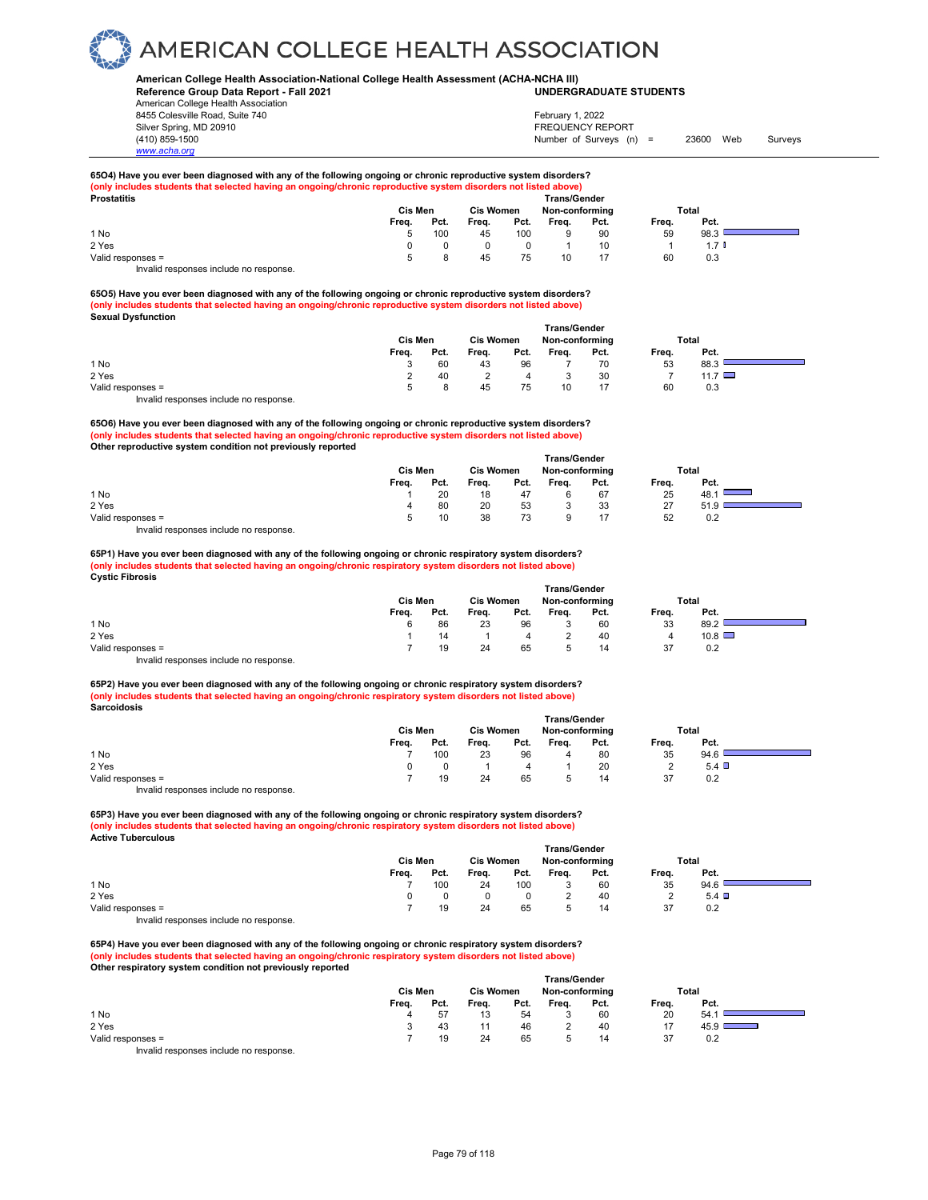# AMERICAN COLLEGE HEALTH ASSOCIATION

**American College Health Association-National College Health Assessment (ACHA-NCHA III)**
**Reference Group Data Report - Fall 2021** — **UNDERGRADUATE STUDENTS**

American College Health Association
8455 Colesville Road, Suite 740
Silver Spring, MD 20910
(410) 859-1500
www.acha.org

February 1, 2022
FREQUENCY REPORT
Number of Surveys (n) = 23600 Web Surveys

**65O4) Have you ever been diagnosed with any of the following ongoing or chronic reproductive system disorders?**
**(only includes students that selected having an ongoing/chronic reproductive system disorders not listed above)**
**Prostatitis**

| | Cis Men | | Cis Women | | Trans/Gender Non-conforming | | Total | |
|---|---|---|---|---|---|---|---|---|
| | Freq. | Pct. | Freq. | Pct. | Freq. | Pct. | Freq. | Pct. |
| 1 No | 5 | 100 | 45 | 100 | 9 | 90 | 59 | 98.3 |
| 2 Yes | 0 | 0 | 0 | 0 | 1 | 10 | 1 | 1.7 |
| Valid responses = | 5 | 8 | 45 | 75 | 10 | 17 | 60 | 0.3 |

Invalid responses include no response.

**65O5) Have you ever been diagnosed with any of the following ongoing or chronic reproductive system disorders?**
**(only includes students that selected having an ongoing/chronic reproductive system disorders not listed above)**
**Sexual Dysfunction**

| | Cis Men | | Cis Women | | Trans/Gender Non-conforming | | Total | |
|---|---|---|---|---|---|---|---|---|
| | Freq. | Pct. | Freq. | Pct. | Freq. | Pct. | Freq. | Pct. |
| 1 No | 3 | 60 | 43 | 96 | 7 | 70 | 53 | 88.3 |
| 2 Yes | 2 | 40 | 2 | 4 | 3 | 30 | 7 | 11.7 |
| Valid responses = | 5 | 8 | 45 | 75 | 10 | 17 | 60 | 0.3 |

Invalid responses include no response.

**65O6) Have you ever been diagnosed with any of the following ongoing or chronic reproductive system disorders?**
**(only includes students that selected having an ongoing/chronic reproductive system disorders not listed above)**
**Other reproductive system condition not previously reported**

| | Cis Men | | Cis Women | | Trans/Gender Non-conforming | | Total | |
|---|---|---|---|---|---|---|---|---|
| | Freq. | Pct. | Freq. | Pct. | Freq. | Pct. | Freq. | Pct. |
| 1 No | 1 | 20 | 18 | 47 | 6 | 67 | 25 | 48.1 |
| 2 Yes | 4 | 80 | 20 | 53 | 3 | 33 | 27 | 51.9 |
| Valid responses = | 5 | 10 | 38 | 73 | 9 | 17 | 52 | 0.2 |

Invalid responses include no response.

**65P1) Have you ever been diagnosed with any of the following ongoing or chronic respiratory system disorders?**
**(only includes students that selected having an ongoing/chronic respiratory system disorders not listed above)**
**Cystic Fibrosis**

| | Cis Men | | Cis Women | | Trans/Gender Non-conforming | | Total | |
|---|---|---|---|---|---|---|---|---|
| | Freq. | Pct. | Freq. | Pct. | Freq. | Pct. | Freq. | Pct. |
| 1 No | 6 | 86 | 23 | 96 | 3 | 60 | 33 | 89.2 |
| 2 Yes | 1 | 14 | 1 | 4 | 2 | 40 | 4 | 10.8 |
| Valid responses = | 7 | 19 | 24 | 65 | 5 | 14 | 37 | 0.2 |

Invalid responses include no response.

**65P2) Have you ever been diagnosed with any of the following ongoing or chronic respiratory system disorders?**
**(only includes students that selected having an ongoing/chronic respiratory system disorders not listed above)**
**Sarcoidosis**

| | Cis Men | | Cis Women | | Trans/Gender Non-conforming | | Total | |
|---|---|---|---|---|---|---|---|---|
| | Freq. | Pct. | Freq. | Pct. | Freq. | Pct. | Freq. | Pct. |
| 1 No | 7 | 100 | 23 | 96 | 4 | 80 | 35 | 94.6 |
| 2 Yes | 0 | 0 | 1 | 4 | 1 | 20 | 2 | 5.4 |
| Valid responses = | 7 | 19 | 24 | 65 | 5 | 14 | 37 | 0.2 |

Invalid responses include no response.

**65P3) Have you ever been diagnosed with any of the following ongoing or chronic respiratory system disorders?**
**(only includes students that selected having an ongoing/chronic respiratory system disorders not listed above)**
**Active Tuberculous**

| | Cis Men | | Cis Women | | Trans/Gender Non-conforming | | Total | |
|---|---|---|---|---|---|---|---|---|
| | Freq. | Pct. | Freq. | Pct. | Freq. | Pct. | Freq. | Pct. |
| 1 No | 7 | 100 | 24 | 100 | 3 | 60 | 35 | 94.6 |
| 2 Yes | 0 | 0 | 0 | 0 | 2 | 40 | 2 | 5.4 |
| Valid responses = | 7 | 19 | 24 | 65 | 5 | 14 | 37 | 0.2 |

Invalid responses include no response.

**65P4) Have you ever been diagnosed with any of the following ongoing or chronic respiratory system disorders?**
**(only includes students that selected having an ongoing/chronic respiratory system disorders not listed above)**
**Other respiratory system condition not previously reported**

| | Cis Men | | Cis Women | | Trans/Gender Non-conforming | | Total | |
|---|---|---|---|---|---|---|---|---|
| | Freq. | Pct. | Freq. | Pct. | Freq. | Pct. | Freq. | Pct. |
| 1 No | 4 | 57 | 13 | 54 | 3 | 60 | 20 | 54.1 |
| 2 Yes | 3 | 43 | 11 | 46 | 2 | 40 | 17 | 45.9 |
| Valid responses = | 7 | 19 | 24 | 65 | 5 | 14 | 37 | 0.2 |

Invalid responses include no response.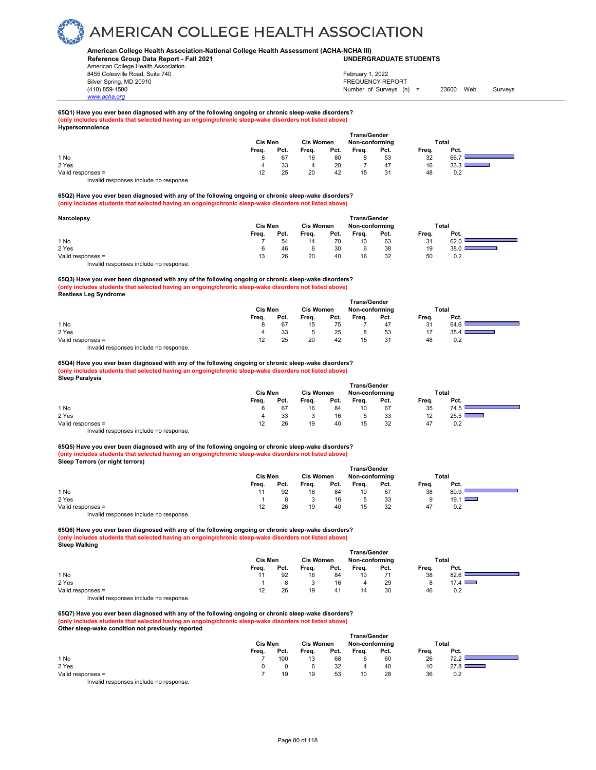# AMERICAN COLLEGE HEALTH ASSOCIATION

**American College Health Association-National College Health Assessment (ACHA-NCHA III)**
**Reference Group Data Report - Fall 2021** — **UNDERGRADUATE STUDENTS**

American College Health Association
8455 Colesville Road, Suite 740
Silver Spring, MD 20910
(410) 859-1500
www.acha.org

February 1, 2022
FREQUENCY REPORT
Number of Surveys (n) = 23600 Web Surveys

**65Q1) Have you ever been diagnosed with any of the following ongoing or chronic sleep-wake disorders?**
**(only includes students that selected having an ongoing/chronic sleep-wake disorders not listed above)**
**Hypersomnolence**

| | Cis Men | | Cis Women | | Trans/Gender Non-conforming | | Total | |
|---|---|---|---|---|---|---|---|---|
| | Freq. | Pct. | Freq. | Pct. | Freq. | Pct. | Freq. | Pct. |
| 1 No | 8 | 67 | 16 | 80 | 8 | 53 | 32 | 66.7 |
| 2 Yes | 4 | 33 | 4 | 20 | 7 | 47 | 16 | 33.3 |
| Valid responses = | 12 | 25 | 20 | 42 | 15 | 31 | 48 | 0.2 |

Invalid responses include no response.

**65Q2) Have you ever been diagnosed with any of the following ongoing or chronic sleep-wake disorders?**
**(only includes students that selected having an ongoing/chronic sleep-wake disorders not listed above)**
**Narcolepsy**

| | Cis Men | | Cis Women | | Trans/Gender Non-conforming | | Total | |
|---|---|---|---|---|---|---|---|---|
| | Freq. | Pct. | Freq. | Pct. | Freq. | Pct. | Freq. | Pct. |
| 1 No | 7 | 54 | 14 | 70 | 10 | 63 | 31 | 62.0 |
| 2 Yes | 6 | 46 | 6 | 30 | 6 | 38 | 19 | 38.0 |
| Valid responses = | 13 | 26 | 20 | 40 | 16 | 32 | 50 | 0.2 |

Invalid responses include no response.

**65Q3) Have you ever been diagnosed with any of the following ongoing or chronic sleep-wake disorders?**
**(only includes students that selected having an ongoing/chronic sleep-wake disorders not listed above)**
**Restless Leg Syndrome**

| | Cis Men | | Cis Women | | Trans/Gender Non-conforming | | Total | |
|---|---|---|---|---|---|---|---|---|
| | Freq. | Pct. | Freq. | Pct. | Freq. | Pct. | Freq. | Pct. |
| 1 No | 8 | 67 | 15 | 75 | 7 | 47 | 31 | 64.6 |
| 2 Yes | 4 | 33 | 5 | 25 | 8 | 53 | 17 | 35.4 |
| Valid responses = | 12 | 25 | 20 | 42 | 15 | 31 | 48 | 0.2 |

Invalid responses include no response.

**65Q4) Have you ever been diagnosed with any of the following ongoing or chronic sleep-wake disorders?**
**(only includes students that selected having an ongoing/chronic sleep-wake disorders not listed above)**
**Sleep Paralysis**

| | Cis Men | | Cis Women | | Trans/Gender Non-conforming | | Total | |
|---|---|---|---|---|---|---|---|---|
| | Freq. | Pct. | Freq. | Pct. | Freq. | Pct. | Freq. | Pct. |
| 1 No | 8 | 67 | 16 | 84 | 10 | 67 | 35 | 74.5 |
| 2 Yes | 4 | 33 | 3 | 16 | 5 | 33 | 12 | 25.5 |
| Valid responses = | 12 | 26 | 19 | 40 | 15 | 32 | 47 | 0.2 |

Invalid responses include no response.

**65Q5) Have you ever been diagnosed with any of the following ongoing or chronic sleep-wake disorders?**
**(only includes students that selected having an ongoing/chronic sleep-wake disorders not listed above)**
**Sleep Terrors (or night terrors)**

| | Cis Men | | Cis Women | | Trans/Gender Non-conforming | | Total | |
|---|---|---|---|---|---|---|---|---|
| | Freq. | Pct. | Freq. | Pct. | Freq. | Pct. | Freq. | Pct. |
| 1 No | 11 | 92 | 16 | 84 | 10 | 67 | 38 | 80.9 |
| 2 Yes | 1 | 8 | 3 | 16 | 5 | 33 | 9 | 19.1 |
| Valid responses = | 12 | 26 | 19 | 40 | 15 | 32 | 47 | 0.2 |

Invalid responses include no response.

**65Q6) Have you ever been diagnosed with any of the following ongoing or chronic sleep-wake disorders?**
**(only includes students that selected having an ongoing/chronic sleep-wake disorders not listed above)**
**Sleep Walking**

| | Cis Men | | Cis Women | | Trans/Gender Non-conforming | | Total | |
|---|---|---|---|---|---|---|---|---|
| | Freq. | Pct. | Freq. | Pct. | Freq. | Pct. | Freq. | Pct. |
| 1 No | 11 | 92 | 16 | 84 | 10 | 71 | 38 | 82.6 |
| 2 Yes | 1 | 8 | 3 | 16 | 4 | 29 | 8 | 17.4 |
| Valid responses = | 12 | 26 | 19 | 41 | 14 | 30 | 46 | 0.2 |

Invalid responses include no response.

**65Q7) Have you ever been diagnosed with any of the following ongoing or chronic sleep-wake disorders?**
**(only includes students that selected having an ongoing/chronic sleep-wake disorders not listed above)**
**Other sleep-wake condition not previously reported**

| | Cis Men | | Cis Women | | Trans/Gender Non-conforming | | Total | |
|---|---|---|---|---|---|---|---|---|
| | Freq. | Pct. | Freq. | Pct. | Freq. | Pct. | Freq. | Pct. |
| 1 No | 7 | 100 | 13 | 68 | 6 | 60 | 26 | 72.2 |
| 2 Yes | 0 | 0 | 6 | 32 | 4 | 40 | 10 | 27.8 |
| Valid responses = | 7 | 19 | 19 | 53 | 10 | 28 | 36 | 0.2 |

Invalid responses include no response.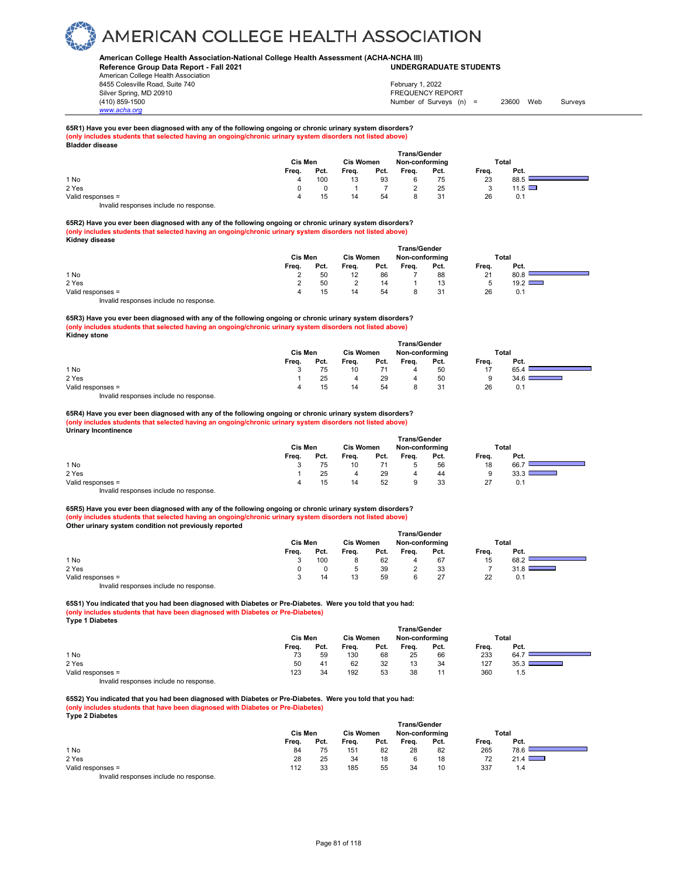# AMERICAN COLLEGE HEALTH ASSOCIATION

**American College Health Association-National College Health Assessment (ACHA-NCHA III)**
**Reference Group Data Report - Fall 2021** — **UNDERGRADUATE STUDENTS**

American College Health Association
8455 Colesville Road, Suite 740
Silver Spring, MD 20910
(410) 859-1500
www.acha.org

February 1, 2022
FREQUENCY REPORT
Number of Surveys (n) = 23600 Web Surveys

**65R1) Have you ever been diagnosed with any of the following ongoing or chronic urinary system disorders?**
**(only includes students that selected having an ongoing/chronic urinary system disorders not listed above)**
**Bladder disease**

| | Cis Men | | Cis Women | | Trans/Gender Non-conforming | | Total | |
|---|---|---|---|---|---|---|---|---|
| | Freq. | Pct. | Freq. | Pct. | Freq. | Pct. | Freq. | Pct. |
| 1 No | 4 | 100 | 13 | 93 | 6 | 75 | 23 | 88.5 |
| 2 Yes | 0 | 0 | 1 | 7 | 2 | 25 | 3 | 11.5 |
| Valid responses = | 4 | 15 | 14 | 54 | 8 | 31 | 26 | 0.1 |

Invalid responses include no response.

**65R2) Have you ever been diagnosed with any of the following ongoing or chronic urinary system disorders?**
**(only includes students that selected having an ongoing/chronic urinary system disorders not listed above)**
**Kidney disease**

| | Cis Men | | Cis Women | | Trans/Gender Non-conforming | | Total | |
|---|---|---|---|---|---|---|---|---|
| | Freq. | Pct. | Freq. | Pct. | Freq. | Pct. | Freq. | Pct. |
| 1 No | 2 | 50 | 12 | 86 | 7 | 88 | 21 | 80.8 |
| 2 Yes | 2 | 50 | 2 | 14 | 1 | 13 | 5 | 19.2 |
| Valid responses = | 4 | 15 | 14 | 54 | 8 | 31 | 26 | 0.1 |

Invalid responses include no response.

**65R3) Have you ever been diagnosed with any of the following ongoing or chronic urinary system disorders?**
**(only includes students that selected having an ongoing/chronic urinary system disorders not listed above)**
**Kidney stone**

| | Cis Men | | Cis Women | | Trans/Gender Non-conforming | | Total | |
|---|---|---|---|---|---|---|---|---|
| | Freq. | Pct. | Freq. | Pct. | Freq. | Pct. | Freq. | Pct. |
| 1 No | 3 | 75 | 10 | 71 | 4 | 50 | 17 | 65.4 |
| 2 Yes | 1 | 25 | 4 | 29 | 4 | 50 | 9 | 34.6 |
| Valid responses = | 4 | 15 | 14 | 54 | 8 | 31 | 26 | 0.1 |

Invalid responses include no response.

**65R4) Have you ever been diagnosed with any of the following ongoing or chronic urinary system disorders?**
**(only includes students that selected having an ongoing/chronic urinary system disorders not listed above)**
**Urinary Incontinence**

| | Cis Men | | Cis Women | | Trans/Gender Non-conforming | | Total | |
|---|---|---|---|---|---|---|---|---|
| | Freq. | Pct. | Freq. | Pct. | Freq. | Pct. | Freq. | Pct. |
| 1 No | 3 | 75 | 10 | 71 | 5 | 56 | 18 | 66.7 |
| 2 Yes | 1 | 25 | 4 | 29 | 4 | 44 | 9 | 33.3 |
| Valid responses = | 4 | 15 | 14 | 52 | 9 | 33 | 27 | 0.1 |

Invalid responses include no response.

**65R5) Have you ever been diagnosed with any of the following ongoing or chronic urinary system disorders?**
**(only includes students that selected having an ongoing/chronic urinary system disorders not listed above)**
**Other urinary system condition not previously reported**

| | Cis Men | | Cis Women | | Trans/Gender Non-conforming | | Total | |
|---|---|---|---|---|---|---|---|---|
| | Freq. | Pct. | Freq. | Pct. | Freq. | Pct. | Freq. | Pct. |
| 1 No | 3 | 100 | 8 | 62 | 4 | 67 | 15 | 68.2 |
| 2 Yes | 0 | 0 | 5 | 39 | 2 | 33 | 7 | 31.8 |
| Valid responses = | 3 | 14 | 13 | 59 | 6 | 27 | 22 | 0.1 |

Invalid responses include no response.

**65S1) You indicated that you had been diagnosed with Diabetes or Pre-Diabetes. Were you told that you had:**
**(only includes students that have been diagnosed with Diabetes or Pre-Diabetes)**
**Type 1 Diabetes**

| | Cis Men | | Cis Women | | Trans/Gender Non-conforming | | Total | |
|---|---|---|---|---|---|---|---|---|
| | Freq. | Pct. | Freq. | Pct. | Freq. | Pct. | Freq. | Pct. |
| 1 No | 73 | 59 | 130 | 68 | 25 | 66 | 233 | 64.7 |
| 2 Yes | 50 | 41 | 62 | 32 | 13 | 34 | 127 | 35.3 |
| Valid responses = | 123 | 34 | 192 | 53 | 38 | 11 | 360 | 1.5 |

Invalid responses include no response.

**65S2) You indicated that you had been diagnosed with Diabetes or Pre-Diabetes. Were you told that you had:**
**(only includes students that have been diagnosed with Diabetes or Pre-Diabetes)**
**Type 2 Diabetes**

| | Cis Men | | Cis Women | | Trans/Gender Non-conforming | | Total | |
|---|---|---|---|---|---|---|---|---|
| | Freq. | Pct. | Freq. | Pct. | Freq. | Pct. | Freq. | Pct. |
| 1 No | 84 | 75 | 151 | 82 | 28 | 82 | 265 | 78.6 |
| 2 Yes | 28 | 25 | 34 | 18 | 6 | 18 | 72 | 21.4 |
| Valid responses = | 112 | 33 | 185 | 55 | 34 | 10 | 337 | 1.4 |

Invalid responses include no response.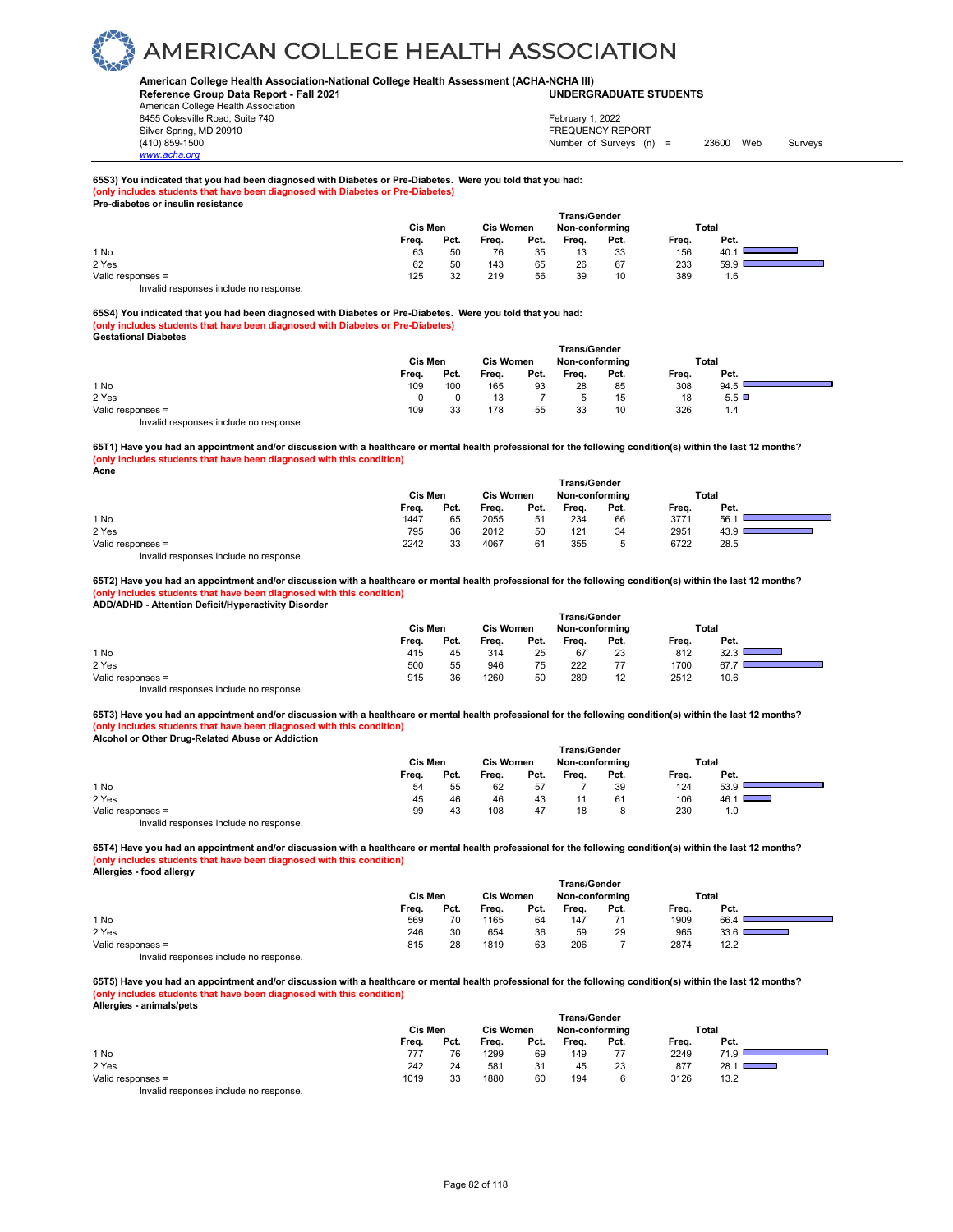**American College Health Association-National College Health Assessment (ACHA-NCHA III)**
**Reference Group Data Report - Fall 2021** — **UNDERGRADUATE STUDENTS**

American College Health Association
8455 Colesville Road, Suite 740
Silver Spring, MD 20910
(410) 859-1500
www.acha.org

February 1, 2022
FREQUENCY REPORT
Number of Surveys (n) = 23600 Web Surveys

**65S3) You indicated that you had been diagnosed with Diabetes or Pre-Diabetes. Were you told that you had:**
**(only includes students that have been diagnosed with Diabetes or Pre-Diabetes)**
**Pre-diabetes or insulin resistance**

| | Cis Men | | Cis Women | | Trans/Gender Non-conforming | | Total | |
|---|---|---|---|---|---|---|---|---|
| | Freq. | Pct. | Freq. | Pct. | Freq. | Pct. | Freq. | Pct. |
| 1 No | 63 | 50 | 76 | 35 | 13 | 33 | 156 | 40.1 |
| 2 Yes | 62 | 50 | 143 | 65 | 26 | 67 | 233 | 59.9 |
| Valid responses = | 125 | 32 | 219 | 56 | 39 | 10 | 389 | 1.6 |

Invalid responses include no response.

**65S4) You indicated that you had been diagnosed with Diabetes or Pre-Diabetes. Were you told that you had:**
**(only includes students that have been diagnosed with Diabetes or Pre-Diabetes)**
**Gestational Diabetes**

| | Cis Men | | Cis Women | | Trans/Gender Non-conforming | | Total | |
|---|---|---|---|---|---|---|---|---|
| | Freq. | Pct. | Freq. | Pct. | Freq. | Pct. | Freq. | Pct. |
| 1 No | 109 | 100 | 165 | 93 | 28 | 85 | 308 | 94.5 |
| 2 Yes | 0 | 0 | 13 | 7 | 5 | 15 | 18 | 5.5 |
| Valid responses = | 109 | 33 | 178 | 55 | 33 | 10 | 326 | 1.4 |

Invalid responses include no response.

**65T1) Have you had an appointment and/or discussion with a healthcare or mental health professional for the following condition(s) within the last 12 months?**
**(only includes students that have been diagnosed with this condition)**
**Acne**

| | Cis Men | | Cis Women | | Trans/Gender Non-conforming | | Total | |
|---|---|---|---|---|---|---|---|---|
| | Freq. | Pct. | Freq. | Pct. | Freq. | Pct. | Freq. | Pct. |
| 1 No | 1447 | 65 | 2055 | 51 | 234 | 66 | 3771 | 56.1 |
| 2 Yes | 795 | 36 | 2012 | 50 | 121 | 34 | 2951 | 43.9 |
| Valid responses = | 2242 | 33 | 4067 | 61 | 355 | 5 | 6722 | 28.5 |

Invalid responses include no response.

**65T2) Have you had an appointment and/or discussion with a healthcare or mental health professional for the following condition(s) within the last 12 months?**
**(only includes students that have been diagnosed with this condition)**
**ADD/ADHD - Attention Deficit/Hyperactivity Disorder**

| | Cis Men | | Cis Women | | Trans/Gender Non-conforming | | Total | |
|---|---|---|---|---|---|---|---|---|
| | Freq. | Pct. | Freq. | Pct. | Freq. | Pct. | Freq. | Pct. |
| 1 No | 415 | 45 | 314 | 25 | 67 | 23 | 812 | 32.3 |
| 2 Yes | 500 | 55 | 946 | 75 | 222 | 77 | 1700 | 67.7 |
| Valid responses = | 915 | 36 | 1260 | 50 | 289 | 12 | 2512 | 10.6 |

Invalid responses include no response.

**65T3) Have you had an appointment and/or discussion with a healthcare or mental health professional for the following condition(s) within the last 12 months?**
**(only includes students that have been diagnosed with this condition)**
**Alcohol or Other Drug-Related Abuse or Addiction**

| | Cis Men | | Cis Women | | Trans/Gender Non-conforming | | Total | |
|---|---|---|---|---|---|---|---|---|
| | Freq. | Pct. | Freq. | Pct. | Freq. | Pct. | Freq. | Pct. |
| 1 No | 54 | 55 | 62 | 57 | 7 | 39 | 124 | 53.9 |
| 2 Yes | 45 | 46 | 46 | 43 | 11 | 61 | 106 | 46.1 |
| Valid responses = | 99 | 43 | 108 | 47 | 18 | 8 | 230 | 1.0 |

Invalid responses include no response.

**65T4) Have you had an appointment and/or discussion with a healthcare or mental health professional for the following condition(s) within the last 12 months?**
**(only includes students that have been diagnosed with this condition)**
**Allergies - food allergy**

| | Cis Men | | Cis Women | | Trans/Gender Non-conforming | | Total | |
|---|---|---|---|---|---|---|---|---|
| | Freq. | Pct. | Freq. | Pct. | Freq. | Pct. | Freq. | Pct. |
| 1 No | 569 | 70 | 1165 | 64 | 147 | 71 | 1909 | 66.4 |
| 2 Yes | 246 | 30 | 654 | 36 | 59 | 29 | 965 | 33.6 |
| Valid responses = | 815 | 28 | 1819 | 63 | 206 | 7 | 2874 | 12.2 |

Invalid responses include no response.

**65T5) Have you had an appointment and/or discussion with a healthcare or mental health professional for the following condition(s) within the last 12 months?**
**(only includes students that have been diagnosed with this condition)**
**Allergies - animals/pets**

| | Cis Men | | Cis Women | | Trans/Gender Non-conforming | | Total | |
|---|---|---|---|---|---|---|---|---|
| | Freq. | Pct. | Freq. | Pct. | Freq. | Pct. | Freq. | Pct. |
| 1 No | 777 | 76 | 1299 | 69 | 149 | 77 | 2249 | 71.9 |
| 2 Yes | 242 | 24 | 581 | 31 | 45 | 23 | 877 | 28.1 |
| Valid responses = | 1019 | 33 | 1880 | 60 | 194 | 6 | 3126 | 13.2 |

Invalid responses include no response.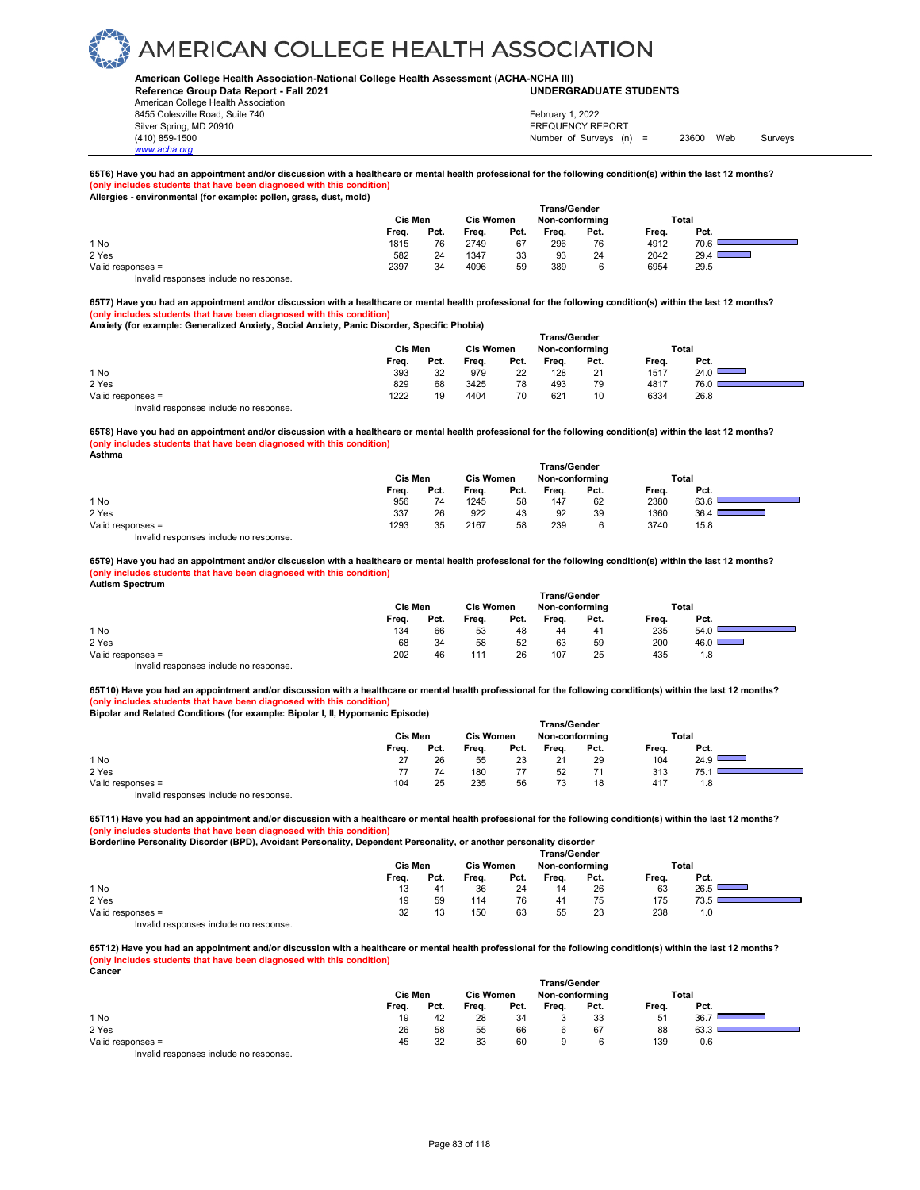# AMERICAN COLLEGE HEALTH ASSOCIATION

**American College Health Association-National College Health Assessment (ACHA-NCHA III)**
**Reference Group Data Report - Fall 2021**
**UNDERGRADUATE STUDENTS**

American College Health Association
8455 Colesville Road, Suite 740
Silver Spring, MD 20910
(410) 859-1500
www.acha.org

February 1, 2022
FREQUENCY REPORT
Number of Surveys (n) = 23600 Web Surveys

**65T6) Have you had an appointment and/or discussion with a healthcare or mental health professional for the following condition(s) within the last 12 months?**
**(only includes students that have been diagnosed with this condition)**
**Allergies - environmental (for example: pollen, grass, dust, mold)**

| | Cis Men | | Cis Women | | Trans/Gender Non-conforming | | Total | |
|---|---|---|---|---|---|---|---|---|
| | Freq. | Pct. | Freq. | Pct. | Freq. | Pct. | Freq. | Pct. |
| 1 No | 1815 | 76 | 2749 | 67 | 296 | 76 | 4912 | 70.6 |
| 2 Yes | 582 | 24 | 1347 | 33 | 93 | 24 | 2042 | 29.4 |
| Valid responses = | 2397 | 34 | 4096 | 59 | 389 | 6 | 6954 | 29.5 |

Invalid responses include no response.

**65T7) Have you had an appointment and/or discussion with a healthcare or mental health professional for the following condition(s) within the last 12 months?**
**(only includes students that have been diagnosed with this condition)**
**Anxiety (for example: Generalized Anxiety, Social Anxiety, Panic Disorder, Specific Phobia)**

| | Cis Men | | Cis Women | | Trans/Gender Non-conforming | | Total | |
|---|---|---|---|---|---|---|---|---|
| | Freq. | Pct. | Freq. | Pct. | Freq. | Pct. | Freq. | Pct. |
| 1 No | 393 | 32 | 979 | 22 | 128 | 21 | 1517 | 24.0 |
| 2 Yes | 829 | 68 | 3425 | 78 | 493 | 79 | 4817 | 76.0 |
| Valid responses = | 1222 | 19 | 4404 | 70 | 621 | 10 | 6334 | 26.8 |

Invalid responses include no response.

**65T8) Have you had an appointment and/or discussion with a healthcare or mental health professional for the following condition(s) within the last 12 months?**
**(only includes students that have been diagnosed with this condition)**
**Asthma**

| | Cis Men | | Cis Women | | Trans/Gender Non-conforming | | Total | |
|---|---|---|---|---|---|---|---|---|
| | Freq. | Pct. | Freq. | Pct. | Freq. | Pct. | Freq. | Pct. |
| 1 No | 956 | 74 | 1245 | 58 | 147 | 62 | 2380 | 63.6 |
| 2 Yes | 337 | 26 | 922 | 43 | 92 | 39 | 1360 | 36.4 |
| Valid responses = | 1293 | 35 | 2167 | 58 | 239 | 6 | 3740 | 15.8 |

Invalid responses include no response.

**65T9) Have you had an appointment and/or discussion with a healthcare or mental health professional for the following condition(s) within the last 12 months?**
**(only includes students that have been diagnosed with this condition)**
**Autism Spectrum**

| | Cis Men | | Cis Women | | Trans/Gender Non-conforming | | Total | |
|---|---|---|---|---|---|---|---|---|
| | Freq. | Pct. | Freq. | Pct. | Freq. | Pct. | Freq. | Pct. |
| 1 No | 134 | 66 | 53 | 48 | 44 | 41 | 235 | 54.0 |
| 2 Yes | 68 | 34 | 58 | 52 | 63 | 59 | 200 | 46.0 |
| Valid responses = | 202 | 46 | 111 | 26 | 107 | 25 | 435 | 1.8 |

Invalid responses include no response.

**65T10) Have you had an appointment and/or discussion with a healthcare or mental health professional for the following condition(s) within the last 12 months?**
**(only includes students that have been diagnosed with this condition)**
**Bipolar and Related Conditions (for example: Bipolar I, II, Hypomanic Episode)**

| | Cis Men | | Cis Women | | Trans/Gender Non-conforming | | Total | |
|---|---|---|---|---|---|---|---|---|
| | Freq. | Pct. | Freq. | Pct. | Freq. | Pct. | Freq. | Pct. |
| 1 No | 27 | 26 | 55 | 23 | 21 | 29 | 104 | 24.9 |
| 2 Yes | 77 | 74 | 180 | 77 | 52 | 71 | 313 | 75.1 |
| Valid responses = | 104 | 25 | 235 | 56 | 73 | 18 | 417 | 1.8 |

Invalid responses include no response.

**65T11) Have you had an appointment and/or discussion with a healthcare or mental health professional for the following condition(s) within the last 12 months?**
**(only includes students that have been diagnosed with this condition)**
**Borderline Personality Disorder (BPD), Avoidant Personality, Dependent Personality, or another personality disorder**

| | Cis Men | | Cis Women | | Trans/Gender Non-conforming | | Total | |
|---|---|---|---|---|---|---|---|---|
| | Freq. | Pct. | Freq. | Pct. | Freq. | Pct. | Freq. | Pct. |
| 1 No | 13 | 41 | 36 | 24 | 14 | 26 | 63 | 26.5 |
| 2 Yes | 19 | 59 | 114 | 76 | 41 | 75 | 175 | 73.5 |
| Valid responses = | 32 | 13 | 150 | 63 | 55 | 23 | 238 | 1.0 |

Invalid responses include no response.

**65T12) Have you had an appointment and/or discussion with a healthcare or mental health professional for the following condition(s) within the last 12 months?**
**(only includes students that have been diagnosed with this condition)**
**Cancer**

| | Cis Men | | Cis Women | | Trans/Gender Non-conforming | | Total | |
|---|---|---|---|---|---|---|---|---|
| | Freq. | Pct. | Freq. | Pct. | Freq. | Pct. | Freq. | Pct. |
| 1 No | 19 | 42 | 28 | 34 | 3 | 33 | 51 | 36.7 |
| 2 Yes | 26 | 58 | 55 | 66 | 6 | 67 | 88 | 63.3 |
| Valid responses = | 45 | 32 | 83 | 60 | 9 | 6 | 139 | 0.6 |

Invalid responses include no response.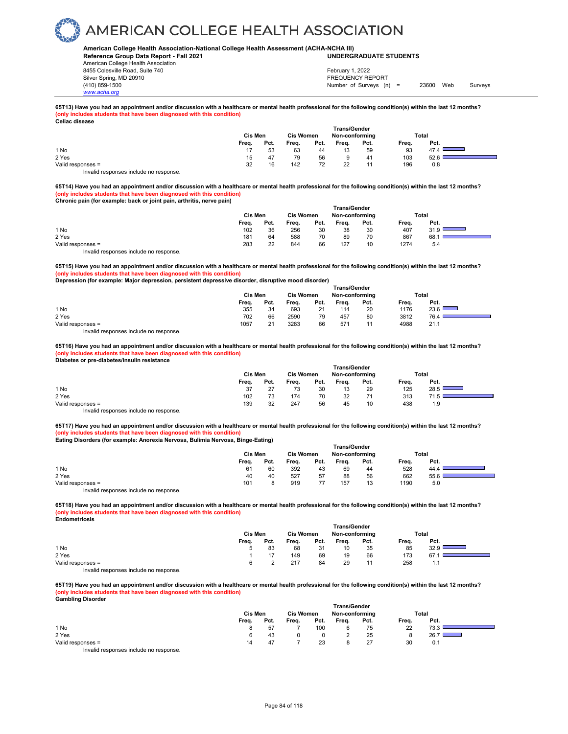**65T13) Have you had an appointment and/or discussion with a healthcare or mental health professional for the following condition(s) within the last 12 months?**
**(only includes students that have been diagnosed with this condition)**
**Celiac disease**

| | Cis Men | | Cis Women | | Trans/Gender Non-conforming | | Total | |
|---|---|---|---|---|---|---|---|---|
| | Freq. | Pct. | Freq. | Pct. | Freq. | Pct. | Freq. | Pct. |
| 1 No | 17 | 53 | 63 | 44 | 13 | 59 | 93 | 47.4 |
| 2 Yes | 15 | 47 | 79 | 56 | 9 | 41 | 103 | 52.6 |
| Valid responses = | 32 | 16 | 142 | 72 | 22 | 11 | 196 | 0.8 |

Invalid responses include no response.

**65T14) Have you had an appointment and/or discussion with a healthcare or mental health professional for the following condition(s) within the last 12 months?**
**(only includes students that have been diagnosed with this condition)**
**Chronic pain (for example: back or joint pain, arthritis, nerve pain)**

| | Cis Men | | Cis Women | | Trans/Gender Non-conforming | | Total | |
|---|---|---|---|---|---|---|---|---|
| | Freq. | Pct. | Freq. | Pct. | Freq. | Pct. | Freq. | Pct. |
| 1 No | 102 | 36 | 256 | 30 | 38 | 30 | 407 | 31.9 |
| 2 Yes | 181 | 64 | 588 | 70 | 89 | 70 | 867 | 68.1 |
| Valid responses = | 283 | 22 | 844 | 66 | 127 | 10 | 1274 | 5.4 |

Invalid responses include no response.

**65T15) Have you had an appointment and/or discussion with a healthcare or mental health professional for the following condition(s) within the last 12 months?**
**(only includes students that have been diagnosed with this condition)**
**Depression (for example: Major depression, persistent depressive disorder, disruptive mood disorder)**

| | Cis Men | | Cis Women | | Trans/Gender Non-conforming | | Total | |
|---|---|---|---|---|---|---|---|---|
| | Freq. | Pct. | Freq. | Pct. | Freq. | Pct. | Freq. | Pct. |
| 1 No | 355 | 34 | 693 | 21 | 114 | 20 | 1176 | 23.6 |
| 2 Yes | 702 | 66 | 2590 | 79 | 457 | 80 | 3812 | 76.4 |
| Valid responses = | 1057 | 21 | 3283 | 66 | 571 | 11 | 4988 | 21.1 |

Invalid responses include no response.

**65T16) Have you had an appointment and/or discussion with a healthcare or mental health professional for the following condition(s) within the last 12 months?**
**(only includes students that have been diagnosed with this condition)**
**Diabetes or pre-diabetes/insulin resistance**

| | Cis Men | | Cis Women | | Trans/Gender Non-conforming | | Total | |
|---|---|---|---|---|---|---|---|---|
| | Freq. | Pct. | Freq. | Pct. | Freq. | Pct. | Freq. | Pct. |
| 1 No | 37 | 27 | 73 | 30 | 13 | 29 | 125 | 28.5 |
| 2 Yes | 102 | 73 | 174 | 70 | 32 | 71 | 313 | 71.5 |
| Valid responses = | 139 | 32 | 247 | 56 | 45 | 10 | 438 | 1.9 |

Invalid responses include no response.

**65T17) Have you had an appointment and/or discussion with a healthcare or mental health professional for the following condition(s) within the last 12 months?**
**(only includes students that have been diagnosed with this condition)**
**Eating Disorders (for example: Anorexia Nervosa, Bulimia Nervosa, Binge-Eating)**

| | Cis Men | | Cis Women | | Trans/Gender Non-conforming | | Total | |
|---|---|---|---|---|---|---|---|---|
| | Freq. | Pct. | Freq. | Pct. | Freq. | Pct. | Freq. | Pct. |
| 1 No | 61 | 60 | 392 | 43 | 69 | 44 | 528 | 44.4 |
| 2 Yes | 40 | 40 | 527 | 57 | 88 | 56 | 662 | 55.6 |
| Valid responses = | 101 | 8 | 919 | 77 | 157 | 13 | 1190 | 5.0 |

Invalid responses include no response.

**65T18) Have you had an appointment and/or discussion with a healthcare or mental health professional for the following condition(s) within the last 12 months?**
**(only includes students that have been diagnosed with this condition)**
**Endometriosis**

| | Cis Men | | Cis Women | | Trans/Gender Non-conforming | | Total | |
|---|---|---|---|---|---|---|---|---|
| | Freq. | Pct. | Freq. | Pct. | Freq. | Pct. | Freq. | Pct. |
| 1 No | 5 | 83 | 68 | 31 | 10 | 35 | 85 | 32.9 |
| 2 Yes | 1 | 17 | 149 | 69 | 19 | 66 | 173 | 67.1 |
| Valid responses = | 6 | 2 | 217 | 84 | 29 | 11 | 258 | 1.1 |

Invalid responses include no response.

**65T19) Have you had an appointment and/or discussion with a healthcare or mental health professional for the following condition(s) within the last 12 months?**
**(only includes students that have been diagnosed with this condition)**
**Gambling Disorder**

| | Cis Men | | Cis Women | | Trans/Gender Non-conforming | | Total | |
|---|---|---|---|---|---|---|---|---|
| | Freq. | Pct. | Freq. | Pct. | Freq. | Pct. | Freq. | Pct. |
| 1 No | 8 | 57 | 7 | 100 | 6 | 75 | 22 | 73.3 |
| 2 Yes | 6 | 43 | 0 | 0 | 2 | 25 | 8 | 26.7 |
| Valid responses = | 14 | 47 | 7 | 23 | 8 | 27 | 30 | 0.1 |

Invalid responses include no response.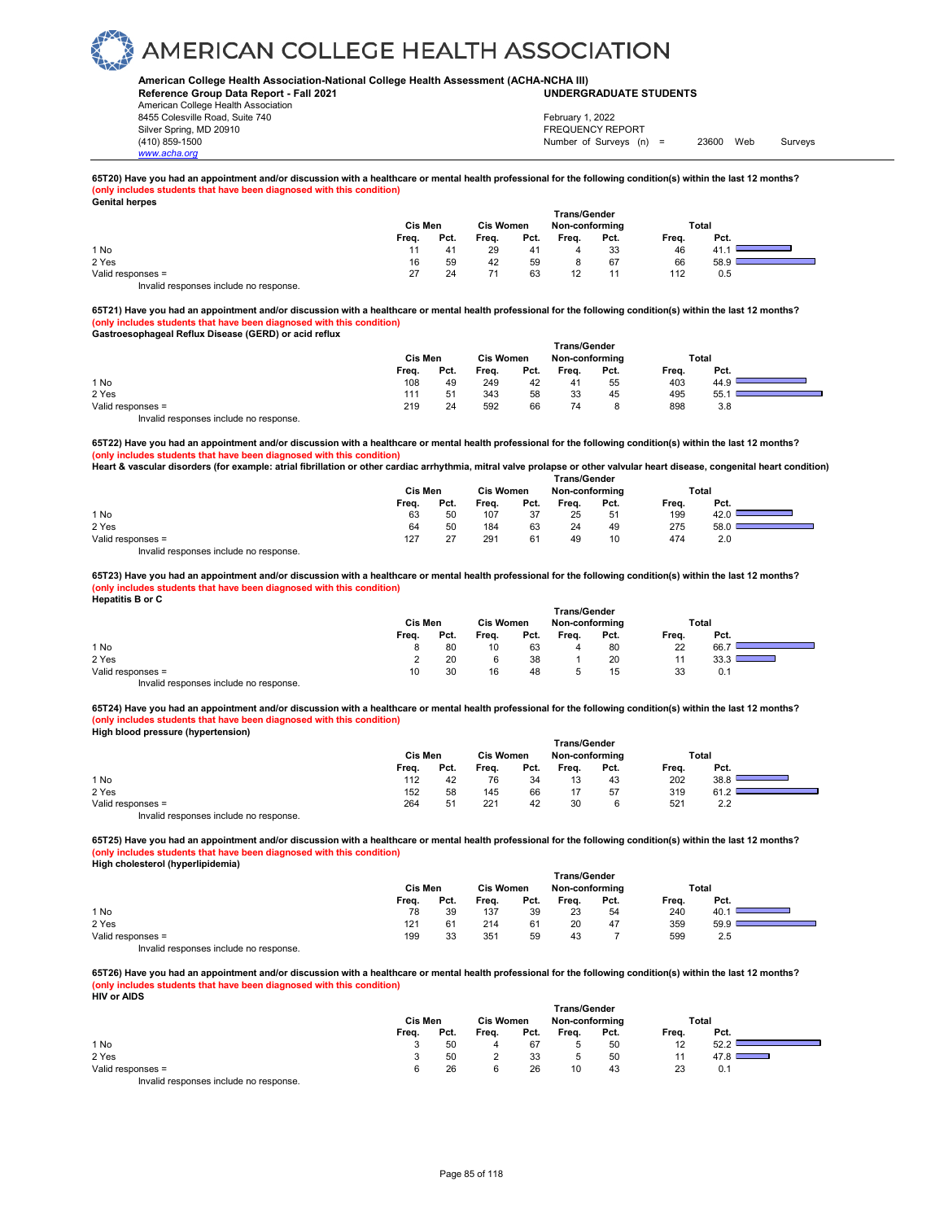# AMERICAN COLLEGE HEALTH ASSOCIATION

**American College Health Association-National College Health Assessment (ACHA-NCHA III)**
**Reference Group Data Report - Fall 2021** **UNDERGRADUATE STUDENTS**

American College Health Association
8455 Colesville Road, Suite 740
Silver Spring, MD 20910
(410) 859-1500
www.acha.org

February 1, 2022
FREQUENCY REPORT
Number of Surveys (n) = 23600 Web Surveys

**65T20) Have you had an appointment and/or discussion with a healthcare or mental health professional for the following condition(s) within the last 12 months?**
**(only includes students that have been diagnosed with this condition)**
**Genital herpes**

| | Cis Men | | Cis Women | | Trans/Gender Non-conforming | | Total | |
|---|---|---|---|---|---|---|---|---|
| | Freq. | Pct. | Freq. | Pct. | Freq. | Pct. | Freq. | Pct. |
| 1 No | 11 | 41 | 29 | 41 | 4 | 33 | 46 | 41.1 |
| 2 Yes | 16 | 59 | 42 | 59 | 8 | 67 | 66 | 58.9 |
| Valid responses = | 27 | 24 | 71 | 63 | 12 | 11 | 112 | 0.5 |

Invalid responses include no response.

**65T21) Have you had an appointment and/or discussion with a healthcare or mental health professional for the following condition(s) within the last 12 months?**
**(only includes students that have been diagnosed with this condition)**
**Gastroesophageal Reflux Disease (GERD) or acid reflux**

| | Cis Men | | Cis Women | | Trans/Gender Non-conforming | | Total | |
|---|---|---|---|---|---|---|---|---|
| | Freq. | Pct. | Freq. | Pct. | Freq. | Pct. | Freq. | Pct. |
| 1 No | 108 | 49 | 249 | 42 | 41 | 55 | 403 | 44.9 |
| 2 Yes | 111 | 51 | 343 | 58 | 33 | 45 | 495 | 55.1 |
| Valid responses = | 219 | 24 | 592 | 66 | 74 | 8 | 898 | 3.8 |

Invalid responses include no response.

**65T22) Have you had an appointment and/or discussion with a healthcare or mental health professional for the following condition(s) within the last 12 months?**
**(only includes students that have been diagnosed with this condition)**
**Heart & vascular disorders (for example: atrial fibrillation or other cardiac arrhythmia, mitral valve prolapse or other valvular heart disease, congenital heart condition)**

| | Cis Men | | Cis Women | | Trans/Gender Non-conforming | | Total | |
|---|---|---|---|---|---|---|---|---|
| | Freq. | Pct. | Freq. | Pct. | Freq. | Pct. | Freq. | Pct. |
| 1 No | 63 | 50 | 107 | 37 | 25 | 51 | 199 | 42.0 |
| 2 Yes | 64 | 50 | 184 | 63 | 24 | 49 | 275 | 58.0 |
| Valid responses = | 127 | 27 | 291 | 61 | 49 | 10 | 474 | 2.0 |

Invalid responses include no response.

**65T23) Have you had an appointment and/or discussion with a healthcare or mental health professional for the following condition(s) within the last 12 months?**
**(only includes students that have been diagnosed with this condition)**
**Hepatitis B or C**

| | Cis Men | | Cis Women | | Trans/Gender Non-conforming | | Total | |
|---|---|---|---|---|---|---|---|---|
| | Freq. | Pct. | Freq. | Pct. | Freq. | Pct. | Freq. | Pct. |
| 1 No | 8 | 80 | 10 | 63 | 4 | 80 | 22 | 66.7 |
| 2 Yes | 2 | 20 | 6 | 38 | 1 | 20 | 11 | 33.3 |
| Valid responses = | 10 | 30 | 16 | 48 | 5 | 15 | 33 | 0.1 |

Invalid responses include no response.

**65T24) Have you had an appointment and/or discussion with a healthcare or mental health professional for the following condition(s) within the last 12 months?**
**(only includes students that have been diagnosed with this condition)**
**High blood pressure (hypertension)**

| | Cis Men | | Cis Women | | Trans/Gender Non-conforming | | Total | |
|---|---|---|---|---|---|---|---|---|
| | Freq. | Pct. | Freq. | Pct. | Freq. | Pct. | Freq. | Pct. |
| 1 No | 112 | 42 | 76 | 34 | 13 | 43 | 202 | 38.8 |
| 2 Yes | 152 | 58 | 145 | 66 | 17 | 57 | 319 | 61.2 |
| Valid responses = | 264 | 51 | 221 | 42 | 30 | 6 | 521 | 2.2 |

Invalid responses include no response.

**65T25) Have you had an appointment and/or discussion with a healthcare or mental health professional for the following condition(s) within the last 12 months?**
**(only includes students that have been diagnosed with this condition)**
**High cholesterol (hyperlipidemia)**

| | Cis Men | | Cis Women | | Trans/Gender Non-conforming | | Total | |
|---|---|---|---|---|---|---|---|---|
| | Freq. | Pct. | Freq. | Pct. | Freq. | Pct. | Freq. | Pct. |
| 1 No | 78 | 39 | 137 | 39 | 23 | 54 | 240 | 40.1 |
| 2 Yes | 121 | 61 | 214 | 61 | 20 | 47 | 359 | 59.9 |
| Valid responses = | 199 | 33 | 351 | 59 | 43 | 7 | 599 | 2.5 |

Invalid responses include no response.

**65T26) Have you had an appointment and/or discussion with a healthcare or mental health professional for the following condition(s) within the last 12 months?**
**(only includes students that have been diagnosed with this condition)**
**HIV or AIDS**

| | Cis Men | | Cis Women | | Trans/Gender Non-conforming | | Total | |
|---|---|---|---|---|---|---|---|---|
| | Freq. | Pct. | Freq. | Pct. | Freq. | Pct. | Freq. | Pct. |
| 1 No | 3 | 50 | 4 | 67 | 5 | 50 | 12 | 52.2 |
| 2 Yes | 3 | 50 | 2 | 33 | 5 | 50 | 11 | 47.8 |
| Valid responses = | 6 | 26 | 6 | 26 | 10 | 43 | 23 | 0.1 |

Invalid responses include no response.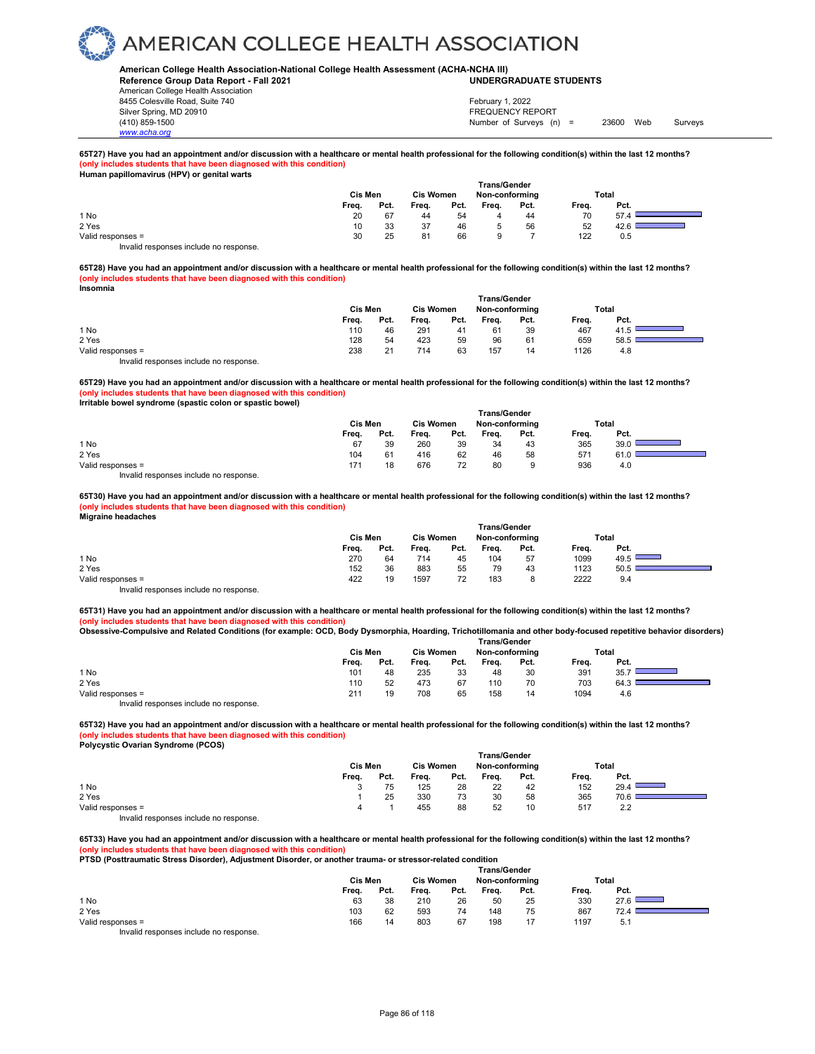# AMERICAN COLLEGE HEALTH ASSOCIATION

**American College Health Association-National College Health Assessment (ACHA-NCHA III)**
**Reference Group Data Report - Fall 2021** **UNDERGRADUATE STUDENTS**

American College Health Association
8455 Colesville Road, Suite 740
Silver Spring, MD 20910
(410) 859-1500
www.acha.org

February 1, 2022
FREQUENCY REPORT
Number of Surveys (n) = 23600 Web Surveys

**65T27) Have you had an appointment and/or discussion with a healthcare or mental health professional for the following condition(s) within the last 12 months?**
**(only includes students that have been diagnosed with this condition)**
**Human papillomavirus (HPV) or genital warts**

| | Cis Men | | Cis Women | | Trans/Gender Non-conforming | | Total | |
|---|---|---|---|---|---|---|---|---|
| | Freq. | Pct. | Freq. | Pct. | Freq. | Pct. | Freq. | Pct. |
| 1 No | 20 | 67 | 44 | 54 | 4 | 44 | 70 | 57.4 |
| 2 Yes | 10 | 33 | 37 | 46 | 5 | 56 | 52 | 42.6 |
| Valid responses = | 30 | 25 | 81 | 66 | 9 | 7 | 122 | 0.5 |

Invalid responses include no response.

**65T28) Have you had an appointment and/or discussion with a healthcare or mental health professional for the following condition(s) within the last 12 months?**
**(only includes students that have been diagnosed with this condition)**
**Insomnia**

| | Cis Men | | Cis Women | | Trans/Gender Non-conforming | | Total | |
|---|---|---|---|---|---|---|---|---|
| | Freq. | Pct. | Freq. | Pct. | Freq. | Pct. | Freq. | Pct. |
| 1 No | 110 | 46 | 291 | 41 | 61 | 39 | 467 | 41.5 |
| 2 Yes | 128 | 54 | 423 | 59 | 96 | 61 | 659 | 58.5 |
| Valid responses = | 238 | 21 | 714 | 63 | 157 | 14 | 1126 | 4.8 |

Invalid responses include no response.

**65T29) Have you had an appointment and/or discussion with a healthcare or mental health professional for the following condition(s) within the last 12 months?**
**(only includes students that have been diagnosed with this condition)**
**Irritable bowel syndrome (spastic colon or spastic bowel)**

| | Cis Men | | Cis Women | | Trans/Gender Non-conforming | | Total | |
|---|---|---|---|---|---|---|---|---|
| | Freq. | Pct. | Freq. | Pct. | Freq. | Pct. | Freq. | Pct. |
| 1 No | 67 | 39 | 260 | 39 | 34 | 43 | 365 | 39.0 |
| 2 Yes | 104 | 61 | 416 | 62 | 46 | 58 | 571 | 61.0 |
| Valid responses = | 171 | 18 | 676 | 72 | 80 | 9 | 936 | 4.0 |

Invalid responses include no response.

**65T30) Have you had an appointment and/or discussion with a healthcare or mental health professional for the following condition(s) within the last 12 months?**
**(only includes students that have been diagnosed with this condition)**
**Migraine headaches**

| | Cis Men | | Cis Women | | Trans/Gender Non-conforming | | Total | |
|---|---|---|---|---|---|---|---|---|
| | Freq. | Pct. | Freq. | Pct. | Freq. | Pct. | Freq. | Pct. |
| 1 No | 270 | 64 | 714 | 45 | 104 | 57 | 1099 | 49.5 |
| 2 Yes | 152 | 36 | 883 | 55 | 79 | 43 | 1123 | 50.5 |
| Valid responses = | 422 | 19 | 1597 | 72 | 183 | 8 | 2222 | 9.4 |

Invalid responses include no response.

**65T31) Have you had an appointment and/or discussion with a healthcare or mental health professional for the following condition(s) within the last 12 months?**
**(only includes students that have been diagnosed with this condition)**
**Obsessive-Compulsive and Related Conditions (for example: OCD, Body Dysmorphia, Hoarding, Trichotillomania and other body-focused repetitive behavior disorders)**

| | Cis Men | | Cis Women | | Trans/Gender Non-conforming | | Total | |
|---|---|---|---|---|---|---|---|---|
| | Freq. | Pct. | Freq. | Pct. | Freq. | Pct. | Freq. | Pct. |
| 1 No | 101 | 48 | 235 | 33 | 48 | 30 | 391 | 35.7 |
| 2 Yes | 110 | 52 | 473 | 67 | 110 | 70 | 703 | 64.3 |
| Valid responses = | 211 | 19 | 708 | 65 | 158 | 14 | 1094 | 4.6 |

Invalid responses include no response.

**65T32) Have you had an appointment and/or discussion with a healthcare or mental health professional for the following condition(s) within the last 12 months?**
**(only includes students that have been diagnosed with this condition)**
**Polycystic Ovarian Syndrome (PCOS)**

| | Cis Men | | Cis Women | | Trans/Gender Non-conforming | | Total | |
|---|---|---|---|---|---|---|---|---|
| | Freq. | Pct. | Freq. | Pct. | Freq. | Pct. | Freq. | Pct. |
| 1 No | 3 | 75 | 125 | 28 | 22 | 42 | 152 | 29.4 |
| 2 Yes | 1 | 25 | 330 | 73 | 30 | 58 | 365 | 70.6 |
| Valid responses = | 4 | 1 | 455 | 88 | 52 | 10 | 517 | 2.2 |

Invalid responses include no response.

**65T33) Have you had an appointment and/or discussion with a healthcare or mental health professional for the following condition(s) within the last 12 months?**
**(only includes students that have been diagnosed with this condition)**
**PTSD (Posttraumatic Stress Disorder), Adjustment Disorder, or another trauma- or stressor-related condition**

| | Cis Men | | Cis Women | | Trans/Gender Non-conforming | | Total | |
|---|---|---|---|---|---|---|---|---|
| | Freq. | Pct. | Freq. | Pct. | Freq. | Pct. | Freq. | Pct. |
| 1 No | 63 | 38 | 210 | 26 | 50 | 25 | 330 | 27.6 |
| 2 Yes | 103 | 62 | 593 | 74 | 148 | 75 | 867 | 72.4 |
| Valid responses = | 166 | 14 | 803 | 67 | 198 | 17 | 1197 | 5.1 |

Invalid responses include no response.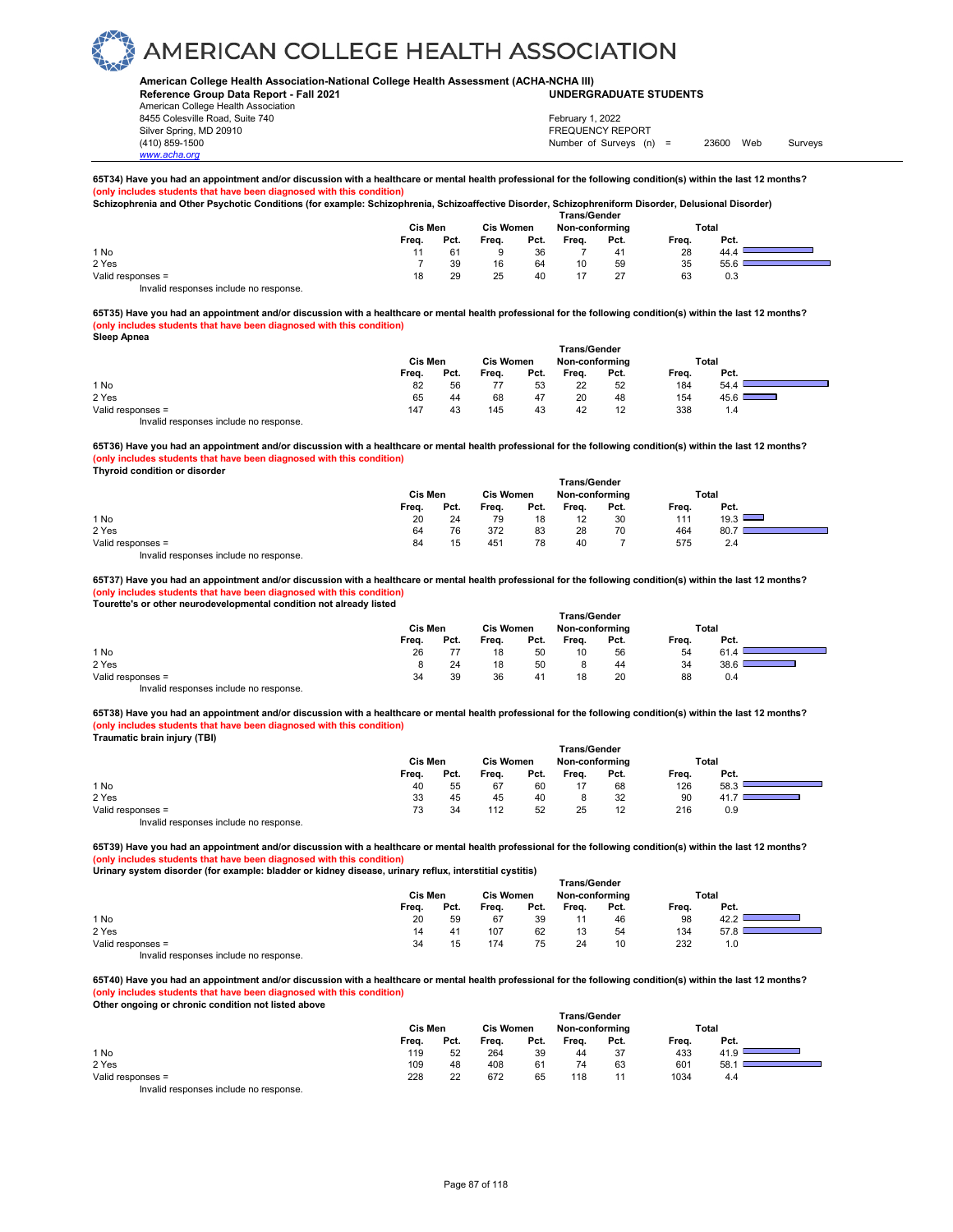# AMERICAN COLLEGE HEALTH ASSOCIATION

**American College Health Association-National College Health Assessment (ACHA-NCHA III)**
**Reference Group Data Report - Fall 2021** **UNDERGRADUATE STUDENTS**
American College Health Association
8455 Colesville Road, Suite 740
Silver Spring, MD 20910
(410) 859-1500
www.acha.org

February 1, 2022
FREQUENCY REPORT
Number of Surveys (n) = 23600 Web Surveys

**65T34) Have you had an appointment and/or discussion with a healthcare or mental health professional for the following condition(s) within the last 12 months?**
**(only includes students that have been diagnosed with this condition)**
**Schizophrenia and Other Psychotic Conditions (for example: Schizophrenia, Schizoaffective Disorder, Schizophreniform Disorder, Delusional Disorder)**

| | Cis Men | | Cis Women | | Trans/Gender Non-conforming | | Total | |
|---|---|---|---|---|---|---|---|---|
| | Freq. | Pct. | Freq. | Pct. | Freq. | Pct. | Freq. | Pct. |
| 1 No | 11 | 61 | 9 | 36 | 7 | 41 | 28 | 44.4 |
| 2 Yes | 7 | 39 | 16 | 64 | 10 | 59 | 35 | 55.6 |
| Valid responses = | 18 | 29 | 25 | 40 | 17 | 27 | 63 | 0.3 |

Invalid responses include no response.

**65T35) Have you had an appointment and/or discussion with a healthcare or mental health professional for the following condition(s) within the last 12 months?**
**(only includes students that have been diagnosed with this condition)**
**Sleep Apnea**

| | Cis Men | | Cis Women | | Trans/Gender Non-conforming | | Total | |
|---|---|---|---|---|---|---|---|---|
| | Freq. | Pct. | Freq. | Pct. | Freq. | Pct. | Freq. | Pct. |
| 1 No | 82 | 56 | 77 | 53 | 22 | 52 | 184 | 54.4 |
| 2 Yes | 65 | 44 | 68 | 47 | 20 | 48 | 154 | 45.6 |
| Valid responses = | 147 | 43 | 145 | 43 | 42 | 12 | 338 | 1.4 |

Invalid responses include no response.

**65T36) Have you had an appointment and/or discussion with a healthcare or mental health professional for the following condition(s) within the last 12 months?**
**(only includes students that have been diagnosed with this condition)**
**Thyroid condition or disorder**

| | Cis Men | | Cis Women | | Trans/Gender Non-conforming | | Total | |
|---|---|---|---|---|---|---|---|---|
| | Freq. | Pct. | Freq. | Pct. | Freq. | Pct. | Freq. | Pct. |
| 1 No | 20 | 24 | 79 | 18 | 12 | 30 | 111 | 19.3 |
| 2 Yes | 64 | 76 | 372 | 83 | 28 | 70 | 464 | 80.7 |
| Valid responses = | 84 | 15 | 451 | 78 | 40 | 7 | 575 | 2.4 |

Invalid responses include no response.

**65T37) Have you had an appointment and/or discussion with a healthcare or mental health professional for the following condition(s) within the last 12 months?**
**(only includes students that have been diagnosed with this condition)**
**Tourette's or other neurodevelopmental condition not already listed**

| | Cis Men | | Cis Women | | Trans/Gender Non-conforming | | Total | |
|---|---|---|---|---|---|---|---|---|
| | Freq. | Pct. | Freq. | Pct. | Freq. | Pct. | Freq. | Pct. |
| 1 No | 26 | 77 | 18 | 50 | 10 | 56 | 54 | 61.4 |
| 2 Yes | 8 | 24 | 18 | 50 | 8 | 44 | 34 | 38.6 |
| Valid responses = | 34 | 39 | 36 | 41 | 18 | 20 | 88 | 0.4 |

Invalid responses include no response.

**65T38) Have you had an appointment and/or discussion with a healthcare or mental health professional for the following condition(s) within the last 12 months?**
**(only includes students that have been diagnosed with this condition)**
**Traumatic brain injury (TBI)**

| | Cis Men | | Cis Women | | Trans/Gender Non-conforming | | Total | |
|---|---|---|---|---|---|---|---|---|
| | Freq. | Pct. | Freq. | Pct. | Freq. | Pct. | Freq. | Pct. |
| 1 No | 40 | 55 | 67 | 60 | 17 | 68 | 126 | 58.3 |
| 2 Yes | 33 | 45 | 45 | 40 | 8 | 32 | 90 | 41.7 |
| Valid responses = | 73 | 34 | 112 | 52 | 25 | 12 | 216 | 0.9 |

Invalid responses include no response.

**65T39) Have you had an appointment and/or discussion with a healthcare or mental health professional for the following condition(s) within the last 12 months?**
**(only includes students that have been diagnosed with this condition)**
**Urinary system disorder (for example: bladder or kidney disease, urinary reflux, interstitial cystitis)**

| | Cis Men | | Cis Women | | Trans/Gender Non-conforming | | Total | |
|---|---|---|---|---|---|---|---|---|
| | Freq. | Pct. | Freq. | Pct. | Freq. | Pct. | Freq. | Pct. |
| 1 No | 20 | 59 | 67 | 39 | 11 | 46 | 98 | 42.2 |
| 2 Yes | 14 | 41 | 107 | 62 | 13 | 54 | 134 | 57.8 |
| Valid responses = | 34 | 15 | 174 | 75 | 24 | 10 | 232 | 1.0 |

Invalid responses include no response.

**65T40) Have you had an appointment and/or discussion with a healthcare or mental health professional for the following condition(s) within the last 12 months?**
**(only includes students that have been diagnosed with this condition)**
**Other ongoing or chronic condition not listed above**

| | Cis Men | | Cis Women | | Trans/Gender Non-conforming | | Total | |
|---|---|---|---|---|---|---|---|---|
| | Freq. | Pct. | Freq. | Pct. | Freq. | Pct. | Freq. | Pct. |
| 1 No | 119 | 52 | 264 | 39 | 44 | 37 | 433 | 41.9 |
| 2 Yes | 109 | 48 | 408 | 61 | 74 | 63 | 601 | 58.1 |
| Valid responses = | 228 | 22 | 672 | 65 | 118 | 11 | 1034 | 4.4 |

Invalid responses include no response.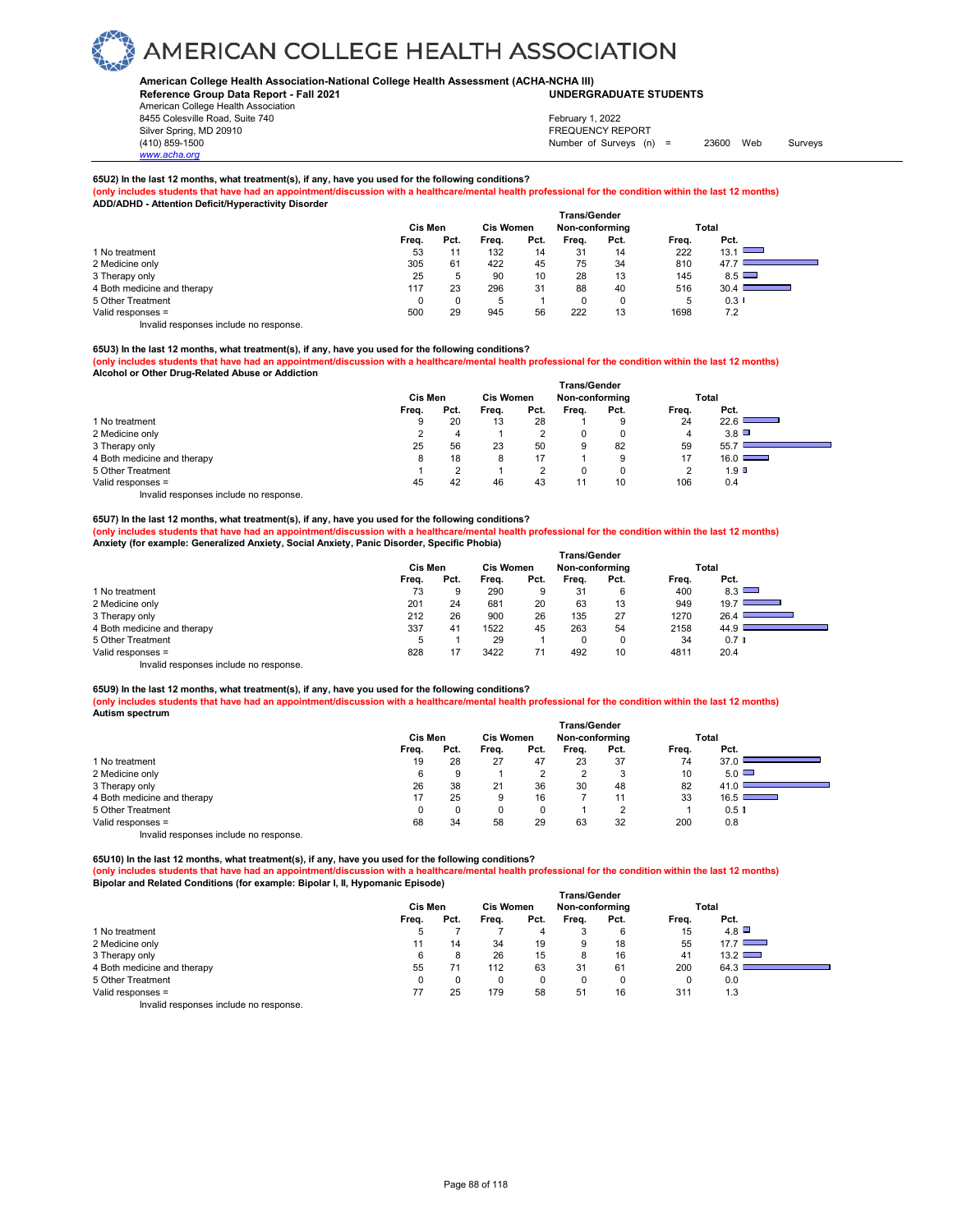# AMERICAN COLLEGE HEALTH ASSOCIATION

**American College Health Association-National College Health Assessment (ACHA-NCHA III)**
**Reference Group Data Report - Fall 2021** — **UNDERGRADUATE STUDENTS**

American College Health Association
8455 Colesville Road, Suite 740
Silver Spring, MD 20910
(410) 859-1500
www.acha.org

February 1, 2022
FREQUENCY REPORT
Number of Surveys (n) = 23600 Web Surveys

**65U2) In the last 12 months, what treatment(s), if any, have you used for the following conditions?**
**(only includes students that have had an appointment/discussion with a healthcare/mental health professional for the condition within the last 12 months)**
**ADD/ADHD - Attention Deficit/Hyperactivity Disorder**

| | Cis Men | | Cis Women | | Trans/Gender Non-conforming | | Total | |
|---|---|---|---|---|---|---|---|---|
| | Freq. | Pct. | Freq. | Pct. | Freq. | Pct. | Freq. | Pct. |
| 1 No treatment | 53 | 11 | 132 | 14 | 31 | 14 | 222 | 13.1 |
| 2 Medicine only | 305 | 61 | 422 | 45 | 75 | 34 | 810 | 47.7 |
| 3 Therapy only | 25 | 5 | 90 | 10 | 28 | 13 | 145 | 8.5 |
| 4 Both medicine and therapy | 117 | 23 | 296 | 31 | 88 | 40 | 516 | 30.4 |
| 5 Other Treatment | 0 | 0 | 5 | 1 | 0 | 0 | 5 | 0.3 |
| Valid responses = | 500 | 29 | 945 | 56 | 222 | 13 | 1698 | 7.2 |

Invalid responses include no response.

**65U3) In the last 12 months, what treatment(s), if any, have you used for the following conditions?**
**(only includes students that have had an appointment/discussion with a healthcare/mental health professional for the condition within the last 12 months)**
**Alcohol or Other Drug-Related Abuse or Addiction**

| | Cis Men | | Cis Women | | Trans/Gender Non-conforming | | Total | |
|---|---|---|---|---|---|---|---|---|
| | Freq. | Pct. | Freq. | Pct. | Freq. | Pct. | Freq. | Pct. |
| 1 No treatment | 9 | 20 | 13 | 28 | 1 | 9 | 24 | 22.6 |
| 2 Medicine only | 2 | 4 | 1 | 2 | 0 | 0 | 4 | 3.8 |
| 3 Therapy only | 25 | 56 | 23 | 50 | 9 | 82 | 59 | 55.7 |
| 4 Both medicine and therapy | 8 | 18 | 8 | 17 | 1 | 9 | 17 | 16.0 |
| 5 Other Treatment | 1 | 2 | 1 | 2 | 0 | 0 | 2 | 1.9 |
| Valid responses = | 45 | 42 | 46 | 43 | 11 | 10 | 106 | 0.4 |

Invalid responses include no response.

**65U7) In the last 12 months, what treatment(s), if any, have you used for the following conditions?**
**(only includes students that have had an appointment/discussion with a healthcare/mental health professional for the condition within the last 12 months)**
**Anxiety (for example: Generalized Anxiety, Social Anxiety, Panic Disorder, Specific Phobia)**

| | Cis Men | | Cis Women | | Trans/Gender Non-conforming | | Total | |
|---|---|---|---|---|---|---|---|---|
| | Freq. | Pct. | Freq. | Pct. | Freq. | Pct. | Freq. | Pct. |
| 1 No treatment | 73 | 9 | 290 | 9 | 31 | 6 | 400 | 8.3 |
| 2 Medicine only | 201 | 24 | 681 | 20 | 63 | 13 | 949 | 19.7 |
| 3 Therapy only | 212 | 26 | 900 | 26 | 135 | 27 | 1270 | 26.4 |
| 4 Both medicine and therapy | 337 | 41 | 1522 | 45 | 263 | 54 | 2158 | 44.9 |
| 5 Other Treatment | 5 | 1 | 29 | 1 | 0 | 0 | 34 | 0.7 |
| Valid responses = | 828 | 17 | 3422 | 71 | 492 | 10 | 4811 | 20.4 |

Invalid responses include no response.

**65U9) In the last 12 months, what treatment(s), if any, have you used for the following conditions?**
**(only includes students that have had an appointment/discussion with a healthcare/mental health professional for the condition within the last 12 months)**
**Autism spectrum**

| | Cis Men | | Cis Women | | Trans/Gender Non-conforming | | Total | |
|---|---|---|---|---|---|---|---|---|
| | Freq. | Pct. | Freq. | Pct. | Freq. | Pct. | Freq. | Pct. |
| 1 No treatment | 19 | 28 | 27 | 47 | 23 | 37 | 74 | 37.0 |
| 2 Medicine only | 6 | 9 | 1 | 2 | 2 | 3 | 10 | 5.0 |
| 3 Therapy only | 26 | 38 | 21 | 36 | 30 | 48 | 82 | 41.0 |
| 4 Both medicine and therapy | 17 | 25 | 9 | 16 | 7 | 11 | 33 | 16.5 |
| 5 Other Treatment | 0 | 0 | 0 | 0 | 1 | 2 | 1 | 0.5 |
| Valid responses = | 68 | 34 | 58 | 29 | 63 | 32 | 200 | 0.8 |

Invalid responses include no response.

**65U10) In the last 12 months, what treatment(s), if any, have you used for the following conditions?**
**(only includes students that have had an appointment/discussion with a healthcare/mental health professional for the condition within the last 12 months)**
**Bipolar and Related Conditions (for example: Bipolar I, II, Hypomanic Episode)**

| | Cis Men | | Cis Women | | Trans/Gender Non-conforming | | Total | |
|---|---|---|---|---|---|---|---|---|
| | Freq. | Pct. | Freq. | Pct. | Freq. | Pct. | Freq. | Pct. |
| 1 No treatment | 5 | 7 | 7 | 4 | 3 | 6 | 15 | 4.8 |
| 2 Medicine only | 11 | 14 | 34 | 19 | 9 | 18 | 55 | 17.7 |
| 3 Therapy only | 6 | 8 | 26 | 15 | 8 | 16 | 41 | 13.2 |
| 4 Both medicine and therapy | 55 | 71 | 112 | 63 | 31 | 61 | 200 | 64.3 |
| 5 Other Treatment | 0 | 0 | 0 | 0 | 0 | 0 | 0 | 0.0 |
| Valid responses = | 77 | 25 | 179 | 58 | 51 | 16 | 311 | 1.3 |

Invalid responses include no response.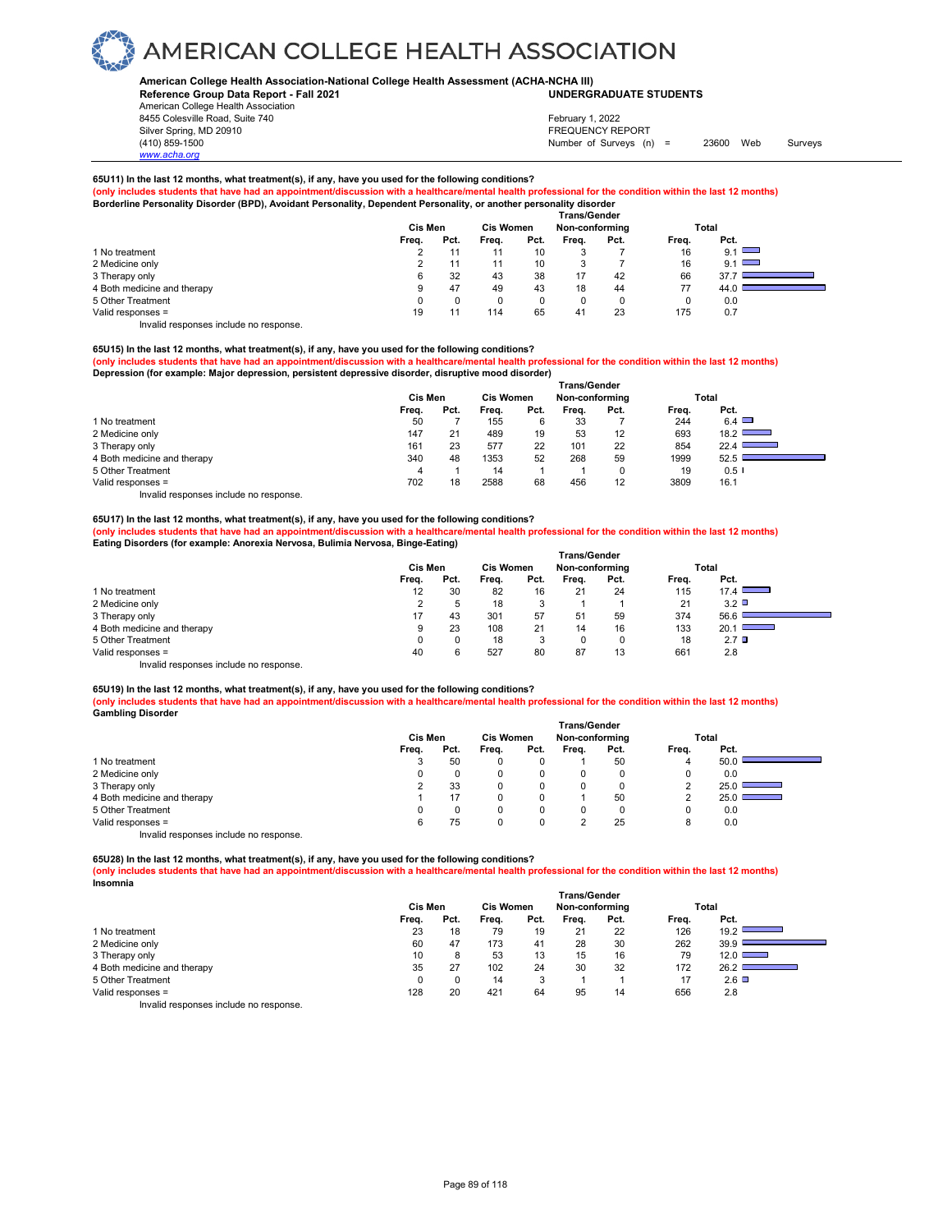# AMERICAN COLLEGE HEALTH ASSOCIATION

**American College Health Association-National College Health Assessment (ACHA-NCHA III)**
**Reference Group Data Report - Fall 2021** | **UNDERGRADUATE STUDENTS**

American College Health Association
8455 Colesville Road, Suite 740
Silver Spring, MD 20910
(410) 859-1500
www.acha.org

February 1, 2022
FREQUENCY REPORT
Number of Surveys (n) = 23600 Web Surveys

**65U11) In the last 12 months, what treatment(s), if any, have you used for the following conditions?**
**(only includes students that have had an appointment/discussion with a healthcare/mental health professional for the condition within the last 12 months)**
**Borderline Personality Disorder (BPD), Avoidant Personality, Dependent Personality, or another personality disorder**

| | Cis Men | | Cis Women | | Trans/Gender Non-conforming | | Total | |
|---|---|---|---|---|---|---|---|---|
| | Freq. | Pct. | Freq. | Pct. | Freq. | Pct. | Freq. | Pct. |
| 1 No treatment | 2 | 11 | 11 | 10 | 3 | 7 | 16 | 9.1 |
| 2 Medicine only | 2 | 11 | 11 | 10 | 3 | 7 | 16 | 9.1 |
| 3 Therapy only | 6 | 32 | 43 | 38 | 17 | 42 | 66 | 37.7 |
| 4 Both medicine and therapy | 9 | 47 | 49 | 43 | 18 | 44 | 77 | 44.0 |
| 5 Other Treatment | 0 | 0 | 0 | 0 | 0 | 0 | 0 | 0.0 |
| Valid responses = | 19 | 11 | 114 | 65 | 41 | 23 | 175 | 0.7 |

Invalid responses include no response.

**65U15) In the last 12 months, what treatment(s), if any, have you used for the following conditions?**
**(only includes students that have had an appointment/discussion with a healthcare/mental health professional for the condition within the last 12 months)**
**Depression (for example: Major depression, persistent depressive disorder, disruptive mood disorder)**

| | Cis Men | | Cis Women | | Trans/Gender Non-conforming | | Total | |
|---|---|---|---|---|---|---|---|---|
| | Freq. | Pct. | Freq. | Pct. | Freq. | Pct. | Freq. | Pct. |
| 1 No treatment | 50 | 7 | 155 | 6 | 33 | 7 | 244 | 6.4 |
| 2 Medicine only | 147 | 21 | 489 | 19 | 53 | 12 | 693 | 18.2 |
| 3 Therapy only | 161 | 23 | 577 | 22 | 101 | 22 | 854 | 22.4 |
| 4 Both medicine and therapy | 340 | 48 | 1353 | 52 | 268 | 59 | 1999 | 52.5 |
| 5 Other Treatment | 4 | 1 | 14 | 1 | 1 | 0 | 19 | 0.5 |
| Valid responses = | 702 | 18 | 2588 | 68 | 456 | 12 | 3809 | 16.1 |

Invalid responses include no response.

**65U17) In the last 12 months, what treatment(s), if any, have you used for the following conditions?**
**(only includes students that have had an appointment/discussion with a healthcare/mental health professional for the condition within the last 12 months)**
**Eating Disorders (for example: Anorexia Nervosa, Bulimia Nervosa, Binge-Eating)**

| | Cis Men | | Cis Women | | Trans/Gender Non-conforming | | Total | |
|---|---|---|---|---|---|---|---|---|
| | Freq. | Pct. | Freq. | Pct. | Freq. | Pct. | Freq. | Pct. |
| 1 No treatment | 12 | 30 | 82 | 16 | 21 | 24 | 115 | 17.4 |
| 2 Medicine only | 2 | 5 | 18 | 3 | 1 | 1 | 21 | 3.2 |
| 3 Therapy only | 17 | 43 | 301 | 57 | 51 | 59 | 374 | 56.6 |
| 4 Both medicine and therapy | 9 | 23 | 108 | 21 | 14 | 16 | 133 | 20.1 |
| 5 Other Treatment | 0 | 0 | 18 | 3 | 0 | 0 | 18 | 2.7 |
| Valid responses = | 40 | 6 | 527 | 80 | 87 | 13 | 661 | 2.8 |

Invalid responses include no response.

**65U19) In the last 12 months, what treatment(s), if any, have you used for the following conditions?**
**(only includes students that have had an appointment/discussion with a healthcare/mental health professional for the condition within the last 12 months)**
**Gambling Disorder**

| | Cis Men | | Cis Women | | Trans/Gender Non-conforming | | Total | |
|---|---|---|---|---|---|---|---|---|
| | Freq. | Pct. | Freq. | Pct. | Freq. | Pct. | Freq. | Pct. |
| 1 No treatment | 3 | 50 | 0 | 0 | 1 | 50 | 4 | 50.0 |
| 2 Medicine only | 0 | 0 | 0 | 0 | 0 | 0 | 0 | 0.0 |
| 3 Therapy only | 2 | 33 | 0 | 0 | 0 | 0 | 2 | 25.0 |
| 4 Both medicine and therapy | 1 | 17 | 0 | 0 | 1 | 50 | 2 | 25.0 |
| 5 Other Treatment | 0 | 0 | 0 | 0 | 0 | 0 | 0 | 0.0 |
| Valid responses = | 6 | 75 | 0 | 0 | 2 | 25 | 8 | 0.0 |

Invalid responses include no response.

**65U28) In the last 12 months, what treatment(s), if any, have you used for the following conditions?**
**(only includes students that have had an appointment/discussion with a healthcare/mental health professional for the condition within the last 12 months)**
**Insomnia**

| | Cis Men | | Cis Women | | Trans/Gender Non-conforming | | Total | |
|---|---|---|---|---|---|---|---|---|
| | Freq. | Pct. | Freq. | Pct. | Freq. | Pct. | Freq. | Pct. |
| 1 No treatment | 23 | 18 | 79 | 19 | 21 | 22 | 126 | 19.2 |
| 2 Medicine only | 60 | 47 | 173 | 41 | 28 | 30 | 262 | 39.9 |
| 3 Therapy only | 10 | 8 | 53 | 13 | 15 | 16 | 79 | 12.0 |
| 4 Both medicine and therapy | 35 | 27 | 102 | 24 | 30 | 32 | 172 | 26.2 |
| 5 Other Treatment | 0 | 0 | 14 | 3 | 1 | 1 | 17 | 2.6 |
| Valid responses = | 128 | 20 | 421 | 64 | 95 | 14 | 656 | 2.8 |

Invalid responses include no response.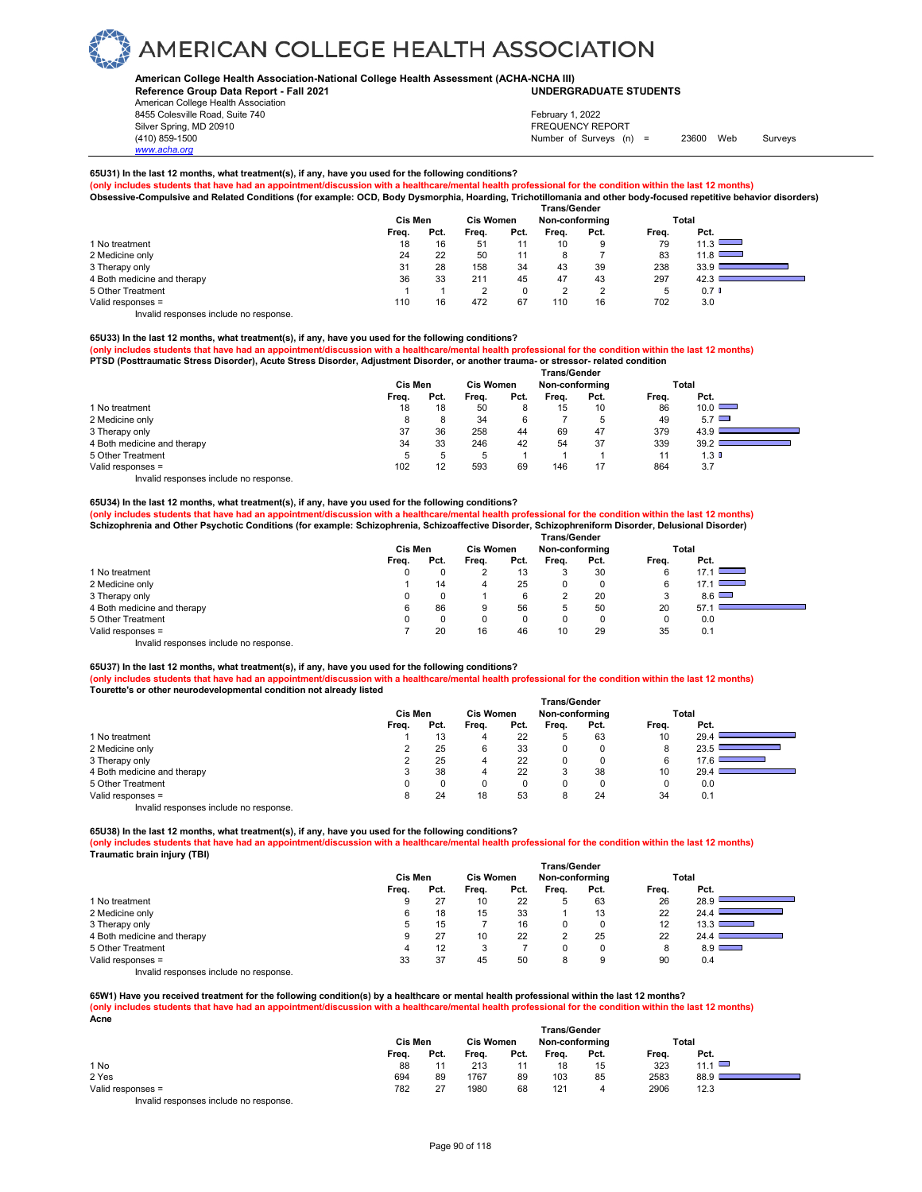# AMERICAN COLLEGE HEALTH ASSOCIATION

**American College Health Association-National College Health Assessment (ACHA-NCHA III)**
**Reference Group Data Report - Fall 2021** **UNDERGRADUATE STUDENTS**
American College Health Association
8455 Colesville Road, Suite 740
Silver Spring, MD 20910
(410) 859-1500
www.acha.org

February 1, 2022
FREQUENCY REPORT
Number of Surveys (n) = 23600 Web Surveys

**65U31) In the last 12 months, what treatment(s), if any, have you used for the following conditions?**
**(only includes students that have had an appointment/discussion with a healthcare/mental health professional for the condition within the last 12 months)**
**Obsessive-Compulsive and Related Conditions (for example: OCD, Body Dysmorphia, Hoarding, Trichotillomania and other body-focused repetitive behavior disorders)**

| | Cis Men | | Cis Women | | Trans/Gender Non-conforming | | Total | |
|---|---|---|---|---|---|---|---|---|
| | Freq. | Pct. | Freq. | Pct. | Freq. | Pct. | Freq. | Pct. |
| 1 No treatment | 18 | 16 | 51 | 11 | 10 | 9 | 79 | 11.3 |
| 2 Medicine only | 24 | 22 | 50 | 11 | 8 | 7 | 83 | 11.8 |
| 3 Therapy only | 31 | 28 | 158 | 34 | 43 | 39 | 238 | 33.9 |
| 4 Both medicine and therapy | 36 | 33 | 211 | 45 | 47 | 43 | 297 | 42.3 |
| 5 Other Treatment | 1 | 1 | 2 | 0 | 2 | 2 | 5 | 0.7 |
| Valid responses = | 110 | 16 | 472 | 67 | 110 | 16 | 702 | 3.0 |

Invalid responses include no response.

**65U33) In the last 12 months, what treatment(s), if any, have you used for the following conditions?**
**(only includes students that have had an appointment/discussion with a healthcare/mental health professional for the condition within the last 12 months)**
**PTSD (Posttraumatic Stress Disorder), Acute Stress Disorder, Adjustment Disorder, or another trauma- or stressor- related condition**

| | Cis Men | | Cis Women | | Trans/Gender Non-conforming | | Total | |
|---|---|---|---|---|---|---|---|---|
| | Freq. | Pct. | Freq. | Pct. | Freq. | Pct. | Freq. | Pct. |
| 1 No treatment | 18 | 18 | 50 | 8 | 15 | 10 | 86 | 10.0 |
| 2 Medicine only | 8 | 8 | 34 | 6 | 7 | 5 | 49 | 5.7 |
| 3 Therapy only | 37 | 36 | 258 | 44 | 69 | 47 | 379 | 43.9 |
| 4 Both medicine and therapy | 34 | 33 | 246 | 42 | 54 | 37 | 339 | 39.2 |
| 5 Other Treatment | 5 | 5 | 5 | 1 | 1 | 1 | 11 | 1.3 |
| Valid responses = | 102 | 12 | 593 | 69 | 146 | 17 | 864 | 3.7 |

Invalid responses include no response.

**65U34) In the last 12 months, what treatment(s), if any, have you used for the following conditions?**
**(only includes students that have had an appointment/discussion with a healthcare/mental health professional for the condition within the last 12 months)**
**Schizophrenia and Other Psychotic Conditions (for example: Schizophrenia, Schizoaffective Disorder, Schizophreniform Disorder, Delusional Disorder)**

| | Cis Men | | Cis Women | | Trans/Gender Non-conforming | | Total | |
|---|---|---|---|---|---|---|---|---|
| | Freq. | Pct. | Freq. | Pct. | Freq. | Pct. | Freq. | Pct. |
| 1 No treatment | 0 | 0 | 2 | 13 | 3 | 30 | 6 | 17.1 |
| 2 Medicine only | 1 | 14 | 4 | 25 | 0 | 0 | 6 | 17.1 |
| 3 Therapy only | 0 | 0 | 1 | 6 | 2 | 20 | 3 | 8.6 |
| 4 Both medicine and therapy | 6 | 86 | 9 | 56 | 5 | 50 | 20 | 57.1 |
| 5 Other Treatment | 0 | 0 | 0 | 0 | 0 | 0 | 0 | 0.0 |
| Valid responses = | 7 | 20 | 16 | 46 | 10 | 29 | 35 | 0.1 |

Invalid responses include no response.

**65U37) In the last 12 months, what treatment(s), if any, have you used for the following conditions?**
**(only includes students that have had an appointment/discussion with a healthcare/mental health professional for the condition within the last 12 months)**
**Tourette's or other neurodevelopmental condition not already listed**

| | Cis Men | | Cis Women | | Trans/Gender Non-conforming | | Total | |
|---|---|---|---|---|---|---|---|---|
| | Freq. | Pct. | Freq. | Pct. | Freq. | Pct. | Freq. | Pct. |
| 1 No treatment | 1 | 13 | 4 | 22 | 5 | 63 | 10 | 29.4 |
| 2 Medicine only | 2 | 25 | 6 | 33 | 0 | 0 | 8 | 23.5 |
| 3 Therapy only | 2 | 25 | 4 | 22 | 0 | 0 | 6 | 17.6 |
| 4 Both medicine and therapy | 3 | 38 | 4 | 22 | 3 | 38 | 10 | 29.4 |
| 5 Other Treatment | 0 | 0 | 0 | 0 | 0 | 0 | 0 | 0.0 |
| Valid responses = | 8 | 24 | 18 | 53 | 8 | 24 | 34 | 0.1 |

Invalid responses include no response.

**65U38) In the last 12 months, what treatment(s), if any, have you used for the following conditions?**
**(only includes students that have had an appointment/discussion with a healthcare/mental health professional for the condition within the last 12 months)**
**Traumatic brain injury (TBI)**

| | Cis Men | | Cis Women | | Trans/Gender Non-conforming | | Total | |
|---|---|---|---|---|---|---|---|---|
| | Freq. | Pct. | Freq. | Pct. | Freq. | Pct. | Freq. | Pct. |
| 1 No treatment | 9 | 27 | 10 | 22 | 5 | 63 | 26 | 28.9 |
| 2 Medicine only | 6 | 18 | 15 | 33 | 1 | 13 | 22 | 24.4 |
| 3 Therapy only | 5 | 15 | 7 | 16 | 0 | 0 | 12 | 13.3 |
| 4 Both medicine and therapy | 9 | 27 | 10 | 22 | 2 | 25 | 22 | 24.4 |
| 5 Other Treatment | 4 | 12 | 3 | 7 | 0 | 0 | 8 | 8.9 |
| Valid responses = | 33 | 37 | 45 | 50 | 8 | 9 | 90 | 0.4 |

Invalid responses include no response.

**65W1) Have you received treatment for the following condition(s) by a healthcare or mental health professional within the last 12 months?**
**(only includes students that have had an appointment/discussion with a healthcare/mental health professional for the condition within the last 12 months)**
**Acne**

| | Cis Men | | Cis Women | | Trans/Gender Non-conforming | | Total | |
|---|---|---|---|---|---|---|---|---|
| | Freq. | Pct. | Freq. | Pct. | Freq. | Pct. | Freq. | Pct. |
| 1 No | 88 | 11 | 213 | 11 | 18 | 15 | 323 | 11.1 |
| 2 Yes | 694 | 89 | 1767 | 89 | 103 | 85 | 2583 | 88.9 |
| Valid responses = | 782 | 27 | 1980 | 68 | 121 | 4 | 2906 | 12.3 |

Invalid responses include no response.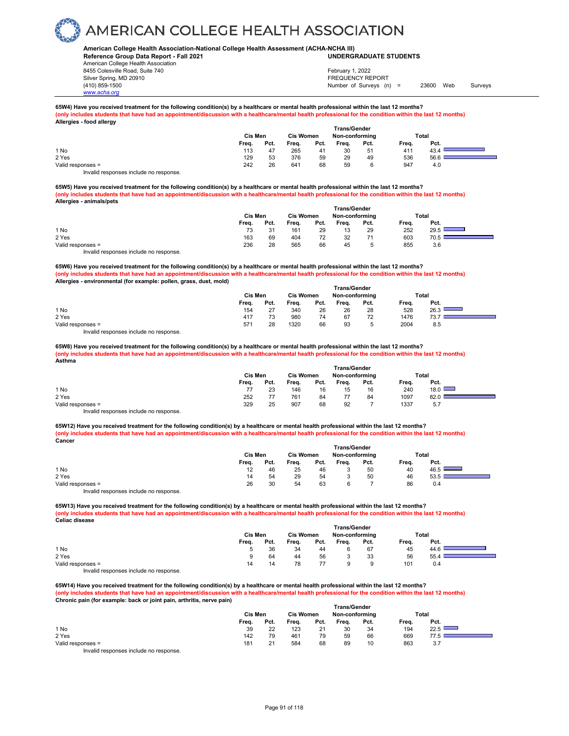# AMERICAN COLLEGE HEALTH ASSOCIATION

**American College Health Association-National College Health Assessment (ACHA-NCHA III)**
**Reference Group Data Report - Fall 2021**
**UNDERGRADUATE STUDENTS**

American College Health Association
8455 Colesville Road, Suite 740
Silver Spring, MD 20910
(410) 859-1500
www.acha.org

February 1, 2022
FREQUENCY REPORT
Number of Surveys (n) = 23600 Web Surveys

**65W4) Have you received treatment for the following condition(s) by a healthcare or mental health professional within the last 12 months?**
**(only includes students that have had an appointment/discussion with a healthcare/mental health professional for the condition within the last 12 months)**
**Allergies - food allergy**

| | Cis Men | | Cis Women | | Trans/Gender Non-conforming | | Total | |
|---|---|---|---|---|---|---|---|---|
| | Freq. | Pct. | Freq. | Pct. | Freq. | Pct. | Freq. | Pct. |
| 1 No | 113 | 47 | 265 | 41 | 30 | 51 | 411 | 43.4 |
| 2 Yes | 129 | 53 | 376 | 59 | 29 | 49 | 536 | 56.6 |
| Valid responses = | 242 | 26 | 641 | 68 | 59 | 6 | 947 | 4.0 |

Invalid responses include no response.

**65W5) Have you received treatment for the following condition(s) by a healthcare or mental health professional within the last 12 months?**
**(only includes students that have had an appointment/discussion with a healthcare/mental health professional for the condition within the last 12 months)**
**Allergies - animals/pets**

| | Cis Men | | Cis Women | | Trans/Gender Non-conforming | | Total | |
|---|---|---|---|---|---|---|---|---|
| | Freq. | Pct. | Freq. | Pct. | Freq. | Pct. | Freq. | Pct. |
| 1 No | 73 | 31 | 161 | 29 | 13 | 29 | 252 | 29.5 |
| 2 Yes | 163 | 69 | 404 | 72 | 32 | 71 | 603 | 70.5 |
| Valid responses = | 236 | 28 | 565 | 66 | 45 | 5 | 855 | 3.6 |

Invalid responses include no response.

**65W6) Have you received treatment for the following condition(s) by a healthcare or mental health professional within the last 12 months?**
**(only includes students that have had an appointment/discussion with a healthcare/mental health professional for the condition within the last 12 months)**
**Allergies - environmental (for example: pollen, grass, dust, mold)**

| | Cis Men | | Cis Women | | Trans/Gender Non-conforming | | Total | |
|---|---|---|---|---|---|---|---|---|
| | Freq. | Pct. | Freq. | Pct. | Freq. | Pct. | Freq. | Pct. |
| 1 No | 154 | 27 | 340 | 26 | 26 | 28 | 528 | 26.3 |
| 2 Yes | 417 | 73 | 980 | 74 | 67 | 72 | 1476 | 73.7 |
| Valid responses = | 571 | 28 | 1320 | 66 | 93 | 5 | 2004 | 8.5 |

Invalid responses include no response.

**65W8) Have you received treatment for the following condition(s) by a healthcare or mental health professional within the last 12 months?**
**(only includes students that have had an appointment/discussion with a healthcare/mental health professional for the condition within the last 12 months)**
**Asthma**

| | Cis Men | | Cis Women | | Trans/Gender Non-conforming | | Total | |
|---|---|---|---|---|---|---|---|---|
| | Freq. | Pct. | Freq. | Pct. | Freq. | Pct. | Freq. | Pct. |
| 1 No | 77 | 23 | 146 | 16 | 15 | 16 | 240 | 18.0 |
| 2 Yes | 252 | 77 | 761 | 84 | 77 | 84 | 1097 | 82.0 |
| Valid responses = | 329 | 25 | 907 | 68 | 92 | 7 | 1337 | 5.7 |

Invalid responses include no response.

**65W12) Have you received treatment for the following condition(s) by a healthcare or mental health professional within the last 12 months?**
**(only includes students that have had an appointment/discussion with a healthcare/mental health professional for the condition within the last 12 months)**
**Cancer**

| | Cis Men | | Cis Women | | Trans/Gender Non-conforming | | Total | |
|---|---|---|---|---|---|---|---|---|
| | Freq. | Pct. | Freq. | Pct. | Freq. | Pct. | Freq. | Pct. |
| 1 No | 12 | 46 | 25 | 46 | 3 | 50 | 40 | 46.5 |
| 2 Yes | 14 | 54 | 29 | 54 | 3 | 50 | 46 | 53.5 |
| Valid responses = | 26 | 30 | 54 | 63 | 6 | 7 | 86 | 0.4 |

Invalid responses include no response.

**65W13) Have you received treatment for the following condition(s) by a healthcare or mental health professional within the last 12 months?**
**(only includes students that have had an appointment/discussion with a healthcare/mental health professional for the condition within the last 12 months)**
**Celiac disease**

| | Cis Men | | Cis Women | | Trans/Gender Non-conforming | | Total | |
|---|---|---|---|---|---|---|---|---|
| | Freq. | Pct. | Freq. | Pct. | Freq. | Pct. | Freq. | Pct. |
| 1 No | 5 | 36 | 34 | 44 | 6 | 67 | 45 | 44.6 |
| 2 Yes | 9 | 64 | 44 | 56 | 3 | 33 | 56 | 55.4 |
| Valid responses = | 14 | 14 | 78 | 77 | 9 | 9 | 101 | 0.4 |

Invalid responses include no response.

**65W14) Have you received treatment for the following condition(s) by a healthcare or mental health professional within the last 12 months?**
**(only includes students that have had an appointment/discussion with a healthcare/mental health professional for the condition within the last 12 months)**
**Chronic pain (for example: back or joint pain, arthritis, nerve pain)**

| | Cis Men | | Cis Women | | Trans/Gender Non-conforming | | Total | |
|---|---|---|---|---|---|---|---|---|
| | Freq. | Pct. | Freq. | Pct. | Freq. | Pct. | Freq. | Pct. |
| 1 No | 39 | 22 | 123 | 21 | 30 | 34 | 194 | 22.5 |
| 2 Yes | 142 | 79 | 461 | 79 | 59 | 66 | 669 | 77.5 |
| Valid responses = | 181 | 21 | 584 | 68 | 89 | 10 | 863 | 3.7 |

Invalid responses include no response.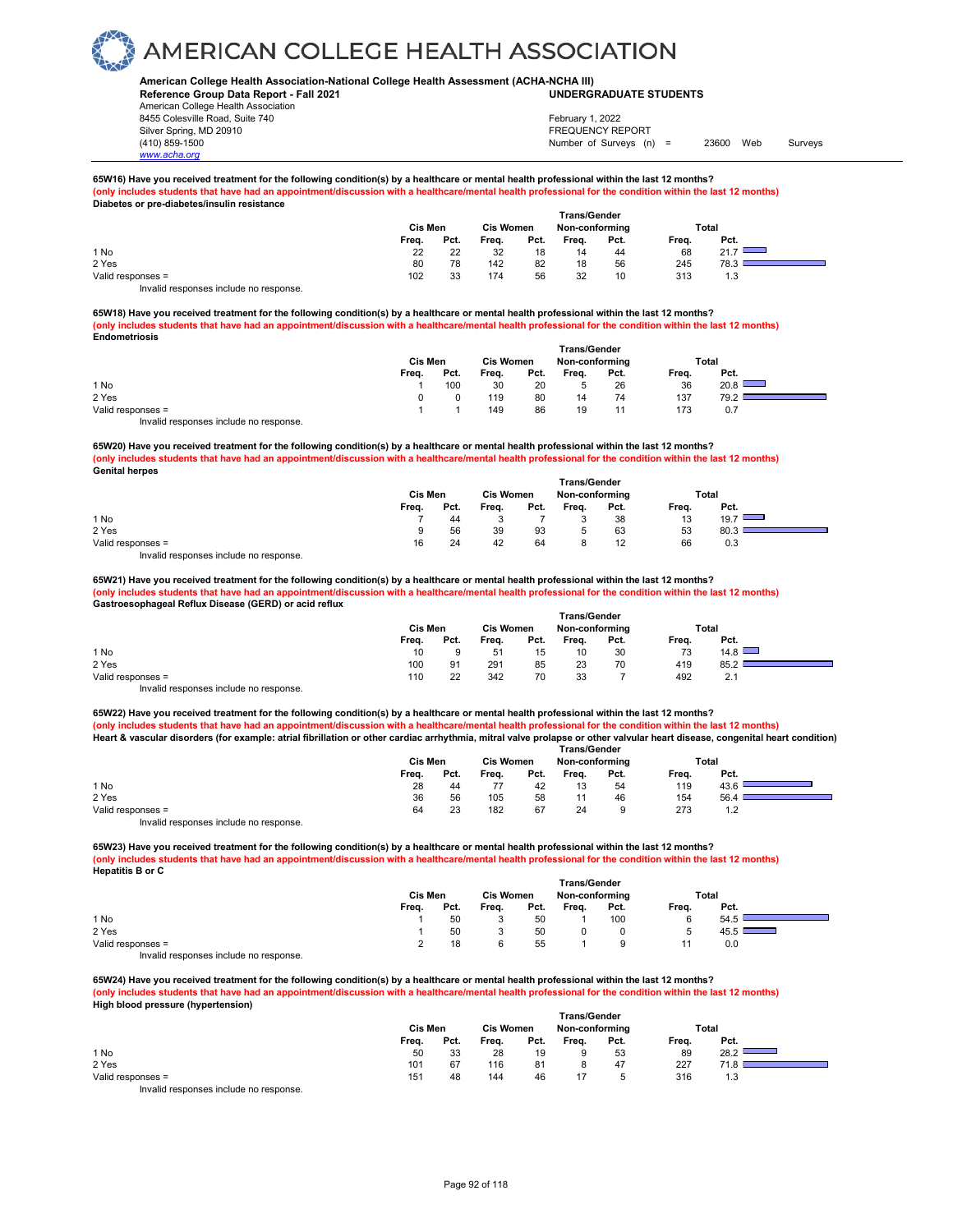# AMERICAN COLLEGE HEALTH ASSOCIATION

**American College Health Association-National College Health Assessment (ACHA-NCHA III)**
**Reference Group Data Report - Fall 2021** **UNDERGRADUATE STUDENTS**

American College Health Association
8455 Colesville Road, Suite 740
Silver Spring, MD 20910
(410) 859-1500
www.acha.org

February 1, 2022
FREQUENCY REPORT
Number of Surveys (n) = 23600 Web Surveys

**65W16) Have you received treatment for the following condition(s) by a healthcare or mental health professional within the last 12 months?**
**(only includes students that have had an appointment/discussion with a healthcare/mental health professional for the condition within the last 12 months)**
**Diabetes or pre-diabetes/insulin resistance**

| | Cis Men | | Cis Women | | Trans/Gender Non-conforming | | Total | |
|---|---|---|---|---|---|---|---|---|
| | Freq. | Pct. | Freq. | Pct. | Freq. | Pct. | Freq. | Pct. |
| 1 No | 22 | 22 | 32 | 18 | 14 | 44 | 68 | 21.7 |
| 2 Yes | 80 | 78 | 142 | 82 | 18 | 56 | 245 | 78.3 |
| Valid responses = | 102 | 33 | 174 | 56 | 32 | 10 | 313 | 1.3 |

Invalid responses include no response.

**65W18) Have you received treatment for the following condition(s) by a healthcare or mental health professional within the last 12 months?**
**(only includes students that have had an appointment/discussion with a healthcare/mental health professional for the condition within the last 12 months)**
**Endometriosis**

| | Cis Men | | Cis Women | | Trans/Gender Non-conforming | | Total | |
|---|---|---|---|---|---|---|---|---|
| | Freq. | Pct. | Freq. | Pct. | Freq. | Pct. | Freq. | Pct. |
| 1 No | 1 | 100 | 30 | 20 | 5 | 26 | 36 | 20.8 |
| 2 Yes | 0 | 0 | 119 | 80 | 14 | 74 | 137 | 79.2 |
| Valid responses = | 1 | 1 | 149 | 86 | 19 | 11 | 173 | 0.7 |

Invalid responses include no response.

**65W20) Have you received treatment for the following condition(s) by a healthcare or mental health professional within the last 12 months?**
**(only includes students that have had an appointment/discussion with a healthcare/mental health professional for the condition within the last 12 months)**
**Genital herpes**

| | Cis Men | | Cis Women | | Trans/Gender Non-conforming | | Total | |
|---|---|---|---|---|---|---|---|---|
| | Freq. | Pct. | Freq. | Pct. | Freq. | Pct. | Freq. | Pct. |
| 1 No | 7 | 44 | 3 | 7 | 3 | 38 | 13 | 19.7 |
| 2 Yes | 9 | 56 | 39 | 93 | 5 | 63 | 53 | 80.3 |
| Valid responses = | 16 | 24 | 42 | 64 | 8 | 12 | 66 | 0.3 |

Invalid responses include no response.

**65W21) Have you received treatment for the following condition(s) by a healthcare or mental health professional within the last 12 months?**
**(only includes students that have had an appointment/discussion with a healthcare/mental health professional for the condition within the last 12 months)**
**Gastroesophageal Reflux Disease (GERD) or acid reflux**

| | Cis Men | | Cis Women | | Trans/Gender Non-conforming | | Total | |
|---|---|---|---|---|---|---|---|---|
| | Freq. | Pct. | Freq. | Pct. | Freq. | Pct. | Freq. | Pct. |
| 1 No | 10 | 9 | 51 | 15 | 10 | 30 | 73 | 14.8 |
| 2 Yes | 100 | 91 | 291 | 85 | 23 | 70 | 419 | 85.2 |
| Valid responses = | 110 | 22 | 342 | 70 | 33 | 7 | 492 | 2.1 |

Invalid responses include no response.

**65W22) Have you received treatment for the following condition(s) by a healthcare or mental health professional within the last 12 months?**
**(only includes students that have had an appointment/discussion with a healthcare/mental health professional for the condition within the last 12 months)**
**Heart & vascular disorders (for example: atrial fibrillation or other cardiac arrhythmia, mitral valve prolapse or other valvular heart disease, congenital heart condition)**

| | Cis Men | | Cis Women | | Trans/Gender Non-conforming | | Total | |
|---|---|---|---|---|---|---|---|---|
| | Freq. | Pct. | Freq. | Pct. | Freq. | Pct. | Freq. | Pct. |
| 1 No | 28 | 44 | 77 | 42 | 13 | 54 | 119 | 43.6 |
| 2 Yes | 36 | 56 | 105 | 58 | 11 | 46 | 154 | 56.4 |
| Valid responses = | 64 | 23 | 182 | 67 | 24 | 9 | 273 | 1.2 |

Invalid responses include no response.

**65W23) Have you received treatment for the following condition(s) by a healthcare or mental health professional within the last 12 months?**
**(only includes students that have had an appointment/discussion with a healthcare/mental health professional for the condition within the last 12 months)**
**Hepatitis B or C**

| | Cis Men | | Cis Women | | Trans/Gender Non-conforming | | Total | |
|---|---|---|---|---|---|---|---|---|
| | Freq. | Pct. | Freq. | Pct. | Freq. | Pct. | Freq. | Pct. |
| 1 No | 1 | 50 | 3 | 50 | 1 | 100 | 6 | 54.5 |
| 2 Yes | 1 | 50 | 3 | 50 | 0 | 0 | 5 | 45.5 |
| Valid responses = | 2 | 18 | 6 | 55 | 1 | 9 | 11 | 0.0 |

Invalid responses include no response.

**65W24) Have you received treatment for the following condition(s) by a healthcare or mental health professional within the last 12 months?**
**(only includes students that have had an appointment/discussion with a healthcare/mental health professional for the condition within the last 12 months)**
**High blood pressure (hypertension)**

| | Cis Men | | Cis Women | | Trans/Gender Non-conforming | | Total | |
|---|---|---|---|---|---|---|---|---|
| | Freq. | Pct. | Freq. | Pct. | Freq. | Pct. | Freq. | Pct. |
| 1 No | 50 | 33 | 28 | 19 | 9 | 53 | 89 | 28.2 |
| 2 Yes | 101 | 67 | 116 | 81 | 8 | 47 | 227 | 71.8 |
| Valid responses = | 151 | 48 | 144 | 46 | 17 | 5 | 316 | 1.3 |

Invalid responses include no response.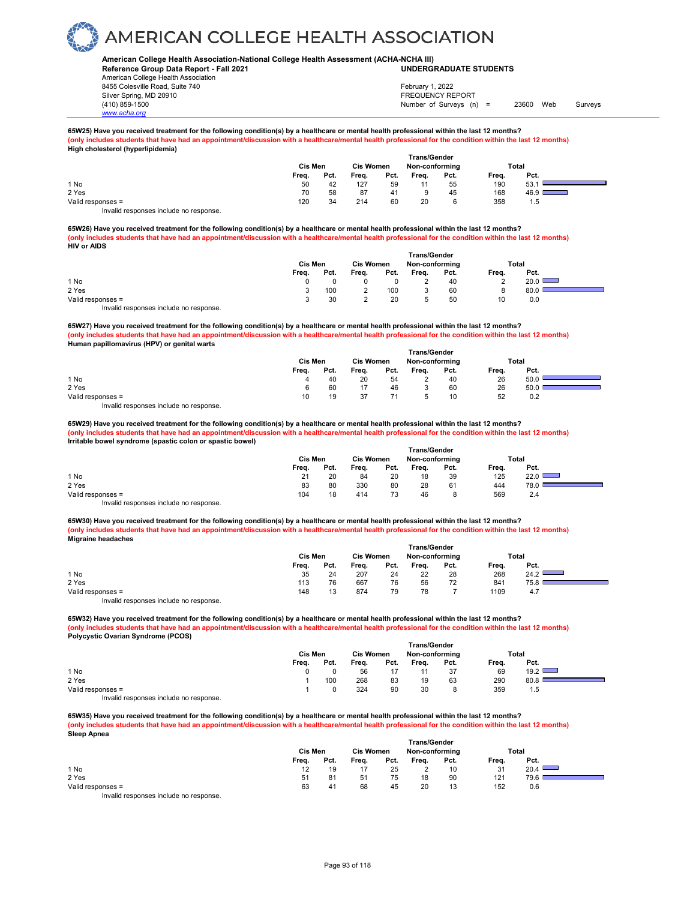**American College Health Association-National College Health Assessment (ACHA-NCHA III)**
**Reference Group Data Report - Fall 2021** — **UNDERGRADUATE STUDENTS**

American College Health Association
8455 Colesville Road, Suite 740
Silver Spring, MD 20910
(410) 859-1500
www.acha.org

February 1, 2022
FREQUENCY REPORT
Number of Surveys (n) = 23600 Web Surveys

**65W25) Have you received treatment for the following condition(s) by a healthcare or mental health professional within the last 12 months?**
**(only includes students that have had an appointment/discussion with a healthcare/mental health professional for the condition within the last 12 months)**
**High cholesterol (hyperlipidemia)**

| | Cis Men | | Cis Women | | Trans/Gender Non-conforming | | Total | |
|---|---|---|---|---|---|---|---|---|
| | Freq. | Pct. | Freq. | Pct. | Freq. | Pct. | Freq. | Pct. |
| 1 No | 50 | 42 | 127 | 59 | 11 | 55 | 190 | 53.1 |
| 2 Yes | 70 | 58 | 87 | 41 | 9 | 45 | 168 | 46.9 |
| Valid responses = | 120 | 34 | 214 | 60 | 20 | 6 | 358 | 1.5 |

Invalid responses include no response.

**65W26) Have you received treatment for the following condition(s) by a healthcare or mental health professional within the last 12 months?**
**(only includes students that have had an appointment/discussion with a healthcare/mental health professional for the condition within the last 12 months)**
**HIV or AIDS**

| | Cis Men | | Cis Women | | Trans/Gender Non-conforming | | Total | |
|---|---|---|---|---|---|---|---|---|
| | Freq. | Pct. | Freq. | Pct. | Freq. | Pct. | Freq. | Pct. |
| 1 No | 0 | 0 | 0 | 0 | 2 | 40 | 2 | 20.0 |
| 2 Yes | 3 | 100 | 2 | 100 | 3 | 60 | 8 | 80.0 |
| Valid responses = | 3 | 30 | 2 | 20 | 5 | 50 | 10 | 0.0 |

Invalid responses include no response.

**65W27) Have you received treatment for the following condition(s) by a healthcare or mental health professional within the last 12 months?**
**(only includes students that have had an appointment/discussion with a healthcare/mental health professional for the condition within the last 12 months)**
**Human papillomavirus (HPV) or genital warts**

| | Cis Men | | Cis Women | | Trans/Gender Non-conforming | | Total | |
|---|---|---|---|---|---|---|---|---|
| | Freq. | Pct. | Freq. | Pct. | Freq. | Pct. | Freq. | Pct. |
| 1 No | 4 | 40 | 20 | 54 | 2 | 40 | 26 | 50.0 |
| 2 Yes | 6 | 60 | 17 | 46 | 3 | 60 | 26 | 50.0 |
| Valid responses = | 10 | 19 | 37 | 71 | 5 | 10 | 52 | 0.2 |

Invalid responses include no response.

**65W29) Have you received treatment for the following condition(s) by a healthcare or mental health professional within the last 12 months?**
**(only includes students that have had an appointment/discussion with a healthcare/mental health professional for the condition within the last 12 months)**
**Irritable bowel syndrome (spastic colon or spastic bowel)**

| | Cis Men | | Cis Women | | Trans/Gender Non-conforming | | Total | |
|---|---|---|---|---|---|---|---|---|
| | Freq. | Pct. | Freq. | Pct. | Freq. | Pct. | Freq. | Pct. |
| 1 No | 21 | 20 | 84 | 20 | 18 | 39 | 125 | 22.0 |
| 2 Yes | 83 | 80 | 330 | 80 | 28 | 61 | 444 | 78.0 |
| Valid responses = | 104 | 18 | 414 | 73 | 46 | 8 | 569 | 2.4 |

Invalid responses include no response.

**65W30) Have you received treatment for the following condition(s) by a healthcare or mental health professional within the last 12 months?**
**(only includes students that have had an appointment/discussion with a healthcare/mental health professional for the condition within the last 12 months)**
**Migraine headaches**

| | Cis Men | | Cis Women | | Trans/Gender Non-conforming | | Total | |
|---|---|---|---|---|---|---|---|---|
| | Freq. | Pct. | Freq. | Pct. | Freq. | Pct. | Freq. | Pct. |
| 1 No | 35 | 24 | 207 | 24 | 22 | 28 | 268 | 24.2 |
| 2 Yes | 113 | 76 | 667 | 76 | 56 | 72 | 841 | 75.8 |
| Valid responses = | 148 | 13 | 874 | 79 | 78 | 7 | 1109 | 4.7 |

Invalid responses include no response.

**65W32) Have you received treatment for the following condition(s) by a healthcare or mental health professional within the last 12 months?**
**(only includes students that have had an appointment/discussion with a healthcare/mental health professional for the condition within the last 12 months)**
**Polycystic Ovarian Syndrome (PCOS)**

| | Cis Men | | Cis Women | | Trans/Gender Non-conforming | | Total | |
|---|---|---|---|---|---|---|---|---|
| | Freq. | Pct. | Freq. | Pct. | Freq. | Pct. | Freq. | Pct. |
| 1 No | 0 | 0 | 56 | 17 | 11 | 37 | 69 | 19.2 |
| 2 Yes | 1 | 100 | 268 | 83 | 19 | 63 | 290 | 80.8 |
| Valid responses = | 1 | 0 | 324 | 90 | 30 | 8 | 359 | 1.5 |

Invalid responses include no response.

**65W35) Have you received treatment for the following condition(s) by a healthcare or mental health professional within the last 12 months?**
**(only includes students that have had an appointment/discussion with a healthcare/mental health professional for the condition within the last 12 months)**
**Sleep Apnea**

| | Cis Men | | Cis Women | | Trans/Gender Non-conforming | | Total | |
|---|---|---|---|---|---|---|---|---|
| | Freq. | Pct. | Freq. | Pct. | Freq. | Pct. | Freq. | Pct. |
| 1 No | 12 | 19 | 17 | 25 | 2 | 10 | 31 | 20.4 |
| 2 Yes | 51 | 81 | 51 | 75 | 18 | 90 | 121 | 79.6 |
| Valid responses = | 63 | 41 | 68 | 45 | 20 | 13 | 152 | 0.6 |

Invalid responses include no response.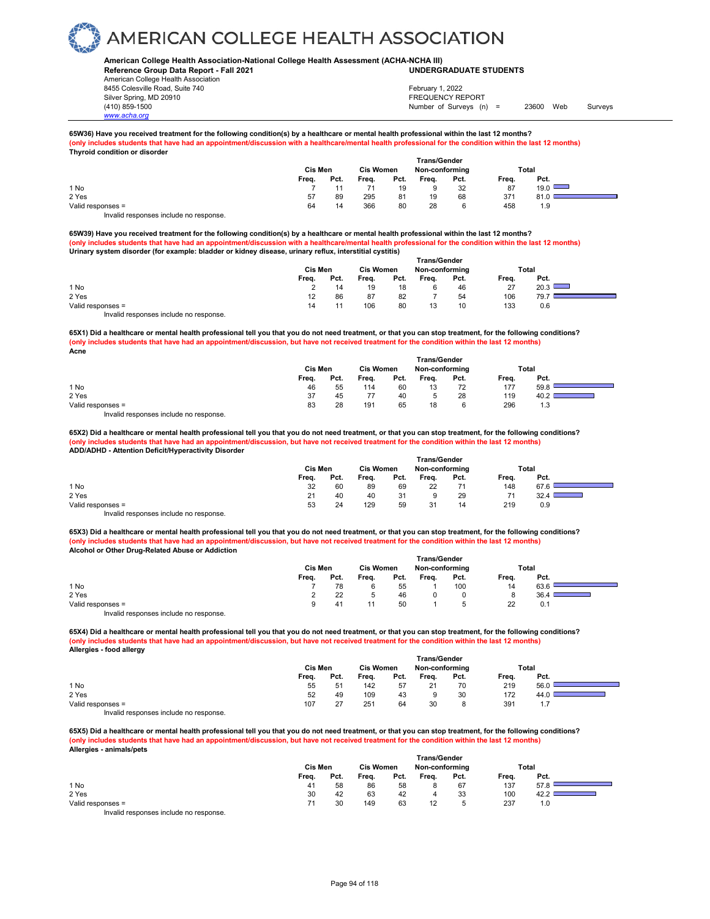# AMERICAN COLLEGE HEALTH ASSOCIATION

**American College Health Association-National College Health Assessment (ACHA-NCHA III)**
**Reference Group Data Report - Fall 2021** **UNDERGRADUATE STUDENTS**

American College Health Association
8455 Colesville Road, Suite 740
Silver Spring, MD 20910
(410) 859-1500
www.acha.org

February 1, 2022
FREQUENCY REPORT
Number of Surveys (n) = 23600 Web Surveys

**65W36) Have you received treatment for the following condition(s) by a healthcare or mental health professional within the last 12 months?**
**(only includes students that have had an appointment/discussion with a healthcare/mental health professional for the condition within the last 12 months)**
**Thyroid condition or disorder**

| | Cis Men | | Cis Women | | Trans/Gender Non-conforming | | Total | |
|---|---|---|---|---|---|---|---|---|
| | Freq. | Pct. | Freq. | Pct. | Freq. | Pct. | Freq. | Pct. |
| 1 No | 7 | 11 | 71 | 19 | 9 | 32 | 87 | 19.0 |
| 2 Yes | 57 | 89 | 295 | 81 | 19 | 68 | 371 | 81.0 |
| Valid responses = | 64 | 14 | 366 | 80 | 28 | 6 | 458 | 1.9 |

Invalid responses include no response.

**65W39) Have you received treatment for the following condition(s) by a healthcare or mental health professional within the last 12 months?**
**(only includes students that have had an appointment/discussion with a healthcare/mental health professional for the condition within the last 12 months)**
**Urinary system disorder (for example: bladder or kidney disease, urinary reflux, interstitial cystitis)**

| | Cis Men | | Cis Women | | Trans/Gender Non-conforming | | Total | |
|---|---|---|---|---|---|---|---|---|
| | Freq. | Pct. | Freq. | Pct. | Freq. | Pct. | Freq. | Pct. |
| 1 No | 2 | 14 | 19 | 18 | 6 | 46 | 27 | 20.3 |
| 2 Yes | 12 | 86 | 87 | 82 | 7 | 54 | 106 | 79.7 |
| Valid responses = | 14 | 11 | 106 | 80 | 13 | 10 | 133 | 0.6 |

Invalid responses include no response.

**65X1) Did a healthcare or mental health professional tell you that you do not need treatment, or that you can stop treatment, for the following conditions?**
**(only includes students that have had an appointment/discussion, but have not received treatment for the condition within the last 12 months)**
**Acne**

| | Cis Men | | Cis Women | | Trans/Gender Non-conforming | | Total | |
|---|---|---|---|---|---|---|---|---|
| | Freq. | Pct. | Freq. | Pct. | Freq. | Pct. | Freq. | Pct. |
| 1 No | 46 | 55 | 114 | 60 | 13 | 72 | 177 | 59.8 |
| 2 Yes | 37 | 45 | 77 | 40 | 5 | 28 | 119 | 40.2 |
| Valid responses = | 83 | 28 | 191 | 65 | 18 | 6 | 296 | 1.3 |

Invalid responses include no response.

**65X2) Did a healthcare or mental health professional tell you that you do not need treatment, or that you can stop treatment, for the following conditions?**
**(only includes students that have had an appointment/discussion, but have not received treatment for the condition within the last 12 months)**
**ADD/ADHD - Attention Deficit/Hyperactivity Disorder**

| | Cis Men | | Cis Women | | Trans/Gender Non-conforming | | Total | |
|---|---|---|---|---|---|---|---|---|
| | Freq. | Pct. | Freq. | Pct. | Freq. | Pct. | Freq. | Pct. |
| 1 No | 32 | 60 | 89 | 69 | 22 | 71 | 148 | 67.6 |
| 2 Yes | 21 | 40 | 40 | 31 | 9 | 29 | 71 | 32.4 |
| Valid responses = | 53 | 24 | 129 | 59 | 31 | 14 | 219 | 0.9 |

Invalid responses include no response.

**65X3) Did a healthcare or mental health professional tell you that you do not need treatment, or that you can stop treatment, for the following conditions?**
**(only includes students that have had an appointment/discussion, but have not received treatment for the condition within the last 12 months)**
**Alcohol or Other Drug-Related Abuse or Addiction**

| | Cis Men | | Cis Women | | Trans/Gender Non-conforming | | Total | |
|---|---|---|---|---|---|---|---|---|
| | Freq. | Pct. | Freq. | Pct. | Freq. | Pct. | Freq. | Pct. |
| 1 No | 7 | 78 | 6 | 55 | 1 | 100 | 14 | 63.6 |
| 2 Yes | 2 | 22 | 5 | 46 | 0 | 0 | 8 | 36.4 |
| Valid responses = | 9 | 41 | 11 | 50 | 1 | 5 | 22 | 0.1 |

Invalid responses include no response.

**65X4) Did a healthcare or mental health professional tell you that you do not need treatment, or that you can stop treatment, for the following conditions?**
**(only includes students that have had an appointment/discussion, but have not received treatment for the condition within the last 12 months)**
**Allergies - food allergy**

| | Cis Men | | Cis Women | | Trans/Gender Non-conforming | | Total | |
|---|---|---|---|---|---|---|---|---|
| | Freq. | Pct. | Freq. | Pct. | Freq. | Pct. | Freq. | Pct. |
| 1 No | 55 | 51 | 142 | 57 | 21 | 70 | 219 | 56.0 |
| 2 Yes | 52 | 49 | 109 | 43 | 9 | 30 | 172 | 44.0 |
| Valid responses = | 107 | 27 | 251 | 64 | 30 | 8 | 391 | 1.7 |

Invalid responses include no response.

**65X5) Did a healthcare or mental health professional tell you that you do not need treatment, or that you can stop treatment, for the following conditions?**
**(only includes students that have had an appointment/discussion, but have not received treatment for the condition within the last 12 months)**
**Allergies - animals/pets**

| | Cis Men | | Cis Women | | Trans/Gender Non-conforming | | Total | |
|---|---|---|---|---|---|---|---|---|
| | Freq. | Pct. | Freq. | Pct. | Freq. | Pct. | Freq. | Pct. |
| 1 No | 41 | 58 | 86 | 58 | 8 | 67 | 137 | 57.8 |
| 2 Yes | 30 | 42 | 63 | 42 | 4 | 33 | 100 | 42.2 |
| Valid responses = | 71 | 30 | 149 | 63 | 12 | 5 | 237 | 1.0 |

Invalid responses include no response.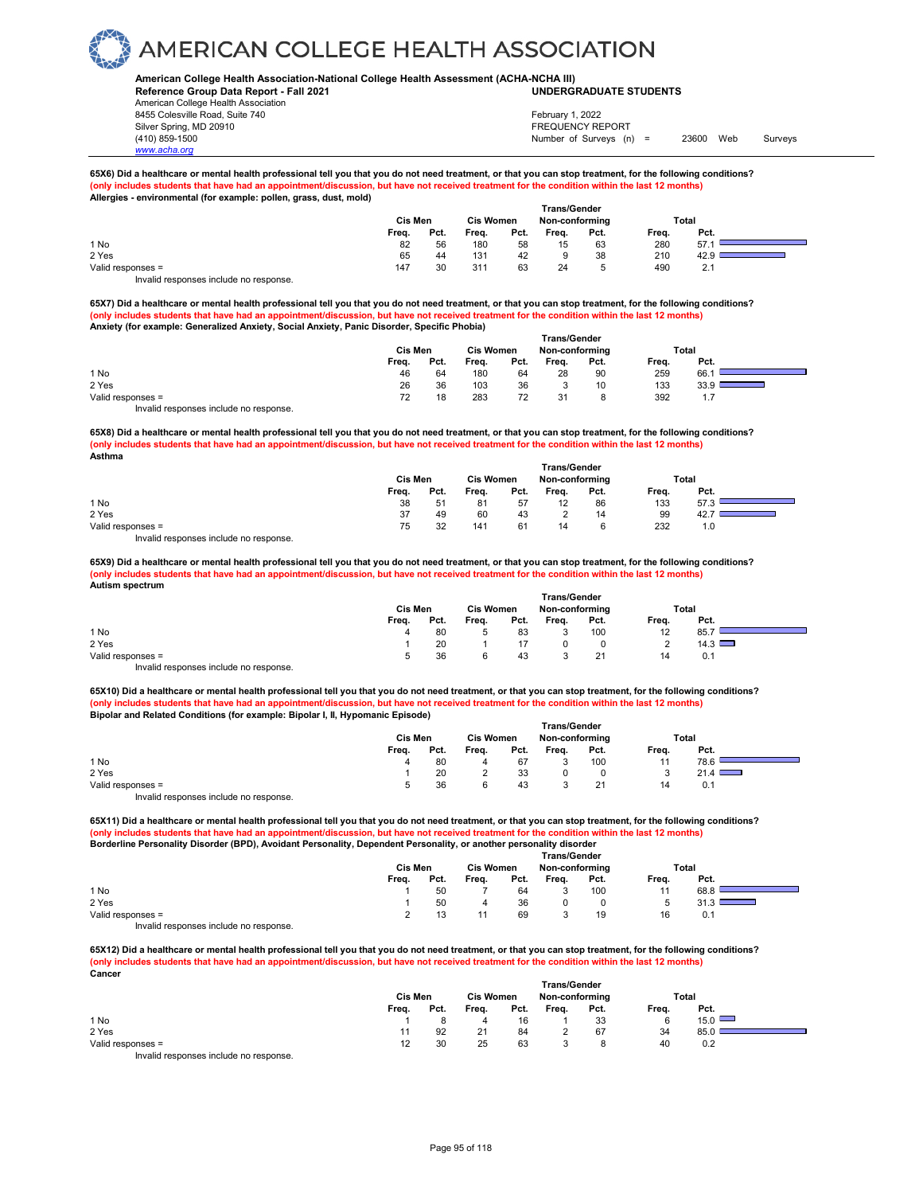# AMERICAN COLLEGE HEALTH ASSOCIATION

**American College Health Association-National College Health Assessment (ACHA-NCHA III)**
**Reference Group Data Report - Fall 2021** **UNDERGRADUATE STUDENTS**
American College Health Association
8455 Colesville Road, Suite 740
Silver Spring, MD 20910
(410) 859-1500
www.acha.org

February 1, 2022
FREQUENCY REPORT
Number of Surveys (n) = 23600 Web Surveys

**65X6) Did a healthcare or mental health professional tell you that you do not need treatment, or that you can stop treatment, for the following conditions?**
**(only includes students that have had an appointment/discussion, but have not received treatment for the condition within the last 12 months)**
**Allergies - environmental (for example: pollen, grass, dust, mold)**

| | Cis Men | | Cis Women | | Trans/Gender Non-conforming | | Total | |
|---|---|---|---|---|---|---|---|---|
| | Freq. | Pct. | Freq. | Pct. | Freq. | Pct. | Freq. | Pct. |
| 1 No | 82 | 56 | 180 | 58 | 15 | 63 | 280 | 57.1 |
| 2 Yes | 65 | 44 | 131 | 42 | 9 | 38 | 210 | 42.9 |
| Valid responses = | 147 | 30 | 311 | 63 | 24 | 5 | 490 | 2.1 |

Invalid responses include no response.

**65X7) Did a healthcare or mental health professional tell you that you do not need treatment, or that you can stop treatment, for the following conditions?**
**(only includes students that have had an appointment/discussion, but have not received treatment for the condition within the last 12 months)**
**Anxiety (for example: Generalized Anxiety, Social Anxiety, Panic Disorder, Specific Phobia)**

| | Cis Men | | Cis Women | | Trans/Gender Non-conforming | | Total | |
|---|---|---|---|---|---|---|---|---|
| | Freq. | Pct. | Freq. | Pct. | Freq. | Pct. | Freq. | Pct. |
| 1 No | 46 | 64 | 180 | 64 | 28 | 90 | 259 | 66.1 |
| 2 Yes | 26 | 36 | 103 | 36 | 3 | 10 | 133 | 33.9 |
| Valid responses = | 72 | 18 | 283 | 72 | 31 | 8 | 392 | 1.7 |

Invalid responses include no response.

**65X8) Did a healthcare or mental health professional tell you that you do not need treatment, or that you can stop treatment, for the following conditions?**
**(only includes students that have had an appointment/discussion, but have not received treatment for the condition within the last 12 months)**
**Asthma**

| | Cis Men | | Cis Women | | Trans/Gender Non-conforming | | Total | |
|---|---|---|---|---|---|---|---|---|
| | Freq. | Pct. | Freq. | Pct. | Freq. | Pct. | Freq. | Pct. |
| 1 No | 38 | 51 | 81 | 57 | 12 | 86 | 133 | 57.3 |
| 2 Yes | 37 | 49 | 60 | 43 | 2 | 14 | 99 | 42.7 |
| Valid responses = | 75 | 32 | 141 | 61 | 14 | 6 | 232 | 1.0 |

Invalid responses include no response.

**65X9) Did a healthcare or mental health professional tell you that you do not need treatment, or that you can stop treatment, for the following conditions?**
**(only includes students that have had an appointment/discussion, but have not received treatment for the condition within the last 12 months)**
**Autism spectrum**

| | Cis Men | | Cis Women | | Trans/Gender Non-conforming | | Total | |
|---|---|---|---|---|---|---|---|---|
| | Freq. | Pct. | Freq. | Pct. | Freq. | Pct. | Freq. | Pct. |
| 1 No | 4 | 80 | 5 | 83 | 3 | 100 | 12 | 85.7 |
| 2 Yes | 1 | 20 | 1 | 17 | 0 | 0 | 2 | 14.3 |
| Valid responses = | 5 | 36 | 6 | 43 | 3 | 21 | 14 | 0.1 |

Invalid responses include no response.

**65X10) Did a healthcare or mental health professional tell you that you do not need treatment, or that you can stop treatment, for the following conditions?**
**(only includes students that have had an appointment/discussion, but have not received treatment for the condition within the last 12 months)**
**Bipolar and Related Conditions (for example: Bipolar I, II, Hypomanic Episode)**

| | Cis Men | | Cis Women | | Trans/Gender Non-conforming | | Total | |
|---|---|---|---|---|---|---|---|---|
| | Freq. | Pct. | Freq. | Pct. | Freq. | Pct. | Freq. | Pct. |
| 1 No | 4 | 80 | 4 | 67 | 3 | 100 | 11 | 78.6 |
| 2 Yes | 1 | 20 | 2 | 33 | 0 | 0 | 3 | 21.4 |
| Valid responses = | 5 | 36 | 6 | 43 | 3 | 21 | 14 | 0.1 |

Invalid responses include no response.

**65X11) Did a healthcare or mental health professional tell you that you do not need treatment, or that you can stop treatment, for the following conditions?**
**(only includes students that have had an appointment/discussion, but have not received treatment for the condition within the last 12 months)**
**Borderline Personality Disorder (BPD), Avoidant Personality, Dependent Personality, or another personality disorder**

| | Cis Men | | Cis Women | | Trans/Gender Non-conforming | | Total | |
|---|---|---|---|---|---|---|---|---|
| | Freq. | Pct. | Freq. | Pct. | Freq. | Pct. | Freq. | Pct. |
| 1 No | 1 | 50 | 7 | 64 | 3 | 100 | 11 | 68.8 |
| 2 Yes | 1 | 50 | 4 | 36 | 0 | 0 | 5 | 31.3 |
| Valid responses = | 2 | 13 | 11 | 69 | 3 | 19 | 16 | 0.1 |

Invalid responses include no response.

**65X12) Did a healthcare or mental health professional tell you that you do not need treatment, or that you can stop treatment, for the following conditions?**
**(only includes students that have had an appointment/discussion, but have not received treatment for the condition within the last 12 months)**
**Cancer**

| | Cis Men | | Cis Women | | Trans/Gender Non-conforming | | Total | |
|---|---|---|---|---|---|---|---|---|
| | Freq. | Pct. | Freq. | Pct. | Freq. | Pct. | Freq. | Pct. |
| 1 No | 1 | 8 | 4 | 16 | 1 | 33 | 6 | 15.0 |
| 2 Yes | 11 | 92 | 21 | 84 | 2 | 67 | 34 | 85.0 |
| Valid responses = | 12 | 30 | 25 | 63 | 3 | 8 | 40 | 0.2 |

Invalid responses include no response.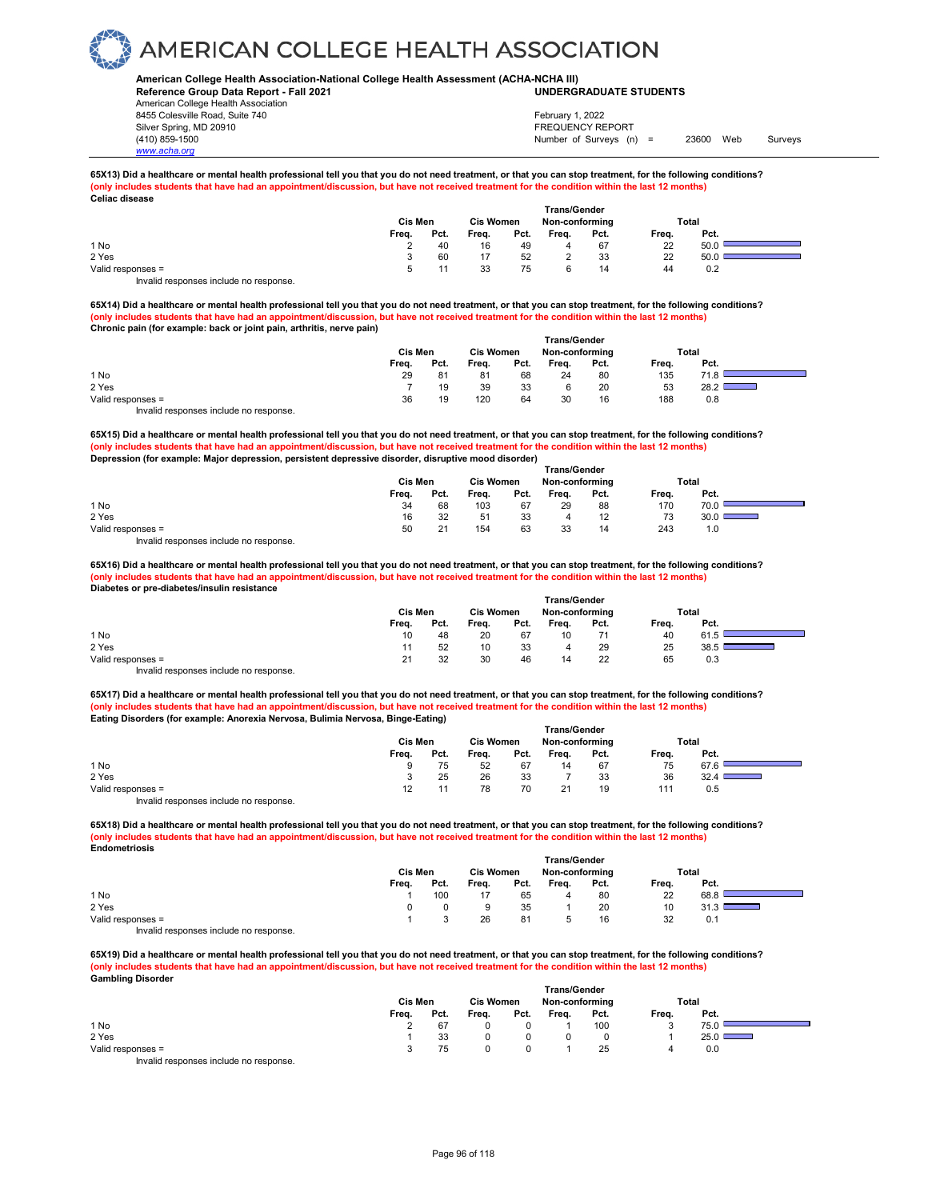# AMERICAN COLLEGE HEALTH ASSOCIATION

**American College Health Association-National College Health Assessment (ACHA-NCHA III)**
**Reference Group Data Report - Fall 2021** **UNDERGRADUATE STUDENTS**
American College Health Association
8455 Colesville Road, Suite 740
Silver Spring, MD 20910
(410) 859-1500
www.acha.org

February 1, 2022
FREQUENCY REPORT
Number of Surveys (n) = 23600 Web Surveys

**65X13) Did a healthcare or mental health professional tell you that you do not need treatment, or that you can stop treatment, for the following conditions?**
**(only includes students that have had an appointment/discussion, but have not received treatment for the condition within the last 12 months)**
**Celiac disease**

| | Cis Men | | Cis Women | | Trans/Gender Non-conforming | | Total | |
|---|---|---|---|---|---|---|---|---|
| | Freq. | Pct. | Freq. | Pct. | Freq. | Pct. | Freq. | Pct. |
| 1 No | 2 | 40 | 16 | 49 | 4 | 67 | 22 | 50.0 |
| 2 Yes | 3 | 60 | 17 | 52 | 2 | 33 | 22 | 50.0 |
| Valid responses = | 5 | 11 | 33 | 75 | 6 | 14 | 44 | 0.2 |

Invalid responses include no response.

**65X14) Did a healthcare or mental health professional tell you that you do not need treatment, or that you can stop treatment, for the following conditions?**
**(only includes students that have had an appointment/discussion, but have not received treatment for the condition within the last 12 months)**
**Chronic pain (for example: back or joint pain, arthritis, nerve pain)**

| | Cis Men | | Cis Women | | Trans/Gender Non-conforming | | Total | |
|---|---|---|---|---|---|---|---|---|
| | Freq. | Pct. | Freq. | Pct. | Freq. | Pct. | Freq. | Pct. |
| 1 No | 29 | 81 | 81 | 68 | 24 | 80 | 135 | 71.8 |
| 2 Yes | 7 | 19 | 39 | 33 | 6 | 20 | 53 | 28.2 |
| Valid responses = | 36 | 19 | 120 | 64 | 30 | 16 | 188 | 0.8 |

Invalid responses include no response.

**65X15) Did a healthcare or mental health professional tell you that you do not need treatment, or that you can stop treatment, for the following conditions?**
**(only includes students that have had an appointment/discussion, but have not received treatment for the condition within the last 12 months)**
**Depression (for example: Major depression, persistent depressive disorder, disruptive mood disorder)**

| | Cis Men | | Cis Women | | Trans/Gender Non-conforming | | Total | |
|---|---|---|---|---|---|---|---|---|
| | Freq. | Pct. | Freq. | Pct. | Freq. | Pct. | Freq. | Pct. |
| 1 No | 34 | 68 | 103 | 67 | 29 | 88 | 170 | 70.0 |
| 2 Yes | 16 | 32 | 51 | 33 | 4 | 12 | 73 | 30.0 |
| Valid responses = | 50 | 21 | 154 | 63 | 33 | 14 | 243 | 1.0 |

Invalid responses include no response.

**65X16) Did a healthcare or mental health professional tell you that you do not need treatment, or that you can stop treatment, for the following conditions?**
**(only includes students that have had an appointment/discussion, but have not received treatment for the condition within the last 12 months)**
**Diabetes or pre-diabetes/insulin resistance**

| | Cis Men | | Cis Women | | Trans/Gender Non-conforming | | Total | |
|---|---|---|---|---|---|---|---|---|
| | Freq. | Pct. | Freq. | Pct. | Freq. | Pct. | Freq. | Pct. |
| 1 No | 10 | 48 | 20 | 67 | 10 | 71 | 40 | 61.5 |
| 2 Yes | 11 | 52 | 10 | 33 | 4 | 29 | 25 | 38.5 |
| Valid responses = | 21 | 32 | 30 | 46 | 14 | 22 | 65 | 0.3 |

Invalid responses include no response.

**65X17) Did a healthcare or mental health professional tell you that you do not need treatment, or that you can stop treatment, for the following conditions?**
**(only includes students that have had an appointment/discussion, but have not received treatment for the condition within the last 12 months)**
**Eating Disorders (for example: Anorexia Nervosa, Bulimia Nervosa, Binge-Eating)**

| | Cis Men | | Cis Women | | Trans/Gender Non-conforming | | Total | |
|---|---|---|---|---|---|---|---|---|
| | Freq. | Pct. | Freq. | Pct. | Freq. | Pct. | Freq. | Pct. |
| 1 No | 9 | 75 | 52 | 67 | 14 | 67 | 75 | 67.6 |
| 2 Yes | 3 | 25 | 26 | 33 | 7 | 33 | 36 | 32.4 |
| Valid responses = | 12 | 11 | 78 | 70 | 21 | 19 | 111 | 0.5 |

Invalid responses include no response.

**65X18) Did a healthcare or mental health professional tell you that you do not need treatment, or that you can stop treatment, for the following conditions?**
**(only includes students that have had an appointment/discussion, but have not received treatment for the condition within the last 12 months)**
**Endometriosis**

| | Cis Men | | Cis Women | | Trans/Gender Non-conforming | | Total | |
|---|---|---|---|---|---|---|---|---|
| | Freq. | Pct. | Freq. | Pct. | Freq. | Pct. | Freq. | Pct. |
| 1 No | 1 | 100 | 17 | 65 | 4 | 80 | 22 | 68.8 |
| 2 Yes | 0 | 0 | 9 | 35 | 1 | 20 | 10 | 31.3 |
| Valid responses = | 1 | 3 | 26 | 81 | 5 | 16 | 32 | 0.1 |

Invalid responses include no response.

**65X19) Did a healthcare or mental health professional tell you that you do not need treatment, or that you can stop treatment, for the following conditions?**
**(only includes students that have had an appointment/discussion, but have not received treatment for the condition within the last 12 months)**
**Gambling Disorder**

| | Cis Men | | Cis Women | | Trans/Gender Non-conforming | | Total | |
|---|---|---|---|---|---|---|---|---|
| | Freq. | Pct. | Freq. | Pct. | Freq. | Pct. | Freq. | Pct. |
| 1 No | 2 | 67 | 0 | 0 | 1 | 100 | 3 | 75.0 |
| 2 Yes | 1 | 33 | 0 | 0 | 0 | 0 | 1 | 25.0 |
| Valid responses = | 3 | 75 | 0 | 0 | 1 | 25 | 4 | 0.0 |

Invalid responses include no response.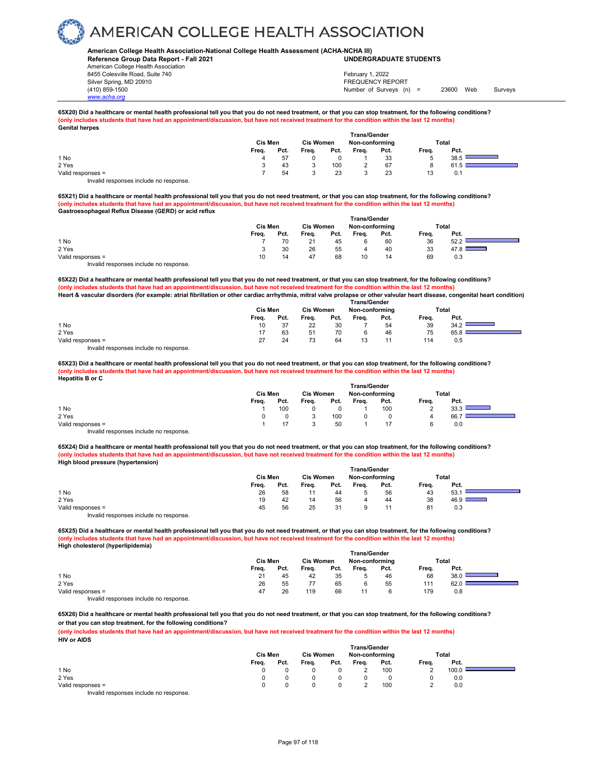# AMERICAN COLLEGE HEALTH ASSOCIATION

**American College Health Association-National College Health Assessment (ACHA-NCHA III)**
**Reference Group Data Report - Fall 2021** — **UNDERGRADUATE STUDENTS**

American College Health Association
8455 Colesville Road, Suite 740
Silver Spring, MD 20910
(410) 859-1500
www.acha.org

February 1, 2022
FREQUENCY REPORT
Number of Surveys (n) = 23600 Web Surveys

**65X20) Did a healthcare or mental health professional tell you that you do not need treatment, or that you can stop treatment, for the following conditions?**
**(only includes students that have had an appointment/discussion, but have not received treatment for the condition within the last 12 months)**
**Genital herpes**

| | Cis Men | | Cis Women | | Trans/Gender Non-conforming | | Total | |
|---|---|---|---|---|---|---|---|---|
| | Freq. | Pct. | Freq. | Pct. | Freq. | Pct. | Freq. | Pct. |
| 1 No | 4 | 57 | 0 | 0 | 1 | 33 | 5 | 38.5 |
| 2 Yes | 3 | 43 | 3 | 100 | 2 | 67 | 8 | 61.5 |
| Valid responses = | 7 | 54 | 3 | 23 | 3 | 23 | 13 | 0.1 |

Invalid responses include no response.

**65X21) Did a healthcare or mental health professional tell you that you do not need treatment, or that you can stop treatment, for the following conditions?**
**(only includes students that have had an appointment/discussion, but have not received treatment for the condition within the last 12 months)**
**Gastroesophageal Reflux Disease (GERD) or acid reflux**

| | Cis Men | | Cis Women | | Trans/Gender Non-conforming | | Total | |
|---|---|---|---|---|---|---|---|---|
| | Freq. | Pct. | Freq. | Pct. | Freq. | Pct. | Freq. | Pct. |
| 1 No | 7 | 70 | 21 | 45 | 6 | 60 | 36 | 52.2 |
| 2 Yes | 3 | 30 | 26 | 55 | 4 | 40 | 33 | 47.8 |
| Valid responses = | 10 | 14 | 47 | 68 | 10 | 14 | 69 | 0.3 |

Invalid responses include no response.

**65X22) Did a healthcare or mental health professional tell you that you do not need treatment, or that you can stop treatment, for the following conditions?**
**(only includes students that have had an appointment/discussion, but have not received treatment for the condition within the last 12 months)**
**Heart & vascular disorders (for example: atrial fibrillation or other cardiac arrhythmia, mitral valve prolapse or other valvular heart disease, congenital heart condition)**

| | Cis Men | | Cis Women | | Trans/Gender Non-conforming | | Total | |
|---|---|---|---|---|---|---|---|---|
| | Freq. | Pct. | Freq. | Pct. | Freq. | Pct. | Freq. | Pct. |
| 1 No | 10 | 37 | 22 | 30 | 7 | 54 | 39 | 34.2 |
| 2 Yes | 17 | 63 | 51 | 70 | 6 | 46 | 75 | 65.8 |
| Valid responses = | 27 | 24 | 73 | 64 | 13 | 11 | 114 | 0.5 |

Invalid responses include no response.

**65X23) Did a healthcare or mental health professional tell you that you do not need treatment, or that you can stop treatment, for the following conditions?**
**(only includes students that have had an appointment/discussion, but have not received treatment for the condition within the last 12 months)**
**Hepatitis B or C**

| | Cis Men | | Cis Women | | Trans/Gender Non-conforming | | Total | |
|---|---|---|---|---|---|---|---|---|
| | Freq. | Pct. | Freq. | Pct. | Freq. | Pct. | Freq. | Pct. |
| 1 No | 1 | 100 | 0 | 0 | 1 | 100 | 2 | 33.3 |
| 2 Yes | 0 | 0 | 3 | 100 | 0 | 0 | 4 | 66.7 |
| Valid responses = | 1 | 17 | 3 | 50 | 1 | 17 | 6 | 0.0 |

Invalid responses include no response.

**65X24) Did a healthcare or mental health professional tell you that you do not need treatment, or that you can stop treatment, for the following conditions?**
**(only includes students that have had an appointment/discussion, but have not received treatment for the condition within the last 12 months)**
**High blood pressure (hypertension)**

| | Cis Men | | Cis Women | | Trans/Gender Non-conforming | | Total | |
|---|---|---|---|---|---|---|---|---|
| | Freq. | Pct. | Freq. | Pct. | Freq. | Pct. | Freq. | Pct. |
| 1 No | 26 | 58 | 11 | 44 | 5 | 56 | 43 | 53.1 |
| 2 Yes | 19 | 42 | 14 | 56 | 4 | 44 | 38 | 46.9 |
| Valid responses = | 45 | 56 | 25 | 31 | 9 | 11 | 81 | 0.3 |

Invalid responses include no response.

**65X25) Did a healthcare or mental health professional tell you that you do not need treatment, or that you can stop treatment, for the following conditions?**
**(only includes students that have had an appointment/discussion, but have not received treatment for the condition within the last 12 months)**
**High cholesterol (hyperlipidemia)**

| | Cis Men | | Cis Women | | Trans/Gender Non-conforming | | Total | |
|---|---|---|---|---|---|---|---|---|
| | Freq. | Pct. | Freq. | Pct. | Freq. | Pct. | Freq. | Pct. |
| 1 No | 21 | 45 | 42 | 35 | 5 | 46 | 68 | 38.0 |
| 2 Yes | 26 | 55 | 77 | 65 | 6 | 55 | 111 | 62.0 |
| Valid responses = | 47 | 26 | 119 | 66 | 11 | 6 | 179 | 0.8 |

Invalid responses include no response.

**65X26) Did a healthcare or mental health professional tell you that you do not need treatment, or that you can stop treatment, for the following conditions?**
**or that you can stop treatment, for the following conditions?**
**(only includes students that have had an appointment/discussion, but have not received treatment for the condition within the last 12 months)**
**HIV or AIDS**

| | Cis Men | | Cis Women | | Trans/Gender Non-conforming | | Total | |
|---|---|---|---|---|---|---|---|---|
| | Freq. | Pct. | Freq. | Pct. | Freq. | Pct. | Freq. | Pct. |
| 1 No | 0 | 0 | 0 | 0 | 2 | 100 | 2 | 100.0 |
| 2 Yes | 0 | 0 | 0 | 0 | 0 | 0 | 0 | 0.0 |
| Valid responses = | 0 | 0 | 0 | 0 | 2 | 100 | 2 | 0.0 |

Invalid responses include no response.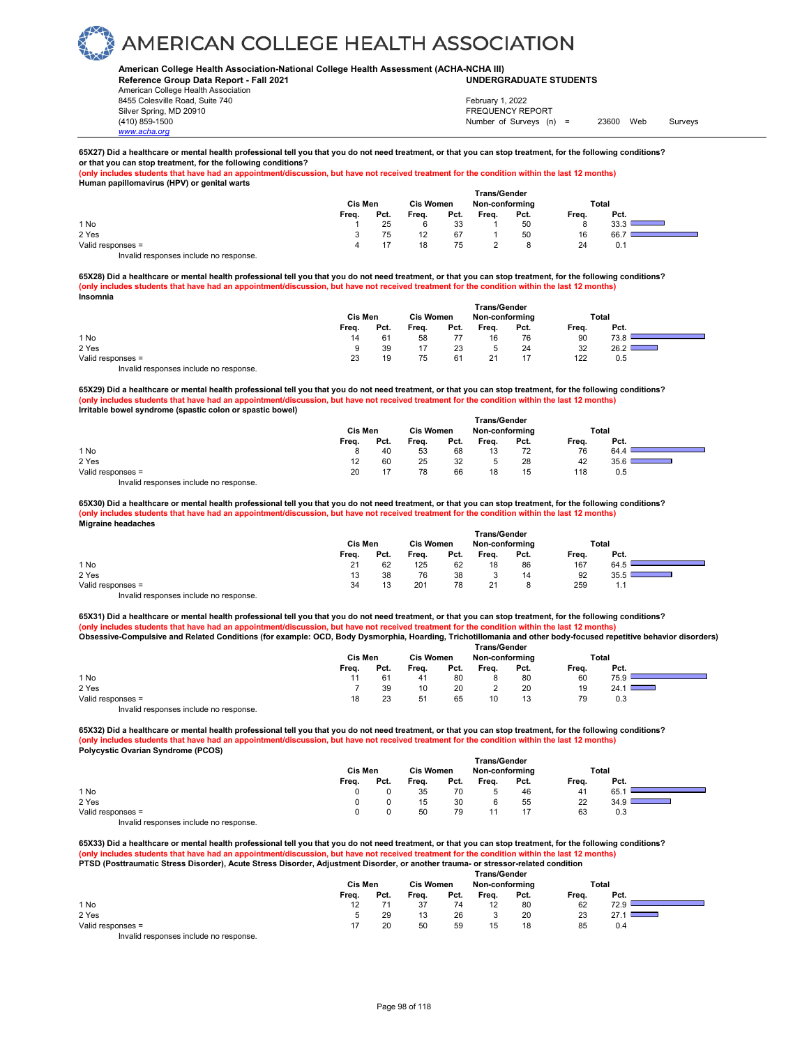# AMERICAN COLLEGE HEALTH ASSOCIATION

**American College Health Association-National College Health Assessment (ACHA-NCHA III)**
**Reference Group Data Report - Fall 2021** — **UNDERGRADUATE STUDENTS**

American College Health Association
8455 Colesville Road, Suite 740
Silver Spring, MD 20910
(410) 859-1500
www.acha.org

February 1, 2022
FREQUENCY REPORT
Number of Surveys (n) = 23600 Web Surveys

**65X27) Did a healthcare or mental health professional tell you that you do not need treatment, or that you can stop treatment, for the following conditions? or that you can stop treatment, for the following conditions?**
**(only includes students that have had an appointment/discussion, but have not received treatment for the condition within the last 12 months)**
**Human papillomavirus (HPV) or genital warts**

| | Cis Men | | Cis Women | | Trans/Gender Non-conforming | | Total | |
|---|---|---|---|---|---|---|---|---|
| | Freq. | Pct. | Freq. | Pct. | Freq. | Pct. | Freq. | Pct. |
| 1 No | 1 | 25 | 6 | 33 | 1 | 50 | 8 | 33.3 |
| 2 Yes | 3 | 75 | 12 | 67 | 1 | 50 | 16 | 66.7 |
| Valid responses = | 4 | 17 | 18 | 75 | 2 | 8 | 24 | 0.1 |

Invalid responses include no response.

**65X28) Did a healthcare or mental health professional tell you that you do not need treatment, or that you can stop treatment, for the following conditions?**
**(only includes students that have had an appointment/discussion, but have not received treatment for the condition within the last 12 months)**
**Insomnia**

| | Cis Men | | Cis Women | | Trans/Gender Non-conforming | | Total | |
|---|---|---|---|---|---|---|---|---|
| | Freq. | Pct. | Freq. | Pct. | Freq. | Pct. | Freq. | Pct. |
| 1 No | 14 | 61 | 58 | 77 | 16 | 76 | 90 | 73.8 |
| 2 Yes | 9 | 39 | 17 | 23 | 5 | 24 | 32 | 26.2 |
| Valid responses = | 23 | 19 | 75 | 61 | 21 | 17 | 122 | 0.5 |

Invalid responses include no response.

**65X29) Did a healthcare or mental health professional tell you that you do not need treatment, or that you can stop treatment, for the following conditions?**
**(only includes students that have had an appointment/discussion, but have not received treatment for the condition within the last 12 months)**
**Irritable bowel syndrome (spastic colon or spastic bowel)**

| | Cis Men | | Cis Women | | Trans/Gender Non-conforming | | Total | |
|---|---|---|---|---|---|---|---|---|
| | Freq. | Pct. | Freq. | Pct. | Freq. | Pct. | Freq. | Pct. |
| 1 No | 8 | 40 | 53 | 68 | 13 | 72 | 76 | 64.4 |
| 2 Yes | 12 | 60 | 25 | 32 | 5 | 28 | 42 | 35.6 |
| Valid responses = | 20 | 17 | 78 | 66 | 18 | 15 | 118 | 0.5 |

Invalid responses include no response.

**65X30) Did a healthcare or mental health professional tell you that you do not need treatment, or that you can stop treatment, for the following conditions?**
**(only includes students that have had an appointment/discussion, but have not received treatment for the condition within the last 12 months)**
**Migraine headaches**

| | Cis Men | | Cis Women | | Trans/Gender Non-conforming | | Total | |
|---|---|---|---|---|---|---|---|---|
| | Freq. | Pct. | Freq. | Pct. | Freq. | Pct. | Freq. | Pct. |
| 1 No | 21 | 62 | 125 | 62 | 18 | 86 | 167 | 64.5 |
| 2 Yes | 13 | 38 | 76 | 38 | 3 | 14 | 92 | 35.5 |
| Valid responses = | 34 | 13 | 201 | 78 | 21 | 8 | 259 | 1.1 |

Invalid responses include no response.

**65X31) Did a healthcare or mental health professional tell you that you do not need treatment, or that you can stop treatment, for the following conditions?**
**(only includes students that have had an appointment/discussion, but have not received treatment for the condition within the last 12 months)**
**Obsessive-Compulsive and Related Conditions (for example: OCD, Body Dysmorphia, Hoarding, Trichotillomania and other body-focused repetitive behavior disorders)**

| | Cis Men | | Cis Women | | Trans/Gender Non-conforming | | Total | |
|---|---|---|---|---|---|---|---|---|
| | Freq. | Pct. | Freq. | Pct. | Freq. | Pct. | Freq. | Pct. |
| 1 No | 11 | 61 | 41 | 80 | 8 | 80 | 60 | 75.9 |
| 2 Yes | 7 | 39 | 10 | 20 | 2 | 20 | 19 | 24.1 |
| Valid responses = | 18 | 23 | 51 | 65 | 10 | 13 | 79 | 0.3 |

Invalid responses include no response.

**65X32) Did a healthcare or mental health professional tell you that you do not need treatment, or that you can stop treatment, for the following conditions?**
**(only includes students that have had an appointment/discussion, but have not received treatment for the condition within the last 12 months)**
**Polycystic Ovarian Syndrome (PCOS)**

| | Cis Men | | Cis Women | | Trans/Gender Non-conforming | | Total | |
|---|---|---|---|---|---|---|---|---|
| | Freq. | Pct. | Freq. | Pct. | Freq. | Pct. | Freq. | Pct. |
| 1 No | 0 | 0 | 35 | 70 | 5 | 46 | 41 | 65.1 |
| 2 Yes | 0 | 0 | 15 | 30 | 6 | 55 | 22 | 34.9 |
| Valid responses = | 0 | 0 | 50 | 79 | 11 | 17 | 63 | 0.3 |

Invalid responses include no response.

**65X33) Did a healthcare or mental health professional tell you that you do not need treatment, or that you can stop treatment, for the following conditions?**
**(only includes students that have had an appointment/discussion, but have not received treatment for the condition within the last 12 months)**
**PTSD (Posttraumatic Stress Disorder), Acute Stress Disorder, Adjustment Disorder, or another trauma- or stressor-related condition**

| | Cis Men | | Cis Women | | Trans/Gender Non-conforming | | Total | |
|---|---|---|---|---|---|---|---|---|
| | Freq. | Pct. | Freq. | Pct. | Freq. | Pct. | Freq. | Pct. |
| 1 No | 12 | 71 | 37 | 74 | 12 | 80 | 62 | 72.9 |
| 2 Yes | 5 | 29 | 13 | 26 | 3 | 20 | 23 | 27.1 |
| Valid responses = | 17 | 20 | 50 | 59 | 15 | 18 | 85 | 0.4 |

Invalid responses include no response.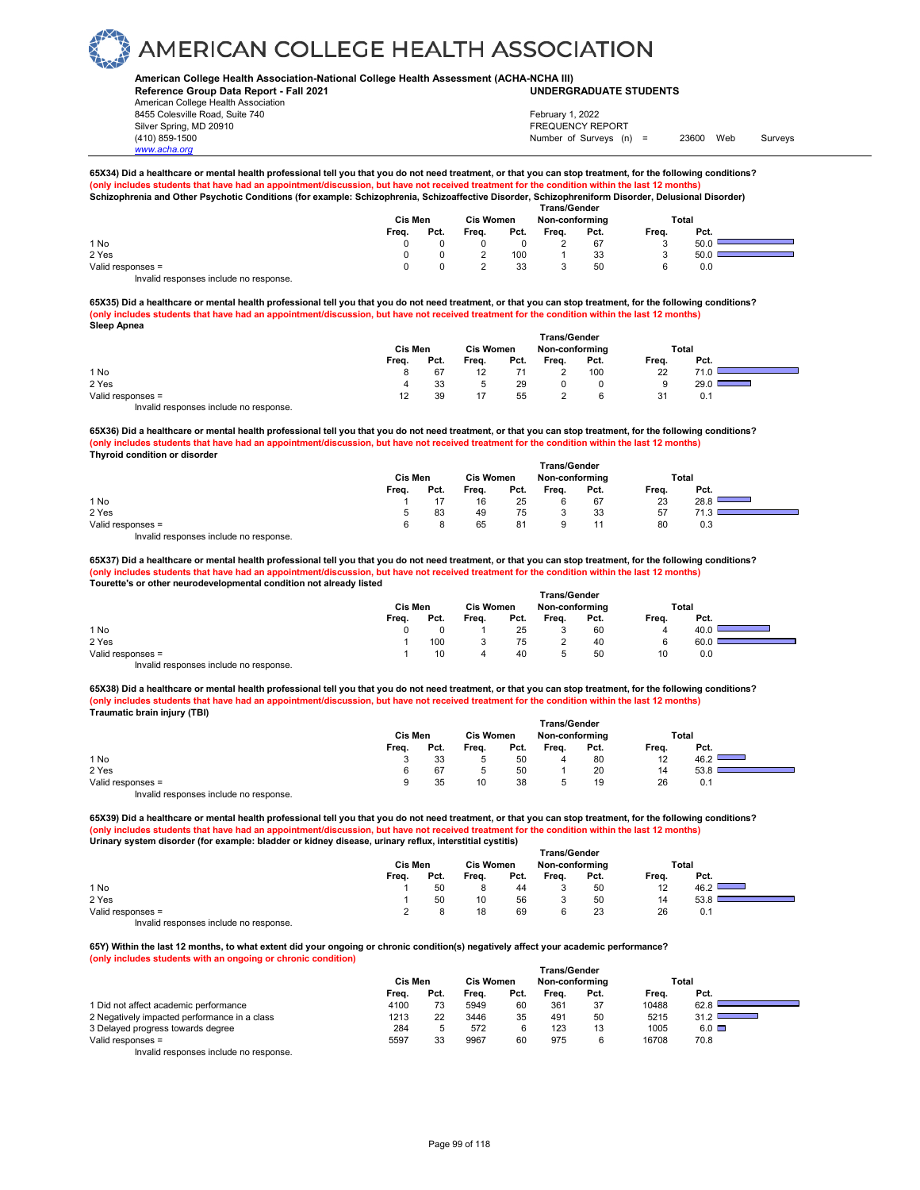**American College Health Association-National College Health Assessment (ACHA-NCHA III)**
**Reference Group Data Report - Fall 2021** — **UNDERGRADUATE STUDENTS**

American College Health Association
8455 Colesville Road, Suite 740
Silver Spring, MD 20910
(410) 859-1500
www.acha.org

February 1, 2022
FREQUENCY REPORT
Number of Surveys (n) = 23600 Web Surveys

**65X34) Did a healthcare or mental health professional tell you that you do not need treatment, or that you can stop treatment, for the following conditions?**
**(only includes students that have had an appointment/discussion, but have not received treatment for the condition within the last 12 months)**
**Schizophrenia and Other Psychotic Conditions (for example: Schizophrenia, Schizoaffective Disorder, Schizophreniform Disorder, Delusional Disorder)**

| | Cis Men | | Cis Women | | Trans/Gender Non-conforming | | Total | |
|---|---|---|---|---|---|---|---|---|
| | Freq. | Pct. | Freq. | Pct. | Freq. | Pct. | Freq. | Pct. |
| 1 No | 0 | 0 | 0 | 0 | 2 | 67 | 3 | 50.0 |
| 2 Yes | 0 | 0 | 2 | 100 | 1 | 33 | 3 | 50.0 |
| Valid responses = | 0 | 0 | 2 | 33 | 3 | 50 | 6 | 0.0 |

Invalid responses include no response.

**65X35) Did a healthcare or mental health professional tell you that you do not need treatment, or that you can stop treatment, for the following conditions?**
**(only includes students that have had an appointment/discussion, but have not received treatment for the condition within the last 12 months)**
**Sleep Apnea**

| | Cis Men | | Cis Women | | Trans/Gender Non-conforming | | Total | |
|---|---|---|---|---|---|---|---|---|
| | Freq. | Pct. | Freq. | Pct. | Freq. | Pct. | Freq. | Pct. |
| 1 No | 8 | 67 | 12 | 71 | 2 | 100 | 22 | 71.0 |
| 2 Yes | 4 | 33 | 5 | 29 | 0 | 0 | 9 | 29.0 |
| Valid responses = | 12 | 39 | 17 | 55 | 2 | 6 | 31 | 0.1 |

Invalid responses include no response.

**65X36) Did a healthcare or mental health professional tell you that you do not need treatment, or that you can stop treatment, for the following conditions?**
**(only includes students that have had an appointment/discussion, but have not received treatment for the condition within the last 12 months)**
**Thyroid condition or disorder**

| | Cis Men | | Cis Women | | Trans/Gender Non-conforming | | Total | |
|---|---|---|---|---|---|---|---|---|
| | Freq. | Pct. | Freq. | Pct. | Freq. | Pct. | Freq. | Pct. |
| 1 No | 1 | 17 | 16 | 25 | 6 | 67 | 23 | 28.8 |
| 2 Yes | 5 | 83 | 49 | 75 | 3 | 33 | 57 | 71.3 |
| Valid responses = | 6 | 8 | 65 | 81 | 9 | 11 | 80 | 0.3 |

Invalid responses include no response.

**65X37) Did a healthcare or mental health professional tell you that you do not need treatment, or that you can stop treatment, for the following conditions?**
**(only includes students that have had an appointment/discussion, but have not received treatment for the condition within the last 12 months)**
**Tourette's or other neurodevelopmental condition not already listed**

| | Cis Men | | Cis Women | | Trans/Gender Non-conforming | | Total | |
|---|---|---|---|---|---|---|---|---|
| | Freq. | Pct. | Freq. | Pct. | Freq. | Pct. | Freq. | Pct. |
| 1 No | 0 | 0 | 1 | 25 | 3 | 60 | 4 | 40.0 |
| 2 Yes | 1 | 100 | 3 | 75 | 2 | 40 | 6 | 60.0 |
| Valid responses = | 1 | 10 | 4 | 40 | 5 | 50 | 10 | 0.0 |

Invalid responses include no response.

**65X38) Did a healthcare or mental health professional tell you that you do not need treatment, or that you can stop treatment, for the following conditions?**
**(only includes students that have had an appointment/discussion, but have not received treatment for the condition within the last 12 months)**
**Traumatic brain injury (TBI)**

| | Cis Men | | Cis Women | | Trans/Gender Non-conforming | | Total | |
|---|---|---|---|---|---|---|---|---|
| | Freq. | Pct. | Freq. | Pct. | Freq. | Pct. | Freq. | Pct. |
| 1 No | 3 | 33 | 5 | 50 | 4 | 80 | 12 | 46.2 |
| 2 Yes | 6 | 67 | 5 | 50 | 1 | 20 | 14 | 53.8 |
| Valid responses = | 9 | 35 | 10 | 38 | 5 | 19 | 26 | 0.1 |

Invalid responses include no response.

**65X39) Did a healthcare or mental health professional tell you that you do not need treatment, or that you can stop treatment, for the following conditions?**
**(only includes students that have had an appointment/discussion, but have not received treatment for the condition within the last 12 months)**
**Urinary system disorder (for example: bladder or kidney disease, urinary reflux, interstitial cystitis)**

| | Cis Men | | Cis Women | | Trans/Gender Non-conforming | | Total | |
|---|---|---|---|---|---|---|---|---|
| | Freq. | Pct. | Freq. | Pct. | Freq. | Pct. | Freq. | Pct. |
| 1 No | 1 | 50 | 8 | 44 | 3 | 50 | 12 | 46.2 |
| 2 Yes | 1 | 50 | 10 | 56 | 3 | 50 | 14 | 53.8 |
| Valid responses = | 2 | 8 | 18 | 69 | 6 | 23 | 26 | 0.1 |

Invalid responses include no response.

**65Y) Within the last 12 months, to what extent did your ongoing or chronic condition(s) negatively affect your academic performance?**
**(only includes students with an ongoing or chronic condition)**

| | Cis Men | | Cis Women | | Trans/Gender Non-conforming | | Total | |
|---|---|---|---|---|---|---|---|---|
| | Freq. | Pct. | Freq. | Pct. | Freq. | Pct. | Freq. | Pct. |
| 1 Did not affect academic performance | 4100 | 73 | 5949 | 60 | 361 | 37 | 10488 | 62.8 |
| 2 Negatively impacted performance in a class | 1213 | 22 | 3446 | 35 | 491 | 50 | 5215 | 31.2 |
| 3 Delayed progress towards degree | 284 | 5 | 572 | 6 | 123 | 13 | 1005 | 6.0 |
| Valid responses = | 5597 | 33 | 9967 | 60 | 975 | 6 | 16708 | 70.8 |

Invalid responses include no response.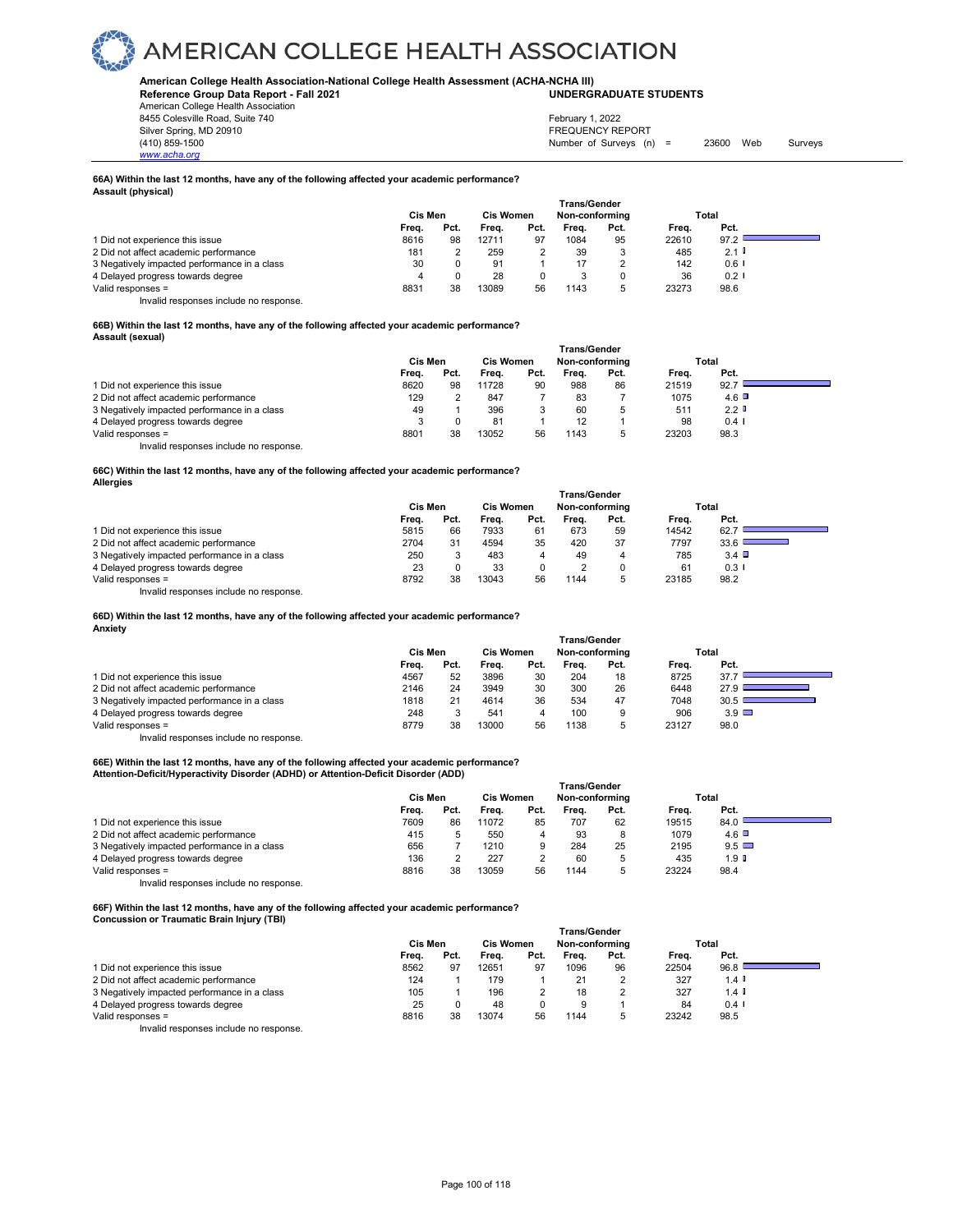# AMERICAN COLLEGE HEALTH ASSOCIATION

**American College Health Association-National College Health Assessment (ACHA-NCHA III)**
**Reference Group Data Report - Fall 2021** **UNDERGRADUATE STUDENTS**

American College Health Association
8455 Colesville Road, Suite 740
Silver Spring, MD 20910
(410) 859-1500
www.acha.org

February 1, 2022
FREQUENCY REPORT
Number of Surveys (n) = 23600 Web Surveys

**66A) Within the last 12 months, have any of the following affected your academic performance?**
**Assault (physical)**

| | Cis Men | | Cis Women | | Trans/Gender Non-conforming | | Total | |
|---|---|---|---|---|---|---|---|---|
| | Freq. | Pct. | Freq. | Pct. | Freq. | Pct. | Freq. | Pct. |
| 1 Did not experience this issue | 8616 | 98 | 12711 | 97 | 1084 | 95 | 22610 | 97.2 |
| 2 Did not affect academic performance | 181 | 2 | 259 | 2 | 39 | 3 | 485 | 2.1 |
| 3 Negatively impacted performance in a class | 30 | 0 | 91 | 1 | 17 | 2 | 142 | 0.6 |
| 4 Delayed progress towards degree | 4 | 0 | 28 | 0 | 3 | 0 | 36 | 0.2 |
| Valid responses = | 8831 | 38 | 13089 | 56 | 1143 | 5 | 23273 | 98.6 |

Invalid responses include no response.

**66B) Within the last 12 months, have any of the following affected your academic performance?**
**Assault (sexual)**

| | Cis Men | | Cis Women | | Trans/Gender Non-conforming | | Total | |
|---|---|---|---|---|---|---|---|---|
| | Freq. | Pct. | Freq. | Pct. | Freq. | Pct. | Freq. | Pct. |
| 1 Did not experience this issue | 8620 | 98 | 11728 | 90 | 988 | 86 | 21519 | 92.7 |
| 2 Did not affect academic performance | 129 | 2 | 847 | 7 | 83 | 7 | 1075 | 4.6 |
| 3 Negatively impacted performance in a class | 49 | 1 | 396 | 3 | 60 | 5 | 511 | 2.2 |
| 4 Delayed progress towards degree | 3 | 0 | 81 | 1 | 12 | 1 | 98 | 0.4 |
| Valid responses = | 8801 | 38 | 13052 | 56 | 1143 | 5 | 23203 | 98.3 |

Invalid responses include no response.

**66C) Within the last 12 months, have any of the following affected your academic performance?**
**Allergies**

| | Cis Men | | Cis Women | | Trans/Gender Non-conforming | | Total | |
|---|---|---|---|---|---|---|---|---|
| | Freq. | Pct. | Freq. | Pct. | Freq. | Pct. | Freq. | Pct. |
| 1 Did not experience this issue | 5815 | 66 | 7933 | 61 | 673 | 59 | 14542 | 62.7 |
| 2 Did not affect academic performance | 2704 | 31 | 4594 | 35 | 420 | 37 | 7797 | 33.6 |
| 3 Negatively impacted performance in a class | 250 | 3 | 483 | 4 | 49 | 4 | 785 | 3.4 |
| 4 Delayed progress towards degree | 23 | 0 | 33 | 0 | 2 | 0 | 61 | 0.3 |
| Valid responses = | 8792 | 38 | 13043 | 56 | 1144 | 5 | 23185 | 98.2 |

Invalid responses include no response.

**66D) Within the last 12 months, have any of the following affected your academic performance?**
**Anxiety**

| | Cis Men | | Cis Women | | Trans/Gender Non-conforming | | Total | |
|---|---|---|---|---|---|---|---|---|
| | Freq. | Pct. | Freq. | Pct. | Freq. | Pct. | Freq. | Pct. |
| 1 Did not experience this issue | 4567 | 52 | 3896 | 30 | 204 | 18 | 8725 | 37.7 |
| 2 Did not affect academic performance | 2146 | 24 | 3949 | 30 | 300 | 26 | 6448 | 27.9 |
| 3 Negatively impacted performance in a class | 1818 | 21 | 4614 | 36 | 534 | 47 | 7048 | 30.5 |
| 4 Delayed progress towards degree | 248 | 3 | 541 | 4 | 100 | 9 | 906 | 3.9 |
| Valid responses = | 8779 | 38 | 13000 | 56 | 1138 | 5 | 23127 | 98.0 |

Invalid responses include no response.

**66E) Within the last 12 months, have any of the following affected your academic performance?**
**Attention-Deficit/Hyperactivity Disorder (ADHD) or Attention-Deficit Disorder (ADD)**

| | Cis Men | | Cis Women | | Trans/Gender Non-conforming | | Total | |
|---|---|---|---|---|---|---|---|---|
| | Freq. | Pct. | Freq. | Pct. | Freq. | Pct. | Freq. | Pct. |
| 1 Did not experience this issue | 7609 | 86 | 11072 | 85 | 707 | 62 | 19515 | 84.0 |
| 2 Did not affect academic performance | 415 | 5 | 550 | 4 | 93 | 8 | 1079 | 4.6 |
| 3 Negatively impacted performance in a class | 656 | 7 | 1210 | 9 | 284 | 25 | 2195 | 9.5 |
| 4 Delayed progress towards degree | 136 | 2 | 227 | 2 | 60 | 5 | 435 | 1.9 |
| Valid responses = | 8816 | 38 | 13059 | 56 | 1144 | 5 | 23224 | 98.4 |

Invalid responses include no response.

**66F) Within the last 12 months, have any of the following affected your academic performance?**
**Concussion or Traumatic Brain Injury (TBI)**

| | Cis Men | | Cis Women | | Trans/Gender Non-conforming | | Total | |
|---|---|---|---|---|---|---|---|---|
| | Freq. | Pct. | Freq. | Pct. | Freq. | Pct. | Freq. | Pct. |
| 1 Did not experience this issue | 8562 | 97 | 12651 | 97 | 1096 | 96 | 22504 | 96.8 |
| 2 Did not affect academic performance | 124 | 1 | 179 | 1 | 21 | 2 | 327 | 1.4 |
| 3 Negatively impacted performance in a class | 105 | 1 | 196 | 2 | 18 | 2 | 327 | 1.4 |
| 4 Delayed progress towards degree | 25 | 0 | 48 | 0 | 9 | 1 | 84 | 0.4 |
| Valid responses = | 8816 | 38 | 13074 | 56 | 1144 | 5 | 23242 | 98.5 |

Invalid responses include no response.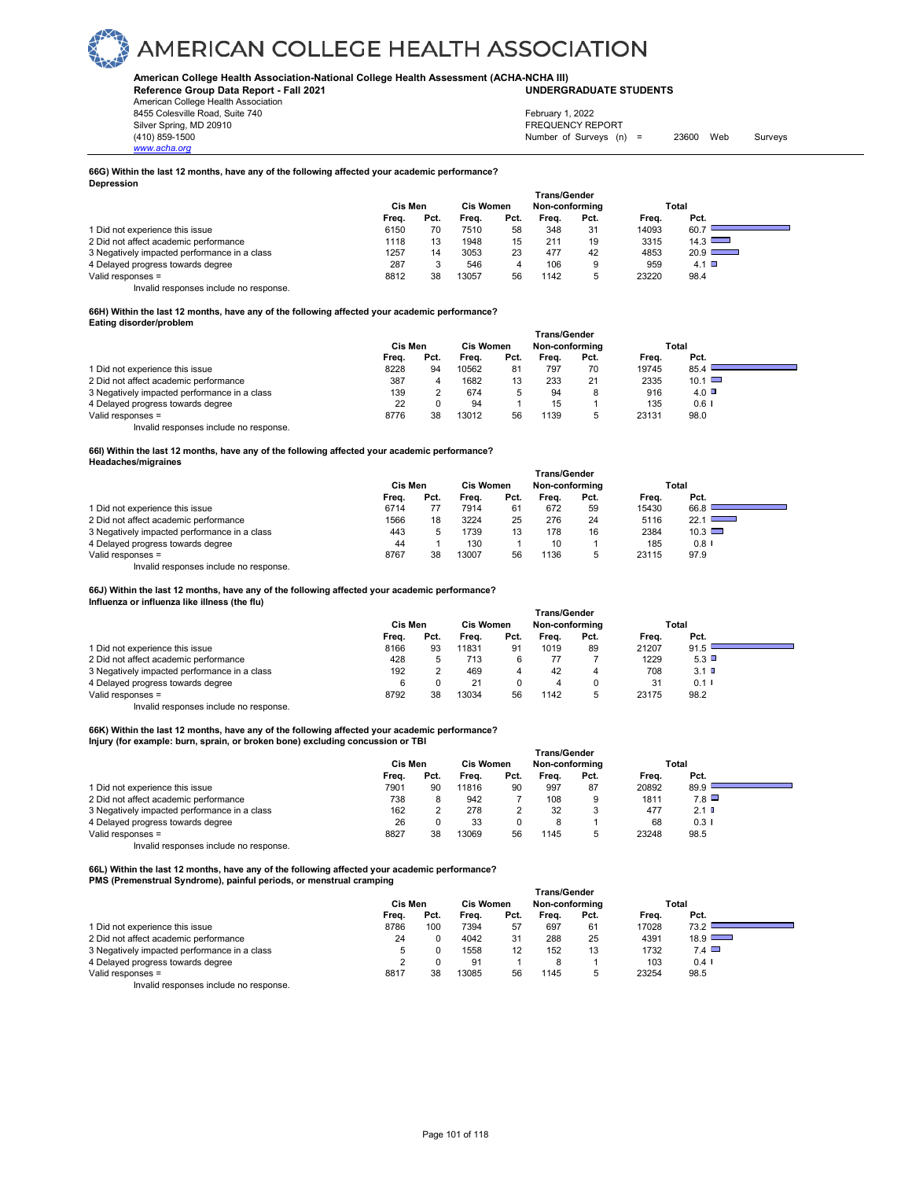# AMERICAN COLLEGE HEALTH ASSOCIATION

**American College Health Association-National College Health Assessment (ACHA-NCHA III)**
**Reference Group Data Report - Fall 2021** **UNDERGRADUATE STUDENTS**

American College Health Association
8455 Colesville Road, Suite 740
Silver Spring, MD 20910
(410) 859-1500
www.acha.org

February 1, 2022
FREQUENCY REPORT
Number of Surveys (n) = 23600 Web Surveys

**66G) Within the last 12 months, have any of the following affected your academic performance?**
**Depression**

| | Cis Men | | Cis Women | | Trans/Gender Non-conforming | | Total | |
|---|---|---|---|---|---|---|---|---|
| | Freq. | Pct. | Freq. | Pct. | Freq. | Pct. | Freq. | Pct. |
| 1 Did not experience this issue | 6150 | 70 | 7510 | 58 | 348 | 31 | 14093 | 60.7 |
| 2 Did not affect academic performance | 1118 | 13 | 1948 | 15 | 211 | 19 | 3315 | 14.3 |
| 3 Negatively impacted performance in a class | 1257 | 14 | 3053 | 23 | 477 | 42 | 4853 | 20.9 |
| 4 Delayed progress towards degree | 287 | 3 | 546 | 4 | 106 | 9 | 959 | 4.1 |
| Valid responses = | 8812 | 38 | 13057 | 56 | 1142 | 5 | 23220 | 98.4 |

Invalid responses include no response.

**66H) Within the last 12 months, have any of the following affected your academic performance?**
**Eating disorder/problem**

| | Cis Men | | Cis Women | | Trans/Gender Non-conforming | | Total | |
|---|---|---|---|---|---|---|---|---|
| | Freq. | Pct. | Freq. | Pct. | Freq. | Pct. | Freq. | Pct. |
| 1 Did not experience this issue | 8228 | 94 | 10562 | 81 | 797 | 70 | 19745 | 85.4 |
| 2 Did not affect academic performance | 387 | 4 | 1682 | 13 | 233 | 21 | 2335 | 10.1 |
| 3 Negatively impacted performance in a class | 139 | 2 | 674 | 5 | 94 | 8 | 916 | 4.0 |
| 4 Delayed progress towards degree | 22 | 0 | 94 | 1 | 15 | 1 | 135 | 0.6 |
| Valid responses = | 8776 | 38 | 13012 | 56 | 1139 | 5 | 23131 | 98.0 |

Invalid responses include no response.

**66I) Within the last 12 months, have any of the following affected your academic performance?**
**Headaches/migraines**

| | Cis Men | | Cis Women | | Trans/Gender Non-conforming | | Total | |
|---|---|---|---|---|---|---|---|---|
| | Freq. | Pct. | Freq. | Pct. | Freq. | Pct. | Freq. | Pct. |
| 1 Did not experience this issue | 6714 | 77 | 7914 | 61 | 672 | 59 | 15430 | 66.8 |
| 2 Did not affect academic performance | 1566 | 18 | 3224 | 25 | 276 | 24 | 5116 | 22.1 |
| 3 Negatively impacted performance in a class | 443 | 5 | 1739 | 13 | 178 | 16 | 2384 | 10.3 |
| 4 Delayed progress towards degree | 44 | 1 | 130 | 1 | 10 | 1 | 185 | 0.8 |
| Valid responses = | 8767 | 38 | 13007 | 56 | 1136 | 5 | 23115 | 97.9 |

Invalid responses include no response.

**66J) Within the last 12 months, have any of the following affected your academic performance?**
**Influenza or influenza like illness (the flu)**

| | Cis Men | | Cis Women | | Trans/Gender Non-conforming | | Total | |
|---|---|---|---|---|---|---|---|---|
| | Freq. | Pct. | Freq. | Pct. | Freq. | Pct. | Freq. | Pct. |
| 1 Did not experience this issue | 8166 | 93 | 11831 | 91 | 1019 | 89 | 21207 | 91.5 |
| 2 Did not affect academic performance | 428 | 5 | 713 | 6 | 77 | 7 | 1229 | 5.3 |
| 3 Negatively impacted performance in a class | 192 | 2 | 469 | 4 | 42 | 4 | 708 | 3.1 |
| 4 Delayed progress towards degree | 6 | 0 | 21 | 0 | 4 | 0 | 31 | 0.1 |
| Valid responses = | 8792 | 38 | 13034 | 56 | 1142 | 5 | 23175 | 98.2 |

Invalid responses include no response.

**66K) Within the last 12 months, have any of the following affected your academic performance?**
**Injury (for example: burn, sprain, or broken bone) excluding concussion or TBI**

| | Cis Men | | Cis Women | | Trans/Gender Non-conforming | | Total | |
|---|---|---|---|---|---|---|---|---|
| | Freq. | Pct. | Freq. | Pct. | Freq. | Pct. | Freq. | Pct. |
| 1 Did not experience this issue | 7901 | 90 | 11816 | 90 | 997 | 87 | 20892 | 89.9 |
| 2 Did not affect academic performance | 738 | 8 | 942 | 7 | 108 | 9 | 1811 | 7.8 |
| 3 Negatively impacted performance in a class | 162 | 2 | 278 | 2 | 32 | 3 | 477 | 2.1 |
| 4 Delayed progress towards degree | 26 | 0 | 33 | 0 | 8 | 1 | 68 | 0.3 |
| Valid responses = | 8827 | 38 | 13069 | 56 | 1145 | 5 | 23248 | 98.5 |

Invalid responses include no response.

**66L) Within the last 12 months, have any of the following affected your academic performance?**
**PMS (Premenstrual Syndrome), painful periods, or menstrual cramping**

| | Cis Men | | Cis Women | | Trans/Gender Non-conforming | | Total | |
|---|---|---|---|---|---|---|---|---|
| | Freq. | Pct. | Freq. | Pct. | Freq. | Pct. | Freq. | Pct. |
| 1 Did not experience this issue | 8786 | 100 | 7394 | 57 | 697 | 61 | 17028 | 73.2 |
| 2 Did not affect academic performance | 24 | 0 | 4042 | 31 | 288 | 25 | 4391 | 18.9 |
| 3 Negatively impacted performance in a class | 5 | 0 | 1558 | 12 | 152 | 13 | 1732 | 7.4 |
| 4 Delayed progress towards degree | 2 | 0 | 91 | 1 | 8 | 1 | 103 | 0.4 |
| Valid responses = | 8817 | 38 | 13085 | 56 | 1145 | 5 | 23254 | 98.5 |

Invalid responses include no response.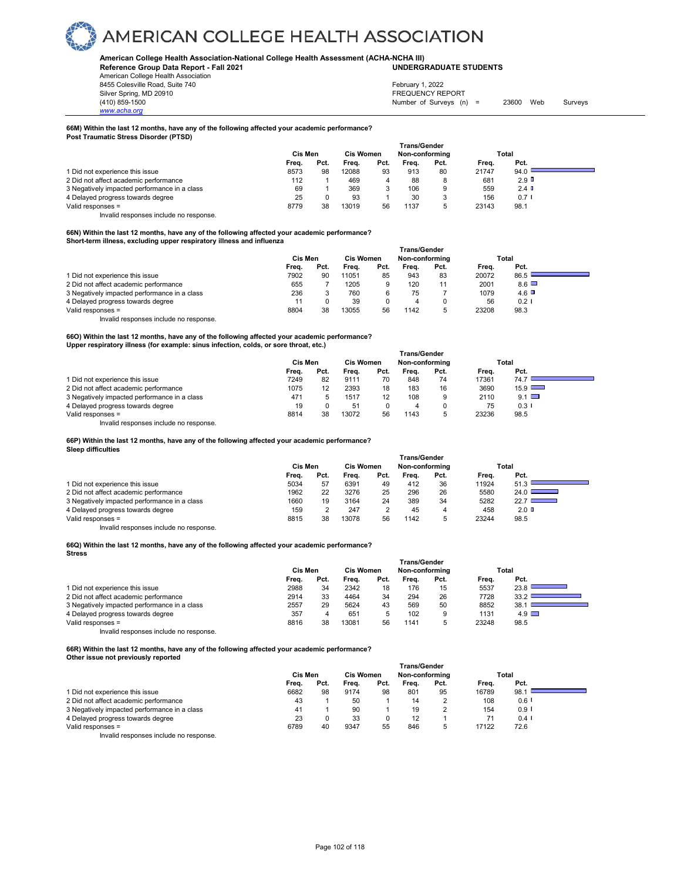# AMERICAN COLLEGE HEALTH ASSOCIATION

**American College Health Association-National College Health Assessment (ACHA-NCHA III)**
**Reference Group Data Report - Fall 2021** **UNDERGRADUATE STUDENTS**

American College Health Association
8455 Colesville Road, Suite 740
Silver Spring, MD 20910
(410) 859-1500
www.acha.org

February 1, 2022
FREQUENCY REPORT
Number of Surveys (n) = 23600 Web Surveys

**66M) Within the last 12 months, have any of the following affected your academic performance?**
**Post Traumatic Stress Disorder (PTSD)**

| | Cis Men | | Cis Women | | Trans/Gender Non-conforming | | Total | |
|---|---|---|---|---|---|---|---|---|
| | Freq. | Pct. | Freq. | Pct. | Freq. | Pct. | Freq. | Pct. |
| 1 Did not experience this issue | 8573 | 98 | 12088 | 93 | 913 | 80 | 21747 | 94.0 |
| 2 Did not affect academic performance | 112 | 1 | 469 | 4 | 88 | 8 | 681 | 2.9 |
| 3 Negatively impacted performance in a class | 69 | 1 | 369 | 3 | 106 | 9 | 559 | 2.4 |
| 4 Delayed progress towards degree | 25 | 0 | 93 | 1 | 30 | 3 | 156 | 0.7 |
| Valid responses = | 8779 | 38 | 13019 | 56 | 1137 | 5 | 23143 | 98.1 |

Invalid responses include no response.

**66N) Within the last 12 months, have any of the following affected your academic performance?**
**Short-term illness, excluding upper respiratory illness and influenza**

| | Cis Men | | Cis Women | | Trans/Gender Non-conforming | | Total | |
|---|---|---|---|---|---|---|---|---|
| | Freq. | Pct. | Freq. | Pct. | Freq. | Pct. | Freq. | Pct. |
| 1 Did not experience this issue | 7902 | 90 | 11051 | 85 | 943 | 83 | 20072 | 86.5 |
| 2 Did not affect academic performance | 655 | 7 | 1205 | 9 | 120 | 11 | 2001 | 8.6 |
| 3 Negatively impacted performance in a class | 236 | 3 | 760 | 6 | 75 | 7 | 1079 | 4.6 |
| 4 Delayed progress towards degree | 11 | 0 | 39 | 0 | 4 | 0 | 56 | 0.2 |
| Valid responses = | 8804 | 38 | 13055 | 56 | 1142 | 5 | 23208 | 98.3 |

Invalid responses include no response.

**66O) Within the last 12 months, have any of the following affected your academic performance?**
**Upper respiratory illness (for example: sinus infection, colds, or sore throat, etc.)**

| | Cis Men | | Cis Women | | Trans/Gender Non-conforming | | Total | |
|---|---|---|---|---|---|---|---|---|
| | Freq. | Pct. | Freq. | Pct. | Freq. | Pct. | Freq. | Pct. |
| 1 Did not experience this issue | 7249 | 82 | 9111 | 70 | 848 | 74 | 17361 | 74.7 |
| 2 Did not affect academic performance | 1075 | 12 | 2393 | 18 | 183 | 16 | 3690 | 15.9 |
| 3 Negatively impacted performance in a class | 471 | 5 | 1517 | 12 | 108 | 9 | 2110 | 9.1 |
| 4 Delayed progress towards degree | 19 | 0 | 51 | 0 | 4 | 0 | 75 | 0.3 |
| Valid responses = | 8814 | 38 | 13072 | 56 | 1143 | 5 | 23236 | 98.5 |

Invalid responses include no response.

**66P) Within the last 12 months, have any of the following affected your academic performance?**
**Sleep difficulties**

| | Cis Men | | Cis Women | | Trans/Gender Non-conforming | | Total | |
|---|---|---|---|---|---|---|---|---|
| | Freq. | Pct. | Freq. | Pct. | Freq. | Pct. | Freq. | Pct. |
| 1 Did not experience this issue | 5034 | 57 | 6391 | 49 | 412 | 36 | 11924 | 51.3 |
| 2 Did not affect academic performance | 1962 | 22 | 3276 | 25 | 296 | 26 | 5580 | 24.0 |
| 3 Negatively impacted performance in a class | 1660 | 19 | 3164 | 24 | 389 | 34 | 5282 | 22.7 |
| 4 Delayed progress towards degree | 159 | 2 | 247 | 2 | 45 | 4 | 458 | 2.0 |
| Valid responses = | 8815 | 38 | 13078 | 56 | 1142 | 5 | 23244 | 98.5 |

Invalid responses include no response.

**66Q) Within the last 12 months, have any of the following affected your academic performance?**
**Stress**

| | Cis Men | | Cis Women | | Trans/Gender Non-conforming | | Total | |
|---|---|---|---|---|---|---|---|---|
| | Freq. | Pct. | Freq. | Pct. | Freq. | Pct. | Freq. | Pct. |
| 1 Did not experience this issue | 2988 | 34 | 2342 | 18 | 176 | 15 | 5537 | 23.8 |
| 2 Did not affect academic performance | 2914 | 33 | 4464 | 34 | 294 | 26 | 7728 | 33.2 |
| 3 Negatively impacted performance in a class | 2557 | 29 | 5624 | 43 | 569 | 50 | 8852 | 38.1 |
| 4 Delayed progress towards degree | 357 | 4 | 651 | 5 | 102 | 9 | 1131 | 4.9 |
| Valid responses = | 8816 | 38 | 13081 | 56 | 1141 | 5 | 23248 | 98.5 |

Invalid responses include no response.

**66R) Within the last 12 months, have any of the following affected your academic performance?**
**Other issue not previously reported**

| | Cis Men | | Cis Women | | Trans/Gender Non-conforming | | Total | |
|---|---|---|---|---|---|---|---|---|
| | Freq. | Pct. | Freq. | Pct. | Freq. | Pct. | Freq. | Pct. |
| 1 Did not experience this issue | 6682 | 98 | 9174 | 98 | 801 | 95 | 16789 | 98.1 |
| 2 Did not affect academic performance | 43 | 1 | 50 | 1 | 14 | 2 | 108 | 0.6 |
| 3 Negatively impacted performance in a class | 41 | 1 | 90 | 1 | 19 | 2 | 154 | 0.9 |
| 4 Delayed progress towards degree | 23 | 0 | 33 | 0 | 12 | 1 | 71 | 0.4 |
| Valid responses = | 6789 | 40 | 9347 | 55 | 846 | 5 | 17122 | 72.6 |

Invalid responses include no response.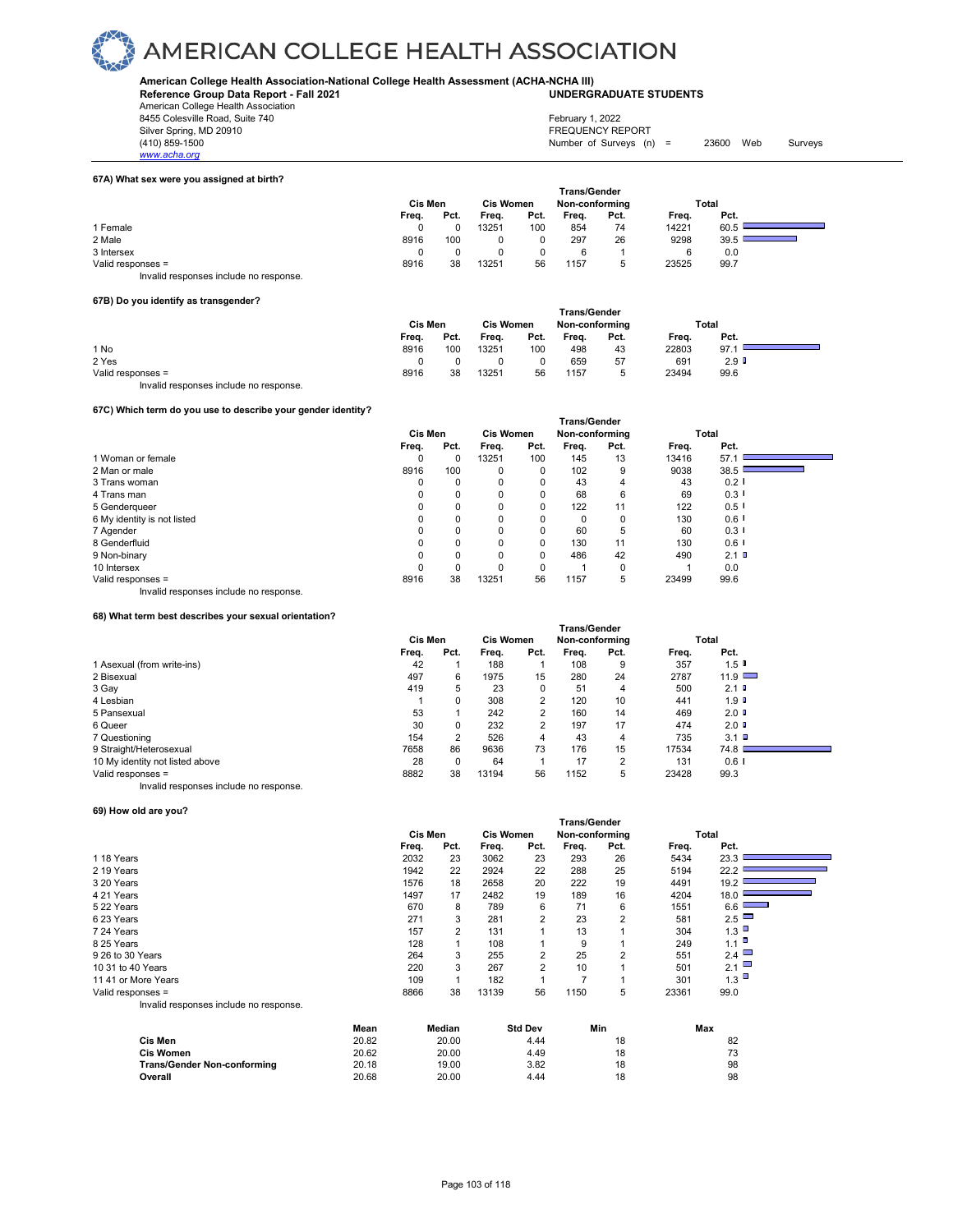# AMERICAN COLLEGE HEALTH ASSOCIATION

**American College Health Association-National College Health Assessment (ACHA-NCHA III)**
**Reference Group Data Report - Fall 2021** — **UNDERGRADUATE STUDENTS**

American College Health Association
8455 Colesville Road, Suite 740
Silver Spring, MD 20910
(410) 859-1500
www.acha.org

February 1, 2022
FREQUENCY REPORT
Number of Surveys (n) = 23600 Web Surveys

### 67A) What sex were you assigned at birth?

| | Cis Men | | Cis Women | | Trans/Gender Non-conforming | | Total | |
|---|---|---|---|---|---|---|---|---|
| | Freq. | Pct. | Freq. | Pct. | Freq. | Pct. | Freq. | Pct. |
| 1 Female | 0 | 0 | 13251 | 100 | 854 | 74 | 14221 | 60.5 |
| 2 Male | 8916 | 100 | 0 | 0 | 297 | 26 | 9298 | 39.5 |
| 3 Intersex | 0 | 0 | 0 | 0 | 6 | 1 | 6 | 0.0 |
| Valid responses = | 8916 | 38 | 13251 | 56 | 1157 | 5 | 23525 | 99.7 |

Invalid responses include no response.

### 67B) Do you identify as transgender?

| | Cis Men | | Cis Women | | Trans/Gender Non-conforming | | Total | |
|---|---|---|---|---|---|---|---|---|
| | Freq. | Pct. | Freq. | Pct. | Freq. | Pct. | Freq. | Pct. |
| 1 No | 8916 | 100 | 13251 | 100 | 498 | 43 | 22803 | 97.1 |
| 2 Yes | 0 | 0 | 0 | 0 | 659 | 57 | 691 | 2.9 |
| Valid responses = | 8916 | 38 | 13251 | 56 | 1157 | 5 | 23494 | 99.6 |

Invalid responses include no response.

### 67C) Which term do you use to describe your gender identity?

| | Cis Men | | Cis Women | | Trans/Gender Non-conforming | | Total | |
|---|---|---|---|---|---|---|---|---|
| | Freq. | Pct. | Freq. | Pct. | Freq. | Pct. | Freq. | Pct. |
| 1 Woman or female | 0 | 0 | 13251 | 100 | 145 | 13 | 13416 | 57.1 |
| 2 Man or male | 8916 | 100 | 0 | 0 | 102 | 9 | 9038 | 38.5 |
| 3 Trans woman | 0 | 0 | 0 | 0 | 43 | 4 | 43 | 0.2 |
| 4 Trans man | 0 | 0 | 0 | 0 | 68 | 6 | 69 | 0.3 |
| 5 Genderqueer | 0 | 0 | 0 | 0 | 122 | 11 | 122 | 0.5 |
| 6 My identity is not listed | 0 | 0 | 0 | 0 | 0 | 0 | 130 | 0.6 |
| 7 Agender | 0 | 0 | 0 | 0 | 60 | 5 | 60 | 0.3 |
| 8 Genderfluid | 0 | 0 | 0 | 0 | 130 | 11 | 130 | 0.6 |
| 9 Non-binary | 0 | 0 | 0 | 0 | 486 | 42 | 490 | 2.1 |
| 10 Intersex | 0 | 0 | 0 | 0 | 1 | 0 | 1 | 0.0 |
| Valid responses = | 8916 | 38 | 13251 | 56 | 1157 | 5 | 23499 | 99.6 |

Invalid responses include no response.

### 68) What term best describes your sexual orientation?

| | Cis Men | | Cis Women | | Trans/Gender Non-conforming | | Total | |
|---|---|---|---|---|---|---|---|---|
| | Freq. | Pct. | Freq. | Pct. | Freq. | Pct. | Freq. | Pct. |
| 1 Asexual (from write-ins) | 42 | 1 | 188 | 1 | 108 | 9 | 357 | 1.5 |
| 2 Bisexual | 497 | 6 | 1975 | 15 | 280 | 24 | 2787 | 11.9 |
| 3 Gay | 419 | 5 | 23 | 0 | 51 | 4 | 500 | 2.1 |
| 4 Lesbian | 1 | 0 | 308 | 2 | 120 | 10 | 441 | 1.9 |
| 5 Pansexual | 53 | 1 | 242 | 2 | 160 | 14 | 469 | 2.0 |
| 6 Queer | 30 | 0 | 232 | 2 | 197 | 17 | 474 | 2.0 |
| 7 Questioning | 154 | 2 | 526 | 4 | 43 | 4 | 735 | 3.1 |
| 9 Straight/Heterosexual | 7658 | 86 | 9636 | 73 | 176 | 15 | 17534 | 74.8 |
| 10 My identity not listed above | 28 | 0 | 64 | 1 | 17 | 2 | 131 | 0.6 |
| Valid responses = | 8882 | 38 | 13194 | 56 | 1152 | 5 | 23428 | 99.3 |

Invalid responses include no response.

### 69) How old are you?

| | Cis Men | | Cis Women | | Trans/Gender Non-conforming | | Total | |
|---|---|---|---|---|---|---|---|---|
| | Freq. | Pct. | Freq. | Pct. | Freq. | Pct. | Freq. | Pct. |
| 1 18 Years | 2032 | 23 | 3062 | 23 | 293 | 26 | 5434 | 23.3 |
| 2 19 Years | 1942 | 22 | 2924 | 22 | 288 | 25 | 5194 | 22.2 |
| 3 20 Years | 1576 | 18 | 2658 | 20 | 222 | 19 | 4491 | 19.2 |
| 4 21 Years | 1497 | 17 | 2482 | 19 | 189 | 16 | 4204 | 18.0 |
| 5 22 Years | 670 | 8 | 789 | 6 | 71 | 6 | 1551 | 6.6 |
| 6 23 Years | 271 | 3 | 281 | 2 | 23 | 2 | 581 | 2.5 |
| 7 24 Years | 157 | 2 | 131 | 1 | 13 | 1 | 304 | 1.3 |
| 8 25 Years | 128 | 1 | 108 | 1 | 9 | 1 | 249 | 1.1 |
| 9 26 to 30 Years | 264 | 3 | 255 | 2 | 25 | 2 | 551 | 2.4 |
| 10 31 to 40 Years | 220 | 3 | 267 | 2 | 10 | 1 | 501 | 2.1 |
| 11 41 or More Years | 109 | 1 | 182 | 1 | 7 | 1 | 301 | 1.3 |
| Valid responses = | 8866 | 38 | 13139 | 56 | 1150 | 5 | 23361 | 99.0 |

Invalid responses include no response.

| | Mean | Median | Std Dev | Min | Max |
|---|---|---|---|---|---|
| **Cis Men** | 20.82 | 20.00 | 4.44 | 18 | 82 |
| **Cis Women** | 20.62 | 20.00 | 4.49 | 18 | 73 |
| **Trans/Gender Non-conforming** | 20.18 | 19.00 | 3.82 | 18 | 98 |
| **Overall** | 20.68 | 20.00 | 4.44 | 18 | 98 |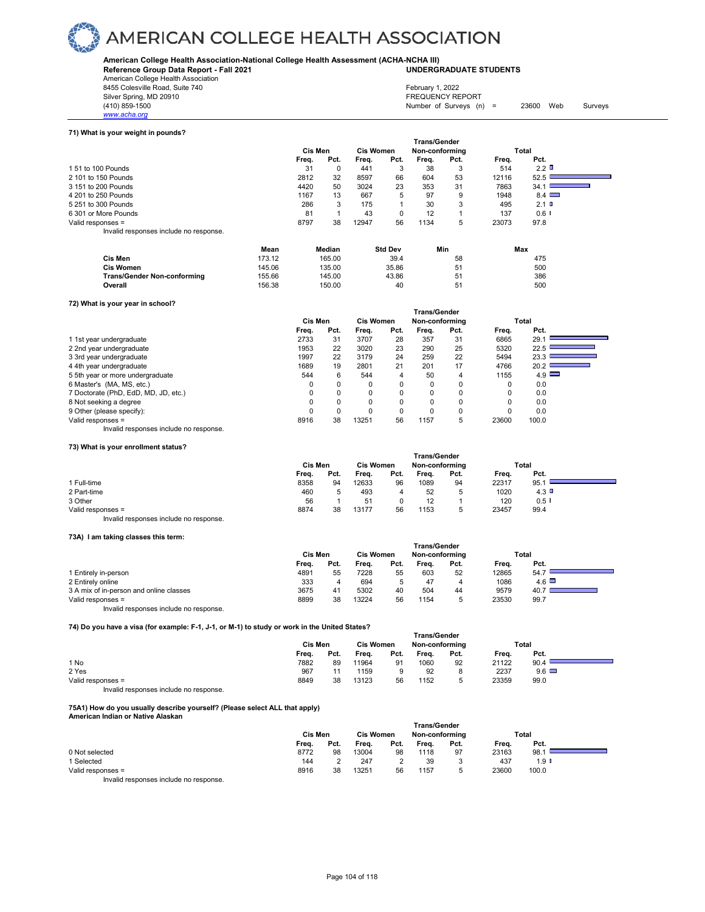# AMERICAN COLLEGE HEALTH ASSOCIATION

**American College Health Association-National College Health Assessment (ACHA-NCHA III)**
**Reference Group Data Report - Fall 2021** **UNDERGRADUATE STUDENTS**

American College Health Association
8455 Colesville Road, Suite 740
Silver Spring, MD 20910
(410) 859-1500
www.acha.org

February 1, 2022
FREQUENCY REPORT
Number of Surveys (n) = 23600 Web Surveys

### 71) What is your weight in pounds?

| | Cis Men | | Cis Women | | Trans/Gender Non-conforming | | Total | |
|---|---|---|---|---|---|---|---|---|
| | Freq. | Pct. | Freq. | Pct. | Freq. | Pct. | Freq. | Pct. |
| 1 51 to 100 Pounds | 31 | 0 | 441 | 3 | 38 | 3 | 514 | 2.2 |
| 2 101 to 150 Pounds | 2812 | 32 | 8597 | 66 | 604 | 53 | 12116 | 52.5 |
| 3 151 to 200 Pounds | 4420 | 50 | 3024 | 23 | 353 | 31 | 7863 | 34.1 |
| 4 201 to 250 Pounds | 1167 | 13 | 667 | 5 | 97 | 9 | 1948 | 8.4 |
| 5 251 to 300 Pounds | 286 | 3 | 175 | 1 | 30 | 3 | 495 | 2.1 |
| 6 301 or More Pounds | 81 | 1 | 43 | 0 | 12 | 1 | 137 | 0.6 |
| Valid responses = | 8797 | 38 | 12947 | 56 | 1134 | 5 | 23073 | 97.8 |

Invalid responses include no response.

| | Mean | Median | Std Dev | Min | Max |
|---|---|---|---|---|---|
| **Cis Men** | 173.12 | 165.00 | 39.4 | 58 | 475 |
| **Cis Women** | 145.06 | 135.00 | 35.86 | 51 | 500 |
| **Trans/Gender Non-conforming** | 155.66 | 145.00 | 43.86 | 51 | 386 |
| **Overall** | 156.38 | 150.00 | 40 | 51 | 500 |

### 72) What is your year in school?

| | Cis Men | | Cis Women | | Trans/Gender Non-conforming | | Total | |
|---|---|---|---|---|---|---|---|---|
| | Freq. | Pct. | Freq. | Pct. | Freq. | Pct. | Freq. | Pct. |
| 1 1st year undergraduate | 2733 | 31 | 3707 | 28 | 357 | 31 | 6865 | 29.1 |
| 2 2nd year undergraduate | 1953 | 22 | 3020 | 23 | 290 | 25 | 5320 | 22.5 |
| 3 3rd year undergraduate | 1997 | 22 | 3179 | 24 | 259 | 22 | 5494 | 23.3 |
| 4 4th year undergraduate | 1689 | 19 | 2801 | 21 | 201 | 17 | 4766 | 20.2 |
| 5 5th year or more undergraduate | 544 | 6 | 544 | 4 | 50 | 4 | 1155 | 4.9 |
| 6 Master's (MA, MS, etc.) | 0 | 0 | 0 | 0 | 0 | 0 | 0 | 0.0 |
| 7 Doctorate (PhD, EdD, MD, JD, etc.) | 0 | 0 | 0 | 0 | 0 | 0 | 0 | 0.0 |
| 8 Not seeking a degree | 0 | 0 | 0 | 0 | 0 | 0 | 0 | 0.0 |
| 9 Other (please specify): | 0 | 0 | 0 | 0 | 0 | 0 | 0 | 0.0 |
| Valid responses = | 8916 | 38 | 13251 | 56 | 1157 | 5 | 23600 | 100.0 |

Invalid responses include no response.

### 73) What is your enrollment status?

| | Cis Men | | Cis Women | | Trans/Gender Non-conforming | | Total | |
|---|---|---|---|---|---|---|---|---|
| | Freq. | Pct. | Freq. | Pct. | Freq. | Pct. | Freq. | Pct. |
| 1 Full-time | 8358 | 94 | 12633 | 96 | 1089 | 94 | 22317 | 95.1 |
| 2 Part-time | 460 | 5 | 493 | 4 | 52 | 5 | 1020 | 4.3 |
| 3 Other | 56 | 1 | 51 | 0 | 12 | 1 | 120 | 0.5 |
| Valid responses = | 8874 | 38 | 13177 | 56 | 1153 | 5 | 23457 | 99.4 |

Invalid responses include no response.

### 73A) I am taking classes this term:

| | Cis Men | | Cis Women | | Trans/Gender Non-conforming | | Total | |
|---|---|---|---|---|---|---|---|---|
| | Freq. | Pct. | Freq. | Pct. | Freq. | Pct. | Freq. | Pct. |
| 1 Entirely in-person | 4891 | 55 | 7228 | 55 | 603 | 52 | 12865 | 54.7 |
| 2 Entirely online | 333 | 4 | 694 | 5 | 47 | 4 | 1086 | 4.6 |
| 3 A mix of in-person and online classes | 3675 | 41 | 5302 | 40 | 504 | 44 | 9579 | 40.7 |
| Valid responses = | 8899 | 38 | 13224 | 56 | 1154 | 5 | 23530 | 99.7 |

Invalid responses include no response.

### 74) Do you have a visa (for example: F-1, J-1, or M-1) to study or work in the United States?

| | Cis Men | | Cis Women | | Trans/Gender Non-conforming | | Total | |
|---|---|---|---|---|---|---|---|---|
| | Freq. | Pct. | Freq. | Pct. | Freq. | Pct. | Freq. | Pct. |
| 1 No | 7882 | 89 | 11964 | 91 | 1060 | 92 | 21122 | 90.4 |
| 2 Yes | 967 | 11 | 1159 | 9 | 92 | 8 | 2237 | 9.6 |
| Valid responses = | 8849 | 38 | 13123 | 56 | 1152 | 5 | 23359 | 99.0 |

Invalid responses include no response.

### 75A1) How do you usually describe yourself? (Please select ALL that apply)
**American Indian or Native Alaskan**

| | Cis Men | | Cis Women | | Trans/Gender Non-conforming | | Total | |
|---|---|---|---|---|---|---|---|---|
| | Freq. | Pct. | Freq. | Pct. | Freq. | Pct. | Freq. | Pct. |
| 0 Not selected | 8772 | 98 | 13004 | 98 | 1118 | 97 | 23163 | 98.1 |
| 1 Selected | 144 | 2 | 247 | 2 | 39 | 3 | 437 | 1.9 |
| Valid responses = | 8916 | 38 | 13251 | 56 | 1157 | 5 | 23600 | 100.0 |

Invalid responses include no response.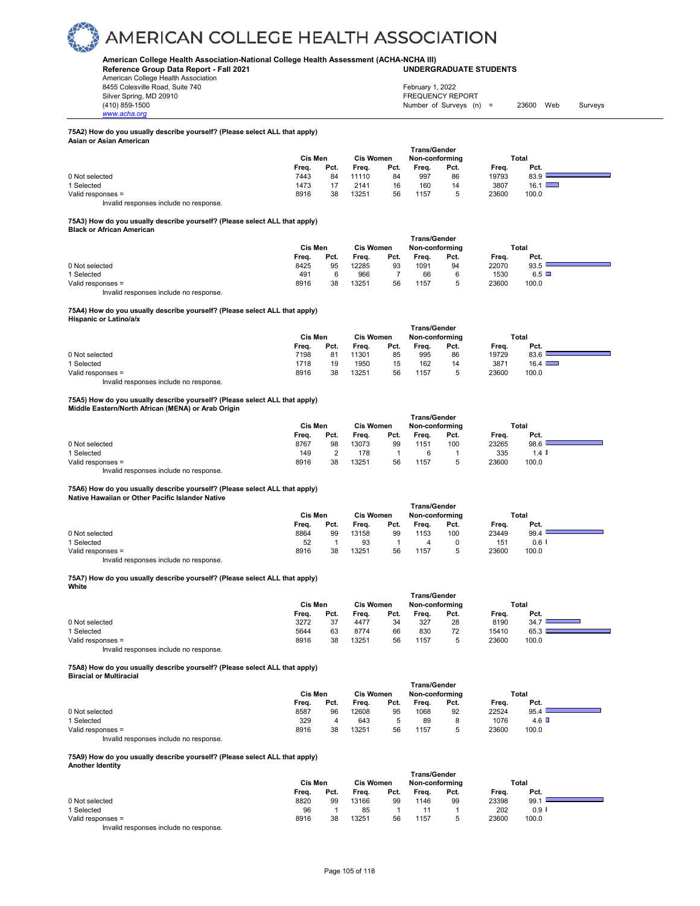# AMERICAN COLLEGE HEALTH ASSOCIATION

**American College Health Association-National College Health Assessment (ACHA-NCHA III)**
**Reference Group Data Report - Fall 2021** **UNDERGRADUATE STUDENTS**

American College Health Association
8455 Colesville Road, Suite 740
Silver Spring, MD 20910
(410) 859-1500
www.acha.org

February 1, 2022
FREQUENCY REPORT
Number of Surveys (n) = 23600 Web Surveys

**75A2) How do you usually describe yourself? (Please select ALL that apply)**
**Asian or Asian American**

| | Cis Men | | Cis Women | | Trans/Gender Non-conforming | | Total | |
|---|---|---|---|---|---|---|---|---|
| | Freq. | Pct. | Freq. | Pct. | Freq. | Pct. | Freq. | Pct. |
| 0 Not selected | 7443 | 84 | 11110 | 84 | 997 | 86 | 19793 | 83.9 |
| 1 Selected | 1473 | 17 | 2141 | 16 | 160 | 14 | 3807 | 16.1 |
| Valid responses = | 8916 | 38 | 13251 | 56 | 1157 | 5 | 23600 | 100.0 |

Invalid responses include no response.

**75A3) How do you usually describe yourself? (Please select ALL that apply)**
**Black or African American**

| | Cis Men | | Cis Women | | Trans/Gender Non-conforming | | Total | |
|---|---|---|---|---|---|---|---|---|
| | Freq. | Pct. | Freq. | Pct. | Freq. | Pct. | Freq. | Pct. |
| 0 Not selected | 8425 | 95 | 12285 | 93 | 1091 | 94 | 22070 | 93.5 |
| 1 Selected | 491 | 6 | 966 | 7 | 66 | 6 | 1530 | 6.5 |
| Valid responses = | 8916 | 38 | 13251 | 56 | 1157 | 5 | 23600 | 100.0 |

Invalid responses include no response.

**75A4) How do you usually describe yourself? (Please select ALL that apply)**
**Hispanic or Latino/a/x**

| | Cis Men | | Cis Women | | Trans/Gender Non-conforming | | Total | |
|---|---|---|---|---|---|---|---|---|
| | Freq. | Pct. | Freq. | Pct. | Freq. | Pct. | Freq. | Pct. |
| 0 Not selected | 7198 | 81 | 11301 | 85 | 995 | 86 | 19729 | 83.6 |
| 1 Selected | 1718 | 19 | 1950 | 15 | 162 | 14 | 3871 | 16.4 |
| Valid responses = | 8916 | 38 | 13251 | 56 | 1157 | 5 | 23600 | 100.0 |

Invalid responses include no response.

**75A5) How do you usually describe yourself? (Please select ALL that apply)**
**Middle Eastern/North African (MENA) or Arab Origin**

| | Cis Men | | Cis Women | | Trans/Gender Non-conforming | | Total | |
|---|---|---|---|---|---|---|---|---|
| | Freq. | Pct. | Freq. | Pct. | Freq. | Pct. | Freq. | Pct. |
| 0 Not selected | 8767 | 98 | 13073 | 99 | 1151 | 100 | 23265 | 98.6 |
| 1 Selected | 149 | 2 | 178 | 1 | 6 | 1 | 335 | 1.4 |
| Valid responses = | 8916 | 38 | 13251 | 56 | 1157 | 5 | 23600 | 100.0 |

Invalid responses include no response.

**75A6) How do you usually describe yourself? (Please select ALL that apply)**
**Native Hawaiian or Other Pacific Islander Native**

| | Cis Men | | Cis Women | | Trans/Gender Non-conforming | | Total | |
|---|---|---|---|---|---|---|---|---|
| | Freq. | Pct. | Freq. | Pct. | Freq. | Pct. | Freq. | Pct. |
| 0 Not selected | 8864 | 99 | 13158 | 99 | 1153 | 100 | 23449 | 99.4 |
| 1 Selected | 52 | 1 | 93 | 1 | 4 | 0 | 151 | 0.6 |
| Valid responses = | 8916 | 38 | 13251 | 56 | 1157 | 5 | 23600 | 100.0 |

Invalid responses include no response.

**75A7) How do you usually describe yourself? (Please select ALL that apply)**
**White**

| | Cis Men | | Cis Women | | Trans/Gender Non-conforming | | Total | |
|---|---|---|---|---|---|---|---|---|
| | Freq. | Pct. | Freq. | Pct. | Freq. | Pct. | Freq. | Pct. |
| 0 Not selected | 3272 | 37 | 4477 | 34 | 327 | 28 | 8190 | 34.7 |
| 1 Selected | 5644 | 63 | 8774 | 66 | 830 | 72 | 15410 | 65.3 |
| Valid responses = | 8916 | 38 | 13251 | 56 | 1157 | 5 | 23600 | 100.0 |

Invalid responses include no response.

**75A8) How do you usually describe yourself? (Please select ALL that apply)**
**Biracial or Multiracial**

| | Cis Men | | Cis Women | | Trans/Gender Non-conforming | | Total | |
|---|---|---|---|---|---|---|---|---|
| | Freq. | Pct. | Freq. | Pct. | Freq. | Pct. | Freq. | Pct. |
| 0 Not selected | 8587 | 96 | 12608 | 95 | 1068 | 92 | 22524 | 95.4 |
| 1 Selected | 329 | 4 | 643 | 5 | 89 | 8 | 1076 | 4.6 |
| Valid responses = | 8916 | 38 | 13251 | 56 | 1157 | 5 | 23600 | 100.0 |

Invalid responses include no response.

**75A9) How do you usually describe yourself? (Please select ALL that apply)**
**Another Identity**

| | Cis Men | | Cis Women | | Trans/Gender Non-conforming | | Total | |
|---|---|---|---|---|---|---|---|---|
| | Freq. | Pct. | Freq. | Pct. | Freq. | Pct. | Freq. | Pct. |
| 0 Not selected | 8820 | 99 | 13166 | 99 | 1146 | 99 | 23398 | 99.1 |
| 1 Selected | 96 | 1 | 85 | 1 | 11 | 1 | 202 | 0.9 |
| Valid responses = | 8916 | 38 | 13251 | 56 | 1157 | 5 | 23600 | 100.0 |

Invalid responses include no response.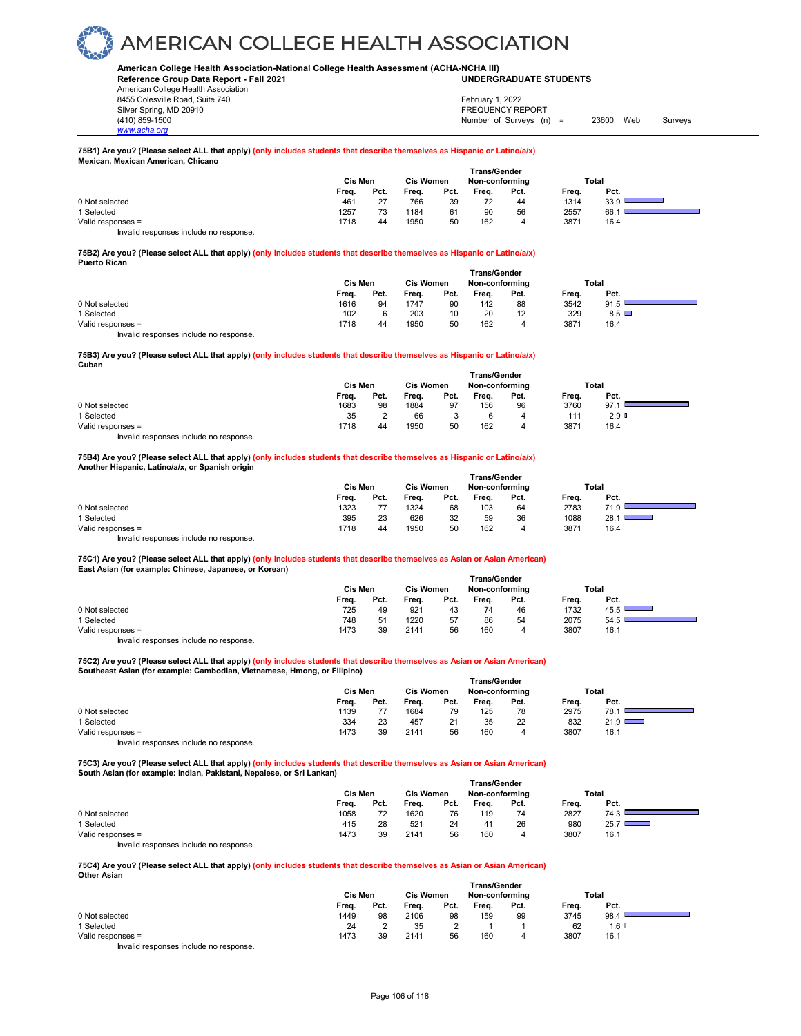# AMERICAN COLLEGE HEALTH ASSOCIATION

**American College Health Association-National College Health Assessment (ACHA-NCHA III)**
**Reference Group Data Report - Fall 2021** **UNDERGRADUATE STUDENTS**

American College Health Association
8455 Colesville Road, Suite 740
Silver Spring, MD 20910
(410) 859-1500
www.acha.org

February 1, 2022
FREQUENCY REPORT
Number of Surveys (n) = 23600 Web Surveys

**75B1) Are you? (Please select ALL that apply) (only includes students that describe themselves as Hispanic or Latino/a/x)**
**Mexican, Mexican American, Chicano**

| | Cis Men | | Cis Women | | Trans/Gender Non-conforming | | Total | |
|---|---|---|---|---|---|---|---|---|
| | Freq. | Pct. | Freq. | Pct. | Freq. | Pct. | Freq. | Pct. |
| 0 Not selected | 461 | 27 | 766 | 39 | 72 | 44 | 1314 | 33.9 |
| 1 Selected | 1257 | 73 | 1184 | 61 | 90 | 56 | 2557 | 66.1 |
| Valid responses = | 1718 | 44 | 1950 | 50 | 162 | 4 | 3871 | 16.4 |

Invalid responses include no response.

**75B2) Are you? (Please select ALL that apply) (only includes students that describe themselves as Hispanic or Latino/a/x)**
**Puerto Rican**

| | Cis Men | | Cis Women | | Trans/Gender Non-conforming | | Total | |
|---|---|---|---|---|---|---|---|---|
| | Freq. | Pct. | Freq. | Pct. | Freq. | Pct. | Freq. | Pct. |
| 0 Not selected | 1616 | 94 | 1747 | 90 | 142 | 88 | 3542 | 91.5 |
| 1 Selected | 102 | 6 | 203 | 10 | 20 | 12 | 329 | 8.5 |
| Valid responses = | 1718 | 44 | 1950 | 50 | 162 | 4 | 3871 | 16.4 |

Invalid responses include no response.

**75B3) Are you? (Please select ALL that apply) (only includes students that describe themselves as Hispanic or Latino/a/x)**
**Cuban**

| | Cis Men | | Cis Women | | Trans/Gender Non-conforming | | Total | |
|---|---|---|---|---|---|---|---|---|
| | Freq. | Pct. | Freq. | Pct. | Freq. | Pct. | Freq. | Pct. |
| 0 Not selected | 1683 | 98 | 1884 | 97 | 156 | 96 | 3760 | 97.1 |
| 1 Selected | 35 | 2 | 66 | 3 | 6 | 4 | 111 | 2.9 |
| Valid responses = | 1718 | 44 | 1950 | 50 | 162 | 4 | 3871 | 16.4 |

Invalid responses include no response.

**75B4) Are you? (Please select ALL that apply) (only includes students that describe themselves as Hispanic or Latino/a/x)**
**Another Hispanic, Latino/a/x, or Spanish origin**

| | Cis Men | | Cis Women | | Trans/Gender Non-conforming | | Total | |
|---|---|---|---|---|---|---|---|---|
| | Freq. | Pct. | Freq. | Pct. | Freq. | Pct. | Freq. | Pct. |
| 0 Not selected | 1323 | 77 | 1324 | 68 | 103 | 64 | 2783 | 71.9 |
| 1 Selected | 395 | 23 | 626 | 32 | 59 | 36 | 1088 | 28.1 |
| Valid responses = | 1718 | 44 | 1950 | 50 | 162 | 4 | 3871 | 16.4 |

Invalid responses include no response.

**75C1) Are you? (Please select ALL that apply) (only includes students that describe themselves as Asian or Asian American)**
**East Asian (for example: Chinese, Japanese, or Korean)**

| | Cis Men | | Cis Women | | Trans/Gender Non-conforming | | Total | |
|---|---|---|---|---|---|---|---|---|
| | Freq. | Pct. | Freq. | Pct. | Freq. | Pct. | Freq. | Pct. |
| 0 Not selected | 725 | 49 | 921 | 43 | 74 | 46 | 1732 | 45.5 |
| 1 Selected | 748 | 51 | 1220 | 57 | 86 | 54 | 2075 | 54.5 |
| Valid responses = | 1473 | 39 | 2141 | 56 | 160 | 4 | 3807 | 16.1 |

Invalid responses include no response.

**75C2) Are you? (Please select ALL that apply) (only includes students that describe themselves as Asian or Asian American)**
**Southeast Asian (for example: Cambodian, Vietnamese, Hmong, or Filipino)**

| | Cis Men | | Cis Women | | Trans/Gender Non-conforming | | Total | |
|---|---|---|---|---|---|---|---|---|
| | Freq. | Pct. | Freq. | Pct. | Freq. | Pct. | Freq. | Pct. |
| 0 Not selected | 1139 | 77 | 1684 | 79 | 125 | 78 | 2975 | 78.1 |
| 1 Selected | 334 | 23 | 457 | 21 | 35 | 22 | 832 | 21.9 |
| Valid responses = | 1473 | 39 | 2141 | 56 | 160 | 4 | 3807 | 16.1 |

Invalid responses include no response.

**75C3) Are you? (Please select ALL that apply) (only includes students that describe themselves as Asian or Asian American)**
**South Asian (for example: Indian, Pakistani, Nepalese, or Sri Lankan)**

| | Cis Men | | Cis Women | | Trans/Gender Non-conforming | | Total | |
|---|---|---|---|---|---|---|---|---|
| | Freq. | Pct. | Freq. | Pct. | Freq. | Pct. | Freq. | Pct. |
| 0 Not selected | 1058 | 72 | 1620 | 76 | 119 | 74 | 2827 | 74.3 |
| 1 Selected | 415 | 28 | 521 | 24 | 41 | 26 | 980 | 25.7 |
| Valid responses = | 1473 | 39 | 2141 | 56 | 160 | 4 | 3807 | 16.1 |

Invalid responses include no response.

**75C4) Are you? (Please select ALL that apply) (only includes students that describe themselves as Asian or Asian American)**
**Other Asian**

| | Cis Men | | Cis Women | | Trans/Gender Non-conforming | | Total | |
|---|---|---|---|---|---|---|---|---|
| | Freq. | Pct. | Freq. | Pct. | Freq. | Pct. | Freq. | Pct. |
| 0 Not selected | 1449 | 98 | 2106 | 98 | 159 | 99 | 3745 | 98.4 |
| 1 Selected | 24 | 2 | 35 | 2 | 1 | 1 | 62 | 1.6 |
| Valid responses = | 1473 | 39 | 2141 | 56 | 160 | 4 | 3807 | 16.1 |

Invalid responses include no response.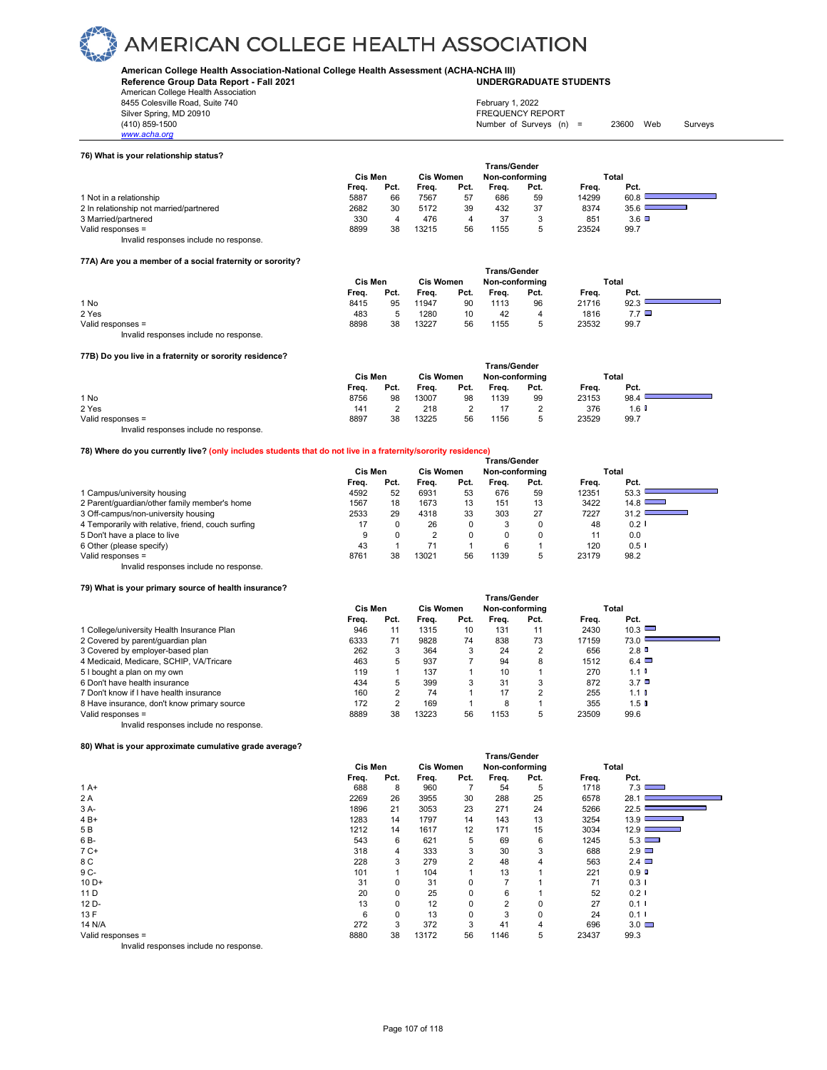# AMERICAN COLLEGE HEALTH ASSOCIATION

**American College Health Association-National College Health Assessment (ACHA-NCHA III)**
**Reference Group Data Report - Fall 2021** — **UNDERGRADUATE STUDENTS**

American College Health Association
8455 Colesville Road, Suite 740
Silver Spring, MD 20910
(410) 859-1500
www.acha.org

February 1, 2022
FREQUENCY REPORT
Number of Surveys (n) = 23600 Web Surveys

### 76) What is your relationship status?

| | Cis Men | | Cis Women | | Trans/Gender Non-conforming | | Total | |
|---|---|---|---|---|---|---|---|---|
| | Freq. | Pct. | Freq. | Pct. | Freq. | Pct. | Freq. | Pct. |
| 1 Not in a relationship | 5887 | 66 | 7567 | 57 | 686 | 59 | 14299 | 60.8 |
| 2 In relationship not married/partnered | 2682 | 30 | 5172 | 39 | 432 | 37 | 8374 | 35.6 |
| 3 Married/partnered | 330 | 4 | 476 | 4 | 37 | 3 | 851 | 3.6 |
| Valid responses = | 8899 | 38 | 13215 | 56 | 1155 | 5 | 23524 | 99.7 |

Invalid responses include no response.

### 77A) Are you a member of a social fraternity or sorority?

| | Cis Men | | Cis Women | | Trans/Gender Non-conforming | | Total | |
|---|---|---|---|---|---|---|---|---|
| | Freq. | Pct. | Freq. | Pct. | Freq. | Pct. | Freq. | Pct. |
| 1 No | 8415 | 95 | 11947 | 90 | 1113 | 96 | 21716 | 92.3 |
| 2 Yes | 483 | 5 | 1280 | 10 | 42 | 4 | 1816 | 7.7 |
| Valid responses = | 8898 | 38 | 13227 | 56 | 1155 | 5 | 23532 | 99.7 |

Invalid responses include no response.

### 77B) Do you live in a fraternity or sorority residence?

| | Cis Men | | Cis Women | | Trans/Gender Non-conforming | | Total | |
|---|---|---|---|---|---|---|---|---|
| | Freq. | Pct. | Freq. | Pct. | Freq. | Pct. | Freq. | Pct. |
| 1 No | 8756 | 98 | 13007 | 98 | 1139 | 99 | 23153 | 98.4 |
| 2 Yes | 141 | 2 | 218 | 2 | 17 | 2 | 376 | 1.6 |
| Valid responses = | 8897 | 38 | 13225 | 56 | 1156 | 5 | 23529 | 99.7 |

Invalid responses include no response.

### 78) Where do you currently live? (only includes students that do not live in a fraternity/sorority residence)

| | Cis Men | | Cis Women | | Trans/Gender Non-conforming | | Total | |
|---|---|---|---|---|---|---|---|---|
| | Freq. | Pct. | Freq. | Pct. | Freq. | Pct. | Freq. | Pct. |
| 1 Campus/university housing | 4592 | 52 | 6931 | 53 | 676 | 59 | 12351 | 53.3 |
| 2 Parent/guardian/other family member's home | 1567 | 18 | 1673 | 13 | 151 | 13 | 3422 | 14.8 |
| 3 Off-campus/non-university housing | 2533 | 29 | 4318 | 33 | 303 | 27 | 7227 | 31.2 |
| 4 Temporarily with relative, friend, couch surfing | 17 | 0 | 26 | 0 | 3 | 0 | 48 | 0.2 |
| 5 Don't have a place to live | 9 | 0 | 2 | 0 | 0 | 0 | 11 | 0.0 |
| 6 Other (please specify) | 43 | 1 | 71 | 1 | 6 | 1 | 120 | 0.5 |
| Valid responses = | 8761 | 38 | 13021 | 56 | 1139 | 5 | 23179 | 98.2 |

Invalid responses include no response.

### 79) What is your primary source of health insurance?

| | Cis Men | | Cis Women | | Trans/Gender Non-conforming | | Total | |
|---|---|---|---|---|---|---|---|---|
| | Freq. | Pct. | Freq. | Pct. | Freq. | Pct. | Freq. | Pct. |
| 1 College/university Health Insurance Plan | 946 | 11 | 1315 | 10 | 131 | 11 | 2430 | 10.3 |
| 2 Covered by parent/guardian plan | 6333 | 71 | 9828 | 74 | 838 | 73 | 17159 | 73.0 |
| 3 Covered by employer-based plan | 262 | 3 | 364 | 3 | 24 | 2 | 656 | 2.8 |
| 4 Medicaid, Medicare, SCHIP, VA/Tricare | 463 | 5 | 937 | 7 | 94 | 8 | 1512 | 6.4 |
| 5 I bought a plan on my own | 119 | 1 | 137 | 1 | 10 | 1 | 270 | 1.1 |
| 6 Don't have health insurance | 434 | 5 | 399 | 3 | 31 | 3 | 872 | 3.7 |
| 7 Don't know if I have health insurance | 160 | 2 | 74 | 1 | 17 | 2 | 255 | 1.1 |
| 8 Have insurance, don't know primary source | 172 | 2 | 169 | 1 | 8 | 1 | 355 | 1.5 |
| Valid responses = | 8889 | 38 | 13223 | 56 | 1153 | 5 | 23509 | 99.6 |

Invalid responses include no response.

### 80) What is your approximate cumulative grade average?

| | Cis Men | | Cis Women | | Trans/Gender Non-conforming | | Total | |
|---|---|---|---|---|---|---|---|---|
| | Freq. | Pct. | Freq. | Pct. | Freq. | Pct. | Freq. | Pct. |
| 1 A+ | 688 | 8 | 960 | 7 | 54 | 5 | 1718 | 7.3 |
| 2 A | 2269 | 26 | 3955 | 30 | 288 | 25 | 6578 | 28.1 |
| 3 A- | 1896 | 21 | 3053 | 23 | 271 | 24 | 5266 | 22.5 |
| 4 B+ | 1283 | 14 | 1797 | 14 | 143 | 13 | 3254 | 13.9 |
| 5 B | 1212 | 14 | 1617 | 12 | 171 | 15 | 3034 | 12.9 |
| 6 B- | 543 | 6 | 621 | 5 | 69 | 6 | 1245 | 5.3 |
| 7 C+ | 318 | 4 | 333 | 3 | 30 | 3 | 688 | 2.9 |
| 8 C | 228 | 3 | 279 | 2 | 48 | 4 | 563 | 2.4 |
| 9 C- | 101 | 1 | 104 | 1 | 13 | 1 | 221 | 0.9 |
| 10 D+ | 31 | 0 | 31 | 0 | 7 | 1 | 71 | 0.3 |
| 11 D | 20 | 0 | 25 | 0 | 6 | 1 | 52 | 0.2 |
| 12 D- | 13 | 0 | 12 | 0 | 2 | 0 | 27 | 0.1 |
| 13 F | 6 | 0 | 13 | 0 | 3 | 0 | 24 | 0.1 |
| 14 N/A | 272 | 3 | 372 | 3 | 41 | 4 | 696 | 3.0 |
| Valid responses = | 8880 | 38 | 13172 | 56 | 1146 | 5 | 23437 | 99.3 |

Invalid responses include no response.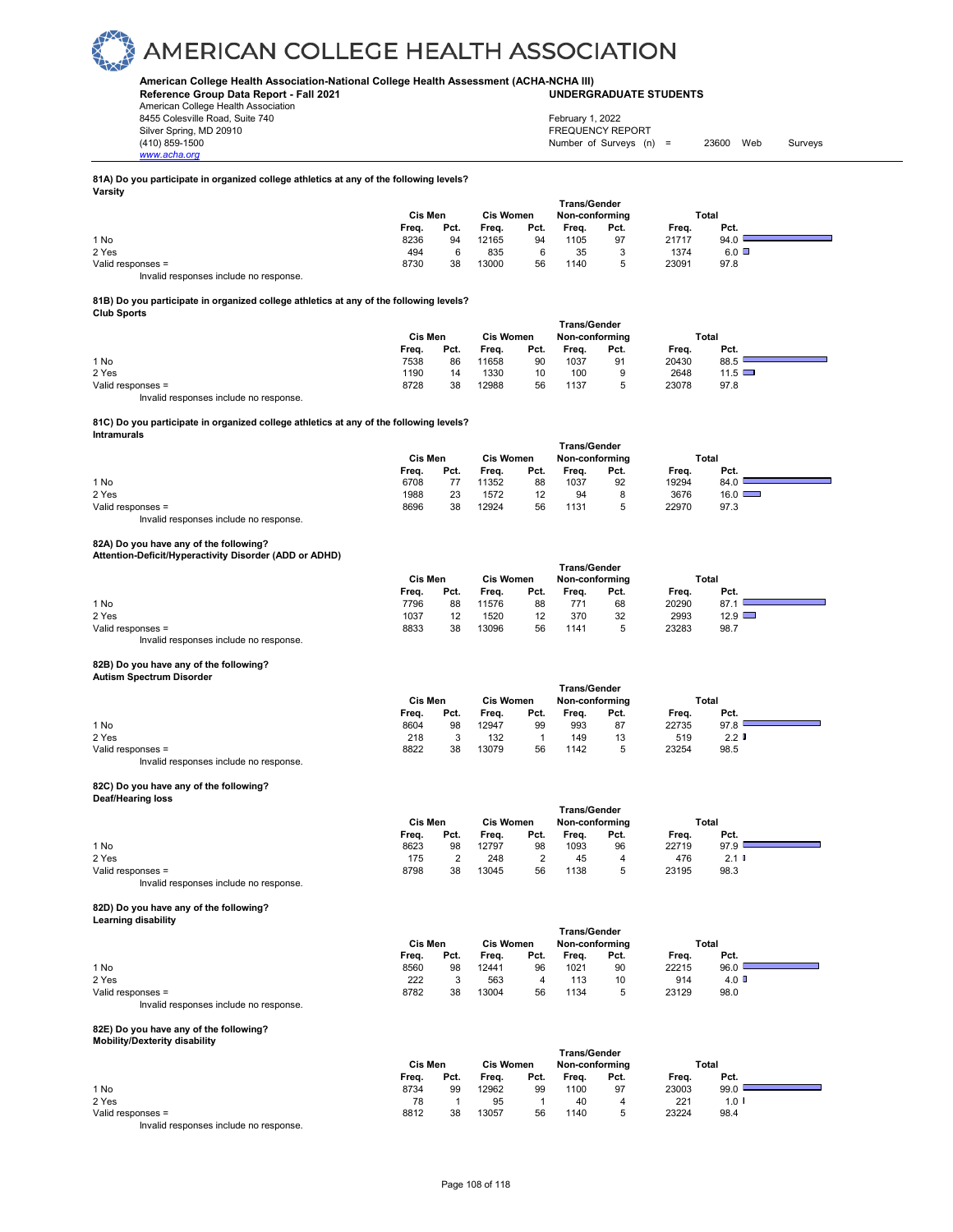# AMERICAN COLLEGE HEALTH ASSOCIATION

**American College Health Association-National College Health Assessment (ACHA-NCHA III)**
**Reference Group Data Report - Fall 2021** **UNDERGRADUATE STUDENTS**

American College Health Association
8455 Colesville Road, Suite 740
Silver Spring, MD 20910
(410) 859-1500
www.acha.org

February 1, 2022
FREQUENCY REPORT
Number of Surveys (n) = 23600 Web Surveys

**81A) Do you participate in organized college athletics at any of the following levels?**
**Varsity**

| | Cis Men | | Cis Women | | Trans/Gender Non-conforming | | Total | |
|---|---|---|---|---|---|---|---|---|
| | Freq. | Pct. | Freq. | Pct. | Freq. | Pct. | Freq. | Pct. |
| 1 No | 8236 | 94 | 12165 | 94 | 1105 | 97 | 21717 | 94.0 |
| 2 Yes | 494 | 6 | 835 | 6 | 35 | 3 | 1374 | 6.0 |
| Valid responses = | 8730 | 38 | 13000 | 56 | 1140 | 5 | 23091 | 97.8 |

Invalid responses include no response.

**81B) Do you participate in organized college athletics at any of the following levels?**
**Club Sports**

| | Cis Men | | Cis Women | | Trans/Gender Non-conforming | | Total | |
|---|---|---|---|---|---|---|---|---|
| | Freq. | Pct. | Freq. | Pct. | Freq. | Pct. | Freq. | Pct. |
| 1 No | 7538 | 86 | 11658 | 90 | 1037 | 91 | 20430 | 88.5 |
| 2 Yes | 1190 | 14 | 1330 | 10 | 100 | 9 | 2648 | 11.5 |
| Valid responses = | 8728 | 38 | 12988 | 56 | 1137 | 5 | 23078 | 97.8 |

Invalid responses include no response.

**81C) Do you participate in organized college athletics at any of the following levels?**
**Intramurals**

| | Cis Men | | Cis Women | | Trans/Gender Non-conforming | | Total | |
|---|---|---|---|---|---|---|---|---|
| | Freq. | Pct. | Freq. | Pct. | Freq. | Pct. | Freq. | Pct. |
| 1 No | 6708 | 77 | 11352 | 88 | 1037 | 92 | 19294 | 84.0 |
| 2 Yes | 1988 | 23 | 1572 | 12 | 94 | 8 | 3676 | 16.0 |
| Valid responses = | 8696 | 38 | 12924 | 56 | 1131 | 5 | 22970 | 97.3 |

Invalid responses include no response.

**82A) Do you have any of the following?**
**Attention-Deficit/Hyperactivity Disorder (ADD or ADHD)**

| | Cis Men | | Cis Women | | Trans/Gender Non-conforming | | Total | |
|---|---|---|---|---|---|---|---|---|
| | Freq. | Pct. | Freq. | Pct. | Freq. | Pct. | Freq. | Pct. |
| 1 No | 7796 | 88 | 11576 | 88 | 771 | 68 | 20290 | 87.1 |
| 2 Yes | 1037 | 12 | 1520 | 12 | 370 | 32 | 2993 | 12.9 |
| Valid responses = | 8833 | 38 | 13096 | 56 | 1141 | 5 | 23283 | 98.7 |

Invalid responses include no response.

**82B) Do you have any of the following?**
**Autism Spectrum Disorder**

| | Cis Men | | Cis Women | | Trans/Gender Non-conforming | | Total | |
|---|---|---|---|---|---|---|---|---|
| | Freq. | Pct. | Freq. | Pct. | Freq. | Pct. | Freq. | Pct. |
| 1 No | 8604 | 98 | 12947 | 99 | 993 | 87 | 22735 | 97.8 |
| 2 Yes | 218 | 3 | 132 | 1 | 149 | 13 | 519 | 2.2 |
| Valid responses = | 8822 | 38 | 13079 | 56 | 1142 | 5 | 23254 | 98.5 |

Invalid responses include no response.

**82C) Do you have any of the following?**
**Deaf/Hearing loss**

| | Cis Men | | Cis Women | | Trans/Gender Non-conforming | | Total | |
|---|---|---|---|---|---|---|---|---|
| | Freq. | Pct. | Freq. | Pct. | Freq. | Pct. | Freq. | Pct. |
| 1 No | 8623 | 98 | 12797 | 98 | 1093 | 96 | 22719 | 97.9 |
| 2 Yes | 175 | 2 | 248 | 2 | 45 | 4 | 476 | 2.1 |
| Valid responses = | 8798 | 38 | 13045 | 56 | 1138 | 5 | 23195 | 98.3 |

Invalid responses include no response.

**82D) Do you have any of the following?**
**Learning disability**

| | Cis Men | | Cis Women | | Trans/Gender Non-conforming | | Total | |
|---|---|---|---|---|---|---|---|---|
| | Freq. | Pct. | Freq. | Pct. | Freq. | Pct. | Freq. | Pct. |
| 1 No | 8560 | 98 | 12441 | 96 | 1021 | 90 | 22215 | 96.0 |
| 2 Yes | 222 | 3 | 563 | 4 | 113 | 10 | 914 | 4.0 |
| Valid responses = | 8782 | 38 | 13004 | 56 | 1134 | 5 | 23129 | 98.0 |

Invalid responses include no response.

**82E) Do you have any of the following?**
**Mobility/Dexterity disability**

| | Cis Men | | Cis Women | | Trans/Gender Non-conforming | | Total | |
|---|---|---|---|---|---|---|---|---|
| | Freq. | Pct. | Freq. | Pct. | Freq. | Pct. | Freq. | Pct. |
| 1 No | 8734 | 99 | 12962 | 99 | 1100 | 97 | 23003 | 99.0 |
| 2 Yes | 78 | 1 | 95 | 1 | 40 | 4 | 221 | 1.0 |
| Valid responses = | 8812 | 38 | 13057 | 56 | 1140 | 5 | 23224 | 98.4 |

Invalid responses include no response.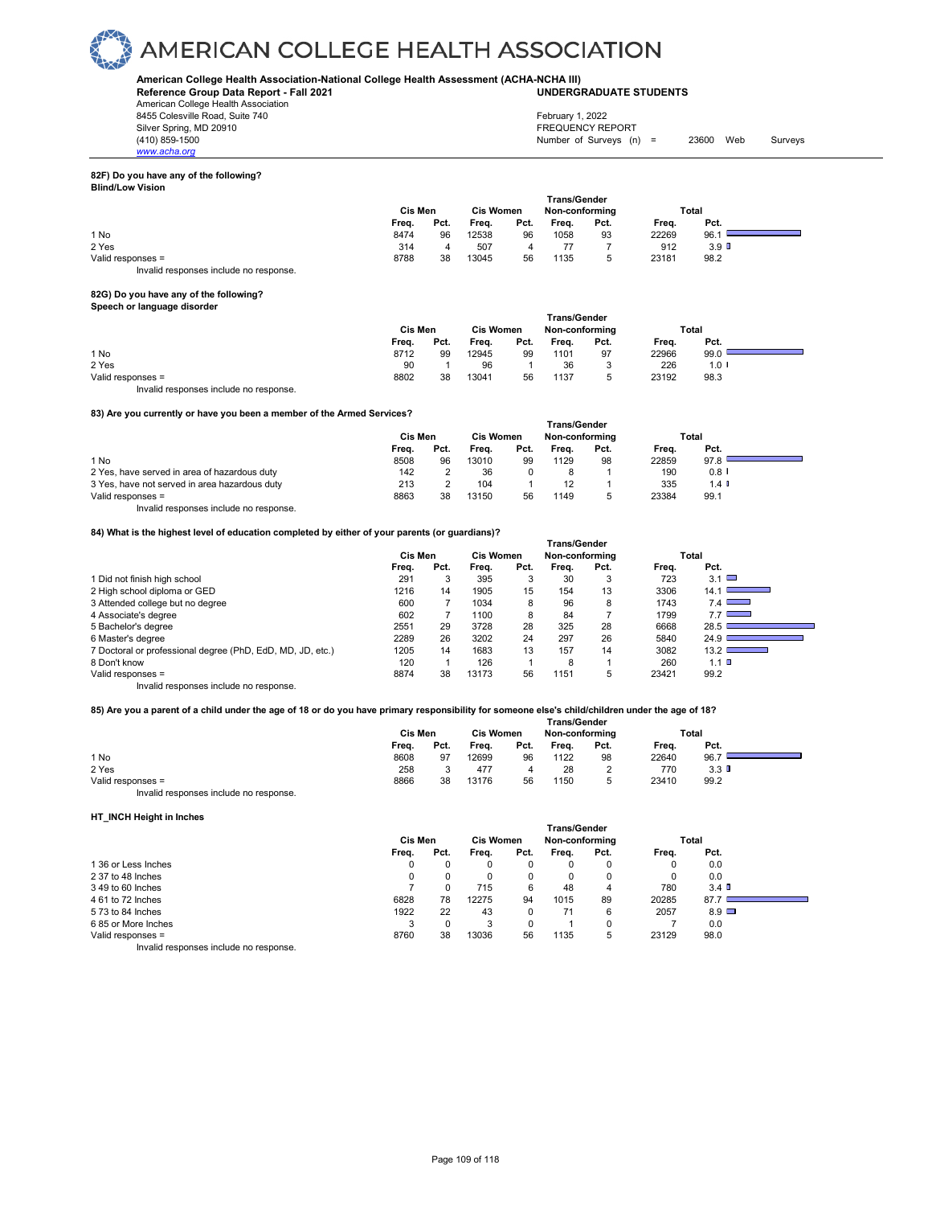**American College Health Association-National College Health Assessment (ACHA-NCHA III)**
**Reference Group Data Report - Fall 2021** — **UNDERGRADUATE STUDENTS**

American College Health Association
8455 Colesville Road, Suite 740
Silver Spring, MD 20910
(410) 859-1500
www.acha.org

February 1, 2022
FREQUENCY REPORT
Number of Surveys (n) = 23600 Web Surveys

### 82F) Do you have any of the following?
**Blind/Low Vision**

| | Cis Men | | Cis Women | | Trans/Gender Non-conforming | | Total | |
|---|---|---|---|---|---|---|---|---|
| | Freq. | Pct. | Freq. | Pct. | Freq. | Pct. | Freq. | Pct. |
| 1 No | 8474 | 96 | 12538 | 96 | 1058 | 93 | 22269 | 96.1 |
| 2 Yes | 314 | 4 | 507 | 4 | 77 | 7 | 912 | 3.9 |
| Valid responses = | 8788 | 38 | 13045 | 56 | 1135 | 5 | 23181 | 98.2 |

Invalid responses include no response.

### 82G) Do you have any of the following?
**Speech or language disorder**

| | Cis Men | | Cis Women | | Trans/Gender Non-conforming | | Total | |
|---|---|---|---|---|---|---|---|---|
| | Freq. | Pct. | Freq. | Pct. | Freq. | Pct. | Freq. | Pct. |
| 1 No | 8712 | 99 | 12945 | 99 | 1101 | 97 | 22966 | 99.0 |
| 2 Yes | 90 | 1 | 96 | 1 | 36 | 3 | 226 | 1.0 |
| Valid responses = | 8802 | 38 | 13041 | 56 | 1137 | 5 | 23192 | 98.3 |

Invalid responses include no response.

### 83) Are you currently or have you been a member of the Armed Services?

| | Cis Men | | Cis Women | | Trans/Gender Non-conforming | | Total | |
|---|---|---|---|---|---|---|---|---|
| | Freq. | Pct. | Freq. | Pct. | Freq. | Pct. | Freq. | Pct. |
| 1 No | 8508 | 96 | 13010 | 99 | 1129 | 98 | 22859 | 97.8 |
| 2 Yes, have served in area of hazardous duty | 142 | 2 | 36 | 0 | 8 | 1 | 190 | 0.8 |
| 3 Yes, have not served in area hazardous duty | 213 | 2 | 104 | 1 | 12 | 1 | 335 | 1.4 |
| Valid responses = | 8863 | 38 | 13150 | 56 | 1149 | 5 | 23384 | 99.1 |

Invalid responses include no response.

### 84) What is the highest level of education completed by either of your parents (or guardians)?

| | Cis Men | | Cis Women | | Trans/Gender Non-conforming | | Total | |
|---|---|---|---|---|---|---|---|---|
| | Freq. | Pct. | Freq. | Pct. | Freq. | Pct. | Freq. | Pct. |
| 1 Did not finish high school | 291 | 3 | 395 | 3 | 30 | 3 | 723 | 3.1 |
| 2 High school diploma or GED | 1216 | 14 | 1905 | 15 | 154 | 13 | 3306 | 14.1 |
| 3 Attended college but no degree | 600 | 7 | 1034 | 8 | 96 | 8 | 1743 | 7.4 |
| 4 Associate's degree | 602 | 7 | 1100 | 8 | 84 | 7 | 1799 | 7.7 |
| 5 Bachelor's degree | 2551 | 29 | 3728 | 28 | 325 | 28 | 6668 | 28.5 |
| 6 Master's degree | 2289 | 26 | 3202 | 24 | 297 | 26 | 5840 | 24.9 |
| 7 Doctoral or professional degree (PhD, EdD, MD, JD, etc.) | 1205 | 14 | 1683 | 13 | 157 | 14 | 3082 | 13.2 |
| 8 Don't know | 120 | 1 | 126 | 1 | 8 | 1 | 260 | 1.1 |
| Valid responses = | 8874 | 38 | 13173 | 56 | 1151 | 5 | 23421 | 99.2 |

Invalid responses include no response.

### 85) Are you a parent of a child under the age of 18 or do you have primary responsibility for someone else's child/children under the age of 18?

| | Cis Men | | Cis Women | | Trans/Gender Non-conforming | | Total | |
|---|---|---|---|---|---|---|---|---|
| | Freq. | Pct. | Freq. | Pct. | Freq. | Pct. | Freq. | Pct. |
| 1 No | 8608 | 97 | 12699 | 96 | 1122 | 98 | 22640 | 96.7 |
| 2 Yes | 258 | 3 | 477 | 4 | 28 | 2 | 770 | 3.3 |
| Valid responses = | 8866 | 38 | 13176 | 56 | 1150 | 5 | 23410 | 99.2 |

Invalid responses include no response.

### HT_INCH Height in Inches

| | Cis Men | | Cis Women | | Trans/Gender Non-conforming | | Total | |
|---|---|---|---|---|---|---|---|---|
| | Freq. | Pct. | Freq. | Pct. | Freq. | Pct. | Freq. | Pct. |
| 1 36 or Less Inches | 0 | 0 | 0 | 0 | 0 | 0 | 0 | 0.0 |
| 2 37 to 48 Inches | 0 | 0 | 0 | 0 | 0 | 0 | 0 | 0.0 |
| 3 49 to 60 Inches | 7 | 0 | 715 | 6 | 48 | 4 | 780 | 3.4 |
| 4 61 to 72 Inches | 6828 | 78 | 12275 | 94 | 1015 | 89 | 20285 | 87.7 |
| 5 73 to 84 Inches | 1922 | 22 | 43 | 0 | 71 | 6 | 2057 | 8.9 |
| 6 85 or More Inches | 3 | 0 | 3 | 0 | 1 | 0 | 7 | 0.0 |
| Valid responses = | 8760 | 38 | 13036 | 56 | 1135 | 5 | 23129 | 98.0 |

Invalid responses include no response.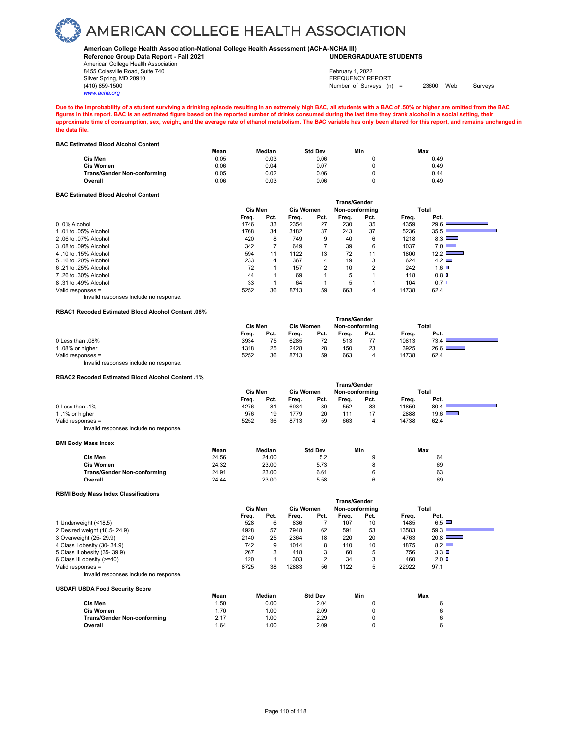# AMERICAN COLLEGE HEALTH ASSOCIATION

**American College Health Association-National College Health Assessment (ACHA-NCHA III)**
**Reference Group Data Report - Fall 2021** **UNDERGRADUATE STUDENTS**

American College Health Association
8455 Colesville Road, Suite 740
Silver Spring, MD 20910
(410) 859-1500
www.acha.org

February 1, 2022
FREQUENCY REPORT
Number of Surveys (n) = 23600 Web Surveys

**Due to the improbability of a student surviving a drinking episode resulting in an extremely high BAC, all students with a BAC of .50% or higher are omitted from the BAC figures in this report. BAC is an estimated figure based on the reported number of drinks consumed during the last time they drank alcohol in a social setting, their approximate time of consumption, sex, weight, and the average rate of ethanol metabolism. The BAC variable has only been altered for this report, and remains unchanged in the data file.**

### BAC Estimated Blood Alcohol Content

| | Mean | Median | Std Dev | Min | Max |
|---|---|---|---|---|---|
| **Cis Men** | 0.05 | 0.03 | 0.06 | 0 | 0.49 |
| **Cis Women** | 0.06 | 0.04 | 0.07 | 0 | 0.49 |
| **Trans/Gender Non-conforming** | 0.05 | 0.02 | 0.06 | 0 | 0.44 |
| **Overall** | 0.06 | 0.03 | 0.06 | 0 | 0.49 |

### BAC Estimated Blood Alcohol Content

| | Cis Men | | Cis Women | | Trans/Gender Non-conforming | | Total | |
|---|---|---|---|---|---|---|---|---|
| | Freq. | Pct. | Freq. | Pct. | Freq. | Pct. | Freq. | Pct. |
| 0 0% Alcohol | 1746 | 33 | 2354 | 27 | 230 | 35 | 4359 | 29.6 |
| 1 .01 to .05% Alcohol | 1768 | 34 | 3182 | 37 | 243 | 37 | 5236 | 35.5 |
| 2 .06 to .07% Alcohol | 420 | 8 | 749 | 9 | 40 | 6 | 1218 | 8.3 |
| 3 .08 to .09% Alcohol | 342 | 7 | 649 | 7 | 39 | 6 | 1037 | 7.0 |
| 4 .10 to .15% Alcohol | 594 | 11 | 1122 | 13 | 72 | 11 | 1800 | 12.2 |
| 5 .16 to .20% Alcohol | 233 | 4 | 367 | 4 | 19 | 3 | 624 | 4.2 |
| 6 .21 to .25% Alcohol | 72 | 1 | 157 | 2 | 10 | 2 | 242 | 1.6 |
| 7 .26 to .30% Alcohol | 44 | 1 | 69 | 1 | 5 | 1 | 118 | 0.8 |
| 8 .31 to .49% Alcohol | 33 | 1 | 64 | 1 | 5 | 1 | 104 | 0.7 |
| Valid responses = | 5252 | 36 | 8713 | 59 | 663 | 4 | 14738 | 62.4 |

Invalid responses include no response.

### RBAC1 Recoded Estimated Blood Alcohol Content .08%

| | Cis Men | | Cis Women | | Trans/Gender Non-conforming | | Total | |
|---|---|---|---|---|---|---|---|---|
| | Freq. | Pct. | Freq. | Pct. | Freq. | Pct. | Freq. | Pct. |
| 0 Less than .08% | 3934 | 75 | 6285 | 72 | 513 | 77 | 10813 | 73.4 |
| 1 .08% or higher | 1318 | 25 | 2428 | 28 | 150 | 23 | 3925 | 26.6 |
| Valid responses = | 5252 | 36 | 8713 | 59 | 663 | 4 | 14738 | 62.4 |

Invalid responses include no response.

### RBAC2 Recoded Estimated Blood Alcohol Content .1%

| | Cis Men | | Cis Women | | Trans/Gender Non-conforming | | Total | |
|---|---|---|---|---|---|---|---|---|
| | Freq. | Pct. | Freq. | Pct. | Freq. | Pct. | Freq. | Pct. |
| 0 Less than .1% | 4276 | 81 | 6934 | 80 | 552 | 83 | 11850 | 80.4 |
| 1 .1% or higher | 976 | 19 | 1779 | 20 | 111 | 17 | 2888 | 19.6 |
| Valid responses = | 5252 | 36 | 8713 | 59 | 663 | 4 | 14738 | 62.4 |

Invalid responses include no response.

### BMI Body Mass Index

| | Mean | Median | Std Dev | Min | Max |
|---|---|---|---|---|---|
| **Cis Men** | 24.56 | 24.00 | 5.2 | 9 | 64 |
| **Cis Women** | 24.32 | 23.00 | 5.73 | 8 | 69 |
| **Trans/Gender Non-conforming** | 24.91 | 23.00 | 6.61 | 6 | 63 |
| **Overall** | 24.44 | 23.00 | 5.58 | 6 | 69 |

### RBMI Body Mass Index Classifications

| | Cis Men | | Cis Women | | Trans/Gender Non-conforming | | Total | |
|---|---|---|---|---|---|---|---|---|
| | Freq. | Pct. | Freq. | Pct. | Freq. | Pct. | Freq. | Pct. |
| 1 Underweight (<18.5) | 528 | 6 | 836 | 7 | 107 | 10 | 1485 | 6.5 |
| 2 Desired weight (18.5- 24.9) | 4928 | 57 | 7948 | 62 | 591 | 53 | 13583 | 59.3 |
| 3 Overweight (25- 29.9) | 2140 | 25 | 2364 | 18 | 220 | 20 | 4763 | 20.8 |
| 4 Class I obesity (30- 34.9) | 742 | 9 | 1014 | 8 | 110 | 10 | 1875 | 8.2 |
| 5 Class II obesity (35- 39.9) | 267 | 3 | 418 | 3 | 60 | 5 | 756 | 3.3 |
| 6 Class III obesity (>=40) | 120 | 1 | 303 | 2 | 34 | 3 | 460 | 2.0 |
| Valid responses = | 8725 | 38 | 12883 | 56 | 1122 | 5 | 22922 | 97.1 |

Invalid responses include no response.

### USDAFI USDA Food Security Score

| | Mean | Median | Std Dev | Min | Max |
|---|---|---|---|---|---|
| **Cis Men** | 1.50 | 0.00 | 2.04 | 0 | 6 |
| **Cis Women** | 1.70 | 1.00 | 2.09 | 0 | 6 |
| **Trans/Gender Non-conforming** | 2.17 | 1.00 | 2.29 | 0 | 6 |
| **Overall** | 1.64 | 1.00 | 2.09 | 0 | 6 |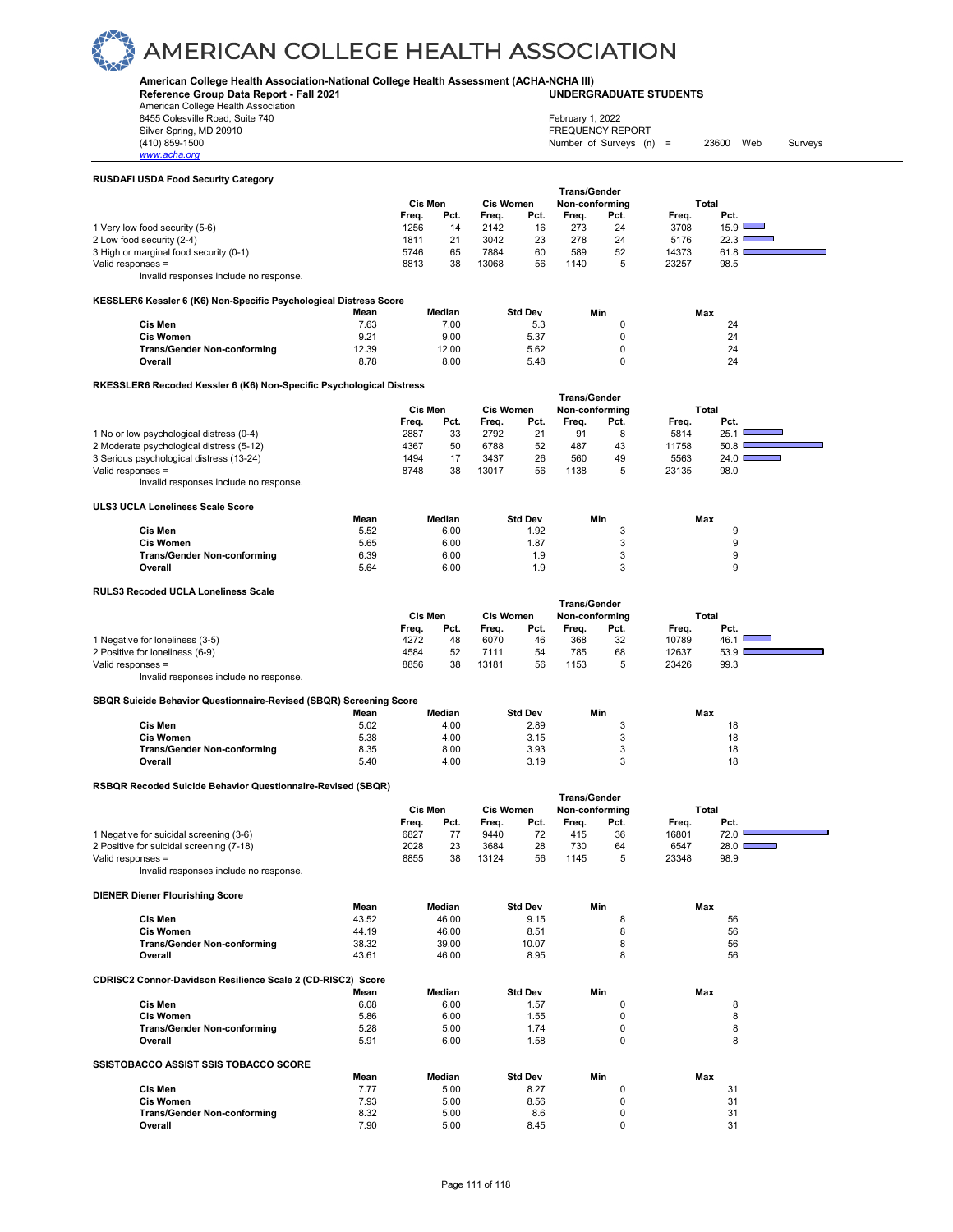# AMERICAN COLLEGE HEALTH ASSOCIATION

**American College Health Association-National College Health Assessment (ACHA-NCHA III)**
**Reference Group Data Report - Fall 2021** **UNDERGRADUATE STUDENTS**

American College Health Association
8455 Colesville Road, Suite 740
Silver Spring, MD 20910
(410) 859-1500
www.acha.org

February 1, 2022
FREQUENCY REPORT
Number of Surveys (n) = 23600 Web Surveys

### RUSDAFI USDA Food Security Category

| | Cis Men | | Cis Women | | Trans/Gender Non-conforming | | Total | |
|---|---|---|---|---|---|---|---|---|
| | Freq. | Pct. | Freq. | Pct. | Freq. | Pct. | Freq. | Pct. |
| 1 Very low food security (5-6) | 1256 | 14 | 2142 | 16 | 273 | 24 | 3708 | 15.9 |
| 2 Low food security (2-4) | 1811 | 21 | 3042 | 23 | 278 | 24 | 5176 | 22.3 |
| 3 High or marginal food security (0-1) | 5746 | 65 | 7884 | 60 | 589 | 52 | 14373 | 61.8 |
| Valid responses = | 8813 | 38 | 13068 | 56 | 1140 | 5 | 23257 | 98.5 |

Invalid responses include no response.

### KESSLER6 Kessler 6 (K6) Non-Specific Psychological Distress Score

| | Mean | Median | Std Dev | Min | Max |
|---|---|---|---|---|---|
| **Cis Men** | 7.63 | 7.00 | 5.3 | 0 | 24 |
| **Cis Women** | 9.21 | 9.00 | 5.37 | 0 | 24 |
| **Trans/Gender Non-conforming** | 12.39 | 12.00 | 5.62 | 0 | 24 |
| **Overall** | 8.78 | 8.00 | 5.48 | 0 | 24 |

### RKESSLER6 Recoded Kessler 6 (K6) Non-Specific Psychological Distress

| | Cis Men | | Cis Women | | Trans/Gender Non-conforming | | Total | |
|---|---|---|---|---|---|---|---|---|
| | Freq. | Pct. | Freq. | Pct. | Freq. | Pct. | Freq. | Pct. |
| 1 No or low psychological distress (0-4) | 2887 | 33 | 2792 | 21 | 91 | 8 | 5814 | 25.1 |
| 2 Moderate psychological distress (5-12) | 4367 | 50 | 6788 | 52 | 487 | 43 | 11758 | 50.8 |
| 3 Serious psychological distress (13-24) | 1494 | 17 | 3437 | 26 | 560 | 49 | 5563 | 24.0 |
| Valid responses = | 8748 | 38 | 13017 | 56 | 1138 | 5 | 23135 | 98.0 |

Invalid responses include no response.

### ULS3 UCLA Loneliness Scale Score

| | Mean | Median | Std Dev | Min | Max |
|---|---|---|---|---|---|
| **Cis Men** | 5.52 | 6.00 | 1.92 | 3 | 9 |
| **Cis Women** | 5.65 | 6.00 | 1.87 | 3 | 9 |
| **Trans/Gender Non-conforming** | 6.39 | 6.00 | 1.9 | 3 | 9 |
| **Overall** | 5.64 | 6.00 | 1.9 | 3 | 9 |

### RULS3 Recoded UCLA Loneliness Scale

| | Cis Men | | Cis Women | | Trans/Gender Non-conforming | | Total | |
|---|---|---|---|---|---|---|---|---|
| | Freq. | Pct. | Freq. | Pct. | Freq. | Pct. | Freq. | Pct. |
| 1 Negative for loneliness (3-5) | 4272 | 48 | 6070 | 46 | 368 | 32 | 10789 | 46.1 |
| 2 Positive for loneliness (6-9) | 4584 | 52 | 7111 | 54 | 785 | 68 | 12637 | 53.9 |
| Valid responses = | 8856 | 38 | 13181 | 56 | 1153 | 5 | 23426 | 99.3 |

Invalid responses include no response.

### SBQR Suicide Behavior Questionnaire-Revised (SBQR) Screening Score

| | Mean | Median | Std Dev | Min | Max |
|---|---|---|---|---|---|
| **Cis Men** | 5.02 | 4.00 | 2.89 | 3 | 18 |
| **Cis Women** | 5.38 | 4.00 | 3.15 | 3 | 18 |
| **Trans/Gender Non-conforming** | 8.35 | 8.00 | 3.93 | 3 | 18 |
| **Overall** | 5.40 | 4.00 | 3.19 | 3 | 18 |

### RSBQR Recoded Suicide Behavior Questionnaire-Revised (SBQR)

| | Cis Men | | Cis Women | | Trans/Gender Non-conforming | | Total | |
|---|---|---|---|---|---|---|---|---|
| | Freq. | Pct. | Freq. | Pct. | Freq. | Pct. | Freq. | Pct. |
| 1 Negative for suicidal screening (3-6) | 6827 | 77 | 9440 | 72 | 415 | 36 | 16801 | 72.0 |
| 2 Positive for suicidal screening (7-18) | 2028 | 23 | 3684 | 28 | 730 | 64 | 6547 | 28.0 |
| Valid responses = | 8855 | 38 | 13124 | 56 | 1145 | 5 | 23348 | 98.9 |

Invalid responses include no response.

### DIENER Diener Flourishing Score

| | Mean | Median | Std Dev | Min | Max |
|---|---|---|---|---|---|
| **Cis Men** | 43.52 | 46.00 | 9.15 | 8 | 56 |
| **Cis Women** | 44.19 | 46.00 | 8.51 | 8 | 56 |
| **Trans/Gender Non-conforming** | 38.32 | 39.00 | 10.07 | 8 | 56 |
| **Overall** | 43.61 | 46.00 | 8.95 | 8 | 56 |

### CDRISC2 Connor-Davidson Resilience Scale 2 (CD-RISC2) Score

| | Mean | Median | Std Dev | Min | Max |
|---|---|---|---|---|---|
| **Cis Men** | 6.08 | 6.00 | 1.57 | 0 | 8 |
| **Cis Women** | 5.86 | 6.00 | 1.55 | 0 | 8 |
| **Trans/Gender Non-conforming** | 5.28 | 5.00 | 1.74 | 0 | 8 |
| **Overall** | 5.91 | 6.00 | 1.58 | 0 | 8 |

### SSISTOBACCO ASSIST SSIS TOBACCO SCORE

| | Mean | Median | Std Dev | Min | Max |
|---|---|---|---|---|---|
| **Cis Men** | 7.77 | 5.00 | 8.27 | 0 | 31 |
| **Cis Women** | 7.93 | 5.00 | 8.56 | 0 | 31 |
| **Trans/Gender Non-conforming** | 8.32 | 5.00 | 8.6 | 0 | 31 |
| **Overall** | 7.90 | 5.00 | 8.45 | 0 | 31 |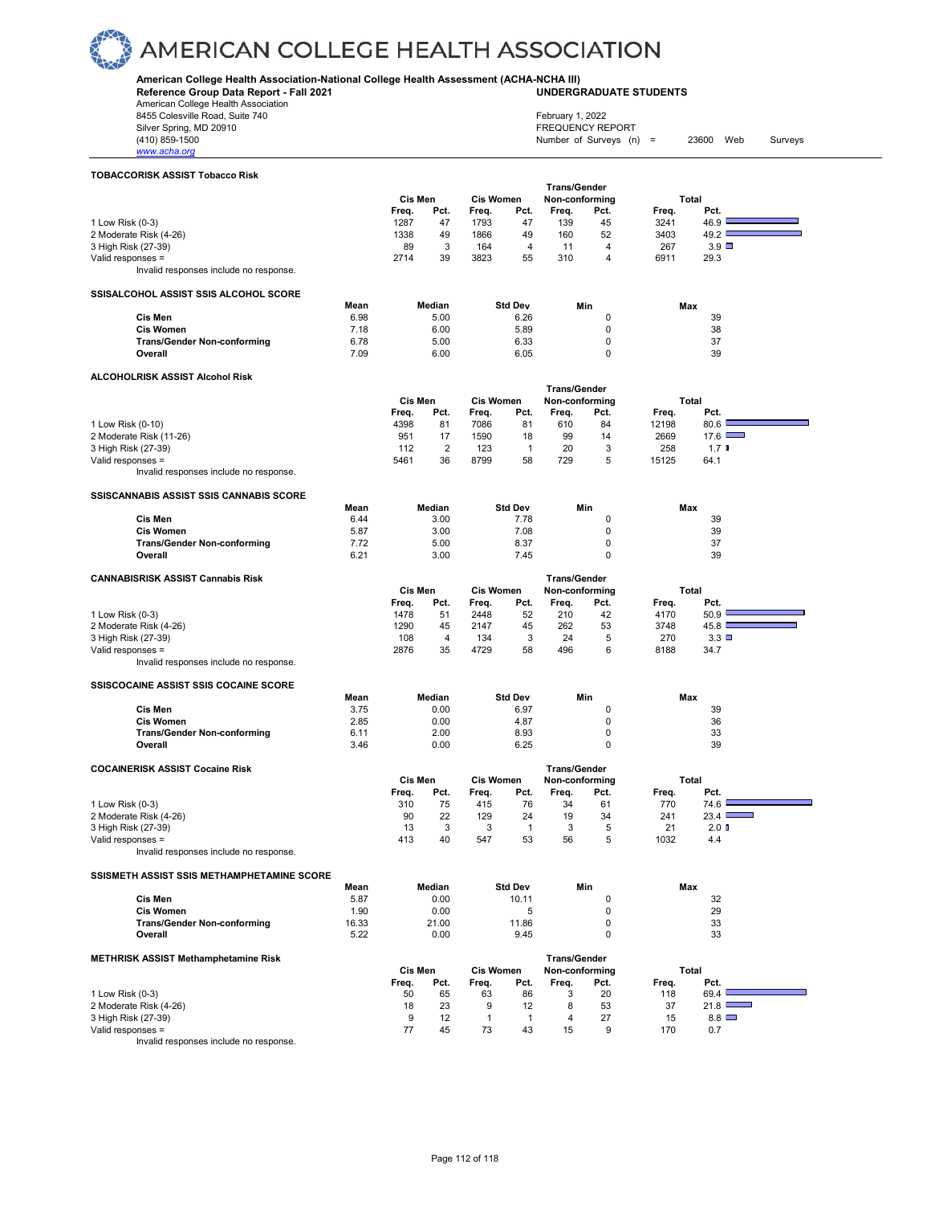# AMERICAN COLLEGE HEALTH ASSOCIATION

**American College Health Association-National College Health Assessment (ACHA-NCHA III)**
**Reference Group Data Report - Fall 2021** **UNDERGRADUATE STUDENTS**

American College Health Association
8455 Colesville Road, Suite 740
Silver Spring, MD 20910
(410) 859-1500
www.acha.org

February 1, 2022
FREQUENCY REPORT
Number of Surveys (n) = 23600 Web Surveys

**TOBACCORISK ASSIST Tobacco Risk**

| | Cis Men | | Cis Women | | Trans/Gender Non-conforming | | Total | |
|---|---|---|---|---|---|---|---|---|
| | Freq. | Pct. | Freq. | Pct. | Freq. | Pct. | Freq. | Pct. |
| 1 Low Risk (0-3) | 1287 | 47 | 1793 | 47 | 139 | 45 | 3241 | 46.9 |
| 2 Moderate Risk (4-26) | 1338 | 49 | 1866 | 49 | 160 | 52 | 3403 | 49.2 |
| 3 High Risk (27-39) | 89 | 3 | 164 | 4 | 11 | 4 | 267 | 3.9 |
| Valid responses = | 2714 | 39 | 3823 | 55 | 310 | 4 | 6911 | 29.3 |

Invalid responses include no response.

**SSISALCOHOL ASSIST SSIS ALCOHOL SCORE**

| | Mean | Median | Std Dev | Min | Max |
|---|---|---|---|---|---|
| **Cis Men** | 6.98 | 5.00 | 6.26 | 0 | 39 |
| **Cis Women** | 7.18 | 6.00 | 5.89 | 0 | 38 |
| **Trans/Gender Non-conforming** | 6.78 | 5.00 | 6.33 | 0 | 37 |
| **Overall** | 7.09 | 6.00 | 6.05 | 0 | 39 |

**ALCOHOLRISK ASSIST Alcohol Risk**

| | Cis Men | | Cis Women | | Trans/Gender Non-conforming | | Total | |
|---|---|---|---|---|---|---|---|---|
| | Freq. | Pct. | Freq. | Pct. | Freq. | Pct. | Freq. | Pct. |
| 1 Low Risk (0-10) | 4398 | 81 | 7086 | 81 | 610 | 84 | 12198 | 80.6 |
| 2 Moderate Risk (11-26) | 951 | 17 | 1590 | 18 | 99 | 14 | 2669 | 17.6 |
| 3 High Risk (27-39) | 112 | 2 | 123 | 1 | 20 | 3 | 258 | 1.7 |
| Valid responses = | 5461 | 36 | 8799 | 58 | 729 | 5 | 15125 | 64.1 |

Invalid responses include no response.

**SSISCANNABIS ASSIST SSIS CANNABIS SCORE**

| | Mean | Median | Std Dev | Min | Max |
|---|---|---|---|---|---|
| **Cis Men** | 6.44 | 3.00 | 7.78 | 0 | 39 |
| **Cis Women** | 5.87 | 3.00 | 7.08 | 0 | 39 |
| **Trans/Gender Non-conforming** | 7.72 | 5.00 | 8.37 | 0 | 37 |
| **Overall** | 6.21 | 3.00 | 7.45 | 0 | 39 |

**CANNABISRISK ASSIST Cannabis Risk**

| | Cis Men | | Cis Women | | Trans/Gender Non-conforming | | Total | |
|---|---|---|---|---|---|---|---|---|
| | Freq. | Pct. | Freq. | Pct. | Freq. | Pct. | Freq. | Pct. |
| 1 Low Risk (0-3) | 1478 | 51 | 2448 | 52 | 210 | 42 | 4170 | 50.9 |
| 2 Moderate Risk (4-26) | 1290 | 45 | 2147 | 45 | 262 | 53 | 3748 | 45.8 |
| 3 High Risk (27-39) | 108 | 4 | 134 | 3 | 24 | 5 | 270 | 3.3 |
| Valid responses = | 2876 | 35 | 4729 | 58 | 496 | 6 | 8188 | 34.7 |

Invalid responses include no response.

**SSISCOCAINE ASSIST SSIS COCAINE SCORE**

| | Mean | Median | Std Dev | Min | Max |
|---|---|---|---|---|---|
| **Cis Men** | 3.75 | 0.00 | 6.97 | 0 | 39 |
| **Cis Women** | 2.85 | 0.00 | 4.87 | 0 | 36 |
| **Trans/Gender Non-conforming** | 6.11 | 2.00 | 8.93 | 0 | 33 |
| **Overall** | 3.46 | 0.00 | 6.25 | 0 | 39 |

**COCAINERISK ASSIST Cocaine Risk**

| | Cis Men | | Cis Women | | Trans/Gender Non-conforming | | Total | |
|---|---|---|---|---|---|---|---|---|
| | Freq. | Pct. | Freq. | Pct. | Freq. | Pct. | Freq. | Pct. |
| 1 Low Risk (0-3) | 310 | 75 | 415 | 76 | 34 | 61 | 770 | 74.6 |
| 2 Moderate Risk (4-26) | 90 | 22 | 129 | 24 | 19 | 34 | 241 | 23.4 |
| 3 High Risk (27-39) | 13 | 3 | 3 | 1 | 3 | 5 | 21 | 2.0 |
| Valid responses = | 413 | 40 | 547 | 53 | 56 | 5 | 1032 | 4.4 |

Invalid responses include no response.

**SSISMETH ASSIST SSIS METHAMPHETAMINE SCORE**

| | Mean | Median | Std Dev | Min | Max |
|---|---|---|---|---|---|
| **Cis Men** | 5.87 | 0.00 | 10.11 | 0 | 32 |
| **Cis Women** | 1.90 | 0.00 | 5 | 0 | 29 |
| **Trans/Gender Non-conforming** | 16.33 | 21.00 | 11.86 | 0 | 33 |
| **Overall** | 5.22 | 0.00 | 9.45 | 0 | 33 |

**METHRISK ASSIST Methamphetamine Risk**

| | Cis Men | | Cis Women | | Trans/Gender Non-conforming | | Total | |
|---|---|---|---|---|---|---|---|---|
| | Freq. | Pct. | Freq. | Pct. | Freq. | Pct. | Freq. | Pct. |
| 1 Low Risk (0-3) | 50 | 65 | 63 | 86 | 3 | 20 | 118 | 69.4 |
| 2 Moderate Risk (4-26) | 18 | 23 | 9 | 12 | 8 | 53 | 37 | 21.8 |
| 3 High Risk (27-39) | 9 | 12 | 1 | 1 | 4 | 27 | 15 | 8.8 |
| Valid responses = | 77 | 45 | 73 | 43 | 15 | 9 | 170 | 0.7 |

Invalid responses include no response.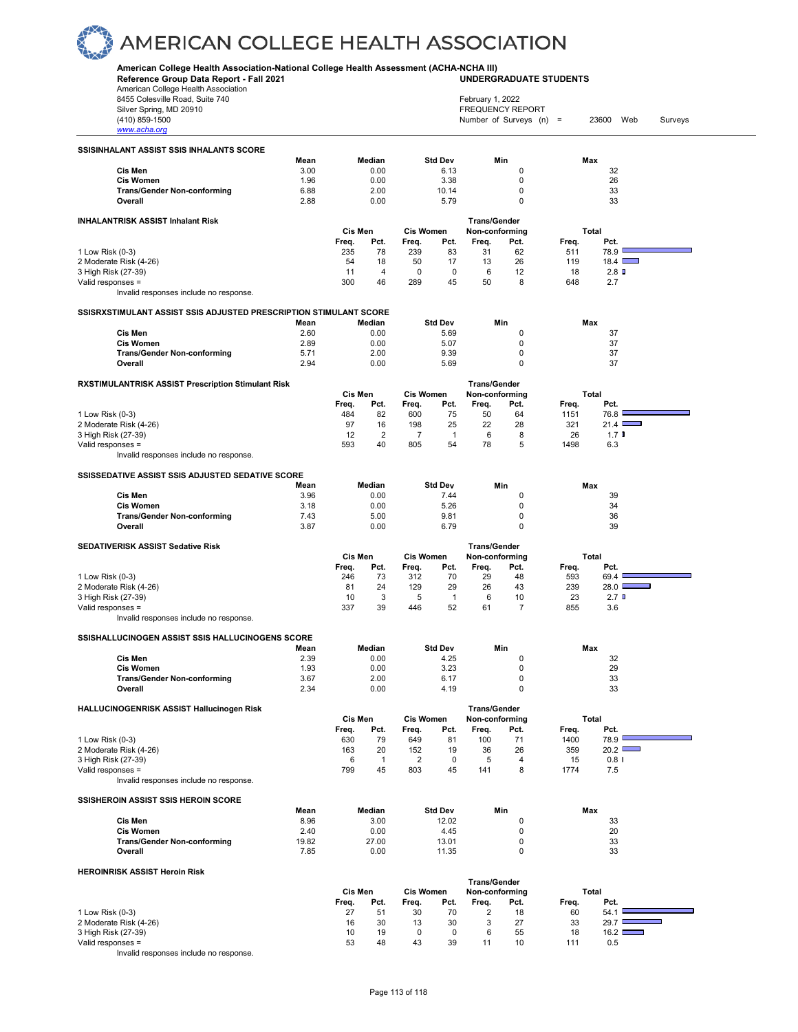# AMERICAN COLLEGE HEALTH ASSOCIATION

**American College Health Association-National College Health Assessment (ACHA-NCHA III)**
**Reference Group Data Report - Fall 2021** — **UNDERGRADUATE STUDENTS**

American College Health Association
8455 Colesville Road, Suite 740
Silver Spring, MD 20910
(410) 859-1500
www.acha.org

February 1, 2022
FREQUENCY REPORT
Number of Surveys (n) = 23600 Web Surveys

### SSISINHALANT ASSIST SSIS INHALANTS SCORE

| | Mean | Median | Std Dev | Min | Max |
|---|---|---|---|---|---|
| **Cis Men** | 3.00 | 0.00 | 6.13 | 0 | 32 |
| **Cis Women** | 1.96 | 0.00 | 3.38 | 0 | 26 |
| **Trans/Gender Non-conforming** | 6.88 | 2.00 | 10.14 | 0 | 33 |
| **Overall** | 2.88 | 0.00 | 5.79 | 0 | 33 |

### INHALANTRISK ASSIST Inhalant Risk

| | Cis Men | | Cis Women | | Trans/Gender Non-conforming | | Total | |
|---|---|---|---|---|---|---|---|---|
| | Freq. | Pct. | Freq. | Pct. | Freq. | Pct. | Freq. | Pct. |
| 1 Low Risk (0-3) | 235 | 78 | 239 | 83 | 31 | 62 | 511 | 78.9 |
| 2 Moderate Risk (4-26) | 54 | 18 | 50 | 17 | 13 | 26 | 119 | 18.4 |
| 3 High Risk (27-39) | 11 | 4 | 0 | 0 | 6 | 12 | 18 | 2.8 |
| Valid responses = | 300 | 46 | 289 | 45 | 50 | 8 | 648 | 2.7 |

Invalid responses include no response.

### SSISRXSTIMULANT ASSIST SSIS ADJUSTED PRESCRIPTION STIMULANT SCORE

| | Mean | Median | Std Dev | Min | Max |
|---|---|---|---|---|---|
| **Cis Men** | 2.60 | 0.00 | 5.69 | 0 | 37 |
| **Cis Women** | 2.89 | 0.00 | 5.07 | 0 | 37 |
| **Trans/Gender Non-conforming** | 5.71 | 2.00 | 9.39 | 0 | 37 |
| **Overall** | 2.94 | 0.00 | 5.69 | 0 | 37 |

### RXSTIMULANTRISK ASSIST Prescription Stimulant Risk

| | Cis Men | | Cis Women | | Trans/Gender Non-conforming | | Total | |
|---|---|---|---|---|---|---|---|---|
| | Freq. | Pct. | Freq. | Pct. | Freq. | Pct. | Freq. | Pct. |
| 1 Low Risk (0-3) | 484 | 82 | 600 | 75 | 50 | 64 | 1151 | 76.8 |
| 2 Moderate Risk (4-26) | 97 | 16 | 198 | 25 | 22 | 28 | 321 | 21.4 |
| 3 High Risk (27-39) | 12 | 2 | 7 | 1 | 6 | 8 | 26 | 1.7 |
| Valid responses = | 593 | 40 | 805 | 54 | 78 | 5 | 1498 | 6.3 |

Invalid responses include no response.

### SSISSEDATIVE ASSIST SSIS ADJUSTED SEDATIVE SCORE

| | Mean | Median | Std Dev | Min | Max |
|---|---|---|---|---|---|
| **Cis Men** | 3.96 | 0.00 | 7.44 | 0 | 39 |
| **Cis Women** | 3.18 | 0.00 | 5.26 | 0 | 34 |
| **Trans/Gender Non-conforming** | 7.43 | 5.00 | 9.81 | 0 | 36 |
| **Overall** | 3.87 | 0.00 | 6.79 | 0 | 39 |

### SEDATIVERISK ASSIST Sedative Risk

| | Cis Men | | Cis Women | | Trans/Gender Non-conforming | | Total | |
|---|---|---|---|---|---|---|---|---|
| | Freq. | Pct. | Freq. | Pct. | Freq. | Pct. | Freq. | Pct. |
| 1 Low Risk (0-3) | 246 | 73 | 312 | 70 | 29 | 48 | 593 | 69.4 |
| 2 Moderate Risk (4-26) | 81 | 24 | 129 | 29 | 26 | 43 | 239 | 28.0 |
| 3 High Risk (27-39) | 10 | 3 | 5 | 1 | 6 | 10 | 23 | 2.7 |
| Valid responses = | 337 | 39 | 446 | 52 | 61 | 7 | 855 | 3.6 |

Invalid responses include no response.

### SSISHALLUCINOGEN ASSIST SSIS HALLUCINOGENS SCORE

| | Mean | Median | Std Dev | Min | Max |
|---|---|---|---|---|---|
| **Cis Men** | 2.39 | 0.00 | 4.25 | 0 | 32 |
| **Cis Women** | 1.93 | 0.00 | 3.23 | 0 | 29 |
| **Trans/Gender Non-conforming** | 3.67 | 2.00 | 6.17 | 0 | 33 |
| **Overall** | 2.34 | 0.00 | 4.19 | 0 | 33 |

### HALLUCINOGENRISK ASSIST Hallucinogen Risk

| | Cis Men | | Cis Women | | Trans/Gender Non-conforming | | Total | |
|---|---|---|---|---|---|---|---|---|
| | Freq. | Pct. | Freq. | Pct. | Freq. | Pct. | Freq. | Pct. |
| 1 Low Risk (0-3) | 630 | 79 | 649 | 81 | 100 | 71 | 1400 | 78.9 |
| 2 Moderate Risk (4-26) | 163 | 20 | 152 | 19 | 36 | 26 | 359 | 20.2 |
| 3 High Risk (27-39) | 6 | 1 | 2 | 0 | 5 | 4 | 15 | 0.8 |
| Valid responses = | 799 | 45 | 803 | 45 | 141 | 8 | 1774 | 7.5 |

Invalid responses include no response.

### SSISHEROIN ASSIST SSIS HEROIN SCORE

| | Mean | Median | Std Dev | Min | Max |
|---|---|---|---|---|---|
| **Cis Men** | 8.96 | 3.00 | 12.02 | 0 | 33 |
| **Cis Women** | 2.40 | 0.00 | 4.45 | 0 | 20 |
| **Trans/Gender Non-conforming** | 19.82 | 27.00 | 13.01 | 0 | 33 |
| **Overall** | 7.85 | 0.00 | 11.35 | 0 | 33 |

### HEROINRISK ASSIST Heroin Risk

| | Cis Men | | Cis Women | | Trans/Gender Non-conforming | | Total | |
|---|---|---|---|---|---|---|---|---|
| | Freq. | Pct. | Freq. | Pct. | Freq. | Pct. | Freq. | Pct. |
| 1 Low Risk (0-3) | 27 | 51 | 30 | 70 | 2 | 18 | 60 | 54.1 |
| 2 Moderate Risk (4-26) | 16 | 30 | 13 | 30 | 3 | 27 | 33 | 29.7 |
| 3 High Risk (27-39) | 10 | 19 | 0 | 0 | 6 | 55 | 18 | 16.2 |
| Valid responses = | 53 | 48 | 43 | 39 | 11 | 10 | 111 | 0.5 |

Invalid responses include no response.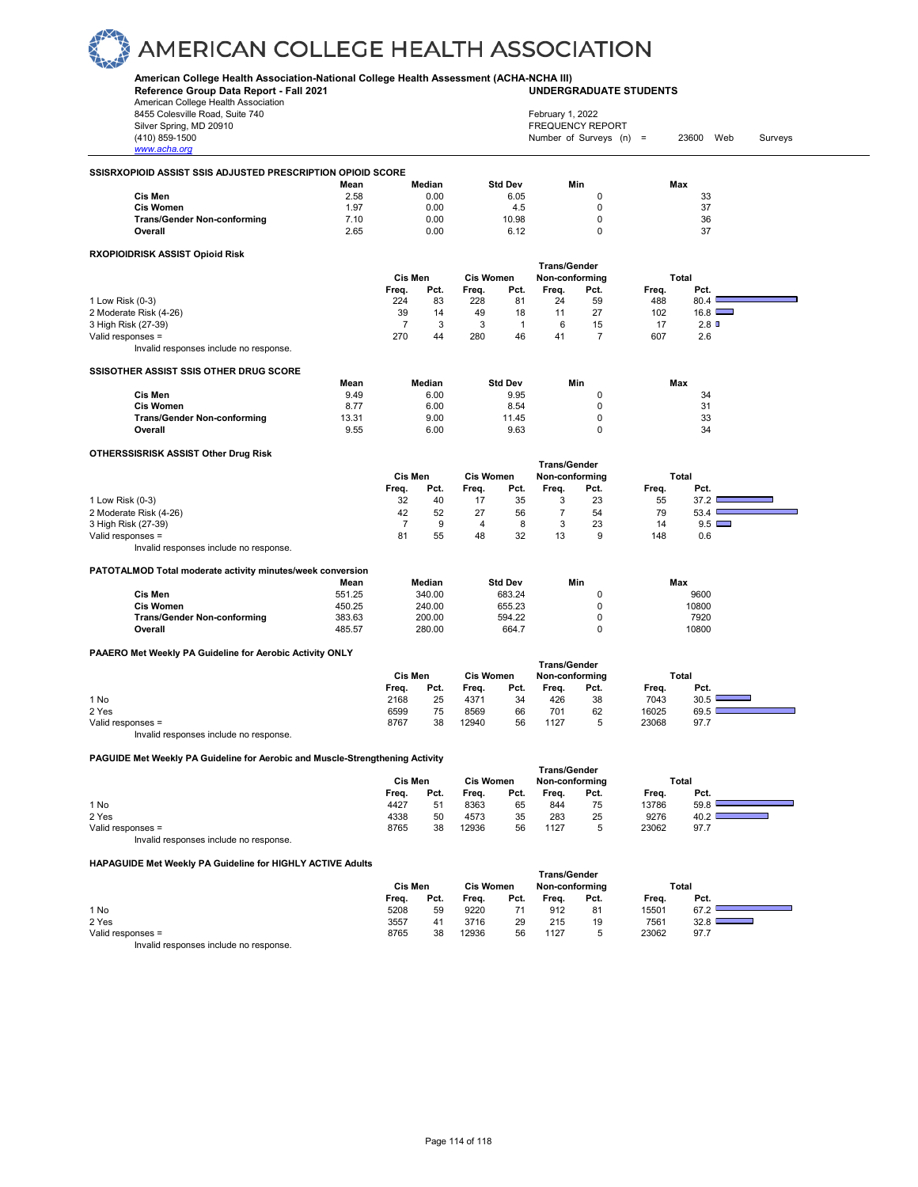# AMERICAN COLLEGE HEALTH ASSOCIATION

**American College Health Association-National College Health Assessment (ACHA-NCHA III)**
**Reference Group Data Report - Fall 2021** **UNDERGRADUATE STUDENTS**
American College Health Association
8455 Colesville Road, Suite 740
Silver Spring, MD 20910
(410) 859-1500
www.acha.org

February 1, 2022
FREQUENCY REPORT
Number of Surveys (n) = 23600 Web Surveys

### SSISRXOPIOID ASSIST SSIS ADJUSTED PRESCRIPTION OPIOID SCORE

| | Mean | Median | Std Dev | Min | Max |
|---|---|---|---|---|---|
| **Cis Men** | 2.58 | 0.00 | 6.05 | 0 | 33 |
| **Cis Women** | 1.97 | 0.00 | 4.5 | 0 | 37 |
| **Trans/Gender Non-conforming** | 7.10 | 0.00 | 10.98 | 0 | 36 |
| **Overall** | 2.65 | 0.00 | 6.12 | 0 | 37 |

### RXOPIOIDRISK ASSIST Opioid Risk

| | Cis Men | | Cis Women | | Trans/Gender Non-conforming | | Total | |
|---|---|---|---|---|---|---|---|---|
| | Freq. | Pct. | Freq. | Pct. | Freq. | Pct. | Freq. | Pct. |
| 1 Low Risk (0-3) | 224 | 83 | 228 | 81 | 24 | 59 | 488 | 80.4 |
| 2 Moderate Risk (4-26) | 39 | 14 | 49 | 18 | 11 | 27 | 102 | 16.8 |
| 3 High Risk (27-39) | 7 | 3 | 3 | 1 | 6 | 15 | 17 | 2.8 |
| Valid responses = | 270 | 44 | 280 | 46 | 41 | 7 | 607 | 2.6 |

Invalid responses include no response.

### SSISOTHER ASSIST SSIS OTHER DRUG SCORE

| | Mean | Median | Std Dev | Min | Max |
|---|---|---|---|---|---|
| **Cis Men** | 9.49 | 6.00 | 9.95 | 0 | 34 |
| **Cis Women** | 8.77 | 6.00 | 8.54 | 0 | 31 |
| **Trans/Gender Non-conforming** | 13.31 | 9.00 | 11.45 | 0 | 33 |
| **Overall** | 9.55 | 6.00 | 9.63 | 0 | 34 |

### OTHERSSISRISK ASSIST Other Drug Risk

| | Cis Men | | Cis Women | | Trans/Gender Non-conforming | | Total | |
|---|---|---|---|---|---|---|---|---|
| | Freq. | Pct. | Freq. | Pct. | Freq. | Pct. | Freq. | Pct. |
| 1 Low Risk (0-3) | 32 | 40 | 17 | 35 | 3 | 23 | 55 | 37.2 |
| 2 Moderate Risk (4-26) | 42 | 52 | 27 | 56 | 7 | 54 | 79 | 53.4 |
| 3 High Risk (27-39) | 7 | 9 | 4 | 8 | 3 | 23 | 14 | 9.5 |
| Valid responses = | 81 | 55 | 48 | 32 | 13 | 9 | 148 | 0.6 |

Invalid responses include no response.

### PATOTALMOD Total moderate activity minutes/week conversion

| | Mean | Median | Std Dev | Min | Max |
|---|---|---|---|---|---|
| **Cis Men** | 551.25 | 340.00 | 683.24 | 0 | 9600 |
| **Cis Women** | 450.25 | 240.00 | 655.23 | 0 | 10800 |
| **Trans/Gender Non-conforming** | 383.63 | 200.00 | 594.22 | 0 | 7920 |
| **Overall** | 485.57 | 280.00 | 664.7 | 0 | 10800 |

### PAAERO Met Weekly PA Guideline for Aerobic Activity ONLY

| | Cis Men | | Cis Women | | Trans/Gender Non-conforming | | Total | |
|---|---|---|---|---|---|---|---|---|
| | Freq. | Pct. | Freq. | Pct. | Freq. | Pct. | Freq. | Pct. |
| 1 No | 2168 | 25 | 4371 | 34 | 426 | 38 | 7043 | 30.5 |
| 2 Yes | 6599 | 75 | 8569 | 66 | 701 | 62 | 16025 | 69.5 |
| Valid responses = | 8767 | 38 | 12940 | 56 | 1127 | 5 | 23068 | 97.7 |

Invalid responses include no response.

### PAGUIDE Met Weekly PA Guideline for Aerobic and Muscle-Strengthening Activity

| | Cis Men | | Cis Women | | Trans/Gender Non-conforming | | Total | |
|---|---|---|---|---|---|---|---|---|
| | Freq. | Pct. | Freq. | Pct. | Freq. | Pct. | Freq. | Pct. |
| 1 No | 4427 | 51 | 8363 | 65 | 844 | 75 | 13786 | 59.8 |
| 2 Yes | 4338 | 50 | 4573 | 35 | 283 | 25 | 9276 | 40.2 |
| Valid responses = | 8765 | 38 | 12936 | 56 | 1127 | 5 | 23062 | 97.7 |

Invalid responses include no response.

### HAPAGUIDE Met Weekly PA Guideline for HIGHLY ACTIVE Adults

| | Cis Men | | Cis Women | | Trans/Gender Non-conforming | | Total | |
|---|---|---|---|---|---|---|---|---|
| | Freq. | Pct. | Freq. | Pct. | Freq. | Pct. | Freq. | Pct. |
| 1 No | 5208 | 59 | 9220 | 71 | 912 | 81 | 15501 | 67.2 |
| 2 Yes | 3557 | 41 | 3716 | 29 | 215 | 19 | 7561 | 32.8 |
| Valid responses = | 8765 | 38 | 12936 | 56 | 1127 | 5 | 23062 | 97.7 |

Invalid responses include no response.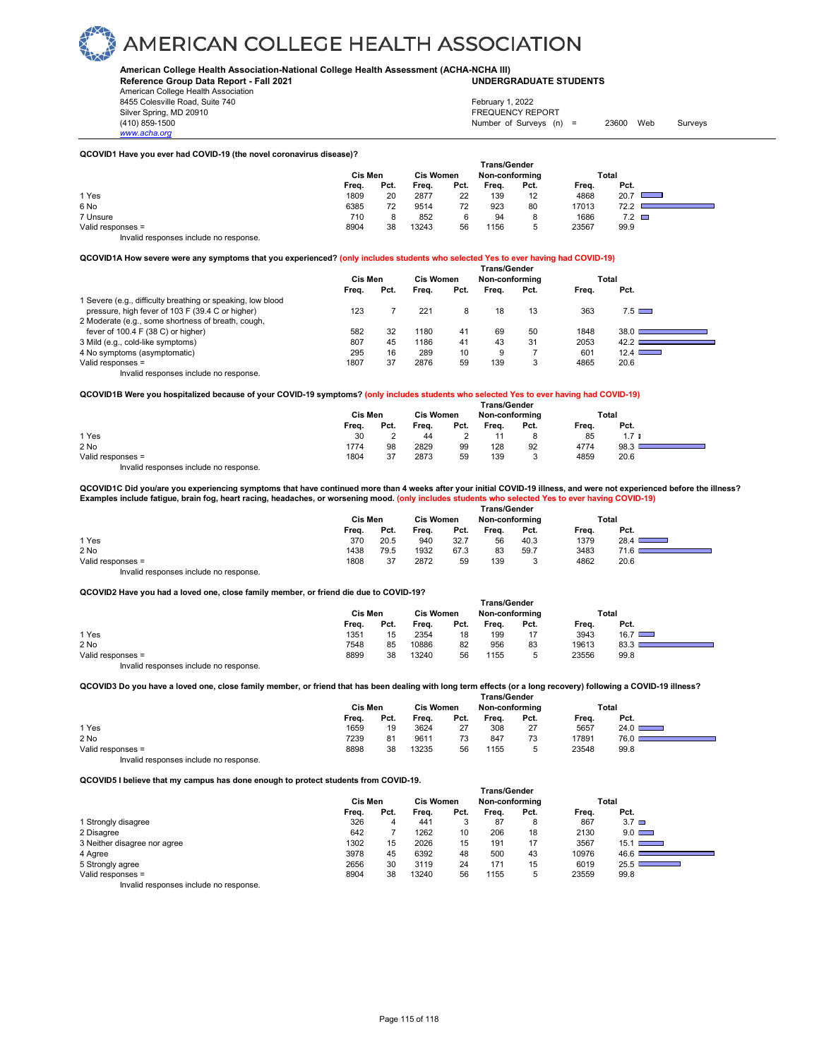# AMERICAN COLLEGE HEALTH ASSOCIATION

**American College Health Association-National College Health Assessment (ACHA-NCHA III)**
**Reference Group Data Report - Fall 2021** — **UNDERGRADUATE STUDENTS**

American College Health Association
8455 Colesville Road, Suite 740
Silver Spring, MD 20910
(410) 859-1500
www.acha.org

February 1, 2022
FREQUENCY REPORT
Number of Surveys (n) = 23600 Web Surveys

**QCOVID1 Have you ever had COVID-19 (the novel coronavirus disease)?**

| | Cis Men | | Cis Women | | Trans/Gender Non-conforming | | Total | |
|---|---|---|---|---|---|---|---|---|
| | Freq. | Pct. | Freq. | Pct. | Freq. | Pct. | Freq. | Pct. |
| 1 Yes | 1809 | 20 | 2877 | 22 | 139 | 12 | 4868 | 20.7 |
| 6 No | 6385 | 72 | 9514 | 72 | 923 | 80 | 17013 | 72.2 |
| 7 Unsure | 710 | 8 | 852 | 6 | 94 | 8 | 1686 | 7.2 |
| Valid responses = | 8904 | 38 | 13243 | 56 | 1156 | 5 | 23567 | 99.9 |

Invalid responses include no response.

**QCOVID1A How severe were any symptoms that you experienced? (only includes students who selected Yes to ever having had COVID-19)**

| | Cis Men | | Cis Women | | Trans/Gender Non-conforming | | Total | |
|---|---|---|---|---|---|---|---|---|
| | Freq. | Pct. | Freq. | Pct. | Freq. | Pct. | Freq. | Pct. |
| 1 Severe (e.g., difficulty breathing or speaking, low blood pressure, high fever of 103 F (39.4 C or higher) | 123 | 7 | 221 | 8 | 18 | 13 | 363 | 7.5 |
| 2 Moderate (e.g., some shortness of breath, cough, fever of 100.4 F (38 C) or higher) | 582 | 32 | 1180 | 41 | 69 | 50 | 1848 | 38.0 |
| 3 Mild (e.g., cold-like symptoms) | 807 | 45 | 1186 | 41 | 43 | 31 | 2053 | 42.2 |
| 4 No symptoms (asymptomatic) | 295 | 16 | 289 | 10 | 9 | 7 | 601 | 12.4 |
| Valid responses = | 1807 | 37 | 2876 | 59 | 139 | 3 | 4865 | 20.6 |

Invalid responses include no response.

**QCOVID1B Were you hospitalized because of your COVID-19 symptoms? (only includes students who selected Yes to ever having had COVID-19)**

| | Cis Men | | Cis Women | | Trans/Gender Non-conforming | | Total | |
|---|---|---|---|---|---|---|---|---|
| | Freq. | Pct. | Freq. | Pct. | Freq. | Pct. | Freq. | Pct. |
| 1 Yes | 30 | 2 | 44 | 2 | 11 | 8 | 85 | 1.7 |
| 2 No | 1774 | 98 | 2829 | 99 | 128 | 92 | 4774 | 98.3 |
| Valid responses = | 1804 | 37 | 2873 | 59 | 139 | 3 | 4859 | 20.6 |

Invalid responses include no response.

**QCOVID1C Did you/are you experiencing symptoms that have continued more than 4 weeks after your initial COVID-19 illness, and were not experienced before the illness? Examples include fatigue, brain fog, heart racing, headaches, or worsening mood. (only includes students who selected Yes to ever having COVID-19)**

| | Cis Men | | Cis Women | | Trans/Gender Non-conforming | | Total | |
|---|---|---|---|---|---|---|---|---|
| | Freq. | Pct. | Freq. | Pct. | Freq. | Pct. | Freq. | Pct. |
| 1 Yes | 370 | 20.5 | 940 | 32.7 | 56 | 40.3 | 1379 | 28.4 |
| 2 No | 1438 | 79.5 | 1932 | 67.3 | 83 | 59.7 | 3483 | 71.6 |
| Valid responses = | 1808 | 37 | 2872 | 59 | 139 | 3 | 4862 | 20.6 |

Invalid responses include no response.

**QCOVID2 Have you had a loved one, close family member, or friend die due to COVID-19?**

| | Cis Men | | Cis Women | | Trans/Gender Non-conforming | | Total | |
|---|---|---|---|---|---|---|---|---|
| | Freq. | Pct. | Freq. | Pct. | Freq. | Pct. | Freq. | Pct. |
| 1 Yes | 1351 | 15 | 2354 | 18 | 199 | 17 | 3943 | 16.7 |
| 2 No | 7548 | 85 | 10886 | 82 | 956 | 83 | 19613 | 83.3 |
| Valid responses = | 8899 | 38 | 13240 | 56 | 1155 | 5 | 23556 | 99.8 |

Invalid responses include no response.

**QCOVID3 Do you have a loved one, close family member, or friend that has been dealing with long term effects (or a long recovery) following a COVID-19 illness?**

| | Cis Men | | Cis Women | | Trans/Gender Non-conforming | | Total | |
|---|---|---|---|---|---|---|---|---|
| | Freq. | Pct. | Freq. | Pct. | Freq. | Pct. | Freq. | Pct. |
| 1 Yes | 1659 | 19 | 3624 | 27 | 308 | 27 | 5657 | 24.0 |
| 2 No | 7239 | 81 | 9611 | 73 | 847 | 73 | 17891 | 76.0 |
| Valid responses = | 8898 | 38 | 13235 | 56 | 1155 | 5 | 23548 | 99.8 |

Invalid responses include no response.

**QCOVID5 I believe that my campus has done enough to protect students from COVID-19.**

| | Cis Men | | Cis Women | | Trans/Gender Non-conforming | | Total | |
|---|---|---|---|---|---|---|---|---|
| | Freq. | Pct. | Freq. | Pct. | Freq. | Pct. | Freq. | Pct. |
| 1 Strongly disagree | 326 | 4 | 441 | 3 | 87 | 8 | 867 | 3.7 |
| 2 Disagree | 642 | 7 | 1262 | 10 | 206 | 18 | 2130 | 9.0 |
| 3 Neither disagree nor agree | 1302 | 15 | 2026 | 15 | 191 | 17 | 3567 | 15.1 |
| 4 Agree | 3978 | 45 | 6392 | 48 | 500 | 43 | 10976 | 46.6 |
| 5 Strongly agree | 2656 | 30 | 3119 | 24 | 171 | 15 | 6019 | 25.5 |
| Valid responses = | 8904 | 38 | 13240 | 56 | 1155 | 5 | 23559 | 99.8 |

Invalid responses include no response.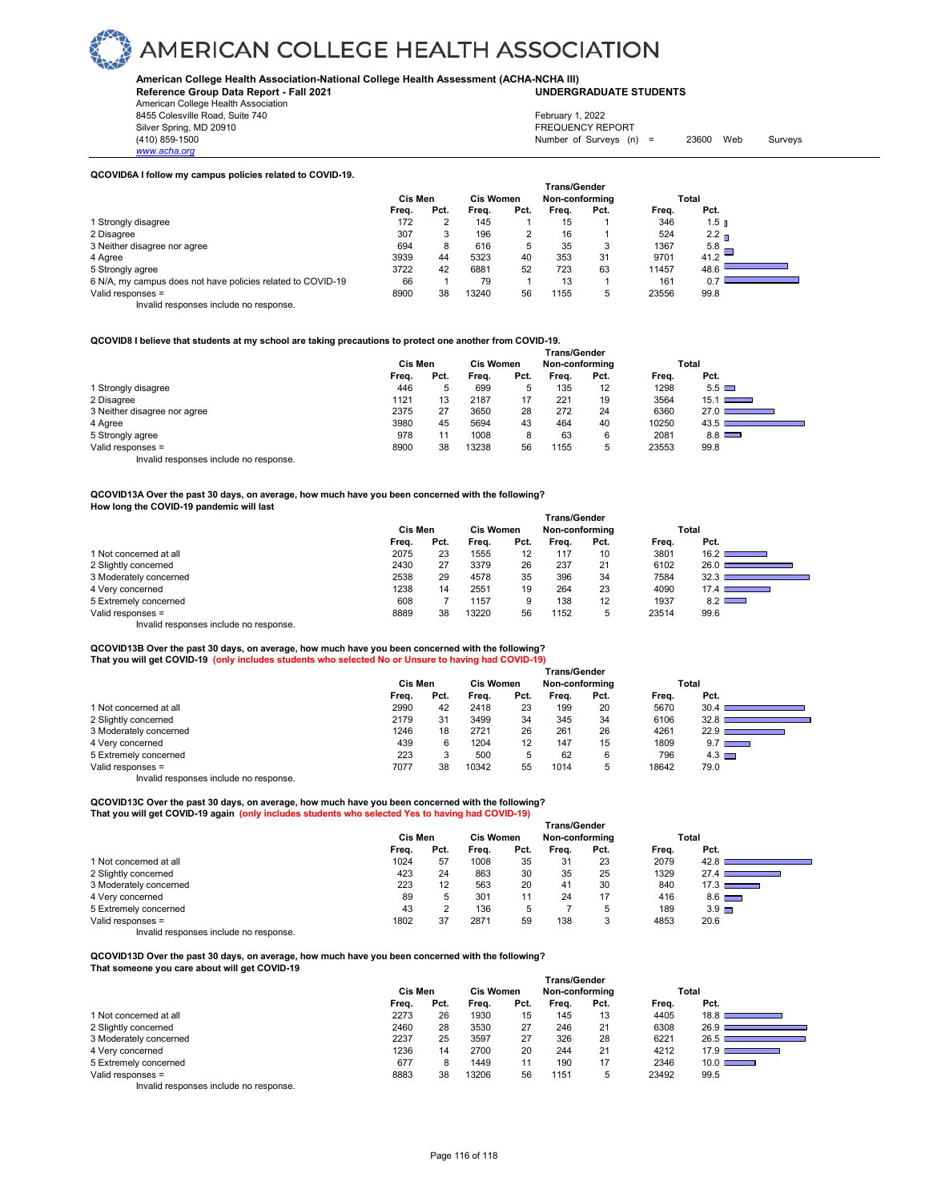# AMERICAN COLLEGE HEALTH ASSOCIATION

**American College Health Association-National College Health Assessment (ACHA-NCHA III)**
**Reference Group Data Report - Fall 2021** **UNDERGRADUATE STUDENTS**

American College Health Association
8455 Colesville Road, Suite 740
Silver Spring, MD 20910
(410) 859-1500
www.acha.org

February 1, 2022
FREQUENCY REPORT
Number of Surveys (n) = 23600 Web Surveys

**QCOVID6A I follow my campus policies related to COVID-19.**

| | Cis Men | | Cis Women | | Trans/Gender Non-conforming | | Total | |
|---|---|---|---|---|---|---|---|---|
| | Freq. | Pct. | Freq. | Pct. | Freq. | Pct. | Freq. | Pct. |
| 1 Strongly disagree | 172 | 2 | 145 | 1 | 15 | 1 | 346 | 1.5 |
| 2 Disagree | 307 | 3 | 196 | 2 | 16 | 1 | 524 | 2.2 |
| 3 Neither disagree nor agree | 694 | 8 | 616 | 5 | 35 | 3 | 1367 | 5.8 |
| 4 Agree | 3939 | 44 | 5323 | 40 | 353 | 31 | 9701 | 41.2 |
| 5 Strongly agree | 3722 | 42 | 6881 | 52 | 723 | 63 | 11457 | 48.6 |
| 6 N/A, my campus does not have policies related to COVID-19 | 66 | 1 | 79 | 1 | 13 | 1 | 161 | 0.7 |
| Valid responses = | 8900 | 38 | 13240 | 56 | 1155 | 5 | 23556 | 99.8 |

Invalid responses include no response.

**QCOVID8 I believe that students at my school are taking precautions to protect one another from COVID-19.**

| | Cis Men | | Cis Women | | Trans/Gender Non-conforming | | Total | |
|---|---|---|---|---|---|---|---|---|
| | Freq. | Pct. | Freq. | Pct. | Freq. | Pct. | Freq. | Pct. |
| 1 Strongly disagree | 446 | 5 | 699 | 5 | 135 | 12 | 1298 | 5.5 |
| 2 Disagree | 1121 | 13 | 2187 | 17 | 221 | 19 | 3564 | 15.1 |
| 3 Neither disagree nor agree | 2375 | 27 | 3650 | 28 | 272 | 24 | 6360 | 27.0 |
| 4 Agree | 3980 | 45 | 5694 | 43 | 464 | 40 | 10250 | 43.5 |
| 5 Strongly agree | 978 | 11 | 1008 | 8 | 63 | 6 | 2081 | 8.8 |
| Valid responses = | 8900 | 38 | 13238 | 56 | 1155 | 5 | 23553 | 99.8 |

Invalid responses include no response.

**QCOVID13A Over the past 30 days, on average, how much have you been concerned with the following?**
**How long the COVID-19 pandemic will last**

| | Cis Men | | Cis Women | | Trans/Gender Non-conforming | | Total | |
|---|---|---|---|---|---|---|---|---|
| | Freq. | Pct. | Freq. | Pct. | Freq. | Pct. | Freq. | Pct. |
| 1 Not concerned at all | 2075 | 23 | 1555 | 12 | 117 | 10 | 3801 | 16.2 |
| 2 Slightly concerned | 2430 | 27 | 3379 | 26 | 237 | 21 | 6102 | 26.0 |
| 3 Moderately concerned | 2538 | 29 | 4578 | 35 | 396 | 34 | 7584 | 32.3 |
| 4 Very concerned | 1238 | 14 | 2551 | 19 | 264 | 23 | 4090 | 17.4 |
| 5 Extremely concerned | 608 | 7 | 1157 | 9 | 138 | 12 | 1937 | 8.2 |
| Valid responses = | 8889 | 38 | 13220 | 56 | 1152 | 5 | 23514 | 99.6 |

Invalid responses include no response.

**QCOVID13B Over the past 30 days, on average, how much have you been concerned with the following?**
**That you will get COVID-19 (only includes students who selected No or Unsure to having had COVID-19)**

| | Cis Men | | Cis Women | | Trans/Gender Non-conforming | | Total | |
|---|---|---|---|---|---|---|---|---|
| | Freq. | Pct. | Freq. | Pct. | Freq. | Pct. | Freq. | Pct. |
| 1 Not concerned at all | 2990 | 42 | 2418 | 23 | 199 | 20 | 5670 | 30.4 |
| 2 Slightly concerned | 2179 | 31 | 3499 | 34 | 345 | 34 | 6106 | 32.8 |
| 3 Moderately concerned | 1246 | 18 | 2721 | 26 | 261 | 26 | 4261 | 22.9 |
| 4 Very concerned | 439 | 6 | 1204 | 12 | 147 | 15 | 1809 | 9.7 |
| 5 Extremely concerned | 223 | 3 | 500 | 5 | 62 | 6 | 796 | 4.3 |
| Valid responses = | 7077 | 38 | 10342 | 55 | 1014 | 5 | 18642 | 79.0 |

Invalid responses include no response.

**QCOVID13C Over the past 30 days, on average, how much have you been concerned with the following?**
**That you will get COVID-19 again (only includes students who selected Yes to having had COVID-19)**

| | Cis Men | | Cis Women | | Trans/Gender Non-conforming | | Total | |
|---|---|---|---|---|---|---|---|---|
| | Freq. | Pct. | Freq. | Pct. | Freq. | Pct. | Freq. | Pct. |
| 1 Not concerned at all | 1024 | 57 | 1008 | 35 | 31 | 23 | 2079 | 42.8 |
| 2 Slightly concerned | 423 | 24 | 863 | 30 | 35 | 25 | 1329 | 27.4 |
| 3 Moderately concerned | 223 | 12 | 563 | 20 | 41 | 30 | 840 | 17.3 |
| 4 Very concerned | 89 | 5 | 301 | 11 | 24 | 17 | 416 | 8.6 |
| 5 Extremely concerned | 43 | 2 | 136 | 5 | 7 | 5 | 189 | 3.9 |
| Valid responses = | 1802 | 37 | 2871 | 59 | 138 | 3 | 4853 | 20.6 |

Invalid responses include no response.

**QCOVID13D Over the past 30 days, on average, how much have you been concerned with the following?**
**That someone you care about will get COVID-19**

| | Cis Men | | Cis Women | | Trans/Gender Non-conforming | | Total | |
|---|---|---|---|---|---|---|---|---|
| | Freq. | Pct. | Freq. | Pct. | Freq. | Pct. | Freq. | Pct. |
| 1 Not concerned at all | 2273 | 26 | 1930 | 15 | 145 | 13 | 4405 | 18.8 |
| 2 Slightly concerned | 2460 | 28 | 3530 | 27 | 246 | 21 | 6308 | 26.9 |
| 3 Moderately concerned | 2237 | 25 | 3597 | 27 | 326 | 28 | 6221 | 26.5 |
| 4 Very concerned | 1236 | 14 | 2700 | 20 | 244 | 21 | 4212 | 17.9 |
| 5 Extremely concerned | 677 | 8 | 1449 | 11 | 190 | 17 | 2346 | 10.0 |
| Valid responses = | 8883 | 38 | 13206 | 56 | 1151 | 5 | 23492 | 99.5 |

Invalid responses include no response.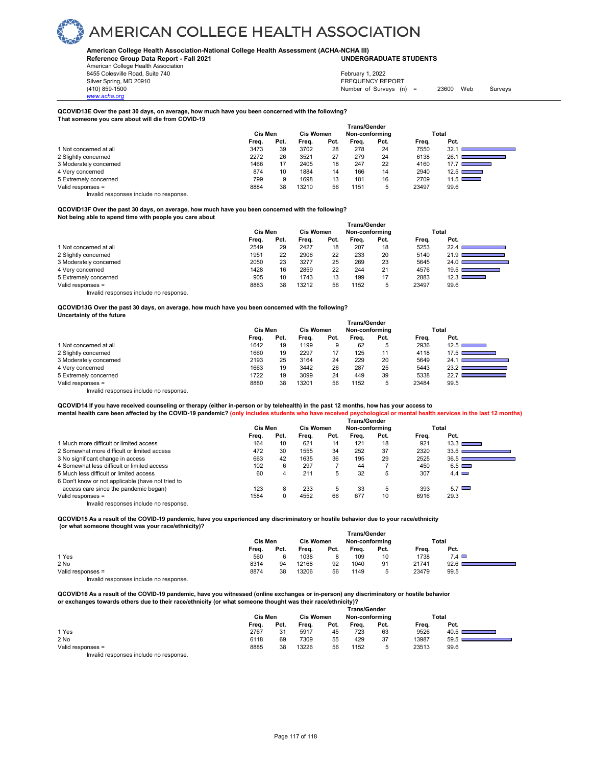**QCOVID13E Over the past 30 days, on average, how much have you been concerned with the following?**
**That someone you care about will die from COVID-19**

| | Cis Men | | Cis Women | | Trans/Gender Non-conforming | | Total | |
|---|---|---|---|---|---|---|---|---|
| | Freq. | Pct. | Freq. | Pct. | Freq. | Pct. | Freq. | Pct. |
| 1 Not concerned at all | 3473 | 39 | 3702 | 28 | 278 | 24 | 7550 | 32.1 |
| 2 Slightly concerned | 2272 | 26 | 3521 | 27 | 279 | 24 | 6138 | 26.1 |
| 3 Moderately concerned | 1466 | 17 | 2405 | 18 | 247 | 22 | 4160 | 17.7 |
| 4 Very concerned | 874 | 10 | 1884 | 14 | 166 | 14 | 2940 | 12.5 |
| 5 Extremely concerned | 799 | 9 | 1698 | 13 | 181 | 16 | 2709 | 11.5 |
| Valid responses = | 8884 | 38 | 13210 | 56 | 1151 | 5 | 23497 | 99.6 |

Invalid responses include no response.

**QCOVID13F Over the past 30 days, on average, how much have you been concerned with the following?**
**Not being able to spend time with people you care about**

| | Cis Men | | Cis Women | | Trans/Gender Non-conforming | | Total | |
|---|---|---|---|---|---|---|---|---|
| | Freq. | Pct. | Freq. | Pct. | Freq. | Pct. | Freq. | Pct. |
| 1 Not concerned at all | 2549 | 29 | 2427 | 18 | 207 | 18 | 5253 | 22.4 |
| 2 Slightly concerned | 1951 | 22 | 2906 | 22 | 233 | 20 | 5140 | 21.9 |
| 3 Moderately concerned | 2050 | 23 | 3277 | 25 | 269 | 23 | 5645 | 24.0 |
| 4 Very concerned | 1428 | 16 | 2859 | 22 | 244 | 21 | 4576 | 19.5 |
| 5 Extremely concerned | 905 | 10 | 1743 | 13 | 199 | 17 | 2883 | 12.3 |
| Valid responses = | 8883 | 38 | 13212 | 56 | 1152 | 5 | 23497 | 99.6 |

Invalid responses include no response.

**QCOVID13G Over the past 30 days, on average, how much have you been concerned with the following?**
**Uncertainty of the future**

| | Cis Men | | Cis Women | | Trans/Gender Non-conforming | | Total | |
|---|---|---|---|---|---|---|---|---|
| | Freq. | Pct. | Freq. | Pct. | Freq. | Pct. | Freq. | Pct. |
| 1 Not concerned at all | 1642 | 19 | 1199 | 9 | 62 | 5 | 2936 | 12.5 |
| 2 Slightly concerned | 1660 | 19 | 2297 | 17 | 125 | 11 | 4118 | 17.5 |
| 3 Moderately concerned | 2193 | 25 | 3164 | 24 | 229 | 20 | 5649 | 24.1 |
| 4 Very concerned | 1663 | 19 | 3442 | 26 | 287 | 25 | 5443 | 23.2 |
| 5 Extremely concerned | 1722 | 19 | 3099 | 24 | 449 | 39 | 5338 | 22.7 |
| Valid responses = | 8880 | 38 | 13201 | 56 | 1152 | 5 | 23484 | 99.5 |

Invalid responses include no response.

**QCOVID14 If you have received counseling or therapy (either in-person or by telehealth) in the past 12 months, how has your access to mental health care been affected by the COVID-19 pandemic?** (only includes students who have received psychological or mental health services in the last 12 months)

| | Cis Men | | Cis Women | | Trans/Gender Non-conforming | | Total | |
|---|---|---|---|---|---|---|---|---|
| | Freq. | Pct. | Freq. | Pct. | Freq. | Pct. | Freq. | Pct. |
| 1 Much more difficult or limited access | 164 | 10 | 621 | 14 | 121 | 18 | 921 | 13.3 |
| 2 Somewhat more difficult or limited access | 472 | 30 | 1555 | 34 | 252 | 37 | 2320 | 33.5 |
| 3 No significant change in access | 663 | 42 | 1635 | 36 | 195 | 29 | 2525 | 36.5 |
| 4 Somewhat less difficult or limited access | 102 | 6 | 297 | 7 | 44 | 7 | 450 | 6.5 |
| 5 Much less difficult or limited access | 60 | 4 | 211 | 5 | 32 | 5 | 307 | 4.4 |
| 6 Don't know or not applicable (have not tried to access care since the pandemic began) | 123 | 8 | 233 | 5 | 33 | 5 | 393 | 5.7 |
| Valid responses = | 1584 | 0 | 4552 | 66 | 677 | 10 | 6916 | 29.3 |

Invalid responses include no response.

**QCOVID15 As a result of the COVID-19 pandemic, have you experienced any discriminatory or hostile behavior due to your race/ethnicity (or what someone thought was your race/ethnicity)?**

| | Cis Men | | Cis Women | | Trans/Gender Non-conforming | | Total | |
|---|---|---|---|---|---|---|---|---|
| | Freq. | Pct. | Freq. | Pct. | Freq. | Pct. | Freq. | Pct. |
| 1 Yes | 560 | 6 | 1038 | 8 | 109 | 10 | 1738 | 7.4 |
| 2 No | 8314 | 94 | 12168 | 92 | 1040 | 91 | 21741 | 92.6 |
| Valid responses = | 8874 | 38 | 13206 | 56 | 1149 | 5 | 23479 | 99.5 |

Invalid responses include no response.

**QCOVID16 As a result of the COVID-19 pandemic, have you witnessed (online exchanges or in-person) any discriminatory or hostile behavior or exchanges towards others due to their race/ethnicity (or what someone thought was their race/ethnicity)?**

| | Cis Men | | Cis Women | | Trans/Gender Non-conforming | | Total | |
|---|---|---|---|---|---|---|---|---|
| | Freq. | Pct. | Freq. | Pct. | Freq. | Pct. | Freq. | Pct. |
| 1 Yes | 2767 | 31 | 5917 | 45 | 723 | 63 | 9526 | 40.5 |
| 2 No | 6118 | 69 | 7309 | 55 | 429 | 37 | 13987 | 59.5 |
| Valid responses = | 8885 | 38 | 13226 | 56 | 1152 | 5 | 23513 | 99.6 |

Invalid responses include no response.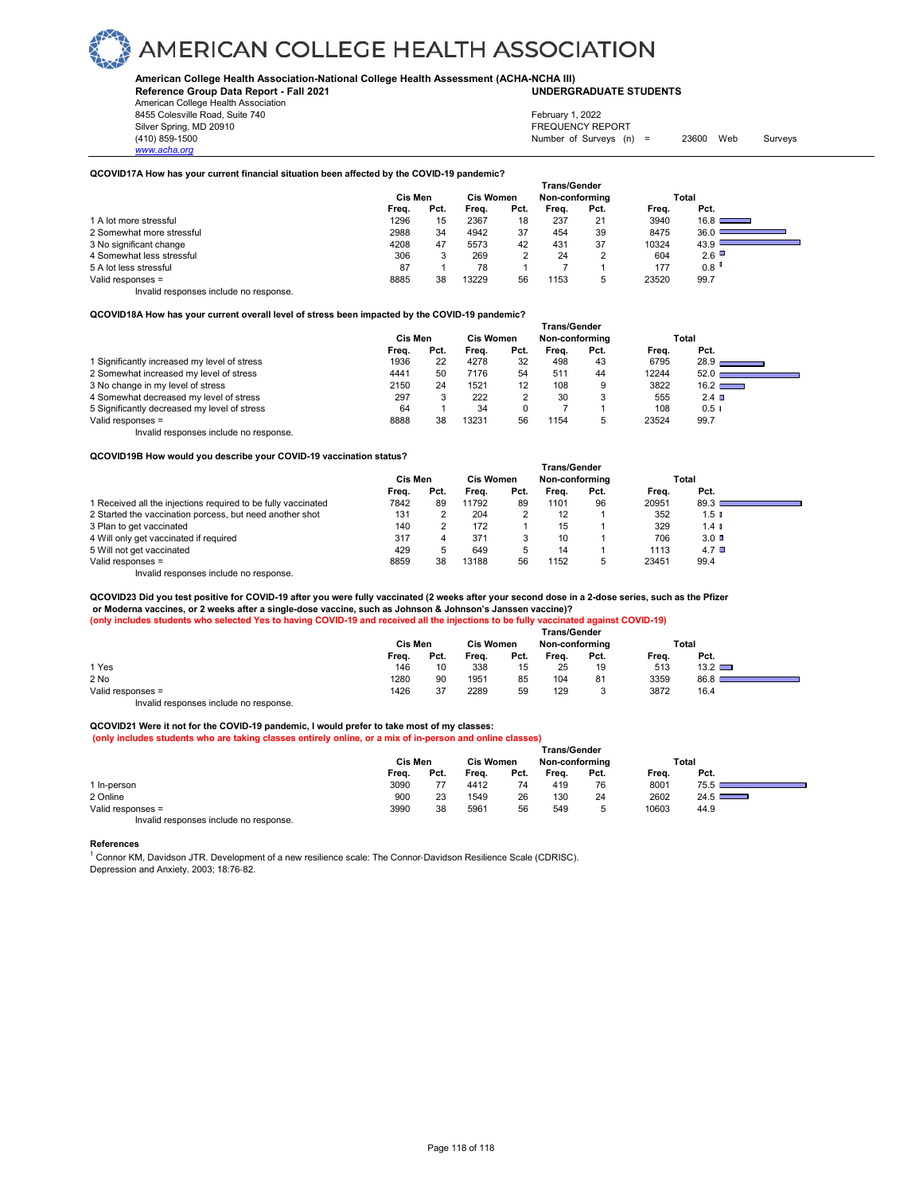# AMERICAN COLLEGE HEALTH ASSOCIATION

**American College Health Association-National College Health Assessment (ACHA-NCHA III)**
**Reference Group Data Report - Fall 2021** **UNDERGRADUATE STUDENTS**

American College Health Association
8455 Colesville Road, Suite 740
Silver Spring, MD 20910
(410) 859-1500
www.acha.org

February 1, 2022
FREQUENCY REPORT
Number of Surveys (n) = 23600 Web Surveys

**QCOVID17A How has your current financial situation been affected by the COVID-19 pandemic?**

| | Cis Men | | Cis Women | | Trans/Gender Non-conforming | | Total | |
|---|---|---|---|---|---|---|---|---|
| | Freq. | Pct. | Freq. | Pct. | Freq. | Pct. | Freq. | Pct. |
| 1 A lot more stressful | 1296 | 15 | 2367 | 18 | 237 | 21 | 3940 | 16.8 |
| 2 Somewhat more stressful | 2988 | 34 | 4942 | 37 | 454 | 39 | 8475 | 36.0 |
| 3 No significant change | 4208 | 47 | 5573 | 42 | 431 | 37 | 10324 | 43.9 |
| 4 Somewhat less stressful | 306 | 3 | 269 | 2 | 24 | 2 | 604 | 2.6 |
| 5 A lot less stressful | 87 | 1 | 78 | 1 | 7 | 1 | 177 | 0.8 |
| Valid responses = | 8885 | 38 | 13229 | 56 | 1153 | 5 | 23520 | 99.7 |

Invalid responses include no response.

**QCOVID18A How has your current overall level of stress been impacted by the COVID-19 pandemic?**

| | Cis Men | | Cis Women | | Trans/Gender Non-conforming | | Total | |
|---|---|---|---|---|---|---|---|---|
| | Freq. | Pct. | Freq. | Pct. | Freq. | Pct. | Freq. | Pct. |
| 1 Significantly increased my level of stress | 1936 | 22 | 4278 | 32 | 498 | 43 | 6795 | 28.9 |
| 2 Somewhat increased my level of stress | 4441 | 50 | 7176 | 54 | 511 | 44 | 12244 | 52.0 |
| 3 No change in my level of stress | 2150 | 24 | 1521 | 12 | 108 | 9 | 3822 | 16.2 |
| 4 Somewhat decreased my level of stress | 297 | 3 | 222 | 2 | 30 | 3 | 555 | 2.4 |
| 5 Significantly decreased my level of stress | 64 | 1 | 34 | 0 | 7 | 1 | 108 | 0.5 |
| Valid responses = | 8888 | 38 | 13231 | 56 | 1154 | 5 | 23524 | 99.7 |

Invalid responses include no response.

**QCOVID19B How would you describe your COVID-19 vaccination status?**

| | Cis Men | | Cis Women | | Trans/Gender Non-conforming | | Total | |
|---|---|---|---|---|---|---|---|---|
| | Freq. | Pct. | Freq. | Pct. | Freq. | Pct. | Freq. | Pct. |
| 1 Received all the injections required to be fully vaccinated | 7842 | 89 | 11792 | 89 | 1101 | 96 | 20951 | 89.3 |
| 2 Started the vaccination porcess, but need another shot | 131 | 2 | 204 | 2 | 12 | 1 | 352 | 1.5 |
| 3 Plan to get vaccinated | 140 | 2 | 172 | 1 | 15 | 1 | 329 | 1.4 |
| 4 Will only get vaccinated if required | 317 | 4 | 371 | 3 | 10 | 1 | 706 | 3.0 |
| 5 Will not get vaccinated | 429 | 5 | 649 | 5 | 14 | 1 | 1113 | 4.7 |
| Valid responses = | 8859 | 38 | 13188 | 56 | 1152 | 5 | 23451 | 99.4 |

Invalid responses include no response.

**QCOVID23 Did you test positive for COVID-19 after you were fully vaccinated (2 weeks after your second dose in a 2-dose series, such as the Pfizer or Moderna vaccines, or 2 weeks after a single-dose vaccine, such as Johnson & Johnson's Janssen vaccine)?**
**(only includes students who selected Yes to having COVID-19 and received all the injections to be fully vaccinated against COVID-19)**

| | Cis Men | | Cis Women | | Trans/Gender Non-conforming | | Total | |
|---|---|---|---|---|---|---|---|---|
| | Freq. | Pct. | Freq. | Pct. | Freq. | Pct. | Freq. | Pct. |
| 1 Yes | 146 | 10 | 338 | 15 | 25 | 19 | 513 | 13.2 |
| 2 No | 1280 | 90 | 1951 | 85 | 104 | 81 | 3359 | 86.8 |
| Valid responses = | 1426 | 37 | 2289 | 59 | 129 | 3 | 3872 | 16.4 |

Invalid responses include no response.

**QCOVID21 Were it not for the COVID-19 pandemic, I would prefer to take most of my classes:**
**(only includes students who are taking classes entirely online, or a mix of in-person and online classes)**

| | Cis Men | | Cis Women | | Trans/Gender Non-conforming | | Total | |
|---|---|---|---|---|---|---|---|---|
| | Freq. | Pct. | Freq. | Pct. | Freq. | Pct. | Freq. | Pct. |
| 1 In-person | 3090 | 77 | 4412 | 74 | 419 | 76 | 8001 | 75.5 |
| 2 Online | 900 | 23 | 1549 | 26 | 130 | 24 | 2602 | 24.5 |
| Valid responses = | 3990 | 38 | 5961 | 56 | 549 | 5 | 10603 | 44.9 |

Invalid responses include no response.

**References**

[1] Connor KM, Davidson JTR. Development of a new resilience scale: The Connor-Davidson Resilience Scale (CDRISC). Depression and Anxiety. 2003; 18:76-82.